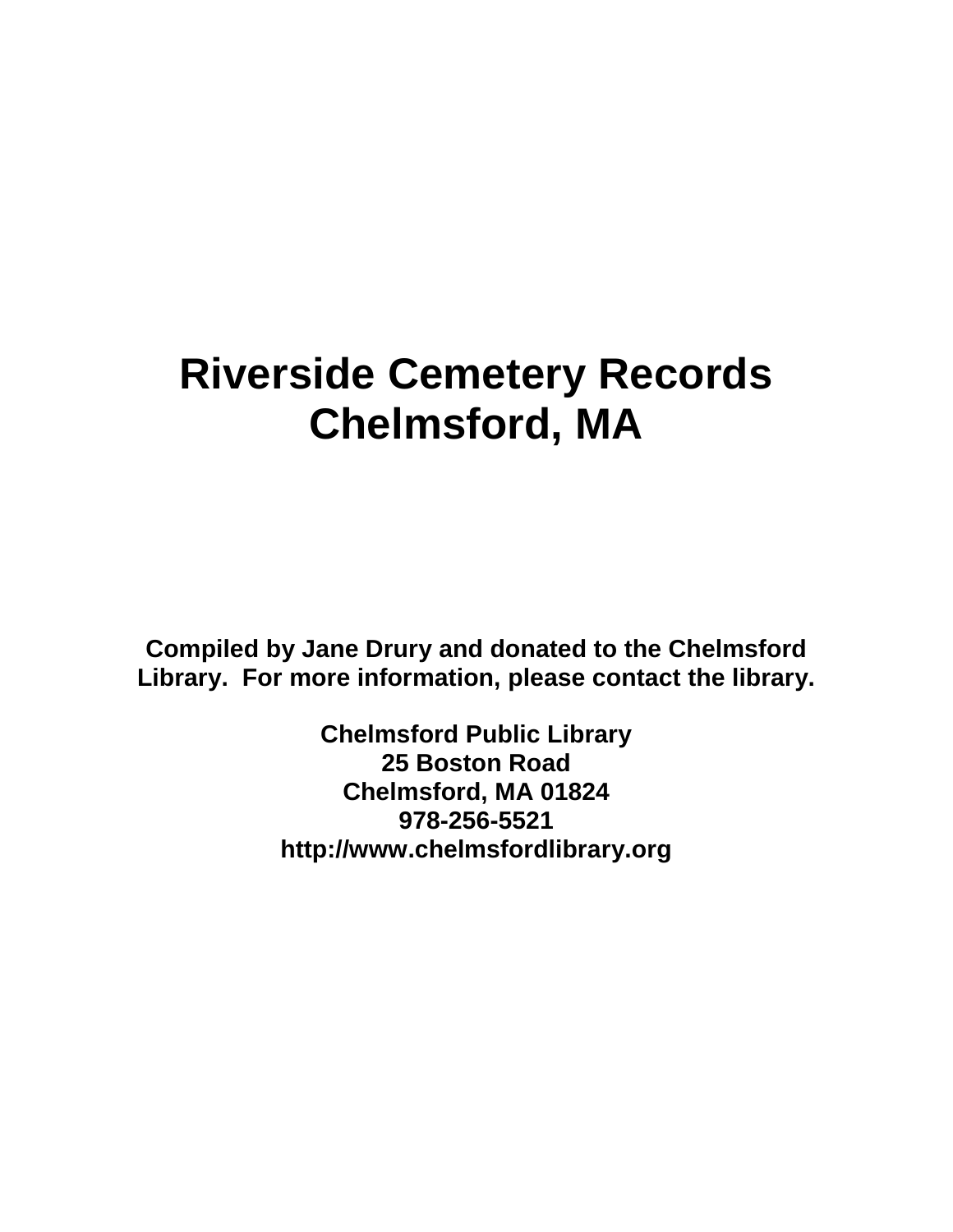# Riverside Cemetery Records
# Chelmsford, MA

**Compiled by Jane Drury and donated to the Chelmsford Library. For more information, please contact the library.**

**Chelmsford Public Library**
**25 Boston Road**
**Chelmsford, MA 01824**
**978-256-5521**
**http://www.chelmsfordlibrary.org**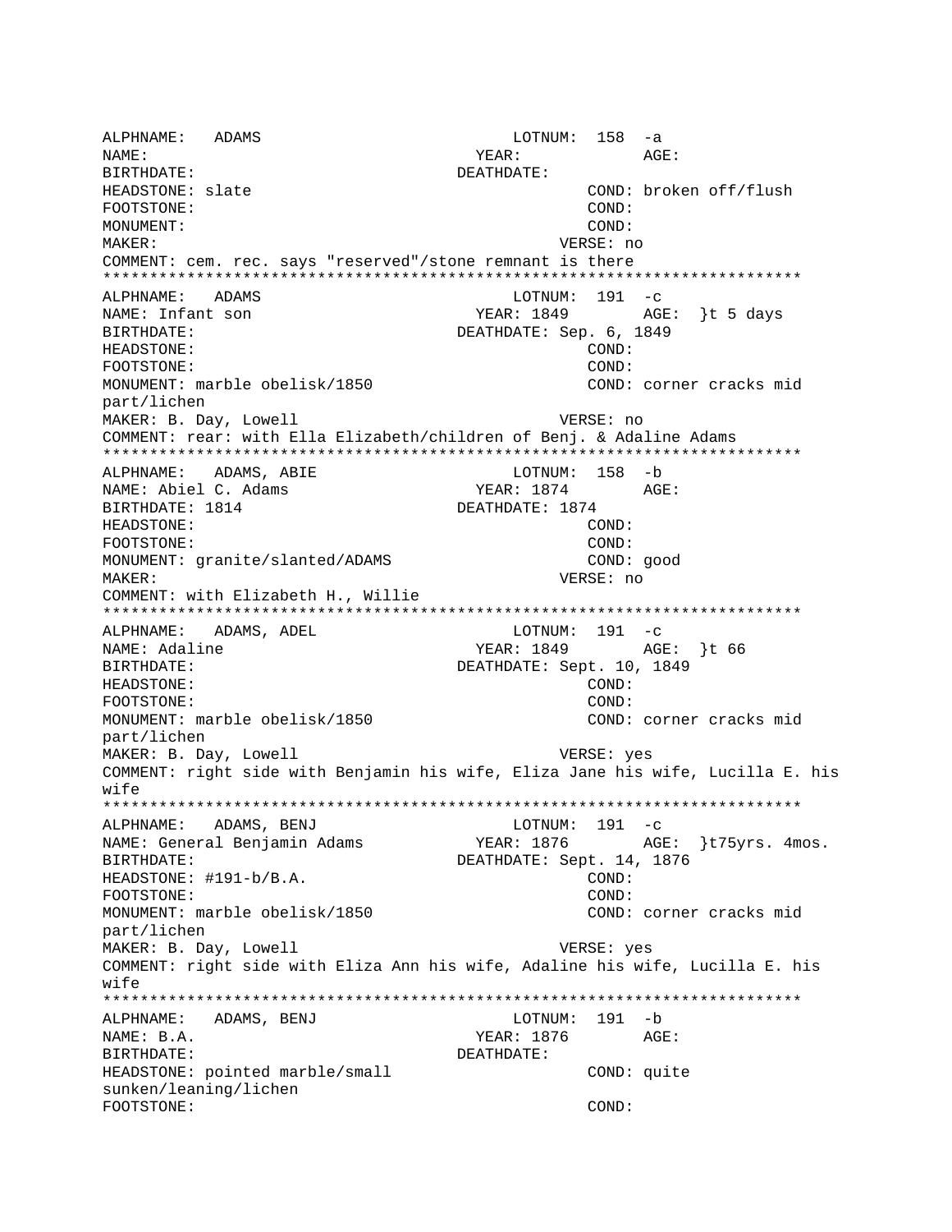ALPHNAME: ADAMS LOTNUM: 158 -a
NAME: YEAR: AGE:
BIRTHDATE: DEATHDATE:
HEADSTONE: slate COND: broken off/flush
FOOTSTONE: COND:
MONUMENT: COND:
MAKER: VERSE: no
COMMENT: cem. rec. says "reserved"/stone remnant is there

***************************************************************************

ALPHNAME: ADAMS LOTNUM: 191 -c
NAME: Infant son YEAR: 1849 AGE: }t 5 days
BIRTHDATE: DEATHDATE: Sep. 6, 1849
HEADSTONE: COND:
FOOTSTONE: COND:
MONUMENT: marble obelisk/1850 COND: corner cracks mid part/lichen
MAKER: B. Day, Lowell VERSE: no
COMMENT: rear: with Ella Elizabeth/children of Benj. & Adaline Adams

***************************************************************************

ALPHNAME: ADAMS, ABIE LOTNUM: 158 -b
NAME: Abiel C. Adams YEAR: 1874 AGE:
BIRTHDATE: 1814 DEATHDATE: 1874
HEADSTONE: COND:
FOOTSTONE: COND:
MONUMENT: granite/slanted/ADAMS COND: good
MAKER: VERSE: no
COMMENT: with Elizabeth H., Willie

***************************************************************************

ALPHNAME: ADAMS, ADEL LOTNUM: 191 -c
NAME: Adaline YEAR: 1849 AGE: }t 66
BIRTHDATE: DEATHDATE: Sept. 10, 1849
HEADSTONE: COND:
FOOTSTONE: COND:
MONUMENT: marble obelisk/1850 COND: corner cracks mid part/lichen
MAKER: B. Day, Lowell VERSE: yes
COMMENT: right side with Benjamin his wife, Eliza Jane his wife, Lucilla E. his wife

***************************************************************************

ALPHNAME: ADAMS, BENJ LOTNUM: 191 -c
NAME: General Benjamin Adams YEAR: 1876 AGE: }t75yrs. 4mos.
BIRTHDATE: DEATHDATE: Sept. 14, 1876
HEADSTONE: #191-b/B.A. COND:
FOOTSTONE: COND:
MONUMENT: marble obelisk/1850 COND: corner cracks mid part/lichen
MAKER: B. Day, Lowell VERSE: yes
COMMENT: right side with Eliza Ann his wife, Adaline his wife, Lucilla E. his wife

***************************************************************************

ALPHNAME: ADAMS, BENJ LOTNUM: 191 -b
NAME: B.A. YEAR: 1876 AGE:
BIRTHDATE: DEATHDATE:
HEADSTONE: pointed marble/small COND: quite sunken/leaning/lichen
FOOTSTONE: COND: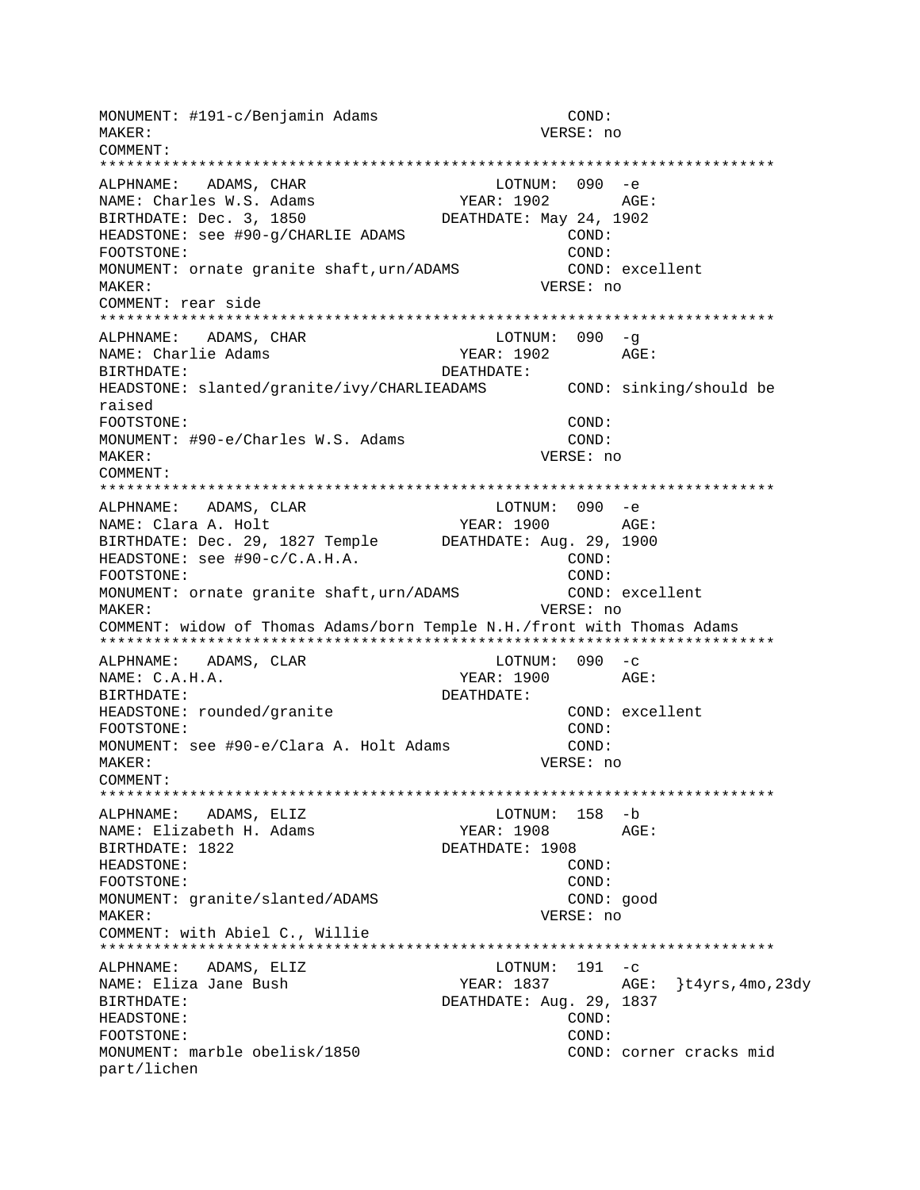```
MONUMENT: #191-c/Benjamin Adams                    COND:
MAKER:                                         VERSE: no
COMMENT:
*************************************************************************
ALPHNAME:   ADAMS, CHAR                        LOTNUM:  090  -e
NAME: Charles W.S. Adams                    YEAR: 1902        AGE:
BIRTHDATE: Dec. 3, 1850               DEATHDATE: May 24, 1902
HEADSTONE: see #90-g/CHARLIE ADAMS                 COND:
FOOTSTONE:                                         COND:
MONUMENT: ornate granite shaft,urn/ADAMS           COND: excellent
MAKER:                                         VERSE: no
COMMENT: rear side
*************************************************************************
ALPHNAME:   ADAMS, CHAR                        LOTNUM:  090  -g
NAME: Charlie Adams                         YEAR: 1902        AGE:
BIRTHDATE:                            DEATHDATE:
HEADSTONE: slanted/granite/ivy/CHARLIEADAMS        COND: sinking/should be
raised
FOOTSTONE:                                         COND:
MONUMENT: #90-e/Charles W.S. Adams                 COND:
MAKER:                                         VERSE: no
COMMENT:
*************************************************************************
ALPHNAME:   ADAMS, CLAR                        LOTNUM:  090  -e
NAME: Clara A. Holt                         YEAR: 1900        AGE:
BIRTHDATE: Dec. 29, 1827 Temple       DEATHDATE: Aug. 29, 1900
HEADSTONE: see #90-c/C.A.H.A.                      COND:
FOOTSTONE:                                         COND:
MONUMENT: ornate granite shaft,urn/ADAMS           COND: excellent
MAKER:                                         VERSE: no
COMMENT: widow of Thomas Adams/born Temple N.H./front with Thomas Adams
*************************************************************************
ALPHNAME:   ADAMS, CLAR                        LOTNUM:  090  -c
NAME: C.A.H.A.                              YEAR: 1900        AGE:
BIRTHDATE:                            DEATHDATE:
HEADSTONE: rounded/granite                         COND: excellent
FOOTSTONE:                                         COND:
MONUMENT: see #90-e/Clara A. Holt Adams            COND:
MAKER:                                         VERSE: no
COMMENT:
*************************************************************************
ALPHNAME:   ADAMS, ELIZ                        LOTNUM:  158  -b
NAME: Elizabeth H. Adams                    YEAR: 1908        AGE:
BIRTHDATE: 1822                       DEATHDATE: 1908
HEADSTONE:                                         COND:
FOOTSTONE:                                         COND:
MONUMENT: granite/slanted/ADAMS                    COND: good
MAKER:                                         VERSE: no
COMMENT: with Abiel C., Willie
*************************************************************************
ALPHNAME:   ADAMS, ELIZ                        LOTNUM:  191  -c
NAME: Eliza Jane Bush                       YEAR: 1837        AGE:  }t4yrs,4mo,23dy
BIRTHDATE:                            DEATHDATE: Aug. 29, 1837
HEADSTONE:                                         COND:
FOOTSTONE:                                         COND:
MONUMENT: marble obelisk/1850                      COND: corner cracks mid
part/lichen
```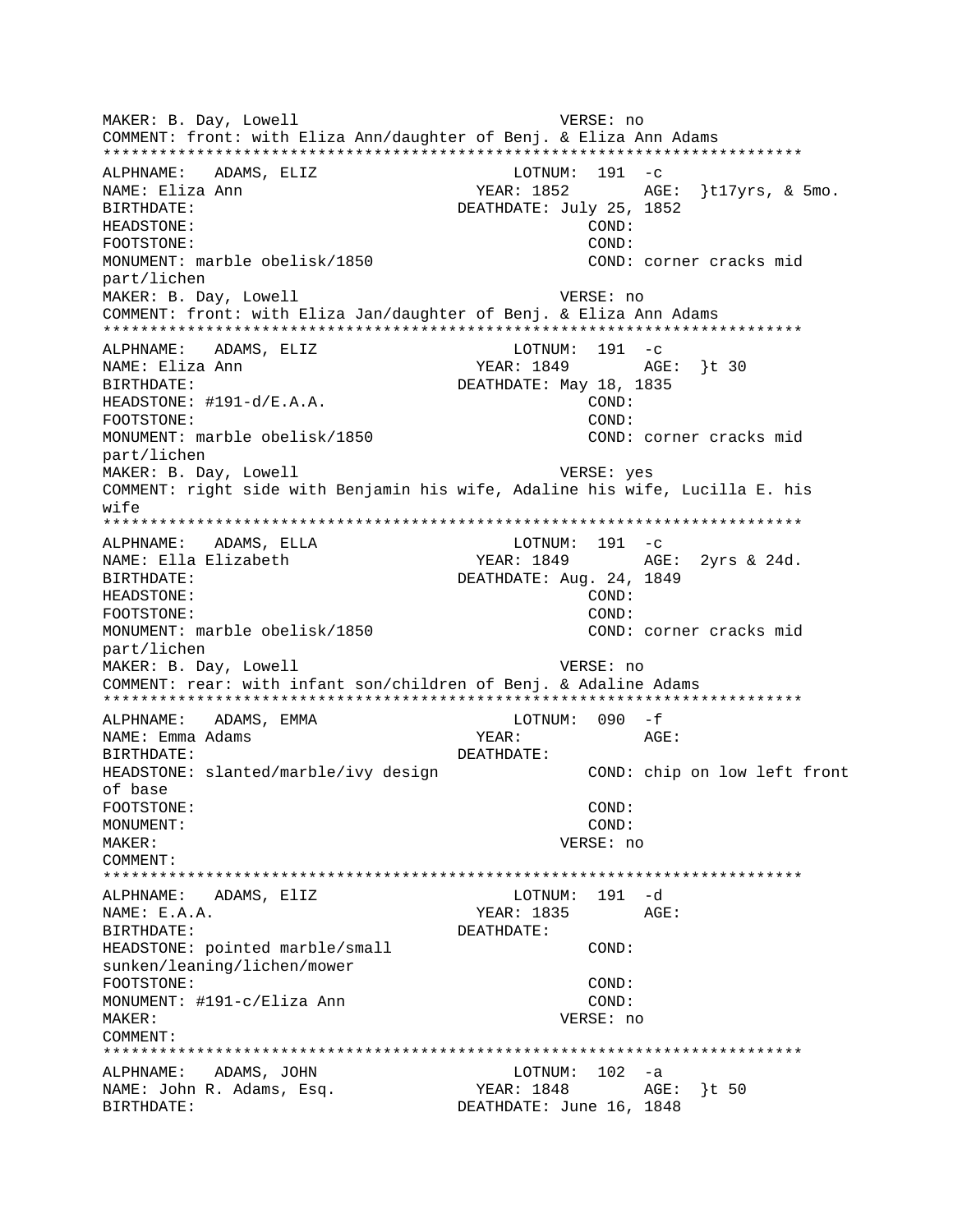MAKER: B. Day, Lowell VERSE: no
COMMENT: front: with Eliza Ann/daughter of Benj. & Eliza Ann Adams
***************************************************************************
ALPHNAME: ADAMS, ELIZ LOTNUM: 191 -c
NAME: Eliza Ann YEAR: 1852 AGE: }t17yrs, & 5mo.
BIRTHDATE: DEATHDATE: July 25, 1852
HEADSTONE: COND:
FOOTSTONE: COND:
MONUMENT: marble obelisk/1850 COND: corner cracks mid part/lichen
MAKER: B. Day, Lowell VERSE: no
COMMENT: front: with Eliza Jan/daughter of Benj. & Eliza Ann Adams
***************************************************************************
ALPHNAME: ADAMS, ELIZ LOTNUM: 191 -c
NAME: Eliza Ann YEAR: 1849 AGE: }t 30
BIRTHDATE: DEATHDATE: May 18, 1835
HEADSTONE: #191-d/E.A.A. COND:
FOOTSTONE: COND:
MONUMENT: marble obelisk/1850 COND: corner cracks mid part/lichen
MAKER: B. Day, Lowell VERSE: yes
COMMENT: right side with Benjamin his wife, Adaline his wife, Lucilla E. his wife
***************************************************************************
ALPHNAME: ADAMS, ELLA LOTNUM: 191 -c
NAME: Ella Elizabeth YEAR: 1849 AGE: 2yrs & 24d.
BIRTHDATE: DEATHDATE: Aug. 24, 1849
HEADSTONE: COND:
FOOTSTONE: COND:
MONUMENT: marble obelisk/1850 COND: corner cracks mid part/lichen
MAKER: B. Day, Lowell VERSE: no
COMMENT: rear: with infant son/children of Benj. & Adaline Adams
***************************************************************************
ALPHNAME: ADAMS, EMMA LOTNUM: 090 -f
NAME: Emma Adams YEAR: AGE:
BIRTHDATE: DEATHDATE:
HEADSTONE: slanted/marble/ivy design COND: chip on low left front of base
FOOTSTONE: COND:
MONUMENT: COND:
MAKER: VERSE: no
COMMENT:
***************************************************************************
ALPHNAME: ADAMS, ElIZ LOTNUM: 191 -d
NAME: E.A.A. YEAR: 1835 AGE:
BIRTHDATE: DEATHDATE:
HEADSTONE: pointed marble/small sunken/leaning/lichen/mower COND:
FOOTSTONE: COND:
MONUMENT: #191-c/Eliza Ann COND:
MAKER: VERSE: no
COMMENT:
***************************************************************************
ALPHNAME: ADAMS, JOHN LOTNUM: 102 -a
NAME: John R. Adams, Esq. YEAR: 1848 AGE: }t 50
BIRTHDATE: DEATHDATE: June 16, 1848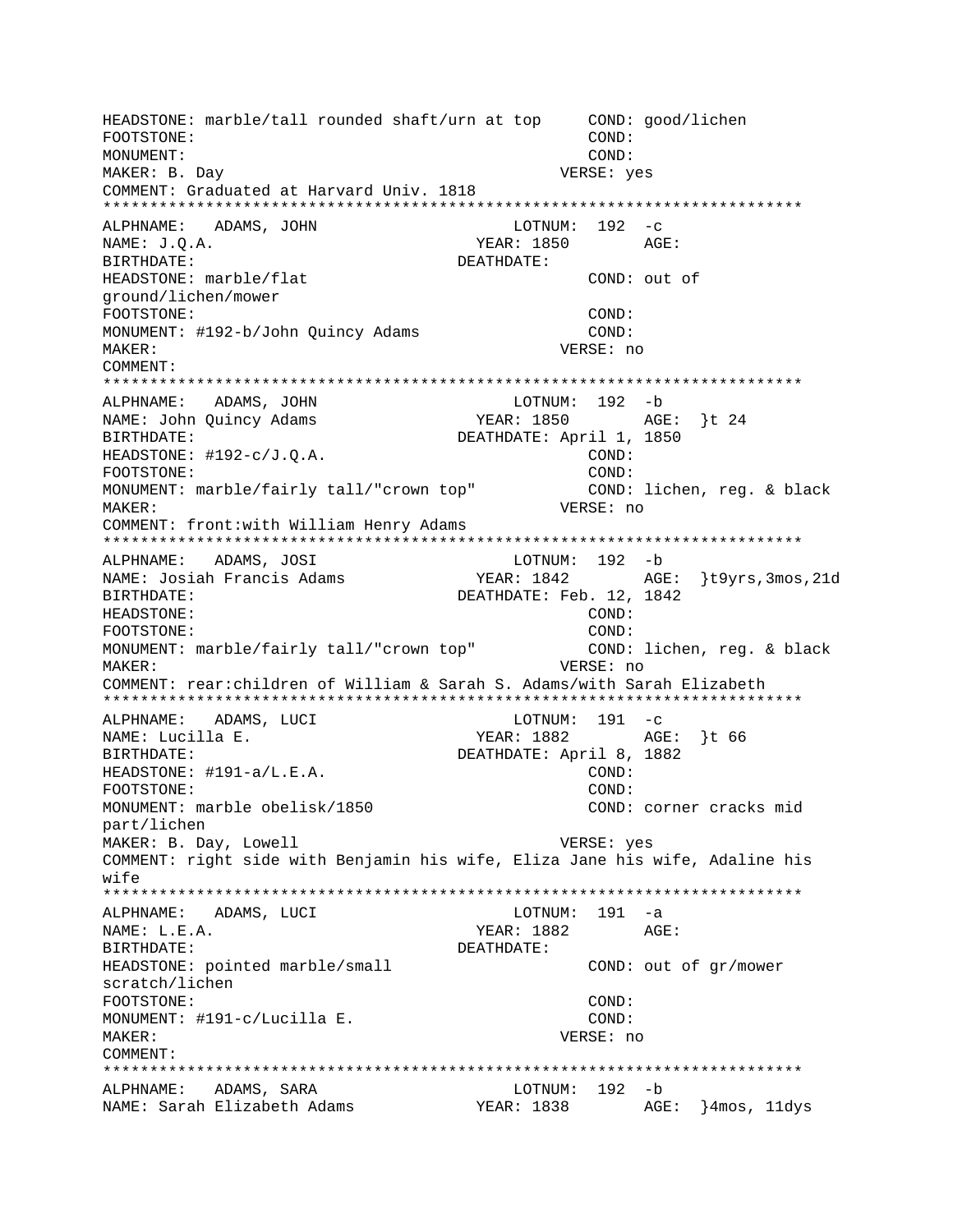```
HEADSTONE: marble/tall rounded shaft/urn at top     COND: good/lichen
FOOTSTONE:                                          COND:
MONUMENT:                                           COND:
MAKER: B. Day                                   VERSE: yes
COMMENT: Graduated at Harvard Univ. 1818
****************************************************************************
ALPHNAME:   ADAMS, JOHN                        LOTNUM:  192  -c
NAME: J.Q.A.                              YEAR: 1850        AGE:
BIRTHDATE:                                DEATHDATE:
HEADSTONE: marble/flat                              COND: out of
ground/lichen/mower
FOOTSTONE:                                          COND:
MONUMENT: #192-b/John Quincy Adams                  COND:
MAKER:                                          VERSE: no
COMMENT:
****************************************************************************
ALPHNAME:   ADAMS, JOHN                        LOTNUM:  192  -b
NAME: John Quincy Adams                   YEAR: 1850        AGE:  }t 24
BIRTHDATE:                                DEATHDATE: April 1, 1850
HEADSTONE: #192-c/J.Q.A.                            COND:
FOOTSTONE:                                          COND:
MONUMENT: marble/fairly tall/"crown top"            COND: lichen, reg. & black
MAKER:                                          VERSE: no
COMMENT: front:with William Henry Adams
****************************************************************************
ALPHNAME:   ADAMS, JOSI                        LOTNUM:  192  -b
NAME: Josiah Francis Adams                YEAR: 1842        AGE:  }t9yrs,3mos,21d
BIRTHDATE:                                DEATHDATE: Feb. 12, 1842
HEADSTONE:                                          COND:
FOOTSTONE:                                          COND:
MONUMENT: marble/fairly tall/"crown top"            COND: lichen, reg. & black
MAKER:                                          VERSE: no
COMMENT: rear:children of William & Sarah S. Adams/with Sarah Elizabeth
****************************************************************************
ALPHNAME:   ADAMS, LUCI                        LOTNUM:  191  -c
NAME: Lucilla E.                          YEAR: 1882        AGE:  }t 66
BIRTHDATE:                                DEATHDATE: April 8, 1882
HEADSTONE: #191-a/L.E.A.                            COND:
FOOTSTONE:                                          COND:
MONUMENT: marble obelisk/1850                       COND: corner cracks mid
part/lichen
MAKER: B. Day, Lowell                           VERSE: yes
COMMENT: right side with Benjamin his wife, Eliza Jane his wife, Adaline his
wife
****************************************************************************
ALPHNAME:   ADAMS, LUCI                        LOTNUM:  191  -a
NAME: L.E.A.                              YEAR: 1882        AGE:
BIRTHDATE:                                DEATHDATE:
HEADSTONE: pointed marble/small                     COND: out of gr/mower
scratch/lichen
FOOTSTONE:                                          COND:
MONUMENT: #191-c/Lucilla E.                         COND:
MAKER:                                          VERSE: no
COMMENT:
****************************************************************************
ALPHNAME:   ADAMS, SARA                        LOTNUM:  192  -b
NAME: Sarah Elizabeth Adams               YEAR: 1838        AGE:  }4mos, 11dys
```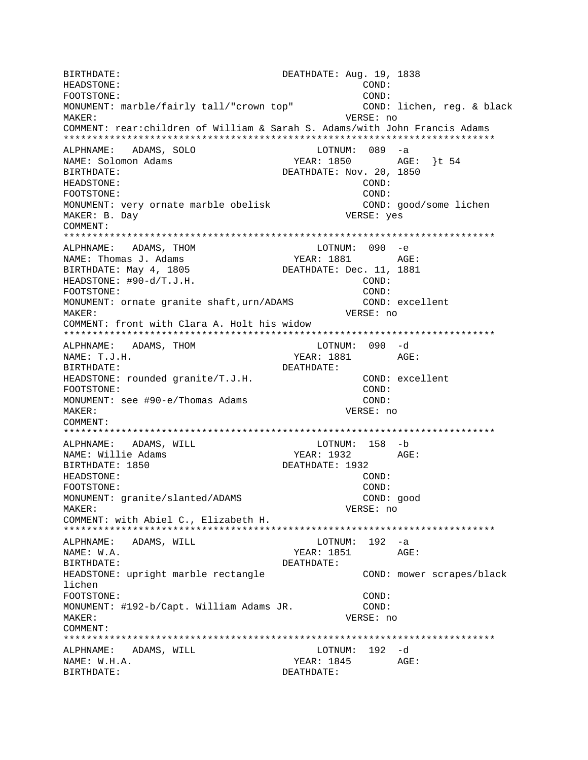```
BIRTHDATE:                              DEATHDATE: Aug. 19, 1838
HEADSTONE:                                          COND:
FOOTSTONE:                                          COND:
MONUMENT: marble/fairly tall/"crown top"           COND: lichen, reg. & black
MAKER:                                          VERSE: no
COMMENT: rear:children of William & Sarah S. Adams/with John Francis Adams
***************************************************************************
ALPHNAME:   ADAMS, SOLO                         LOTNUM:  089  -a
NAME: Solomon Adams                           YEAR: 1850       AGE:  }t 54
BIRTHDATE:                              DEATHDATE: Nov. 20, 1850
HEADSTONE:                                          COND:
FOOTSTONE:                                          COND:
MONUMENT: very ornate marble obelisk               COND: good/some lichen
MAKER: B. Day                                   VERSE: yes
COMMENT:
***************************************************************************
ALPHNAME:   ADAMS, THOM                         LOTNUM:  090  -e
NAME: Thomas J. Adams                          YEAR: 1881       AGE:
BIRTHDATE: May 4, 1805                  DEATHDATE: Dec. 11, 1881
HEADSTONE: #90-d/T.J.H.                             COND:
FOOTSTONE:                                          COND:
MONUMENT: ornate granite shaft,urn/ADAMS           COND: excellent
MAKER:                                          VERSE: no
COMMENT: front with Clara A. Holt his widow
***************************************************************************
ALPHNAME:   ADAMS, THOM                         LOTNUM:  090  -d
NAME: T.J.H.                                   YEAR: 1881       AGE:
BIRTHDATE:                              DEATHDATE:
HEADSTONE: rounded granite/T.J.H.                  COND: excellent
FOOTSTONE:                                          COND:
MONUMENT: see #90-e/Thomas Adams                   COND:
MAKER:                                          VERSE: no
COMMENT:
***************************************************************************
ALPHNAME:   ADAMS, WILL                         LOTNUM:  158  -b
NAME: Willie Adams                             YEAR: 1932       AGE:
BIRTHDATE: 1850                         DEATHDATE: 1932
HEADSTONE:                                          COND:
FOOTSTONE:                                          COND:
MONUMENT: granite/slanted/ADAMS                    COND: good
MAKER:                                          VERSE: no
COMMENT: with Abiel C., Elizabeth H.
***************************************************************************
ALPHNAME:   ADAMS, WILL                         LOTNUM:  192  -a
NAME: W.A.                                     YEAR: 1851       AGE:
BIRTHDATE:                              DEATHDATE:
HEADSTONE: upright marble rectangle                COND: mower scrapes/black
lichen
FOOTSTONE:                                          COND:
MONUMENT: #192-b/Capt. William Adams JR.           COND:
MAKER:                                          VERSE: no
COMMENT:
***************************************************************************
ALPHNAME:   ADAMS, WILL                         LOTNUM:  192  -d
NAME: W.H.A.                                   YEAR: 1845       AGE:
BIRTHDATE:                              DEATHDATE:
```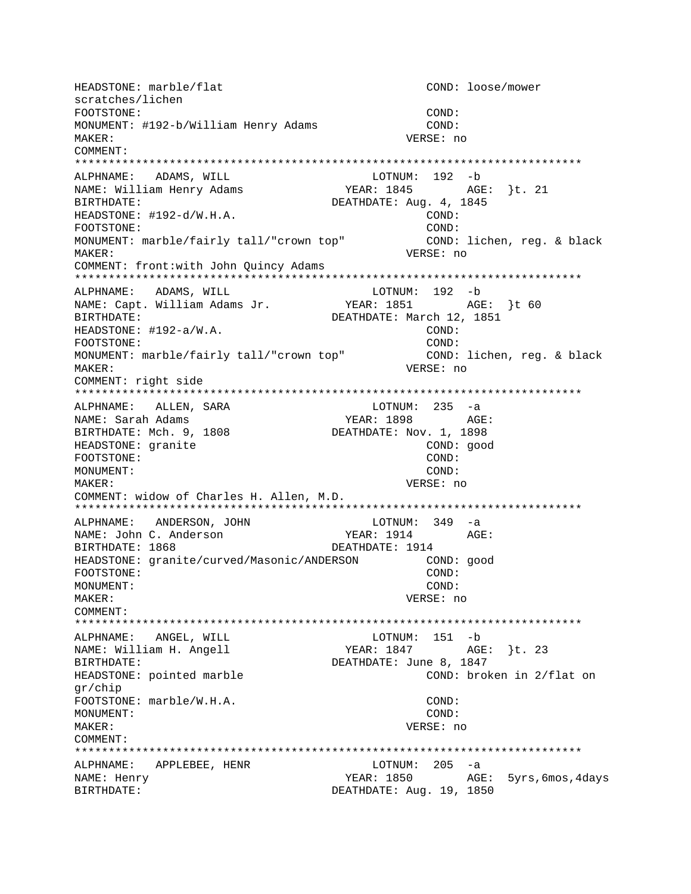```
HEADSTONE: marble/flat                              COND: loose/mower
scratches/lichen
FOOTSTONE:                                          COND:
MONUMENT: #192-b/William Henry Adams                COND:
MAKER:                                              VERSE: no
COMMENT:
***************************************************************************
ALPHNAME:   ADAMS, WILL                    LOTNUM:  192  -b
NAME: William Henry Adams             YEAR: 1845       AGE:  }t. 21
BIRTHDATE:                           DEATHDATE: Aug. 4, 1845
HEADSTONE: #192-d/W.H.A.                            COND:
FOOTSTONE:                                          COND:
MONUMENT: marble/fairly tall/"crown top"            COND: lichen, reg. & black
MAKER:                                              VERSE: no
COMMENT: front:with John Quincy Adams
***************************************************************************
ALPHNAME:   ADAMS, WILL                    LOTNUM:  192  -b
NAME: Capt. William Adams Jr.         YEAR: 1851       AGE:  }t 60
BIRTHDATE:                           DEATHDATE: March 12, 1851
HEADSTONE: #192-a/W.A.                              COND:
FOOTSTONE:                                          COND:
MONUMENT: marble/fairly tall/"crown top"            COND: lichen, reg. & black
MAKER:                                              VERSE: no
COMMENT: right side
***************************************************************************
ALPHNAME:   ALLEN, SARA                    LOTNUM:  235  -a
NAME: Sarah Adams                     YEAR: 1898       AGE:
BIRTHDATE: Mch. 9, 1808              DEATHDATE: Nov. 1, 1898
HEADSTONE: granite                                  COND: good
FOOTSTONE:                                          COND:
MONUMENT:                                           COND:
MAKER:                                              VERSE: no
COMMENT: widow of Charles H. Allen, M.D.
***************************************************************************
ALPHNAME:   ANDERSON, JOHN                 LOTNUM:  349  -a
NAME: John C. Anderson                YEAR: 1914       AGE:
BIRTHDATE: 1868                      DEATHDATE: 1914
HEADSTONE: granite/curved/Masonic/ANDERSON          COND: good
FOOTSTONE:                                          COND:
MONUMENT:                                           COND:
MAKER:                                              VERSE: no
COMMENT:
***************************************************************************
ALPHNAME:   ANGEL, WILL                    LOTNUM:  151  -b
NAME: William H. Angell               YEAR: 1847       AGE:  }t. 23
BIRTHDATE:                           DEATHDATE: June 8, 1847
HEADSTONE: pointed marble                           COND: broken in 2/flat on
gr/chip
FOOTSTONE: marble/W.H.A.                            COND:
MONUMENT:                                           COND:
MAKER:                                              VERSE: no
COMMENT:
***************************************************************************
ALPHNAME:   APPLEBEE, HENR                 LOTNUM:  205  -a
NAME: Henry                           YEAR: 1850       AGE:  5yrs,6mos,4days
BIRTHDATE:                           DEATHDATE: Aug. 19, 1850
```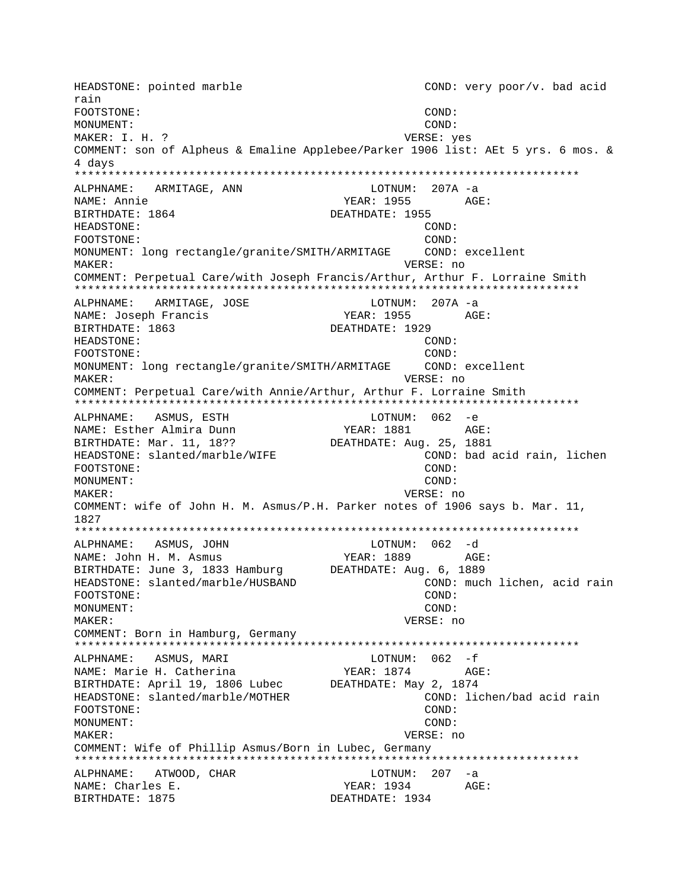```
HEADSTONE: pointed marble                          COND: very poor/v. bad acid
rain
FOOTSTONE:                                         COND:
MONUMENT:                                          COND:
MAKER: I. H. ?                                     VERSE: yes
COMMENT: son of Alpheus & Emaline Applebee/Parker 1906 list: AEt 5 yrs. 6 mos. &
4 days
*****************************************************************************
ALPHNAME:   ARMITAGE, ANN                   LOTNUM:  207A -a
NAME: Annie                              YEAR: 1955        AGE:
BIRTHDATE: 1864                          DEATHDATE: 1955
HEADSTONE:                                         COND:
FOOTSTONE:                                         COND:
MONUMENT: long rectangle/granite/SMITH/ARMITAGE     COND: excellent
MAKER:                                             VERSE: no
COMMENT: Perpetual Care/with Joseph Francis/Arthur, Arthur F. Lorraine Smith
*****************************************************************************
ALPHNAME:   ARMITAGE, JOSE                  LOTNUM:  207A -a
NAME: Joseph Francis                     YEAR: 1955        AGE:
BIRTHDATE: 1863                          DEATHDATE: 1929
HEADSTONE:                                         COND:
FOOTSTONE:                                         COND:
MONUMENT: long rectangle/granite/SMITH/ARMITAGE     COND: excellent
MAKER:                                             VERSE: no
COMMENT: Perpetual Care/with Annie/Arthur, Arthur F. Lorraine Smith
*****************************************************************************
ALPHNAME:   ASMUS, ESTH                     LOTNUM:  062  -e
NAME: Esther Almira Dunn                 YEAR: 1881        AGE:
BIRTHDATE: Mar. 11, 18??                 DEATHDATE: Aug. 25, 1881
HEADSTONE: slanted/marble/WIFE                     COND: bad acid rain, lichen
FOOTSTONE:                                         COND:
MONUMENT:                                          COND:
MAKER:                                             VERSE: no
COMMENT: wife of John H. M. Asmus/P.H. Parker notes of 1906 says b. Mar. 11,
1827
*****************************************************************************
ALPHNAME:   ASMUS, JOHN                     LOTNUM:  062  -d
NAME: John H. M. Asmus                   YEAR: 1889        AGE:
BIRTHDATE: June 3, 1833 Hamburg          DEATHDATE: Aug. 6, 1889
HEADSTONE: slanted/marble/HUSBAND                  COND: much lichen, acid rain
FOOTSTONE:                                         COND:
MONUMENT:                                          COND:
MAKER:                                             VERSE: no
COMMENT: Born in Hamburg, Germany
*****************************************************************************
ALPHNAME:   ASMUS, MARI                     LOTNUM:  062  -f
NAME: Marie H. Catherina                 YEAR: 1874        AGE:
BIRTHDATE: April 19, 1806 Lubec          DEATHDATE: May 2, 1874
HEADSTONE: slanted/marble/MOTHER                   COND: lichen/bad acid rain
FOOTSTONE:                                         COND:
MONUMENT:                                          COND:
MAKER:                                             VERSE: no
COMMENT: Wife of Phillip Asmus/Born in Lubec, Germany
*****************************************************************************
ALPHNAME:   ATWOOD, CHAR                    LOTNUM:  207  -a
NAME: Charles E.                         YEAR: 1934        AGE:
BIRTHDATE: 1875                          DEATHDATE: 1934
```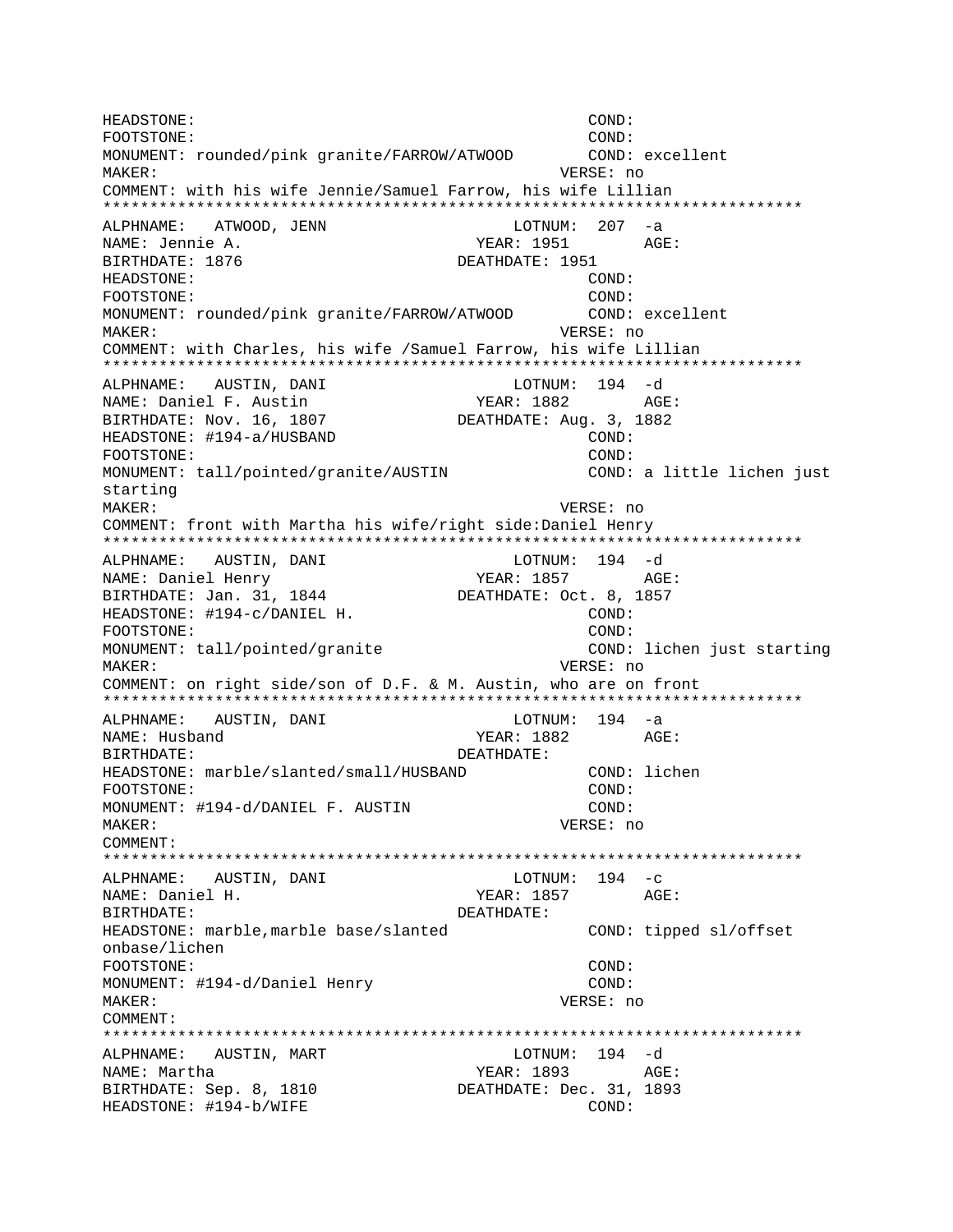```
HEADSTONE:                                          COND:
FOOTSTONE:                                          COND:
MONUMENT: rounded/pink granite/FARROW/ATWOOD        COND: excellent
MAKER:                                          VERSE: no
COMMENT: with his wife Jennie/Samuel Farrow, his wife Lillian
*************************************************************************
ALPHNAME:   ATWOOD, JENN                    LOTNUM:  207  -a
NAME: Jennie A.                          YEAR: 1951        AGE:
BIRTHDATE: 1876                        DEATHDATE: 1951
HEADSTONE:                                          COND:
FOOTSTONE:                                          COND:
MONUMENT: rounded/pink granite/FARROW/ATWOOD        COND: excellent
MAKER:                                          VERSE: no
COMMENT: with Charles, his wife /Samuel Farrow, his wife Lillian
*************************************************************************
ALPHNAME:   AUSTIN, DANI                    LOTNUM:  194  -d
NAME: Daniel F. Austin                   YEAR: 1882        AGE:
BIRTHDATE: Nov. 16, 1807               DEATHDATE: Aug. 3, 1882
HEADSTONE: #194-a/HUSBAND                           COND:
FOOTSTONE:                                          COND:
MONUMENT: tall/pointed/granite/AUSTIN               COND: a little lichen just
starting
MAKER:                                          VERSE: no
COMMENT: front with Martha his wife/right side:Daniel Henry
*************************************************************************
ALPHNAME:   AUSTIN, DANI                    LOTNUM:  194  -d
NAME: Daniel Henry                       YEAR: 1857        AGE:
BIRTHDATE: Jan. 31, 1844               DEATHDATE: Oct. 8, 1857
HEADSTONE: #194-c/DANIEL H.                         COND:
FOOTSTONE:                                          COND:
MONUMENT: tall/pointed/granite                      COND: lichen just starting
MAKER:                                          VERSE: no
COMMENT: on right side/son of D.F. & M. Austin, who are on front
*************************************************************************
ALPHNAME:   AUSTIN, DANI                    LOTNUM:  194  -a
NAME: Husband                            YEAR: 1882        AGE:
BIRTHDATE:                             DEATHDATE:
HEADSTONE: marble/slanted/small/HUSBAND             COND: lichen
FOOTSTONE:                                          COND:
MONUMENT: #194-d/DANIEL F. AUSTIN                   COND:
MAKER:                                          VERSE: no
COMMENT:
*************************************************************************
ALPHNAME:   AUSTIN, DANI                    LOTNUM:  194  -c
NAME: Daniel H.                          YEAR: 1857        AGE:
BIRTHDATE:                             DEATHDATE:
HEADSTONE: marble,marble base/slanted               COND: tipped sl/offset
onbase/lichen
FOOTSTONE:                                          COND:
MONUMENT: #194-d/Daniel Henry                       COND:
MAKER:                                          VERSE: no
COMMENT:
*************************************************************************
ALPHNAME:   AUSTIN, MART                    LOTNUM:  194  -d
NAME: Martha                             YEAR: 1893        AGE:
BIRTHDATE: Sep. 8, 1810                DEATHDATE: Dec. 31, 1893
HEADSTONE: #194-b/WIFE                              COND:
```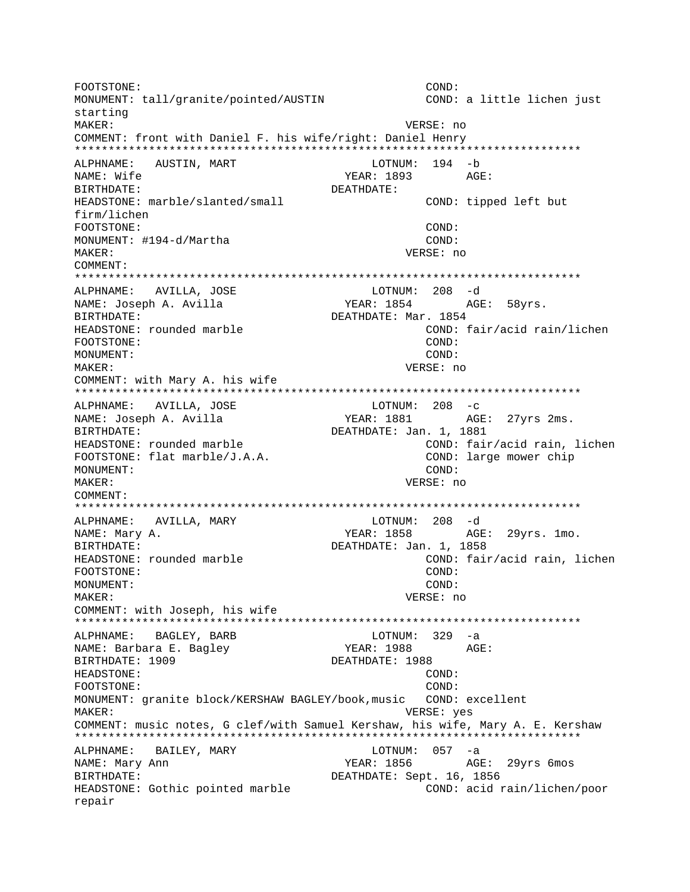```
FOOTSTONE:                                          COND:
MONUMENT: tall/granite/pointed/AUSTIN               COND: a little lichen just
starting
MAKER:                                              VERSE: no
COMMENT: front with Daniel F. his wife/right: Daniel Henry
***************************************************************************
ALPHNAME:   AUSTIN, MART                        LOTNUM:  194  -b
NAME: Wife                                    YEAR: 1893        AGE:
BIRTHDATE:                                   DEATHDATE:
HEADSTONE: marble/slanted/small                     COND: tipped left but
firm/lichen
FOOTSTONE:                                          COND:
MONUMENT: #194-d/Martha                             COND:
MAKER:                                              VERSE: no
COMMENT:
***************************************************************************
ALPHNAME:   AVILLA, JOSE                        LOTNUM:  208  -d
NAME: Joseph A. Avilla                        YEAR: 1854        AGE:  58yrs.
BIRTHDATE:                                   DEATHDATE: Mar. 1854
HEADSTONE: rounded marble                           COND: fair/acid rain/lichen
FOOTSTONE:                                          COND:
MONUMENT:                                           COND:
MAKER:                                              VERSE: no
COMMENT: with Mary A. his wife
***************************************************************************
ALPHNAME:   AVILLA, JOSE                        LOTNUM:  208  -c
NAME: Joseph A. Avilla                        YEAR: 1881        AGE:  27yrs 2ms.
BIRTHDATE:                                   DEATHDATE: Jan. 1, 1881
HEADSTONE: rounded marble                           COND: fair/acid rain, lichen
FOOTSTONE: flat marble/J.A.A.                       COND: large mower chip
MONUMENT:                                           COND:
MAKER:                                              VERSE: no
COMMENT:
***************************************************************************
ALPHNAME:   AVILLA, MARY                        LOTNUM:  208  -d
NAME: Mary A.                                 YEAR: 1858        AGE:  29yrs. 1mo.
BIRTHDATE:                                   DEATHDATE: Jan. 1, 1858
HEADSTONE: rounded marble                           COND: fair/acid rain, lichen
FOOTSTONE:                                          COND:
MONUMENT:                                           COND:
MAKER:                                              VERSE: no
COMMENT: with Joseph, his wife
***************************************************************************
ALPHNAME:   BAGLEY, BARB                        LOTNUM:  329  -a
NAME: Barbara E. Bagley                       YEAR: 1988        AGE:
BIRTHDATE: 1909                              DEATHDATE: 1988
HEADSTONE:                                          COND:
FOOTSTONE:                                          COND:
MONUMENT: granite block/KERSHAW BAGLEY/book,music   COND: excellent
MAKER:                                              VERSE: yes
COMMENT: music notes, G clef/with Samuel Kershaw, his wife, Mary A. E. Kershaw
***************************************************************************
ALPHNAME:   BAILEY, MARY                        LOTNUM:  057  -a
NAME: Mary Ann                                YEAR: 1856        AGE:  29yrs 6mos
BIRTHDATE:                                   DEATHDATE: Sept. 16, 1856
HEADSTONE: Gothic pointed marble                    COND: acid rain/lichen/poor
repair
```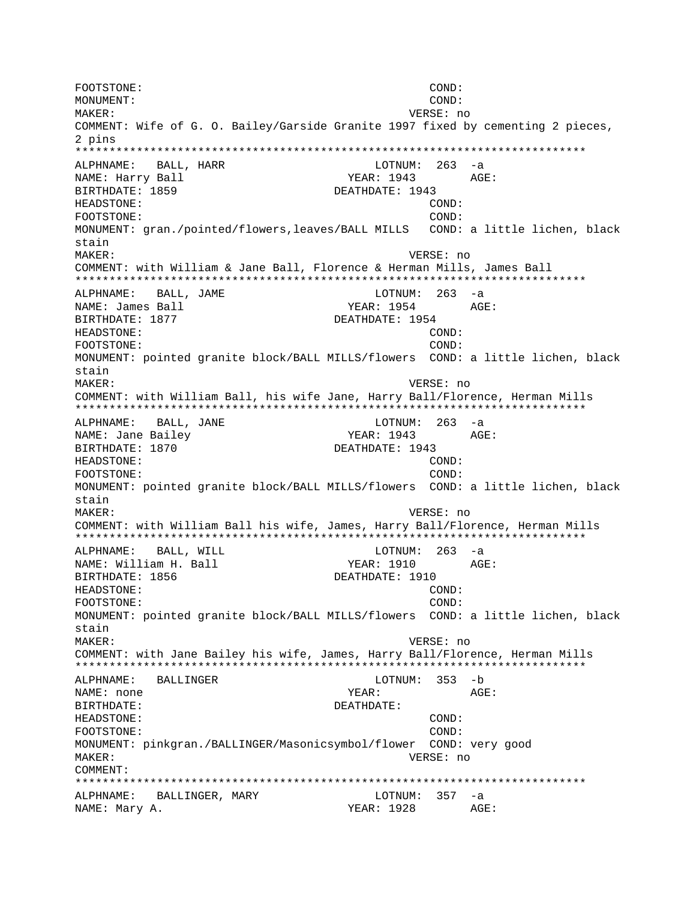```
FOOTSTONE:                                          COND:
MONUMENT:                                           COND:
MAKER:                                            VERSE: no
COMMENT: Wife of G. O. Bailey/Garside Granite 1997 fixed by cementing 2 pieces,
2 pins
***************************************************************************
ALPHNAME:   BALL, HARR                        LOTNUM:  263  -a
NAME: Harry Ball                            YEAR: 1943        AGE:
BIRTHDATE: 1859                           DEATHDATE: 1943
HEADSTONE:                                          COND:
FOOTSTONE:                                          COND:
MONUMENT: gran./pointed/flowers,leaves/BALL MILLS   COND: a little lichen, black
stain
MAKER:                                            VERSE: no
COMMENT: with William & Jane Ball, Florence & Herman Mills, James Ball
***************************************************************************
ALPHNAME:   BALL, JAME                        LOTNUM:  263  -a
NAME: James Ball                            YEAR: 1954        AGE:
BIRTHDATE: 1877                           DEATHDATE: 1954
HEADSTONE:                                          COND:
FOOTSTONE:                                          COND:
MONUMENT: pointed granite block/BALL MILLS/flowers  COND: a little lichen, black
stain
MAKER:                                            VERSE: no
COMMENT: with William Ball, his wife Jane, Harry Ball/Florence, Herman Mills
***************************************************************************
ALPHNAME:   BALL, JANE                        LOTNUM:  263  -a
NAME: Jane Bailey                           YEAR: 1943        AGE:
BIRTHDATE: 1870                           DEATHDATE: 1943
HEADSTONE:                                          COND:
FOOTSTONE:                                          COND:
MONUMENT: pointed granite block/BALL MILLS/flowers  COND: a little lichen, black
stain
MAKER:                                            VERSE: no
COMMENT: with William Ball his wife, James, Harry Ball/Florence, Herman Mills
***************************************************************************
ALPHNAME:   BALL, WILL                        LOTNUM:  263  -a
NAME: William H. Ball                       YEAR: 1910        AGE:
BIRTHDATE: 1856                           DEATHDATE: 1910
HEADSTONE:                                          COND:
FOOTSTONE:                                          COND:
MONUMENT: pointed granite block/BALL MILLS/flowers  COND: a little lichen, black
stain
MAKER:                                            VERSE: no
COMMENT: with Jane Bailey his wife, James, Harry Ball/Florence, Herman Mills
***************************************************************************
ALPHNAME:   BALLINGER                         LOTNUM:  353  -b
NAME: none                                  YEAR:             AGE:
BIRTHDATE:                                DEATHDATE:
HEADSTONE:                                          COND:
FOOTSTONE:                                          COND:
MONUMENT: pinkgran./BALLINGER/Masonicsymbol/flower  COND: very good
MAKER:                                            VERSE: no
COMMENT:
***************************************************************************
ALPHNAME:   BALLINGER, MARY                   LOTNUM:  357  -a
NAME: Mary A.                               YEAR: 1928        AGE:
```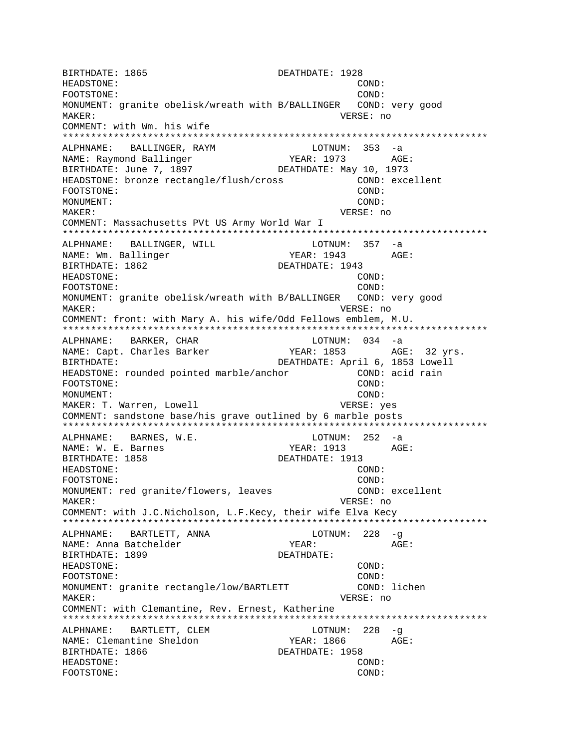```
BIRTHDATE: 1865                        DEATHDATE: 1928
HEADSTONE:                                            COND:
FOOTSTONE:                                            COND:
MONUMENT: granite obelisk/wreath with B/BALLINGER   COND: very good
MAKER:                                           VERSE: no
COMMENT: with Wm. his wife
*************************************************************************
ALPHNAME:   BALLINGER, RAYM                  LOTNUM:  353  -a
NAME: Raymond Ballinger                   YEAR: 1973       AGE:
BIRTHDATE: June 7, 1897              DEATHDATE: May 10, 1973
HEADSTONE: bronze rectangle/flush/cross            COND: excellent
FOOTSTONE:                                            COND:
MONUMENT:                                             COND:
MAKER:                                           VERSE: no
COMMENT: Massachusetts PVt US Army World War I
*************************************************************************
ALPHNAME:   BALLINGER, WILL                  LOTNUM:  357  -a
NAME: Wm. Ballinger                       YEAR: 1943       AGE:
BIRTHDATE: 1862                        DEATHDATE: 1943
HEADSTONE:                                            COND:
FOOTSTONE:                                            COND:
MONUMENT: granite obelisk/wreath with B/BALLINGER   COND: very good
MAKER:                                           VERSE: no
COMMENT: front: with Mary A. his wife/Odd Fellows emblem, M.U.
*************************************************************************
ALPHNAME:   BARKER, CHAR                     LOTNUM:  034  -a
NAME: Capt. Charles Barker                YEAR: 1853       AGE:  32 yrs.
BIRTHDATE:                             DEATHDATE: April 6, 1853 Lowell
HEADSTONE: rounded pointed marble/anchor           COND: acid rain
FOOTSTONE:                                            COND:
MONUMENT:                                             COND:
MAKER: T. Warren, Lowell                         VERSE: yes
COMMENT: sandstone base/his grave outlined by 6 marble posts
*************************************************************************
ALPHNAME:   BARNES, W.E.                     LOTNUM:  252  -a
NAME: W. E. Barnes                        YEAR: 1913       AGE:
BIRTHDATE: 1858                        DEATHDATE: 1913
HEADSTONE:                                            COND:
FOOTSTONE:                                            COND:
MONUMENT: red granite/flowers, leaves              COND: excellent
MAKER:                                           VERSE: no
COMMENT: with J.C.Nicholson, L.F.Kecy, their wife Elva Kecy
*************************************************************************
ALPHNAME:   BARTLETT, ANNA                   LOTNUM:  228  -g
NAME: Anna Batchelder                     YEAR:            AGE:
BIRTHDATE: 1899                        DEATHDATE:
HEADSTONE:                                            COND:
FOOTSTONE:                                            COND:
MONUMENT: granite rectangle/low/BARTLETT           COND: lichen
MAKER:                                           VERSE: no
COMMENT: with Clemantine, Rev. Ernest, Katherine
*************************************************************************
ALPHNAME:   BARTLETT, CLEM                   LOTNUM:  228  -g
NAME: Clemantine Sheldon                  YEAR: 1866       AGE:
BIRTHDATE: 1866                        DEATHDATE: 1958
HEADSTONE:                                            COND:
FOOTSTONE:                                            COND:
```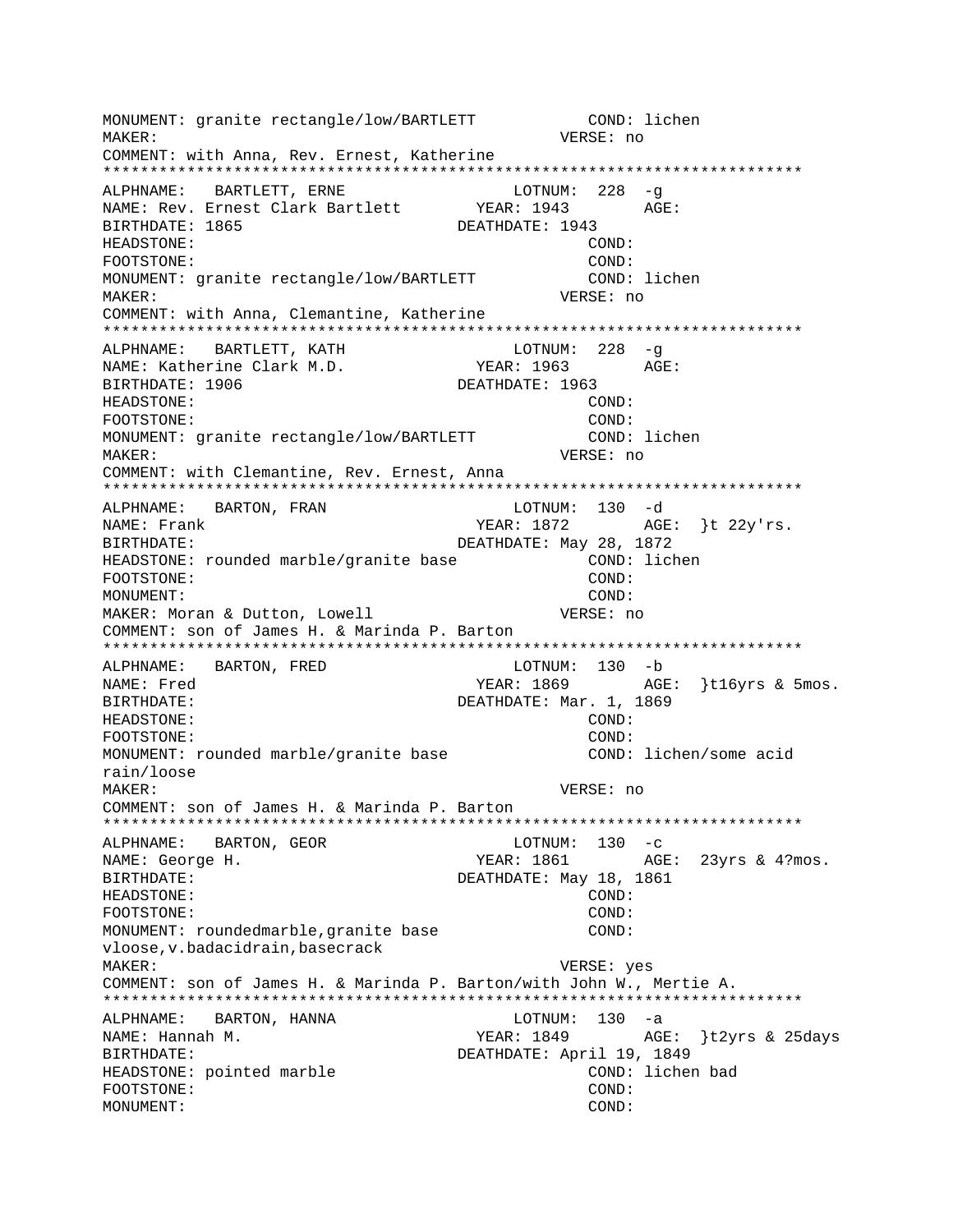```
MONUMENT: granite rectangle/low/BARTLETT           COND: lichen
MAKER:                                          VERSE: no
COMMENT: with Anna, Rev. Ernest, Katherine
*************************************************************************
ALPHNAME:   BARTLETT, ERNE                  LOTNUM:  228  -g
NAME: Rev. Ernest Clark Bartlett        YEAR: 1943        AGE:
BIRTHDATE: 1865                         DEATHDATE: 1943
HEADSTONE:                                          COND:
FOOTSTONE:                                          COND:
MONUMENT: granite rectangle/low/BARTLETT           COND: lichen
MAKER:                                          VERSE: no
COMMENT: with Anna, Clemantine, Katherine
*************************************************************************
ALPHNAME:   BARTLETT, KATH                  LOTNUM:  228  -g
NAME: Katherine Clark M.D.              YEAR: 1963        AGE:
BIRTHDATE: 1906                         DEATHDATE: 1963
HEADSTONE:                                          COND:
FOOTSTONE:                                          COND:
MONUMENT: granite rectangle/low/BARTLETT           COND: lichen
MAKER:                                          VERSE: no
COMMENT: with Clemantine, Rev. Ernest, Anna
*************************************************************************
ALPHNAME:   BARTON, FRAN                    LOTNUM:  130  -d
NAME: Frank                             YEAR: 1872        AGE:  }t 22y'rs.
BIRTHDATE:                              DEATHDATE: May 28, 1872
HEADSTONE: rounded marble/granite base             COND: lichen
FOOTSTONE:                                          COND:
MONUMENT:                                           COND:
MAKER: Moran & Dutton, Lowell                   VERSE: no
COMMENT: son of James H. & Marinda P. Barton
*************************************************************************
ALPHNAME:   BARTON, FRED                    LOTNUM:  130  -b
NAME: Fred                              YEAR: 1869        AGE:  }t16yrs & 5mos.
BIRTHDATE:                              DEATHDATE: Mar. 1, 1869
HEADSTONE:                                          COND:
FOOTSTONE:                                          COND:
MONUMENT: rounded marble/granite base              COND: lichen/some acid
rain/loose
MAKER:                                          VERSE: no
COMMENT: son of James H. & Marinda P. Barton
*************************************************************************
ALPHNAME:   BARTON, GEOR                    LOTNUM:  130  -c
NAME: George H.                         YEAR: 1861        AGE:  23yrs & 4?mos.
BIRTHDATE:                              DEATHDATE: May 18, 1861
HEADSTONE:                                          COND:
FOOTSTONE:                                          COND:
MONUMENT: roundedmarble,granite base               COND:
vloose,v.badacidrain,basecrack
MAKER:                                          VERSE: yes
COMMENT: son of James H. & Marinda P. Barton/with John W., Mertie A.
*************************************************************************
ALPHNAME:   BARTON, HANNA                   LOTNUM:  130  -a
NAME: Hannah M.                         YEAR: 1849        AGE:  }t2yrs & 25days
BIRTHDATE:                              DEATHDATE: April 19, 1849
HEADSTONE: pointed marble                          COND: lichen bad
FOOTSTONE:                                          COND:
MONUMENT:                                           COND:
```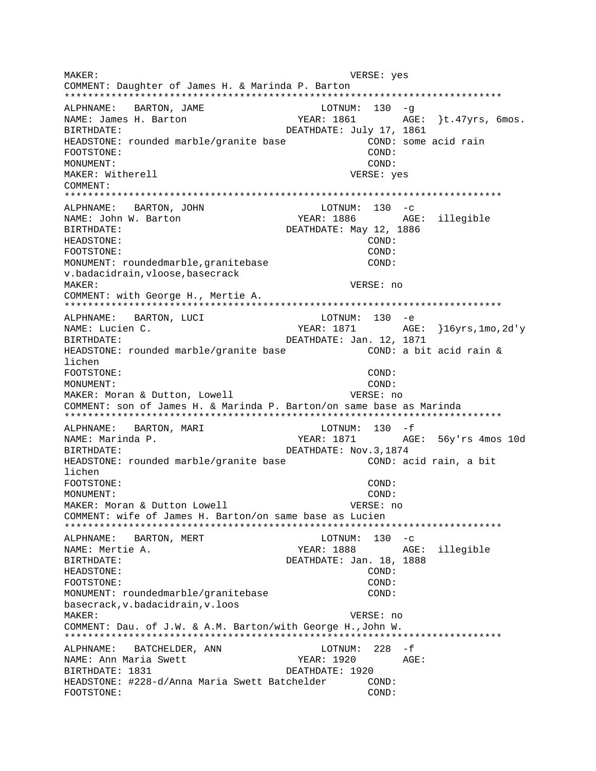MAKER: VERSE: yes
COMMENT: Daughter of James H. & Marinda P. Barton
***************************************************************************
ALPHNAME: BARTON, JAME LOTNUM: 130 -g
NAME: James H. Barton YEAR: 1861 AGE: }t.47yrs, 6mos.
BIRTHDATE: DEATHDATE: July 17, 1861
HEADSTONE: rounded marble/granite base COND: some acid rain
FOOTSTONE: COND:
MONUMENT: COND:
MAKER: Witherell VERSE: yes
COMMENT:
***************************************************************************
ALPHNAME: BARTON, JOHN LOTNUM: 130 -c
NAME: John W. Barton YEAR: 1886 AGE: illegible
BIRTHDATE: DEATHDATE: May 12, 1886
HEADSTONE: COND:
FOOTSTONE: COND:
MONUMENT: roundedmarble,granitebase COND:
v.badacidrain,vloose,basecrack
MAKER: VERSE: no
COMMENT: with George H., Mertie A.
***************************************************************************
ALPHNAME: BARTON, LUCI LOTNUM: 130 -e
NAME: Lucien C. YEAR: 1871 AGE: }16yrs,1mo,2d'y
BIRTHDATE: DEATHDATE: Jan. 12, 1871
HEADSTONE: rounded marble/granite base COND: a bit acid rain &
lichen
FOOTSTONE: COND:
MONUMENT: COND:
MAKER: Moran & Dutton, Lowell VERSE: no
COMMENT: son of James H. & Marinda P. Barton/on same base as Marinda
***************************************************************************
ALPHNAME: BARTON, MARI LOTNUM: 130 -f
NAME: Marinda P. YEAR: 1871 AGE: 56y'rs 4mos 10d
BIRTHDATE: DEATHDATE: Nov.3,1874
HEADSTONE: rounded marble/granite base COND: acid rain, a bit
lichen
FOOTSTONE: COND:
MONUMENT: COND:
MAKER: Moran & Dutton Lowell VERSE: no
COMMENT: wife of James H. Barton/on same base as Lucien
***************************************************************************
ALPHNAME: BARTON, MERT LOTNUM: 130 -c
NAME: Mertie A. YEAR: 1888 AGE: illegible
BIRTHDATE: DEATHDATE: Jan. 18, 1888
HEADSTONE: COND:
FOOTSTONE: COND:
MONUMENT: roundedmarble/granitebase COND:
basecrack,v.badacidrain,v.loos
MAKER: VERSE: no
COMMENT: Dau. of J.W. & A.M. Barton/with George H.,John W.
***************************************************************************
ALPHNAME: BATCHELDER, ANN LOTNUM: 228 -f
NAME: Ann Maria Swett YEAR: 1920 AGE:
BIRTHDATE: 1831 DEATHDATE: 1920
HEADSTONE: #228-d/Anna Maria Swett Batchelder COND:
FOOTSTONE: COND: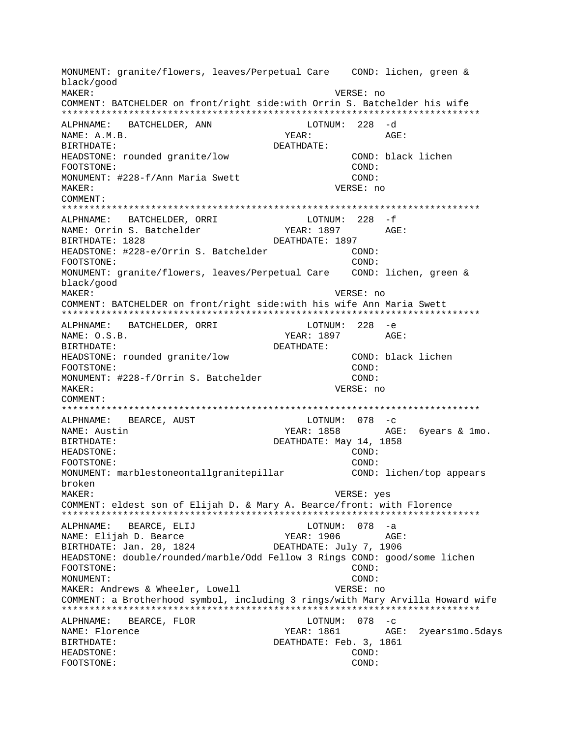MONUMENT: granite/flowers, leaves/Perpetual Care    COND: lichen, green & black/good
MAKER:                                              VERSE: no
COMMENT: BATCHELDER on front/right side:with Orrin S. Batchelder his wife
**************************************************************************
ALPHNAME:   BATCHELDER, ANN                LOTNUM:  228  -d
NAME: A.M.B.                          YEAR:           AGE:
BIRTHDATE:                          DEATHDATE:
HEADSTONE: rounded granite/low                      COND: black lichen
FOOTSTONE:                                          COND:
MONUMENT: #228-f/Ann Maria Swett                    COND:
MAKER:                                              VERSE: no
COMMENT:
**************************************************************************
ALPHNAME:   BATCHELDER, ORRI               LOTNUM:  228  -f
NAME: Orrin S. Batchelder             YEAR: 1897      AGE:
BIRTHDATE: 1828                     DEATHDATE: 1897
HEADSTONE: #228-e/Orrin S. Batchelder               COND:
FOOTSTONE:                                          COND:
MONUMENT: granite/flowers, leaves/Perpetual Care    COND: lichen, green & black/good
MAKER:                                              VERSE: no
COMMENT: BATCHELDER on front/right side:with his wife Ann Maria Swett
**************************************************************************
ALPHNAME:   BATCHELDER, ORRI               LOTNUM:  228  -e
NAME: O.S.B.                          YEAR: 1897      AGE:
BIRTHDATE:                          DEATHDATE:
HEADSTONE: rounded granite/low                      COND: black lichen
FOOTSTONE:                                          COND:
MONUMENT: #228-f/Orrin S. Batchelder                COND:
MAKER:                                              VERSE: no
COMMENT:
**************************************************************************
ALPHNAME:   BEARCE, AUST                   LOTNUM:  078  -c
NAME: Austin                          YEAR: 1858      AGE:  6years & 1mo.
BIRTHDATE:                          DEATHDATE: May 14, 1858
HEADSTONE:                                          COND:
FOOTSTONE:                                          COND:
MONUMENT: marblestoneontallgranitepillar            COND: lichen/top appears broken
MAKER:                                              VERSE: yes
COMMENT: eldest son of Elijah D. & Mary A. Bearce/front: with Florence
**************************************************************************
ALPHNAME:   BEARCE, ELIJ                   LOTNUM:  078  -a
NAME: Elijah D. Bearce                YEAR: 1906      AGE:
BIRTHDATE: Jan. 20, 1824            DEATHDATE: July 7, 1906
HEADSTONE: double/rounded/marble/Odd Fellow 3 Rings COND: good/some lichen
FOOTSTONE:                                          COND:
MONUMENT:                                           COND:
MAKER: Andrews & Wheeler, Lowell                    VERSE: no
COMMENT: a Brotherhood symbol, including 3 rings/with Mary Arvilla Howard wife
**************************************************************************
ALPHNAME:   BEARCE, FLOR                   LOTNUM:  078  -c
NAME: Florence                        YEAR: 1861      AGE:  2years1mo.5days
BIRTHDATE:                          DEATHDATE: Feb. 3, 1861
HEADSTONE:                                          COND:
FOOTSTONE:                                          COND: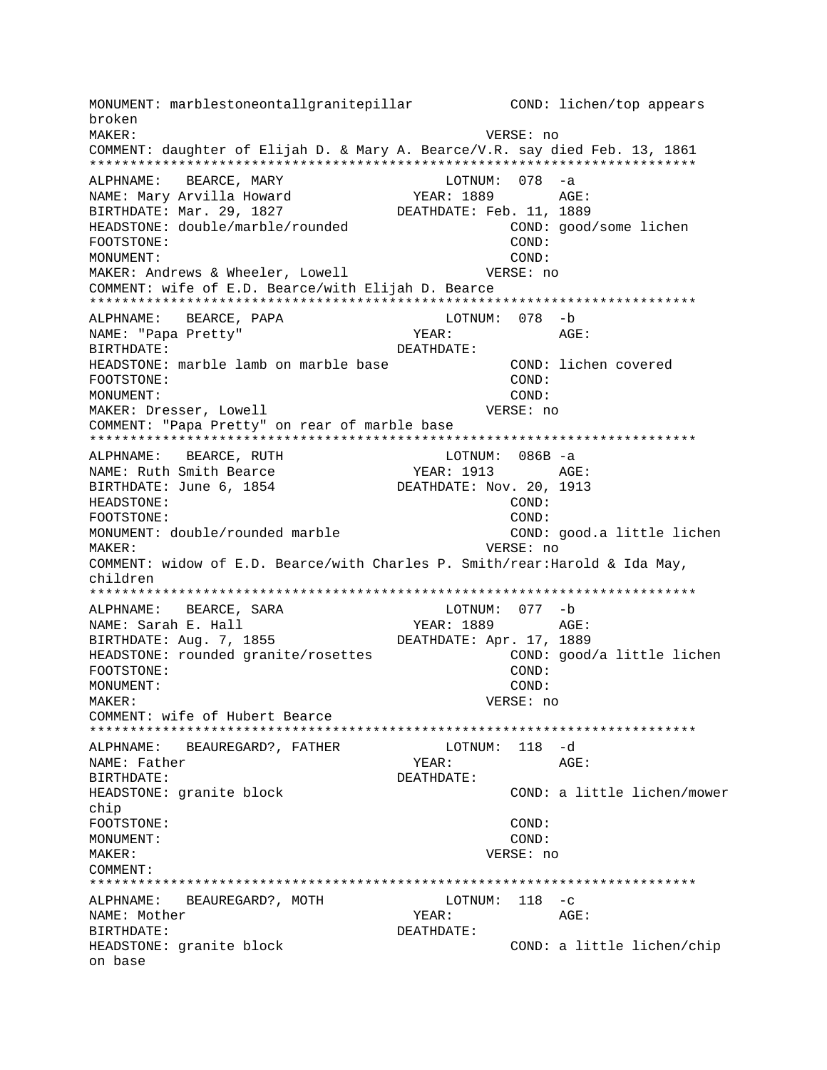```
MONUMENT: marblestoneontallgranitepillar           COND: lichen/top appears
broken
MAKER:                                            VERSE: no
COMMENT: daughter of Elijah D. & Mary A. Bearce/V.R. say died Feb. 13, 1861
***************************************************************************
ALPHNAME:   BEARCE, MARY                    LOTNUM:  078  -a
NAME: Mary Arvilla Howard              YEAR: 1889        AGE:
BIRTHDATE: Mar. 29, 1827             DEATHDATE: Feb. 11, 1889
HEADSTONE: double/marble/rounded                  COND: good/some lichen
FOOTSTONE:                                        COND:
MONUMENT:                                         COND:
MAKER: Andrews & Wheeler, Lowell                 VERSE: no
COMMENT: wife of E.D. Bearce/with Elijah D. Bearce
***************************************************************************
ALPHNAME:   BEARCE, PAPA                    LOTNUM:  078  -b
NAME: "Papa Pretty"                     YEAR:            AGE:
BIRTHDATE:                           DEATHDATE:
HEADSTONE: marble lamb on marble base             COND: lichen covered
FOOTSTONE:                                        COND:
MONUMENT:                                         COND:
MAKER: Dresser, Lowell                           VERSE: no
COMMENT: "Papa Pretty" on rear of marble base
***************************************************************************
ALPHNAME:   BEARCE, RUTH                    LOTNUM:  086B -a
NAME: Ruth Smith Bearce                YEAR: 1913        AGE:
BIRTHDATE: June 6, 1854              DEATHDATE: Nov. 20, 1913
HEADSTONE:                                        COND:
FOOTSTONE:                                        COND:
MONUMENT: double/rounded marble                   COND: good.a little lichen
MAKER:                                           VERSE: no
COMMENT: widow of E.D. Bearce/with Charles P. Smith/rear:Harold & Ida May,
children
***************************************************************************
ALPHNAME:   BEARCE, SARA                    LOTNUM:  077  -b
NAME: Sarah E. Hall                    YEAR: 1889        AGE:
BIRTHDATE: Aug. 7, 1855              DEATHDATE: Apr. 17, 1889
HEADSTONE: rounded granite/rosettes               COND: good/a little lichen
FOOTSTONE:                                        COND:
MONUMENT:                                         COND:
MAKER:                                           VERSE: no
COMMENT: wife of Hubert Bearce
***************************************************************************
ALPHNAME:   BEAUREGARD?, FATHER             LOTNUM:  118  -d
NAME: Father                            YEAR:            AGE:
BIRTHDATE:                           DEATHDATE:
HEADSTONE: granite block                          COND: a little lichen/mower
chip
FOOTSTONE:                                        COND:
MONUMENT:                                         COND:
MAKER:                                           VERSE: no
COMMENT:
***************************************************************************
ALPHNAME:   BEAUREGARD?, MOTH               LOTNUM:  118  -c
NAME: Mother                            YEAR:            AGE:
BIRTHDATE:                           DEATHDATE:
HEADSTONE: granite block                          COND: a little lichen/chip
on base
```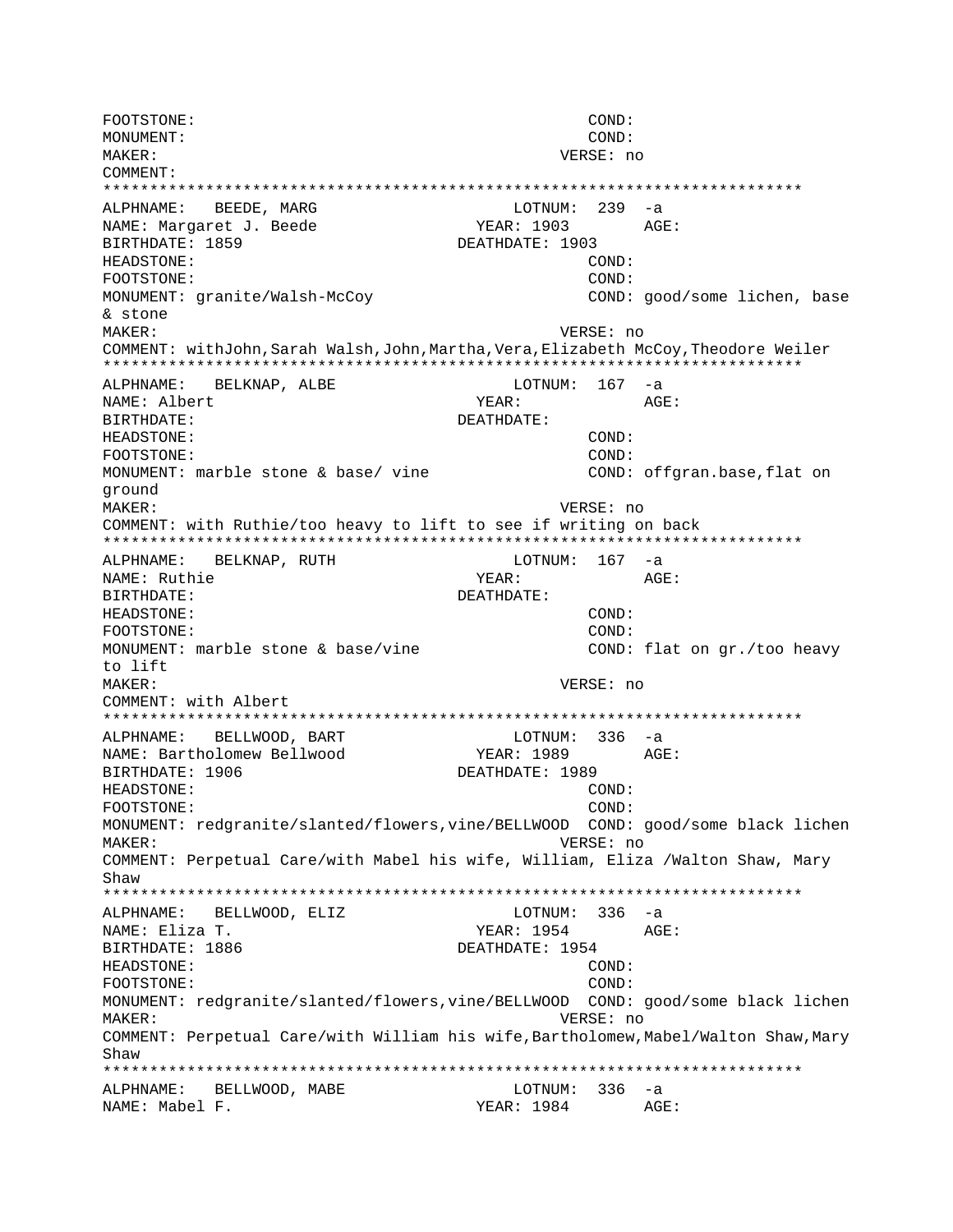```
FOOTSTONE:                                          COND:
MONUMENT:                                           COND:
MAKER:                                          VERSE: no
COMMENT:
***************************************************************************
ALPHNAME:   BEEDE, MARG                        LOTNUM:  239  -a
NAME: Margaret J. Beede                   YEAR: 1903        AGE:
BIRTHDATE: 1859                         DEATHDATE: 1903
HEADSTONE:                                          COND:
FOOTSTONE:                                          COND:
MONUMENT: granite/Walsh-McCoy                       COND: good/some lichen, base
& stone
MAKER:                                          VERSE: no
COMMENT: withJohn,Sarah Walsh,John,Martha,Vera,Elizabeth McCoy,Theodore Weiler
***************************************************************************
ALPHNAME:   BELKNAP, ALBE                      LOTNUM:  167  -a
NAME: Albert                              YEAR:             AGE:
BIRTHDATE:                              DEATHDATE:
HEADSTONE:                                          COND:
FOOTSTONE:                                          COND:
MONUMENT: marble stone & base/ vine                 COND: offgran.base,flat on
ground
MAKER:                                          VERSE: no
COMMENT: with Ruthie/too heavy to lift to see if writing on back
***************************************************************************
ALPHNAME:   BELKNAP, RUTH                      LOTNUM:  167  -a
NAME: Ruthie                              YEAR:             AGE:
BIRTHDATE:                              DEATHDATE:
HEADSTONE:                                          COND:
FOOTSTONE:                                          COND:
MONUMENT: marble stone & base/vine                  COND: flat on gr./too heavy
to lift
MAKER:                                          VERSE: no
COMMENT: with Albert
***************************************************************************
ALPHNAME:   BELLWOOD, BART                     LOTNUM:  336  -a
NAME: Bartholomew Bellwood                YEAR: 1989        AGE:
BIRTHDATE: 1906                         DEATHDATE: 1989
HEADSTONE:                                          COND:
FOOTSTONE:                                          COND:
MONUMENT: redgranite/slanted/flowers,vine/BELLWOOD  COND: good/some black lichen
MAKER:                                          VERSE: no
COMMENT: Perpetual Care/with Mabel his wife, William, Eliza /Walton Shaw, Mary
Shaw
***************************************************************************
ALPHNAME:   BELLWOOD, ELIZ                     LOTNUM:  336  -a
NAME: Eliza T.                            YEAR: 1954        AGE:
BIRTHDATE: 1886                         DEATHDATE: 1954
HEADSTONE:                                          COND:
FOOTSTONE:                                          COND:
MONUMENT: redgranite/slanted/flowers,vine/BELLWOOD  COND: good/some black lichen
MAKER:                                          VERSE: no
COMMENT: Perpetual Care/with William his wife,Bartholomew,Mabel/Walton Shaw,Mary
Shaw
***************************************************************************
ALPHNAME:   BELLWOOD, MABE                     LOTNUM:  336  -a
NAME: Mabel F.                            YEAR: 1984        AGE:
```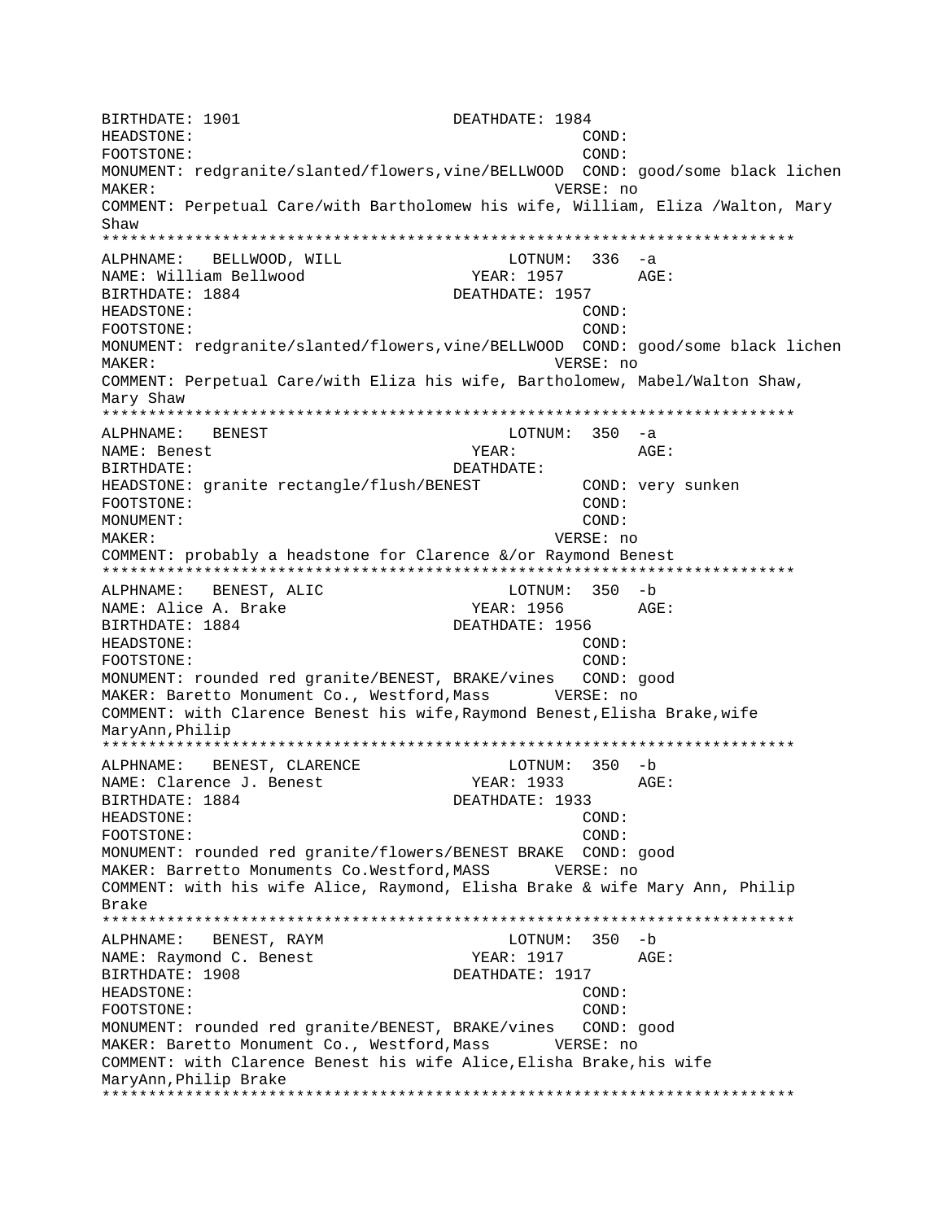BIRTHDATE: 1901 DEATHDATE: 1984
HEADSTONE: COND:
FOOTSTONE: COND:
MONUMENT: redgranite/slanted/flowers,vine/BELLWOOD COND: good/some black lichen
MAKER: VERSE: no
COMMENT: Perpetual Care/with Bartholomew his wife, William, Eliza /Walton, Mary Shaw

***************************************************************************

ALPHNAME: BELLWOOD, WILL LOTNUM: 336 -a
NAME: William Bellwood YEAR: 1957 AGE:
BIRTHDATE: 1884 DEATHDATE: 1957
HEADSTONE: COND:
FOOTSTONE: COND:
MONUMENT: redgranite/slanted/flowers,vine/BELLWOOD COND: good/some black lichen
MAKER: VERSE: no
COMMENT: Perpetual Care/with Eliza his wife, Bartholomew, Mabel/Walton Shaw, Mary Shaw

***************************************************************************

ALPHNAME: BENEST LOTNUM: 350 -a
NAME: Benest YEAR: AGE:
BIRTHDATE: DEATHDATE:
HEADSTONE: granite rectangle/flush/BENEST COND: very sunken
FOOTSTONE: COND:
MONUMENT: COND:
MAKER: VERSE: no
COMMENT: probably a headstone for Clarence &/or Raymond Benest

***************************************************************************

ALPHNAME: BENEST, ALIC LOTNUM: 350 -b
NAME: Alice A. Brake YEAR: 1956 AGE:
BIRTHDATE: 1884 DEATHDATE: 1956
HEADSTONE: COND:
FOOTSTONE: COND:
MONUMENT: rounded red granite/BENEST, BRAKE/vines COND: good
MAKER: Baretto Monument Co., Westford,Mass VERSE: no
COMMENT: with Clarence Benest his wife,Raymond Benest,Elisha Brake,wife MaryAnn,Philip

***************************************************************************

ALPHNAME: BENEST, CLARENCE LOTNUM: 350 -b
NAME: Clarence J. Benest YEAR: 1933 AGE:
BIRTHDATE: 1884 DEATHDATE: 1933
HEADSTONE: COND:
FOOTSTONE: COND:
MONUMENT: rounded red granite/flowers/BENEST BRAKE COND: good
MAKER: Barretto Monuments Co.Westford,MASS VERSE: no
COMMENT: with his wife Alice, Raymond, Elisha Brake & wife Mary Ann, Philip Brake

***************************************************************************

ALPHNAME: BENEST, RAYM LOTNUM: 350 -b
NAME: Raymond C. Benest YEAR: 1917 AGE:
BIRTHDATE: 1908 DEATHDATE: 1917
HEADSTONE: COND:
FOOTSTONE: COND:
MONUMENT: rounded red granite/BENEST, BRAKE/vines COND: good
MAKER: Baretto Monument Co., Westford,Mass VERSE: no
COMMENT: with Clarence Benest his wife Alice,Elisha Brake,his wife MaryAnn,Philip Brake

***************************************************************************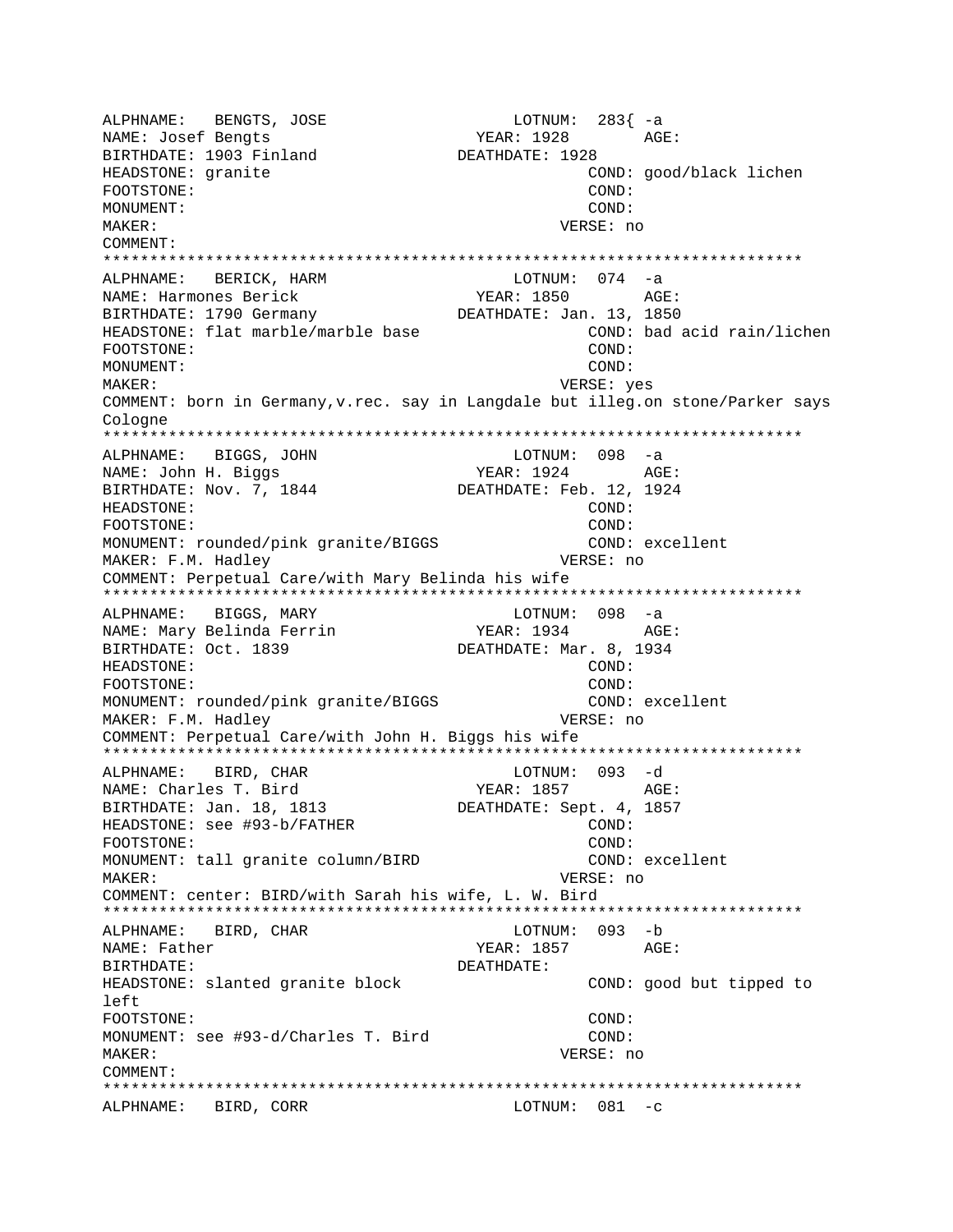```
ALPHNAME:   BENGTS, JOSE                    LOTNUM:  283{ -a
NAME: Josef Bengts                        YEAR: 1928        AGE:
BIRTHDATE: 1903 Finland                 DEATHDATE: 1928
HEADSTONE: granite                                  COND: good/black lichen
FOOTSTONE:                                          COND:
MONUMENT:                                           COND:
MAKER:                                          VERSE: no
COMMENT:
*************************************************************************
ALPHNAME:   BERICK, HARM                    LOTNUM:  074  -a
NAME: Harmones Berick                     YEAR: 1850        AGE:
BIRTHDATE: 1790 Germany                 DEATHDATE: Jan. 13, 1850
HEADSTONE: flat marble/marble base                  COND: bad acid rain/lichen
FOOTSTONE:                                          COND:
MONUMENT:                                           COND:
MAKER:                                          VERSE: yes
COMMENT: born in Germany,v.rec. say in Langdale but illeg.on stone/Parker says
Cologne
*************************************************************************
ALPHNAME:   BIGGS, JOHN                     LOTNUM:  098  -a
NAME: John H. Biggs                       YEAR: 1924        AGE:
BIRTHDATE: Nov. 7, 1844                 DEATHDATE: Feb. 12, 1924
HEADSTONE:                                          COND:
FOOTSTONE:                                          COND:
MONUMENT: rounded/pink granite/BIGGS                COND: excellent
MAKER: F.M. Hadley                              VERSE: no
COMMENT: Perpetual Care/with Mary Belinda his wife
*************************************************************************
ALPHNAME:   BIGGS, MARY                     LOTNUM:  098  -a
NAME: Mary Belinda Ferrin                 YEAR: 1934        AGE:
BIRTHDATE: Oct. 1839                    DEATHDATE: Mar. 8, 1934
HEADSTONE:                                          COND:
FOOTSTONE:                                          COND:
MONUMENT: rounded/pink granite/BIGGS                COND: excellent
MAKER: F.M. Hadley                              VERSE: no
COMMENT: Perpetual Care/with John H. Biggs his wife
*************************************************************************
ALPHNAME:   BIRD, CHAR                      LOTNUM:  093  -d
NAME: Charles T. Bird                     YEAR: 1857        AGE:
BIRTHDATE: Jan. 18, 1813                DEATHDATE: Sept. 4, 1857
HEADSTONE: see #93-b/FATHER                         COND:
FOOTSTONE:                                          COND:
MONUMENT: tall granite column/BIRD                  COND: excellent
MAKER:                                          VERSE: no
COMMENT: center: BIRD/with Sarah his wife, L. W. Bird
*************************************************************************
ALPHNAME:   BIRD, CHAR                      LOTNUM:  093  -b
NAME: Father                              YEAR: 1857        AGE:
BIRTHDATE:                              DEATHDATE:
HEADSTONE: slanted granite block                    COND: good but tipped to
left
FOOTSTONE:                                          COND:
MONUMENT: see #93-d/Charles T. Bird                 COND:
MAKER:                                          VERSE: no
COMMENT:
*************************************************************************
ALPHNAME:   BIRD, CORR                      LOTNUM:  081  -c
```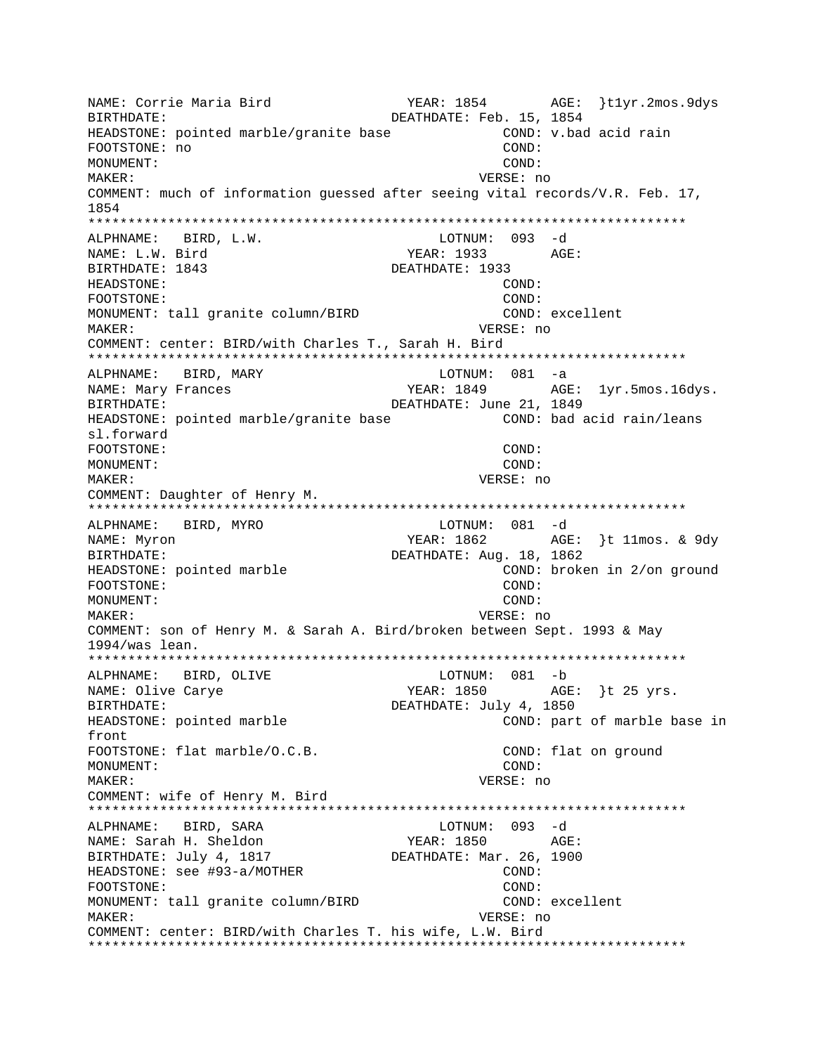NAME: Corrie Maria Bird YEAR: 1854 AGE: }t1yr.2mos.9dys
BIRTHDATE: DEATHDATE: Feb. 15, 1854
HEADSTONE: pointed marble/granite base COND: v.bad acid rain
FOOTSTONE: no COND:
MONUMENT: COND:
MAKER: VERSE: no
COMMENT: much of information guessed after seeing vital records/V.R. Feb. 17, 1854

*************************************************************************

ALPHNAME: BIRD, L.W. LOTNUM: 093 -d
NAME: L.W. Bird YEAR: 1933 AGE:
BIRTHDATE: 1843 DEATHDATE: 1933
HEADSTONE: COND:
FOOTSTONE: COND:
MONUMENT: tall granite column/BIRD COND: excellent
MAKER: VERSE: no
COMMENT: center: BIRD/with Charles T., Sarah H. Bird

*************************************************************************

ALPHNAME: BIRD, MARY LOTNUM: 081 -a
NAME: Mary Frances YEAR: 1849 AGE: 1yr.5mos.16dys.
BIRTHDATE: DEATHDATE: June 21, 1849
HEADSTONE: pointed marble/granite base COND: bad acid rain/leans sl.forward
FOOTSTONE: COND:
MONUMENT: COND:
MAKER: VERSE: no
COMMENT: Daughter of Henry M.

*************************************************************************

ALPHNAME: BIRD, MYRO LOTNUM: 081 -d
NAME: Myron YEAR: 1862 AGE: }t 11mos. & 9dy
BIRTHDATE: DEATHDATE: Aug. 18, 1862
HEADSTONE: pointed marble COND: broken in 2/on ground
FOOTSTONE: COND:
MONUMENT: COND:
MAKER: VERSE: no
COMMENT: son of Henry M. & Sarah A. Bird/broken between Sept. 1993 & May 1994/was lean.

*************************************************************************

ALPHNAME: BIRD, OLIVE LOTNUM: 081 -b
NAME: Olive Carye YEAR: 1850 AGE: }t 25 yrs.
BIRTHDATE: DEATHDATE: July 4, 1850
HEADSTONE: pointed marble COND: part of marble base in front
FOOTSTONE: flat marble/O.C.B. COND: flat on ground
MONUMENT: COND:
MAKER: VERSE: no
COMMENT: wife of Henry M. Bird

*************************************************************************

ALPHNAME: BIRD, SARA LOTNUM: 093 -d
NAME: Sarah H. Sheldon YEAR: 1850 AGE:
BIRTHDATE: July 4, 1817 DEATHDATE: Mar. 26, 1900
HEADSTONE: see #93-a/MOTHER COND:
FOOTSTONE: COND:
MONUMENT: tall granite column/BIRD COND: excellent
MAKER: VERSE: no
COMMENT: center: BIRD/with Charles T. his wife, L.W. Bird

*************************************************************************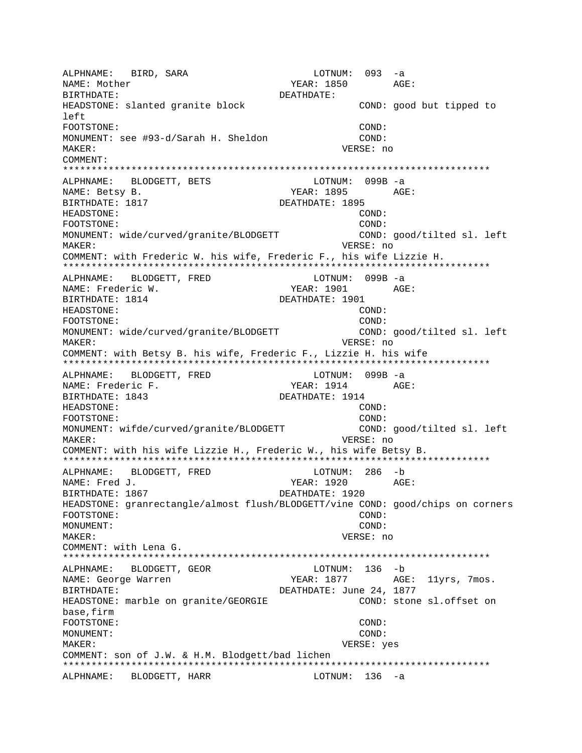```
ALPHNAME:   BIRD, SARA                    LOTNUM:  093  -a
NAME: Mother                           YEAR: 1850        AGE:
BIRTHDATE:                            DEATHDATE:
HEADSTONE: slanted granite block                   COND: good but tipped to
left
FOOTSTONE:                                         COND:
MONUMENT: see #93-d/Sarah H. Sheldon               COND:
MAKER:                                           VERSE: no
COMMENT:
***************************************************************************
ALPHNAME:   BLODGETT, BETS                LOTNUM:  099B -a
NAME: Betsy B.                         YEAR: 1895        AGE:
BIRTHDATE: 1817                       DEATHDATE: 1895
HEADSTONE:                                         COND:
FOOTSTONE:                                         COND:
MONUMENT: wide/curved/granite/BLODGETT             COND: good/tilted sl. left
MAKER:                                           VERSE: no
COMMENT: with Frederic W. his wife, Frederic F., his wife Lizzie H.
***************************************************************************
ALPHNAME:   BLODGETT, FRED                LOTNUM:  099B -a
NAME: Frederic W.                      YEAR: 1901        AGE:
BIRTHDATE: 1814                       DEATHDATE: 1901
HEADSTONE:                                         COND:
FOOTSTONE:                                         COND:
MONUMENT: wide/curved/granite/BLODGETT             COND: good/tilted sl. left
MAKER:                                           VERSE: no
COMMENT: with Betsy B. his wife, Frederic F., Lizzie H. his wife
***************************************************************************
ALPHNAME:   BLODGETT, FRED                LOTNUM:  099B -a
NAME: Frederic F.                      YEAR: 1914        AGE:
BIRTHDATE: 1843                       DEATHDATE: 1914
HEADSTONE:                                         COND:
FOOTSTONE:                                         COND:
MONUMENT: wifde/curved/granite/BLODGETT            COND: good/tilted sl. left
MAKER:                                           VERSE: no
COMMENT: with his wife Lizzie H., Frederic W., his wife Betsy B.
***************************************************************************
ALPHNAME:   BLODGETT, FRED                LOTNUM:  286  -b
NAME: Fred J.                          YEAR: 1920        AGE:
BIRTHDATE: 1867                       DEATHDATE: 1920
HEADSTONE: granrectangle/almost flush/BLODGETT/vine COND: good/chips on corners
FOOTSTONE:                                         COND:
MONUMENT:                                          COND:
MAKER:                                           VERSE: no
COMMENT: with Lena G.
***************************************************************************
ALPHNAME:   BLODGETT, GEOR                LOTNUM:  136  -b
NAME: George Warren                    YEAR: 1877        AGE:  11yrs, 7mos.
BIRTHDATE:                            DEATHDATE: June 24, 1877
HEADSTONE: marble on granite/GEORGIE               COND: stone sl.offset on
base,firm
FOOTSTONE:                                         COND:
MONUMENT:                                          COND:
MAKER:                                           VERSE: yes
COMMENT: son of J.W. & H.M. Blodgett/bad lichen
***************************************************************************
ALPHNAME:   BLODGETT, HARR                LOTNUM:  136  -a
```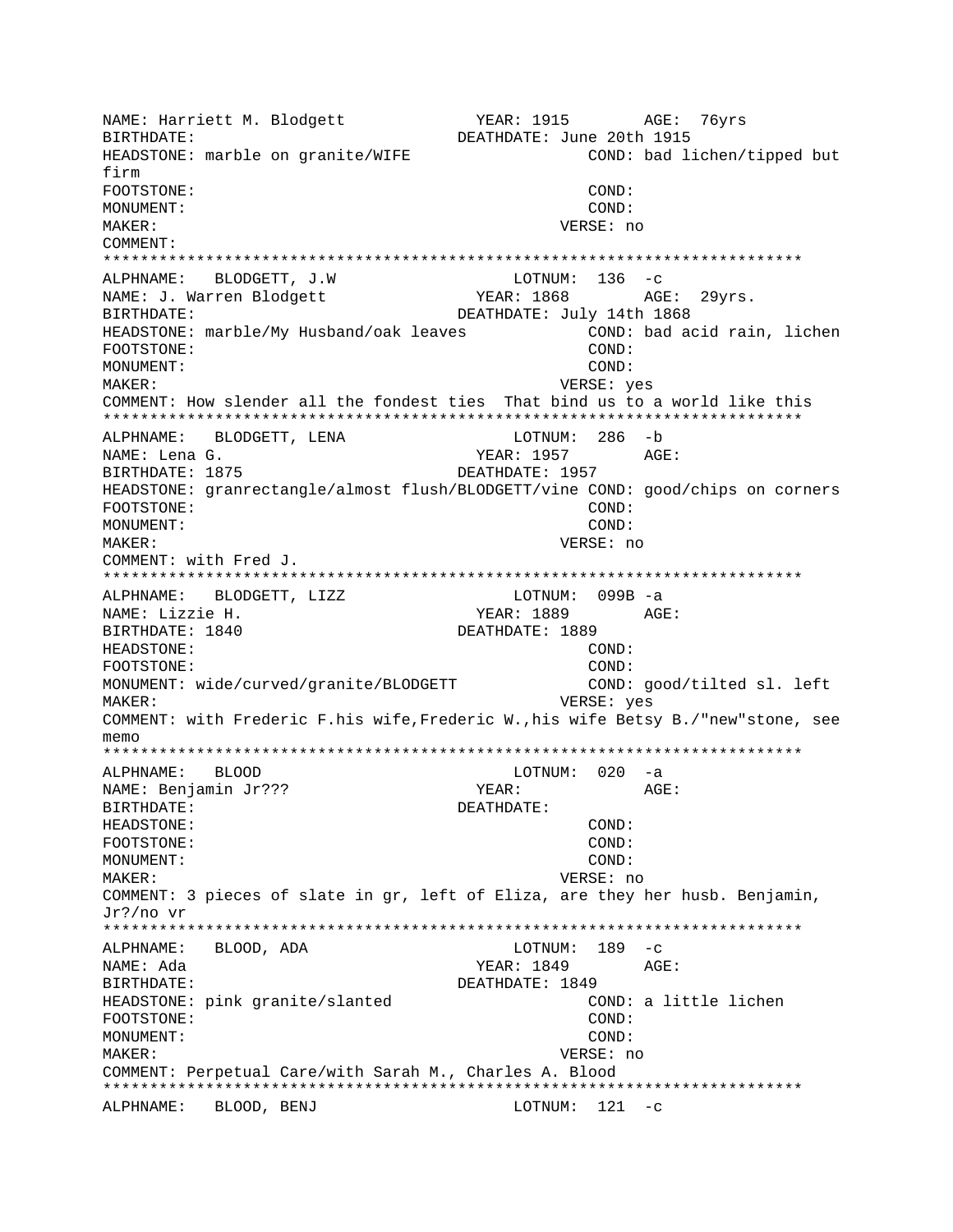```
NAME: Harriett M. Blodgett            YEAR: 1915        AGE:  76yrs
BIRTHDATE:                         DEATHDATE: June 20th 1915
HEADSTONE: marble on granite/WIFE                 COND: bad lichen/tipped but
firm
FOOTSTONE:                                        COND:
MONUMENT:                                         COND:
MAKER:                                          VERSE: no
COMMENT:
***************************************************************************
ALPHNAME:   BLODGETT, J.W                     LOTNUM:  136  -c
NAME: J. Warren Blodgett               YEAR: 1868        AGE:  29yrs.
BIRTHDATE:                         DEATHDATE: July 14th 1868
HEADSTONE: marble/My Husband/oak leaves           COND: bad acid rain, lichen
FOOTSTONE:                                        COND:
MONUMENT:                                         COND:
MAKER:                                          VERSE: yes
COMMENT: How slender all the fondest ties  That bind us to a world like this
***************************************************************************
ALPHNAME:   BLODGETT, LENA                    LOTNUM:  286  -b
NAME: Lena G.                          YEAR: 1957        AGE:
BIRTHDATE: 1875                    DEATHDATE: 1957
HEADSTONE: granrectangle/almost flush/BLODGETT/vine COND: good/chips on corners
FOOTSTONE:                                        COND:
MONUMENT:                                         COND:
MAKER:                                          VERSE: no
COMMENT: with Fred J.
***************************************************************************
ALPHNAME:   BLODGETT, LIZZ                    LOTNUM:  099B -a
NAME: Lizzie H.                        YEAR: 1889        AGE:
BIRTHDATE: 1840                    DEATHDATE: 1889
HEADSTONE:                                        COND:
FOOTSTONE:                                        COND:
MONUMENT: wide/curved/granite/BLODGETT            COND: good/tilted sl. left
MAKER:                                          VERSE: yes
COMMENT: with Frederic F.his wife,Frederic W.,his wife Betsy B./"new"stone, see
memo
***************************************************************************
ALPHNAME:   BLOOD                             LOTNUM:  020  -a
NAME: Benjamin Jr???                   YEAR:             AGE:
BIRTHDATE:                         DEATHDATE:
HEADSTONE:                                        COND:
FOOTSTONE:                                        COND:
MONUMENT:                                         COND:
MAKER:                                          VERSE: no
COMMENT: 3 pieces of slate in gr, left of Eliza, are they her husb. Benjamin,
Jr?/no vr
***************************************************************************
ALPHNAME:   BLOOD, ADA                        LOTNUM:  189  -c
NAME: Ada                              YEAR: 1849        AGE:
BIRTHDATE:                         DEATHDATE: 1849
HEADSTONE: pink granite/slanted                   COND: a little lichen
FOOTSTONE:                                        COND:
MONUMENT:                                         COND:
MAKER:                                          VERSE: no
COMMENT: Perpetual Care/with Sarah M., Charles A. Blood
***************************************************************************
ALPHNAME:   BLOOD, BENJ                       LOTNUM:  121  -c
```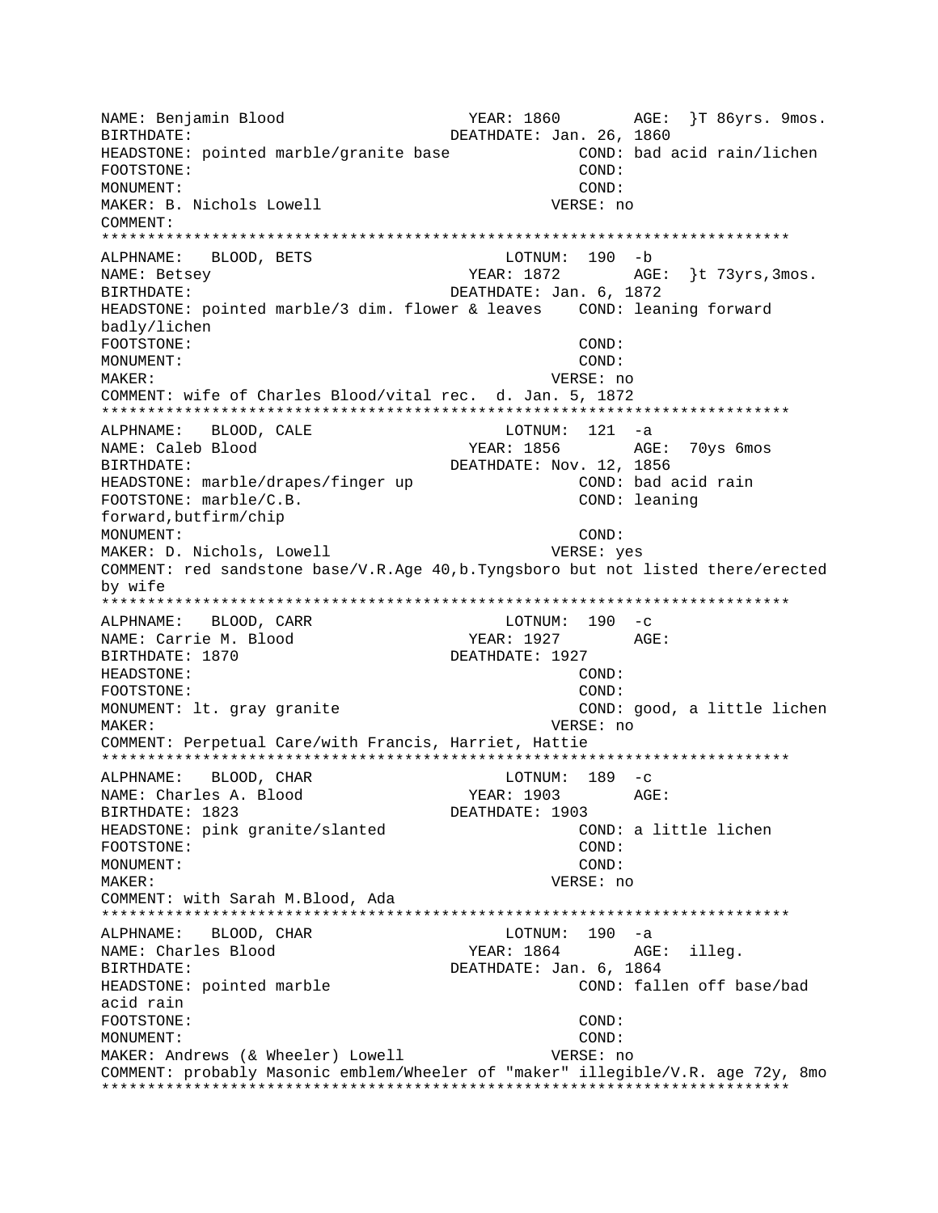NAME: Benjamin Blood YEAR: 1860 AGE: }T 86yrs. 9mos.
BIRTHDATE: DEATHDATE: Jan. 26, 1860
HEADSTONE: pointed marble/granite base COND: bad acid rain/lichen
FOOTSTONE: COND:
MONUMENT: COND:
MAKER: B. Nichols Lowell VERSE: no
COMMENT:

***************************************************************************

ALPHNAME: BLOOD, BETS LOTNUM: 190 -b
NAME: Betsey YEAR: 1872 AGE: }t 73yrs,3mos.
BIRTHDATE: DEATHDATE: Jan. 6, 1872
HEADSTONE: pointed marble/3 dim. flower & leaves COND: leaning forward badly/lichen
FOOTSTONE: COND:
MONUMENT: COND:
MAKER: VERSE: no
COMMENT: wife of Charles Blood/vital rec. d. Jan. 5, 1872

***************************************************************************

ALPHNAME: BLOOD, CALE LOTNUM: 121 -a
NAME: Caleb Blood YEAR: 1856 AGE: 70ys 6mos
BIRTHDATE: DEATHDATE: Nov. 12, 1856
HEADSTONE: marble/drapes/finger up COND: bad acid rain
FOOTSTONE: marble/C.B. COND: leaning forward,butfirm/chip
MONUMENT: COND:
MAKER: D. Nichols, Lowell VERSE: yes
COMMENT: red sandstone base/V.R.Age 40,b.Tyngsboro but not listed there/erected by wife

***************************************************************************

ALPHNAME: BLOOD, CARR LOTNUM: 190 -c
NAME: Carrie M. Blood YEAR: 1927 AGE:
BIRTHDATE: 1870 DEATHDATE: 1927
HEADSTONE: COND:
FOOTSTONE: COND:
MONUMENT: lt. gray granite COND: good, a little lichen
MAKER: VERSE: no
COMMENT: Perpetual Care/with Francis, Harriet, Hattie

***************************************************************************

ALPHNAME: BLOOD, CHAR LOTNUM: 189 -c
NAME: Charles A. Blood YEAR: 1903 AGE:
BIRTHDATE: 1823 DEATHDATE: 1903
HEADSTONE: pink granite/slanted COND: a little lichen
FOOTSTONE: COND:
MONUMENT: COND:
MAKER: VERSE: no
COMMENT: with Sarah M.Blood, Ada

***************************************************************************

ALPHNAME: BLOOD, CHAR LOTNUM: 190 -a
NAME: Charles Blood YEAR: 1864 AGE: illeg.
BIRTHDATE: DEATHDATE: Jan. 6, 1864
HEADSTONE: pointed marble COND: fallen off base/bad acid rain
FOOTSTONE: COND:
MONUMENT: COND:
MAKER: Andrews (& Wheeler) Lowell VERSE: no
COMMENT: probably Masonic emblem/Wheeler of "maker" illegible/V.R. age 72y, 8mo

***************************************************************************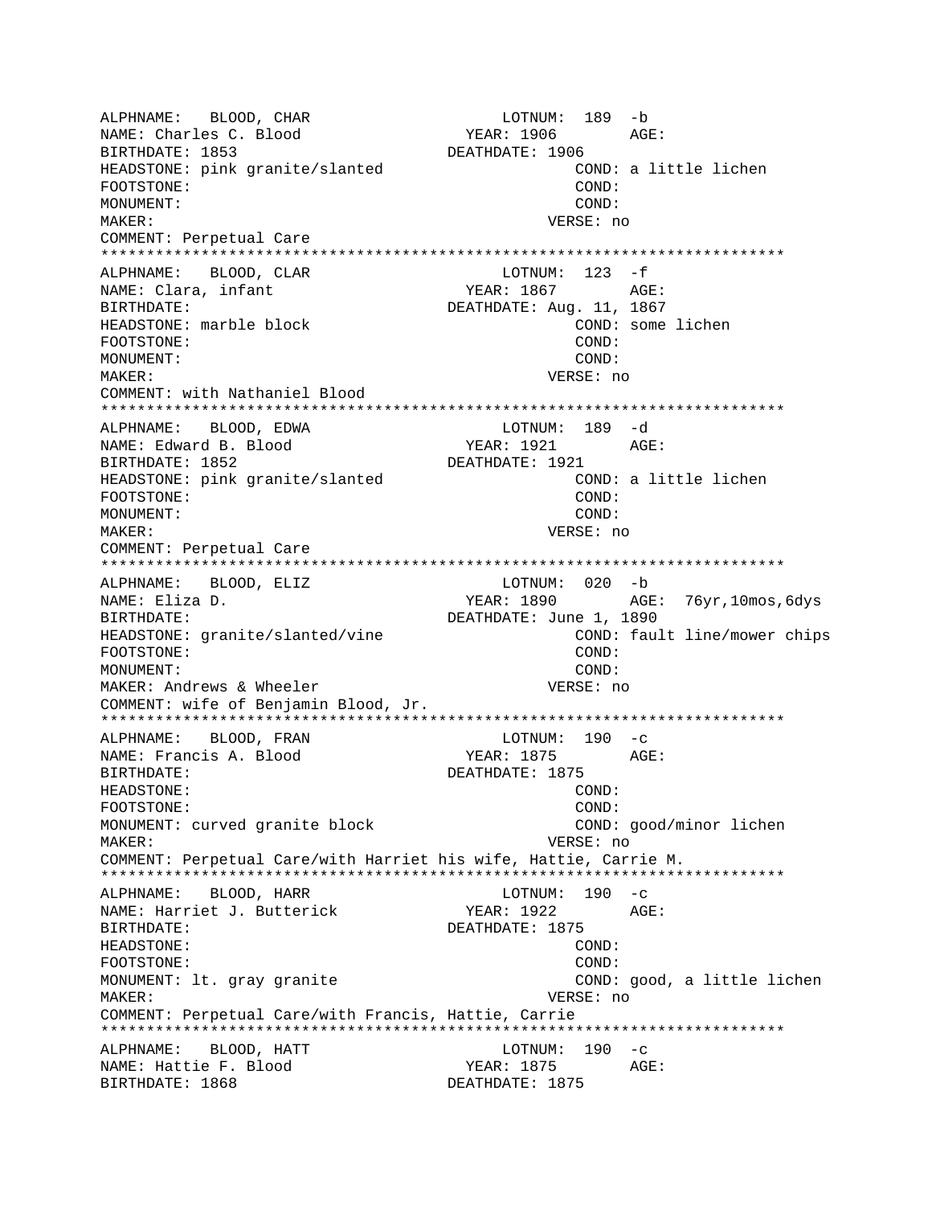```
ALPHNAME:   BLOOD, CHAR                       LOTNUM:  189  -b
NAME: Charles C. Blood                    YEAR: 1906        AGE:
BIRTHDATE: 1853                           DEATHDATE: 1906
HEADSTONE: pink granite/slanted                     COND: a little lichen
FOOTSTONE:                                          COND:
MONUMENT:                                           COND:
MAKER:                                            VERSE: no
COMMENT: Perpetual Care
*************************************************************************
ALPHNAME:   BLOOD, CLAR                       LOTNUM:  123  -f
NAME: Clara, infant                       YEAR: 1867        AGE:
BIRTHDATE:                                DEATHDATE: Aug. 11, 1867
HEADSTONE: marble block                             COND: some lichen
FOOTSTONE:                                          COND:
MONUMENT:                                           COND:
MAKER:                                            VERSE: no
COMMENT: with Nathaniel Blood
*************************************************************************
ALPHNAME:   BLOOD, EDWA                       LOTNUM:  189  -d
NAME: Edward B. Blood                     YEAR: 1921        AGE:
BIRTHDATE: 1852                           DEATHDATE: 1921
HEADSTONE: pink granite/slanted                     COND: a little lichen
FOOTSTONE:                                          COND:
MONUMENT:                                           COND:
MAKER:                                            VERSE: no
COMMENT: Perpetual Care
*************************************************************************
ALPHNAME:   BLOOD, ELIZ                       LOTNUM:  020  -b
NAME: Eliza D.                            YEAR: 1890        AGE:  76yr,10mos,6dys
BIRTHDATE:                                DEATHDATE: June 1, 1890
HEADSTONE: granite/slanted/vine                     COND: fault line/mower chips
FOOTSTONE:                                          COND:
MONUMENT:                                           COND:
MAKER: Andrews & Wheeler                          VERSE: no
COMMENT: wife of Benjamin Blood, Jr.
*************************************************************************
ALPHNAME:   BLOOD, FRAN                       LOTNUM:  190  -c
NAME: Francis A. Blood                    YEAR: 1875        AGE:
BIRTHDATE:                                DEATHDATE: 1875
HEADSTONE:                                          COND:
FOOTSTONE:                                          COND:
MONUMENT: curved granite block                      COND: good/minor lichen
MAKER:                                            VERSE: no
COMMENT: Perpetual Care/with Harriet his wife, Hattie, Carrie M.
*************************************************************************
ALPHNAME:   BLOOD, HARR                       LOTNUM:  190  -c
NAME: Harriet J. Butterick                YEAR: 1922        AGE:
BIRTHDATE:                                DEATHDATE: 1875
HEADSTONE:                                          COND:
FOOTSTONE:                                          COND:
MONUMENT: lt. gray granite                          COND: good, a little lichen
MAKER:                                            VERSE: no
COMMENT: Perpetual Care/with Francis, Hattie, Carrie
*************************************************************************
ALPHNAME:   BLOOD, HATT                       LOTNUM:  190  -c
NAME: Hattie F. Blood                     YEAR: 1875        AGE:
BIRTHDATE: 1868                           DEATHDATE: 1875
```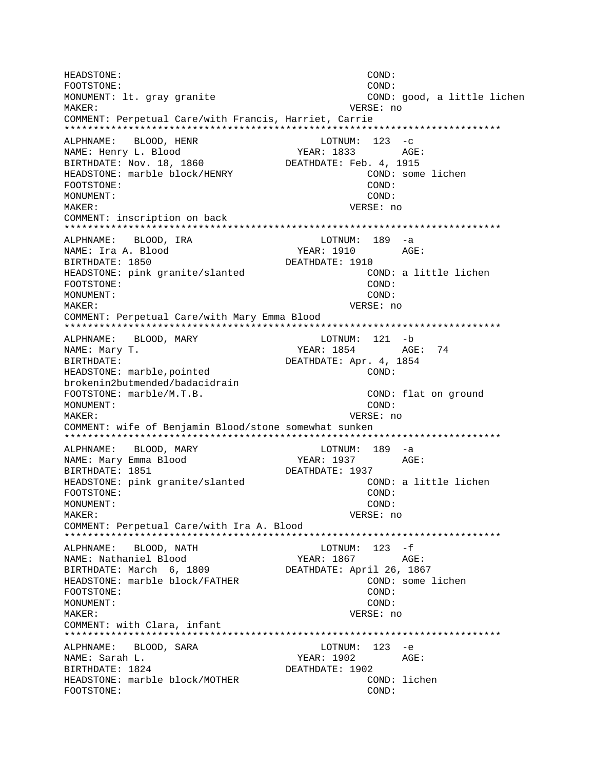HEADSTONE: COND:
FOOTSTONE: COND:
MONUMENT: lt. gray granite COND: good, a little lichen
MAKER: VERSE: no
COMMENT: Perpetual Care/with Francis, Harriet, Carrie
***************************************************************************
ALPHNAME: BLOOD, HENR LOTNUM: 123 -c
NAME: Henry L. Blood YEAR: 1833 AGE:
BIRTHDATE: Nov. 18, 1860 DEATHDATE: Feb. 4, 1915
HEADSTONE: marble block/HENRY COND: some lichen
FOOTSTONE: COND:
MONUMENT: COND:
MAKER: VERSE: no
COMMENT: inscription on back
***************************************************************************
ALPHNAME: BLOOD, IRA LOTNUM: 189 -a
NAME: Ira A. Blood YEAR: 1910 AGE:
BIRTHDATE: 1850 DEATHDATE: 1910
HEADSTONE: pink granite/slanted COND: a little lichen
FOOTSTONE: COND:
MONUMENT: COND:
MAKER: VERSE: no
COMMENT: Perpetual Care/with Mary Emma Blood
***************************************************************************
ALPHNAME: BLOOD, MARY LOTNUM: 121 -b
NAME: Mary T. YEAR: 1854 AGE: 74
BIRTHDATE: DEATHDATE: Apr. 4, 1854
HEADSTONE: marble,pointed COND:
brokenin2butmended/badacidrain
FOOTSTONE: marble/M.T.B. COND: flat on ground
MONUMENT: COND:
MAKER: VERSE: no
COMMENT: wife of Benjamin Blood/stone somewhat sunken
***************************************************************************
ALPHNAME: BLOOD, MARY LOTNUM: 189 -a
NAME: Mary Emma Blood YEAR: 1937 AGE:
BIRTHDATE: 1851 DEATHDATE: 1937
HEADSTONE: pink granite/slanted COND: a little lichen
FOOTSTONE: COND:
MONUMENT: COND:
MAKER: VERSE: no
COMMENT: Perpetual Care/with Ira A. Blood
***************************************************************************
ALPHNAME: BLOOD, NATH LOTNUM: 123 -f
NAME: Nathaniel Blood YEAR: 1867 AGE:
BIRTHDATE: March 6, 1809 DEATHDATE: April 26, 1867
HEADSTONE: marble block/FATHER COND: some lichen
FOOTSTONE: COND:
MONUMENT: COND:
MAKER: VERSE: no
COMMENT: with Clara, infant
***************************************************************************
ALPHNAME: BLOOD, SARA LOTNUM: 123 -e
NAME: Sarah L. YEAR: 1902 AGE:
BIRTHDATE: 1824 DEATHDATE: 1902
HEADSTONE: marble block/MOTHER COND: lichen
FOOTSTONE: COND: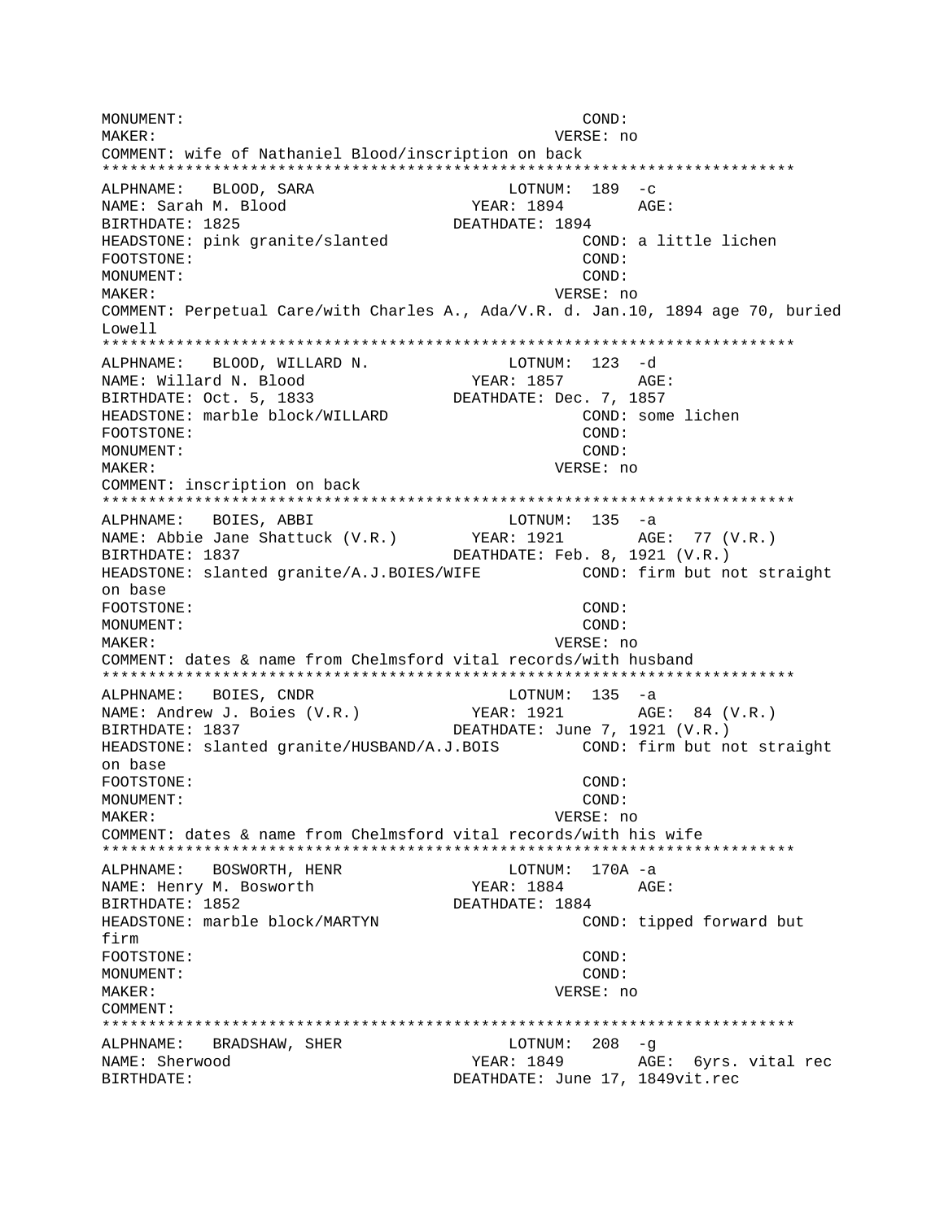MONUMENT: COND:
MAKER: VERSE: no
COMMENT: wife of Nathaniel Blood/inscription on back
***************************************************************************
ALPHNAME: BLOOD, SARA LOTNUM: 189 -c
NAME: Sarah M. Blood YEAR: 1894 AGE:
BIRTHDATE: 1825 DEATHDATE: 1894
HEADSTONE: pink granite/slanted COND: a little lichen
FOOTSTONE: COND:
MONUMENT: COND:
MAKER: VERSE: no
COMMENT: Perpetual Care/with Charles A., Ada/V.R. d. Jan.10, 1894 age 70, buried Lowell
***************************************************************************
ALPHNAME: BLOOD, WILLARD N. LOTNUM: 123 -d
NAME: Willard N. Blood YEAR: 1857 AGE:
BIRTHDATE: Oct. 5, 1833 DEATHDATE: Dec. 7, 1857
HEADSTONE: marble block/WILLARD COND: some lichen
FOOTSTONE: COND:
MONUMENT: COND:
MAKER: VERSE: no
COMMENT: inscription on back
***************************************************************************
ALPHNAME: BOIES, ABBI LOTNUM: 135 -a
NAME: Abbie Jane Shattuck (V.R.) YEAR: 1921 AGE: 77 (V.R.)
BIRTHDATE: 1837 DEATHDATE: Feb. 8, 1921 (V.R.)
HEADSTONE: slanted granite/A.J.BOIES/WIFE COND: firm but not straight on base
FOOTSTONE: COND:
MONUMENT: COND:
MAKER: VERSE: no
COMMENT: dates & name from Chelmsford vital records/with husband
***************************************************************************
ALPHNAME: BOIES, CNDR LOTNUM: 135 -a
NAME: Andrew J. Boies (V.R.) YEAR: 1921 AGE: 84 (V.R.)
BIRTHDATE: 1837 DEATHDATE: June 7, 1921 (V.R.)
HEADSTONE: slanted granite/HUSBAND/A.J.BOIS COND: firm but not straight on base
FOOTSTONE: COND:
MONUMENT: COND:
MAKER: VERSE: no
COMMENT: dates & name from Chelmsford vital records/with his wife
***************************************************************************
ALPHNAME: BOSWORTH, HENR LOTNUM: 170A -a
NAME: Henry M. Bosworth YEAR: 1884 AGE:
BIRTHDATE: 1852 DEATHDATE: 1884
HEADSTONE: marble block/MARTYN COND: tipped forward but firm
FOOTSTONE: COND:
MONUMENT: COND:
MAKER: VERSE: no
COMMENT:
***************************************************************************
ALPHNAME: BRADSHAW, SHER LOTNUM: 208 -g
NAME: Sherwood YEAR: 1849 AGE: 6yrs. vital rec
BIRTHDATE: DEATHDATE: June 17, 1849vit.rec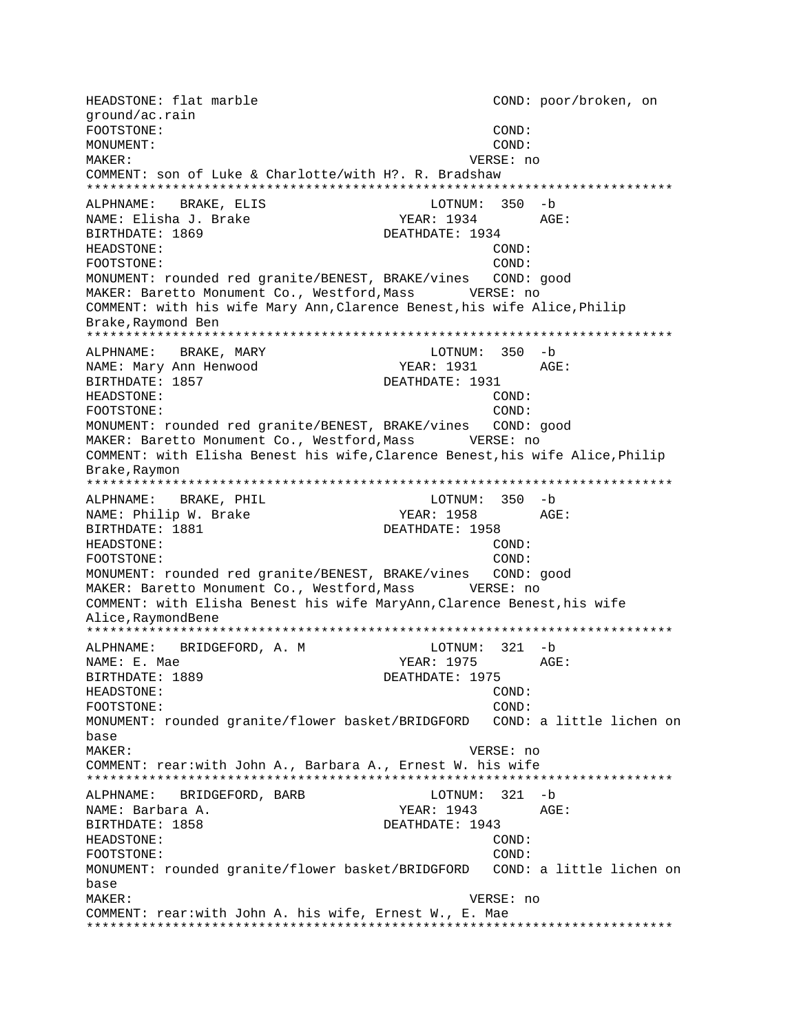HEADSTONE: flat marble COND: poor/broken, on ground/ac.rain
FOOTSTONE: COND:
MONUMENT: COND:
MAKER: VERSE: no
COMMENT: son of Luke & Charlotte/with H?. R. Bradshaw
***************************************************************************
ALPHNAME: BRAKE, ELIS LOTNUM: 350 -b
NAME: Elisha J. Brake YEAR: 1934 AGE:
BIRTHDATE: 1869 DEATHDATE: 1934
HEADSTONE: COND:
FOOTSTONE: COND:
MONUMENT: rounded red granite/BENEST, BRAKE/vines COND: good
MAKER: Baretto Monument Co., Westford,Mass VERSE: no
COMMENT: with his wife Mary Ann,Clarence Benest,his wife Alice,Philip Brake,Raymond Ben
***************************************************************************
ALPHNAME: BRAKE, MARY LOTNUM: 350 -b
NAME: Mary Ann Henwood YEAR: 1931 AGE:
BIRTHDATE: 1857 DEATHDATE: 1931
HEADSTONE: COND:
FOOTSTONE: COND:
MONUMENT: rounded red granite/BENEST, BRAKE/vines COND: good
MAKER: Baretto Monument Co., Westford,Mass VERSE: no
COMMENT: with Elisha Benest his wife,Clarence Benest,his wife Alice,Philip Brake,Raymon
***************************************************************************
ALPHNAME: BRAKE, PHIL LOTNUM: 350 -b
NAME: Philip W. Brake YEAR: 1958 AGE:
BIRTHDATE: 1881 DEATHDATE: 1958
HEADSTONE: COND:
FOOTSTONE: COND:
MONUMENT: rounded red granite/BENEST, BRAKE/vines COND: good
MAKER: Baretto Monument Co., Westford,Mass VERSE: no
COMMENT: with Elisha Benest his wife MaryAnn,Clarence Benest,his wife Alice,RaymondBene
***************************************************************************
ALPHNAME: BRIDGEFORD, A. M LOTNUM: 321 -b
NAME: E. Mae YEAR: 1975 AGE:
BIRTHDATE: 1889 DEATHDATE: 1975
HEADSTONE: COND:
FOOTSTONE: COND:
MONUMENT: rounded granite/flower basket/BRIDGFORD COND: a little lichen on base
MAKER: VERSE: no
COMMENT: rear:with John A., Barbara A., Ernest W. his wife
***************************************************************************
ALPHNAME: BRIDGEFORD, BARB LOTNUM: 321 -b
NAME: Barbara A. YEAR: 1943 AGE:
BIRTHDATE: 1858 DEATHDATE: 1943
HEADSTONE: COND:
FOOTSTONE: COND:
MONUMENT: rounded granite/flower basket/BRIDGFORD COND: a little lichen on base
MAKER: VERSE: no
COMMENT: rear:with John A. his wife, Ernest W., E. Mae
***************************************************************************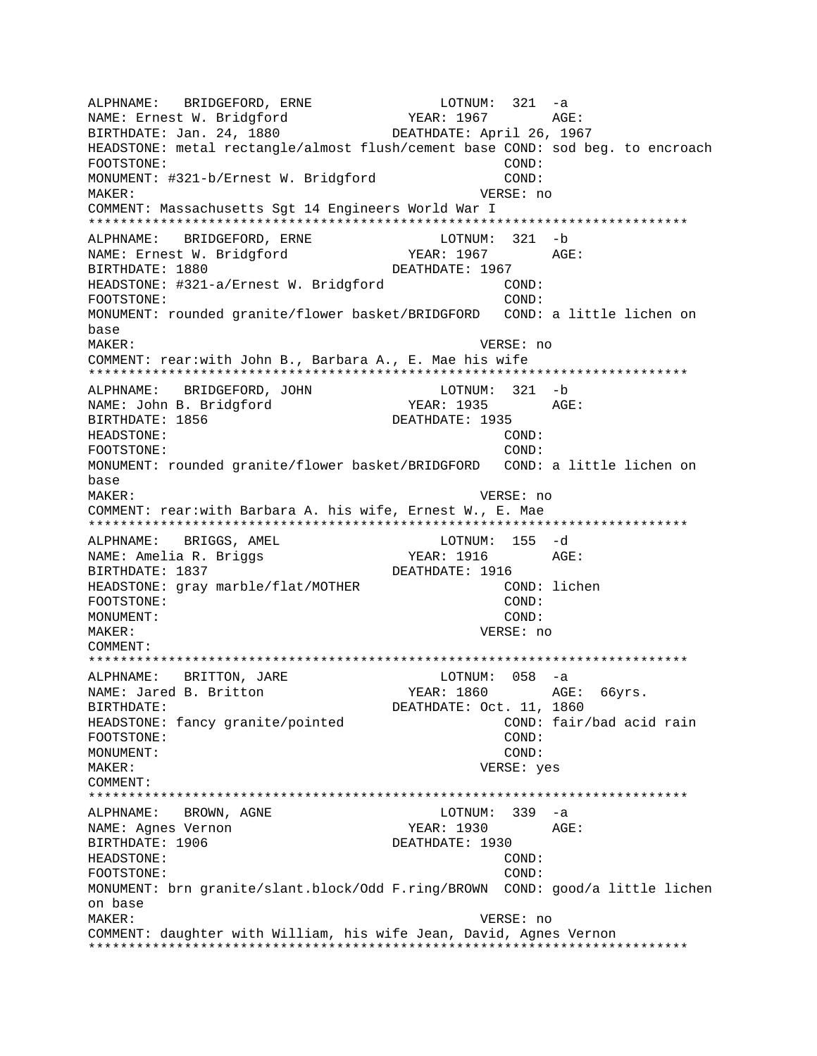```
ALPHNAME:   BRIDGEFORD, ERNE                LOTNUM:  321  -a
NAME: Ernest W. Bridgford              YEAR: 1967        AGE:
BIRTHDATE: Jan. 24, 1880            DEATHDATE: April 26, 1967
HEADSTONE: metal rectangle/almost flush/cement base COND: sod beg. to encroach
FOOTSTONE:                                         COND:
MONUMENT: #321-b/Ernest W. Bridgford               COND:
MAKER:                                           VERSE: no
COMMENT: Massachusetts Sgt 14 Engineers World War I
*****************************************************************************
ALPHNAME:   BRIDGEFORD, ERNE                LOTNUM:  321  -b
NAME: Ernest W. Bridgford              YEAR: 1967        AGE:
BIRTHDATE: 1880                     DEATHDATE: 1967
HEADSTONE: #321-a/Ernest W. Bridgford               COND:
FOOTSTONE:                                         COND:
MONUMENT: rounded granite/flower basket/BRIDGFORD   COND: a little lichen on
base
MAKER:                                           VERSE: no
COMMENT: rear:with John B., Barbara A., E. Mae his wife
*****************************************************************************
ALPHNAME:   BRIDGEFORD, JOHN                LOTNUM:  321  -b
NAME: John B. Bridgford                YEAR: 1935        AGE:
BIRTHDATE: 1856                     DEATHDATE: 1935
HEADSTONE:                                         COND:
FOOTSTONE:                                         COND:
MONUMENT: rounded granite/flower basket/BRIDGFORD   COND: a little lichen on
base
MAKER:                                           VERSE: no
COMMENT: rear:with Barbara A. his wife, Ernest W., E. Mae
*****************************************************************************
ALPHNAME:   BRIGGS, AMEL                    LOTNUM:  155  -d
NAME: Amelia R. Briggs                 YEAR: 1916        AGE:
BIRTHDATE: 1837                     DEATHDATE: 1916
HEADSTONE: gray marble/flat/MOTHER                  COND: lichen
FOOTSTONE:                                         COND:
MONUMENT:                                          COND:
MAKER:                                           VERSE: no
COMMENT:
*****************************************************************************
ALPHNAME:   BRITTON, JARE                   LOTNUM:  058  -a
NAME: Jared B. Britton                 YEAR: 1860        AGE:  66yrs.
BIRTHDATE:                          DEATHDATE: Oct. 11, 1860
HEADSTONE: fancy granite/pointed                    COND: fair/bad acid rain
FOOTSTONE:                                         COND:
MONUMENT:                                          COND:
MAKER:                                           VERSE: yes
COMMENT:
*****************************************************************************
ALPHNAME:   BROWN, AGNE                     LOTNUM:  339  -a
NAME: Agnes Vernon                     YEAR: 1930        AGE:
BIRTHDATE: 1906                     DEATHDATE: 1930
HEADSTONE:                                         COND:
FOOTSTONE:                                         COND:
MONUMENT: brn granite/slant.block/Odd F.ring/BROWN  COND: good/a little lichen
on base
MAKER:                                           VERSE: no
COMMENT: daughter with William, his wife Jean, David, Agnes Vernon
*****************************************************************************
```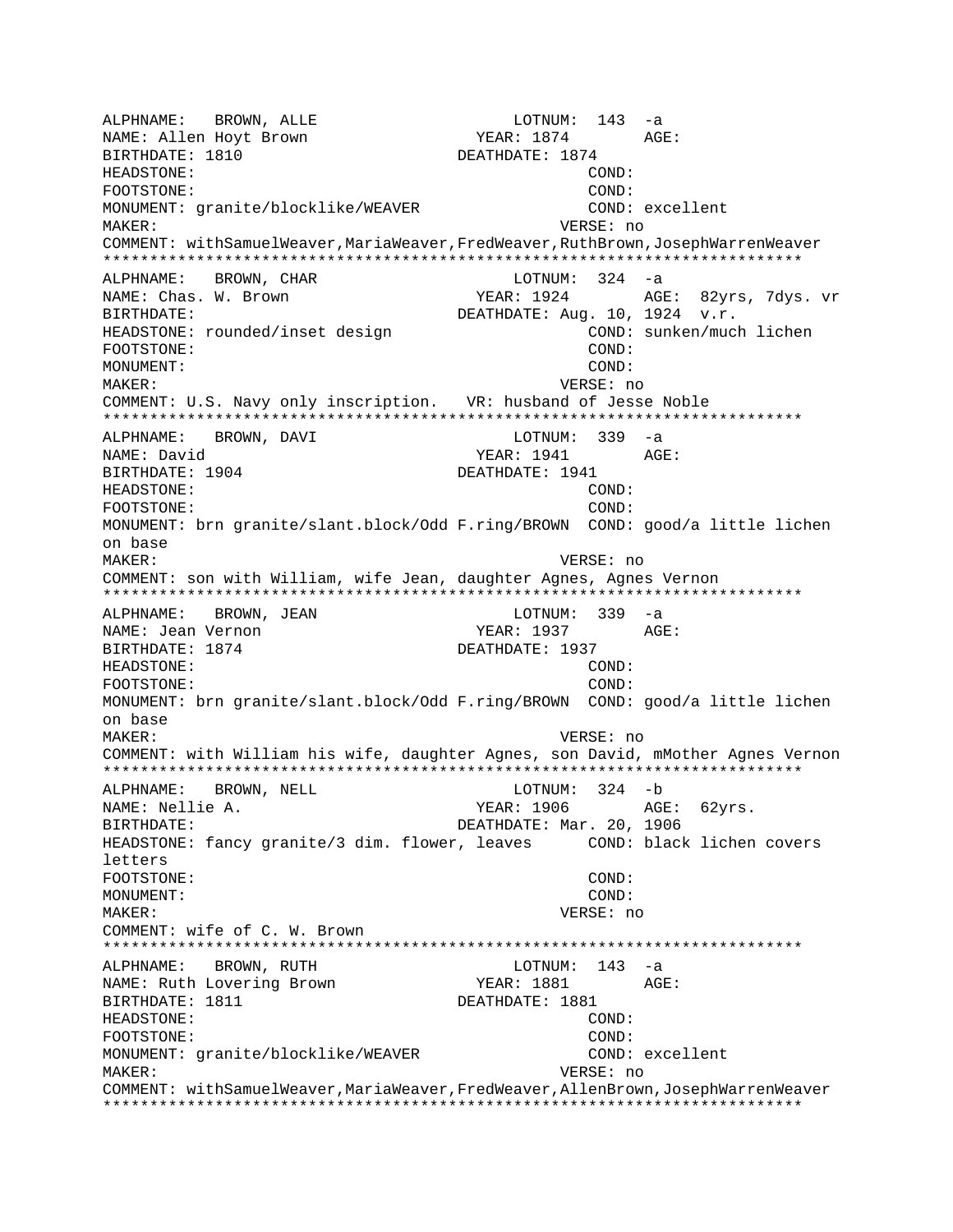```
ALPHNAME:   BROWN, ALLE                      LOTNUM:  143  -a
NAME: Allen Hoyt Brown                  YEAR: 1874        AGE:
BIRTHDATE: 1810                        DEATHDATE: 1874
HEADSTONE:                                          COND:
FOOTSTONE:                                          COND:
MONUMENT: granite/blocklike/WEAVER                  COND: excellent
MAKER:                                            VERSE: no
COMMENT: withSamuelWeaver,MariaWeaver,FredWeaver,RuthBrown,JosephWarrenWeaver
*****************************************************************************
ALPHNAME:   BROWN, CHAR                      LOTNUM:  324  -a
NAME: Chas. W. Brown                    YEAR: 1924        AGE:  82yrs, 7dys. vr
BIRTHDATE:                             DEATHDATE: Aug. 10, 1924  v.r.
HEADSTONE: rounded/inset design                     COND: sunken/much lichen
FOOTSTONE:                                          COND:
MONUMENT:                                           COND:
MAKER:                                            VERSE: no
COMMENT: U.S. Navy only inscription.   VR: husband of Jesse Noble
*****************************************************************************
ALPHNAME:   BROWN, DAVI                      LOTNUM:  339  -a
NAME: David                             YEAR: 1941        AGE:
BIRTHDATE: 1904                        DEATHDATE: 1941
HEADSTONE:                                          COND:
FOOTSTONE:                                          COND:
MONUMENT: brn granite/slant.block/Odd F.ring/BROWN  COND: good/a little lichen
on base
MAKER:                                            VERSE: no
COMMENT: son with William, wife Jean, daughter Agnes, Agnes Vernon
*****************************************************************************
ALPHNAME:   BROWN, JEAN                      LOTNUM:  339  -a
NAME: Jean Vernon                       YEAR: 1937        AGE:
BIRTHDATE: 1874                        DEATHDATE: 1937
HEADSTONE:                                          COND:
FOOTSTONE:                                          COND:
MONUMENT: brn granite/slant.block/Odd F.ring/BROWN  COND: good/a little lichen
on base
MAKER:                                            VERSE: no
COMMENT: with William his wife, daughter Agnes, son David, mMother Agnes Vernon
*****************************************************************************
ALPHNAME:   BROWN, NELL                      LOTNUM:  324  -b
NAME: Nellie A.                         YEAR: 1906        AGE:  62yrs.
BIRTHDATE:                             DEATHDATE: Mar. 20, 1906
HEADSTONE: fancy granite/3 dim. flower, leaves      COND: black lichen covers
letters
FOOTSTONE:                                          COND:
MONUMENT:                                           COND:
MAKER:                                            VERSE: no
COMMENT: wife of C. W. Brown
*****************************************************************************
ALPHNAME:   BROWN, RUTH                      LOTNUM:  143  -a
NAME: Ruth Lovering Brown               YEAR: 1881        AGE:
BIRTHDATE: 1811                        DEATHDATE: 1881
HEADSTONE:                                          COND:
FOOTSTONE:                                          COND:
MONUMENT: granite/blocklike/WEAVER                  COND: excellent
MAKER:                                            VERSE: no
COMMENT: withSamuelWeaver,MariaWeaver,FredWeaver,AllenBrown,JosephWarrenWeaver
*****************************************************************************
```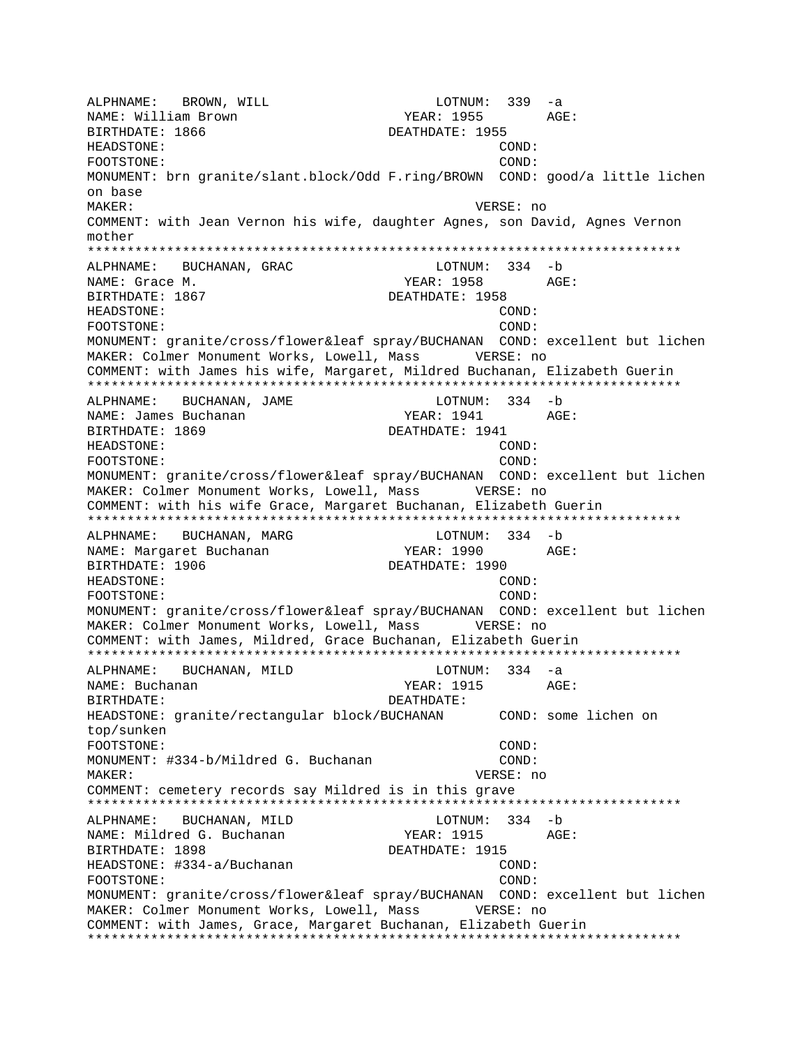```
ALPHNAME:   BROWN, WILL                        LOTNUM:  339  -a
NAME: William Brown                     YEAR: 1955        AGE:
BIRTHDATE: 1866                     DEATHDATE: 1955
HEADSTONE:                                         COND:
FOOTSTONE:                                         COND:
MONUMENT: brn granite/slant.block/Odd F.ring/BROWN  COND: good/a little lichen
on base
MAKER:                                             VERSE: no
COMMENT: with Jean Vernon his wife, daughter Agnes, son David, Agnes Vernon
mother
***************************************************************************
ALPHNAME:   BUCHANAN, GRAC                     LOTNUM:  334  -b
NAME: Grace M.                          YEAR: 1958        AGE:
BIRTHDATE: 1867                     DEATHDATE: 1958
HEADSTONE:                                         COND:
FOOTSTONE:                                         COND:
MONUMENT: granite/cross/flower&leaf spray/BUCHANAN  COND: excellent but lichen
MAKER: Colmer Monument Works, Lowell, Mass       VERSE: no
COMMENT: with James his wife, Margaret, Mildred Buchanan, Elizabeth Guerin
***************************************************************************
ALPHNAME:   BUCHANAN, JAME                     LOTNUM:  334  -b
NAME: James Buchanan                    YEAR: 1941        AGE:
BIRTHDATE: 1869                     DEATHDATE: 1941
HEADSTONE:                                         COND:
FOOTSTONE:                                         COND:
MONUMENT: granite/cross/flower&leaf spray/BUCHANAN  COND: excellent but lichen
MAKER: Colmer Monument Works, Lowell, Mass       VERSE: no
COMMENT: with his wife Grace, Margaret Buchanan, Elizabeth Guerin
***************************************************************************
ALPHNAME:   BUCHANAN, MARG                     LOTNUM:  334  -b
NAME: Margaret Buchanan                 YEAR: 1990        AGE:
BIRTHDATE: 1906                     DEATHDATE: 1990
HEADSTONE:                                         COND:
FOOTSTONE:                                         COND:
MONUMENT: granite/cross/flower&leaf spray/BUCHANAN  COND: excellent but lichen
MAKER: Colmer Monument Works, Lowell, Mass       VERSE: no
COMMENT: with James, Mildred, Grace Buchanan, Elizabeth Guerin
***************************************************************************
ALPHNAME:   BUCHANAN, MILD                     LOTNUM:  334  -a
NAME: Buchanan                          YEAR: 1915        AGE:
BIRTHDATE:                          DEATHDATE:
HEADSTONE: granite/rectangular block/BUCHANAN      COND: some lichen on
top/sunken
FOOTSTONE:                                         COND:
MONUMENT: #334-b/Mildred G. Buchanan               COND:
MAKER:                                             VERSE: no
COMMENT: cemetery records say Mildred is in this grave
***************************************************************************
ALPHNAME:   BUCHANAN, MILD                     LOTNUM:  334  -b
NAME: Mildred G. Buchanan               YEAR: 1915        AGE:
BIRTHDATE: 1898                     DEATHDATE: 1915
HEADSTONE: #334-a/Buchanan                         COND:
FOOTSTONE:                                         COND:
MONUMENT: granite/cross/flower&leaf spray/BUCHANAN  COND: excellent but lichen
MAKER: Colmer Monument Works, Lowell, Mass       VERSE: no
COMMENT: with James, Grace, Margaret Buchanan, Elizabeth Guerin
***************************************************************************
```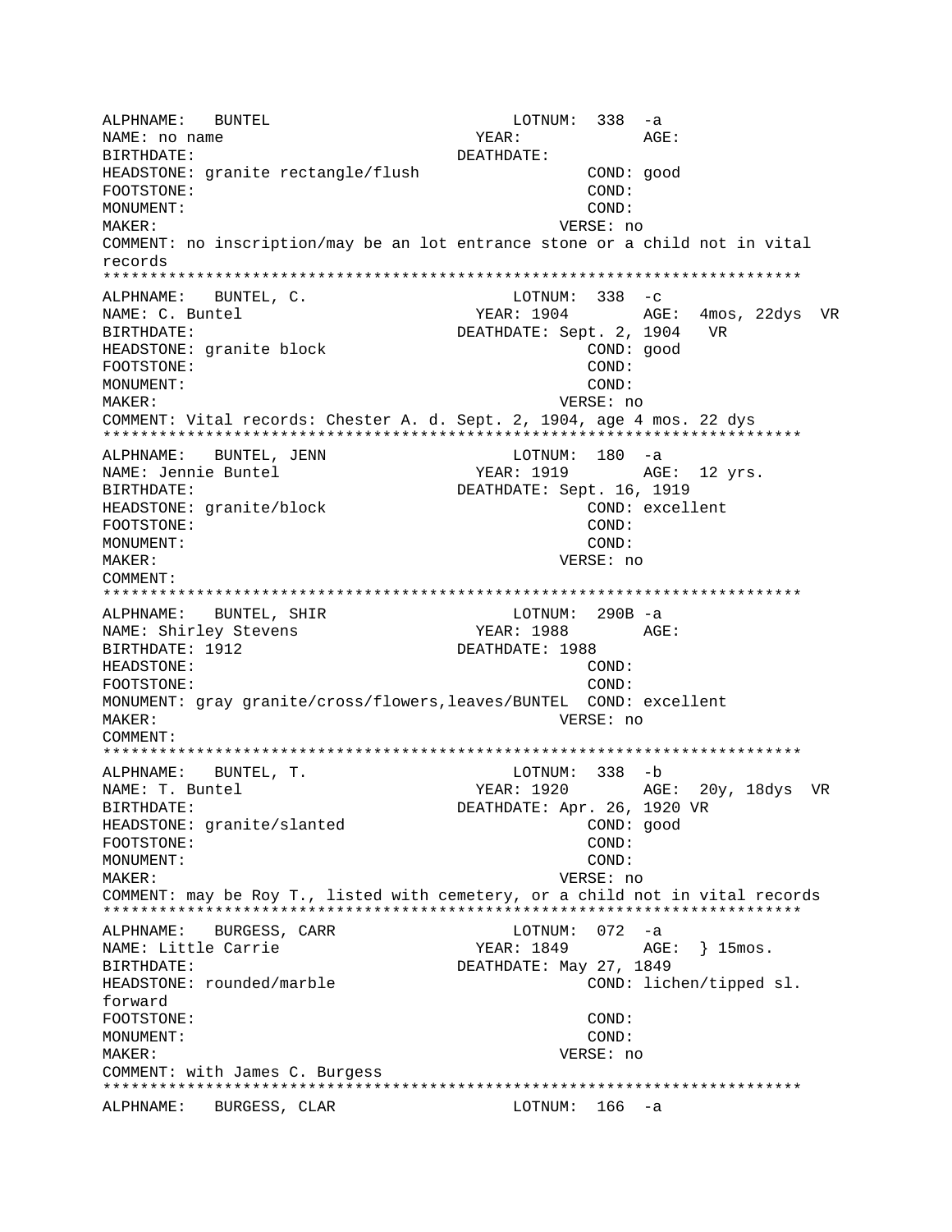```
ALPHNAME:   BUNTEL                          LOTNUM:  338  -a
NAME: no name                          YEAR:            AGE:
BIRTHDATE:                          DEATHDATE:
HEADSTONE: granite rectangle/flush                COND: good
FOOTSTONE:                                        COND:
MONUMENT:                                         COND:
MAKER:                                          VERSE: no
COMMENT: no inscription/may be an lot entrance stone or a child not in vital
records
*************************************************************************
ALPHNAME:   BUNTEL, C.                      LOTNUM:  338  -c
NAME: C. Buntel                         YEAR: 1904       AGE:  4mos, 22dys  VR
BIRTHDATE:                          DEATHDATE: Sept. 2, 1904   VR
HEADSTONE: granite block                          COND: good
FOOTSTONE:                                        COND:
MONUMENT:                                         COND:
MAKER:                                          VERSE: no
COMMENT: Vital records: Chester A. d. Sept. 2, 1904, age 4 mos. 22 dys
*************************************************************************
ALPHNAME:   BUNTEL, JENN                    LOTNUM:  180  -a
NAME: Jennie Buntel                     YEAR: 1919       AGE:  12 yrs.
BIRTHDATE:                          DEATHDATE: Sept. 16, 1919
HEADSTONE: granite/block                          COND: excellent
FOOTSTONE:                                        COND:
MONUMENT:                                         COND:
MAKER:                                          VERSE: no
COMMENT:
*************************************************************************
ALPHNAME:   BUNTEL, SHIR                    LOTNUM:  290B -a
NAME: Shirley Stevens                   YEAR: 1988       AGE:
BIRTHDATE: 1912                     DEATHDATE: 1988
HEADSTONE:                                        COND:
FOOTSTONE:                                        COND:
MONUMENT: gray granite/cross/flowers,leaves/BUNTEL  COND: excellent
MAKER:                                          VERSE: no
COMMENT:
*************************************************************************
ALPHNAME:   BUNTEL, T.                      LOTNUM:  338  -b
NAME: T. Buntel                         YEAR: 1920       AGE:  20y, 18dys  VR
BIRTHDATE:                          DEATHDATE: Apr. 26, 1920 VR
HEADSTONE: granite/slanted                        COND: good
FOOTSTONE:                                        COND:
MONUMENT:                                         COND:
MAKER:                                          VERSE: no
COMMENT: may be Roy T., listed with cemetery, or a child not in vital records
*************************************************************************
ALPHNAME:   BURGESS, CARR                   LOTNUM:  072  -a
NAME: Little Carrie                     YEAR: 1849       AGE:  } 15mos.
BIRTHDATE:                          DEATHDATE: May 27, 1849
HEADSTONE: rounded/marble                         COND: lichen/tipped sl.
forward
FOOTSTONE:                                        COND:
MONUMENT:                                         COND:
MAKER:                                          VERSE: no
COMMENT: with James C. Burgess
*************************************************************************
ALPHNAME:   BURGESS, CLAR                   LOTNUM:  166  -a
```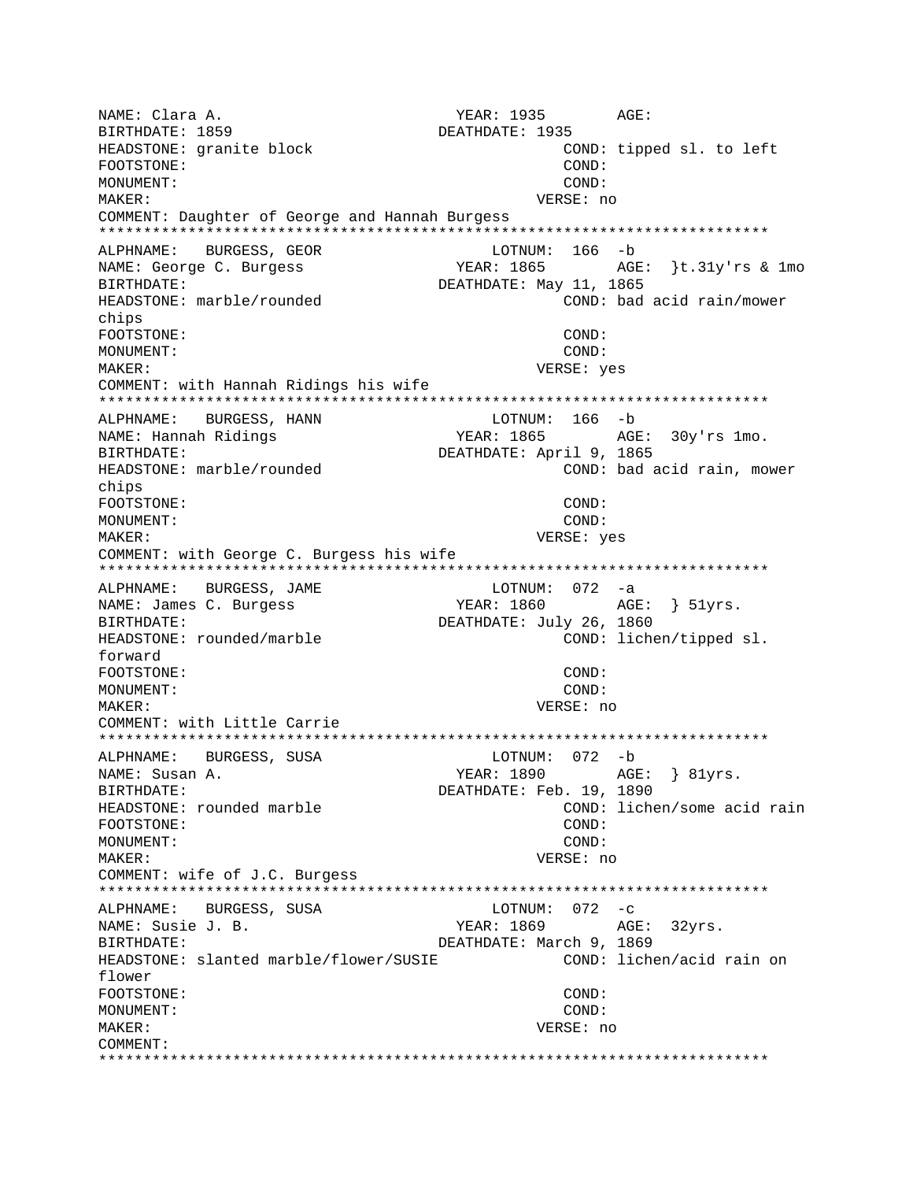NAME: Clara A. YEAR: 1935 AGE:
BIRTHDATE: 1859 DEATHDATE: 1935
HEADSTONE: granite block COND: tipped sl. to left
FOOTSTONE: COND:
MONUMENT: COND:
MAKER: VERSE: no
COMMENT: Daughter of George and Hannah Burgess

***************************************************************************

ALPHNAME: BURGESS, GEOR LOTNUM: 166 -b
NAME: George C. Burgess YEAR: 1865 AGE: }t.31y'rs & 1mo
BIRTHDATE: DEATHDATE: May 11, 1865
HEADSTONE: marble/rounded COND: bad acid rain/mower chips
FOOTSTONE: COND:
MONUMENT: COND:
MAKER: VERSE: yes
COMMENT: with Hannah Ridings his wife

***************************************************************************

ALPHNAME: BURGESS, HANN LOTNUM: 166 -b
NAME: Hannah Ridings YEAR: 1865 AGE: 30y'rs 1mo.
BIRTHDATE: DEATHDATE: April 9, 1865
HEADSTONE: marble/rounded COND: bad acid rain, mower chips
FOOTSTONE: COND:
MONUMENT: COND:
MAKER: VERSE: yes
COMMENT: with George C. Burgess his wife

***************************************************************************

ALPHNAME: BURGESS, JAME LOTNUM: 072 -a
NAME: James C. Burgess YEAR: 1860 AGE: } 51yrs.
BIRTHDATE: DEATHDATE: July 26, 1860
HEADSTONE: rounded/marble COND: lichen/tipped sl. forward
FOOTSTONE: COND:
MONUMENT: COND:
MAKER: VERSE: no
COMMENT: with Little Carrie

***************************************************************************

ALPHNAME: BURGESS, SUSA LOTNUM: 072 -b
NAME: Susan A. YEAR: 1890 AGE: } 81yrs.
BIRTHDATE: DEATHDATE: Feb. 19, 1890
HEADSTONE: rounded marble COND: lichen/some acid rain
FOOTSTONE: COND:
MONUMENT: COND:
MAKER: VERSE: no
COMMENT: wife of J.C. Burgess

***************************************************************************

ALPHNAME: BURGESS, SUSA LOTNUM: 072 -c
NAME: Susie J. B. YEAR: 1869 AGE: 32yrs.
BIRTHDATE: DEATHDATE: March 9, 1869
HEADSTONE: slanted marble/flower/SUSIE COND: lichen/acid rain on flower
FOOTSTONE: COND:
MONUMENT: COND:
MAKER: VERSE: no
COMMENT:

***************************************************************************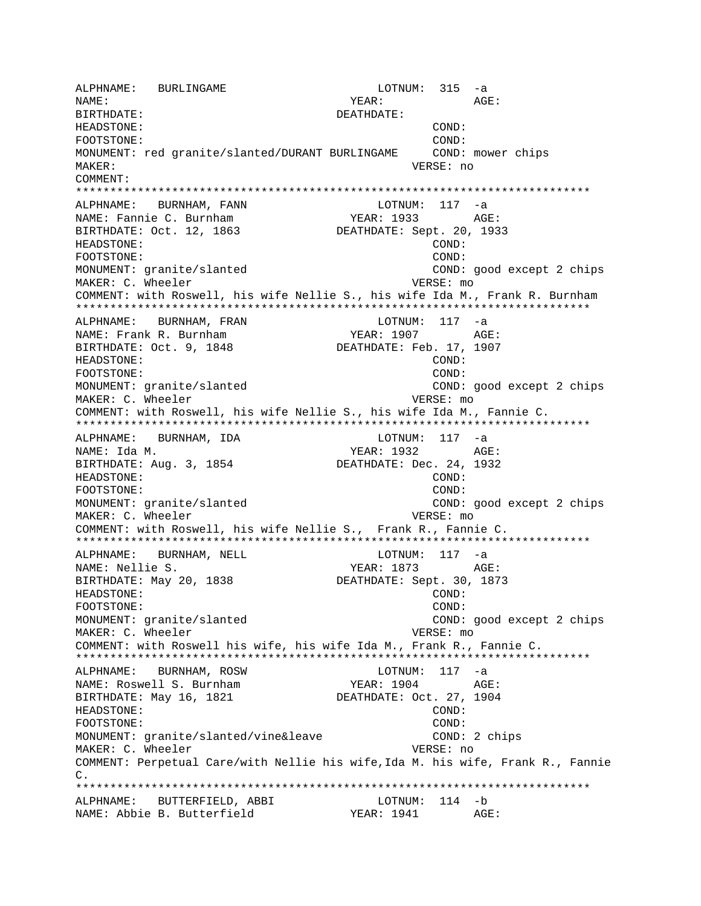```
ALPHNAME:   BURLINGAME                        LOTNUM:  315  -a
NAME:                                   YEAR:            AGE:
BIRTHDATE:                            DEATHDATE:
HEADSTONE:                                         COND:
FOOTSTONE:                                         COND:
MONUMENT: red granite/slanted/DURANT BURLINGAME     COND: mower chips
MAKER:                                            VERSE: no
COMMENT:
***************************************************************************
ALPHNAME:   BURNHAM, FANN                     LOTNUM:  117  -a
NAME: Fannie C. Burnham                 YEAR: 1933       AGE:
BIRTHDATE: Oct. 12, 1863              DEATHDATE: Sept. 20, 1933
HEADSTONE:                                         COND:
FOOTSTONE:                                         COND:
MONUMENT: granite/slanted                          COND: good except 2 chips
MAKER: C. Wheeler                                 VERSE: mo
COMMENT: with Roswell, his wife Nellie S., his wife Ida M., Frank R. Burnham
***************************************************************************
ALPHNAME:   BURNHAM, FRAN                     LOTNUM:  117  -a
NAME: Frank R. Burnham                  YEAR: 1907       AGE:
BIRTHDATE: Oct. 9, 1848               DEATHDATE: Feb. 17, 1907
HEADSTONE:                                         COND:
FOOTSTONE:                                         COND:
MONUMENT: granite/slanted                          COND: good except 2 chips
MAKER: C. Wheeler                                 VERSE: mo
COMMENT: with Roswell, his wife Nellie S., his wife Ida M., Fannie C.
***************************************************************************
ALPHNAME:   BURNHAM, IDA                      LOTNUM:  117  -a
NAME: Ida M.                            YEAR: 1932       AGE:
BIRTHDATE: Aug. 3, 1854               DEATHDATE: Dec. 24, 1932
HEADSTONE:                                         COND:
FOOTSTONE:                                         COND:
MONUMENT: granite/slanted                          COND: good except 2 chips
MAKER: C. Wheeler                                 VERSE: mo
COMMENT: with Roswell, his wife Nellie S.,  Frank R., Fannie C.
***************************************************************************
ALPHNAME:   BURNHAM, NELL                     LOTNUM:  117  -a
NAME: Nellie S.                         YEAR: 1873       AGE:
BIRTHDATE: May 20, 1838               DEATHDATE: Sept. 30, 1873
HEADSTONE:                                         COND:
FOOTSTONE:                                         COND:
MONUMENT: granite/slanted                          COND: good except 2 chips
MAKER: C. Wheeler                                 VERSE: mo
COMMENT: with Roswell his wife, his wife Ida M., Frank R., Fannie C.
***************************************************************************
ALPHNAME:   BURNHAM, ROSW                     LOTNUM:  117  -a
NAME: Roswell S. Burnham                YEAR: 1904       AGE:
BIRTHDATE: May 16, 1821               DEATHDATE: Oct. 27, 1904
HEADSTONE:                                         COND:
FOOTSTONE:                                         COND:
MONUMENT: granite/slanted/vine&leave               COND: 2 chips
MAKER: C. Wheeler                                 VERSE: no
COMMENT: Perpetual Care/with Nellie his wife,Ida M. his wife, Frank R., Fannie
C.
***************************************************************************
ALPHNAME:   BUTTERFIELD, ABBI                 LOTNUM:  114  -b
NAME: Abbie B. Butterfield              YEAR: 1941       AGE:
```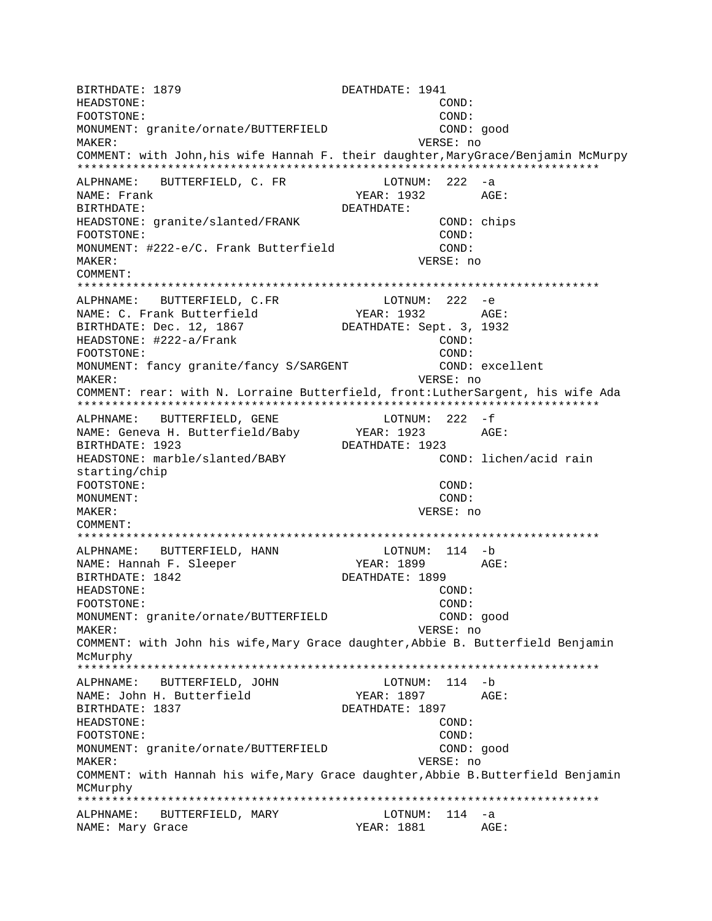```
BIRTHDATE: 1879                     DEATHDATE: 1941
HEADSTONE:                                        COND:
FOOTSTONE:                                        COND:
MONUMENT: granite/ornate/BUTTERFIELD              COND: good
MAKER:                                          VERSE: no
COMMENT: with John,his wife Hannah F. their daughter,MaryGrace/Benjamin McMurpy
***************************************************************************
ALPHNAME:   BUTTERFIELD, C. FR              LOTNUM:  222  -a
NAME: Frank                                YEAR: 1932        AGE:
BIRTHDATE:                          DEATHDATE:
HEADSTONE: granite/slanted/FRANK                  COND: chips
FOOTSTONE:                                        COND:
MONUMENT: #222-e/C. Frank Butterfield             COND:
MAKER:                                          VERSE: no
COMMENT:
***************************************************************************
ALPHNAME:   BUTTERFIELD, C.FR               LOTNUM:  222  -e
NAME: C. Frank Butterfield                YEAR: 1932        AGE:
BIRTHDATE: Dec. 12, 1867            DEATHDATE: Sept. 3, 1932
HEADSTONE: #222-a/Frank                           COND:
FOOTSTONE:                                        COND:
MONUMENT: fancy granite/fancy S/SARGENT           COND: excellent
MAKER:                                          VERSE: no
COMMENT: rear: with N. Lorraine Butterfield, front:LutherSargent, his wife Ada
***************************************************************************
ALPHNAME:   BUTTERFIELD, GENE               LOTNUM:  222  -f
NAME: Geneva H. Butterfield/Baby          YEAR: 1923        AGE:
BIRTHDATE: 1923                     DEATHDATE: 1923
HEADSTONE: marble/slanted/BABY                    COND: lichen/acid rain
starting/chip
FOOTSTONE:                                        COND:
MONUMENT:                                         COND:
MAKER:                                          VERSE: no
COMMENT:
***************************************************************************
ALPHNAME:   BUTTERFIELD, HANN               LOTNUM:  114  -b
NAME: Hannah F. Sleeper                   YEAR: 1899        AGE:
BIRTHDATE: 1842                     DEATHDATE: 1899
HEADSTONE:                                        COND:
FOOTSTONE:                                        COND:
MONUMENT: granite/ornate/BUTTERFIELD              COND: good
MAKER:                                          VERSE: no
COMMENT: with John his wife,Mary Grace daughter,Abbie B. Butterfield Benjamin
McMurphy
***************************************************************************
ALPHNAME:   BUTTERFIELD, JOHN               LOTNUM:  114  -b
NAME: John H. Butterfield                 YEAR: 1897        AGE:
BIRTHDATE: 1837                     DEATHDATE: 1897
HEADSTONE:                                        COND:
FOOTSTONE:                                        COND:
MONUMENT: granite/ornate/BUTTERFIELD              COND: good
MAKER:                                          VERSE: no
COMMENT: with Hannah his wife,Mary Grace daughter,Abbie B.Butterfield Benjamin
MCMurphy
***************************************************************************
ALPHNAME:   BUTTERFIELD, MARY               LOTNUM:  114  -a
NAME: Mary Grace                          YEAR: 1881        AGE:
```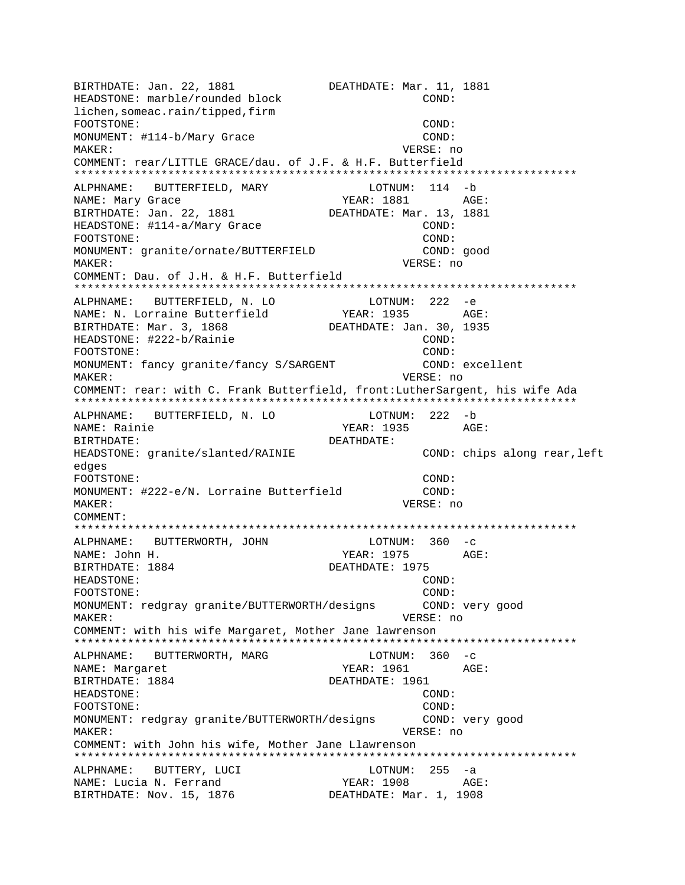```
BIRTHDATE: Jan. 22, 1881            DEATHDATE: Mar. 11, 1881
HEADSTONE: marble/rounded block                   COND:
lichen,someac.rain/tipped,firm
FOOTSTONE:                                        COND:
MONUMENT: #114-b/Mary Grace                       COND:
MAKER:                                          VERSE: no
COMMENT: rear/LITTLE GRACE/dau. of J.F. & H.F. Butterfield
*************************************************************************
ALPHNAME:   BUTTERFIELD, MARY              LOTNUM:  114  -b
NAME: Mary Grace                        YEAR: 1881        AGE:
BIRTHDATE: Jan. 22, 1881            DEATHDATE: Mar. 13, 1881
HEADSTONE: #114-a/Mary Grace                      COND:
FOOTSTONE:                                        COND:
MONUMENT: granite/ornate/BUTTERFIELD              COND: good
MAKER:                                          VERSE: no
COMMENT: Dau. of J.H. & H.F. Butterfield
*************************************************************************
ALPHNAME:   BUTTERFIELD, N. LO             LOTNUM:  222  -e
NAME: N. Lorraine Butterfield           YEAR: 1935        AGE:
BIRTHDATE: Mar. 3, 1868             DEATHDATE: Jan. 30, 1935
HEADSTONE: #222-b/Rainie                          COND:
FOOTSTONE:                                        COND:
MONUMENT: fancy granite/fancy S/SARGENT           COND: excellent
MAKER:                                          VERSE: no
COMMENT: rear: with C. Frank Butterfield, front:LutherSargent, his wife Ada
*************************************************************************
ALPHNAME:   BUTTERFIELD, N. LO             LOTNUM:  222  -b
NAME: Rainie                            YEAR: 1935        AGE:
BIRTHDATE:                          DEATHDATE:
HEADSTONE: granite/slanted/RAINIE                 COND: chips along rear,left
edges
FOOTSTONE:                                        COND:
MONUMENT: #222-e/N. Lorraine Butterfield          COND:
MAKER:                                          VERSE: no
COMMENT:
*************************************************************************
ALPHNAME:   BUTTERWORTH, JOHN              LOTNUM:  360  -c
NAME: John H.                           YEAR: 1975        AGE:
BIRTHDATE: 1884                     DEATHDATE: 1975
HEADSTONE:                                        COND:
FOOTSTONE:                                        COND:
MONUMENT: redgray granite/BUTTERWORTH/designs      COND: very good
MAKER:                                          VERSE: no
COMMENT: with his wife Margaret, Mother Jane lawrenson
*************************************************************************
ALPHNAME:   BUTTERWORTH, MARG              LOTNUM:  360  -c
NAME: Margaret                          YEAR: 1961        AGE:
BIRTHDATE: 1884                     DEATHDATE: 1961
HEADSTONE:                                        COND:
FOOTSTONE:                                        COND:
MONUMENT: redgray granite/BUTTERWORTH/designs      COND: very good
MAKER:                                          VERSE: no
COMMENT: with John his wife, Mother Jane Llawrenson
*************************************************************************
ALPHNAME:   BUTTERY, LUCI                  LOTNUM:  255  -a
NAME: Lucia N. Ferrand                  YEAR: 1908        AGE:
BIRTHDATE: Nov. 15, 1876            DEATHDATE: Mar. 1, 1908
```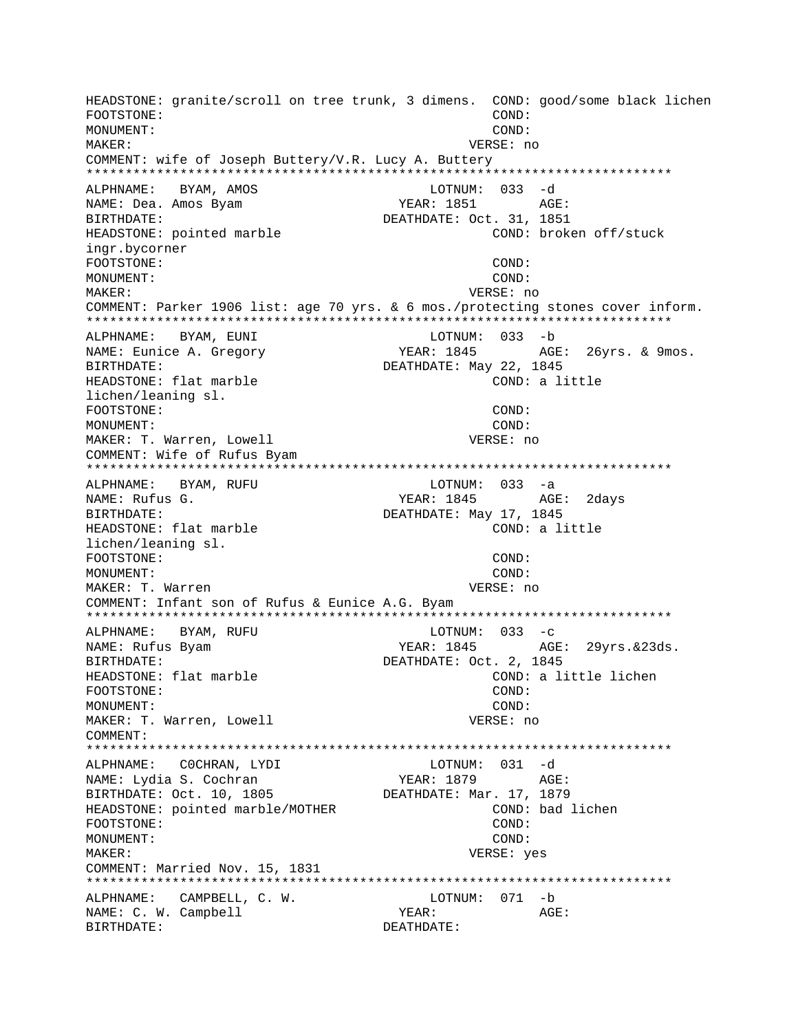```
HEADSTONE: granite/scroll on tree trunk, 3 dimens.  COND: good/some black lichen
FOOTSTONE:                                    COND:
MONUMENT:                                     COND:
MAKER:                                        VERSE: no
COMMENT: wife of Joseph Buttery/V.R. Lucy A. Buttery
*************************************************************************
ALPHNAME:   BYAM, AMOS                        LOTNUM:  033  -d
NAME: Dea. Amos Byam                    YEAR: 1851        AGE:
BIRTHDATE:                              DEATHDATE: Oct. 31, 1851
HEADSTONE: pointed marble                          COND: broken off/stuck
ingr.bycorner
FOOTSTONE:                                    COND:
MONUMENT:                                     COND:
MAKER:                                        VERSE: no
COMMENT: Parker 1906 list: age 70 yrs. & 6 mos./protecting stones cover inform.
*************************************************************************
ALPHNAME:   BYAM, EUNI                        LOTNUM:  033  -b
NAME: Eunice A. Gregory                 YEAR: 1845        AGE:  26yrs. & 9mos.
BIRTHDATE:                              DEATHDATE: May 22, 1845
HEADSTONE: flat marble                             COND: a little
lichen/leaning sl.
FOOTSTONE:                                    COND:
MONUMENT:                                     COND:
MAKER: T. Warren, Lowell                      VERSE: no
COMMENT: Wife of Rufus Byam
*************************************************************************
ALPHNAME:   BYAM, RUFU                        LOTNUM:  033  -a
NAME: Rufus G.                          YEAR: 1845        AGE:  2days
BIRTHDATE:                              DEATHDATE: May 17, 1845
HEADSTONE: flat marble                             COND: a little
lichen/leaning sl.
FOOTSTONE:                                    COND:
MONUMENT:                                     COND:
MAKER: T. Warren                              VERSE: no
COMMENT: Infant son of Rufus & Eunice A.G. Byam
*************************************************************************
ALPHNAME:   BYAM, RUFU                        LOTNUM:  033  -c
NAME: Rufus Byam                        YEAR: 1845        AGE:  29yrs.&23ds.
BIRTHDATE:                              DEATHDATE: Oct. 2, 1845
HEADSTONE: flat marble                             COND: a little lichen
FOOTSTONE:                                    COND:
MONUMENT:                                     COND:
MAKER: T. Warren, Lowell                      VERSE: no
COMMENT:
*************************************************************************
ALPHNAME:   C0CHRAN, LYDI                     LOTNUM:  031  -d
NAME: Lydia S. Cochran                  YEAR: 1879        AGE:
BIRTHDATE: Oct. 10, 1805                DEATHDATE: Mar. 17, 1879
HEADSTONE: pointed marble/MOTHER                   COND: bad lichen
FOOTSTONE:                                    COND:
MONUMENT:                                     COND:
MAKER:                                        VERSE: yes
COMMENT: Married Nov. 15, 1831
*************************************************************************
ALPHNAME:   CAMPBELL, C. W.                   LOTNUM:  071  -b
NAME: C. W. Campbell                    YEAR:             AGE:
BIRTHDATE:                              DEATHDATE:
```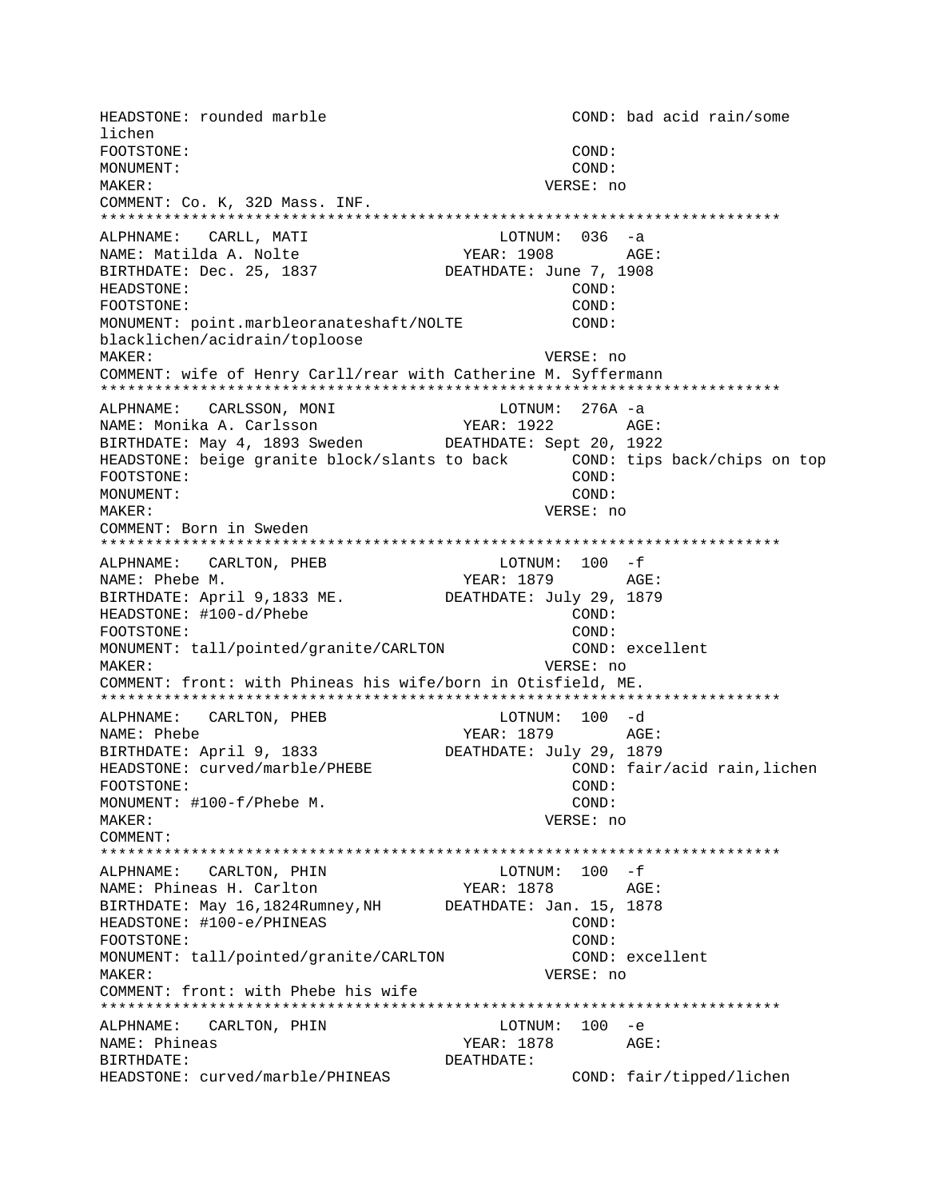```
HEADSTONE: rounded marble                            COND: bad acid rain/some
lichen
FOOTSTONE:                                           COND:
MONUMENT:                                            COND:
MAKER:                                               VERSE: no
COMMENT: Co. K, 32D Mass. INF.
**************************************************************************
ALPHNAME:   CARLL, MATI                        LOTNUM:  036  -a
NAME: Matilda A. Nolte                       YEAR: 1908        AGE:
BIRTHDATE: Dec. 25, 1837               DEATHDATE: June 7, 1908
HEADSTONE:                                           COND:
FOOTSTONE:                                           COND:
MONUMENT: point.marbleoranateshaft/NOLTE             COND:
blacklichen/acidrain/toploose
MAKER:                                               VERSE: no
COMMENT: wife of Henry Carll/rear with Catherine M. Syffermann
**************************************************************************
ALPHNAME:   CARLSSON, MONI                     LOTNUM:  276A -a
NAME: Monika A. Carlsson                     YEAR: 1922        AGE:
BIRTHDATE: May 4, 1893 Sweden          DEATHDATE: Sept 20, 1922
HEADSTONE: beige granite block/slants to back        COND: tips back/chips on top
FOOTSTONE:                                           COND:
MONUMENT:                                            COND:
MAKER:                                               VERSE: no
COMMENT: Born in Sweden
**************************************************************************
ALPHNAME:   CARLTON, PHEB                      LOTNUM:  100  -f
NAME: Phebe M.                               YEAR: 1879        AGE:
BIRTHDATE: April 9,1833 ME.            DEATHDATE: July 29, 1879
HEADSTONE: #100-d/Phebe                              COND:
FOOTSTONE:                                           COND:
MONUMENT: tall/pointed/granite/CARLTON               COND: excellent
MAKER:                                               VERSE: no
COMMENT: front: with Phineas his wife/born in Otisfield, ME.
**************************************************************************
ALPHNAME:   CARLTON, PHEB                      LOTNUM:  100  -d
NAME: Phebe                                  YEAR: 1879        AGE:
BIRTHDATE: April 9, 1833               DEATHDATE: July 29, 1879
HEADSTONE: curved/marble/PHEBE                       COND: fair/acid rain,lichen
FOOTSTONE:                                           COND:
MONUMENT: #100-f/Phebe M.                            COND:
MAKER:                                               VERSE: no
COMMENT:
**************************************************************************
ALPHNAME:   CARLTON, PHIN                      LOTNUM:  100  -f
NAME: Phineas H. Carlton                     YEAR: 1878        AGE:
BIRTHDATE: May 16,1824Rumney,NH        DEATHDATE: Jan. 15, 1878
HEADSTONE: #100-e/PHINEAS                            COND:
FOOTSTONE:                                           COND:
MONUMENT: tall/pointed/granite/CARLTON               COND: excellent
MAKER:                                               VERSE: no
COMMENT: front: with Phebe his wife
**************************************************************************
ALPHNAME:   CARLTON, PHIN                      LOTNUM:  100  -e
NAME: Phineas                                YEAR: 1878        AGE:
BIRTHDATE:                             DEATHDATE:
HEADSTONE: curved/marble/PHINEAS                     COND: fair/tipped/lichen
```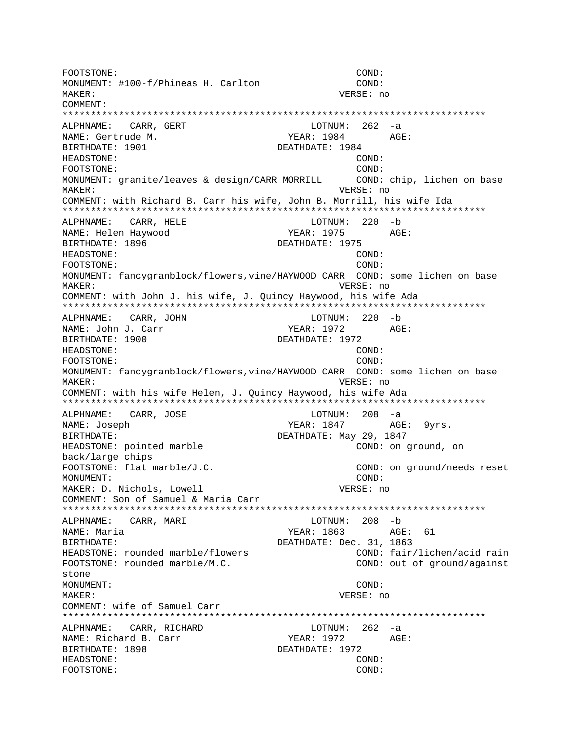```
FOOTSTONE:                                          COND:
MONUMENT: #100-f/Phineas H. Carlton                 COND:
MAKER:                                          VERSE: no
COMMENT:
*************************************************************************
ALPHNAME:   CARR, GERT                        LOTNUM:  262  -a
NAME: Gertrude M.                         YEAR: 1984        AGE:
BIRTHDATE: 1901                         DEATHDATE: 1984
HEADSTONE:                                          COND:
FOOTSTONE:                                          COND:
MONUMENT: granite/leaves & design/CARR MORRILL      COND: chip, lichen on base
MAKER:                                          VERSE: no
COMMENT: with Richard B. Carr his wife, John B. Morrill, his wife Ida
*************************************************************************
ALPHNAME:   CARR, HELE                        LOTNUM:  220  -b
NAME: Helen Haywood                       YEAR: 1975        AGE:
BIRTHDATE: 1896                         DEATHDATE: 1975
HEADSTONE:                                          COND:
FOOTSTONE:                                          COND:
MONUMENT: fancygranblock/flowers,vine/HAYWOOD CARR  COND: some lichen on base
MAKER:                                          VERSE: no
COMMENT: with John J. his wife, J. Quincy Haywood, his wife Ada
*************************************************************************
ALPHNAME:   CARR, JOHN                        LOTNUM:  220  -b
NAME: John J. Carr                        YEAR: 1972        AGE:
BIRTHDATE: 1900                         DEATHDATE: 1972
HEADSTONE:                                          COND:
FOOTSTONE:                                          COND:
MONUMENT: fancygranblock/flowers,vine/HAYWOOD CARR  COND: some lichen on base
MAKER:                                          VERSE: no
COMMENT: with his wife Helen, J. Quincy Haywood, his wife Ada
*************************************************************************
ALPHNAME:   CARR, JOSE                        LOTNUM:  208  -a
NAME: Joseph                              YEAR: 1847        AGE:  9yrs.
BIRTHDATE:                              DEATHDATE: May 29, 1847
HEADSTONE: pointed marble                           COND: on ground, on
back/large chips
FOOTSTONE: flat marble/J.C.                         COND: on ground/needs reset
MONUMENT:                                           COND:
MAKER: D. Nichols, Lowell                       VERSE: no
COMMENT: Son of Samuel & Maria Carr
*************************************************************************
ALPHNAME:   CARR, MARI                        LOTNUM:  208  -b
NAME: Maria                               YEAR: 1863        AGE:  61
BIRTHDATE:                              DEATHDATE: Dec. 31, 1863
HEADSTONE: rounded marble/flowers                   COND: fair/lichen/acid rain
FOOTSTONE: rounded marble/M.C.                      COND: out of ground/against
stone
MONUMENT:                                           COND:
MAKER:                                          VERSE: no
COMMENT: wife of Samuel Carr
*************************************************************************
ALPHNAME:   CARR, RICHARD                     LOTNUM:  262  -a
NAME: Richard B. Carr                     YEAR: 1972        AGE:
BIRTHDATE: 1898                         DEATHDATE: 1972
HEADSTONE:                                          COND:
FOOTSTONE:                                          COND:
```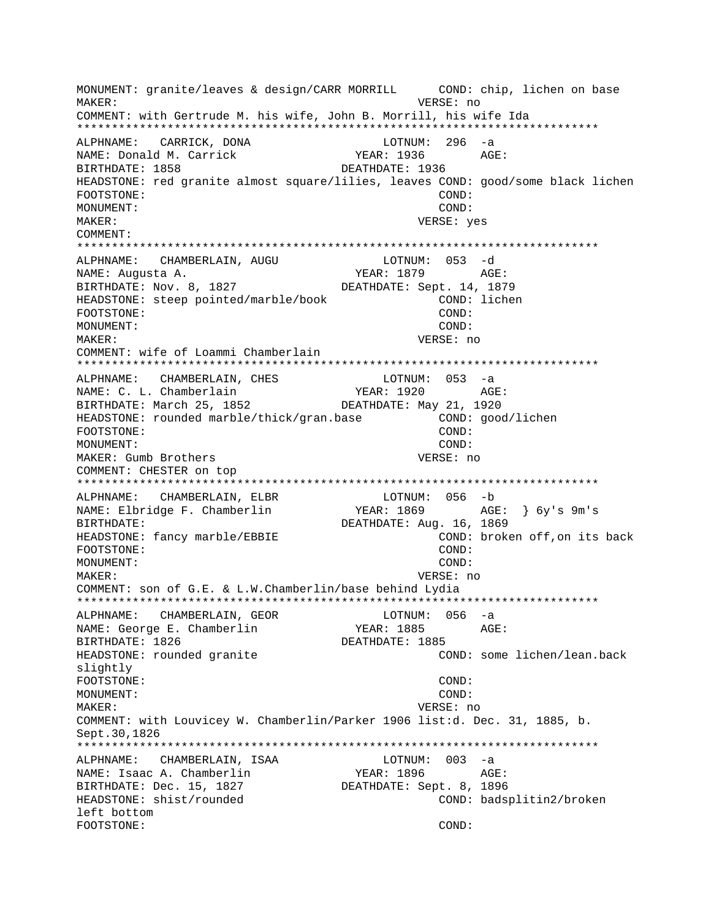```
MONUMENT: granite/leaves & design/CARR MORRILL      COND: chip, lichen on base
MAKER:                                         VERSE: no
COMMENT: with Gertrude M. his wife, John B. Morrill, his wife Ida
***************************************************************************
ALPHNAME:   CARRICK, DONA                 LOTNUM:  296  -a
NAME: Donald M. Carrick                YEAR: 1936        AGE:
BIRTHDATE: 1858                       DEATHDATE: 1936
HEADSTONE: red granite almost square/lilies, leaves COND: good/some black lichen
FOOTSTONE:                                      COND:
MONUMENT:                                       COND:
MAKER:                                         VERSE: yes
COMMENT:
***************************************************************************
ALPHNAME:   CHAMBERLAIN, AUGU             LOTNUM:  053  -d
NAME: Augusta A.                       YEAR: 1879        AGE:
BIRTHDATE: Nov. 8, 1827               DEATHDATE: Sept. 14, 1879
HEADSTONE: steep pointed/marble/book            COND: lichen
FOOTSTONE:                                      COND:
MONUMENT:                                       COND:
MAKER:                                         VERSE: no
COMMENT: wife of Loammi Chamberlain
***************************************************************************
ALPHNAME:   CHAMBERLAIN, CHES             LOTNUM:  053  -a
NAME: C. L. Chamberlain                YEAR: 1920        AGE:
BIRTHDATE: March 25, 1852             DEATHDATE: May 21, 1920
HEADSTONE: rounded marble/thick/gran.base          COND: good/lichen
FOOTSTONE:                                      COND:
MONUMENT:                                       COND:
MAKER: Gumb Brothers                           VERSE: no
COMMENT: CHESTER on top
***************************************************************************
ALPHNAME:   CHAMBERLAIN, ELBR             LOTNUM:  056  -b
NAME: Elbridge F. Chamberlin           YEAR: 1869        AGE:  } 6y's 9m's
BIRTHDATE:                            DEATHDATE: Aug. 16, 1869
HEADSTONE: fancy marble/EBBIE                   COND: broken off,on its back
FOOTSTONE:                                      COND:
MONUMENT:                                       COND:
MAKER:                                         VERSE: no
COMMENT: son of G.E. & L.W.Chamberlin/base behind Lydia
***************************************************************************
ALPHNAME:   CHAMBERLAIN, GEOR             LOTNUM:  056  -a
NAME: George E. Chamberlin             YEAR: 1885        AGE:
BIRTHDATE: 1826                       DEATHDATE: 1885
HEADSTONE: rounded granite                      COND: some lichen/lean.back
slightly
FOOTSTONE:                                      COND:
MONUMENT:                                       COND:
MAKER:                                         VERSE: no
COMMENT: with Louvicey W. Chamberlin/Parker 1906 list:d. Dec. 31, 1885, b.
Sept.30,1826
***************************************************************************
ALPHNAME:   CHAMBERLAIN, ISAA             LOTNUM:  003  -a
NAME: Isaac A. Chamberlin              YEAR: 1896        AGE:
BIRTHDATE: Dec. 15, 1827              DEATHDATE: Sept. 8, 1896
HEADSTONE: shist/rounded                        COND: badsplitin2/broken
left bottom
FOOTSTONE:                                      COND:
```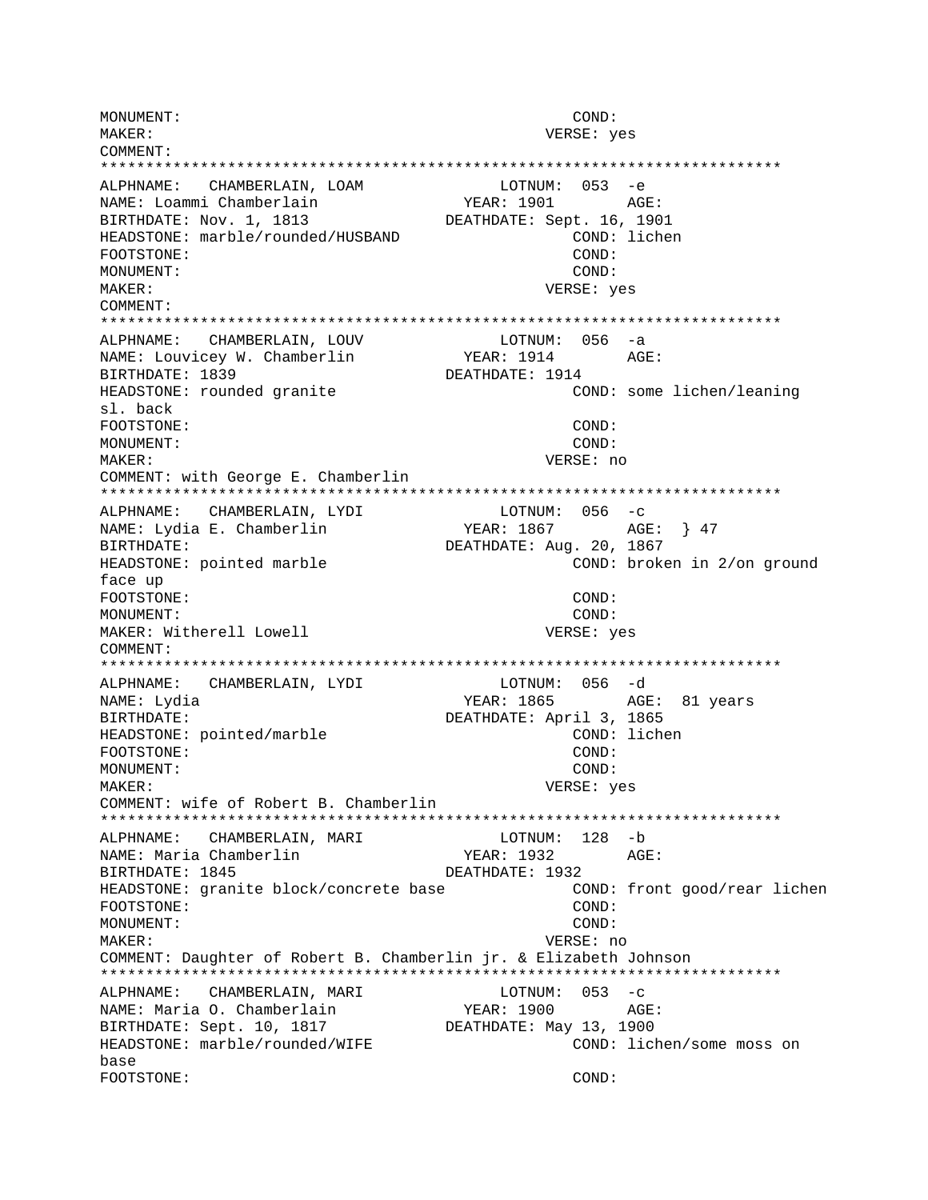```
MONUMENT:                                          COND:
MAKER:                                            VERSE: yes
COMMENT:
***************************************************************************
ALPHNAME:   CHAMBERLAIN, LOAM              LOTNUM:  053  -e
NAME: Loammi Chamberlain                 YEAR: 1901        AGE:
BIRTHDATE: Nov. 1, 1813                DEATHDATE: Sept. 16, 1901
HEADSTONE: marble/rounded/HUSBAND                  COND: lichen
FOOTSTONE:                                         COND:
MONUMENT:                                          COND:
MAKER:                                            VERSE: yes
COMMENT:
***************************************************************************
ALPHNAME:   CHAMBERLAIN, LOUV              LOTNUM:  056  -a
NAME: Louvicey W. Chamberlin             YEAR: 1914        AGE:
BIRTHDATE: 1839                        DEATHDATE: 1914
HEADSTONE: rounded granite                         COND: some lichen/leaning
sl. back
FOOTSTONE:                                         COND:
MONUMENT:                                          COND:
MAKER:                                            VERSE: no
COMMENT: with George E. Chamberlin
***************************************************************************
ALPHNAME:   CHAMBERLAIN, LYDI              LOTNUM:  056  -c
NAME: Lydia E. Chamberlin                YEAR: 1867        AGE:  } 47
BIRTHDATE:                             DEATHDATE: Aug. 20, 1867
HEADSTONE: pointed marble                          COND: broken in 2/on ground
face up
FOOTSTONE:                                         COND:
MONUMENT:                                          COND:
MAKER: Witherell Lowell                           VERSE: yes
COMMENT:
***************************************************************************
ALPHNAME:   CHAMBERLAIN, LYDI              LOTNUM:  056  -d
NAME: Lydia                              YEAR: 1865        AGE:  81 years
BIRTHDATE:                             DEATHDATE: April 3, 1865
HEADSTONE: pointed/marble                          COND: lichen
FOOTSTONE:                                         COND:
MONUMENT:                                          COND:
MAKER:                                            VERSE: yes
COMMENT: wife of Robert B. Chamberlin
***************************************************************************
ALPHNAME:   CHAMBERLAIN, MARI              LOTNUM:  128  -b
NAME: Maria Chamberlin                   YEAR: 1932        AGE:
BIRTHDATE: 1845                        DEATHDATE: 1932
HEADSTONE: granite block/concrete base             COND: front good/rear lichen
FOOTSTONE:                                         COND:
MONUMENT:                                          COND:
MAKER:                                            VERSE: no
COMMENT: Daughter of Robert B. Chamberlin jr. & Elizabeth Johnson
***************************************************************************
ALPHNAME:   CHAMBERLAIN, MARI              LOTNUM:  053  -c
NAME: Maria O. Chamberlain               YEAR: 1900        AGE:
BIRTHDATE: Sept. 10, 1817              DEATHDATE: May 13, 1900
HEADSTONE: marble/rounded/WIFE                     COND: lichen/some moss on
base
FOOTSTONE:                                         COND:
```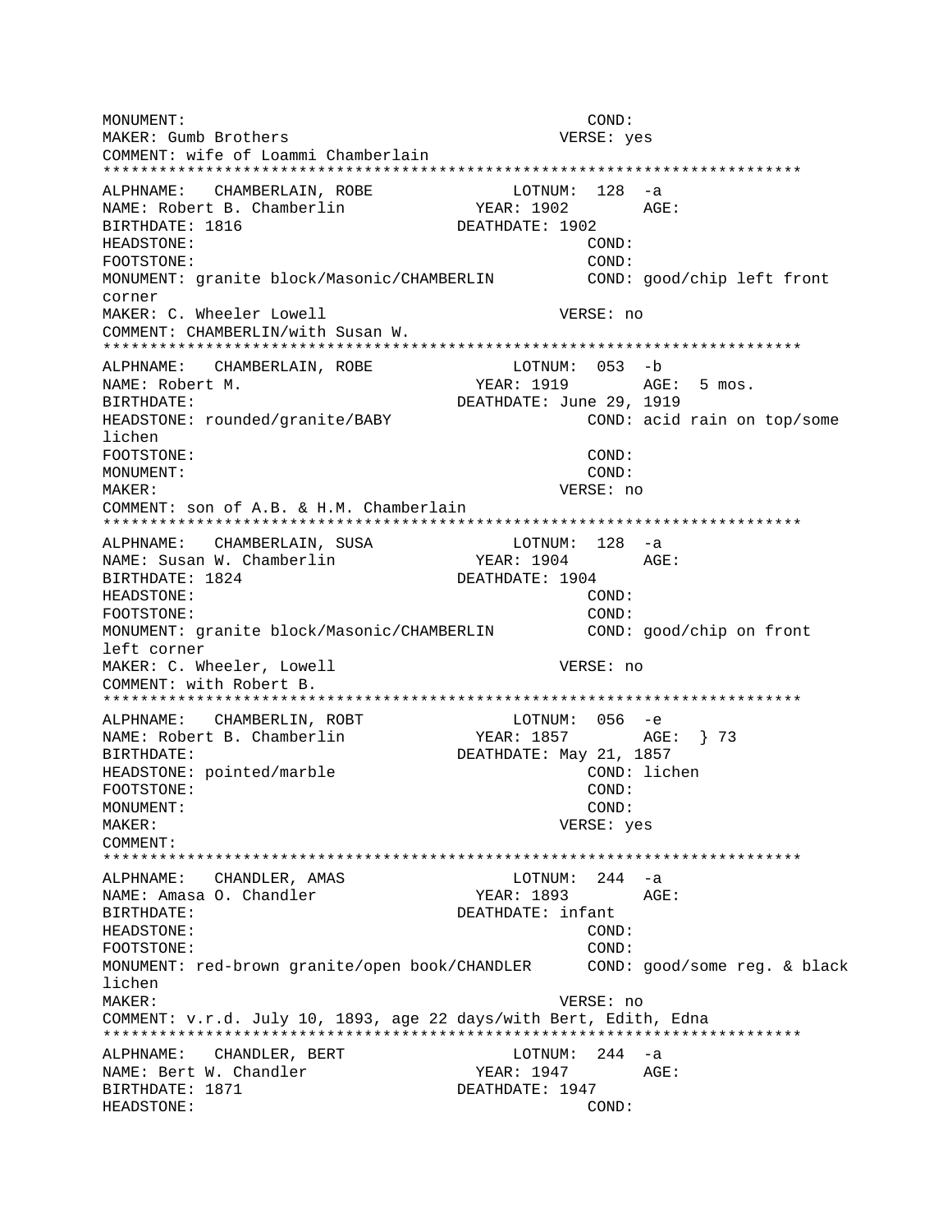```
MONUMENT:                                          COND:
MAKER: Gumb Brothers                               VERSE: yes
COMMENT: wife of Loammi Chamberlain
***************************************************************************
ALPHNAME:   CHAMBERLAIN, ROBE              LOTNUM:  128  -a
NAME: Robert B. Chamberlin               YEAR: 1902        AGE:
BIRTHDATE: 1816                          DEATHDATE: 1902
HEADSTONE:                                         COND:
FOOTSTONE:                                         COND:
MONUMENT: granite block/Masonic/CHAMBERLIN         COND: good/chip left front
corner
MAKER: C. Wheeler Lowell                           VERSE: no
COMMENT: CHAMBERLIN/with Susan W.
***************************************************************************
ALPHNAME:   CHAMBERLAIN, ROBE              LOTNUM:  053  -b
NAME: Robert M.                          YEAR: 1919        AGE:  5 mos.
BIRTHDATE:                               DEATHDATE: June 29, 1919
HEADSTONE: rounded/granite/BABY                    COND: acid rain on top/some
lichen
FOOTSTONE:                                         COND:
MONUMENT:                                          COND:
MAKER:                                             VERSE: no
COMMENT: son of A.B. & H.M. Chamberlain
***************************************************************************
ALPHNAME:   CHAMBERLAIN, SUSA              LOTNUM:  128  -a
NAME: Susan W. Chamberlin                YEAR: 1904        AGE:
BIRTHDATE: 1824                          DEATHDATE: 1904
HEADSTONE:                                         COND:
FOOTSTONE:                                         COND:
MONUMENT: granite block/Masonic/CHAMBERLIN         COND: good/chip on front
left corner
MAKER: C. Wheeler, Lowell                          VERSE: no
COMMENT: with Robert B.
***************************************************************************
ALPHNAME:   CHAMBERLIN, ROBT               LOTNUM:  056  -e
NAME: Robert B. Chamberlin               YEAR: 1857        AGE:  } 73
BIRTHDATE:                               DEATHDATE: May 21, 1857
HEADSTONE: pointed/marble                          COND: lichen
FOOTSTONE:                                         COND:
MONUMENT:                                          COND:
MAKER:                                             VERSE: yes
COMMENT:
***************************************************************************
ALPHNAME:   CHANDLER, AMAS                 LOTNUM:  244  -a
NAME: Amasa O. Chandler                  YEAR: 1893        AGE:
BIRTHDATE:                               DEATHDATE: infant
HEADSTONE:                                         COND:
FOOTSTONE:                                         COND:
MONUMENT: red-brown granite/open book/CHANDLER     COND: good/some reg. & black
lichen
MAKER:                                             VERSE: no
COMMENT: v.r.d. July 10, 1893, age 22 days/with Bert, Edith, Edna
***************************************************************************
ALPHNAME:   CHANDLER, BERT                 LOTNUM:  244  -a
NAME: Bert W. Chandler                   YEAR: 1947        AGE:
BIRTHDATE: 1871                          DEATHDATE: 1947
HEADSTONE:                                         COND:
```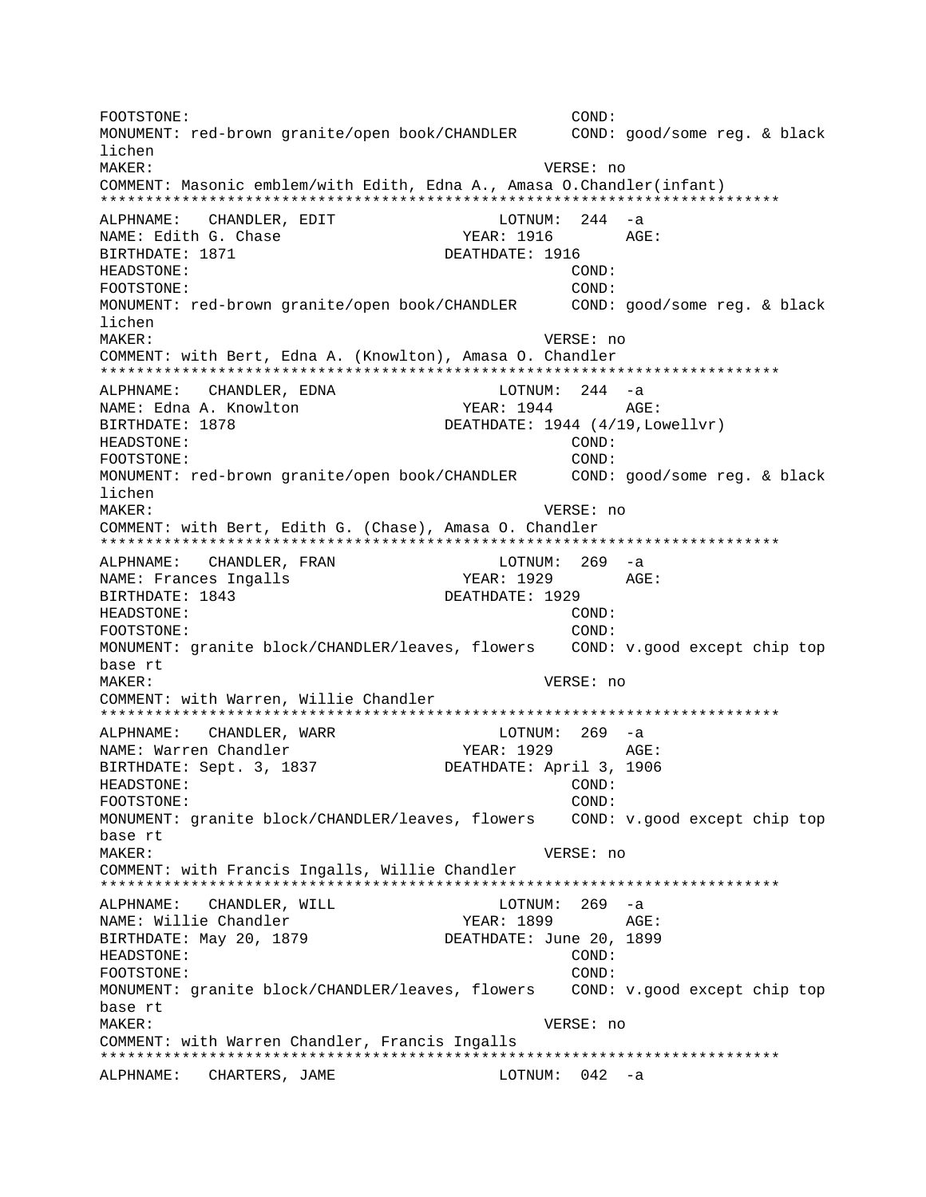FOOTSTONE: COND:
MONUMENT: red-brown granite/open book/CHANDLER COND: good/some reg. & black lichen
MAKER: VERSE: no
COMMENT: Masonic emblem/with Edith, Edna A., Amasa O.Chandler(infant)
***************************************************************************
ALPHNAME: CHANDLER, EDIT LOTNUM: 244 -a
NAME: Edith G. Chase YEAR: 1916 AGE:
BIRTHDATE: 1871 DEATHDATE: 1916
HEADSTONE: COND:
FOOTSTONE: COND:
MONUMENT: red-brown granite/open book/CHANDLER COND: good/some reg. & black lichen
MAKER: VERSE: no
COMMENT: with Bert, Edna A. (Knowlton), Amasa O. Chandler
***************************************************************************
ALPHNAME: CHANDLER, EDNA LOTNUM: 244 -a
NAME: Edna A. Knowlton YEAR: 1944 AGE:
BIRTHDATE: 1878 DEATHDATE: 1944 (4/19,Lowellvr)
HEADSTONE: COND:
FOOTSTONE: COND:
MONUMENT: red-brown granite/open book/CHANDLER COND: good/some reg. & black lichen
MAKER: VERSE: no
COMMENT: with Bert, Edith G. (Chase), Amasa O. Chandler
***************************************************************************
ALPHNAME: CHANDLER, FRAN LOTNUM: 269 -a
NAME: Frances Ingalls YEAR: 1929 AGE:
BIRTHDATE: 1843 DEATHDATE: 1929
HEADSTONE: COND:
FOOTSTONE: COND:
MONUMENT: granite block/CHANDLER/leaves, flowers COND: v.good except chip top base rt
MAKER: VERSE: no
COMMENT: with Warren, Willie Chandler
***************************************************************************
ALPHNAME: CHANDLER, WARR LOTNUM: 269 -a
NAME: Warren Chandler YEAR: 1929 AGE:
BIRTHDATE: Sept. 3, 1837 DEATHDATE: April 3, 1906
HEADSTONE: COND:
FOOTSTONE: COND:
MONUMENT: granite block/CHANDLER/leaves, flowers COND: v.good except chip top base rt
MAKER: VERSE: no
COMMENT: with Francis Ingalls, Willie Chandler
***************************************************************************
ALPHNAME: CHANDLER, WILL LOTNUM: 269 -a
NAME: Willie Chandler YEAR: 1899 AGE:
BIRTHDATE: May 20, 1879 DEATHDATE: June 20, 1899
HEADSTONE: COND:
FOOTSTONE: COND:
MONUMENT: granite block/CHANDLER/leaves, flowers COND: v.good except chip top base rt
MAKER: VERSE: no
COMMENT: with Warren Chandler, Francis Ingalls
***************************************************************************
ALPHNAME: CHARTERS, JAME LOTNUM: 042 -a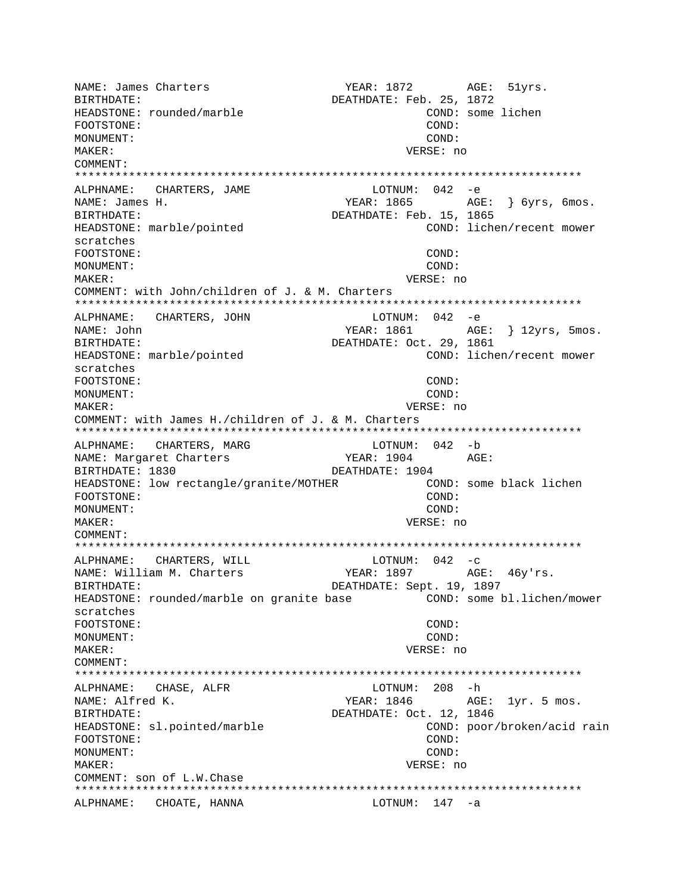NAME: James Charters YEAR: 1872 AGE: 51yrs.
BIRTHDATE: DEATHDATE: Feb. 25, 1872
HEADSTONE: rounded/marble COND: some lichen
FOOTSTONE: COND:
MONUMENT: COND:
MAKER: VERSE: no
COMMENT:
***************************************************************************
ALPHNAME: CHARTERS, JAME LOTNUM: 042 -e
NAME: James H. YEAR: 1865 AGE: } 6yrs, 6mos.
BIRTHDATE: DEATHDATE: Feb. 15, 1865
HEADSTONE: marble/pointed COND: lichen/recent mower scratches
FOOTSTONE: COND:
MONUMENT: COND:
MAKER: VERSE: no
COMMENT: with John/children of J. & M. Charters
***************************************************************************
ALPHNAME: CHARTERS, JOHN LOTNUM: 042 -e
NAME: John YEAR: 1861 AGE: } 12yrs, 5mos.
BIRTHDATE: DEATHDATE: Oct. 29, 1861
HEADSTONE: marble/pointed COND: lichen/recent mower scratches
FOOTSTONE: COND:
MONUMENT: COND:
MAKER: VERSE: no
COMMENT: with James H./children of J. & M. Charters
***************************************************************************
ALPHNAME: CHARTERS, MARG LOTNUM: 042 -b
NAME: Margaret Charters YEAR: 1904 AGE:
BIRTHDATE: 1830 DEATHDATE: 1904
HEADSTONE: low rectangle/granite/MOTHER COND: some black lichen
FOOTSTONE: COND:
MONUMENT: COND:
MAKER: VERSE: no
COMMENT:
***************************************************************************
ALPHNAME: CHARTERS, WILL LOTNUM: 042 -c
NAME: William M. Charters YEAR: 1897 AGE: 46y'rs.
BIRTHDATE: DEATHDATE: Sept. 19, 1897
HEADSTONE: rounded/marble on granite base COND: some bl.lichen/mower scratches
FOOTSTONE: COND:
MONUMENT: COND:
MAKER: VERSE: no
COMMENT:
***************************************************************************
ALPHNAME: CHASE, ALFR LOTNUM: 208 -h
NAME: Alfred K. YEAR: 1846 AGE: 1yr. 5 mos.
BIRTHDATE: DEATHDATE: Oct. 12, 1846
HEADSTONE: sl.pointed/marble COND: poor/broken/acid rain
FOOTSTONE: COND:
MONUMENT: COND:
MAKER: VERSE: no
COMMENT: son of L.W.Chase
***************************************************************************
ALPHNAME: CHOATE, HANNA LOTNUM: 147 -a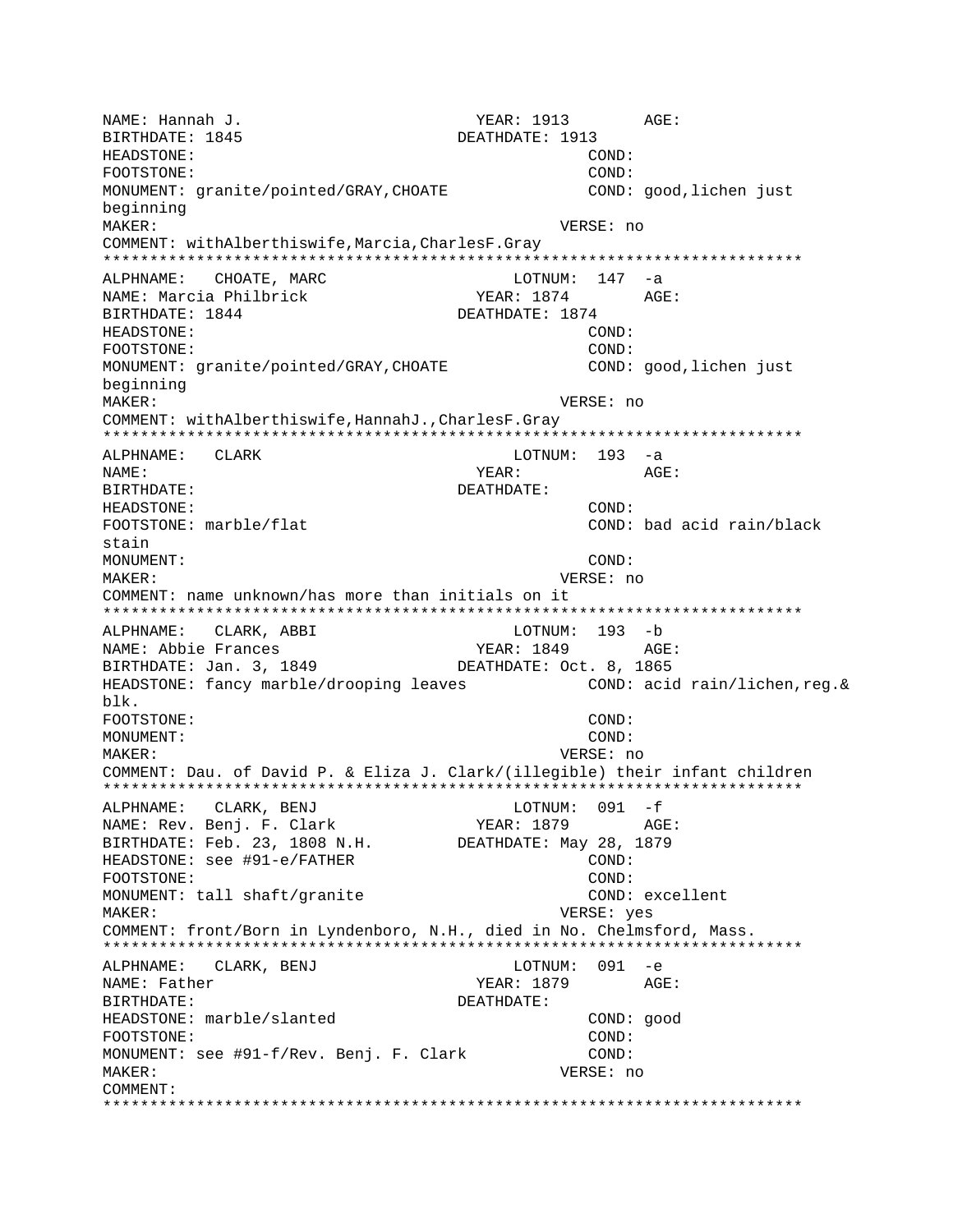NAME: Hannah J. YEAR: 1913 AGE:
BIRTHDATE: 1845 DEATHDATE: 1913
HEADSTONE: COND:
FOOTSTONE: COND:
MONUMENT: granite/pointed/GRAY,CHOATE COND: good,lichen just beginning
MAKER: VERSE: no
COMMENT: withAlberthiswife,Marcia,CharlesF.Gray

*************************************************************************

ALPHNAME: CHOATE, MARC LOTNUM: 147 -a
NAME: Marcia Philbrick YEAR: 1874 AGE:
BIRTHDATE: 1844 DEATHDATE: 1874
HEADSTONE: COND:
FOOTSTONE: COND:
MONUMENT: granite/pointed/GRAY,CHOATE COND: good,lichen just beginning
MAKER: VERSE: no
COMMENT: withAlberthiswife,HannahJ.,CharlesF.Gray

*************************************************************************

ALPHNAME: CLARK LOTNUM: 193 -a
NAME: YEAR: AGE:
BIRTHDATE: DEATHDATE:
HEADSTONE: COND:
FOOTSTONE: marble/flat COND: bad acid rain/black stain
MONUMENT: COND:
MAKER: VERSE: no
COMMENT: name unknown/has more than initials on it

*************************************************************************

ALPHNAME: CLARK, ABBI LOTNUM: 193 -b
NAME: Abbie Frances YEAR: 1849 AGE:
BIRTHDATE: Jan. 3, 1849 DEATHDATE: Oct. 8, 1865
HEADSTONE: fancy marble/drooping leaves COND: acid rain/lichen,reg.& blk.
FOOTSTONE: COND:
MONUMENT: COND:
MAKER: VERSE: no
COMMENT: Dau. of David P. & Eliza J. Clark/(illegible) their infant children

*************************************************************************

ALPHNAME: CLARK, BENJ LOTNUM: 091 -f
NAME: Rev. Benj. F. Clark YEAR: 1879 AGE:
BIRTHDATE: Feb. 23, 1808 N.H. DEATHDATE: May 28, 1879
HEADSTONE: see #91-e/FATHER COND:
FOOTSTONE: COND:
MONUMENT: tall shaft/granite COND: excellent
MAKER: VERSE: yes
COMMENT: front/Born in Lyndenboro, N.H., died in No. Chelmsford, Mass.

*************************************************************************

ALPHNAME: CLARK, BENJ LOTNUM: 091 -e
NAME: Father YEAR: 1879 AGE:
BIRTHDATE: DEATHDATE:
HEADSTONE: marble/slanted COND: good
FOOTSTONE: COND:
MONUMENT: see #91-f/Rev. Benj. F. Clark COND:
MAKER: VERSE: no
COMMENT:

*************************************************************************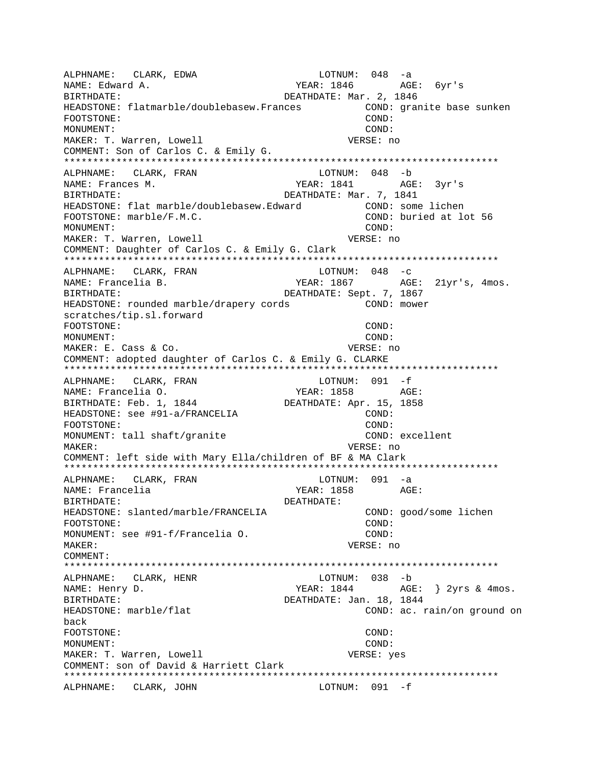```
ALPHNAME:   CLARK, EDWA                        LOTNUM:  048  -a
NAME: Edward A.                            YEAR: 1846        AGE:  6yr's
BIRTHDATE:                             DEATHDATE: Mar. 2, 1846
HEADSTONE: flatmarble/doublebasew.Frances           COND: granite base sunken
FOOTSTONE:                                          COND:
MONUMENT:                                           COND:
MAKER: T. Warren, Lowell                          VERSE: no
COMMENT: Son of Carlos C. & Emily G.
***********************************************************************
ALPHNAME:   CLARK, FRAN                        LOTNUM:  048  -b
NAME: Frances M.                           YEAR: 1841        AGE:  3yr's
BIRTHDATE:                             DEATHDATE: Mar. 7, 1841
HEADSTONE: flat marble/doublebasew.Edward           COND: some lichen
FOOTSTONE: marble/F.M.C.                            COND: buried at lot 56
MONUMENT:                                           COND:
MAKER: T. Warren, Lowell                          VERSE: no
COMMENT: Daughter of Carlos C. & Emily G. Clark
***********************************************************************
ALPHNAME:   CLARK, FRAN                        LOTNUM:  048  -c
NAME: Francelia B.                         YEAR: 1867        AGE:  21yr's, 4mos.
BIRTHDATE:                             DEATHDATE: Sept. 7, 1867
HEADSTONE: rounded marble/drapery cords             COND: mower
scratches/tip.sl.forward
FOOTSTONE:                                          COND:
MONUMENT:                                           COND:
MAKER: E. Cass & Co.                              VERSE: no
COMMENT: adopted daughter of Carlos C. & Emily G. CLARKE
***********************************************************************
ALPHNAME:   CLARK, FRAN                        LOTNUM:  091  -f
NAME: Francelia O.                         YEAR: 1858        AGE:
BIRTHDATE: Feb. 1, 1844                DEATHDATE: Apr. 15, 1858
HEADSTONE: see #91-a/FRANCELIA                      COND:
FOOTSTONE:                                          COND:
MONUMENT: tall shaft/granite                        COND: excellent
MAKER:                                            VERSE: no
COMMENT: left side with Mary Ella/children of BF & MA Clark
***********************************************************************
ALPHNAME:   CLARK, FRAN                        LOTNUM:  091  -a
NAME: Francelia                            YEAR: 1858        AGE:
BIRTHDATE:                             DEATHDATE:
HEADSTONE: slanted/marble/FRANCELIA                 COND: good/some lichen
FOOTSTONE:                                          COND:
MONUMENT: see #91-f/Francelia O.                    COND:
MAKER:                                            VERSE: no
COMMENT:
***********************************************************************
ALPHNAME:   CLARK, HENR                        LOTNUM:  038  -b
NAME: Henry D.                             YEAR: 1844        AGE:  } 2yrs & 4mos.
BIRTHDATE:                             DEATHDATE: Jan. 18, 1844
HEADSTONE: marble/flat                              COND: ac. rain/on ground on
back
FOOTSTONE:                                          COND:
MONUMENT:                                           COND:
MAKER: T. Warren, Lowell                          VERSE: yes
COMMENT: son of David & Harriett Clark
***********************************************************************
ALPHNAME:   CLARK, JOHN                        LOTNUM:  091  -f
```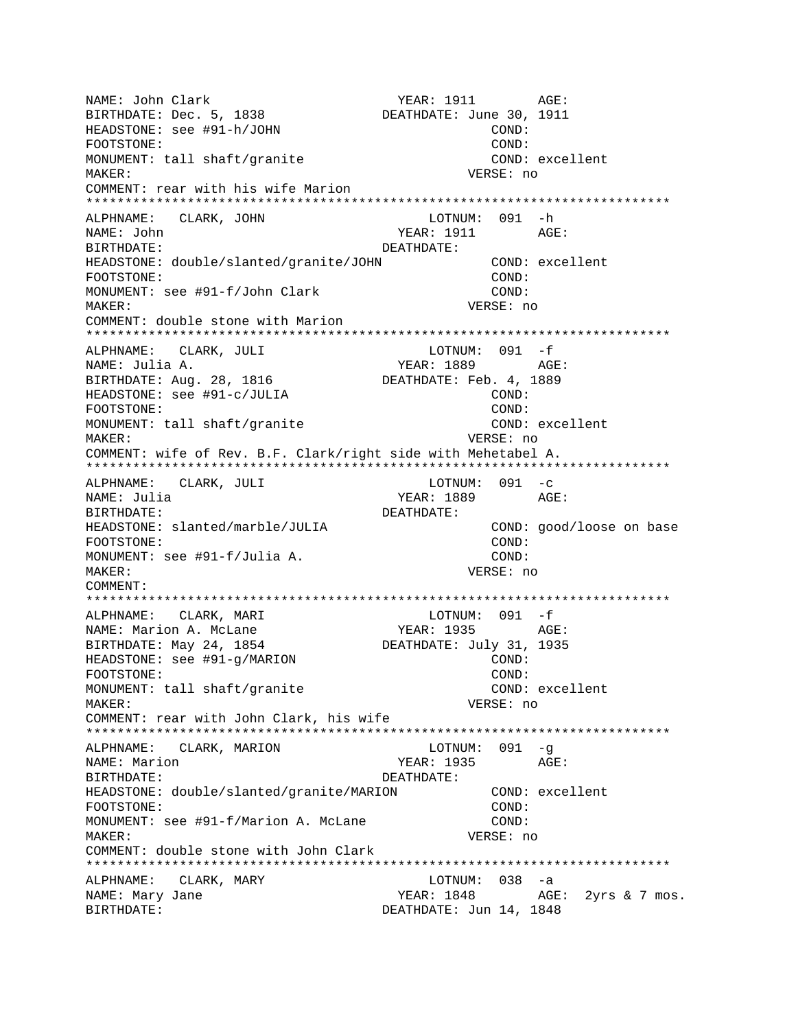```
NAME: John Clark                        YEAR: 1911        AGE:
BIRTHDATE: Dec. 5, 1838               DEATHDATE: June 30, 1911
HEADSTONE: see #91-h/JOHN                          COND:
FOOTSTONE:                                         COND:
MONUMENT: tall shaft/granite                       COND: excellent
MAKER:                                           VERSE: no
COMMENT: rear with his wife Marion
**************************************************************************
ALPHNAME:   CLARK, JOHN                       LOTNUM:  091  -h
NAME: John                              YEAR: 1911        AGE:
BIRTHDATE:                            DEATHDATE:
HEADSTONE: double/slanted/granite/JOHN             COND: excellent
FOOTSTONE:                                         COND:
MONUMENT: see #91-f/John Clark                     COND:
MAKER:                                           VERSE: no
COMMENT: double stone with Marion
**************************************************************************
ALPHNAME:   CLARK, JULI                       LOTNUM:  091  -f
NAME: Julia A.                          YEAR: 1889        AGE:
BIRTHDATE: Aug. 28, 1816              DEATHDATE: Feb. 4, 1889
HEADSTONE: see #91-c/JULIA                         COND:
FOOTSTONE:                                         COND:
MONUMENT: tall shaft/granite                       COND: excellent
MAKER:                                           VERSE: no
COMMENT: wife of Rev. B.F. Clark/right side with Mehetabel A.
**************************************************************************
ALPHNAME:   CLARK, JULI                       LOTNUM:  091  -c
NAME: Julia                             YEAR: 1889        AGE:
BIRTHDATE:                            DEATHDATE:
HEADSTONE: slanted/marble/JULIA                    COND: good/loose on base
FOOTSTONE:                                         COND:
MONUMENT: see #91-f/Julia A.                       COND:
MAKER:                                           VERSE: no
COMMENT:
**************************************************************************
ALPHNAME:   CLARK, MARI                       LOTNUM:  091  -f
NAME: Marion A. McLane                  YEAR: 1935        AGE:
BIRTHDATE: May 24, 1854               DEATHDATE: July 31, 1935
HEADSTONE: see #91-g/MARION                        COND:
FOOTSTONE:                                         COND:
MONUMENT: tall shaft/granite                       COND: excellent
MAKER:                                           VERSE: no
COMMENT: rear with John Clark, his wife
**************************************************************************
ALPHNAME:   CLARK, MARION                     LOTNUM:  091  -g
NAME: Marion                            YEAR: 1935        AGE:
BIRTHDATE:                            DEATHDATE:
HEADSTONE: double/slanted/granite/MARION           COND: excellent
FOOTSTONE:                                         COND:
MONUMENT: see #91-f/Marion A. McLane               COND:
MAKER:                                           VERSE: no
COMMENT: double stone with John Clark
**************************************************************************
ALPHNAME:   CLARK, MARY                       LOTNUM:  038  -a
NAME: Mary Jane                         YEAR: 1848        AGE:  2yrs & 7 mos.
BIRTHDATE:                            DEATHDATE: Jun 14, 1848
```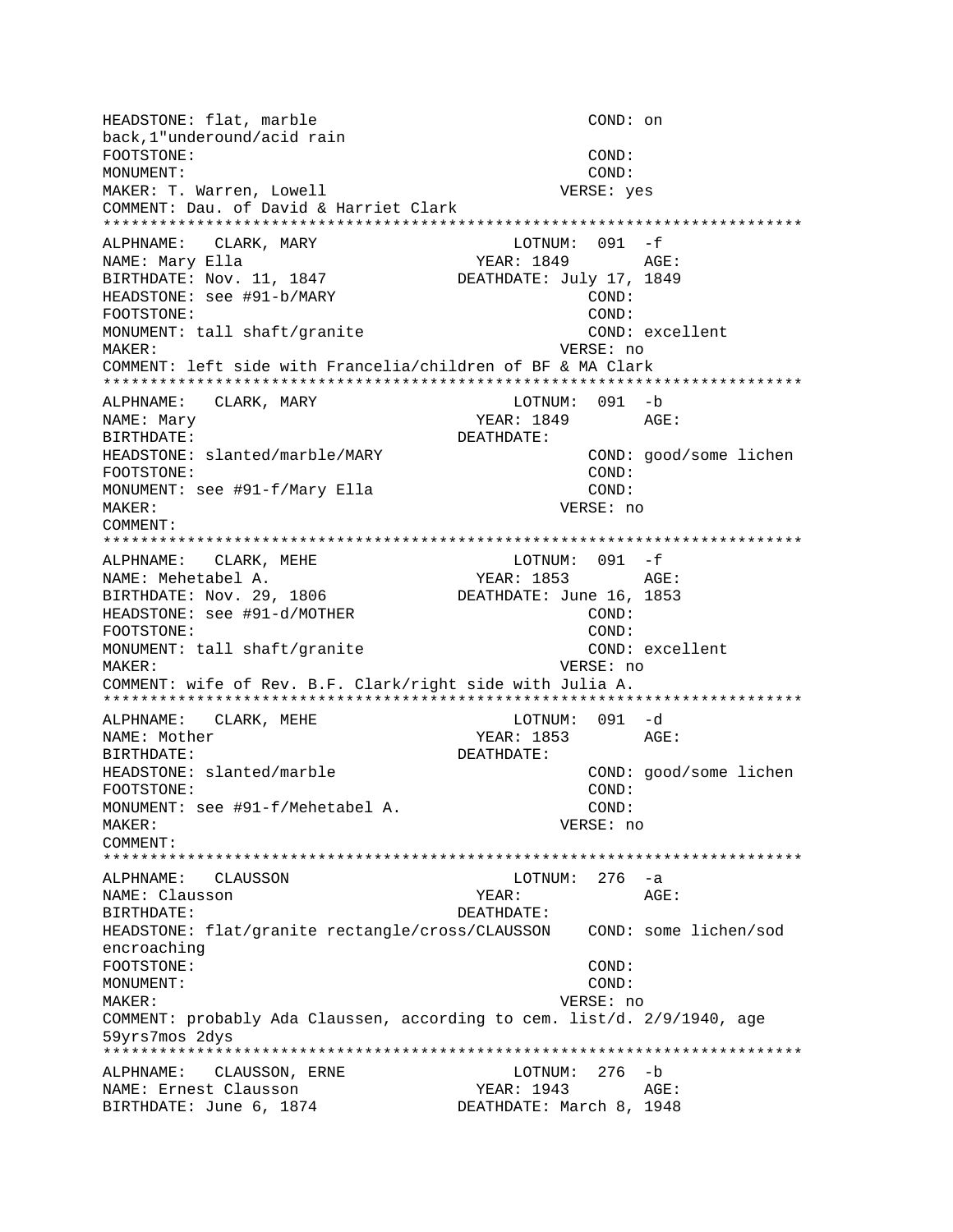```
HEADSTONE: flat, marble                              COND: on
back,1"underound/acid rain
FOOTSTONE:                                           COND:
MONUMENT:                                            COND:
MAKER: T. Warren, Lowell                             VERSE: yes
COMMENT: Dau. of David & Harriet Clark
*************************************************************************
ALPHNAME:   CLARK, MARY                     LOTNUM:  091  -f
NAME: Mary Ella                              YEAR: 1849       AGE:
BIRTHDATE: Nov. 11, 1847               DEATHDATE: July 17, 1849
HEADSTONE: see #91-b/MARY                            COND:
FOOTSTONE:                                           COND:
MONUMENT: tall shaft/granite                         COND: excellent
MAKER:                                               VERSE: no
COMMENT: left side with Francelia/children of BF & MA Clark
*************************************************************************
ALPHNAME:   CLARK, MARY                     LOTNUM:  091  -b
NAME: Mary                                   YEAR: 1849       AGE:
BIRTHDATE:                             DEATHDATE:
HEADSTONE: slanted/marble/MARY                       COND: good/some lichen
FOOTSTONE:                                           COND:
MONUMENT: see #91-f/Mary Ella                        COND:
MAKER:                                               VERSE: no
COMMENT:
*************************************************************************
ALPHNAME:   CLARK, MEHE                     LOTNUM:  091  -f
NAME: Mehetabel A.                           YEAR: 1853       AGE:
BIRTHDATE: Nov. 29, 1806               DEATHDATE: June 16, 1853
HEADSTONE: see #91-d/MOTHER                          COND:
FOOTSTONE:                                           COND:
MONUMENT: tall shaft/granite                         COND: excellent
MAKER:                                               VERSE: no
COMMENT: wife of Rev. B.F. Clark/right side with Julia A.
*************************************************************************
ALPHNAME:   CLARK, MEHE                     LOTNUM:  091  -d
NAME: Mother                                 YEAR: 1853       AGE:
BIRTHDATE:                             DEATHDATE:
HEADSTONE: slanted/marble                            COND: good/some lichen
FOOTSTONE:                                           COND:
MONUMENT: see #91-f/Mehetabel A.                     COND:
MAKER:                                               VERSE: no
COMMENT:
*************************************************************************
ALPHNAME:   CLAUSSON                        LOTNUM:  276  -a
NAME: Clausson                               YEAR:            AGE:
BIRTHDATE:                             DEATHDATE:
HEADSTONE: flat/granite rectangle/cross/CLAUSSON    COND: some lichen/sod
encroaching
FOOTSTONE:                                           COND:
MONUMENT:                                            COND:
MAKER:                                               VERSE: no
COMMENT: probably Ada Claussen, according to cem. list/d. 2/9/1940, age
59yrs7mos 2dys
*************************************************************************
ALPHNAME:   CLAUSSON, ERNE                  LOTNUM:  276  -b
NAME: Ernest Clausson                        YEAR: 1943       AGE:
BIRTHDATE: June 6, 1874                DEATHDATE: March 8, 1948
```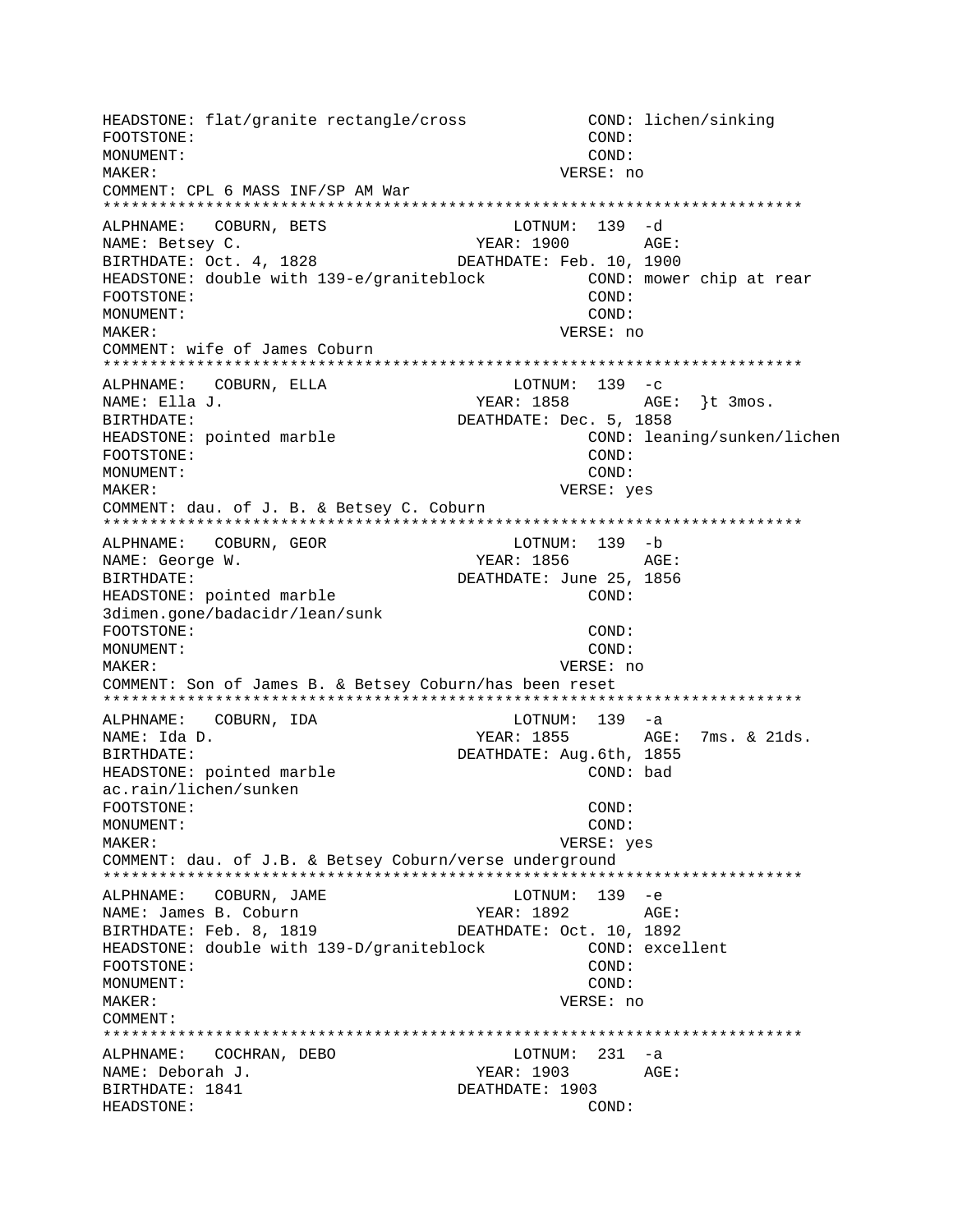```
HEADSTONE: flat/granite rectangle/cross          COND: lichen/sinking
FOOTSTONE:                                       COND:
MONUMENT:                                        COND:
MAKER:                                          VERSE: no
COMMENT: CPL 6 MASS INF/SP AM War
**************************************************************************
ALPHNAME:   COBURN, BETS                    LOTNUM:  139  -d
NAME: Betsey C.                          YEAR: 1900        AGE:
BIRTHDATE: Oct. 4, 1828               DEATHDATE: Feb. 10, 1900
HEADSTONE: double with 139-e/graniteblock          COND: mower chip at rear
FOOTSTONE:                                       COND:
MONUMENT:                                        COND:
MAKER:                                          VERSE: no
COMMENT: wife of James Coburn
**************************************************************************
ALPHNAME:   COBURN, ELLA                    LOTNUM:  139  -c
NAME: Ella J.                            YEAR: 1858        AGE:  }t 3mos.
BIRTHDATE:                             DEATHDATE: Dec. 5, 1858
HEADSTONE: pointed marble                         COND: leaning/sunken/lichen
FOOTSTONE:                                       COND:
MONUMENT:                                        COND:
MAKER:                                          VERSE: yes
COMMENT: dau. of J. B. & Betsey C. Coburn
**************************************************************************
ALPHNAME:   COBURN, GEOR                    LOTNUM:  139  -b
NAME: George W.                          YEAR: 1856        AGE:
BIRTHDATE:                             DEATHDATE: June 25, 1856
HEADSTONE: pointed marble                         COND:
3dimen.gone/badacidr/lean/sunk
FOOTSTONE:                                       COND:
MONUMENT:                                        COND:
MAKER:                                          VERSE: no
COMMENT: Son of James B. & Betsey Coburn/has been reset
**************************************************************************
ALPHNAME:   COBURN, IDA                     LOTNUM:  139  -a
NAME: Ida D.                             YEAR: 1855        AGE:  7ms. & 21ds.
BIRTHDATE:                             DEATHDATE: Aug.6th, 1855
HEADSTONE: pointed marble                         COND: bad
ac.rain/lichen/sunken
FOOTSTONE:                                       COND:
MONUMENT:                                        COND:
MAKER:                                          VERSE: yes
COMMENT: dau. of J.B. & Betsey Coburn/verse underground
**************************************************************************
ALPHNAME:   COBURN, JAME                    LOTNUM:  139  -e
NAME: James B. Coburn                    YEAR: 1892        AGE:
BIRTHDATE: Feb. 8, 1819               DEATHDATE: Oct. 10, 1892
HEADSTONE: double with 139-D/graniteblock          COND: excellent
FOOTSTONE:                                       COND:
MONUMENT:                                        COND:
MAKER:                                          VERSE: no
COMMENT:
**************************************************************************
ALPHNAME:   COCHRAN, DEBO                   LOTNUM:  231  -a
NAME: Deborah J.                         YEAR: 1903        AGE:
BIRTHDATE: 1841                        DEATHDATE: 1903
HEADSTONE:                                       COND:
```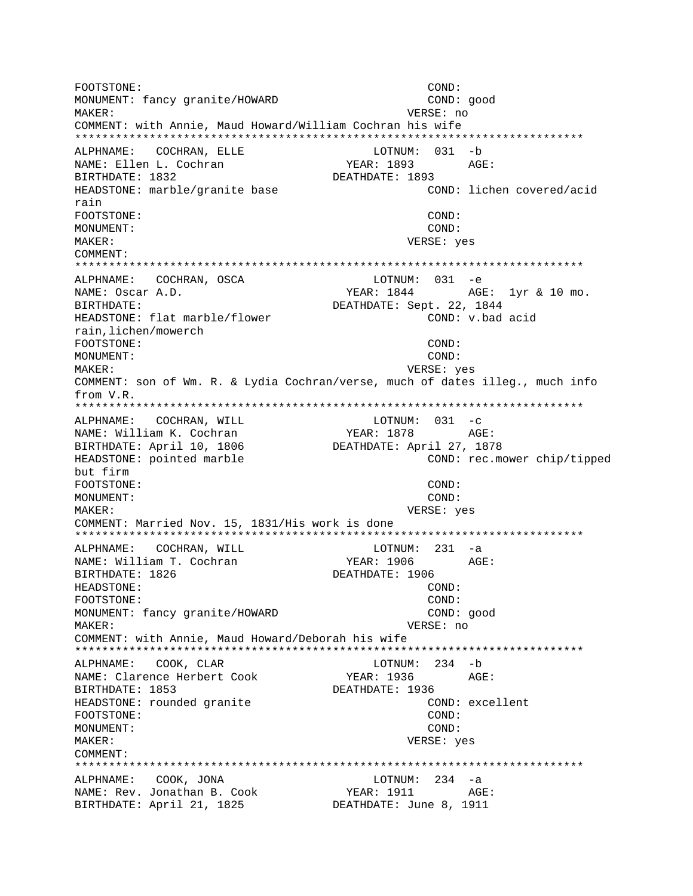```
FOOTSTONE:                                          COND:
MONUMENT: fancy granite/HOWARD                      COND: good
MAKER:                                          VERSE: no
COMMENT: with Annie, Maud Howard/William Cochran his wife
***************************************************************************
ALPHNAME:   COCHRAN, ELLE                     LOTNUM:  031  -b
NAME: Ellen L. Cochran                    YEAR: 1893        AGE:
BIRTHDATE: 1832                         DEATHDATE: 1893
HEADSTONE: marble/granite base                      COND: lichen covered/acid
rain
FOOTSTONE:                                          COND:
MONUMENT:                                           COND:
MAKER:                                          VERSE: yes
COMMENT:
***************************************************************************
ALPHNAME:   COCHRAN, OSCA                     LOTNUM:  031  -e
NAME: Oscar A.D.                          YEAR: 1844        AGE:  1yr & 10 mo.
BIRTHDATE:                              DEATHDATE: Sept. 22, 1844
HEADSTONE: flat marble/flower                       COND: v.bad acid
rain,lichen/mowerch
FOOTSTONE:                                          COND:
MONUMENT:                                           COND:
MAKER:                                          VERSE: yes
COMMENT: son of Wm. R. & Lydia Cochran/verse, much of dates illeg., much info
from V.R.
***************************************************************************
ALPHNAME:   COCHRAN, WILL                     LOTNUM:  031  -c
NAME: William K. Cochran                  YEAR: 1878        AGE:
BIRTHDATE: April 10, 1806               DEATHDATE: April 27, 1878
HEADSTONE: pointed marble                           COND: rec.mower chip/tipped
but firm
FOOTSTONE:                                          COND:
MONUMENT:                                           COND:
MAKER:                                          VERSE: yes
COMMENT: Married Nov. 15, 1831/His work is done
***************************************************************************
ALPHNAME:   COCHRAN, WILL                     LOTNUM:  231  -a
NAME: William T. Cochran                  YEAR: 1906        AGE:
BIRTHDATE: 1826                         DEATHDATE: 1906
HEADSTONE:                                          COND:
FOOTSTONE:                                          COND:
MONUMENT: fancy granite/HOWARD                      COND: good
MAKER:                                          VERSE: no
COMMENT: with Annie, Maud Howard/Deborah his wife
***************************************************************************
ALPHNAME:   COOK, CLAR                        LOTNUM:  234  -b
NAME: Clarence Herbert Cook               YEAR: 1936        AGE:
BIRTHDATE: 1853                         DEATHDATE: 1936
HEADSTONE: rounded granite                          COND: excellent
FOOTSTONE:                                          COND:
MONUMENT:                                           COND:
MAKER:                                          VERSE: yes
COMMENT:
***************************************************************************
ALPHNAME:   COOK, JONA                        LOTNUM:  234  -a
NAME: Rev. Jonathan B. Cook               YEAR: 1911        AGE:
BIRTHDATE: April 21, 1825               DEATHDATE: June 8, 1911
```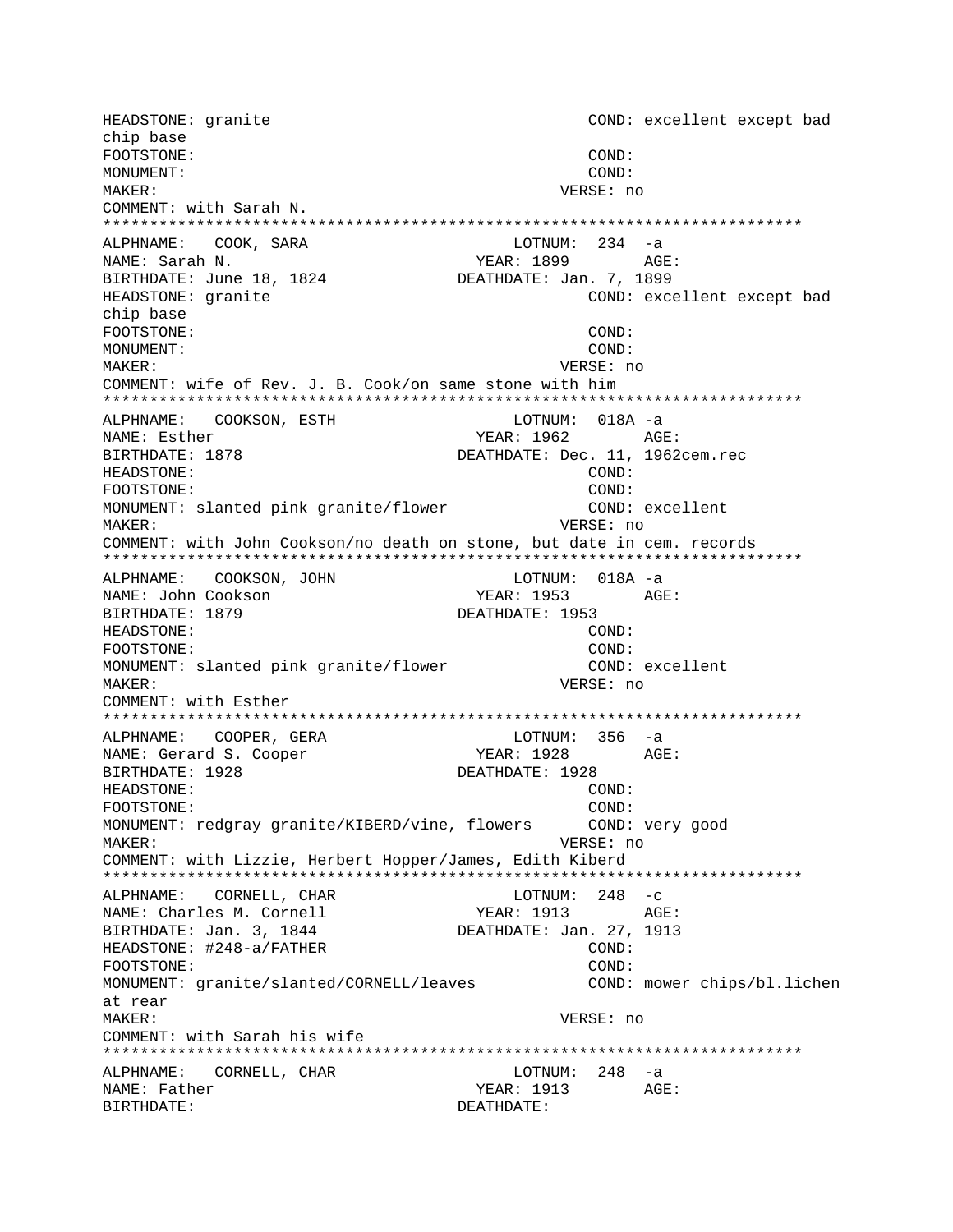```
HEADSTONE: granite                                    COND: excellent except bad
chip base
FOOTSTONE:                                            COND:
MONUMENT:                                             COND:
MAKER:                                                VERSE: no
COMMENT: with Sarah N.
*************************************************************************
ALPHNAME:   COOK, SARA                      LOTNUM:  234  -a
NAME: Sarah N.                              YEAR: 1899        AGE:
BIRTHDATE: June 18, 1824                    DEATHDATE: Jan. 7, 1899
HEADSTONE: granite                                    COND: excellent except bad
chip base
FOOTSTONE:                                            COND:
MONUMENT:                                             COND:
MAKER:                                                VERSE: no
COMMENT: wife of Rev. J. B. Cook/on same stone with him
*************************************************************************
ALPHNAME:   COOKSON, ESTH                   LOTNUM:  018A -a
NAME: Esther                                YEAR: 1962        AGE:
BIRTHDATE: 1878                             DEATHDATE: Dec. 11, 1962cem.rec
HEADSTONE:                                            COND:
FOOTSTONE:                                            COND:
MONUMENT: slanted pink granite/flower                 COND: excellent
MAKER:                                                VERSE: no
COMMENT: with John Cookson/no death on stone, but date in cem. records
*************************************************************************
ALPHNAME:   COOKSON, JOHN                   LOTNUM:  018A -a
NAME: John Cookson                          YEAR: 1953        AGE:
BIRTHDATE: 1879                             DEATHDATE: 1953
HEADSTONE:                                            COND:
FOOTSTONE:                                            COND:
MONUMENT: slanted pink granite/flower                 COND: excellent
MAKER:                                                VERSE: no
COMMENT: with Esther
*************************************************************************
ALPHNAME:   COOPER, GERA                    LOTNUM:  356  -a
NAME: Gerard S. Cooper                      YEAR: 1928        AGE:
BIRTHDATE: 1928                             DEATHDATE: 1928
HEADSTONE:                                            COND:
FOOTSTONE:                                            COND:
MONUMENT: redgray granite/KIBERD/vine, flowers        COND: very good
MAKER:                                                VERSE: no
COMMENT: with Lizzie, Herbert Hopper/James, Edith Kiberd
*************************************************************************
ALPHNAME:   CORNELL, CHAR                   LOTNUM:  248  -c
NAME: Charles M. Cornell                    YEAR: 1913        AGE:
BIRTHDATE: Jan. 3, 1844                     DEATHDATE: Jan. 27, 1913
HEADSTONE: #248-a/FATHER                              COND:
FOOTSTONE:                                            COND:
MONUMENT: granite/slanted/CORNELL/leaves              COND: mower chips/bl.lichen
at rear
MAKER:                                                VERSE: no
COMMENT: with Sarah his wife
*************************************************************************
ALPHNAME:   CORNELL, CHAR                   LOTNUM:  248  -a
NAME: Father                                YEAR: 1913        AGE:
BIRTHDATE:                                  DEATHDATE:
```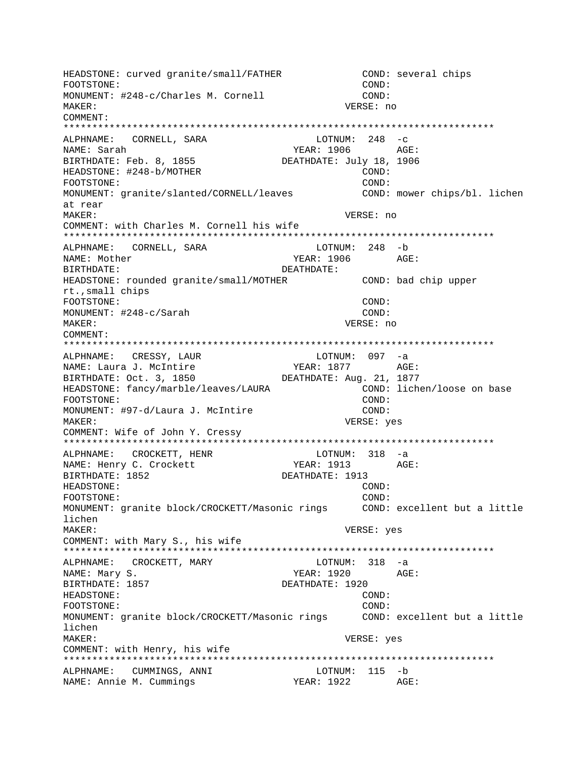```
HEADSTONE: curved granite/small/FATHER            COND: several chips
FOOTSTONE:                                        COND:
MONUMENT: #248-c/Charles M. Cornell               COND:
MAKER:                                          VERSE: no
COMMENT:
***************************************************************************
ALPHNAME:   CORNELL, SARA                  LOTNUM:  248  -c
NAME: Sarah                             YEAR: 1906        AGE:
BIRTHDATE: Feb. 8, 1855              DEATHDATE: July 18, 1906
HEADSTONE: #248-b/MOTHER                          COND:
FOOTSTONE:                                        COND:
MONUMENT: granite/slanted/CORNELL/leaves          COND: mower chips/bl. lichen
at rear
MAKER:                                          VERSE: no
COMMENT: with Charles M. Cornell his wife
***************************************************************************
ALPHNAME:   CORNELL, SARA                  LOTNUM:  248  -b
NAME: Mother                            YEAR: 1906        AGE:
BIRTHDATE:                           DEATHDATE:
HEADSTONE: rounded granite/small/MOTHER           COND: bad chip upper
rt.,small chips
FOOTSTONE:                                        COND:
MONUMENT: #248-c/Sarah                            COND:
MAKER:                                          VERSE: no
COMMENT:
***************************************************************************
ALPHNAME:   CRESSY, LAUR                   LOTNUM:  097  -a
NAME: Laura J. McIntire                 YEAR: 1877        AGE:
BIRTHDATE: Oct. 3, 1850              DEATHDATE: Aug. 21, 1877
HEADSTONE: fancy/marble/leaves/LAURA              COND: lichen/loose on base
FOOTSTONE:                                        COND:
MONUMENT: #97-d/Laura J. McIntire                 COND:
MAKER:                                          VERSE: yes
COMMENT: Wife of John Y. Cressy
***************************************************************************
ALPHNAME:   CROCKETT, HENR                 LOTNUM:  318  -a
NAME: Henry C. Crockett                 YEAR: 1913        AGE:
BIRTHDATE: 1852                      DEATHDATE: 1913
HEADSTONE:                                        COND:
FOOTSTONE:                                        COND:
MONUMENT: granite block/CROCKETT/Masonic rings    COND: excellent but a little
lichen
MAKER:                                          VERSE: yes
COMMENT: with Mary S., his wife
***************************************************************************
ALPHNAME:   CROCKETT, MARY                 LOTNUM:  318  -a
NAME: Mary S.                           YEAR: 1920        AGE:
BIRTHDATE: 1857                      DEATHDATE: 1920
HEADSTONE:                                        COND:
FOOTSTONE:                                        COND:
MONUMENT: granite block/CROCKETT/Masonic rings    COND: excellent but a little
lichen
MAKER:                                          VERSE: yes
COMMENT: with Henry, his wife
***************************************************************************
ALPHNAME:   CUMMINGS, ANNI                 LOTNUM:  115  -b
NAME: Annie M. Cummings                 YEAR: 1922        AGE:
```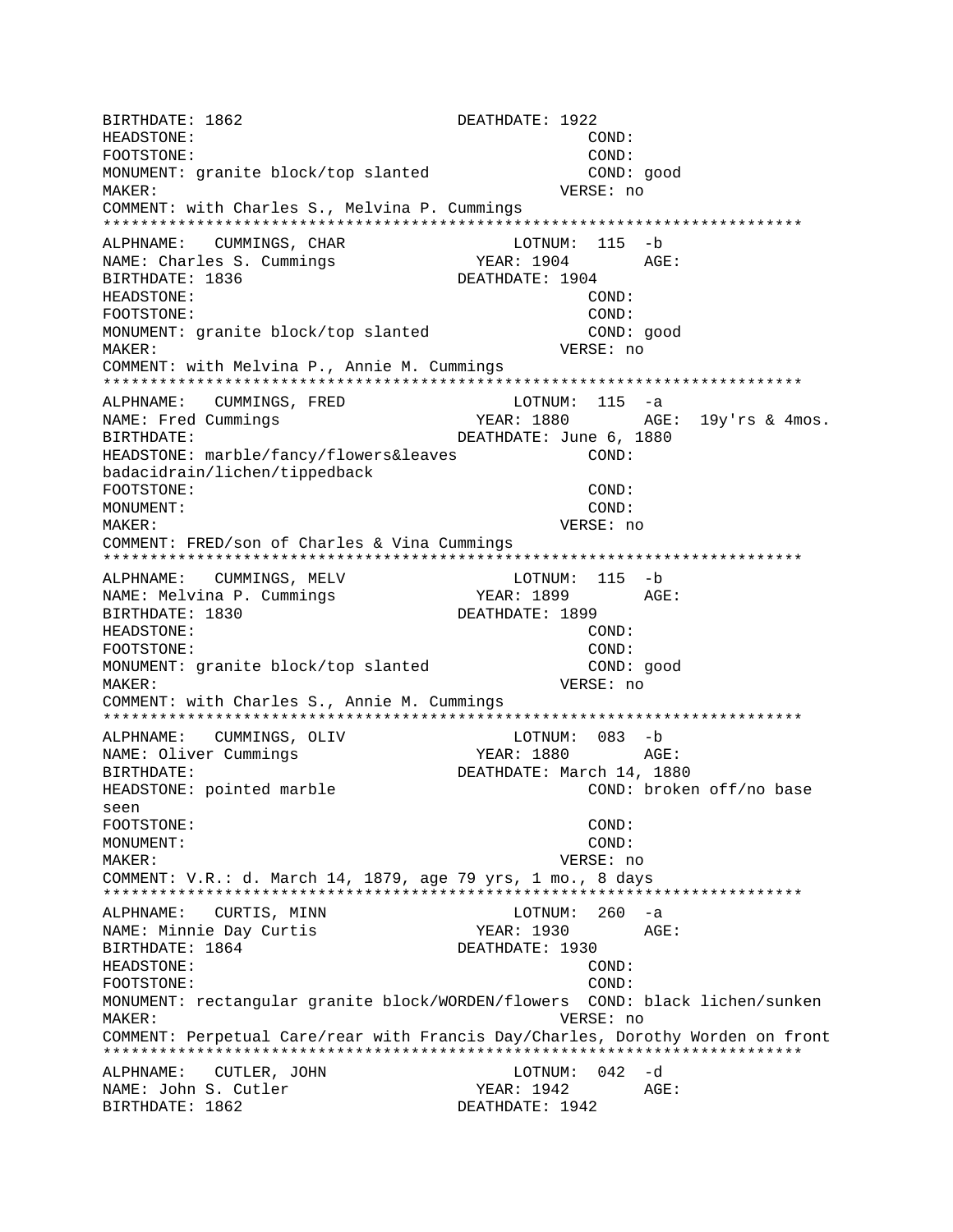```
BIRTHDATE: 1862                       DEATHDATE: 1922
HEADSTONE:                                       COND:
FOOTSTONE:                                       COND:
MONUMENT: granite block/top slanted              COND: good
MAKER:                                          VERSE: no
COMMENT: with Charles S., Melvina P. Cummings
*************************************************************************
ALPHNAME:   CUMMINGS, CHAR                 LOTNUM:  115  -b
NAME: Charles S. Cummings               YEAR: 1904        AGE:
BIRTHDATE: 1836                       DEATHDATE: 1904
HEADSTONE:                                       COND:
FOOTSTONE:                                       COND:
MONUMENT: granite block/top slanted              COND: good
MAKER:                                          VERSE: no
COMMENT: with Melvina P., Annie M. Cummings
*************************************************************************
ALPHNAME:   CUMMINGS, FRED                 LOTNUM:  115  -a
NAME: Fred Cummings                     YEAR: 1880        AGE:  19y'rs & 4mos.
BIRTHDATE:                            DEATHDATE: June 6, 1880
HEADSTONE: marble/fancy/flowers&leaves           COND:
badacidrain/lichen/tippedback
FOOTSTONE:                                       COND:
MONUMENT:                                        COND:
MAKER:                                          VERSE: no
COMMENT: FRED/son of Charles & Vina Cummings
*************************************************************************
ALPHNAME:   CUMMINGS, MELV                 LOTNUM:  115  -b
NAME: Melvina P. Cummings               YEAR: 1899        AGE:
BIRTHDATE: 1830                       DEATHDATE: 1899
HEADSTONE:                                       COND:
FOOTSTONE:                                       COND:
MONUMENT: granite block/top slanted              COND: good
MAKER:                                          VERSE: no
COMMENT: with Charles S., Annie M. Cummings
*************************************************************************
ALPHNAME:   CUMMINGS, OLIV                 LOTNUM:  083  -b
NAME: Oliver Cummings                   YEAR: 1880        AGE:
BIRTHDATE:                            DEATHDATE: March 14, 1880
HEADSTONE: pointed marble                        COND: broken off/no base
seen
FOOTSTONE:                                       COND:
MONUMENT:                                        COND:
MAKER:                                          VERSE: no
COMMENT: V.R.: d. March 14, 1879, age 79 yrs, 1 mo., 8 days
*************************************************************************
ALPHNAME:   CURTIS, MINN                   LOTNUM:  260  -a
NAME: Minnie Day Curtis                 YEAR: 1930        AGE:
BIRTHDATE: 1864                       DEATHDATE: 1930
HEADSTONE:                                       COND:
FOOTSTONE:                                       COND:
MONUMENT: rectangular granite block/WORDEN/flowers  COND: black lichen/sunken
MAKER:                                          VERSE: no
COMMENT: Perpetual Care/rear with Francis Day/Charles, Dorothy Worden on front
*************************************************************************
ALPHNAME:   CUTLER, JOHN                   LOTNUM:  042  -d
NAME: John S. Cutler                    YEAR: 1942        AGE:
BIRTHDATE: 1862                       DEATHDATE: 1942
```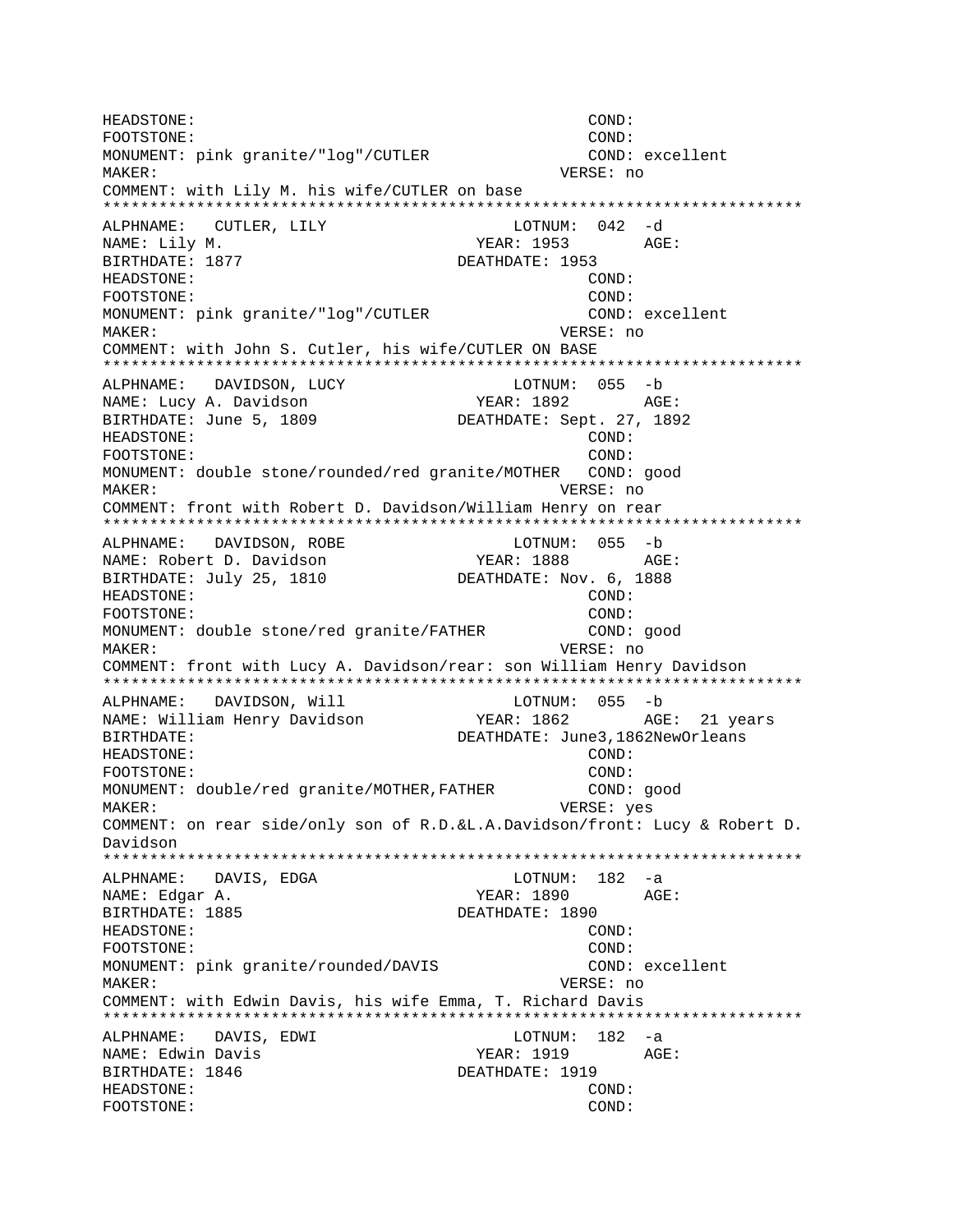```
HEADSTONE:                                          COND:
FOOTSTONE:                                          COND:
MONUMENT: pink granite/"log"/CUTLER                 COND: excellent
MAKER:                                            VERSE: no
COMMENT: with Lily M. his wife/CUTLER on base
*************************************************************************
ALPHNAME:   CUTLER, LILY                      LOTNUM:  042  -d
NAME: Lily M.                               YEAR: 1953        AGE:
BIRTHDATE: 1877                          DEATHDATE: 1953
HEADSTONE:                                          COND:
FOOTSTONE:                                          COND:
MONUMENT: pink granite/"log"/CUTLER                 COND: excellent
MAKER:                                            VERSE: no
COMMENT: with John S. Cutler, his wife/CUTLER ON BASE
*************************************************************************
ALPHNAME:   DAVIDSON, LUCY                    LOTNUM:  055  -b
NAME: Lucy A. Davidson                      YEAR: 1892        AGE:
BIRTHDATE: June 5, 1809                  DEATHDATE: Sept. 27, 1892
HEADSTONE:                                          COND:
FOOTSTONE:                                          COND:
MONUMENT: double stone/rounded/red granite/MOTHER   COND: good
MAKER:                                            VERSE: no
COMMENT: front with Robert D. Davidson/William Henry on rear
*************************************************************************
ALPHNAME:   DAVIDSON, ROBE                    LOTNUM:  055  -b
NAME: Robert D. Davidson                    YEAR: 1888        AGE:
BIRTHDATE: July 25, 1810                 DEATHDATE: Nov. 6, 1888
HEADSTONE:                                          COND:
FOOTSTONE:                                          COND:
MONUMENT: double stone/red granite/FATHER           COND: good
MAKER:                                            VERSE: no
COMMENT: front with Lucy A. Davidson/rear: son William Henry Davidson
*************************************************************************
ALPHNAME:   DAVIDSON, Will                    LOTNUM:  055  -b
NAME: William Henry Davidson                YEAR: 1862        AGE:  21 years
BIRTHDATE:                               DEATHDATE: June3,1862NewOrleans
HEADSTONE:                                          COND:
FOOTSTONE:                                          COND:
MONUMENT: double/red granite/MOTHER,FATHER          COND: good
MAKER:                                            VERSE: yes
COMMENT: on rear side/only son of R.D.&L.A.Davidson/front: Lucy & Robert D.
Davidson
*************************************************************************
ALPHNAME:   DAVIS, EDGA                       LOTNUM:  182  -a
NAME: Edgar A.                              YEAR: 1890        AGE:
BIRTHDATE: 1885                          DEATHDATE: 1890
HEADSTONE:                                          COND:
FOOTSTONE:                                          COND:
MONUMENT: pink granite/rounded/DAVIS                COND: excellent
MAKER:                                            VERSE: no
COMMENT: with Edwin Davis, his wife Emma, T. Richard Davis
*************************************************************************
ALPHNAME:   DAVIS, EDWI                       LOTNUM:  182  -a
NAME: Edwin Davis                           YEAR: 1919        AGE:
BIRTHDATE: 1846                          DEATHDATE: 1919
HEADSTONE:                                          COND:
FOOTSTONE:                                          COND:
```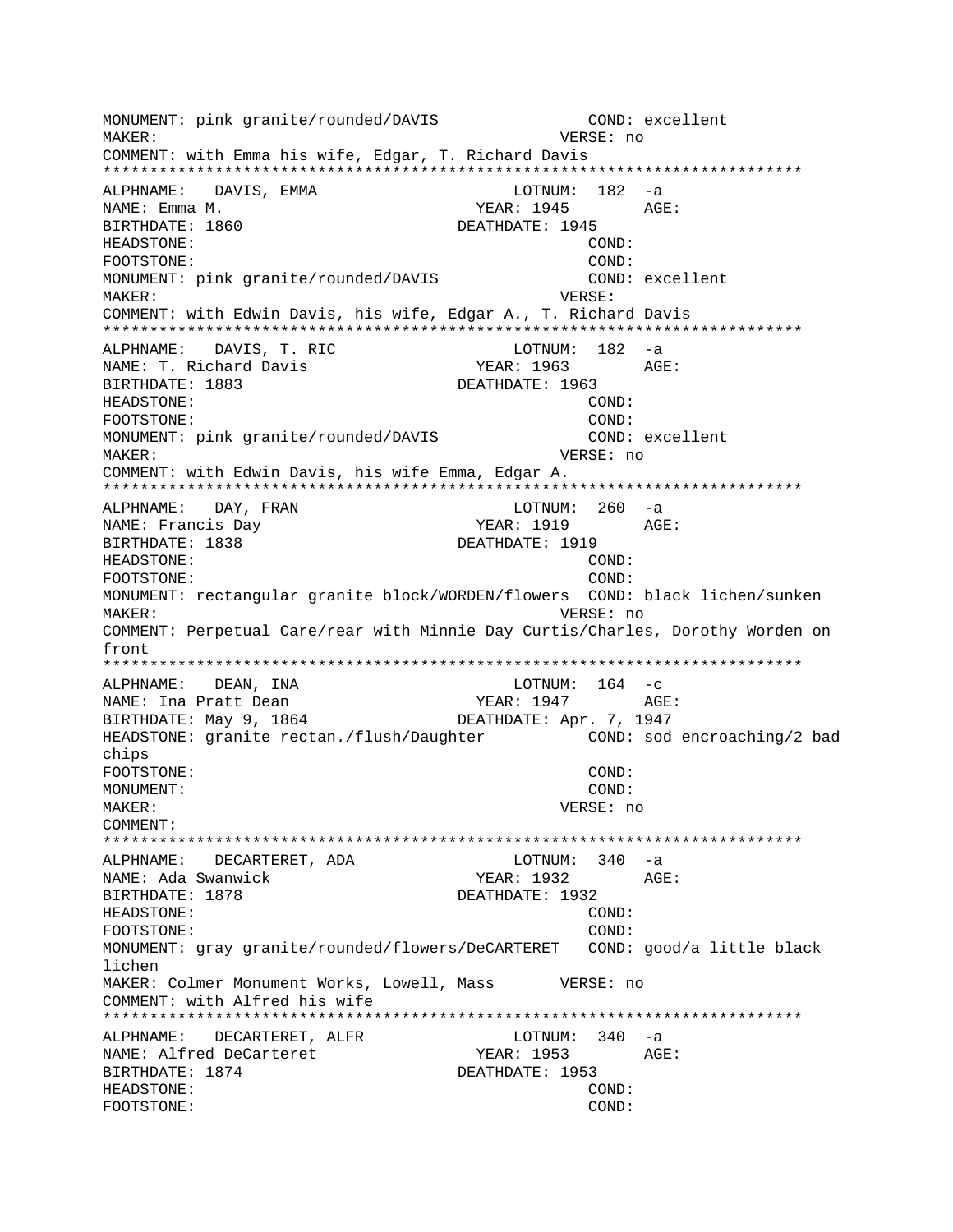```
MONUMENT: pink granite/rounded/DAVIS              COND: excellent
MAKER:                                          VERSE: no
COMMENT: with Emma his wife, Edgar, T. Richard Davis
*************************************************************************
ALPHNAME:   DAVIS, EMMA                    LOTNUM:  182  -a
NAME: Emma M.                            YEAR: 1945        AGE:
BIRTHDATE: 1860                         DEATHDATE: 1945
HEADSTONE:                                        COND:
FOOTSTONE:                                        COND:
MONUMENT: pink granite/rounded/DAVIS              COND: excellent
MAKER:                                          VERSE:
COMMENT: with Edwin Davis, his wife, Edgar A., T. Richard Davis
*************************************************************************
ALPHNAME:   DAVIS, T. RIC                  LOTNUM:  182  -a
NAME: T. Richard Davis                   YEAR: 1963        AGE:
BIRTHDATE: 1883                         DEATHDATE: 1963
HEADSTONE:                                        COND:
FOOTSTONE:                                        COND:
MONUMENT: pink granite/rounded/DAVIS              COND: excellent
MAKER:                                          VERSE: no
COMMENT: with Edwin Davis, his wife Emma, Edgar A.
*************************************************************************
ALPHNAME:   DAY, FRAN                      LOTNUM:  260  -a
NAME: Francis Day                        YEAR: 1919        AGE:
BIRTHDATE: 1838                         DEATHDATE: 1919
HEADSTONE:                                        COND:
FOOTSTONE:                                        COND:
MONUMENT: rectangular granite block/WORDEN/flowers  COND: black lichen/sunken
MAKER:                                          VERSE: no
COMMENT: Perpetual Care/rear with Minnie Day Curtis/Charles, Dorothy Worden on
front
*************************************************************************
ALPHNAME:   DEAN, INA                      LOTNUM:  164  -c
NAME: Ina Pratt Dean                     YEAR: 1947        AGE:
BIRTHDATE: May 9, 1864                  DEATHDATE: Apr. 7, 1947
HEADSTONE: granite rectan./flush/Daughter          COND: sod encroaching/2 bad
chips
FOOTSTONE:                                        COND:
MONUMENT:                                         COND:
MAKER:                                          VERSE: no
COMMENT:
*************************************************************************
ALPHNAME:   DECARTERET, ADA                LOTNUM:  340  -a
NAME: Ada Swanwick                       YEAR: 1932        AGE:
BIRTHDATE: 1878                         DEATHDATE: 1932
HEADSTONE:                                        COND:
FOOTSTONE:                                        COND:
MONUMENT: gray granite/rounded/flowers/DeCARTERET   COND: good/a little black
lichen
MAKER: Colmer Monument Works, Lowell, Mass       VERSE: no
COMMENT: with Alfred his wife
*************************************************************************
ALPHNAME:   DECARTERET, ALFR               LOTNUM:  340  -a
NAME: Alfred DeCarteret                  YEAR: 1953        AGE:
BIRTHDATE: 1874                         DEATHDATE: 1953
HEADSTONE:                                        COND:
FOOTSTONE:                                        COND:
```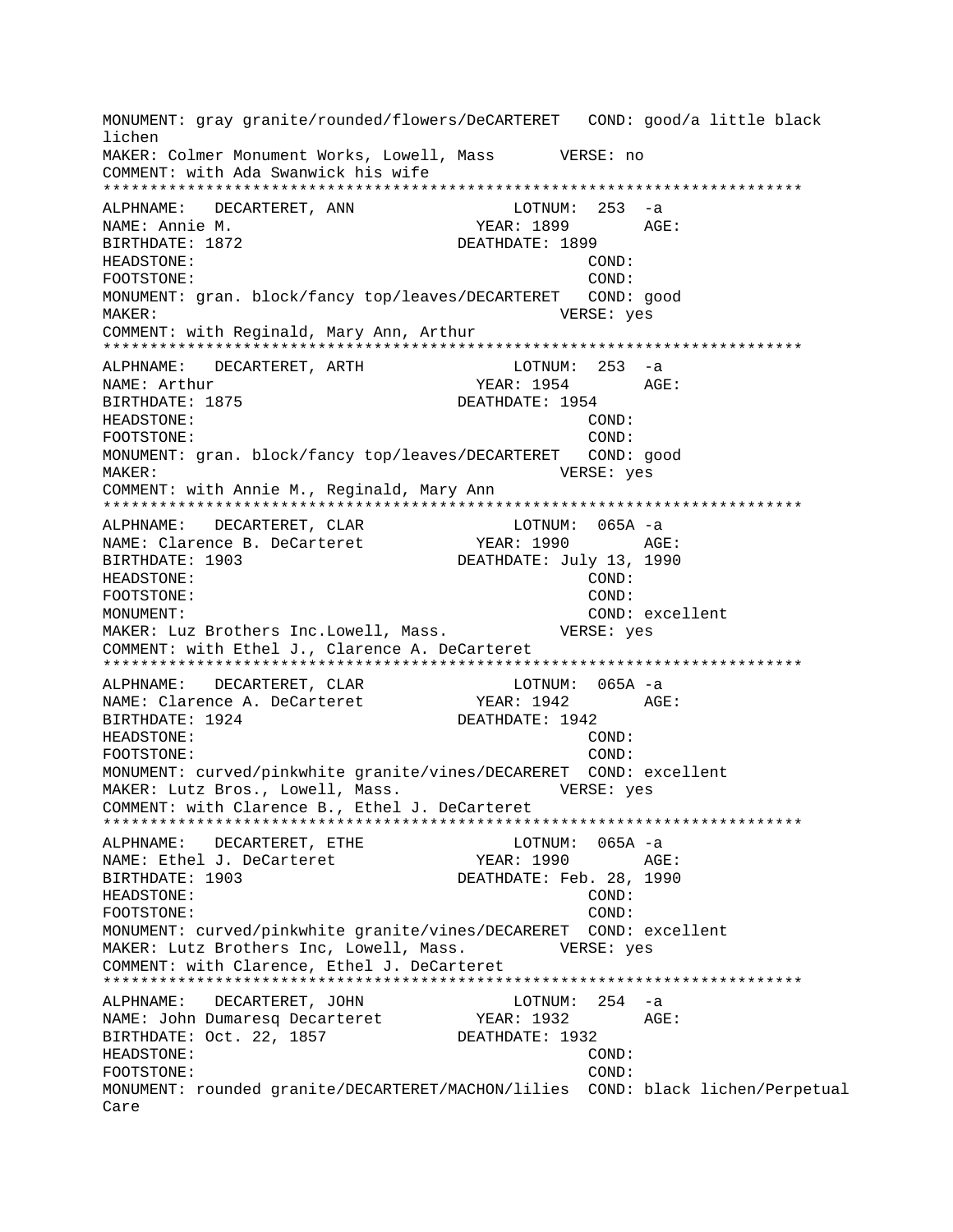MONUMENT: gray granite/rounded/flowers/DeCARTERET   COND: good/a little black lichen
MAKER: Colmer Monument Works, Lowell, Mass       VERSE: no
COMMENT: with Ada Swanwick his wife
*************************************************************************
ALPHNAME:   DECARTERET, ANN                 LOTNUM:  253  -a
NAME: Annie M.                          YEAR: 1899        AGE:
BIRTHDATE: 1872                         DEATHDATE: 1899
HEADSTONE:                                        COND:
FOOTSTONE:                                        COND:
MONUMENT: gran. block/fancy top/leaves/DECARTERET   COND: good
MAKER:                                          VERSE: yes
COMMENT: with Reginald, Mary Ann, Arthur
*************************************************************************
ALPHNAME:   DECARTERET, ARTH                LOTNUM:  253  -a
NAME: Arthur                            YEAR: 1954        AGE:
BIRTHDATE: 1875                         DEATHDATE: 1954
HEADSTONE:                                        COND:
FOOTSTONE:                                        COND:
MONUMENT: gran. block/fancy top/leaves/DECARTERET   COND: good
MAKER:                                          VERSE: yes
COMMENT: with Annie M., Reginald, Mary Ann
*************************************************************************
ALPHNAME:   DECARTERET, CLAR                LOTNUM:  065A -a
NAME: Clarence B. DeCarteret            YEAR: 1990        AGE:
BIRTHDATE: 1903                         DEATHDATE: July 13, 1990
HEADSTONE:                                        COND:
FOOTSTONE:                                        COND:
MONUMENT:                                         COND: excellent
MAKER: Luz Brothers Inc.Lowell, Mass.           VERSE: yes
COMMENT: with Ethel J., Clarence A. DeCarteret
*************************************************************************
ALPHNAME:   DECARTERET, CLAR                LOTNUM:  065A -a
NAME: Clarence A. DeCarteret            YEAR: 1942        AGE:
BIRTHDATE: 1924                         DEATHDATE: 1942
HEADSTONE:                                        COND:
FOOTSTONE:                                        COND:
MONUMENT: curved/pinkwhite granite/vines/DECARERET  COND: excellent
MAKER: Lutz Bros., Lowell, Mass.                VERSE: yes
COMMENT: with Clarence B., Ethel J. DeCarteret
*************************************************************************
ALPHNAME:   DECARTERET, ETHE                LOTNUM:  065A -a
NAME: Ethel J. DeCarteret               YEAR: 1990        AGE:
BIRTHDATE: 1903                         DEATHDATE: Feb. 28, 1990
HEADSTONE:                                        COND:
FOOTSTONE:                                        COND:
MONUMENT: curved/pinkwhite granite/vines/DECARERET  COND: excellent
MAKER: Lutz Brothers Inc, Lowell, Mass.         VERSE: yes
COMMENT: with Clarence, Ethel J. DeCarteret
*************************************************************************
ALPHNAME:   DECARTERET, JOHN                LOTNUM:  254  -a
NAME: John Dumaresq Decarteret          YEAR: 1932        AGE:
BIRTHDATE: Oct. 22, 1857                DEATHDATE: 1932
HEADSTONE:                                        COND:
FOOTSTONE:                                        COND:
MONUMENT: rounded granite/DECARTERET/MACHON/lilies  COND: black lichen/Perpetual Care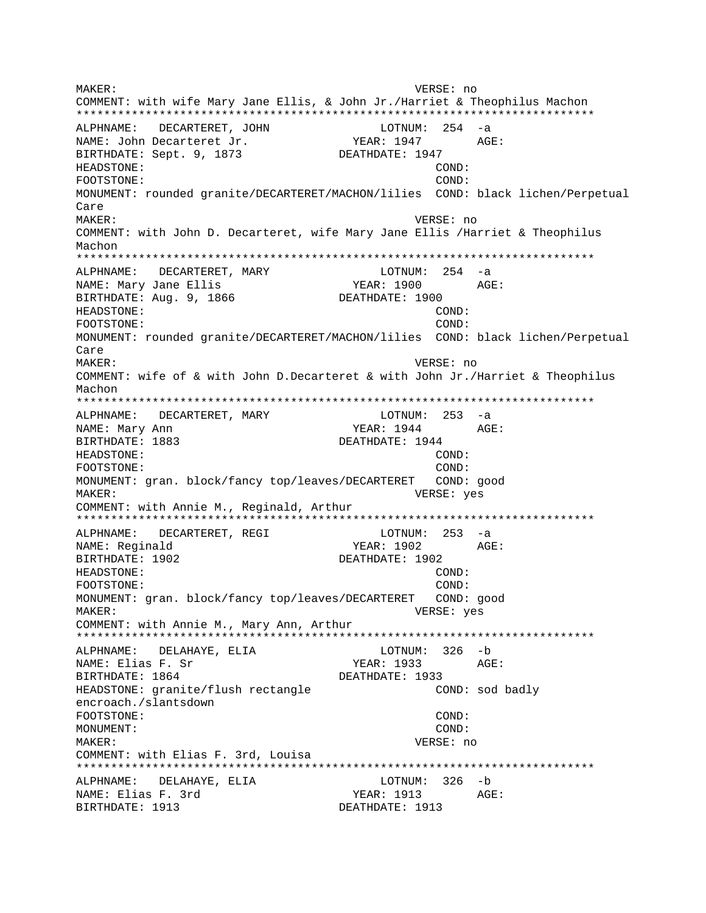```
MAKER:                                          VERSE: no
COMMENT: with wife Mary Jane Ellis, & John Jr./Harriet & Theophilus Machon
***************************************************************************
ALPHNAME:   DECARTERET, JOHN                LOTNUM:  254  -a
NAME: John Decarteret Jr.                YEAR: 1947        AGE:
BIRTHDATE: Sept. 9, 1873              DEATHDATE: 1947
HEADSTONE:                                          COND:
FOOTSTONE:                                          COND:
MONUMENT: rounded granite/DECARTERET/MACHON/lilies  COND: black lichen/Perpetual
Care
MAKER:                                          VERSE: no
COMMENT: with John D. Decarteret, wife Mary Jane Ellis /Harriet & Theophilus
Machon
***************************************************************************
ALPHNAME:   DECARTERET, MARY                LOTNUM:  254  -a
NAME: Mary Jane Ellis                    YEAR: 1900        AGE:
BIRTHDATE: Aug. 9, 1866               DEATHDATE: 1900
HEADSTONE:                                          COND:
FOOTSTONE:                                          COND:
MONUMENT: rounded granite/DECARTERET/MACHON/lilies  COND: black lichen/Perpetual
Care
MAKER:                                          VERSE: no
COMMENT: wife of & with John D.Decarteret & with John Jr./Harriet & Theophilus
Machon
***************************************************************************
ALPHNAME:   DECARTERET, MARY                LOTNUM:  253  -a
NAME: Mary Ann                           YEAR: 1944        AGE:
BIRTHDATE: 1883                       DEATHDATE: 1944
HEADSTONE:                                          COND:
FOOTSTONE:                                          COND:
MONUMENT: gran. block/fancy top/leaves/DECARTERET   COND: good
MAKER:                                          VERSE: yes
COMMENT: with Annie M., Reginald, Arthur
***************************************************************************
ALPHNAME:   DECARTERET, REGI                LOTNUM:  253  -a
NAME: Reginald                           YEAR: 1902        AGE:
BIRTHDATE: 1902                       DEATHDATE: 1902
HEADSTONE:                                          COND:
FOOTSTONE:                                          COND:
MONUMENT: gran. block/fancy top/leaves/DECARTERET   COND: good
MAKER:                                          VERSE: yes
COMMENT: with Annie M., Mary Ann, Arthur
***************************************************************************
ALPHNAME:   DELAHAYE, ELIA                  LOTNUM:  326  -b
NAME: Elias F. Sr                        YEAR: 1933        AGE:
BIRTHDATE: 1864                       DEATHDATE: 1933
HEADSTONE: granite/flush rectangle                  COND: sod badly
encroach./slantsdown
FOOTSTONE:                                          COND:
MONUMENT:                                           COND:
MAKER:                                          VERSE: no
COMMENT: with Elias F. 3rd, Louisa
***************************************************************************
ALPHNAME:   DELAHAYE, ELIA                  LOTNUM:  326  -b
NAME: Elias F. 3rd                       YEAR: 1913        AGE:
BIRTHDATE: 1913                       DEATHDATE: 1913
```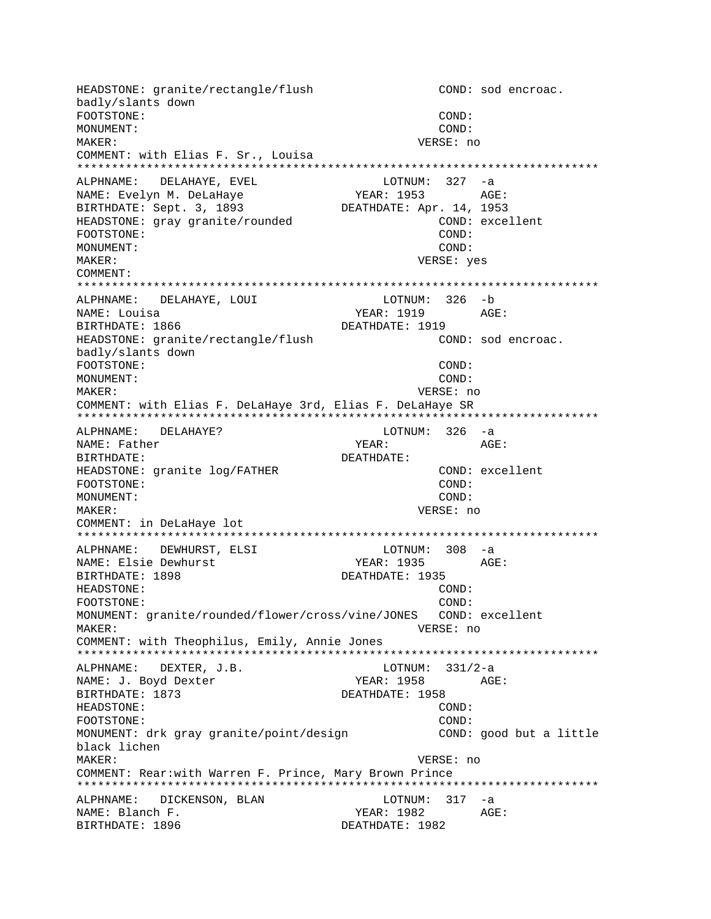```
HEADSTONE: granite/rectangle/flush                 COND: sod encroac.
badly/slants down
FOOTSTONE:                                         COND:
MONUMENT:                                          COND:
MAKER:                                            VERSE: no
COMMENT: with Elias F. Sr., Louisa
***************************************************************************
ALPHNAME:   DELAHAYE, EVEL               LOTNUM:  327  -a
NAME: Evelyn M. DeLaHaye                YEAR: 1953        AGE:
BIRTHDATE: Sept. 3, 1893              DEATHDATE: Apr. 14, 1953
HEADSTONE: gray granite/rounded                    COND: excellent
FOOTSTONE:                                         COND:
MONUMENT:                                          COND:
MAKER:                                            VERSE: yes
COMMENT:
***************************************************************************
ALPHNAME:   DELAHAYE, LOUI               LOTNUM:  326  -b
NAME: Louisa                            YEAR: 1919        AGE:
BIRTHDATE: 1866                       DEATHDATE: 1919
HEADSTONE: granite/rectangle/flush                 COND: sod encroac.
badly/slants down
FOOTSTONE:                                         COND:
MONUMENT:                                          COND:
MAKER:                                            VERSE: no
COMMENT: with Elias F. DeLaHaye 3rd, Elias F. DeLaHaye SR
***************************************************************************
ALPHNAME:   DELAHAYE?                    LOTNUM:  326  -a
NAME: Father                            YEAR:             AGE:
BIRTHDATE:                            DEATHDATE:
HEADSTONE: granite log/FATHER                      COND: excellent
FOOTSTONE:                                         COND:
MONUMENT:                                          COND:
MAKER:                                            VERSE: no
COMMENT: in DeLaHaye lot
***************************************************************************
ALPHNAME:   DEWHURST, ELSI               LOTNUM:  308  -a
NAME: Elsie Dewhurst                    YEAR: 1935        AGE:
BIRTHDATE: 1898                       DEATHDATE: 1935
HEADSTONE:                                         COND:
FOOTSTONE:                                         COND:
MONUMENT: granite/rounded/flower/cross/vine/JONES   COND: excellent
MAKER:                                            VERSE: no
COMMENT: with Theophilus, Emily, Annie Jones
***************************************************************************
ALPHNAME:   DEXTER, J.B.                 LOTNUM:  331/2-a
NAME: J. Boyd Dexter                    YEAR: 1958        AGE:
BIRTHDATE: 1873                       DEATHDATE: 1958
HEADSTONE:                                         COND:
FOOTSTONE:                                         COND:
MONUMENT: drk gray granite/point/design            COND: good but a little
black lichen
MAKER:                                            VERSE: no
COMMENT: Rear:with Warren F. Prince, Mary Brown Prince
***************************************************************************
ALPHNAME:   DICKENSON, BLAN              LOTNUM:  317  -a
NAME: Blanch F.                         YEAR: 1982        AGE:
BIRTHDATE: 1896                       DEATHDATE: 1982
```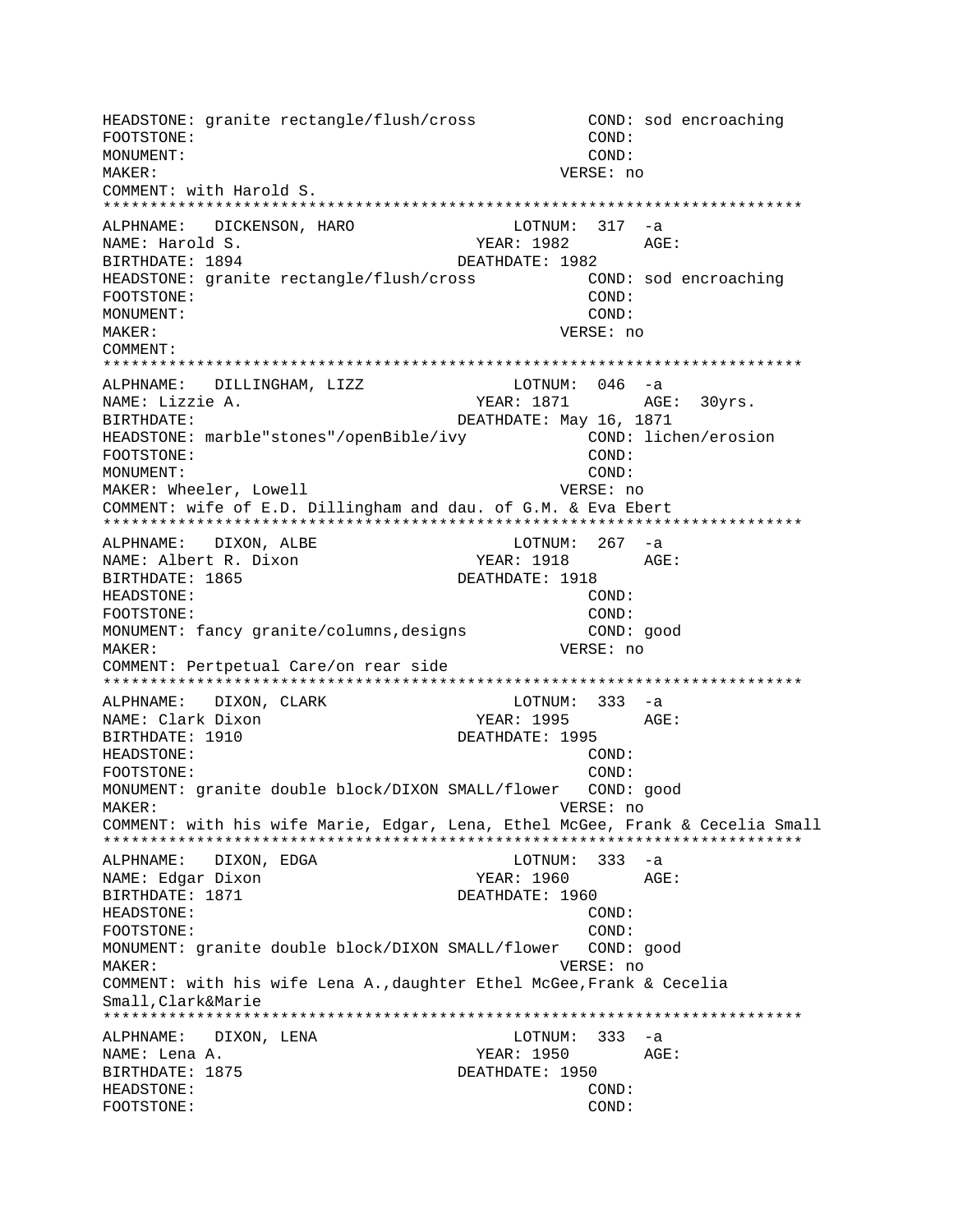```
HEADSTONE: granite rectangle/flush/cross           COND: sod encroaching
FOOTSTONE:                                         COND:
MONUMENT:                                          COND:
MAKER:                                           VERSE: no
COMMENT: with Harold S.
*************************************************************************
ALPHNAME:   DICKENSON, HARO               LOTNUM:  317  -a
NAME: Harold S.                        YEAR: 1982        AGE:
BIRTHDATE: 1894                      DEATHDATE: 1982
HEADSTONE: granite rectangle/flush/cross           COND: sod encroaching
FOOTSTONE:                                         COND:
MONUMENT:                                          COND:
MAKER:                                           VERSE: no
COMMENT:
*************************************************************************
ALPHNAME:   DILLINGHAM, LIZZ              LOTNUM:  046  -a
NAME: Lizzie A.                        YEAR: 1871        AGE:  30yrs.
BIRTHDATE:                           DEATHDATE: May 16, 1871
HEADSTONE: marble"stones"/openBible/ivy            COND: lichen/erosion
FOOTSTONE:                                         COND:
MONUMENT:                                          COND:
MAKER: Wheeler, Lowell                           VERSE: no
COMMENT: wife of E.D. Dillingham and dau. of G.M. & Eva Ebert
*************************************************************************
ALPHNAME:   DIXON, ALBE                   LOTNUM:  267  -a
NAME: Albert R. Dixon                  YEAR: 1918        AGE:
BIRTHDATE: 1865                      DEATHDATE: 1918
HEADSTONE:                                         COND:
FOOTSTONE:                                         COND:
MONUMENT: fancy granite/columns,designs            COND: good
MAKER:                                           VERSE: no
COMMENT: Pertpetual Care/on rear side
*************************************************************************
ALPHNAME:   DIXON, CLARK                  LOTNUM:  333  -a
NAME: Clark Dixon                      YEAR: 1995        AGE:
BIRTHDATE: 1910                      DEATHDATE: 1995
HEADSTONE:                                         COND:
FOOTSTONE:                                         COND:
MONUMENT: granite double block/DIXON SMALL/flower   COND: good
MAKER:                                           VERSE: no
COMMENT: with his wife Marie, Edgar, Lena, Ethel McGee, Frank & Cecelia Small
*************************************************************************
ALPHNAME:   DIXON, EDGA                   LOTNUM:  333  -a
NAME: Edgar Dixon                      YEAR: 1960        AGE:
BIRTHDATE: 1871                      DEATHDATE: 1960
HEADSTONE:                                         COND:
FOOTSTONE:                                         COND:
MONUMENT: granite double block/DIXON SMALL/flower   COND: good
MAKER:                                           VERSE: no
COMMENT: with his wife Lena A.,daughter Ethel McGee,Frank & Cecelia
Small,Clark&Marie
*************************************************************************
ALPHNAME:   DIXON, LENA                   LOTNUM:  333  -a
NAME: Lena A.                          YEAR: 1950        AGE:
BIRTHDATE: 1875                      DEATHDATE: 1950
HEADSTONE:                                         COND:
FOOTSTONE:                                         COND:
```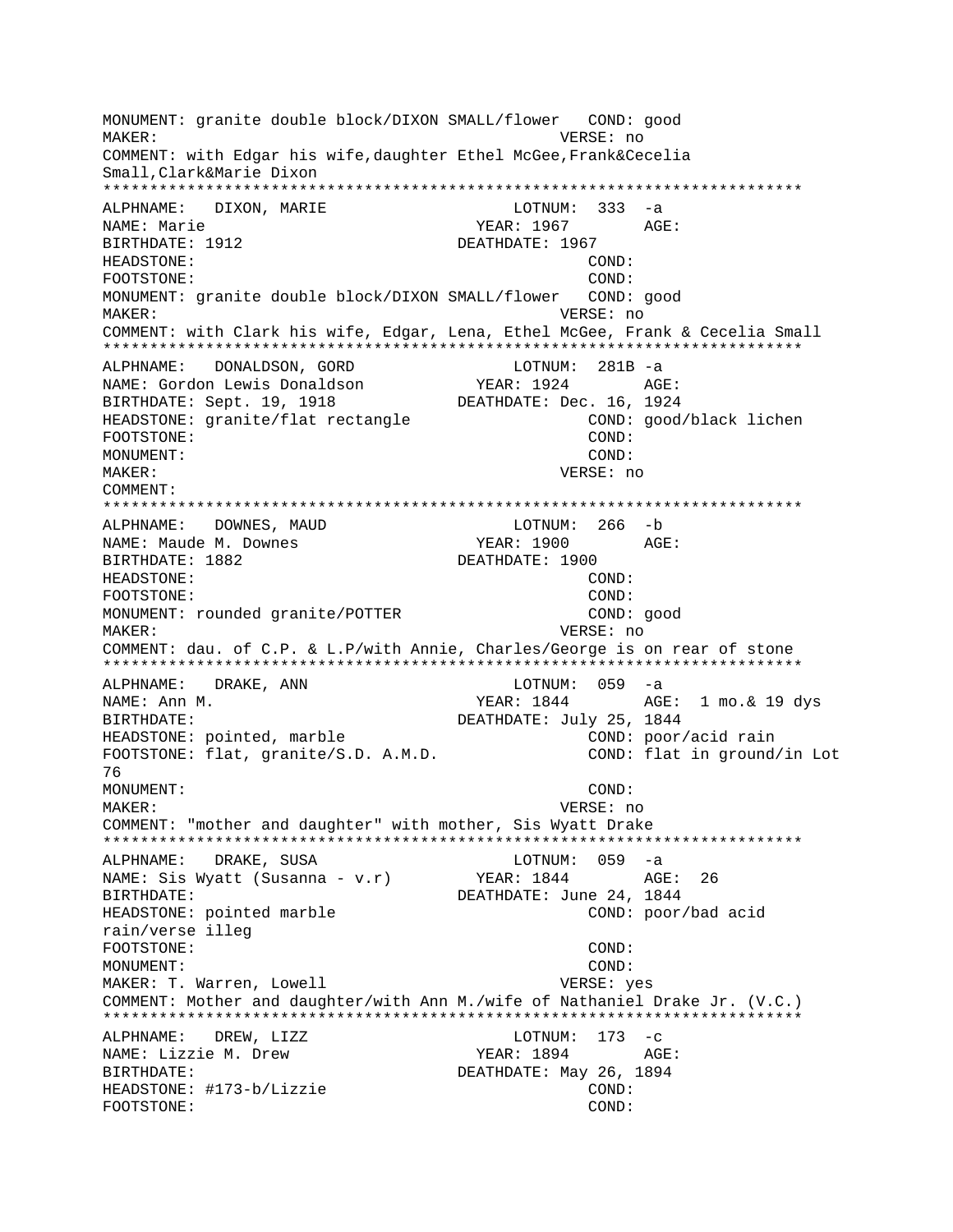```
MONUMENT: granite double block/DIXON SMALL/flower   COND: good
MAKER:                                          VERSE: no
COMMENT: with Edgar his wife,daughter Ethel McGee,Frank&Cecelia
Small,Clark&Marie Dixon
*************************************************************************
ALPHNAME:   DIXON, MARIE                    LOTNUM:  333  -a
NAME: Marie                               YEAR: 1967        AGE:
BIRTHDATE: 1912                           DEATHDATE: 1967
HEADSTONE:                                              COND:
FOOTSTONE:                                              COND:
MONUMENT: granite double block/DIXON SMALL/flower   COND: good
MAKER:                                          VERSE: no
COMMENT: with Clark his wife, Edgar, Lena, Ethel McGee, Frank & Cecelia Small
*************************************************************************
ALPHNAME:   DONALDSON, GORD                 LOTNUM:  281B -a
NAME: Gordon Lewis Donaldson             YEAR: 1924        AGE:
BIRTHDATE: Sept. 19, 1918                DEATHDATE: Dec. 16, 1924
HEADSTONE: granite/flat rectangle                       COND: good/black lichen
FOOTSTONE:                                              COND:
MONUMENT:                                               COND:
MAKER:                                          VERSE: no
COMMENT:
*************************************************************************
ALPHNAME:   DOWNES, MAUD                    LOTNUM:  266  -b
NAME: Maude M. Downes                     YEAR: 1900        AGE:
BIRTHDATE: 1882                           DEATHDATE: 1900
HEADSTONE:                                              COND:
FOOTSTONE:                                              COND:
MONUMENT: rounded granite/POTTER                        COND: good
MAKER:                                          VERSE: no
COMMENT: dau. of C.P. & L.P/with Annie, Charles/George is on rear of stone
*************************************************************************
ALPHNAME:   DRAKE, ANN                      LOTNUM:  059  -a
NAME: Ann M.                              YEAR: 1844        AGE:  1 mo.& 19 dys
BIRTHDATE:                                DEATHDATE: July 25, 1844
HEADSTONE: pointed, marble                              COND: poor/acid rain
FOOTSTONE: flat, granite/S.D. A.M.D.                    COND: flat in ground/in Lot
76
MONUMENT:                                               COND:
MAKER:                                          VERSE: no
COMMENT: "mother and daughter" with mother, Sis Wyatt Drake
*************************************************************************
ALPHNAME:   DRAKE, SUSA                     LOTNUM:  059  -a
NAME: Sis Wyatt (Susanna - v.r)          YEAR: 1844        AGE:  26
BIRTHDATE:                                DEATHDATE: June 24, 1844
HEADSTONE: pointed marble                               COND: poor/bad acid
rain/verse illeg
FOOTSTONE:                                              COND:
MONUMENT:                                               COND:
MAKER: T. Warren, Lowell                        VERSE: yes
COMMENT: Mother and daughter/with Ann M./wife of Nathaniel Drake Jr. (V.C.)
*************************************************************************
ALPHNAME:   DREW, LIZZ                      LOTNUM:  173  -c
NAME: Lizzie M. Drew                      YEAR: 1894        AGE:
BIRTHDATE:                                DEATHDATE: May 26, 1894
HEADSTONE: #173-b/Lizzie                                COND:
FOOTSTONE:                                              COND:
```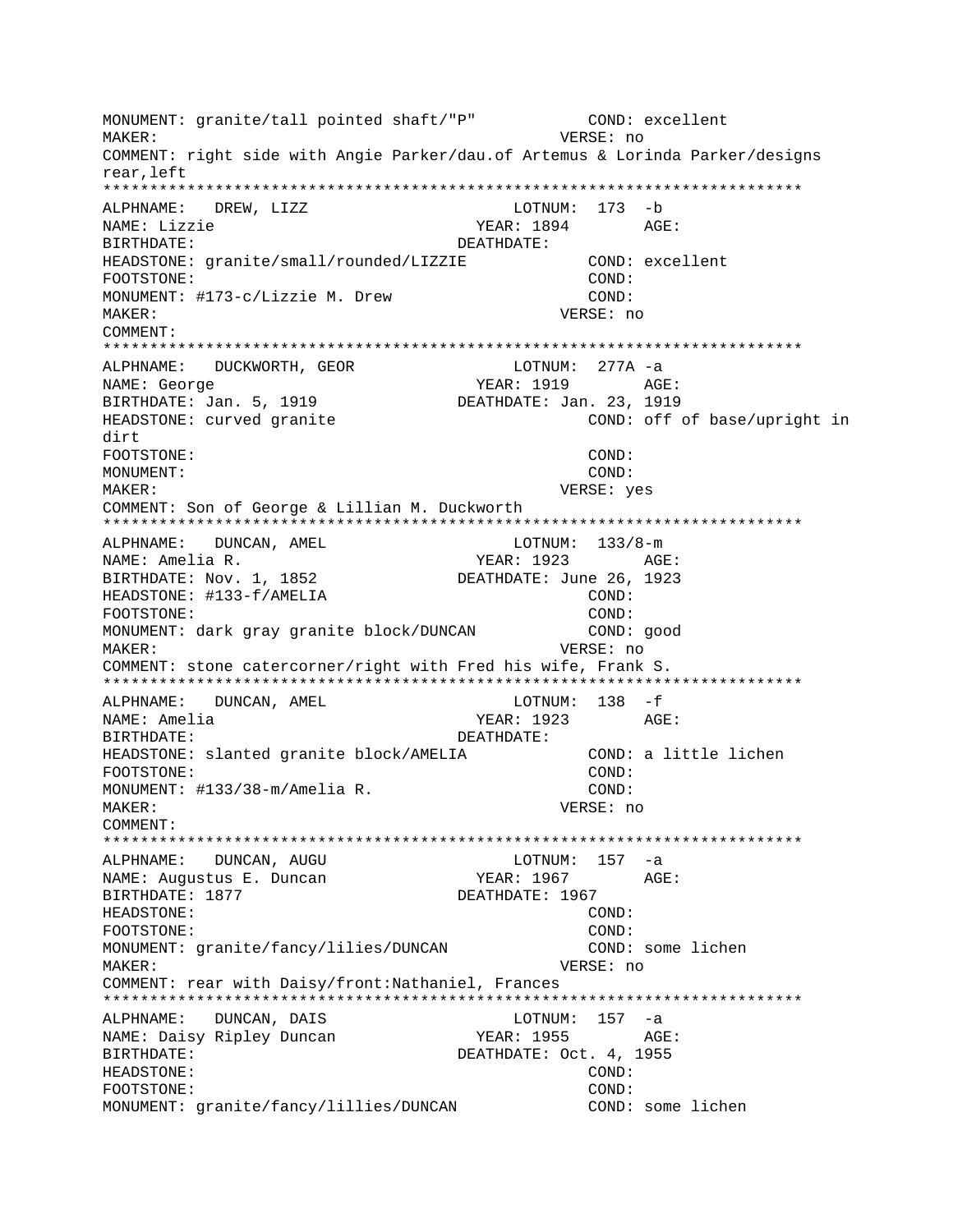MONUMENT: granite/tall pointed shaft/"P" COND: excellent
MAKER: VERSE: no
COMMENT: right side with Angie Parker/dau.of Artemus & Lorinda Parker/designs rear,left

***************************************************************************

ALPHNAME: DREW, LIZZ LOTNUM: 173 -b
NAME: Lizzie YEAR: 1894 AGE:
BIRTHDATE: DEATHDATE:
HEADSTONE: granite/small/rounded/LIZZIE COND: excellent
FOOTSTONE: COND:
MONUMENT: #173-c/Lizzie M. Drew COND:
MAKER: VERSE: no
COMMENT:

***************************************************************************

ALPHNAME: DUCKWORTH, GEOR LOTNUM: 277A -a
NAME: George YEAR: 1919 AGE:
BIRTHDATE: Jan. 5, 1919 DEATHDATE: Jan. 23, 1919
HEADSTONE: curved granite COND: off of base/upright in dirt
FOOTSTONE: COND:
MONUMENT: COND:
MAKER: VERSE: yes
COMMENT: Son of George & Lillian M. Duckworth

***************************************************************************

ALPHNAME: DUNCAN, AMEL LOTNUM: 133/8-m
NAME: Amelia R. YEAR: 1923 AGE:
BIRTHDATE: Nov. 1, 1852 DEATHDATE: June 26, 1923
HEADSTONE: #133-f/AMELIA COND:
FOOTSTONE: COND:
MONUMENT: dark gray granite block/DUNCAN COND: good
MAKER: VERSE: no
COMMENT: stone catercorner/right with Fred his wife, Frank S.

***************************************************************************

ALPHNAME: DUNCAN, AMEL LOTNUM: 138 -f
NAME: Amelia YEAR: 1923 AGE:
BIRTHDATE: DEATHDATE:
HEADSTONE: slanted granite block/AMELIA COND: a little lichen
FOOTSTONE: COND:
MONUMENT: #133/38-m/Amelia R. COND:
MAKER: VERSE: no
COMMENT:

***************************************************************************

ALPHNAME: DUNCAN, AUGU LOTNUM: 157 -a
NAME: Augustus E. Duncan YEAR: 1967 AGE:
BIRTHDATE: 1877 DEATHDATE: 1967
HEADSTONE: COND:
FOOTSTONE: COND:
MONUMENT: granite/fancy/lilies/DUNCAN COND: some lichen
MAKER: VERSE: no
COMMENT: rear with Daisy/front:Nathaniel, Frances

***************************************************************************

ALPHNAME: DUNCAN, DAIS LOTNUM: 157 -a
NAME: Daisy Ripley Duncan YEAR: 1955 AGE:
BIRTHDATE: DEATHDATE: Oct. 4, 1955
HEADSTONE: COND:
FOOTSTONE: COND:
MONUMENT: granite/fancy/lillies/DUNCAN COND: some lichen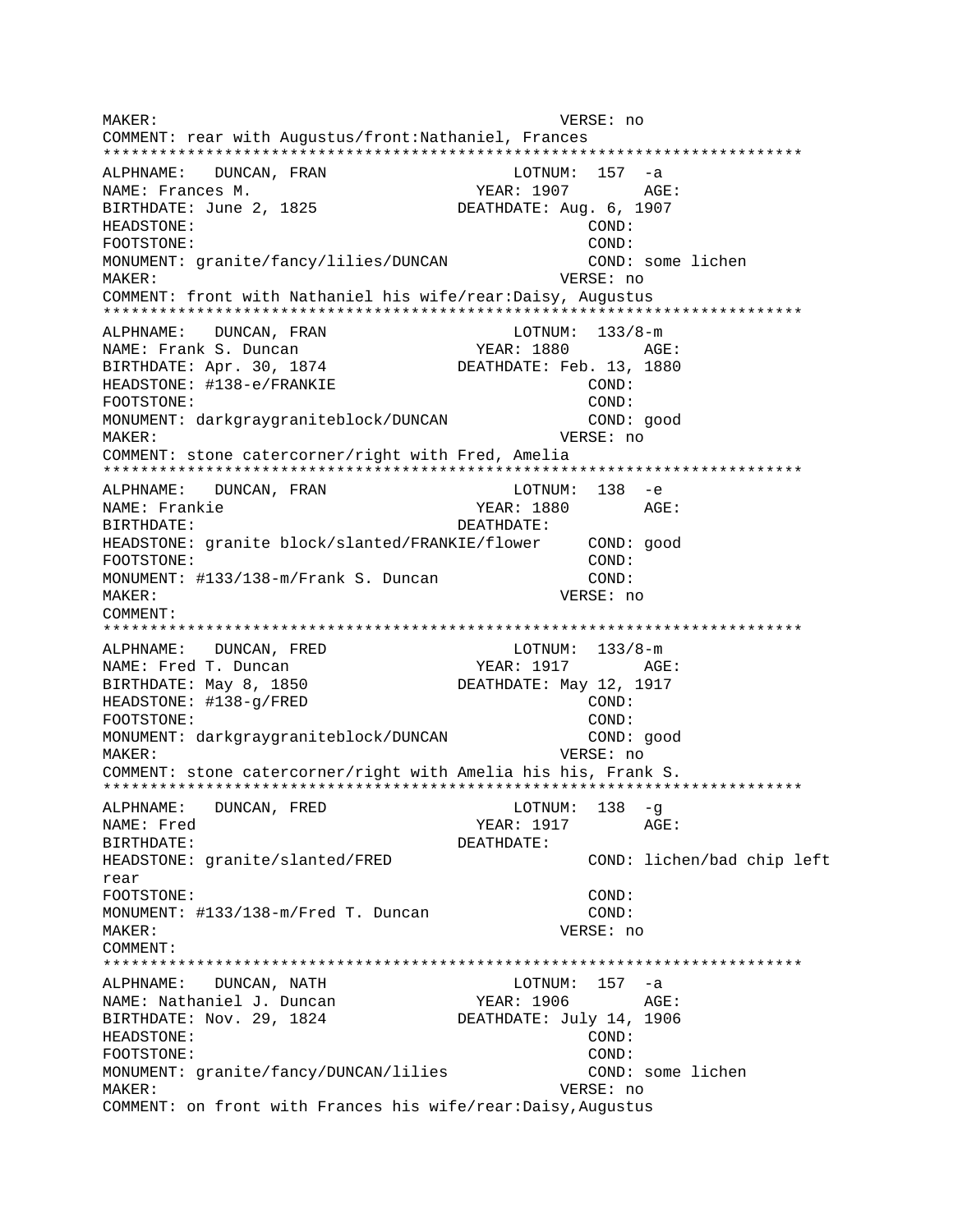MAKER: VERSE: no
COMMENT: rear with Augustus/front:Nathaniel, Frances
*************************************************************************
ALPHNAME: DUNCAN, FRAN LOTNUM: 157 -a
NAME: Frances M. YEAR: 1907 AGE:
BIRTHDATE: June 2, 1825 DEATHDATE: Aug. 6, 1907
HEADSTONE: COND:
FOOTSTONE: COND:
MONUMENT: granite/fancy/lilies/DUNCAN COND: some lichen
MAKER: VERSE: no
COMMENT: front with Nathaniel his wife/rear:Daisy, Augustus
*************************************************************************
ALPHNAME: DUNCAN, FRAN LOTNUM: 133/8-m
NAME: Frank S. Duncan YEAR: 1880 AGE:
BIRTHDATE: Apr. 30, 1874 DEATHDATE: Feb. 13, 1880
HEADSTONE: #138-e/FRANKIE COND:
FOOTSTONE: COND:
MONUMENT: darkgraygraniteblock/DUNCAN COND: good
MAKER: VERSE: no
COMMENT: stone catercorner/right with Fred, Amelia
*************************************************************************
ALPHNAME: DUNCAN, FRAN LOTNUM: 138 -e
NAME: Frankie YEAR: 1880 AGE:
BIRTHDATE: DEATHDATE:
HEADSTONE: granite block/slanted/FRANKIE/flower COND: good
FOOTSTONE: COND:
MONUMENT: #133/138-m/Frank S. Duncan COND:
MAKER: VERSE: no
COMMENT:
*************************************************************************
ALPHNAME: DUNCAN, FRED LOTNUM: 133/8-m
NAME: Fred T. Duncan YEAR: 1917 AGE:
BIRTHDATE: May 8, 1850 DEATHDATE: May 12, 1917
HEADSTONE: #138-g/FRED COND:
FOOTSTONE: COND:
MONUMENT: darkgraygraniteblock/DUNCAN COND: good
MAKER: VERSE: no
COMMENT: stone catercorner/right with Amelia his his, Frank S.
*************************************************************************
ALPHNAME: DUNCAN, FRED LOTNUM: 138 -g
NAME: Fred YEAR: 1917 AGE:
BIRTHDATE: DEATHDATE:
HEADSTONE: granite/slanted/FRED COND: lichen/bad chip left rear
FOOTSTONE: COND:
MONUMENT: #133/138-m/Fred T. Duncan COND:
MAKER: VERSE: no
COMMENT:
*************************************************************************
ALPHNAME: DUNCAN, NATH LOTNUM: 157 -a
NAME: Nathaniel J. Duncan YEAR: 1906 AGE:
BIRTHDATE: Nov. 29, 1824 DEATHDATE: July 14, 1906
HEADSTONE: COND:
FOOTSTONE: COND:
MONUMENT: granite/fancy/DUNCAN/lilies COND: some lichen
MAKER: VERSE: no
COMMENT: on front with Frances his wife/rear:Daisy,Augustus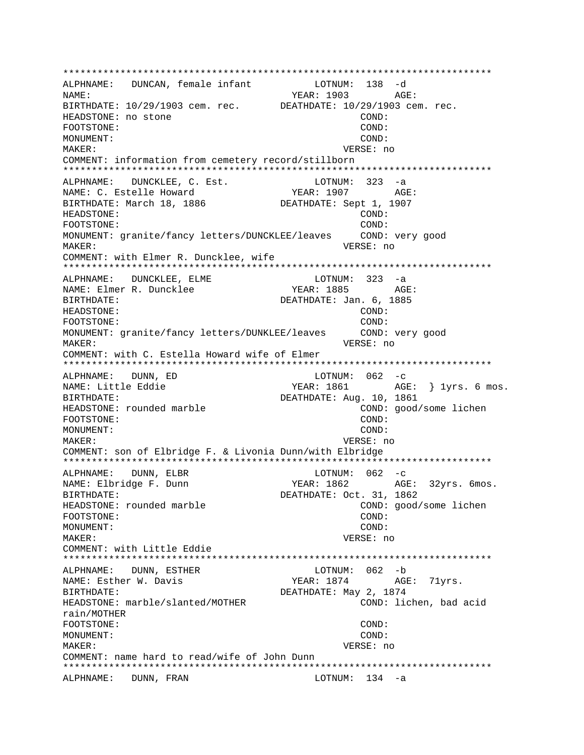```
*************************************************************************
ALPHNAME:   DUNCAN, female infant           LOTNUM:  138  -d
NAME:                                    YEAR: 1903        AGE:
BIRTHDATE: 10/29/1903 cem. rec.       DEATHDATE: 10/29/1903 cem. rec.
HEADSTONE: no stone                                COND:
FOOTSTONE:                                         COND:
MONUMENT:                                          COND:
MAKER:                                         VERSE: no
COMMENT: information from cemetery record/stillborn
*************************************************************************
ALPHNAME:   DUNCKLEE, C. Est.               LOTNUM:  323  -a
NAME: C. Estelle Howard                  YEAR: 1907        AGE:
BIRTHDATE: March 18, 1886             DEATHDATE: Sept 1, 1907
HEADSTONE:                                         COND:
FOOTSTONE:                                         COND:
MONUMENT: granite/fancy letters/DUNCKLEE/leaves     COND: very good
MAKER:                                         VERSE: no
COMMENT: with Elmer R. Duncklee, wife
*************************************************************************
ALPHNAME:   DUNCKLEE, ELME                  LOTNUM:  323  -a
NAME: Elmer R. Duncklee                  YEAR: 1885        AGE:
BIRTHDATE:                            DEATHDATE: Jan. 6, 1885
HEADSTONE:                                         COND:
FOOTSTONE:                                         COND:
MONUMENT: granite/fancy letters/DUNKLEE/leaves      COND: very good
MAKER:                                         VERSE: no
COMMENT: with C. Estella Howard wife of Elmer
*************************************************************************
ALPHNAME:   DUNN, ED                        LOTNUM:  062  -c
NAME: Little Eddie                       YEAR: 1861        AGE:  } 1yrs. 6 mos.
BIRTHDATE:                            DEATHDATE: Aug. 10, 1861
HEADSTONE: rounded marble                          COND: good/some lichen
FOOTSTONE:                                         COND:
MONUMENT:                                          COND:
MAKER:                                         VERSE: no
COMMENT: son of Elbridge F. & Livonia Dunn/with Elbridge
*************************************************************************
ALPHNAME:   DUNN, ELBR                      LOTNUM:  062  -c
NAME: Elbridge F. Dunn                   YEAR: 1862        AGE:  32yrs. 6mos.
BIRTHDATE:                            DEATHDATE: Oct. 31, 1862
HEADSTONE: rounded marble                          COND: good/some lichen
FOOTSTONE:                                         COND:
MONUMENT:                                          COND:
MAKER:                                         VERSE: no
COMMENT: with Little Eddie
*************************************************************************
ALPHNAME:   DUNN, ESTHER                    LOTNUM:  062  -b
NAME: Esther W. Davis                    YEAR: 1874        AGE:  71yrs.
BIRTHDATE:                            DEATHDATE: May 2, 1874
HEADSTONE: marble/slanted/MOTHER                   COND: lichen, bad acid
rain/MOTHER
FOOTSTONE:                                         COND:
MONUMENT:                                          COND:
MAKER:                                         VERSE: no
COMMENT: name hard to read/wife of John Dunn
*************************************************************************
ALPHNAME:   DUNN, FRAN                      LOTNUM:  134  -a
```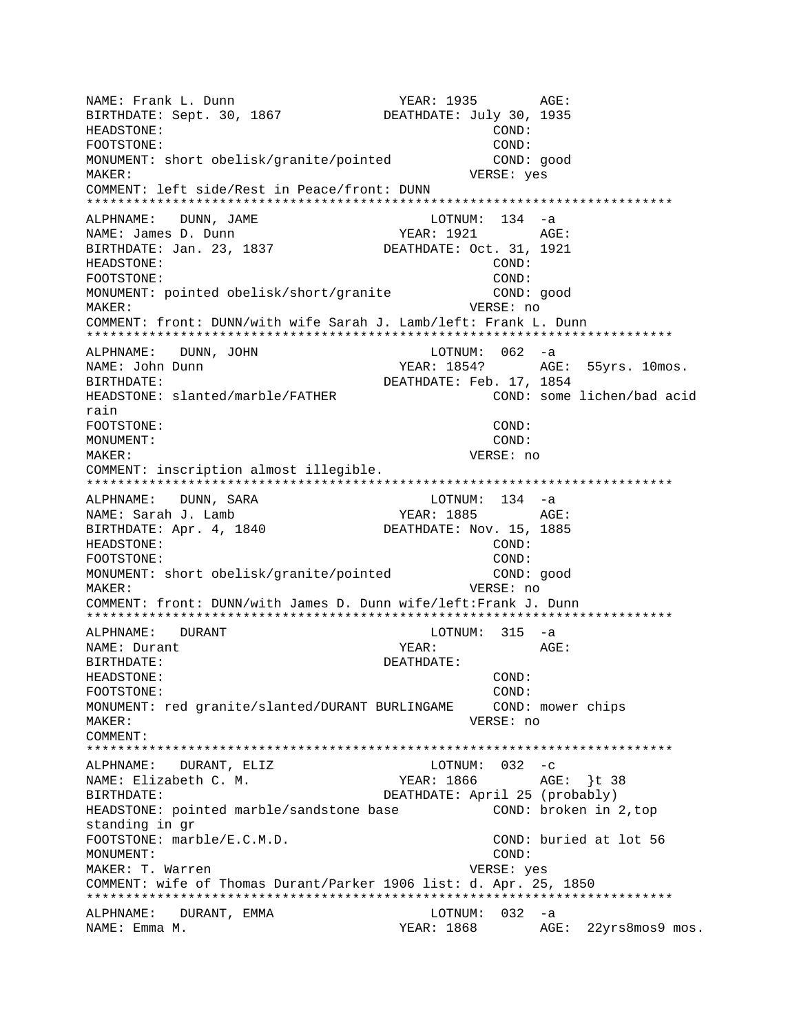```
NAME: Frank L. Dunn                    YEAR: 1935        AGE:
BIRTHDATE: Sept. 30, 1867          DEATHDATE: July 30, 1935
HEADSTONE:                                         COND:
FOOTSTONE:                                         COND:
MONUMENT: short obelisk/granite/pointed           COND: good
MAKER:                                            VERSE: yes
COMMENT: left side/Rest in Peace/front: DUNN
***************************************************************************
ALPHNAME:   DUNN, JAME                        LOTNUM:  134  -a
NAME: James D. Dunn                    YEAR: 1921        AGE:
BIRTHDATE: Jan. 23, 1837           DEATHDATE: Oct. 31, 1921
HEADSTONE:                                         COND:
FOOTSTONE:                                         COND:
MONUMENT: pointed obelisk/short/granite           COND: good
MAKER:                                            VERSE: no
COMMENT: front: DUNN/with wife Sarah J. Lamb/left: Frank L. Dunn
***************************************************************************
ALPHNAME:   DUNN, JOHN                        LOTNUM:  062  -a
NAME: John Dunn                        YEAR: 1854?       AGE:  55yrs. 10mos.
BIRTHDATE:                         DEATHDATE: Feb. 17, 1854
HEADSTONE: slanted/marble/FATHER                   COND: some lichen/bad acid
rain
FOOTSTONE:                                         COND:
MONUMENT:                                          COND:
MAKER:                                            VERSE: no
COMMENT: inscription almost illegible.
***************************************************************************
ALPHNAME:   DUNN, SARA                        LOTNUM:  134  -a
NAME: Sarah J. Lamb                    YEAR: 1885        AGE:
BIRTHDATE: Apr. 4, 1840            DEATHDATE: Nov. 15, 1885
HEADSTONE:                                         COND:
FOOTSTONE:                                         COND:
MONUMENT: short obelisk/granite/pointed           COND: good
MAKER:                                            VERSE: no
COMMENT: front: DUNN/with James D. Dunn wife/left:Frank J. Dunn
***************************************************************************
ALPHNAME:   DURANT                            LOTNUM:  315  -a
NAME: Durant                           YEAR:             AGE:
BIRTHDATE:                         DEATHDATE:
HEADSTONE:                                         COND:
FOOTSTONE:                                         COND:
MONUMENT: red granite/slanted/DURANT BURLINGAME     COND: mower chips
MAKER:                                            VERSE: no
COMMENT:
***************************************************************************
ALPHNAME:   DURANT, ELIZ                      LOTNUM:  032  -c
NAME: Elizabeth C. M.                  YEAR: 1866        AGE:  }t 38
BIRTHDATE:                         DEATHDATE: April 25 (probably)
HEADSTONE: pointed marble/sandstone base           COND: broken in 2,top
standing in gr
FOOTSTONE: marble/E.C.M.D.                         COND: buried at lot 56
MONUMENT:                                          COND:
MAKER: T. Warren                                  VERSE: yes
COMMENT: wife of Thomas Durant/Parker 1906 list: d. Apr. 25, 1850
***************************************************************************
ALPHNAME:   DURANT, EMMA                      LOTNUM:  032  -a
NAME: Emma M.                          YEAR: 1868        AGE:  22yrs8mos9 mos.
```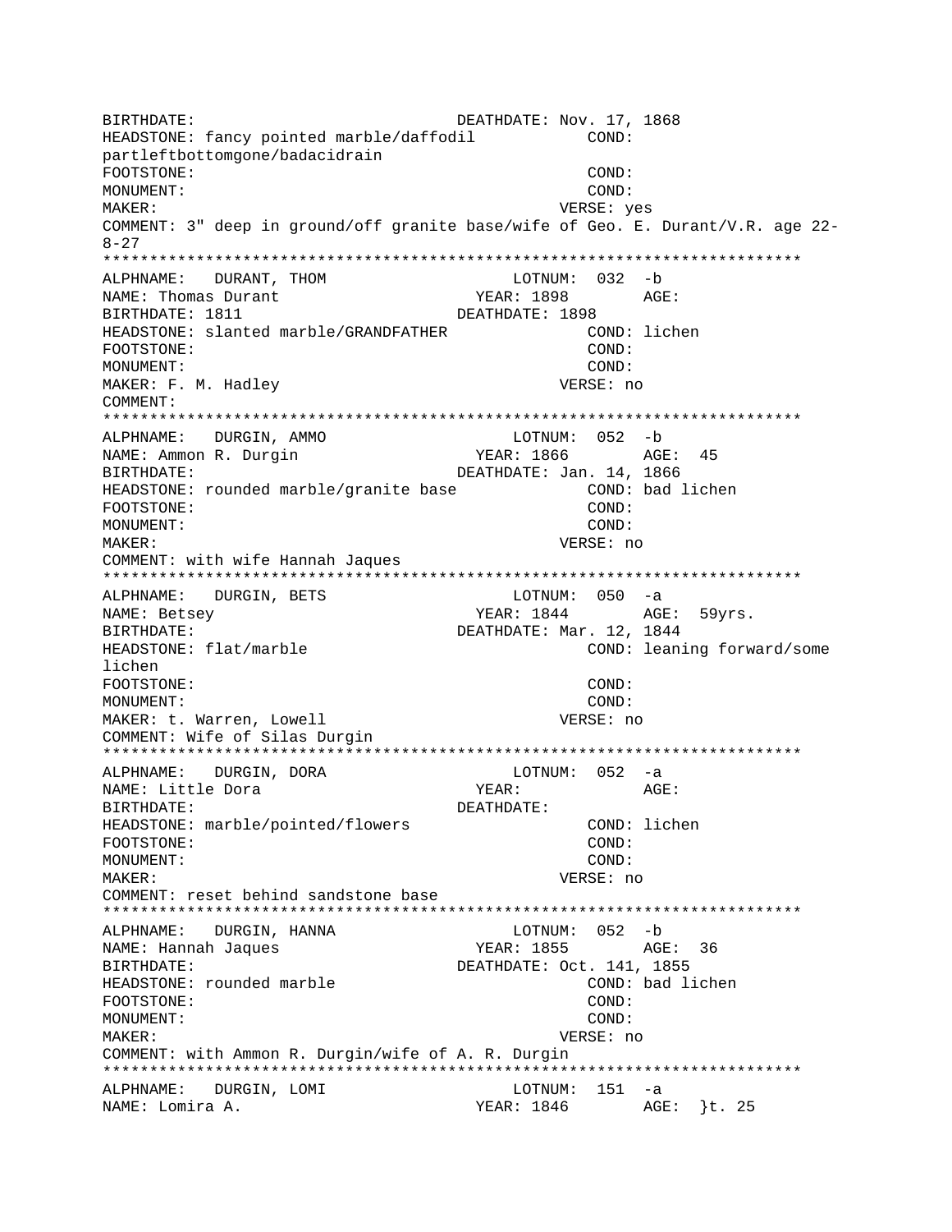```
BIRTHDATE:                          DEATHDATE: Nov. 17, 1868
HEADSTONE: fancy pointed marble/daffodil          COND:
partleftbottomgone/badacidrain
FOOTSTONE:                                         COND:
MONUMENT:                                          COND:
MAKER:                                             VERSE: yes
COMMENT: 3" deep in ground/off granite base/wife of Geo. E. Durant/V.R. age 22-
8-27
***************************************************************************
ALPHNAME:   DURANT, THOM                      LOTNUM:  032  -b
NAME: Thomas Durant                        YEAR: 1898        AGE:
BIRTHDATE: 1811                           DEATHDATE: 1898
HEADSTONE: slanted marble/GRANDFATHER              COND: lichen
FOOTSTONE:                                         COND:
MONUMENT:                                          COND:
MAKER: F. M. Hadley                            VERSE: no
COMMENT:
***************************************************************************
ALPHNAME:   DURGIN, AMMO                      LOTNUM:  052  -b
NAME: Ammon R. Durgin                      YEAR: 1866        AGE:  45
BIRTHDATE:                                DEATHDATE: Jan. 14, 1866
HEADSTONE: rounded marble/granite base             COND: bad lichen
FOOTSTONE:                                         COND:
MONUMENT:                                          COND:
MAKER:                                             VERSE: no
COMMENT: with wife Hannah Jaques
***************************************************************************
ALPHNAME:   DURGIN, BETS                      LOTNUM:  050  -a
NAME: Betsey                               YEAR: 1844        AGE:  59yrs.
BIRTHDATE:                                DEATHDATE: Mar. 12, 1844
HEADSTONE: flat/marble                             COND: leaning forward/some
lichen
FOOTSTONE:                                         COND:
MONUMENT:                                          COND:
MAKER: t. Warren, Lowell                       VERSE: no
COMMENT: Wife of Silas Durgin
***************************************************************************
ALPHNAME:   DURGIN, DORA                      LOTNUM:  052  -a
NAME: Little Dora                          YEAR:             AGE:
BIRTHDATE:                                DEATHDATE:
HEADSTONE: marble/pointed/flowers                  COND: lichen
FOOTSTONE:                                         COND:
MONUMENT:                                          COND:
MAKER:                                             VERSE: no
COMMENT: reset behind sandstone base
***************************************************************************
ALPHNAME:   DURGIN, HANNA                     LOTNUM:  052  -b
NAME: Hannah Jaques                        YEAR: 1855        AGE:  36
BIRTHDATE:                                DEATHDATE: Oct. 141, 1855
HEADSTONE: rounded marble                          COND: bad lichen
FOOTSTONE:                                         COND:
MONUMENT:                                          COND:
MAKER:                                             VERSE: no
COMMENT: with Ammon R. Durgin/wife of A. R. Durgin
***************************************************************************
ALPHNAME:   DURGIN, LOMI                      LOTNUM:  151  -a
NAME: Lomira A.                            YEAR: 1846        AGE:  }t. 25
```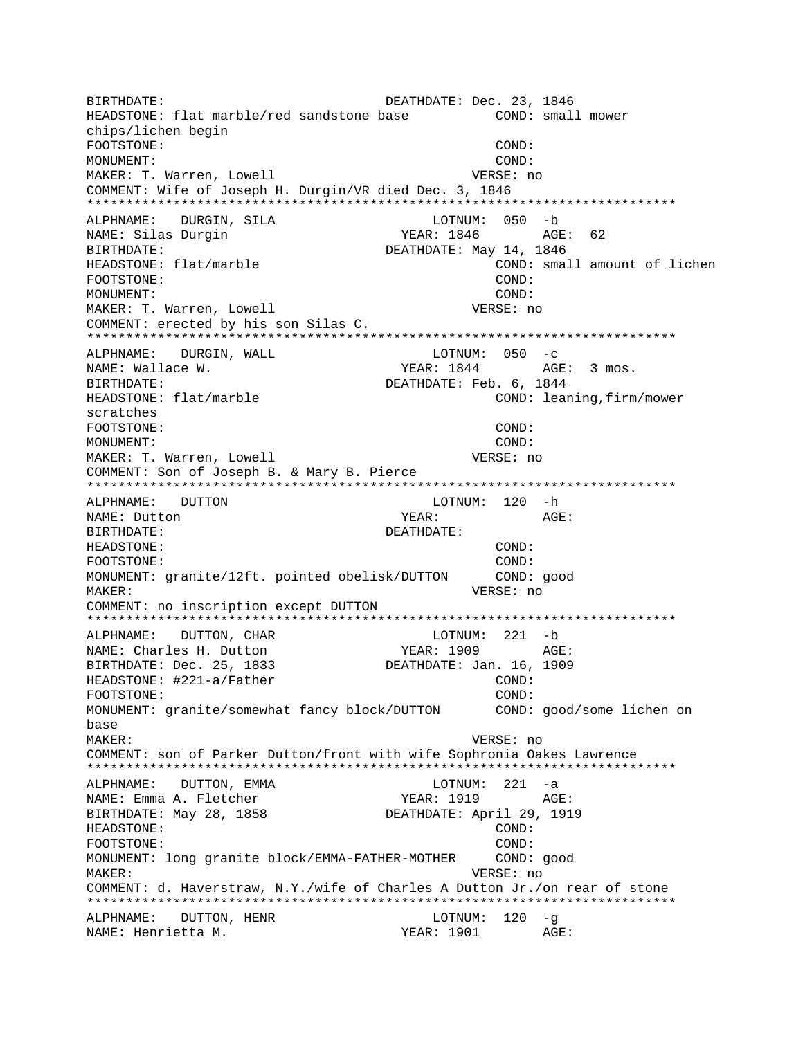```
BIRTHDATE:                              DEATHDATE: Dec. 23, 1846
HEADSTONE: flat marble/red sandstone base          COND: small mower
chips/lichen begin
FOOTSTONE:                                         COND:
MONUMENT:                                          COND:
MAKER: T. Warren, Lowell                          VERSE: no
COMMENT: Wife of Joseph H. Durgin/VR died Dec. 3, 1846
****************************************************************************
ALPHNAME:   DURGIN, SILA                      LOTNUM:  050  -b
NAME: Silas Durgin                           YEAR: 1846        AGE:  62
BIRTHDATE:                              DEATHDATE: May 14, 1846
HEADSTONE: flat/marble                             COND: small amount of lichen
FOOTSTONE:                                         COND:
MONUMENT:                                          COND:
MAKER: T. Warren, Lowell                          VERSE: no
COMMENT: erected by his son Silas C.
****************************************************************************
ALPHNAME:   DURGIN, WALL                      LOTNUM:  050  -c
NAME: Wallace W.                             YEAR: 1844        AGE:  3 mos.
BIRTHDATE:                              DEATHDATE: Feb. 6, 1844
HEADSTONE: flat/marble                             COND: leaning,firm/mower
scratches
FOOTSTONE:                                         COND:
MONUMENT:                                          COND:
MAKER: T. Warren, Lowell                          VERSE: no
COMMENT: Son of Joseph B. & Mary B. Pierce
****************************************************************************
ALPHNAME:   DUTTON                            LOTNUM:  120  -h
NAME: Dutton                                 YEAR:             AGE:
BIRTHDATE:                              DEATHDATE:
HEADSTONE:                                         COND:
FOOTSTONE:                                         COND:
MONUMENT: granite/12ft. pointed obelisk/DUTTON      COND: good
MAKER:                                            VERSE: no
COMMENT: no inscription except DUTTON
****************************************************************************
ALPHNAME:   DUTTON, CHAR                      LOTNUM:  221  -b
NAME: Charles H. Dutton                      YEAR: 1909        AGE:
BIRTHDATE: Dec. 25, 1833                DEATHDATE: Jan. 16, 1909
HEADSTONE: #221-a/Father                           COND:
FOOTSTONE:                                         COND:
MONUMENT: granite/somewhat fancy block/DUTTON      COND: good/some lichen on
base
MAKER:                                            VERSE: no
COMMENT: son of Parker Dutton/front with wife Sophronia Oakes Lawrence
****************************************************************************
ALPHNAME:   DUTTON, EMMA                      LOTNUM:  221  -a
NAME: Emma A. Fletcher                       YEAR: 1919        AGE:
BIRTHDATE: May 28, 1858                 DEATHDATE: April 29, 1919
HEADSTONE:                                         COND:
FOOTSTONE:                                         COND:
MONUMENT: long granite block/EMMA-FATHER-MOTHER    COND: good
MAKER:                                            VERSE: no
COMMENT: d. Haverstraw, N.Y./wife of Charles A Dutton Jr./on rear of stone
****************************************************************************
ALPHNAME:   DUTTON, HENR                      LOTNUM:  120  -g
NAME: Henrietta M.                           YEAR: 1901        AGE:
```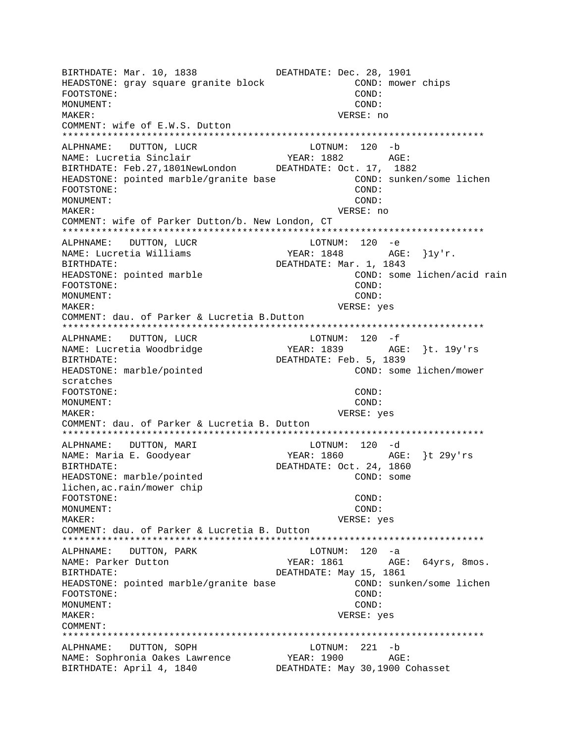```
BIRTHDATE: Mar. 10, 1838              DEATHDATE: Dec. 28, 1901
HEADSTONE: gray square granite block               COND: mower chips
FOOTSTONE:                                         COND:
MONUMENT:                                          COND:
MAKER:                                            VERSE: no
COMMENT: wife of E.W.S. Dutton
***************************************************************************
ALPHNAME:   DUTTON, LUCR                    LOTNUM:  120  -b
NAME: Lucretia Sinclair                   YEAR: 1882        AGE:
BIRTHDATE: Feb.27,1801NewLondon       DEATHDATE: Oct. 17,  1882
HEADSTONE: pointed marble/granite base             COND: sunken/some lichen
FOOTSTONE:                                         COND:
MONUMENT:                                          COND:
MAKER:                                            VERSE: no
COMMENT: wife of Parker Dutton/b. New London, CT
***************************************************************************
ALPHNAME:   DUTTON, LUCR                    LOTNUM:  120  -e
NAME: Lucretia Williams                   YEAR: 1848        AGE:  }1y'r.
BIRTHDATE:                            DEATHDATE: Mar. 1, 1843
HEADSTONE: pointed marble                          COND: some lichen/acid rain
FOOTSTONE:                                         COND:
MONUMENT:                                          COND:
MAKER:                                            VERSE: yes
COMMENT: dau. of Parker & Lucretia B.Dutton
***************************************************************************
ALPHNAME:   DUTTON, LUCR                    LOTNUM:  120  -f
NAME: Lucretia Woodbridge                 YEAR: 1839        AGE:  }t. 19y'rs
BIRTHDATE:                            DEATHDATE: Feb. 5, 1839
HEADSTONE: marble/pointed                          COND: some lichen/mower
scratches
FOOTSTONE:                                         COND:
MONUMENT:                                          COND:
MAKER:                                            VERSE: yes
COMMENT: dau. of Parker & Lucretia B. Dutton
***************************************************************************
ALPHNAME:   DUTTON, MARI                    LOTNUM:  120  -d
NAME: Maria E. Goodyear                   YEAR: 1860        AGE:  }t 29y'rs
BIRTHDATE:                            DEATHDATE: Oct. 24, 1860
HEADSTONE: marble/pointed                          COND: some
lichen,ac.rain/mower chip
FOOTSTONE:                                         COND:
MONUMENT:                                          COND:
MAKER:                                            VERSE: yes
COMMENT: dau. of Parker & Lucretia B. Dutton
***************************************************************************
ALPHNAME:   DUTTON, PARK                    LOTNUM:  120  -a
NAME: Parker Dutton                       YEAR: 1861        AGE:  64yrs, 8mos.
BIRTHDATE:                            DEATHDATE: May 15, 1861
HEADSTONE: pointed marble/granite base             COND: sunken/some lichen
FOOTSTONE:                                         COND:
MONUMENT:                                          COND:
MAKER:                                            VERSE: yes
COMMENT:
***************************************************************************
ALPHNAME:   DUTTON, SOPH                    LOTNUM:  221  -b
NAME: Sophronia Oakes Lawrence            YEAR: 1900        AGE:
BIRTHDATE: April 4, 1840              DEATHDATE: May 30,1900 Cohasset
```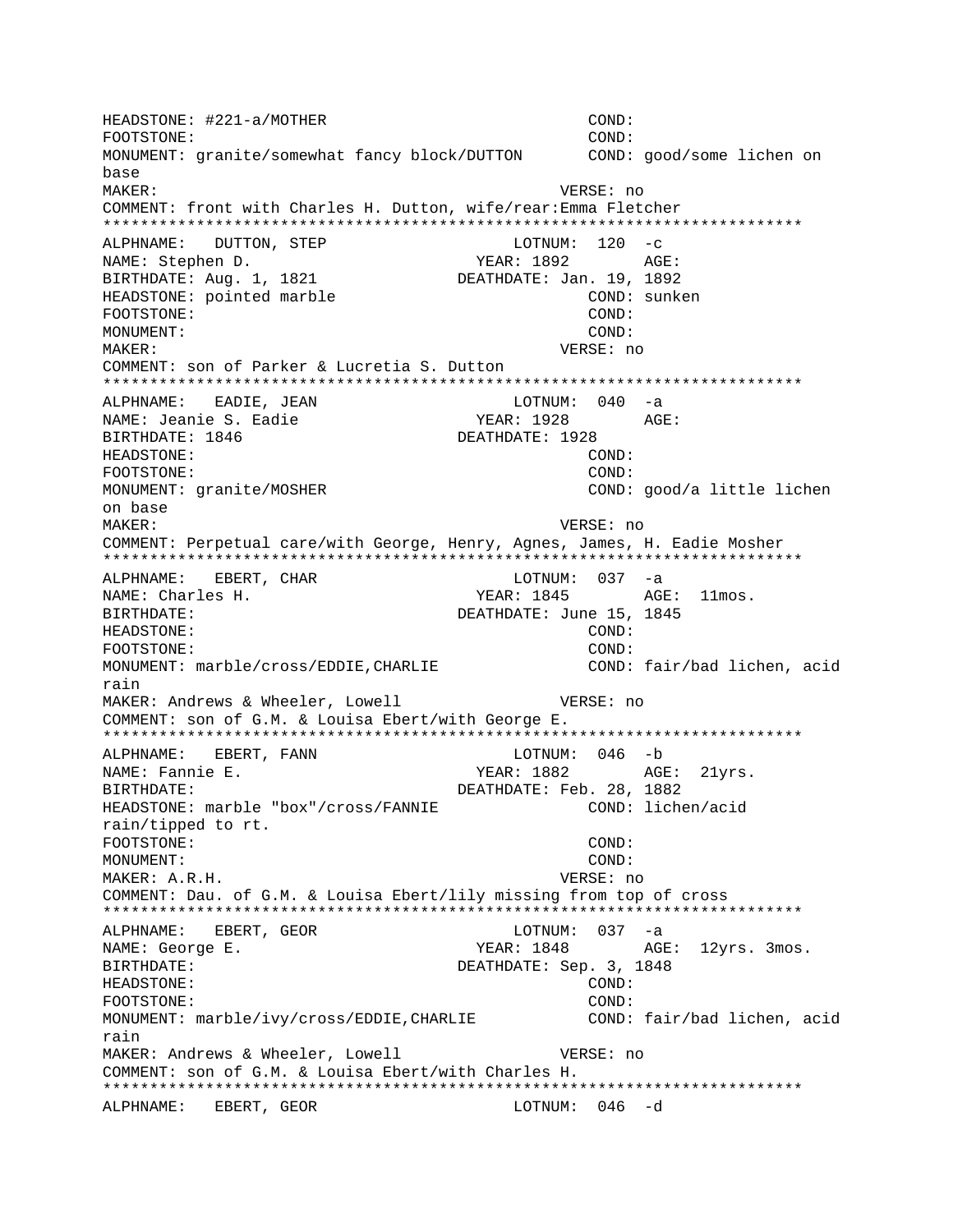```
HEADSTONE: #221-a/MOTHER                                COND:
FOOTSTONE:                                              COND:
MONUMENT: granite/somewhat fancy block/DUTTON          COND: good/some lichen on
base
MAKER:                                                  VERSE: no
COMMENT: front with Charles H. Dutton, wife/rear:Emma Fletcher
*************************************************************************
ALPHNAME:   DUTTON, STEP                    LOTNUM:  120  -c
NAME: Stephen D.                           YEAR: 1892        AGE:
BIRTHDATE: Aug. 1, 1821                   DEATHDATE: Jan. 19, 1892
HEADSTONE: pointed marble                               COND: sunken
FOOTSTONE:                                              COND:
MONUMENT:                                               COND:
MAKER:                                                  VERSE: no
COMMENT: son of Parker & Lucretia S. Dutton
*************************************************************************
ALPHNAME:   EADIE, JEAN                     LOTNUM:  040  -a
NAME: Jeanie S. Eadie                      YEAR: 1928        AGE:
BIRTHDATE: 1846                            DEATHDATE: 1928
HEADSTONE:                                              COND:
FOOTSTONE:                                              COND:
MONUMENT: granite/MOSHER                               COND: good/a little lichen
on base
MAKER:                                                  VERSE: no
COMMENT: Perpetual care/with George, Henry, Agnes, James, H. Eadie Mosher
*************************************************************************
ALPHNAME:   EBERT, CHAR                     LOTNUM:  037  -a
NAME: Charles H.                           YEAR: 1845        AGE:  11mos.
BIRTHDATE:                                 DEATHDATE: June 15, 1845
HEADSTONE:                                              COND:
FOOTSTONE:                                              COND:
MONUMENT: marble/cross/EDDIE,CHARLIE                   COND: fair/bad lichen, acid
rain
MAKER: Andrews & Wheeler, Lowell                       VERSE: no
COMMENT: son of G.M. & Louisa Ebert/with George E.
*************************************************************************
ALPHNAME:   EBERT, FANN                     LOTNUM:  046  -b
NAME: Fannie E.                            YEAR: 1882        AGE:  21yrs.
BIRTHDATE:                                 DEATHDATE: Feb. 28, 1882
HEADSTONE: marble "box"/cross/FANNIE                   COND: lichen/acid
rain/tipped to rt.
FOOTSTONE:                                              COND:
MONUMENT:                                               COND:
MAKER: A.R.H.                                           VERSE: no
COMMENT: Dau. of G.M. & Louisa Ebert/lily missing from top of cross
*************************************************************************
ALPHNAME:   EBERT, GEOR                     LOTNUM:  037  -a
NAME: George E.                            YEAR: 1848        AGE:  12yrs. 3mos.
BIRTHDATE:                                 DEATHDATE: Sep. 3, 1848
HEADSTONE:                                              COND:
FOOTSTONE:                                              COND:
MONUMENT: marble/ivy/cross/EDDIE,CHARLIE               COND: fair/bad lichen, acid
rain
MAKER: Andrews & Wheeler, Lowell                       VERSE: no
COMMENT: son of G.M. & Louisa Ebert/with Charles H.
*************************************************************************
ALPHNAME:   EBERT, GEOR                     LOTNUM:  046  -d
```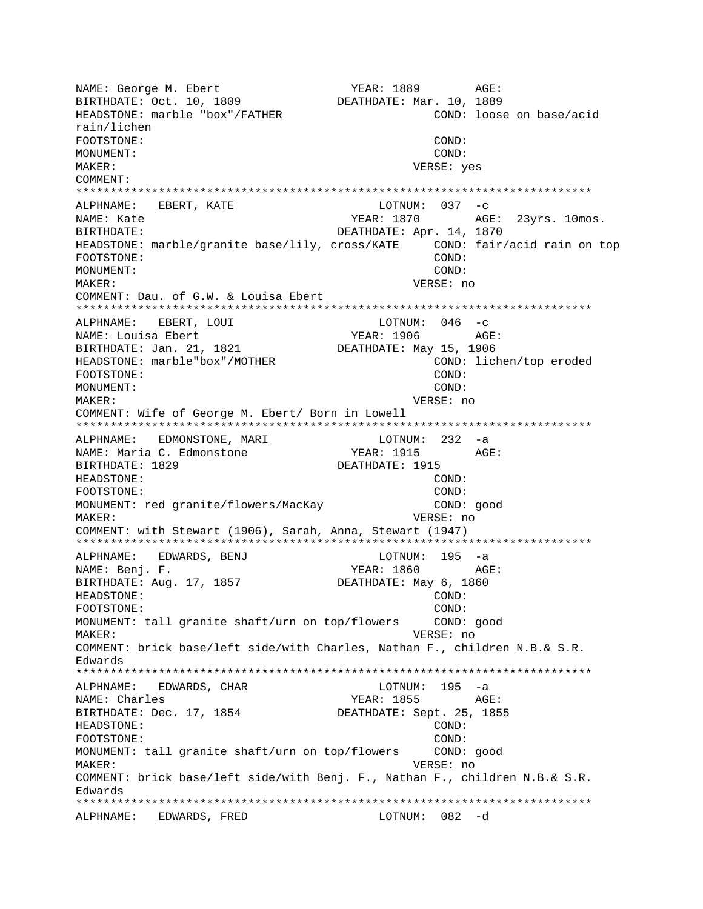```
NAME: George M. Ebert                  YEAR: 1889        AGE:
BIRTHDATE: Oct. 10, 1809           DEATHDATE: Mar. 10, 1889
HEADSTONE: marble "box"/FATHER                    COND: loose on base/acid
rain/lichen
FOOTSTONE:                                        COND:
MONUMENT:                                         COND:
MAKER:                                          VERSE: yes
COMMENT:
*************************************************************************
ALPHNAME:   EBERT, KATE                      LOTNUM:  037  -c
NAME: Kate                             YEAR: 1870        AGE:  23yrs. 10mos.
BIRTHDATE:                         DEATHDATE: Apr. 14, 1870
HEADSTONE: marble/granite base/lily, cross/KATE     COND: fair/acid rain on top
FOOTSTONE:                                        COND:
MONUMENT:                                         COND:
MAKER:                                          VERSE: no
COMMENT: Dau. of G.W. & Louisa Ebert
*************************************************************************
ALPHNAME:   EBERT, LOUI                      LOTNUM:  046  -c
NAME: Louisa Ebert                     YEAR: 1906        AGE:
BIRTHDATE: Jan. 21, 1821           DEATHDATE: May 15, 1906
HEADSTONE: marble"box"/MOTHER                     COND: lichen/top eroded
FOOTSTONE:                                        COND:
MONUMENT:                                         COND:
MAKER:                                          VERSE: no
COMMENT: Wife of George M. Ebert/ Born in Lowell
*************************************************************************
ALPHNAME:   EDMONSTONE, MARI                 LOTNUM:  232  -a
NAME: Maria C. Edmonstone              YEAR: 1915        AGE:
BIRTHDATE: 1829                    DEATHDATE: 1915
HEADSTONE:                                        COND:
FOOTSTONE:                                        COND:
MONUMENT: red granite/flowers/MacKay              COND: good
MAKER:                                          VERSE: no
COMMENT: with Stewart (1906), Sarah, Anna, Stewart (1947)
*************************************************************************
ALPHNAME:   EDWARDS, BENJ                    LOTNUM:  195  -a
NAME: Benj. F.                         YEAR: 1860        AGE:
BIRTHDATE: Aug. 17, 1857           DEATHDATE: May 6, 1860
HEADSTONE:                                        COND:
FOOTSTONE:                                        COND:
MONUMENT: tall granite shaft/urn on top/flowers     COND: good
MAKER:                                          VERSE: no
COMMENT: brick base/left side/with Charles, Nathan F., children N.B.& S.R.
Edwards
*************************************************************************
ALPHNAME:   EDWARDS, CHAR                    LOTNUM:  195  -a
NAME: Charles                          YEAR: 1855        AGE:
BIRTHDATE: Dec. 17, 1854           DEATHDATE: Sept. 25, 1855
HEADSTONE:                                        COND:
FOOTSTONE:                                        COND:
MONUMENT: tall granite shaft/urn on top/flowers     COND: good
MAKER:                                          VERSE: no
COMMENT: brick base/left side/with Benj. F., Nathan F., children N.B.& S.R.
Edwards
*************************************************************************
ALPHNAME:   EDWARDS, FRED                    LOTNUM:  082  -d
```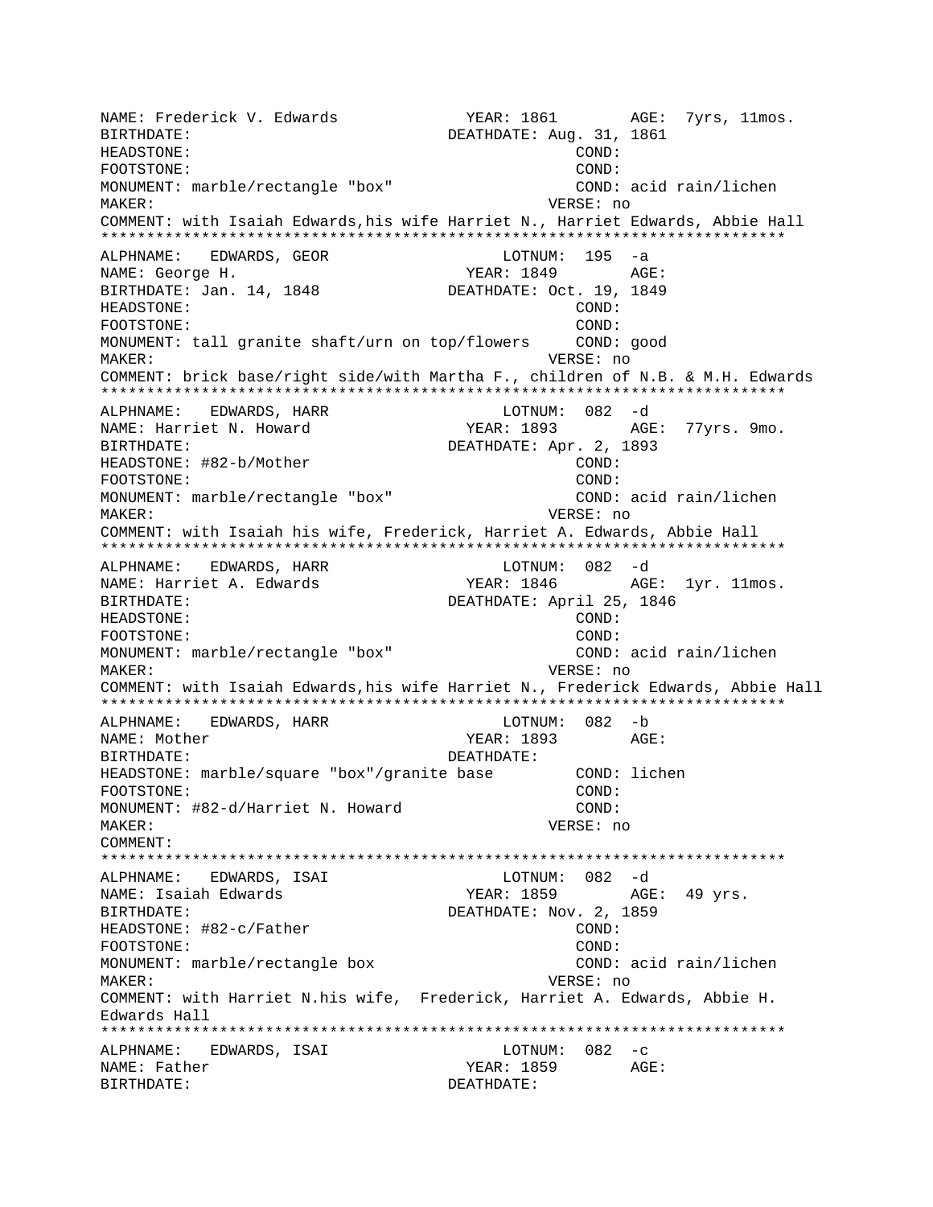NAME: Frederick V. Edwards YEAR: 1861 AGE: 7yrs, 11mos.
BIRTHDATE: DEATHDATE: Aug. 31, 1861
HEADSTONE: COND:
FOOTSTONE: COND:
MONUMENT: marble/rectangle "box" COND: acid rain/lichen
MAKER: VERSE: no
COMMENT: with Isaiah Edwards,his wife Harriet N., Harriet Edwards, Abbie Hall
***************************************************************************
ALPHNAME: EDWARDS, GEOR LOTNUM: 195 -a
NAME: George H. YEAR: 1849 AGE:
BIRTHDATE: Jan. 14, 1848 DEATHDATE: Oct. 19, 1849
HEADSTONE: COND:
FOOTSTONE: COND:
MONUMENT: tall granite shaft/urn on top/flowers COND: good
MAKER: VERSE: no
COMMENT: brick base/right side/with Martha F., children of N.B. & M.H. Edwards
***************************************************************************
ALPHNAME: EDWARDS, HARR LOTNUM: 082 -d
NAME: Harriet N. Howard YEAR: 1893 AGE: 77yrs. 9mo.
BIRTHDATE: DEATHDATE: Apr. 2, 1893
HEADSTONE: #82-b/Mother COND:
FOOTSTONE: COND:
MONUMENT: marble/rectangle "box" COND: acid rain/lichen
MAKER: VERSE: no
COMMENT: with Isaiah his wife, Frederick, Harriet A. Edwards, Abbie Hall
***************************************************************************
ALPHNAME: EDWARDS, HARR LOTNUM: 082 -d
NAME: Harriet A. Edwards YEAR: 1846 AGE: 1yr. 11mos.
BIRTHDATE: DEATHDATE: April 25, 1846
HEADSTONE: COND:
FOOTSTONE: COND:
MONUMENT: marble/rectangle "box" COND: acid rain/lichen
MAKER: VERSE: no
COMMENT: with Isaiah Edwards,his wife Harriet N., Frederick Edwards, Abbie Hall
***************************************************************************
ALPHNAME: EDWARDS, HARR LOTNUM: 082 -b
NAME: Mother YEAR: 1893 AGE:
BIRTHDATE: DEATHDATE:
HEADSTONE: marble/square "box"/granite base COND: lichen
FOOTSTONE: COND:
MONUMENT: #82-d/Harriet N. Howard COND:
MAKER: VERSE: no
COMMENT:
***************************************************************************
ALPHNAME: EDWARDS, ISAI LOTNUM: 082 -d
NAME: Isaiah Edwards YEAR: 1859 AGE: 49 yrs.
BIRTHDATE: DEATHDATE: Nov. 2, 1859
HEADSTONE: #82-c/Father COND:
FOOTSTONE: COND:
MONUMENT: marble/rectangle box COND: acid rain/lichen
MAKER: VERSE: no
COMMENT: with Harriet N.his wife, Frederick, Harriet A. Edwards, Abbie H. Edwards Hall
***************************************************************************
ALPHNAME: EDWARDS, ISAI LOTNUM: 082 -c
NAME: Father YEAR: 1859 AGE:
BIRTHDATE: DEATHDATE: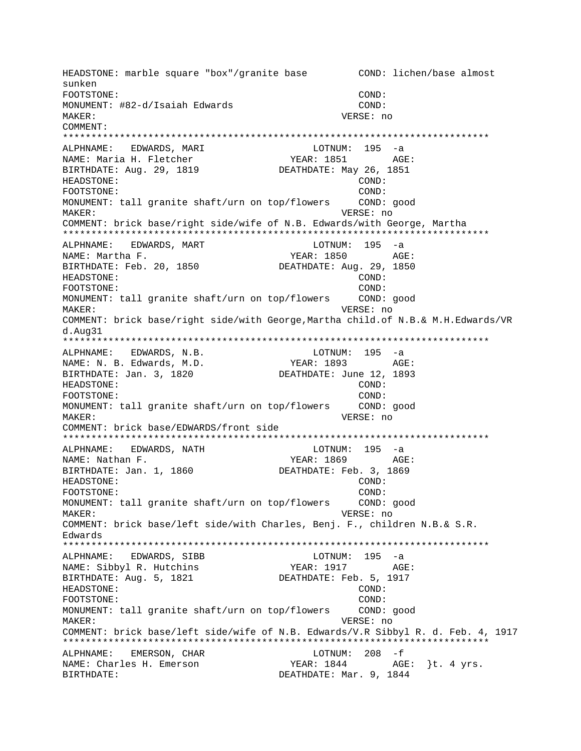HEADSTONE: marble square "box"/granite base COND: lichen/base almost sunken
FOOTSTONE: COND:
MONUMENT: #82-d/Isaiah Edwards COND:
MAKER: VERSE: no
COMMENT:
***************************************************************************
ALPHNAME: EDWARDS, MARI LOTNUM: 195 -a
NAME: Maria H. Fletcher YEAR: 1851 AGE:
BIRTHDATE: Aug. 29, 1819 DEATHDATE: May 26, 1851
HEADSTONE: COND:
FOOTSTONE: COND:
MONUMENT: tall granite shaft/urn on top/flowers COND: good
MAKER: VERSE: no
COMMENT: brick base/right side/wife of N.B. Edwards/with George, Martha
***************************************************************************
ALPHNAME: EDWARDS, MART LOTNUM: 195 -a
NAME: Martha F. YEAR: 1850 AGE:
BIRTHDATE: Feb. 20, 1850 DEATHDATE: Aug. 29, 1850
HEADSTONE: COND:
FOOTSTONE: COND:
MONUMENT: tall granite shaft/urn on top/flowers COND: good
MAKER: VERSE: no
COMMENT: brick base/right side/with George,Martha child.of N.B.& M.H.Edwards/VR d.Aug31
***************************************************************************
ALPHNAME: EDWARDS, N.B. LOTNUM: 195 -a
NAME: N. B. Edwards, M.D. YEAR: 1893 AGE:
BIRTHDATE: Jan. 3, 1820 DEATHDATE: June 12, 1893
HEADSTONE: COND:
FOOTSTONE: COND:
MONUMENT: tall granite shaft/urn on top/flowers COND: good
MAKER: VERSE: no
COMMENT: brick base/EDWARDS/front side
***************************************************************************
ALPHNAME: EDWARDS, NATH LOTNUM: 195 -a
NAME: Nathan F. YEAR: 1869 AGE:
BIRTHDATE: Jan. 1, 1860 DEATHDATE: Feb. 3, 1869
HEADSTONE: COND:
FOOTSTONE: COND:
MONUMENT: tall granite shaft/urn on top/flowers COND: good
MAKER: VERSE: no
COMMENT: brick base/left side/with Charles, Benj. F., children N.B.& S.R. Edwards
***************************************************************************
ALPHNAME: EDWARDS, SIBB LOTNUM: 195 -a
NAME: Sibbyl R. Hutchins YEAR: 1917 AGE:
BIRTHDATE: Aug. 5, 1821 DEATHDATE: Feb. 5, 1917
HEADSTONE: COND:
FOOTSTONE: COND:
MONUMENT: tall granite shaft/urn on top/flowers COND: good
MAKER: VERSE: no
COMMENT: brick base/left side/wife of N.B. Edwards/V.R Sibbyl R. d. Feb. 4, 1917
***************************************************************************
ALPHNAME: EMERSON, CHAR LOTNUM: 208 -f
NAME: Charles H. Emerson YEAR: 1844 AGE: }t. 4 yrs.
BIRTHDATE: DEATHDATE: Mar. 9, 1844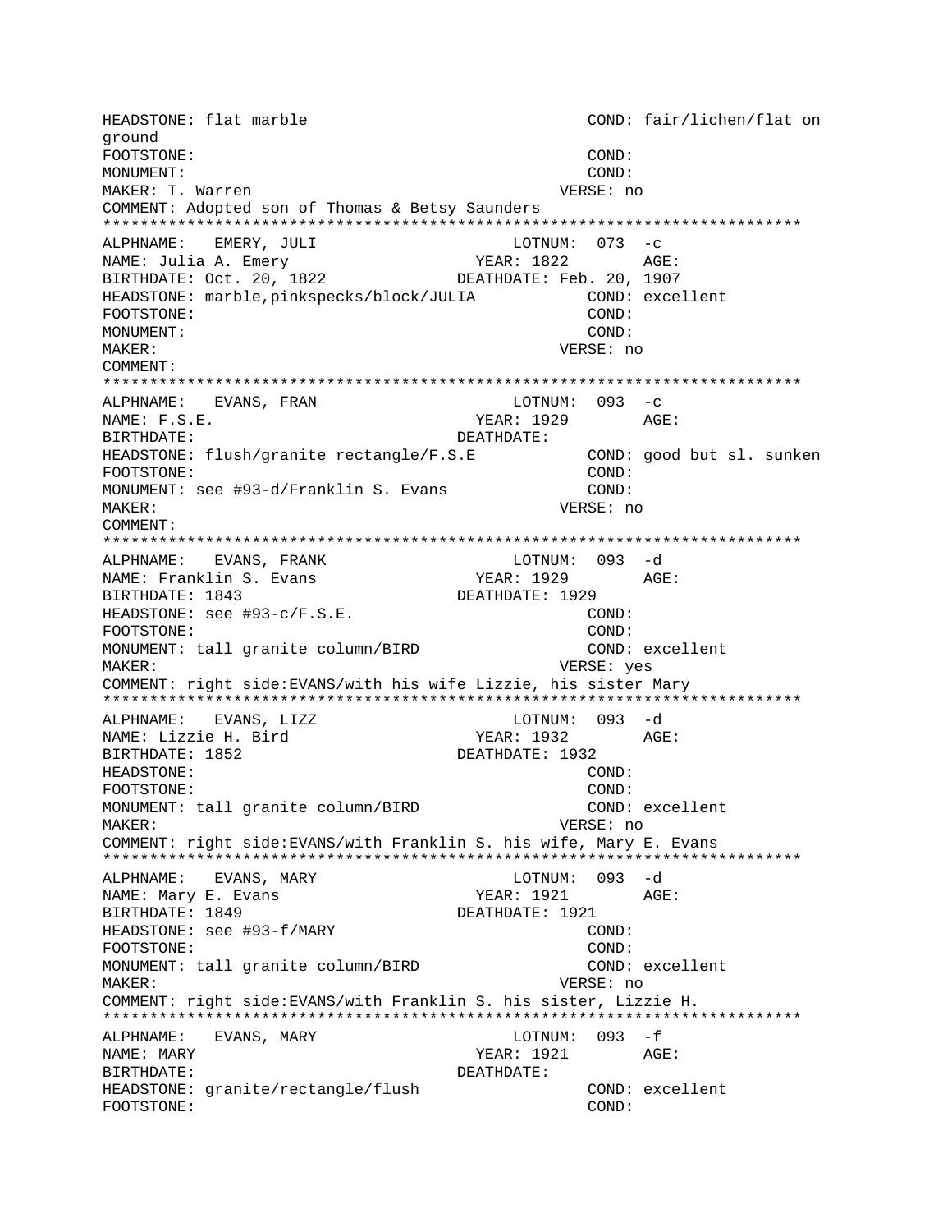```
HEADSTONE: flat marble                          COND: fair/lichen/flat on
ground
FOOTSTONE:                                      COND:
MONUMENT:                                       COND:
MAKER: T. Warren                               VERSE: no
COMMENT: Adopted son of Thomas & Betsy Saunders
***************************************************************************
ALPHNAME:   EMERY, JULI                   LOTNUM:  073  -c
NAME: Julia A. Emery                     YEAR: 1822        AGE:
BIRTHDATE: Oct. 20, 1822             DEATHDATE: Feb. 20, 1907
HEADSTONE: marble,pinkspecks/block/JULIA           COND: excellent
FOOTSTONE:                                      COND:
MONUMENT:                                       COND:
MAKER:                                         VERSE: no
COMMENT:
***************************************************************************
ALPHNAME:   EVANS, FRAN                   LOTNUM:  093  -c
NAME: F.S.E.                             YEAR: 1929        AGE:
BIRTHDATE:                           DEATHDATE:
HEADSTONE: flush/granite rectangle/F.S.E           COND: good but sl. sunken
FOOTSTONE:                                      COND:
MONUMENT: see #93-d/Franklin S. Evans           COND:
MAKER:                                         VERSE: no
COMMENT:
***************************************************************************
ALPHNAME:   EVANS, FRANK                  LOTNUM:  093  -d
NAME: Franklin S. Evans                  YEAR: 1929        AGE:
BIRTHDATE: 1843                      DEATHDATE: 1929
HEADSTONE: see #93-c/F.S.E.                     COND:
FOOTSTONE:                                      COND:
MONUMENT: tall granite column/BIRD              COND: excellent
MAKER:                                         VERSE: yes
COMMENT: right side:EVANS/with his wife Lizzie, his sister Mary
***************************************************************************
ALPHNAME:   EVANS, LIZZ                   LOTNUM:  093  -d
NAME: Lizzie H. Bird                     YEAR: 1932        AGE:
BIRTHDATE: 1852                      DEATHDATE: 1932
HEADSTONE:                                      COND:
FOOTSTONE:                                      COND:
MONUMENT: tall granite column/BIRD              COND: excellent
MAKER:                                         VERSE: no
COMMENT: right side:EVANS/with Franklin S. his wife, Mary E. Evans
***************************************************************************
ALPHNAME:   EVANS, MARY                   LOTNUM:  093  -d
NAME: Mary E. Evans                      YEAR: 1921        AGE:
BIRTHDATE: 1849                      DEATHDATE: 1921
HEADSTONE: see #93-f/MARY                       COND:
FOOTSTONE:                                      COND:
MONUMENT: tall granite column/BIRD              COND: excellent
MAKER:                                         VERSE: no
COMMENT: right side:EVANS/with Franklin S. his sister, Lizzie H.
***************************************************************************
ALPHNAME:   EVANS, MARY                   LOTNUM:  093  -f
NAME: MARY                               YEAR: 1921        AGE:
BIRTHDATE:                           DEATHDATE:
HEADSTONE: granite/rectangle/flush              COND: excellent
FOOTSTONE:                                      COND:
```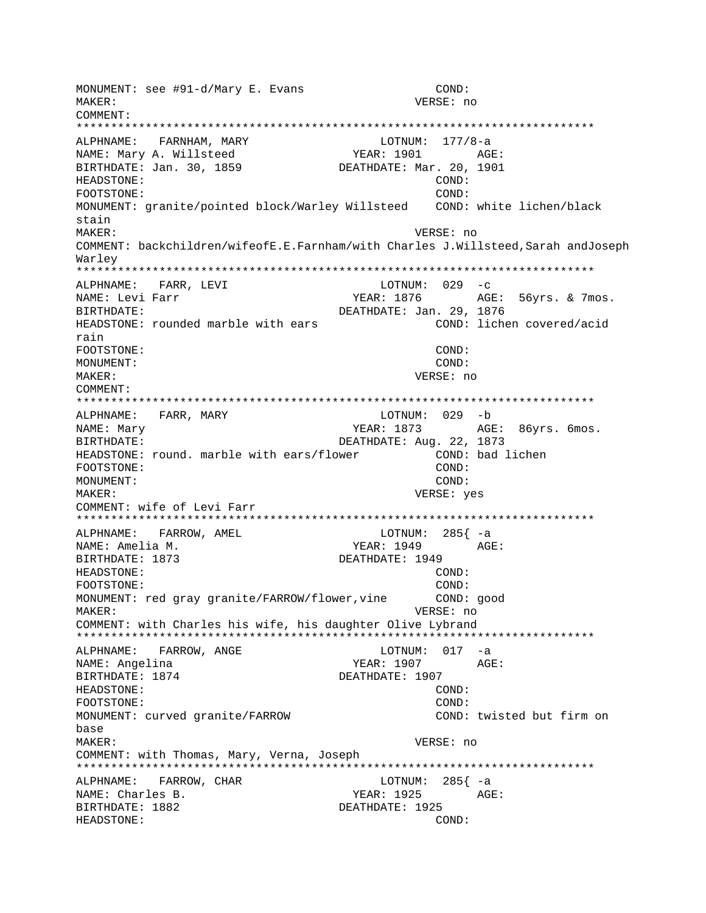```
MONUMENT: see #91-d/Mary E. Evans                 COND:
MAKER:                                       VERSE: no
COMMENT:
****************************************************************************
ALPHNAME:   FARNHAM, MARY                    LOTNUM:  177/8-a
NAME: Mary A. Willsteed               YEAR: 1901        AGE:
BIRTHDATE: Jan. 30, 1859           DEATHDATE: Mar. 20, 1901
HEADSTONE:                                      COND:
FOOTSTONE:                                      COND:
MONUMENT: granite/pointed block/Warley Willsteed    COND: white lichen/black
stain
MAKER:                                       VERSE: no
COMMENT: backchildren/wifeofE.E.Farnham/with Charles J.Willsteed,Sarah andJoseph
Warley
****************************************************************************
ALPHNAME:   FARR, LEVI                       LOTNUM:  029  -c
NAME: Levi Farr                       YEAR: 1876        AGE:  56yrs. & 7mos.
BIRTHDATE:                         DEATHDATE: Jan. 29, 1876
HEADSTONE: rounded marble with ears              COND: lichen covered/acid
rain
FOOTSTONE:                                      COND:
MONUMENT:                                       COND:
MAKER:                                       VERSE: no
COMMENT:
****************************************************************************
ALPHNAME:   FARR, MARY                       LOTNUM:  029  -b
NAME: Mary                            YEAR: 1873        AGE:  86yrs. 6mos.
BIRTHDATE:                         DEATHDATE: Aug. 22, 1873
HEADSTONE: round. marble with ears/flower          COND: bad lichen
FOOTSTONE:                                      COND:
MONUMENT:                                       COND:
MAKER:                                       VERSE: yes
COMMENT: wife of Levi Farr
****************************************************************************
ALPHNAME:   FARROW, AMEL                     LOTNUM:  285{ -a
NAME: Amelia M.                       YEAR: 1949        AGE:
BIRTHDATE: 1873                    DEATHDATE: 1949
HEADSTONE:                                      COND:
FOOTSTONE:                                      COND:
MONUMENT: red gray granite/FARROW/flower,vine      COND: good
MAKER:                                       VERSE: no
COMMENT: with Charles his wife, his daughter Olive Lybrand
****************************************************************************
ALPHNAME:   FARROW, ANGE                     LOTNUM:  017  -a
NAME: Angelina                        YEAR: 1907        AGE:
BIRTHDATE: 1874                    DEATHDATE: 1907
HEADSTONE:                                      COND:
FOOTSTONE:                                      COND:
MONUMENT: curved granite/FARROW                 COND: twisted but firm on
base
MAKER:                                       VERSE: no
COMMENT: with Thomas, Mary, Verna, Joseph
****************************************************************************
ALPHNAME:   FARROW, CHAR                     LOTNUM:  285{ -a
NAME: Charles B.                      YEAR: 1925        AGE:
BIRTHDATE: 1882                    DEATHDATE: 1925
HEADSTONE:                                      COND:
```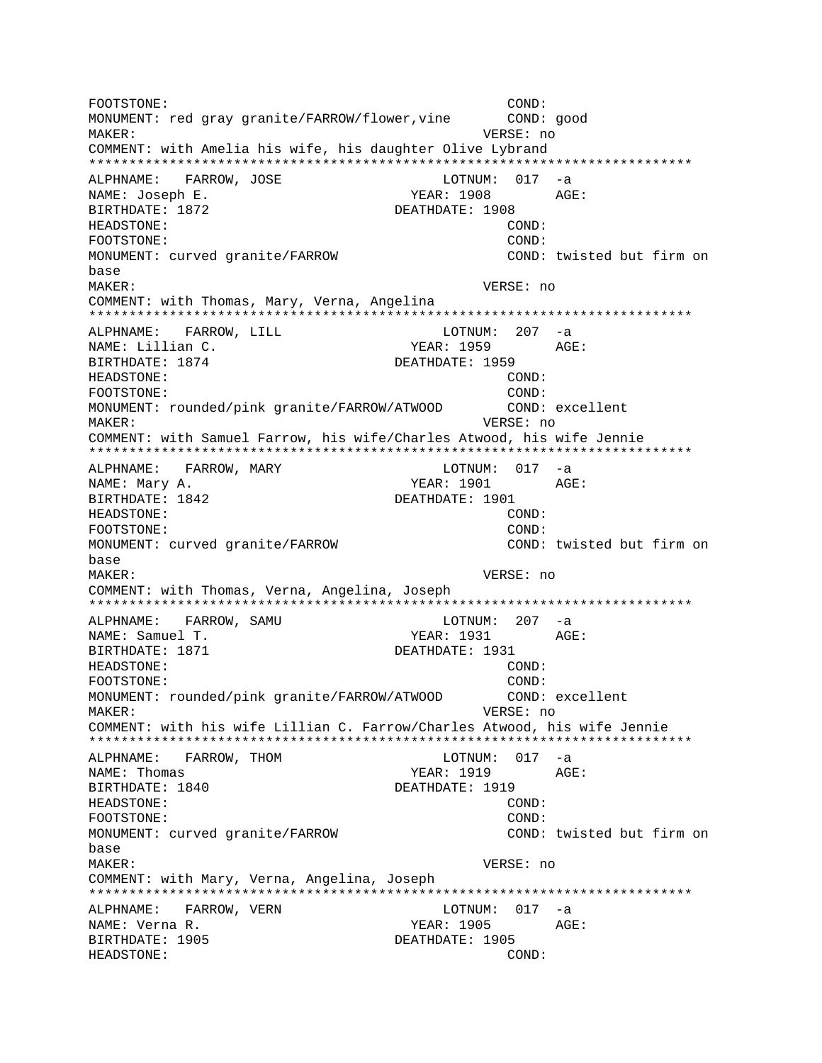FOOTSTONE: COND:
MONUMENT: red gray granite/FARROW/flower,vine COND: good
MAKER: VERSE: no
COMMENT: with Amelia his wife, his daughter Olive Lybrand
*************************************************************************
ALPHNAME: FARROW, JOSE LOTNUM: 017 -a
NAME: Joseph E. YEAR: 1908 AGE:
BIRTHDATE: 1872 DEATHDATE: 1908
HEADSTONE: COND:
FOOTSTONE: COND:
MONUMENT: curved granite/FARROW COND: twisted but firm on base
MAKER: VERSE: no
COMMENT: with Thomas, Mary, Verna, Angelina
*************************************************************************
ALPHNAME: FARROW, LILL LOTNUM: 207 -a
NAME: Lillian C. YEAR: 1959 AGE:
BIRTHDATE: 1874 DEATHDATE: 1959
HEADSTONE: COND:
FOOTSTONE: COND:
MONUMENT: rounded/pink granite/FARROW/ATWOOD COND: excellent
MAKER: VERSE: no
COMMENT: with Samuel Farrow, his wife/Charles Atwood, his wife Jennie
*************************************************************************
ALPHNAME: FARROW, MARY LOTNUM: 017 -a
NAME: Mary A. YEAR: 1901 AGE:
BIRTHDATE: 1842 DEATHDATE: 1901
HEADSTONE: COND:
FOOTSTONE: COND:
MONUMENT: curved granite/FARROW COND: twisted but firm on base
MAKER: VERSE: no
COMMENT: with Thomas, Verna, Angelina, Joseph
*************************************************************************
ALPHNAME: FARROW, SAMU LOTNUM: 207 -a
NAME: Samuel T. YEAR: 1931 AGE:
BIRTHDATE: 1871 DEATHDATE: 1931
HEADSTONE: COND:
FOOTSTONE: COND:
MONUMENT: rounded/pink granite/FARROW/ATWOOD COND: excellent
MAKER: VERSE: no
COMMENT: with his wife Lillian C. Farrow/Charles Atwood, his wife Jennie
*************************************************************************
ALPHNAME: FARROW, THOM LOTNUM: 017 -a
NAME: Thomas YEAR: 1919 AGE:
BIRTHDATE: 1840 DEATHDATE: 1919
HEADSTONE: COND:
FOOTSTONE: COND:
MONUMENT: curved granite/FARROW COND: twisted but firm on base
MAKER: VERSE: no
COMMENT: with Mary, Verna, Angelina, Joseph
*************************************************************************
ALPHNAME: FARROW, VERN LOTNUM: 017 -a
NAME: Verna R. YEAR: 1905 AGE:
BIRTHDATE: 1905 DEATHDATE: 1905
HEADSTONE: COND: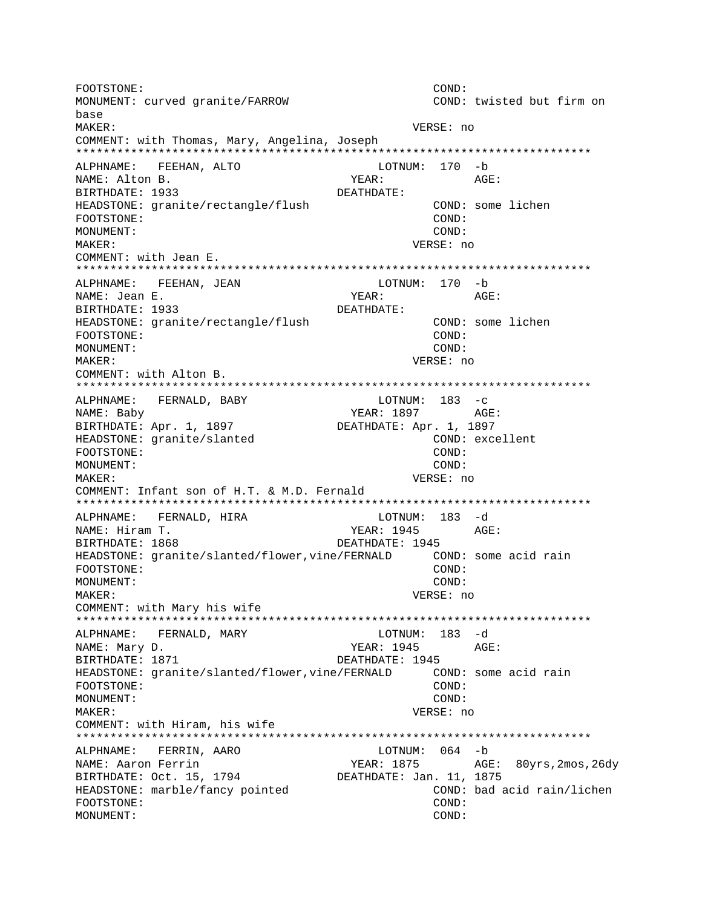```
FOOTSTONE:                                    COND:
MONUMENT: curved granite/FARROW               COND: twisted but firm on
base
MAKER:                                        VERSE: no
COMMENT: with Thomas, Mary, Angelina, Joseph
*************************************************************************
ALPHNAME:   FEEHAN, ALTO                  LOTNUM:  170  -b
NAME: Alton B.                         YEAR:            AGE:
BIRTHDATE: 1933                      DEATHDATE:
HEADSTONE: granite/rectangle/flush               COND: some lichen
FOOTSTONE:                                       COND:
MONUMENT:                                        COND:
MAKER:                                        VERSE: no
COMMENT: with Jean E.
*************************************************************************
ALPHNAME:   FEEHAN, JEAN                  LOTNUM:  170  -b
NAME: Jean E.                          YEAR:            AGE:
BIRTHDATE: 1933                      DEATHDATE:
HEADSTONE: granite/rectangle/flush               COND: some lichen
FOOTSTONE:                                       COND:
MONUMENT:                                        COND:
MAKER:                                        VERSE: no
COMMENT: with Alton B.
*************************************************************************
ALPHNAME:   FERNALD, BABY                 LOTNUM:  183  -c
NAME: Baby                             YEAR: 1897       AGE:
BIRTHDATE: Apr. 1, 1897              DEATHDATE: Apr. 1, 1897
HEADSTONE: granite/slanted                       COND: excellent
FOOTSTONE:                                       COND:
MONUMENT:                                        COND:
MAKER:                                        VERSE: no
COMMENT: Infant son of H.T. & M.D. Fernald
*************************************************************************
ALPHNAME:   FERNALD, HIRA                 LOTNUM:  183  -d
NAME: Hiram T.                         YEAR: 1945       AGE:
BIRTHDATE: 1868                      DEATHDATE: 1945
HEADSTONE: granite/slanted/flower,vine/FERNALD      COND: some acid rain
FOOTSTONE:                                       COND:
MONUMENT:                                        COND:
MAKER:                                        VERSE: no
COMMENT: with Mary his wife
*************************************************************************
ALPHNAME:   FERNALD, MARY                 LOTNUM:  183  -d
NAME: Mary D.                          YEAR: 1945       AGE:
BIRTHDATE: 1871                      DEATHDATE: 1945
HEADSTONE: granite/slanted/flower,vine/FERNALD      COND: some acid rain
FOOTSTONE:                                       COND:
MONUMENT:                                        COND:
MAKER:                                        VERSE: no
COMMENT: with Hiram, his wife
*************************************************************************
ALPHNAME:   FERRIN, AARO                  LOTNUM:  064  -b
NAME: Aaron Ferrin                     YEAR: 1875       AGE:  80yrs,2mos,26dy
BIRTHDATE: Oct. 15, 1794             DEATHDATE: Jan. 11, 1875
HEADSTONE: marble/fancy pointed                  COND: bad acid rain/lichen
FOOTSTONE:                                       COND:
MONUMENT:                                        COND:
```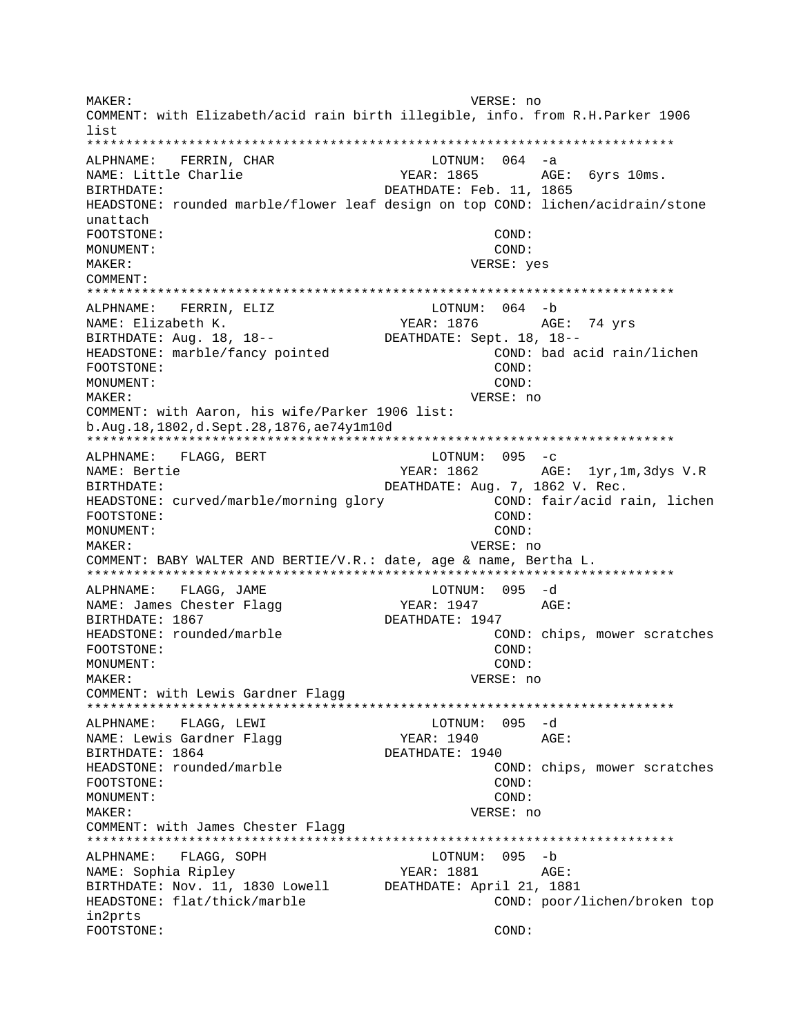MAKER: VERSE: no
COMMENT: with Elizabeth/acid rain birth illegible, info. from R.H.Parker 1906 list

***************************************************************************

ALPHNAME: FERRIN, CHAR LOTNUM: 064 -a
NAME: Little Charlie YEAR: 1865 AGE: 6yrs 10ms.
BIRTHDATE: DEATHDATE: Feb. 11, 1865
HEADSTONE: rounded marble/flower leaf design on top COND: lichen/acidrain/stone unattach
FOOTSTONE: COND:
MONUMENT: COND:
MAKER: VERSE: yes
COMMENT:

***************************************************************************

ALPHNAME: FERRIN, ELIZ LOTNUM: 064 -b
NAME: Elizabeth K. YEAR: 1876 AGE: 74 yrs
BIRTHDATE: Aug. 18, 18-- DEATHDATE: Sept. 18, 18--
HEADSTONE: marble/fancy pointed COND: bad acid rain/lichen
FOOTSTONE: COND:
MONUMENT: COND:
MAKER: VERSE: no
COMMENT: with Aaron, his wife/Parker 1906 list: b.Aug.18,1802,d.Sept.28,1876,ae74y1m10d

***************************************************************************

ALPHNAME: FLAGG, BERT LOTNUM: 095 -c
NAME: Bertie YEAR: 1862 AGE: 1yr,1m,3dys V.R
BIRTHDATE: DEATHDATE: Aug. 7, 1862 V. Rec.
HEADSTONE: curved/marble/morning glory COND: fair/acid rain, lichen
FOOTSTONE: COND:
MONUMENT: COND:
MAKER: VERSE: no
COMMENT: BABY WALTER AND BERTIE/V.R.: date, age & name, Bertha L.

***************************************************************************

ALPHNAME: FLAGG, JAME LOTNUM: 095 -d
NAME: James Chester Flagg YEAR: 1947 AGE:
BIRTHDATE: 1867 DEATHDATE: 1947
HEADSTONE: rounded/marble COND: chips, mower scratches
FOOTSTONE: COND:
MONUMENT: COND:
MAKER: VERSE: no
COMMENT: with Lewis Gardner Flagg

***************************************************************************

ALPHNAME: FLAGG, LEWI LOTNUM: 095 -d
NAME: Lewis Gardner Flagg YEAR: 1940 AGE:
BIRTHDATE: 1864 DEATHDATE: 1940
HEADSTONE: rounded/marble COND: chips, mower scratches
FOOTSTONE: COND:
MONUMENT: COND:
MAKER: VERSE: no
COMMENT: with James Chester Flagg

***************************************************************************

ALPHNAME: FLAGG, SOPH LOTNUM: 095 -b
NAME: Sophia Ripley YEAR: 1881 AGE:
BIRTHDATE: Nov. 11, 1830 Lowell DEATHDATE: April 21, 1881
HEADSTONE: flat/thick/marble COND: poor/lichen/broken top in2prts
FOOTSTONE: COND: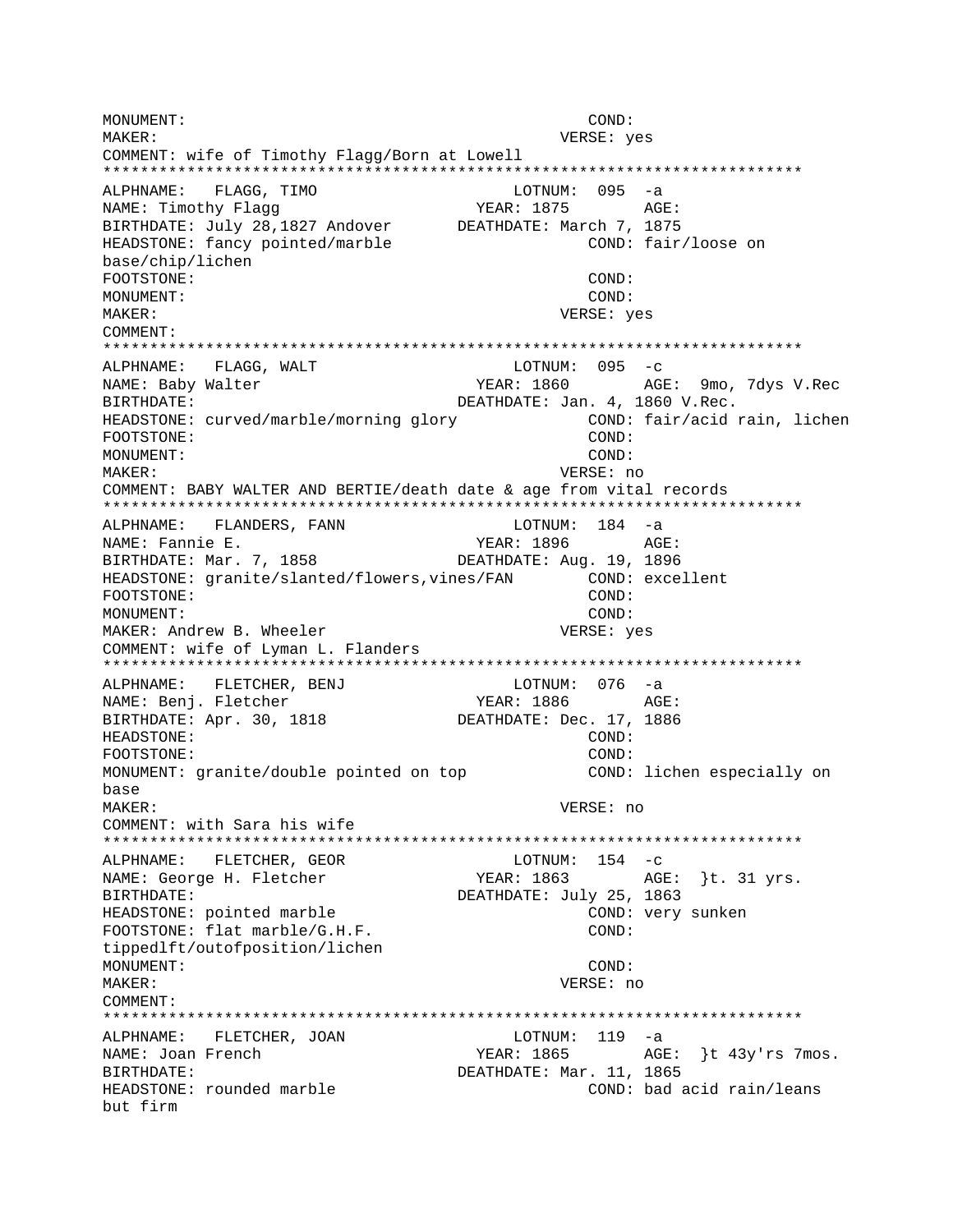```
MONUMENT:                                         COND:
MAKER:                                            VERSE: yes
COMMENT: wife of Timothy Flagg/Born at Lowell
***************************************************************************
ALPHNAME:   FLAGG, TIMO                       LOTNUM:  095  -a
NAME: Timothy Flagg                         YEAR: 1875        AGE:
BIRTHDATE: July 28,1827 Andover       DEATHDATE: March 7, 1875
HEADSTONE: fancy pointed/marble                       COND: fair/loose on
base/chip/lichen
FOOTSTONE:                                        COND:
MONUMENT:                                         COND:
MAKER:                                            VERSE: yes
COMMENT:
***************************************************************************
ALPHNAME:   FLAGG, WALT                       LOTNUM:  095  -c
NAME: Baby Walter                           YEAR: 1860        AGE:  9mo, 7dys V.Rec
BIRTHDATE:                            DEATHDATE: Jan. 4, 1860 V.Rec.
HEADSTONE: curved/marble/morning glory            COND: fair/acid rain, lichen
FOOTSTONE:                                        COND:
MONUMENT:                                         COND:
MAKER:                                            VERSE: no
COMMENT: BABY WALTER AND BERTIE/death date & age from vital records
***************************************************************************
ALPHNAME:   FLANDERS, FANN                    LOTNUM:  184  -a
NAME: Fannie E.                             YEAR: 1896        AGE:
BIRTHDATE: Mar. 7, 1858               DEATHDATE: Aug. 19, 1896
HEADSTONE: granite/slanted/flowers,vines/FAN       COND: excellent
FOOTSTONE:                                        COND:
MONUMENT:                                         COND:
MAKER: Andrew B. Wheeler                          VERSE: yes
COMMENT: wife of Lyman L. Flanders
***************************************************************************
ALPHNAME:   FLETCHER, BENJ                    LOTNUM:  076  -a
NAME: Benj. Fletcher                        YEAR: 1886        AGE:
BIRTHDATE: Apr. 30, 1818              DEATHDATE: Dec. 17, 1886
HEADSTONE:                                        COND:
FOOTSTONE:                                        COND:
MONUMENT: granite/double pointed on top           COND: lichen especially on
base
MAKER:                                            VERSE: no
COMMENT: with Sara his wife
***************************************************************************
ALPHNAME:   FLETCHER, GEOR                    LOTNUM:  154  -c
NAME: George H. Fletcher                    YEAR: 1863        AGE:  }t. 31 yrs.
BIRTHDATE:                            DEATHDATE: July 25, 1863
HEADSTONE: pointed marble                         COND: very sunken
FOOTSTONE: flat marble/G.H.F.                     COND:
tippedlft/outofposition/lichen
MONUMENT:                                         COND:
MAKER:                                            VERSE: no
COMMENT:
***************************************************************************
ALPHNAME:   FLETCHER, JOAN                    LOTNUM:  119  -a
NAME: Joan French                           YEAR: 1865        AGE:  }t 43y'rs 7mos.
BIRTHDATE:                            DEATHDATE: Mar. 11, 1865
HEADSTONE: rounded marble                         COND: bad acid rain/leans
but firm
```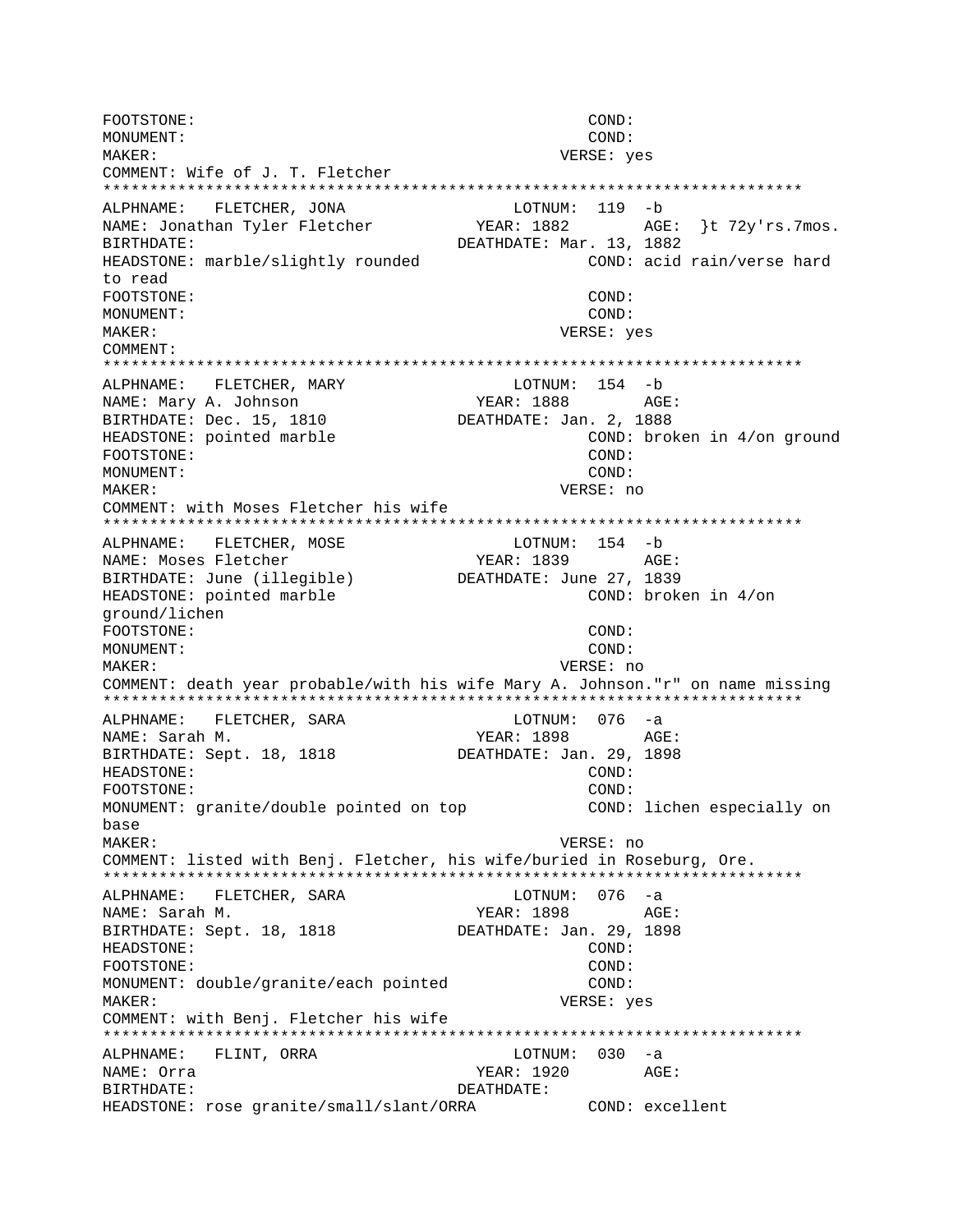FOOTSTONE: COND:
MONUMENT: COND:
MAKER: VERSE: yes
COMMENT: Wife of J. T. Fletcher

*************************************************************************

ALPHNAME: FLETCHER, JONA LOTNUM: 119 -b
NAME: Jonathan Tyler Fletcher YEAR: 1882 AGE: }t 72y'rs.7mos.
BIRTHDATE: DEATHDATE: Mar. 13, 1882
HEADSTONE: marble/slightly rounded COND: acid rain/verse hard to read
FOOTSTONE: COND:
MONUMENT: COND:
MAKER: VERSE: yes
COMMENT:

*************************************************************************

ALPHNAME: FLETCHER, MARY LOTNUM: 154 -b
NAME: Mary A. Johnson YEAR: 1888 AGE:
BIRTHDATE: Dec. 15, 1810 DEATHDATE: Jan. 2, 1888
HEADSTONE: pointed marble COND: broken in 4/on ground
FOOTSTONE: COND:
MONUMENT: COND:
MAKER: VERSE: no
COMMENT: with Moses Fletcher his wife

*************************************************************************

ALPHNAME: FLETCHER, MOSE LOTNUM: 154 -b
NAME: Moses Fletcher YEAR: 1839 AGE:
BIRTHDATE: June (illegible) DEATHDATE: June 27, 1839
HEADSTONE: pointed marble COND: broken in 4/on ground/lichen
FOOTSTONE: COND:
MONUMENT: COND:
MAKER: VERSE: no
COMMENT: death year probable/with his wife Mary A. Johnson."r" on name missing

*************************************************************************

ALPHNAME: FLETCHER, SARA LOTNUM: 076 -a
NAME: Sarah M. YEAR: 1898 AGE:
BIRTHDATE: Sept. 18, 1818 DEATHDATE: Jan. 29, 1898
HEADSTONE: COND:
FOOTSTONE: COND:
MONUMENT: granite/double pointed on top COND: lichen especially on base
MAKER: VERSE: no
COMMENT: listed with Benj. Fletcher, his wife/buried in Roseburg, Ore.

*************************************************************************

ALPHNAME: FLETCHER, SARA LOTNUM: 076 -a
NAME: Sarah M. YEAR: 1898 AGE:
BIRTHDATE: Sept. 18, 1818 DEATHDATE: Jan. 29, 1898
HEADSTONE: COND:
FOOTSTONE: COND:
MONUMENT: double/granite/each pointed COND:
MAKER: VERSE: yes
COMMENT: with Benj. Fletcher his wife

*************************************************************************

ALPHNAME: FLINT, ORRA LOTNUM: 030 -a
NAME: Orra YEAR: 1920 AGE:
BIRTHDATE: DEATHDATE:
HEADSTONE: rose granite/small/slant/ORRA COND: excellent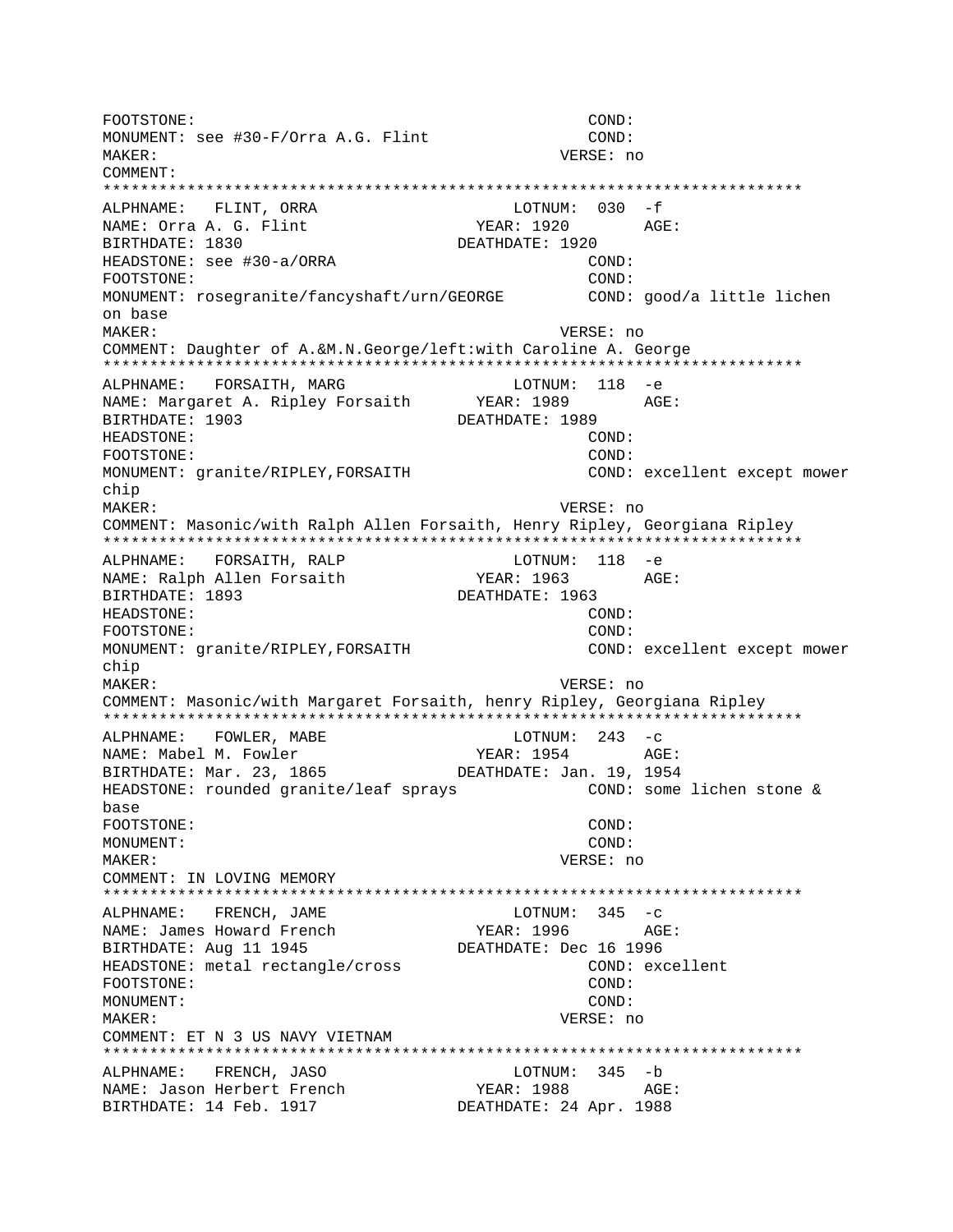```
FOOTSTONE:                                        COND:
MONUMENT: see #30-F/Orra A.G. Flint               COND:
MAKER:                                          VERSE: no
COMMENT:
***************************************************************************
ALPHNAME:   FLINT, ORRA                     LOTNUM:  030  -f
NAME: Orra A. G. Flint                   YEAR: 1920        AGE:
BIRTHDATE: 1830                        DEATHDATE: 1920
HEADSTONE: see #30-a/ORRA                         COND:
FOOTSTONE:                                        COND:
MONUMENT: rosegranite/fancyshaft/urn/GEORGE       COND: good/a little lichen
on base
MAKER:                                          VERSE: no
COMMENT: Daughter of A.&M.N.George/left:with Caroline A. George
***************************************************************************
ALPHNAME:   FORSAITH, MARG                  LOTNUM:  118  -e
NAME: Margaret A. Ripley Forsaith       YEAR: 1989        AGE:
BIRTHDATE: 1903                        DEATHDATE: 1989
HEADSTONE:                                        COND:
FOOTSTONE:                                        COND:
MONUMENT: granite/RIPLEY,FORSAITH                 COND: excellent except mower
chip
MAKER:                                          VERSE: no
COMMENT: Masonic/with Ralph Allen Forsaith, Henry Ripley, Georgiana Ripley
***************************************************************************
ALPHNAME:   FORSAITH, RALP                  LOTNUM:  118  -e
NAME: Ralph Allen Forsaith               YEAR: 1963        AGE:
BIRTHDATE: 1893                        DEATHDATE: 1963
HEADSTONE:                                        COND:
FOOTSTONE:                                        COND:
MONUMENT: granite/RIPLEY,FORSAITH                 COND: excellent except mower
chip
MAKER:                                          VERSE: no
COMMENT: Masonic/with Margaret Forsaith, henry Ripley, Georgiana Ripley
***************************************************************************
ALPHNAME:   FOWLER, MABE                    LOTNUM:  243  -c
NAME: Mabel M. Fowler                    YEAR: 1954        AGE:
BIRTHDATE: Mar. 23, 1865               DEATHDATE: Jan. 19, 1954
HEADSTONE: rounded granite/leaf sprays            COND: some lichen stone &
base
FOOTSTONE:                                        COND:
MONUMENT:                                         COND:
MAKER:                                          VERSE: no
COMMENT: IN LOVING MEMORY
***************************************************************************
ALPHNAME:   FRENCH, JAME                    LOTNUM:  345  -c
NAME: James Howard French                YEAR: 1996        AGE:
BIRTHDATE: Aug 11 1945                 DEATHDATE: Dec 16 1996
HEADSTONE: metal rectangle/cross                  COND: excellent
FOOTSTONE:                                        COND:
MONUMENT:                                         COND:
MAKER:                                          VERSE: no
COMMENT: ET N 3 US NAVY VIETNAM
***************************************************************************
ALPHNAME:   FRENCH, JASO                    LOTNUM:  345  -b
NAME: Jason Herbert French               YEAR: 1988        AGE:
BIRTHDATE: 14 Feb. 1917                DEATHDATE: 24 Apr. 1988
```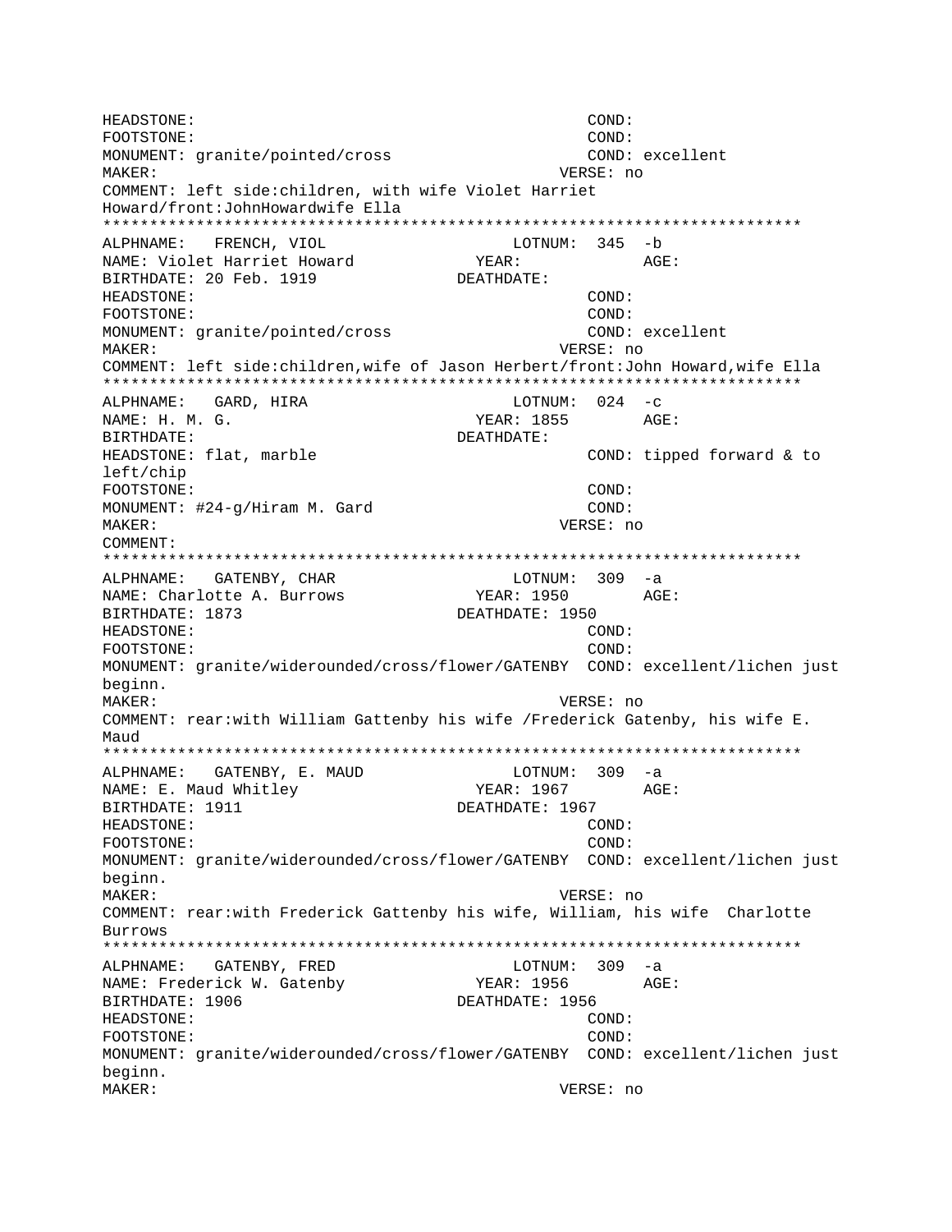HEADSTONE: COND:
FOOTSTONE: COND:
MONUMENT: granite/pointed/cross COND: excellent
MAKER: VERSE: no
COMMENT: left side:children, with wife Violet Harriet Howard/front:JohnHowardwife Ella

***************************************************************************

ALPHNAME: FRENCH, VIOL LOTNUM: 345 -b
NAME: Violet Harriet Howard YEAR: AGE:
BIRTHDATE: 20 Feb. 1919 DEATHDATE:
HEADSTONE: COND:
FOOTSTONE: COND:
MONUMENT: granite/pointed/cross COND: excellent
MAKER: VERSE: no
COMMENT: left side:children,wife of Jason Herbert/front:John Howard,wife Ella

***************************************************************************

ALPHNAME: GARD, HIRA LOTNUM: 024 -c
NAME: H. M. G. YEAR: 1855 AGE:
BIRTHDATE: DEATHDATE:
HEADSTONE: flat, marble COND: tipped forward & to left/chip
FOOTSTONE: COND:
MONUMENT: #24-g/Hiram M. Gard COND:
MAKER: VERSE: no
COMMENT:

***************************************************************************

ALPHNAME: GATENBY, CHAR LOTNUM: 309 -a
NAME: Charlotte A. Burrows YEAR: 1950 AGE:
BIRTHDATE: 1873 DEATHDATE: 1950
HEADSTONE: COND:
FOOTSTONE: COND:
MONUMENT: granite/widerounded/cross/flower/GATENBY COND: excellent/lichen just beginn.
MAKER: VERSE: no
COMMENT: rear:with William Gattenby his wife /Frederick Gatenby, his wife E. Maud

***************************************************************************

ALPHNAME: GATENBY, E. MAUD LOTNUM: 309 -a
NAME: E. Maud Whitley YEAR: 1967 AGE:
BIRTHDATE: 1911 DEATHDATE: 1967
HEADSTONE: COND:
FOOTSTONE: COND:
MONUMENT: granite/widerounded/cross/flower/GATENBY COND: excellent/lichen just beginn.
MAKER: VERSE: no
COMMENT: rear:with Frederick Gattenby his wife, William, his wife Charlotte Burrows

***************************************************************************

ALPHNAME: GATENBY, FRED LOTNUM: 309 -a
NAME: Frederick W. Gatenby YEAR: 1956 AGE:
BIRTHDATE: 1906 DEATHDATE: 1956
HEADSTONE: COND:
FOOTSTONE: COND:
MONUMENT: granite/widerounded/cross/flower/GATENBY COND: excellent/lichen just beginn.
MAKER: VERSE: no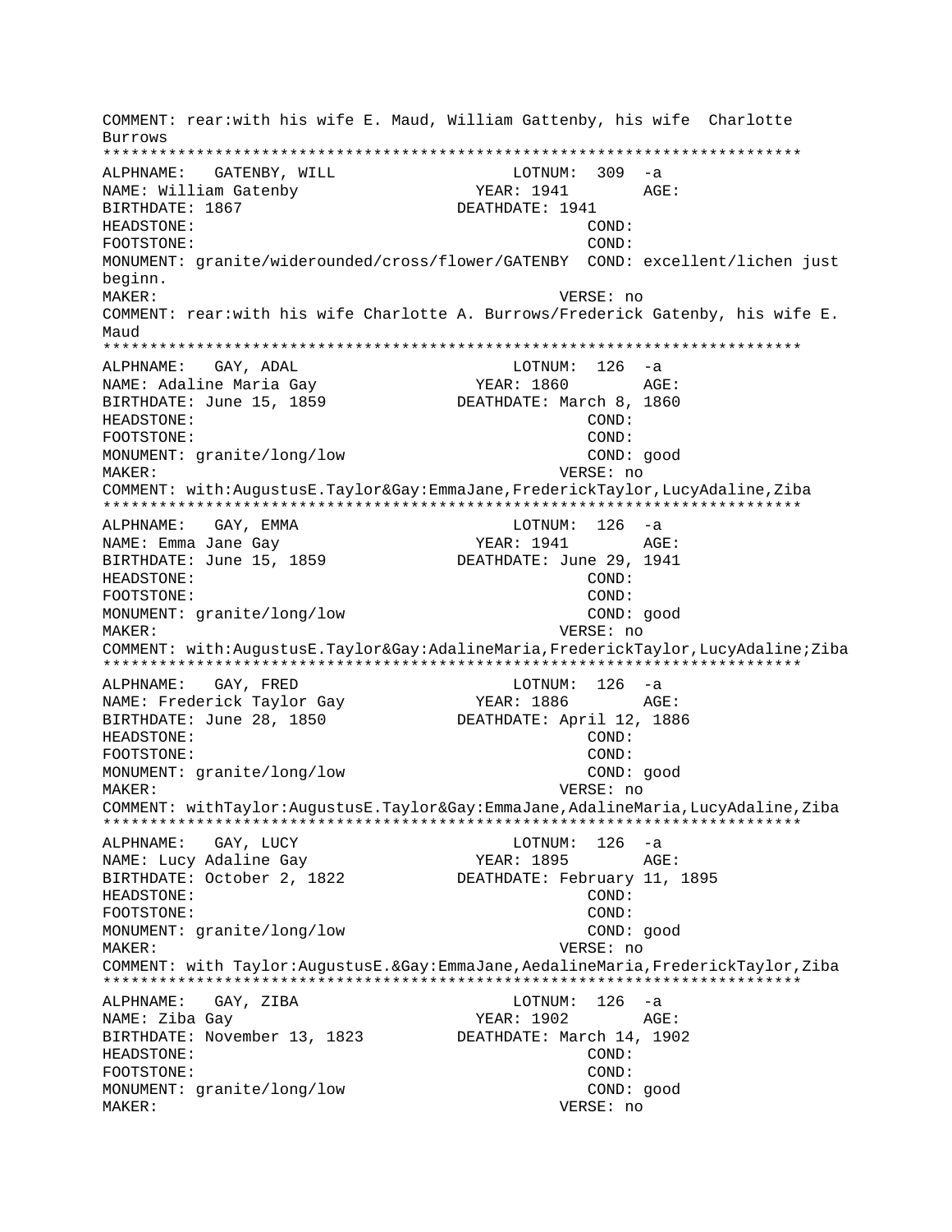```
COMMENT: rear:with his wife E. Maud, William Gattenby, his wife  Charlotte
Burrows
***************************************************************************
ALPHNAME:   GATENBY, WILL                  LOTNUM:  309  -a
NAME: William Gatenby                     YEAR: 1941        AGE:
BIRTHDATE: 1867                          DEATHDATE: 1941
HEADSTONE:                                             COND:
FOOTSTONE:                                             COND:
MONUMENT: granite/widerounded/cross/flower/GATENBY  COND: excellent/lichen just
beginn.
MAKER:                                              VERSE: no
COMMENT: rear:with his wife Charlotte A. Burrows/Frederick Gatenby, his wife E.
Maud
***************************************************************************
ALPHNAME:   GAY, ADAL                      LOTNUM:  126  -a
NAME: Adaline Maria Gay                   YEAR: 1860        AGE:
BIRTHDATE: June 15, 1859                 DEATHDATE: March 8, 1860
HEADSTONE:                                             COND:
FOOTSTONE:                                             COND:
MONUMENT: granite/long/low                             COND: good
MAKER:                                              VERSE: no
COMMENT: with:AugustusE.Taylor&Gay:EmmaJane,FrederickTaylor,LucyAdaline,Ziba
***************************************************************************
ALPHNAME:   GAY, EMMA                      LOTNUM:  126  -a
NAME: Emma Jane Gay                       YEAR: 1941        AGE:
BIRTHDATE: June 15, 1859                 DEATHDATE: June 29, 1941
HEADSTONE:                                             COND:
FOOTSTONE:                                             COND:
MONUMENT: granite/long/low                             COND: good
MAKER:                                              VERSE: no
COMMENT: with:AugustusE.Taylor&Gay:AdalineMaria,FrederickTaylor,LucyAdaline;Ziba
***************************************************************************
ALPHNAME:   GAY, FRED                      LOTNUM:  126  -a
NAME: Frederick Taylor Gay                YEAR: 1886        AGE:
BIRTHDATE: June 28, 1850                 DEATHDATE: April 12, 1886
HEADSTONE:                                             COND:
FOOTSTONE:                                             COND:
MONUMENT: granite/long/low                             COND: good
MAKER:                                              VERSE: no
COMMENT: withTaylor:AugustusE.Taylor&Gay:EmmaJane,AdalineMaria,LucyAdaline,Ziba
***************************************************************************
ALPHNAME:   GAY, LUCY                      LOTNUM:  126  -a
NAME: Lucy Adaline Gay                    YEAR: 1895        AGE:
BIRTHDATE: October 2, 1822               DEATHDATE: February 11, 1895
HEADSTONE:                                             COND:
FOOTSTONE:                                             COND:
MONUMENT: granite/long/low                             COND: good
MAKER:                                              VERSE: no
COMMENT: with Taylor:AugustusE.&Gay:EmmaJane,AedalineMaria,FrederickTaylor,Ziba
***************************************************************************
ALPHNAME:   GAY, ZIBA                      LOTNUM:  126  -a
NAME: Ziba Gay                            YEAR: 1902        AGE:
BIRTHDATE: November 13, 1823             DEATHDATE: March 14, 1902
HEADSTONE:                                             COND:
FOOTSTONE:                                             COND:
MONUMENT: granite/long/low                             COND: good
MAKER:                                              VERSE: no
```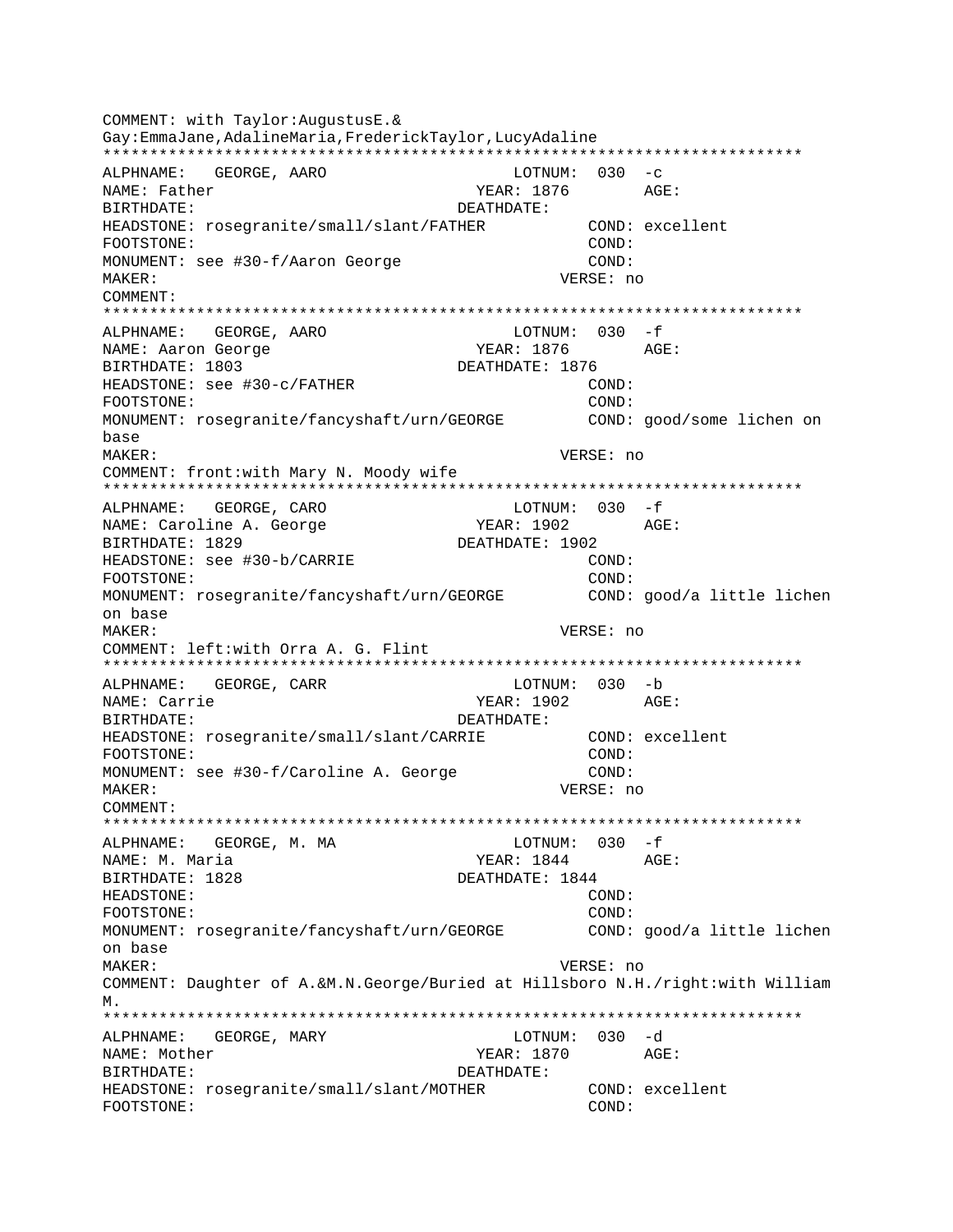```
COMMENT: with Taylor:AugustusE.&
Gay:EmmaJane,AdalineMaria,FrederickTaylor,LucyAdaline
*************************************************************************
ALPHNAME:   GEORGE, AARO                    LOTNUM:  030  -c
NAME: Father                               YEAR: 1876        AGE:
BIRTHDATE:                             DEATHDATE:
HEADSTONE: rosegranite/small/slant/FATHER          COND: excellent
FOOTSTONE:                                         COND:
MONUMENT: see #30-f/Aaron George                   COND:
MAKER:                                         VERSE: no
COMMENT:
*************************************************************************
ALPHNAME:   GEORGE, AARO                    LOTNUM:  030  -f
NAME: Aaron George                         YEAR: 1876        AGE:
BIRTHDATE: 1803                        DEATHDATE: 1876
HEADSTONE: see #30-c/FATHER                        COND:
FOOTSTONE:                                         COND:
MONUMENT: rosegranite/fancyshaft/urn/GEORGE        COND: good/some lichen on
base
MAKER:                                         VERSE: no
COMMENT: front:with Mary N. Moody wife
*************************************************************************
ALPHNAME:   GEORGE, CARO                    LOTNUM:  030  -f
NAME: Caroline A. George                   YEAR: 1902        AGE:
BIRTHDATE: 1829                        DEATHDATE: 1902
HEADSTONE: see #30-b/CARRIE                        COND:
FOOTSTONE:                                         COND:
MONUMENT: rosegranite/fancyshaft/urn/GEORGE        COND: good/a little lichen
on base
MAKER:                                         VERSE: no
COMMENT: left:with Orra A. G. Flint
*************************************************************************
ALPHNAME:   GEORGE, CARR                    LOTNUM:  030  -b
NAME: Carrie                               YEAR: 1902        AGE:
BIRTHDATE:                             DEATHDATE:
HEADSTONE: rosegranite/small/slant/CARRIE          COND: excellent
FOOTSTONE:                                         COND:
MONUMENT: see #30-f/Caroline A. George             COND:
MAKER:                                         VERSE: no
COMMENT:
*************************************************************************
ALPHNAME:   GEORGE, M. MA                   LOTNUM:  030  -f
NAME: M. Maria                             YEAR: 1844        AGE:
BIRTHDATE: 1828                        DEATHDATE: 1844
HEADSTONE:                                         COND:
FOOTSTONE:                                         COND:
MONUMENT: rosegranite/fancyshaft/urn/GEORGE        COND: good/a little lichen
on base
MAKER:                                         VERSE: no
COMMENT: Daughter of A.&M.N.George/Buried at Hillsboro N.H./right:with William
M.
*************************************************************************
ALPHNAME:   GEORGE, MARY                    LOTNUM:  030  -d
NAME: Mother                               YEAR: 1870        AGE:
BIRTHDATE:                             DEATHDATE:
HEADSTONE: rosegranite/small/slant/MOTHER          COND: excellent
FOOTSTONE:                                         COND:
```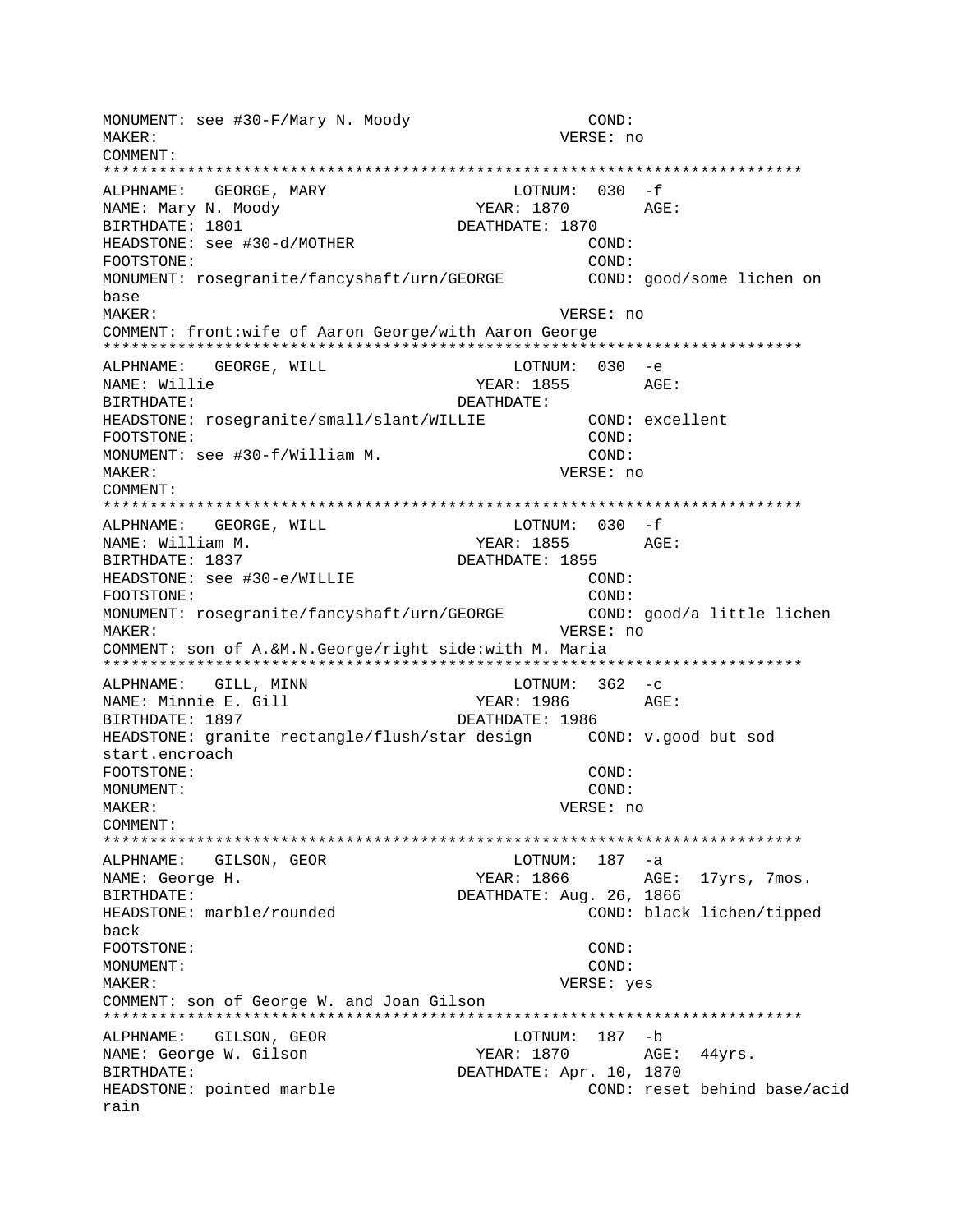```
MONUMENT: see #30-F/Mary N. Moody                 COND:
MAKER:                                           VERSE: no
COMMENT:
***************************************************************************
ALPHNAME:   GEORGE, MARY                       LOTNUM:  030  -f
NAME: Mary N. Moody                        YEAR: 1870        AGE:
BIRTHDATE: 1801                          DEATHDATE: 1870
HEADSTONE: see #30-d/MOTHER                           COND:
FOOTSTONE:                                            COND:
MONUMENT: rosegranite/fancyshaft/urn/GEORGE         COND: good/some lichen on
base
MAKER:                                           VERSE: no
COMMENT: front:wife of Aaron George/with Aaron George
***************************************************************************
ALPHNAME:   GEORGE, WILL                       LOTNUM:  030  -e
NAME: Willie                               YEAR: 1855        AGE:
BIRTHDATE:                               DEATHDATE:
HEADSTONE: rosegranite/small/slant/WILLIE           COND: excellent
FOOTSTONE:                                            COND:
MONUMENT: see #30-f/William M.                        COND:
MAKER:                                           VERSE: no
COMMENT:
***************************************************************************
ALPHNAME:   GEORGE, WILL                       LOTNUM:  030  -f
NAME: William M.                           YEAR: 1855        AGE:
BIRTHDATE: 1837                          DEATHDATE: 1855
HEADSTONE: see #30-e/WILLIE                           COND:
FOOTSTONE:                                            COND:
MONUMENT: rosegranite/fancyshaft/urn/GEORGE         COND: good/a little lichen
MAKER:                                           VERSE: no
COMMENT: son of A.&M.N.George/right side:with M. Maria
***************************************************************************
ALPHNAME:   GILL, MINN                         LOTNUM:  362  -c
NAME: Minnie E. Gill                       YEAR: 1986        AGE:
BIRTHDATE: 1897                          DEATHDATE: 1986
HEADSTONE: granite rectangle/flush/star design      COND: v.good but sod
start.encroach
FOOTSTONE:                                            COND:
MONUMENT:                                             COND:
MAKER:                                           VERSE: no
COMMENT:
***************************************************************************
ALPHNAME:   GILSON, GEOR                       LOTNUM:  187  -a
NAME: George H.                            YEAR: 1866        AGE:  17yrs, 7mos.
BIRTHDATE:                               DEATHDATE: Aug. 26, 1866
HEADSTONE: marble/rounded                           COND: black lichen/tipped
back
FOOTSTONE:                                            COND:
MONUMENT:                                             COND:
MAKER:                                           VERSE: yes
COMMENT: son of George W. and Joan Gilson
***************************************************************************
ALPHNAME:   GILSON, GEOR                       LOTNUM:  187  -b
NAME: George W. Gilson                     YEAR: 1870        AGE:  44yrs.
BIRTHDATE:                               DEATHDATE: Apr. 10, 1870
HEADSTONE: pointed marble                           COND: reset behind base/acid
rain
```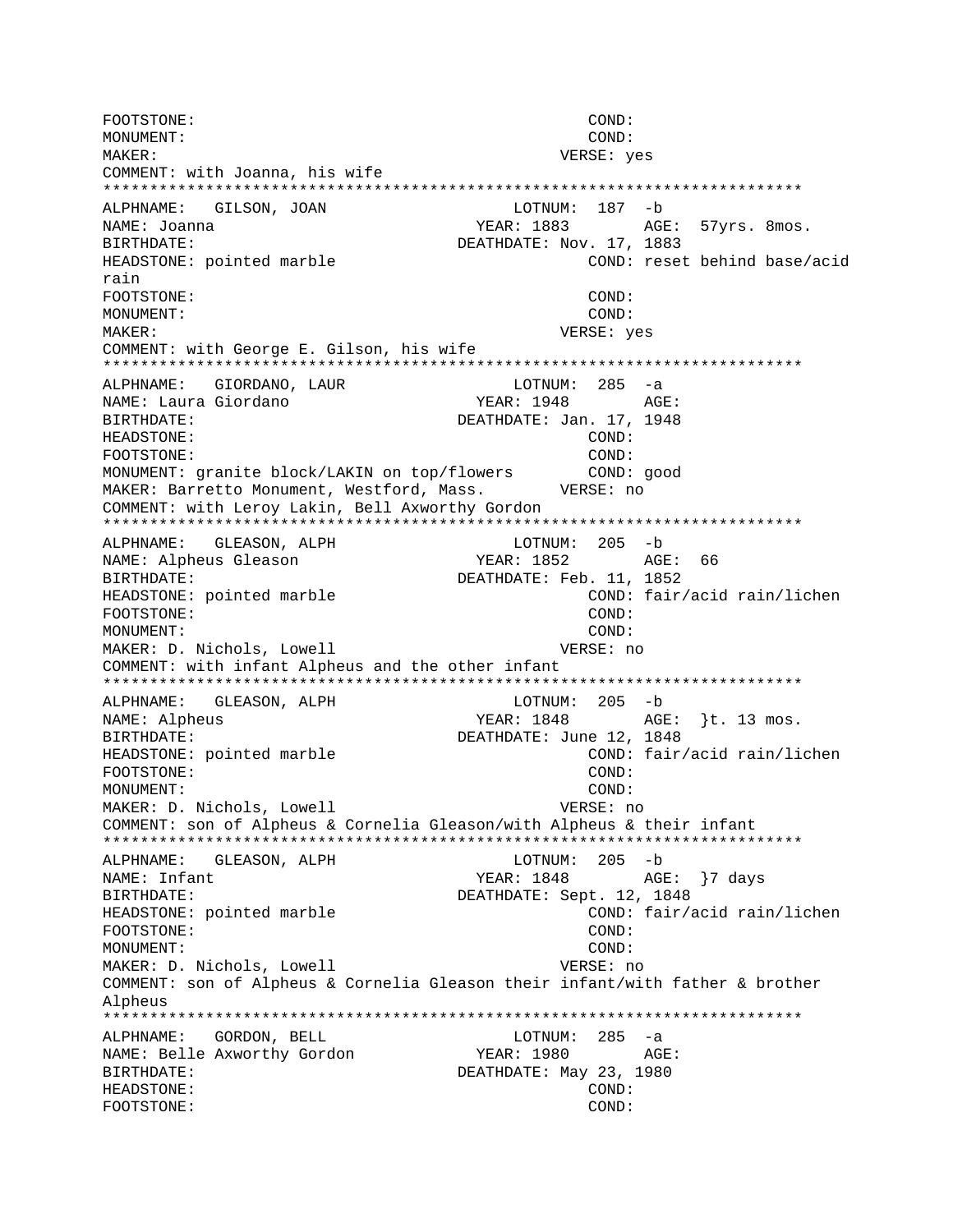```
FOOTSTONE:                                      COND:
MONUMENT:                                       COND:
MAKER:                                          VERSE: yes
COMMENT: with Joanna, his wife
*************************************************************************
ALPHNAME:   GILSON, JOAN                   LOTNUM:  187  -b
NAME: Joanna                           YEAR: 1883       AGE:  57yrs. 8mos.
BIRTHDATE:                           DEATHDATE: Nov. 17, 1883
HEADSTONE: pointed marble                       COND: reset behind base/acid
rain
FOOTSTONE:                                      COND:
MONUMENT:                                       COND:
MAKER:                                          VERSE: yes
COMMENT: with George E. Gilson, his wife
*************************************************************************
ALPHNAME:   GIORDANO, LAUR                 LOTNUM:  285  -a
NAME: Laura Giordano                   YEAR: 1948       AGE:
BIRTHDATE:                           DEATHDATE: Jan. 17, 1948
HEADSTONE:                                      COND:
FOOTSTONE:                                      COND:
MONUMENT: granite block/LAKIN on top/flowers       COND: good
MAKER: Barretto Monument, Westford, Mass.      VERSE: no
COMMENT: with Leroy Lakin, Bell Axworthy Gordon
*************************************************************************
ALPHNAME:   GLEASON, ALPH                  LOTNUM:  205  -b
NAME: Alpheus Gleason                  YEAR: 1852       AGE:  66
BIRTHDATE:                           DEATHDATE: Feb. 11, 1852
HEADSTONE: pointed marble                       COND: fair/acid rain/lichen
FOOTSTONE:                                      COND:
MONUMENT:                                       COND:
MAKER: D. Nichols, Lowell                       VERSE: no
COMMENT: with infant Alpheus and the other infant
*************************************************************************
ALPHNAME:   GLEASON, ALPH                  LOTNUM:  205  -b
NAME: Alpheus                          YEAR: 1848       AGE:  }t. 13 mos.
BIRTHDATE:                           DEATHDATE: June 12, 1848
HEADSTONE: pointed marble                       COND: fair/acid rain/lichen
FOOTSTONE:                                      COND:
MONUMENT:                                       COND:
MAKER: D. Nichols, Lowell                       VERSE: no
COMMENT: son of Alpheus & Cornelia Gleason/with Alpheus & their infant
*************************************************************************
ALPHNAME:   GLEASON, ALPH                  LOTNUM:  205  -b
NAME: Infant                           YEAR: 1848       AGE:  }7 days
BIRTHDATE:                           DEATHDATE: Sept. 12, 1848
HEADSTONE: pointed marble                       COND: fair/acid rain/lichen
FOOTSTONE:                                      COND:
MONUMENT:                                       COND:
MAKER: D. Nichols, Lowell                       VERSE: no
COMMENT: son of Alpheus & Cornelia Gleason their infant/with father & brother
Alpheus
*************************************************************************
ALPHNAME:   GORDON, BELL                   LOTNUM:  285  -a
NAME: Belle Axworthy Gordon            YEAR: 1980       AGE:
BIRTHDATE:                           DEATHDATE: May 23, 1980
HEADSTONE:                                      COND:
FOOTSTONE:                                      COND:
```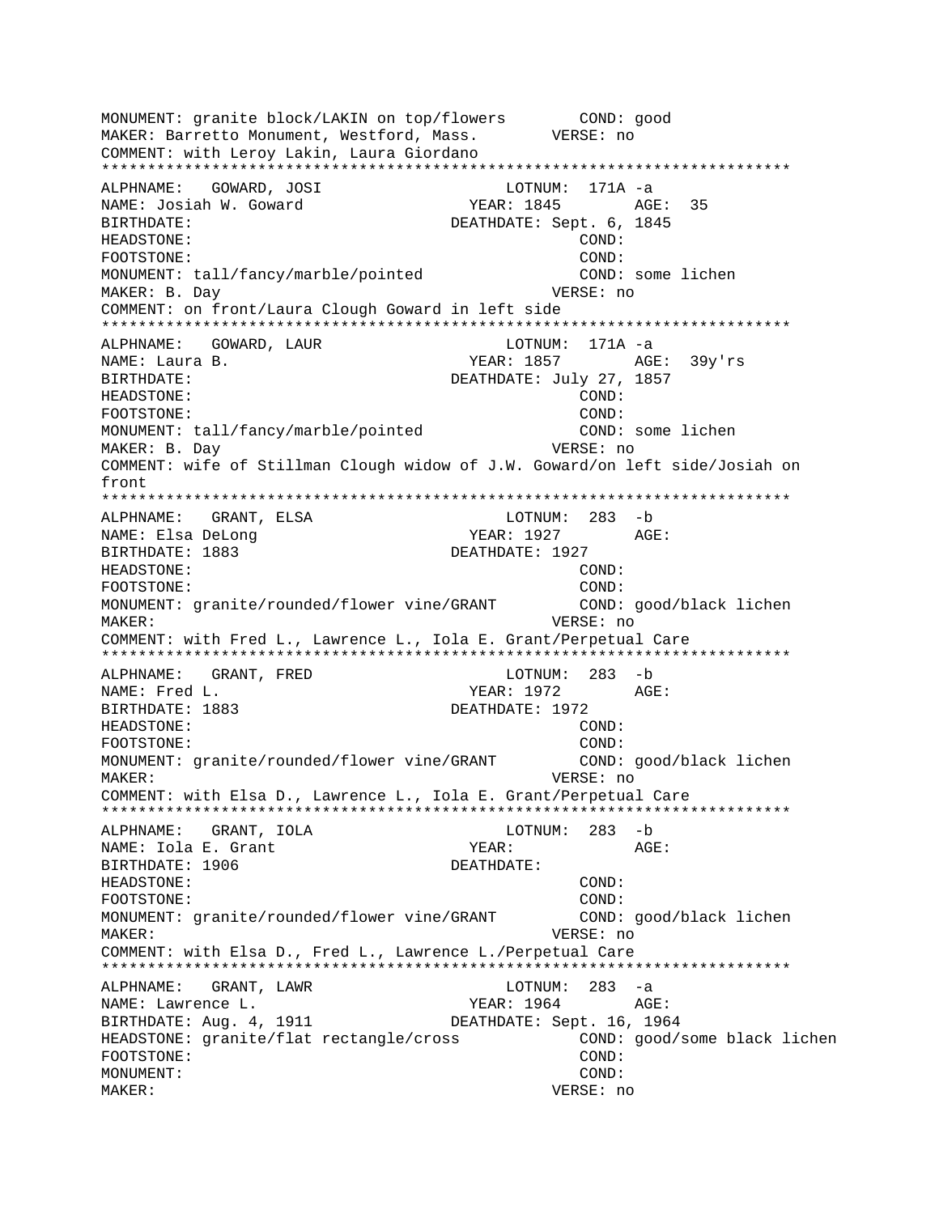```
MONUMENT: granite block/LAKIN on top/flowers        COND: good
MAKER: Barretto Monument, Westford, Mass.        VERSE: no
COMMENT: with Leroy Lakin, Laura Giordano
***************************************************************************
ALPHNAME:   GOWARD, JOSI                        LOTNUM:  171A -a
NAME: Josiah W. Goward                       YEAR: 1845        AGE:  35
BIRTHDATE:                                 DEATHDATE: Sept. 6, 1845
HEADSTONE:                                             COND:
FOOTSTONE:                                             COND:
MONUMENT: tall/fancy/marble/pointed                    COND: some lichen
MAKER: B. Day                                        VERSE: no
COMMENT: on front/Laura Clough Goward in left side
***************************************************************************
ALPHNAME:   GOWARD, LAUR                        LOTNUM:  171A -a
NAME: Laura B.                               YEAR: 1857        AGE:  39y'rs
BIRTHDATE:                                 DEATHDATE: July 27, 1857
HEADSTONE:                                             COND:
FOOTSTONE:                                             COND:
MONUMENT: tall/fancy/marble/pointed                    COND: some lichen
MAKER: B. Day                                        VERSE: no
COMMENT: wife of Stillman Clough widow of J.W. Goward/on left side/Josiah on
front
***************************************************************************
ALPHNAME:   GRANT, ELSA                         LOTNUM:  283  -b
NAME: Elsa DeLong                            YEAR: 1927        AGE:
BIRTHDATE: 1883                            DEATHDATE: 1927
HEADSTONE:                                             COND:
FOOTSTONE:                                             COND:
MONUMENT: granite/rounded/flower vine/GRANT         COND: good/black lichen
MAKER:                                               VERSE: no
COMMENT: with Fred L., Lawrence L., Iola E. Grant/Perpetual Care
***************************************************************************
ALPHNAME:   GRANT, FRED                         LOTNUM:  283  -b
NAME: Fred L.                                YEAR: 1972        AGE:
BIRTHDATE: 1883                            DEATHDATE: 1972
HEADSTONE:                                             COND:
FOOTSTONE:                                             COND:
MONUMENT: granite/rounded/flower vine/GRANT         COND: good/black lichen
MAKER:                                               VERSE: no
COMMENT: with Elsa D., Lawrence L., Iola E. Grant/Perpetual Care
***************************************************************************
ALPHNAME:   GRANT, IOLA                         LOTNUM:  283  -b
NAME: Iola E. Grant                          YEAR:             AGE:
BIRTHDATE: 1906                            DEATHDATE:
HEADSTONE:                                             COND:
FOOTSTONE:                                             COND:
MONUMENT: granite/rounded/flower vine/GRANT         COND: good/black lichen
MAKER:                                               VERSE: no
COMMENT: with Elsa D., Fred L., Lawrence L./Perpetual Care
***************************************************************************
ALPHNAME:   GRANT, LAWR                         LOTNUM:  283  -a
NAME: Lawrence L.                            YEAR: 1964        AGE:
BIRTHDATE: Aug. 4, 1911                    DEATHDATE: Sept. 16, 1964
HEADSTONE: granite/flat rectangle/cross             COND: good/some black lichen
FOOTSTONE:                                             COND:
MONUMENT:                                              COND:
MAKER:                                               VERSE: no
```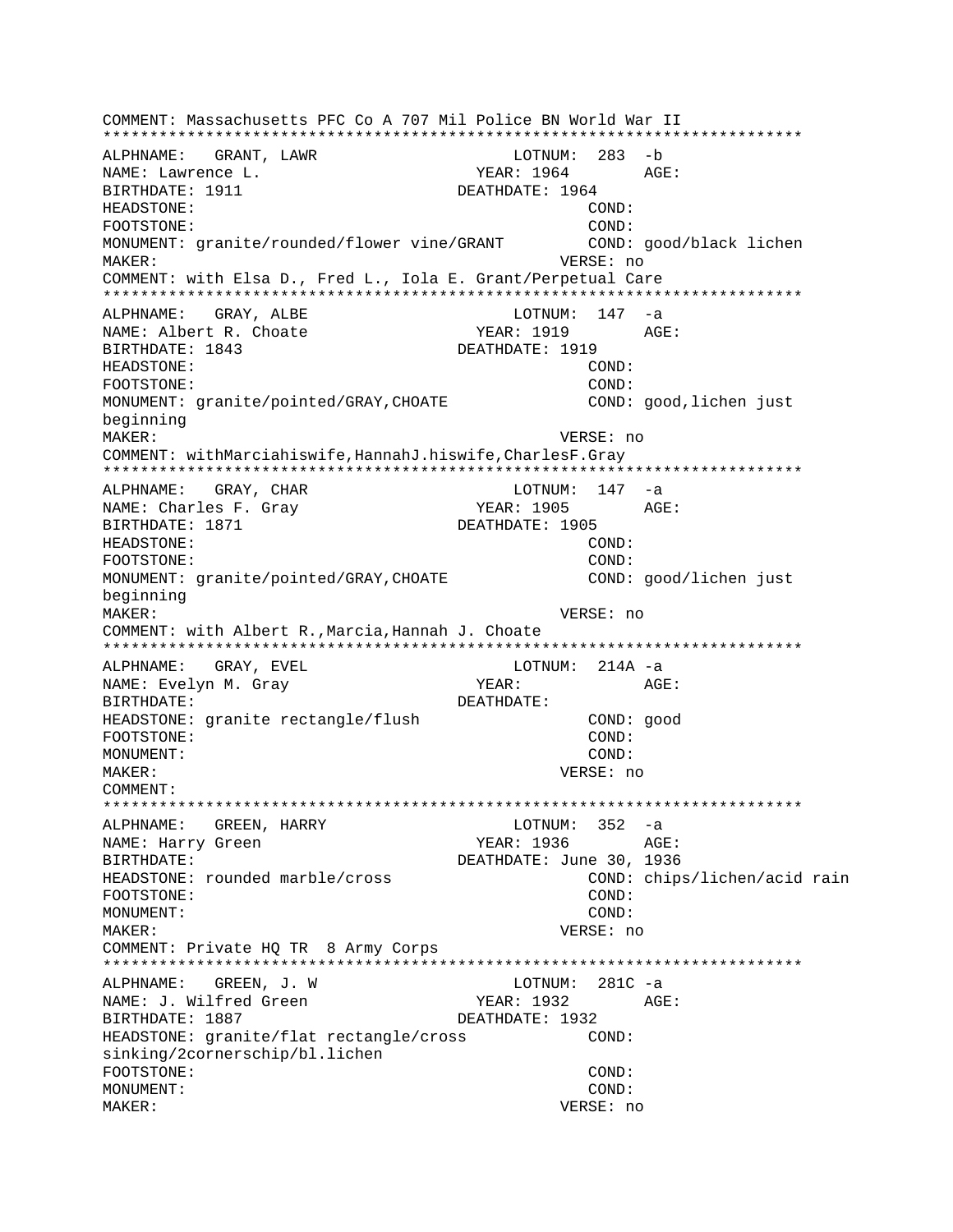```
COMMENT: Massachusetts PFC Co A 707 Mil Police BN World War II
***************************************************************************
ALPHNAME:   GRANT, LAWR                      LOTNUM:  283  -b
NAME: Lawrence L.                          YEAR: 1964        AGE:
BIRTHDATE: 1911                          DEATHDATE: 1964
HEADSTONE:                                           COND:
FOOTSTONE:                                           COND:
MONUMENT: granite/rounded/flower vine/GRANT         COND: good/black lichen
MAKER:                                           VERSE: no
COMMENT: with Elsa D., Fred L., Iola E. Grant/Perpetual Care
***************************************************************************
ALPHNAME:   GRAY, ALBE                       LOTNUM:  147  -a
NAME: Albert R. Choate                     YEAR: 1919        AGE:
BIRTHDATE: 1843                          DEATHDATE: 1919
HEADSTONE:                                           COND:
FOOTSTONE:                                           COND:
MONUMENT: granite/pointed/GRAY,CHOATE               COND: good,lichen just
beginning
MAKER:                                           VERSE: no
COMMENT: withMarciahiswife,HannahJ.hiswife,CharlesF.Gray
***************************************************************************
ALPHNAME:   GRAY, CHAR                       LOTNUM:  147  -a
NAME: Charles F. Gray                      YEAR: 1905        AGE:
BIRTHDATE: 1871                          DEATHDATE: 1905
HEADSTONE:                                           COND:
FOOTSTONE:                                           COND:
MONUMENT: granite/pointed/GRAY,CHOATE               COND: good/lichen just
beginning
MAKER:                                           VERSE: no
COMMENT: with Albert R.,Marcia,Hannah J. Choate
***************************************************************************
ALPHNAME:   GRAY, EVEL                       LOTNUM:  214A -a
NAME: Evelyn M. Gray                       YEAR:             AGE:
BIRTHDATE:                               DEATHDATE:
HEADSTONE: granite rectangle/flush                  COND: good
FOOTSTONE:                                           COND:
MONUMENT:                                            COND:
MAKER:                                           VERSE: no
COMMENT:
***************************************************************************
ALPHNAME:   GREEN, HARRY                     LOTNUM:  352  -a
NAME: Harry Green                          YEAR: 1936        AGE:
BIRTHDATE:                               DEATHDATE: June 30, 1936
HEADSTONE: rounded marble/cross                     COND: chips/lichen/acid rain
FOOTSTONE:                                           COND:
MONUMENT:                                            COND:
MAKER:                                           VERSE: no
COMMENT: Private HQ TR  8 Army Corps
***************************************************************************
ALPHNAME:   GREEN, J. W                      LOTNUM:  281C -a
NAME: J. Wilfred Green                     YEAR: 1932        AGE:
BIRTHDATE: 1887                          DEATHDATE: 1932
HEADSTONE: granite/flat rectangle/cross             COND:
sinking/2cornerschip/bl.lichen
FOOTSTONE:                                           COND:
MONUMENT:                                            COND:
MAKER:                                           VERSE: no
```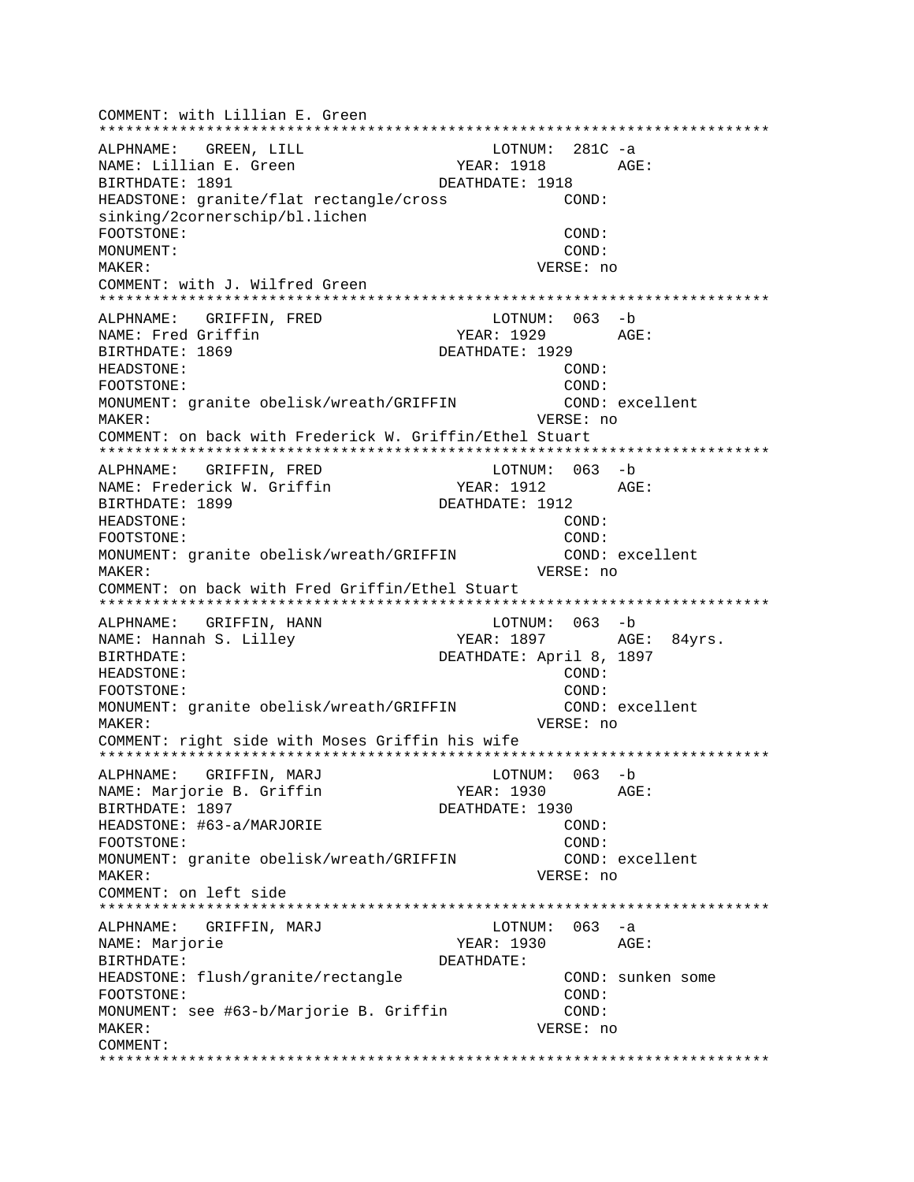COMMENT: with Lillian E. Green

\*\*\*\*\*\*\*\*\*\*\*\*\*\*\*\*\*\*\*\*\*\*\*\*\*\*\*\*\*\*\*\*\*\*\*\*\*\*\*\*\*\*\*\*\*\*\*\*\*\*\*\*\*\*\*\*\*\*\*\*\*\*\*\*\*\*\*\*\*\*\*\*\*\*\*\*

```
ALPHNAME:   GREEN, LILL                    LOTNUM:  281C -a
NAME: Lillian E. Green                  YEAR: 1918       AGE:
BIRTHDATE: 1891                        DEATHDATE: 1918
HEADSTONE: granite/flat rectangle/cross            COND:
sinking/2cornerschip/bl.lichen
FOOTSTONE:                                         COND:
MONUMENT:                                          COND:
MAKER:                                           VERSE: no
COMMENT: with J. Wilfred Green
****************************************************************************
ALPHNAME:   GRIFFIN, FRED                  LOTNUM:  063  -b
NAME: Fred Griffin                      YEAR: 1929       AGE:
BIRTHDATE: 1869                        DEATHDATE: 1929
HEADSTONE:                                         COND:
FOOTSTONE:                                         COND:
MONUMENT: granite obelisk/wreath/GRIFFIN           COND: excellent
MAKER:                                           VERSE: no
COMMENT: on back with Frederick W. Griffin/Ethel Stuart
****************************************************************************
ALPHNAME:   GRIFFIN, FRED                  LOTNUM:  063  -b
NAME: Frederick W. Griffin              YEAR: 1912       AGE:
BIRTHDATE: 1899                        DEATHDATE: 1912
HEADSTONE:                                         COND:
FOOTSTONE:                                         COND:
MONUMENT: granite obelisk/wreath/GRIFFIN           COND: excellent
MAKER:                                           VERSE: no
COMMENT: on back with Fred Griffin/Ethel Stuart
****************************************************************************
ALPHNAME:   GRIFFIN, HANN                  LOTNUM:  063  -b
NAME: Hannah S. Lilley                  YEAR: 1897       AGE:  84yrs.
BIRTHDATE:                             DEATHDATE: April 8, 1897
HEADSTONE:                                         COND:
FOOTSTONE:                                         COND:
MONUMENT: granite obelisk/wreath/GRIFFIN           COND: excellent
MAKER:                                           VERSE: no
COMMENT: right side with Moses Griffin his wife
****************************************************************************
ALPHNAME:   GRIFFIN, MARJ                  LOTNUM:  063  -b
NAME: Marjorie B. Griffin               YEAR: 1930       AGE:
BIRTHDATE: 1897                        DEATHDATE: 1930
HEADSTONE: #63-a/MARJORIE                          COND:
FOOTSTONE:                                         COND:
MONUMENT: granite obelisk/wreath/GRIFFIN           COND: excellent
MAKER:                                           VERSE: no
COMMENT: on left side
****************************************************************************
ALPHNAME:   GRIFFIN, MARJ                  LOTNUM:  063  -a
NAME: Marjorie                          YEAR: 1930       AGE:
BIRTHDATE:                             DEATHDATE:
HEADSTONE: flush/granite/rectangle                 COND: sunken some
FOOTSTONE:                                         COND:
MONUMENT: see #63-b/Marjorie B. Griffin            COND:
MAKER:                                           VERSE: no
COMMENT:
****************************************************************************
```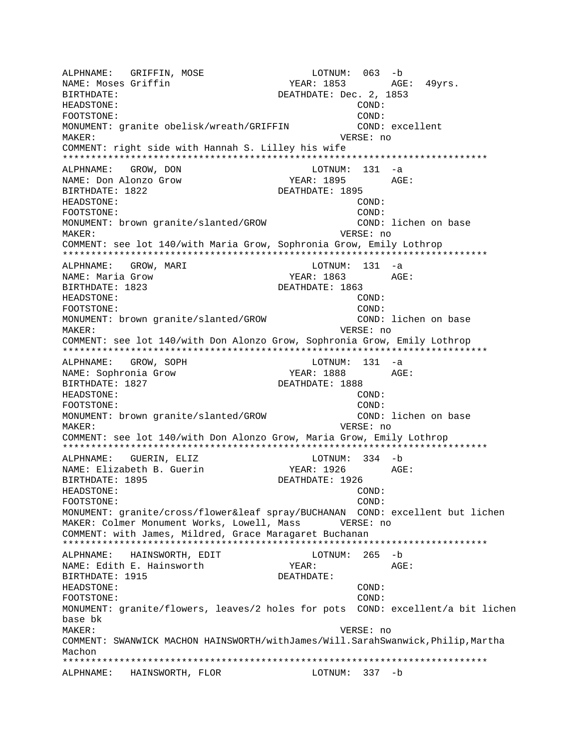```
ALPHNAME:   GRIFFIN, MOSE                  LOTNUM:  063  -b
NAME: Moses Griffin                   YEAR: 1853        AGE:  49yrs.
BIRTHDATE:                          DEATHDATE: Dec. 2, 1853
HEADSTONE:                                        COND:
FOOTSTONE:                                        COND:
MONUMENT: granite obelisk/wreath/GRIFFIN           COND: excellent
MAKER:                                          VERSE: no
COMMENT: right side with Hannah S. Lilley his wife
*************************************************************************
ALPHNAME:   GROW, DON                      LOTNUM:  131  -a
NAME: Don Alonzo Grow                 YEAR: 1895        AGE:
BIRTHDATE: 1822                     DEATHDATE: 1895
HEADSTONE:                                        COND:
FOOTSTONE:                                        COND:
MONUMENT: brown granite/slanted/GROW              COND: lichen on base
MAKER:                                          VERSE: no
COMMENT: see lot 140/with Maria Grow, Sophronia Grow, Emily Lothrop
*************************************************************************
ALPHNAME:   GROW, MARI                     LOTNUM:  131  -a
NAME: Maria Grow                      YEAR: 1863        AGE:
BIRTHDATE: 1823                     DEATHDATE: 1863
HEADSTONE:                                        COND:
FOOTSTONE:                                        COND:
MONUMENT: brown granite/slanted/GROW              COND: lichen on base
MAKER:                                          VERSE: no
COMMENT: see lot 140/with Don Alonzo Grow, Sophronia Grow, Emily Lothrop
*************************************************************************
ALPHNAME:   GROW, SOPH                     LOTNUM:  131  -a
NAME: Sophronia Grow                  YEAR: 1888        AGE:
BIRTHDATE: 1827                     DEATHDATE: 1888
HEADSTONE:                                        COND:
FOOTSTONE:                                        COND:
MONUMENT: brown granite/slanted/GROW              COND: lichen on base
MAKER:                                          VERSE: no
COMMENT: see lot 140/with Don Alonzo Grow, Maria Grow, Emily Lothrop
*************************************************************************
ALPHNAME:   GUERIN, ELIZ                   LOTNUM:  334  -b
NAME: Elizabeth B. Guerin             YEAR: 1926        AGE:
BIRTHDATE: 1895                     DEATHDATE: 1926
HEADSTONE:                                        COND:
FOOTSTONE:                                        COND:
MONUMENT: granite/cross/flower&leaf spray/BUCHANAN  COND: excellent but lichen
MAKER: Colmer Monument Works, Lowell, Mass      VERSE: no
COMMENT: with James, Mildred, Grace Maragaret Buchanan
*************************************************************************
ALPHNAME:   HAINSWORTH, EDIT               LOTNUM:  265  -b
NAME: Edith E. Hainsworth             YEAR:             AGE:
BIRTHDATE: 1915                     DEATHDATE:
HEADSTONE:                                        COND:
FOOTSTONE:                                        COND:
MONUMENT: granite/flowers, leaves/2 holes for pots  COND: excellent/a bit lichen
base bk
MAKER:                                          VERSE: no
COMMENT: SWANWICK MACHON HAINSWORTH/withJames/Will.SarahSwanwick,Philip,Martha
Machon
*************************************************************************
ALPHNAME:   HAINSWORTH, FLOR               LOTNUM:  337  -b
```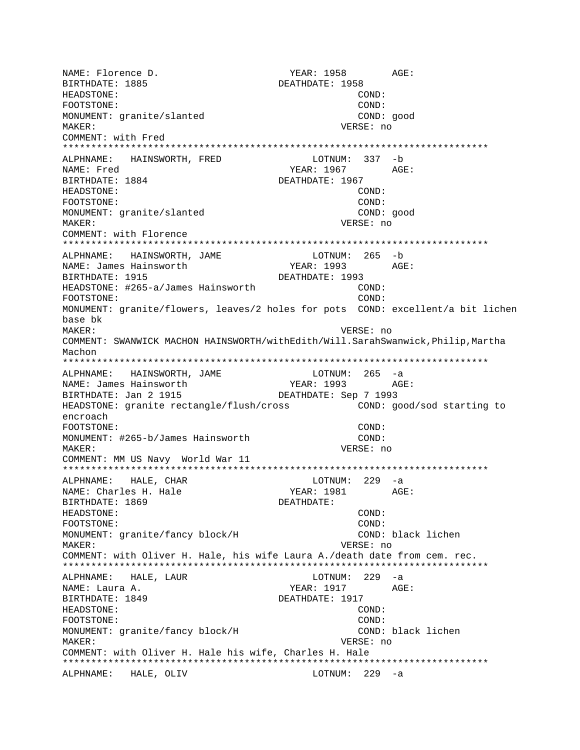NAME: Florence D.                    YEAR: 1958        AGE:
BIRTHDATE: 1885                    DEATHDATE: 1958
HEADSTONE:                                        COND:
FOOTSTONE:                                        COND:
MONUMENT: granite/slanted                         COND: good
MAKER:                                          VERSE: no
COMMENT: with Fred
**************************************************************************
ALPHNAME:   HAINSWORTH, FRED                 LOTNUM:  337  -b
NAME: Fred                          YEAR: 1967        AGE:
BIRTHDATE: 1884                    DEATHDATE: 1967
HEADSTONE:                                        COND:
FOOTSTONE:                                        COND:
MONUMENT: granite/slanted                         COND: good
MAKER:                                          VERSE: no
COMMENT: with Florence
**************************************************************************
ALPHNAME:   HAINSWORTH, JAME                 LOTNUM:  265  -b
NAME: James Hainsworth              YEAR: 1993        AGE:
BIRTHDATE: 1915                    DEATHDATE: 1993
HEADSTONE: #265-a/James Hainsworth                COND:
FOOTSTONE:                                        COND:
MONUMENT: granite/flowers, leaves/2 holes for pots  COND: excellent/a bit lichen base bk
MAKER:                                          VERSE: no
COMMENT: SWANWICK MACHON HAINSWORTH/withEdith/Will.SarahSwanwick,Philip,Martha Machon
**************************************************************************
ALPHNAME:   HAINSWORTH, JAME                 LOTNUM:  265  -a
NAME: James Hainsworth              YEAR: 1993        AGE:
BIRTHDATE: Jan 2 1915              DEATHDATE: Sep 7 1993
HEADSTONE: granite rectangle/flush/cross          COND: good/sod starting to encroach
FOOTSTONE:                                        COND:
MONUMENT: #265-b/James Hainsworth                 COND:
MAKER:                                          VERSE: no
COMMENT: MM US Navy  World War 11
**************************************************************************
ALPHNAME:   HALE, CHAR                       LOTNUM:  229  -a
NAME: Charles H. Hale               YEAR: 1981        AGE:
BIRTHDATE: 1869                    DEATHDATE:
HEADSTONE:                                        COND:
FOOTSTONE:                                        COND:
MONUMENT: granite/fancy block/H                   COND: black lichen
MAKER:                                          VERSE: no
COMMENT: with Oliver H. Hale, his wife Laura A./death date from cem. rec.
**************************************************************************
ALPHNAME:   HALE, LAUR                       LOTNUM:  229  -a
NAME: Laura A.                      YEAR: 1917        AGE:
BIRTHDATE: 1849                    DEATHDATE: 1917
HEADSTONE:                                        COND:
FOOTSTONE:                                        COND:
MONUMENT: granite/fancy block/H                   COND: black lichen
MAKER:                                          VERSE: no
COMMENT: with Oliver H. Hale his wife, Charles H. Hale
**************************************************************************
ALPHNAME:   HALE, OLIV                       LOTNUM:  229  -a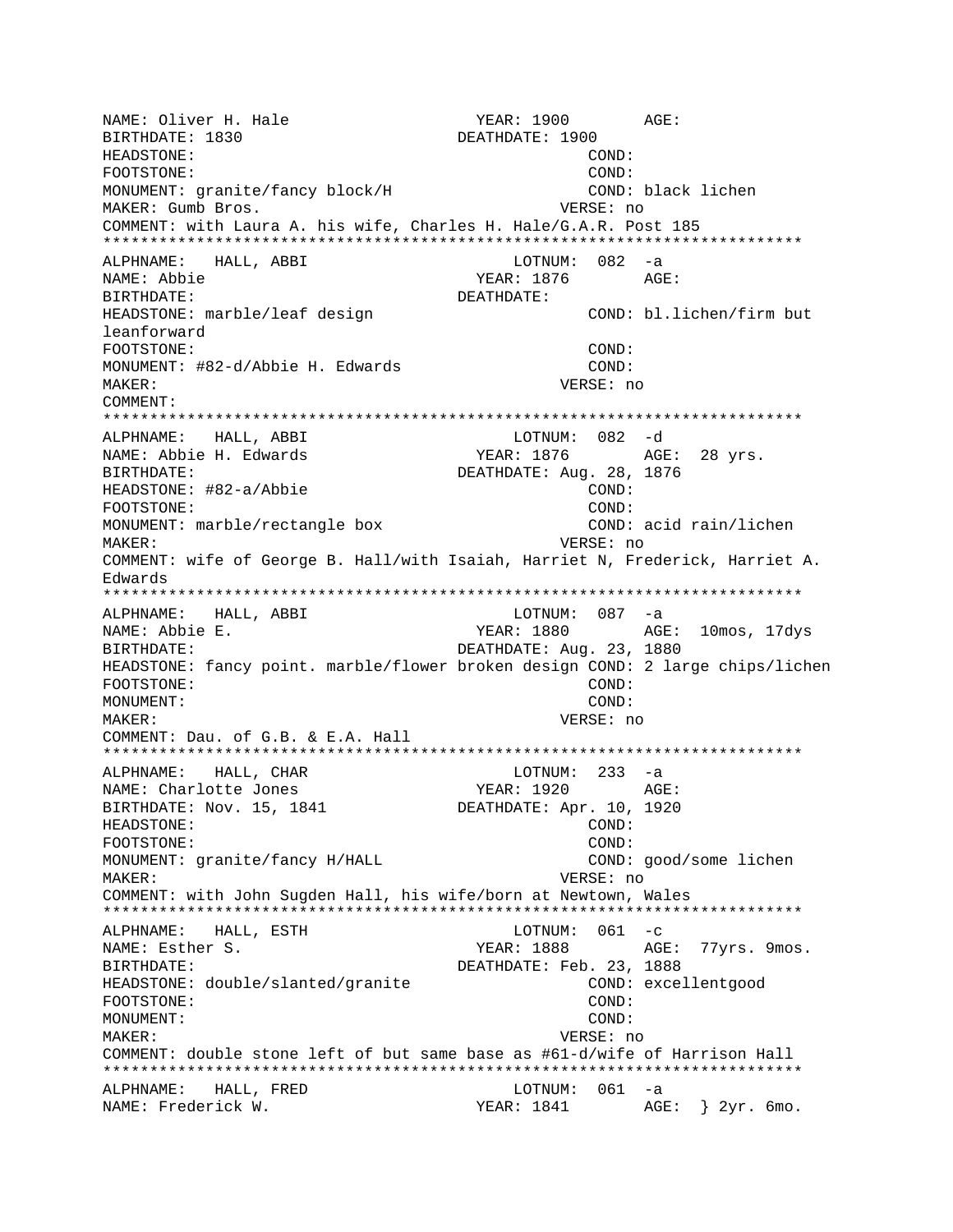```
NAME: Oliver H. Hale                    YEAR: 1900        AGE:
BIRTHDATE: 1830                       DEATHDATE: 1900
HEADSTONE:                                          COND:
FOOTSTONE:                                          COND:
MONUMENT: granite/fancy block/H                     COND: black lichen
MAKER: Gumb Bros.                                 VERSE: no
COMMENT: with Laura A. his wife, Charles H. Hale/G.A.R. Post 185
***************************************************************************
ALPHNAME:   HALL, ABBI                        LOTNUM:  082  -a
NAME: Abbie                             YEAR: 1876        AGE:
BIRTHDATE:                            DEATHDATE:
HEADSTONE: marble/leaf design                       COND: bl.lichen/firm but
leanforward
FOOTSTONE:                                          COND:
MONUMENT: #82-d/Abbie H. Edwards                    COND:
MAKER:                                            VERSE: no
COMMENT:
***************************************************************************
ALPHNAME:   HALL, ABBI                        LOTNUM:  082  -d
NAME: Abbie H. Edwards                  YEAR: 1876        AGE:  28 yrs.
BIRTHDATE:                            DEATHDATE: Aug. 28, 1876
HEADSTONE: #82-a/Abbie                              COND:
FOOTSTONE:                                          COND:
MONUMENT: marble/rectangle box                      COND: acid rain/lichen
MAKER:                                            VERSE: no
COMMENT: wife of George B. Hall/with Isaiah, Harriet N, Frederick, Harriet A.
Edwards
***************************************************************************
ALPHNAME:   HALL, ABBI                        LOTNUM:  087  -a
NAME: Abbie E.                          YEAR: 1880        AGE:  10mos, 17dys
BIRTHDATE:                            DEATHDATE: Aug. 23, 1880
HEADSTONE: fancy point. marble/flower broken design COND: 2 large chips/lichen
FOOTSTONE:                                          COND:
MONUMENT:                                           COND:
MAKER:                                            VERSE: no
COMMENT: Dau. of G.B. & E.A. Hall
***************************************************************************
ALPHNAME:   HALL, CHAR                        LOTNUM:  233  -a
NAME: Charlotte Jones                   YEAR: 1920        AGE:
BIRTHDATE: Nov. 15, 1841              DEATHDATE: Apr. 10, 1920
HEADSTONE:                                          COND:
FOOTSTONE:                                          COND:
MONUMENT: granite/fancy H/HALL                      COND: good/some lichen
MAKER:                                            VERSE: no
COMMENT: with John Sugden Hall, his wife/born at Newtown, Wales
***************************************************************************
ALPHNAME:   HALL, ESTH                        LOTNUM:  061  -c
NAME: Esther S.                         YEAR: 1888        AGE:  77yrs. 9mos.
BIRTHDATE:                            DEATHDATE: Feb. 23, 1888
HEADSTONE: double/slanted/granite                   COND: excellentgood
FOOTSTONE:                                          COND:
MONUMENT:                                           COND:
MAKER:                                            VERSE: no
COMMENT: double stone left of but same base as #61-d/wife of Harrison Hall
***************************************************************************
ALPHNAME:   HALL, FRED                        LOTNUM:  061  -a
NAME: Frederick W.                      YEAR: 1841        AGE:  } 2yr. 6mo.
```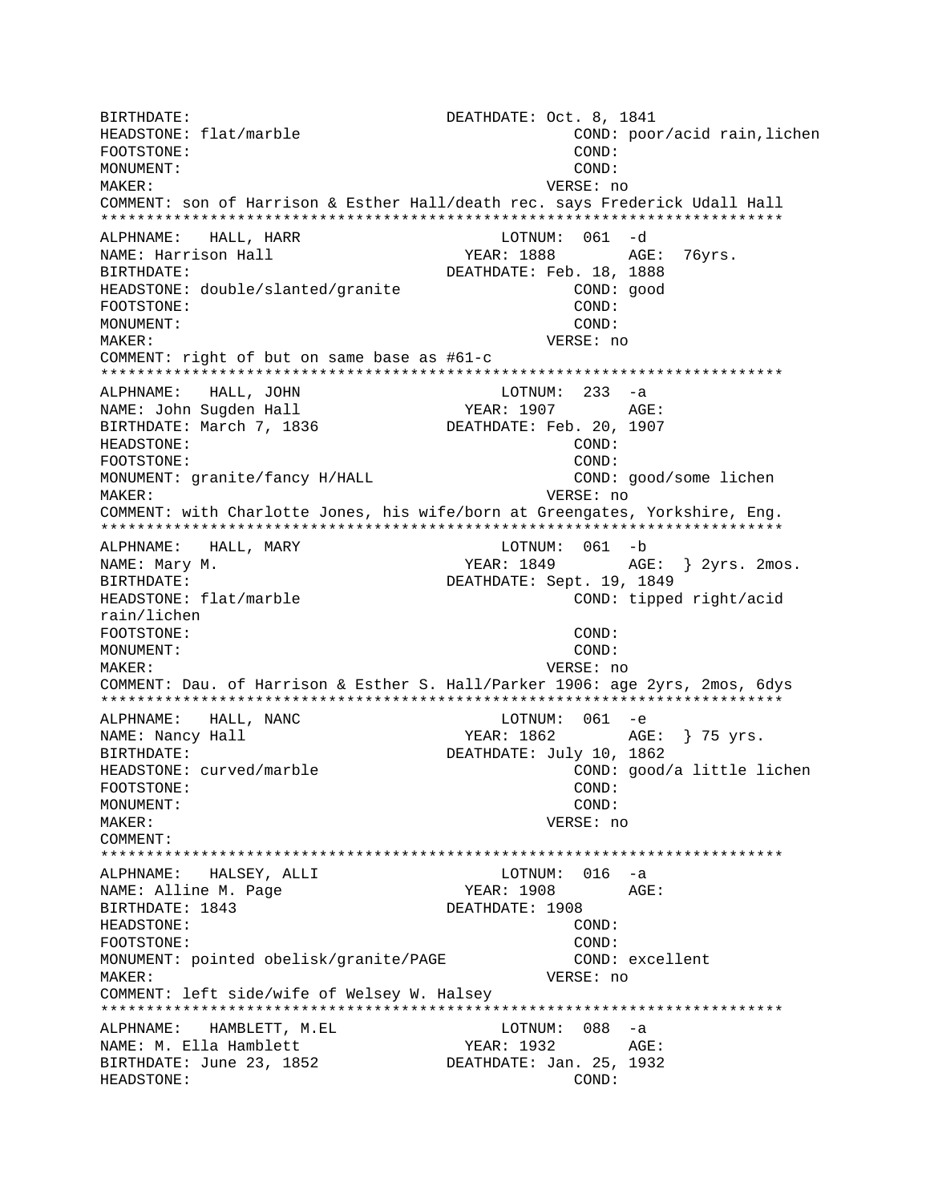```
BIRTHDATE:                          DEATHDATE: Oct. 8, 1841
HEADSTONE: flat/marble                          COND: poor/acid rain,lichen
FOOTSTONE:                                      COND:
MONUMENT:                                       COND:
MAKER:                                          VERSE: no
COMMENT: son of Harrison & Esther Hall/death rec. says Frederick Udall Hall
*************************************************************************
ALPHNAME:   HALL, HARR                        LOTNUM:  061  -d
NAME: Harrison Hall                     YEAR: 1888        AGE:  76yrs.
BIRTHDATE:                          DEATHDATE: Feb. 18, 1888
HEADSTONE: double/slanted/granite               COND: good
FOOTSTONE:                                      COND:
MONUMENT:                                       COND:
MAKER:                                          VERSE: no
COMMENT: right of but on same base as #61-c
*************************************************************************
ALPHNAME:   HALL, JOHN                        LOTNUM:  233  -a
NAME: John Sugden Hall                  YEAR: 1907        AGE:
BIRTHDATE: March 7, 1836            DEATHDATE: Feb. 20, 1907
HEADSTONE:                                      COND:
FOOTSTONE:                                      COND:
MONUMENT: granite/fancy H/HALL                  COND: good/some lichen
MAKER:                                          VERSE: no
COMMENT: with Charlotte Jones, his wife/born at Greengates, Yorkshire, Eng.
*************************************************************************
ALPHNAME:   HALL, MARY                        LOTNUM:  061  -b
NAME: Mary M.                           YEAR: 1849        AGE:  } 2yrs. 2mos.
BIRTHDATE:                          DEATHDATE: Sept. 19, 1849
HEADSTONE: flat/marble                          COND: tipped right/acid
rain/lichen
FOOTSTONE:                                      COND:
MONUMENT:                                       COND:
MAKER:                                          VERSE: no
COMMENT: Dau. of Harrison & Esther S. Hall/Parker 1906: age 2yrs, 2mos, 6dys
*************************************************************************
ALPHNAME:   HALL, NANC                        LOTNUM:  061  -e
NAME: Nancy Hall                        YEAR: 1862        AGE:  } 75 yrs.
BIRTHDATE:                          DEATHDATE: July 10, 1862
HEADSTONE: curved/marble                        COND: good/a little lichen
FOOTSTONE:                                      COND:
MONUMENT:                                       COND:
MAKER:                                          VERSE: no
COMMENT:
*************************************************************************
ALPHNAME:   HALSEY, ALLI                      LOTNUM:  016  -a
NAME: Alline M. Page                    YEAR: 1908        AGE:
BIRTHDATE: 1843                     DEATHDATE: 1908
HEADSTONE:                                      COND:
FOOTSTONE:                                      COND:
MONUMENT: pointed obelisk/granite/PAGE          COND: excellent
MAKER:                                          VERSE: no
COMMENT: left side/wife of Welsey W. Halsey
*************************************************************************
ALPHNAME:   HAMBLETT, M.EL                    LOTNUM:  088  -a
NAME: M. Ella Hamblett                  YEAR: 1932        AGE:
BIRTHDATE: June 23, 1852            DEATHDATE: Jan. 25, 1932
HEADSTONE:                                      COND:
```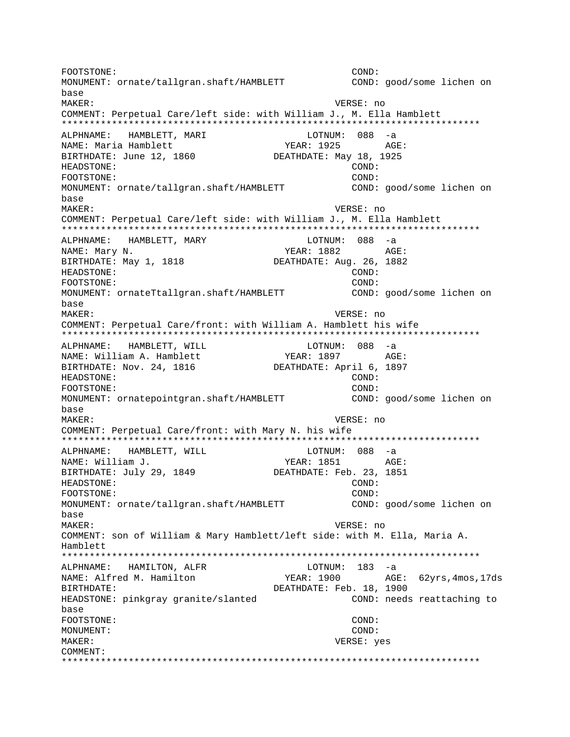```
FOOTSTONE:                                        COND:
MONUMENT: ornate/tallgran.shaft/HAMBLETT          COND: good/some lichen on
base
MAKER:                                            VERSE: no
COMMENT: Perpetual Care/left side: with William J., M. Ella Hamblett
*************************************************************************
ALPHNAME:   HAMBLETT, MARI                  LOTNUM:  088  -a
NAME: Maria Hamblett                     YEAR: 1925        AGE:
BIRTHDATE: June 12, 1860             DEATHDATE: May 18, 1925
HEADSTONE:                                        COND:
FOOTSTONE:                                        COND:
MONUMENT: ornate/tallgran.shaft/HAMBLETT          COND: good/some lichen on
base
MAKER:                                            VERSE: no
COMMENT: Perpetual Care/left side: with William J., M. Ella Hamblett
*************************************************************************
ALPHNAME:   HAMBLETT, MARY                  LOTNUM:  088  -a
NAME: Mary N.                            YEAR: 1882        AGE:
BIRTHDATE: May 1, 1818               DEATHDATE: Aug. 26, 1882
HEADSTONE:                                        COND:
FOOTSTONE:                                        COND:
MONUMENT: ornateTtallgran.shaft/HAMBLETT          COND: good/some lichen on
base
MAKER:                                            VERSE: no
COMMENT: Perpetual Care/front: with William A. Hamblett his wife
*************************************************************************
ALPHNAME:   HAMBLETT, WILL                  LOTNUM:  088  -a
NAME: William A. Hamblett                YEAR: 1897        AGE:
BIRTHDATE: Nov. 24, 1816             DEATHDATE: April 6, 1897
HEADSTONE:                                        COND:
FOOTSTONE:                                        COND:
MONUMENT: ornatepointgran.shaft/HAMBLETT          COND: good/some lichen on
base
MAKER:                                            VERSE: no
COMMENT: Perpetual Care/front: with Mary N. his wife
*************************************************************************
ALPHNAME:   HAMBLETT, WILL                  LOTNUM:  088  -a
NAME: William J.                         YEAR: 1851        AGE:
BIRTHDATE: July 29, 1849             DEATHDATE: Feb. 23, 1851
HEADSTONE:                                        COND:
FOOTSTONE:                                        COND:
MONUMENT: ornate/tallgran.shaft/HAMBLETT          COND: good/some lichen on
base
MAKER:                                            VERSE: no
COMMENT: son of William & Mary Hamblett/left side: with M. Ella, Maria A.
Hamblett
*************************************************************************
ALPHNAME:   HAMILTON, ALFR                  LOTNUM:  183  -a
NAME: Alfred M. Hamilton                 YEAR: 1900        AGE:  62yrs,4mos,17ds
BIRTHDATE:                           DEATHDATE: Feb. 18, 1900
HEADSTONE: pinkgray granite/slanted               COND: needs reattaching to
base
FOOTSTONE:                                        COND:
MONUMENT:                                         COND:
MAKER:                                            VERSE: yes
COMMENT:
*************************************************************************
```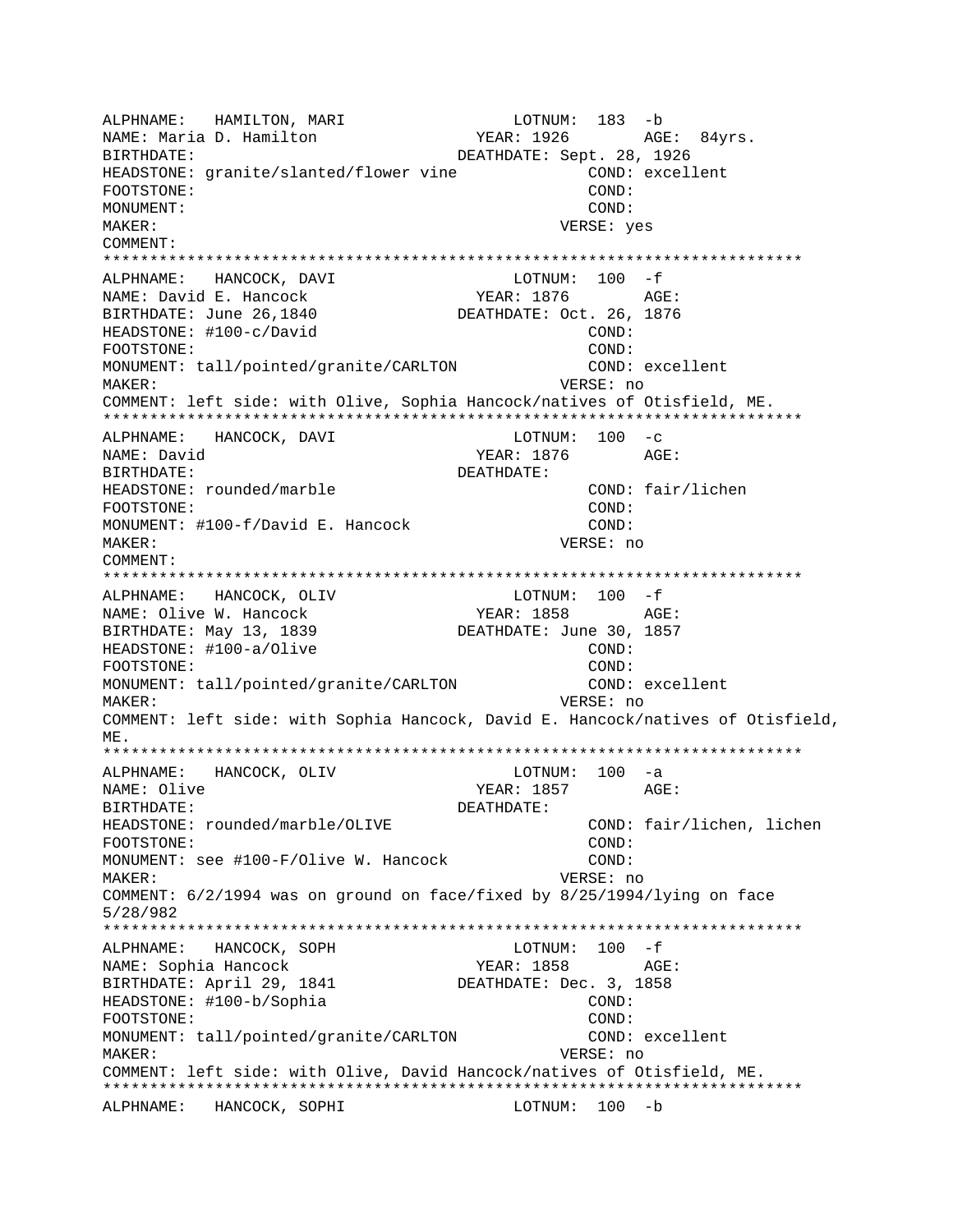```
ALPHNAME:   HAMILTON, MARI                  LOTNUM:  183  -b
NAME: Maria D. Hamilton               YEAR: 1926        AGE:  84yrs.
BIRTHDATE:                          DEATHDATE: Sept. 28, 1926
HEADSTONE: granite/slanted/flower vine              COND: excellent
FOOTSTONE:                                          COND:
MONUMENT:                                           COND:
MAKER:                                            VERSE: yes
COMMENT:
**************************************************************************
ALPHNAME:   HANCOCK, DAVI                   LOTNUM:  100  -f
NAME: David E. Hancock                YEAR: 1876        AGE:
BIRTHDATE: June 26,1840             DEATHDATE: Oct. 26, 1876
HEADSTONE: #100-c/David                             COND:
FOOTSTONE:                                          COND:
MONUMENT: tall/pointed/granite/CARLTON              COND: excellent
MAKER:                                            VERSE: no
COMMENT: left side: with Olive, Sophia Hancock/natives of Otisfield, ME.
**************************************************************************
ALPHNAME:   HANCOCK, DAVI                   LOTNUM:  100  -c
NAME: David                           YEAR: 1876        AGE:
BIRTHDATE:                          DEATHDATE:
HEADSTONE: rounded/marble                           COND: fair/lichen
FOOTSTONE:                                          COND:
MONUMENT: #100-f/David E. Hancock                   COND:
MAKER:                                            VERSE: no
COMMENT:
**************************************************************************
ALPHNAME:   HANCOCK, OLIV                   LOTNUM:  100  -f
NAME: Olive W. Hancock                YEAR: 1858        AGE:
BIRTHDATE: May 13, 1839             DEATHDATE: June 30, 1857
HEADSTONE: #100-a/Olive                             COND:
FOOTSTONE:                                          COND:
MONUMENT: tall/pointed/granite/CARLTON              COND: excellent
MAKER:                                            VERSE: no
COMMENT: left side: with Sophia Hancock, David E. Hancock/natives of Otisfield,
ME.
**************************************************************************
ALPHNAME:   HANCOCK, OLIV                   LOTNUM:  100  -a
NAME: Olive                           YEAR: 1857        AGE:
BIRTHDATE:                          DEATHDATE:
HEADSTONE: rounded/marble/OLIVE                     COND: fair/lichen, lichen
FOOTSTONE:                                          COND:
MONUMENT: see #100-F/Olive W. Hancock               COND:
MAKER:                                            VERSE: no
COMMENT: 6/2/1994 was on ground on face/fixed by 8/25/1994/lying on face
5/28/982
**************************************************************************
ALPHNAME:   HANCOCK, SOPH                   LOTNUM:  100  -f
NAME: Sophia Hancock                  YEAR: 1858        AGE:
BIRTHDATE: April 29, 1841           DEATHDATE: Dec. 3, 1858
HEADSTONE: #100-b/Sophia                            COND:
FOOTSTONE:                                          COND:
MONUMENT: tall/pointed/granite/CARLTON              COND: excellent
MAKER:                                            VERSE: no
COMMENT: left side: with Olive, David Hancock/natives of Otisfield, ME.
**************************************************************************
ALPHNAME:   HANCOCK, SOPHI                  LOTNUM:  100  -b
```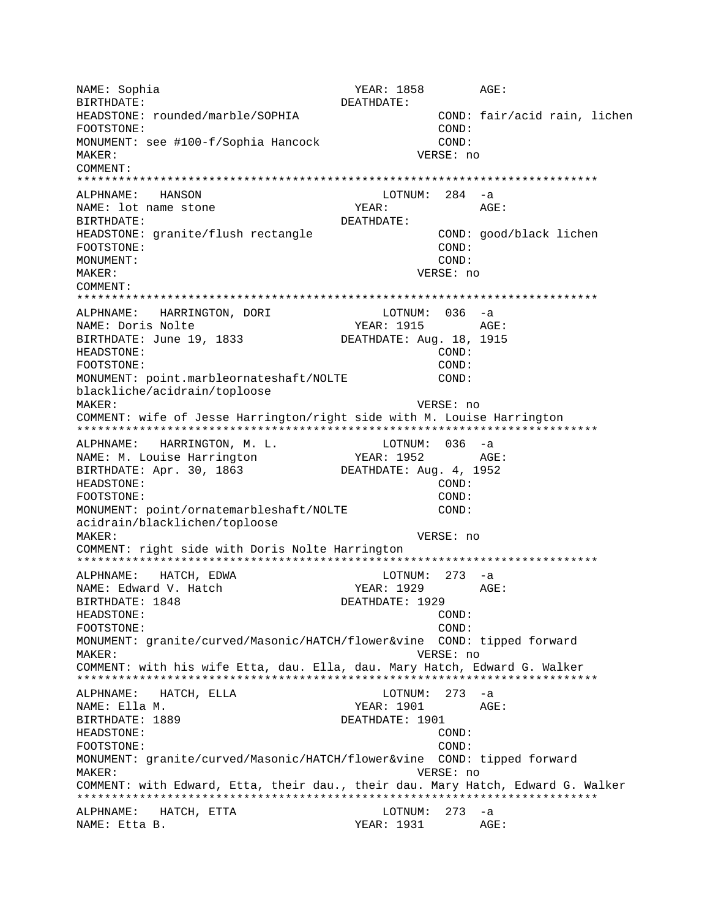```
NAME: Sophia                          YEAR: 1858        AGE:
BIRTHDATE:                           DEATHDATE:
HEADSTONE: rounded/marble/SOPHIA                  COND: fair/acid rain, lichen
FOOTSTONE:                                        COND:
MONUMENT: see #100-f/Sophia Hancock               COND:
MAKER:                                          VERSE: no
COMMENT:
***************************************************************************
ALPHNAME:   HANSON                          LOTNUM:  284  -a
NAME: lot name stone                    YEAR:             AGE:
BIRTHDATE:                           DEATHDATE:
HEADSTONE: granite/flush rectangle                COND: good/black lichen
FOOTSTONE:                                        COND:
MONUMENT:                                         COND:
MAKER:                                          VERSE: no
COMMENT:
***************************************************************************
ALPHNAME:   HARRINGTON, DORI                LOTNUM:  036  -a
NAME: Doris Nolte                       YEAR: 1915        AGE:
BIRTHDATE: June 19, 1833             DEATHDATE: Aug. 18, 1915
HEADSTONE:                                        COND:
FOOTSTONE:                                        COND:
MONUMENT: point.marbleornateshaft/NOLTE           COND:
blackliche/acidrain/toploose
MAKER:                                          VERSE: no
COMMENT: wife of Jesse Harrington/right side with M. Louise Harrington
***************************************************************************
ALPHNAME:   HARRINGTON, M. L.               LOTNUM:  036  -a
NAME: M. Louise Harrington              YEAR: 1952        AGE:
BIRTHDATE: Apr. 30, 1863             DEATHDATE: Aug. 4, 1952
HEADSTONE:                                        COND:
FOOTSTONE:                                        COND:
MONUMENT: point/ornatemarbleshaft/NOLTE           COND:
acidrain/blacklichen/toploose
MAKER:                                          VERSE: no
COMMENT: right side with Doris Nolte Harrington
***************************************************************************
ALPHNAME:   HATCH, EDWA                     LOTNUM:  273  -a
NAME: Edward V. Hatch                   YEAR: 1929        AGE:
BIRTHDATE: 1848                      DEATHDATE: 1929
HEADSTONE:                                        COND:
FOOTSTONE:                                        COND:
MONUMENT: granite/curved/Masonic/HATCH/flower&vine  COND: tipped forward
MAKER:                                          VERSE: no
COMMENT: with his wife Etta, dau. Ella, dau. Mary Hatch, Edward G. Walker
***************************************************************************
ALPHNAME:   HATCH, ELLA                     LOTNUM:  273  -a
NAME: Ella M.                           YEAR: 1901        AGE:
BIRTHDATE: 1889                      DEATHDATE: 1901
HEADSTONE:                                        COND:
FOOTSTONE:                                        COND:
MONUMENT: granite/curved/Masonic/HATCH/flower&vine  COND: tipped forward
MAKER:                                          VERSE: no
COMMENT: with Edward, Etta, their dau., their dau. Mary Hatch, Edward G. Walker
***************************************************************************
ALPHNAME:   HATCH, ETTA                     LOTNUM:  273  -a
NAME: Etta B.                           YEAR: 1931        AGE:
```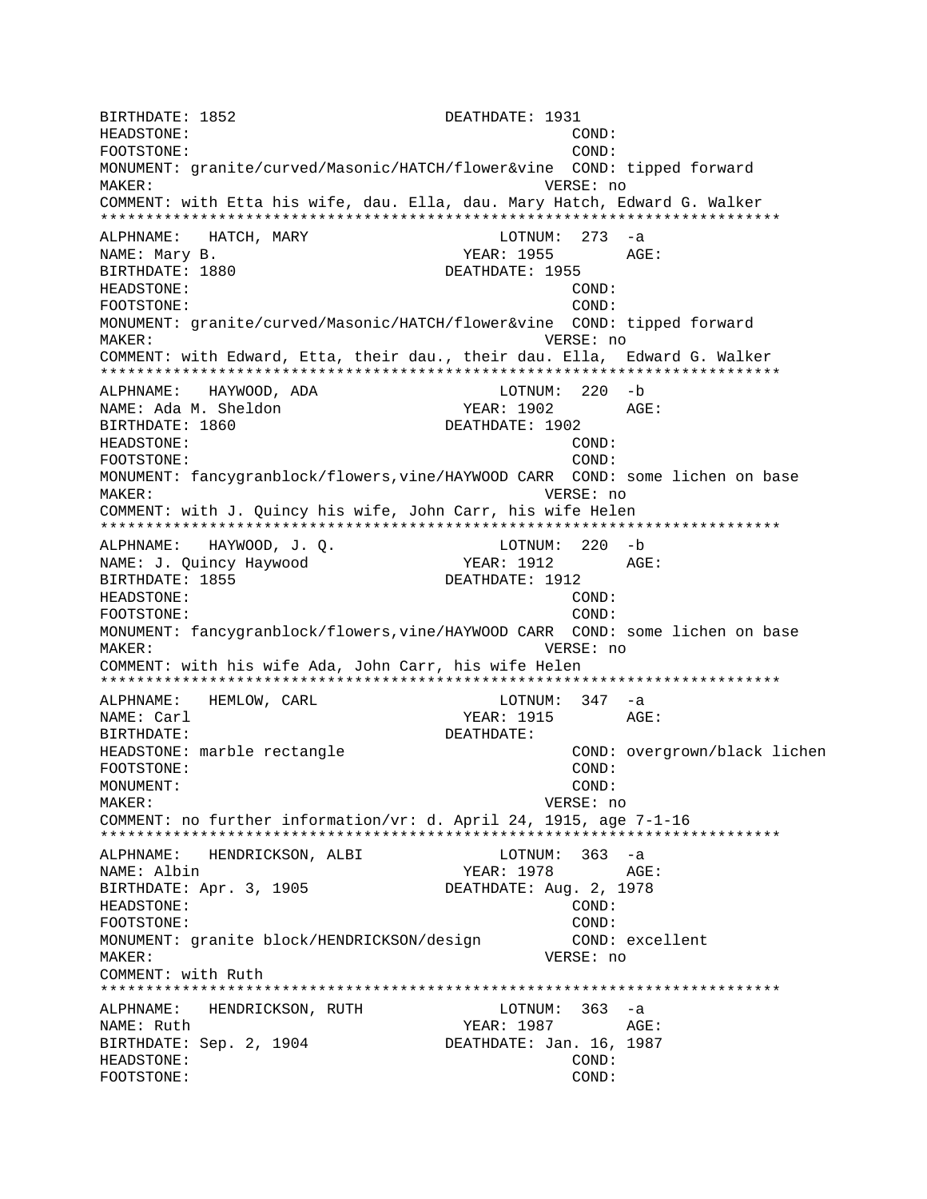```
BIRTHDATE: 1852                    DEATHDATE: 1931
HEADSTONE:                                   COND:
FOOTSTONE:                                   COND:
MONUMENT: granite/curved/Masonic/HATCH/flower&vine  COND: tipped forward
MAKER:                                       VERSE: no
COMMENT: with Etta his wife, dau. Ella, dau. Mary Hatch, Edward G. Walker
***************************************************************************
ALPHNAME:   HATCH, MARY                   LOTNUM:  273  -a
NAME: Mary B.                            YEAR: 1955        AGE:
BIRTHDATE: 1880                    DEATHDATE: 1955
HEADSTONE:                                   COND:
FOOTSTONE:                                   COND:
MONUMENT: granite/curved/Masonic/HATCH/flower&vine  COND: tipped forward
MAKER:                                       VERSE: no
COMMENT: with Edward, Etta, their dau., their dau. Ella,  Edward G. Walker
***************************************************************************
ALPHNAME:   HAYWOOD, ADA                  LOTNUM:  220  -b
NAME: Ada M. Sheldon                     YEAR: 1902        AGE:
BIRTHDATE: 1860                    DEATHDATE: 1902
HEADSTONE:                                   COND:
FOOTSTONE:                                   COND:
MONUMENT: fancygranblock/flowers,vine/HAYWOOD CARR  COND: some lichen on base
MAKER:                                       VERSE: no
COMMENT: with J. Quincy his wife, John Carr, his wife Helen
***************************************************************************
ALPHNAME:   HAYWOOD, J. Q.                LOTNUM:  220  -b
NAME: J. Quincy Haywood                  YEAR: 1912        AGE:
BIRTHDATE: 1855                    DEATHDATE: 1912
HEADSTONE:                                   COND:
FOOTSTONE:                                   COND:
MONUMENT: fancygranblock/flowers,vine/HAYWOOD CARR  COND: some lichen on base
MAKER:                                       VERSE: no
COMMENT: with his wife Ada, John Carr, his wife Helen
***************************************************************************
ALPHNAME:   HEMLOW, CARL                  LOTNUM:  347  -a
NAME: Carl                               YEAR: 1915        AGE:
BIRTHDATE:                         DEATHDATE:
HEADSTONE: marble rectangle                  COND: overgrown/black lichen
FOOTSTONE:                                   COND:
MONUMENT:                                    COND:
MAKER:                                       VERSE: no
COMMENT: no further information/vr: d. April 24, 1915, age 7-1-16
***************************************************************************
ALPHNAME:   HENDRICKSON, ALBI             LOTNUM:  363  -a
NAME: Albin                              YEAR: 1978        AGE:
BIRTHDATE: Apr. 3, 1905            DEATHDATE: Aug. 2, 1978
HEADSTONE:                                   COND:
FOOTSTONE:                                   COND:
MONUMENT: granite block/HENDRICKSON/design        COND: excellent
MAKER:                                       VERSE: no
COMMENT: with Ruth
***************************************************************************
ALPHNAME:   HENDRICKSON, RUTH             LOTNUM:  363  -a
NAME: Ruth                               YEAR: 1987        AGE:
BIRTHDATE: Sep. 2, 1904            DEATHDATE: Jan. 16, 1987
HEADSTONE:                                   COND:
FOOTSTONE:                                   COND:
```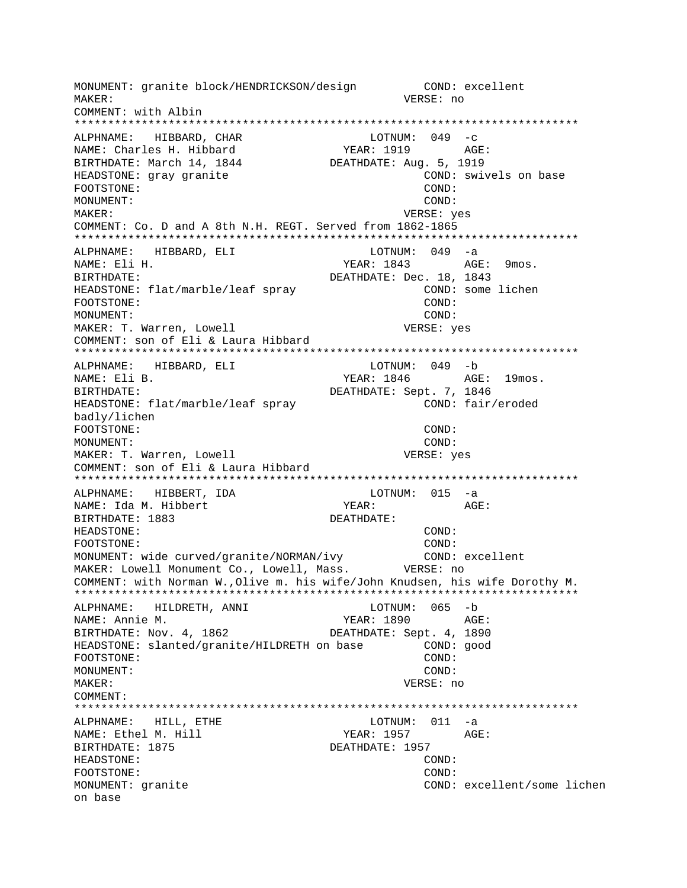```
MONUMENT: granite block/HENDRICKSON/design          COND: excellent
MAKER:                                          VERSE: no
COMMENT: with Albin
*************************************************************************
ALPHNAME:   HIBBARD, CHAR                    LOTNUM:  049  -c
NAME: Charles H. Hibbard              YEAR: 1919        AGE:
BIRTHDATE: March 14, 1844          DEATHDATE: Aug. 5, 1919
HEADSTONE: gray granite                          COND: swivels on base
FOOTSTONE:                                       COND:
MONUMENT:                                        COND:
MAKER:                                          VERSE: yes
COMMENT: Co. D and A 8th N.H. REGT. Served from 1862-1865
*************************************************************************
ALPHNAME:   HIBBARD, ELI                     LOTNUM:  049  -a
NAME: Eli H.                           YEAR: 1843        AGE:  9mos.
BIRTHDATE:                             DEATHDATE: Dec. 18, 1843
HEADSTONE: flat/marble/leaf spray                COND: some lichen
FOOTSTONE:                                       COND:
MONUMENT:                                        COND:
MAKER: T. Warren, Lowell                        VERSE: yes
COMMENT: son of Eli & Laura Hibbard
*************************************************************************
ALPHNAME:   HIBBARD, ELI                     LOTNUM:  049  -b
NAME: Eli B.                           YEAR: 1846        AGE:  19mos.
BIRTHDATE:                             DEATHDATE: Sept. 7, 1846
HEADSTONE: flat/marble/leaf spray                COND: fair/eroded
badly/lichen
FOOTSTONE:                                       COND:
MONUMENT:                                        COND:
MAKER: T. Warren, Lowell                        VERSE: yes
COMMENT: son of Eli & Laura Hibbard
*************************************************************************
ALPHNAME:   HIBBERT, IDA                     LOTNUM:  015  -a
NAME: Ida M. Hibbert                   YEAR:             AGE:
BIRTHDATE: 1883                        DEATHDATE:
HEADSTONE:                                       COND:
FOOTSTONE:                                       COND:
MONUMENT: wide curved/granite/NORMAN/ivy         COND: excellent
MAKER: Lowell Monument Co., Lowell, Mass.       VERSE: no
COMMENT: with Norman W.,Olive m. his wife/John Knudsen, his wife Dorothy M.
*************************************************************************
ALPHNAME:   HILDRETH, ANNI                   LOTNUM:  065  -b
NAME: Annie M.                         YEAR: 1890        AGE:
BIRTHDATE: Nov. 4, 1862               DEATHDATE: Sept. 4, 1890
HEADSTONE: slanted/granite/HILDRETH on base      COND: good
FOOTSTONE:                                       COND:
MONUMENT:                                        COND:
MAKER:                                          VERSE: no
COMMENT:
*************************************************************************
ALPHNAME:   HILL, ETHE                       LOTNUM:  011  -a
NAME: Ethel M. Hill                    YEAR: 1957        AGE:
BIRTHDATE: 1875                        DEATHDATE: 1957
HEADSTONE:                                       COND:
FOOTSTONE:                                       COND:
MONUMENT: granite                                COND: excellent/some lichen
on base
```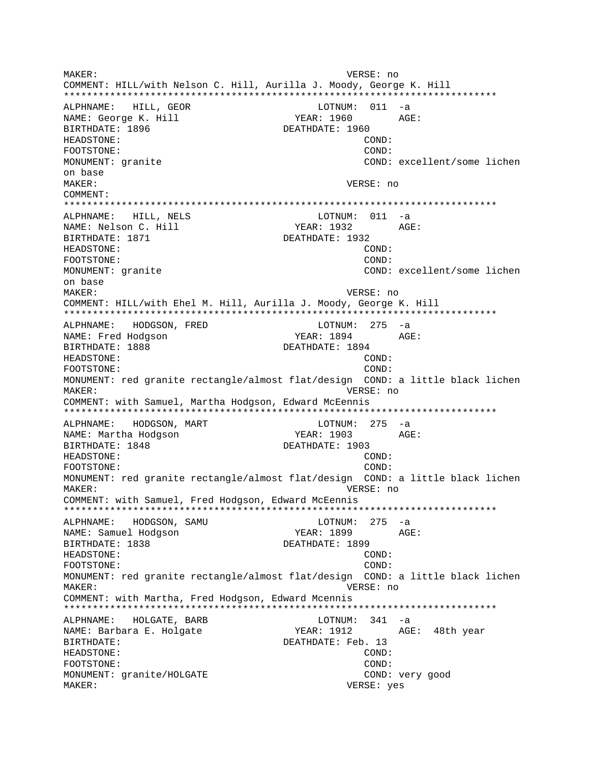```
MAKER:                                          VERSE: no
COMMENT: HILL/with Nelson C. Hill, Aurilla J. Moody, George K. Hill
**************************************************************************
ALPHNAME:   HILL, GEOR                    LOTNUM:  011  -a
NAME: George K. Hill                    YEAR: 1960       AGE:
BIRTHDATE: 1896                         DEATHDATE: 1960
HEADSTONE:                                             COND:
FOOTSTONE:                                             COND:
MONUMENT: granite                                      COND: excellent/some lichen
on base
MAKER:                                          VERSE: no
COMMENT:
**************************************************************************
ALPHNAME:   HILL, NELS                    LOTNUM:  011  -a
NAME: Nelson C. Hill                    YEAR: 1932       AGE:
BIRTHDATE: 1871                         DEATHDATE: 1932
HEADSTONE:                                             COND:
FOOTSTONE:                                             COND:
MONUMENT: granite                                      COND: excellent/some lichen
on base
MAKER:                                          VERSE: no
COMMENT: HILL/with Ehel M. Hill, Aurilla J. Moody, George K. Hill
**************************************************************************
ALPHNAME:   HODGSON, FRED                 LOTNUM:  275  -a
NAME: Fred Hodgson                      YEAR: 1894       AGE:
BIRTHDATE: 1888                         DEATHDATE: 1894
HEADSTONE:                                             COND:
FOOTSTONE:                                             COND:
MONUMENT: red granite rectangle/almost flat/design  COND: a little black lichen
MAKER:                                          VERSE: no
COMMENT: with Samuel, Martha Hodgson, Edward McEennis
**************************************************************************
ALPHNAME:   HODGSON, MART                 LOTNUM:  275  -a
NAME: Martha Hodgson                    YEAR: 1903       AGE:
BIRTHDATE: 1848                         DEATHDATE: 1903
HEADSTONE:                                             COND:
FOOTSTONE:                                             COND:
MONUMENT: red granite rectangle/almost flat/design  COND: a little black lichen
MAKER:                                          VERSE: no
COMMENT: with Samuel, Fred Hodgson, Edward McEennis
**************************************************************************
ALPHNAME:   HODGSON, SAMU                 LOTNUM:  275  -a
NAME: Samuel Hodgson                    YEAR: 1899       AGE:
BIRTHDATE: 1838                         DEATHDATE: 1899
HEADSTONE:                                             COND:
FOOTSTONE:                                             COND:
MONUMENT: red granite rectangle/almost flat/design  COND: a little black lichen
MAKER:                                          VERSE: no
COMMENT: with Martha, Fred Hodgson, Edward Mcennis
**************************************************************************
ALPHNAME:   HOLGATE, BARB                 LOTNUM:  341  -a
NAME: Barbara E. Holgate                YEAR: 1912       AGE:  48th year
BIRTHDATE:                              DEATHDATE: Feb. 13
HEADSTONE:                                             COND:
FOOTSTONE:                                             COND:
MONUMENT: granite/HOLGATE                              COND: very good
MAKER:                                          VERSE: yes
```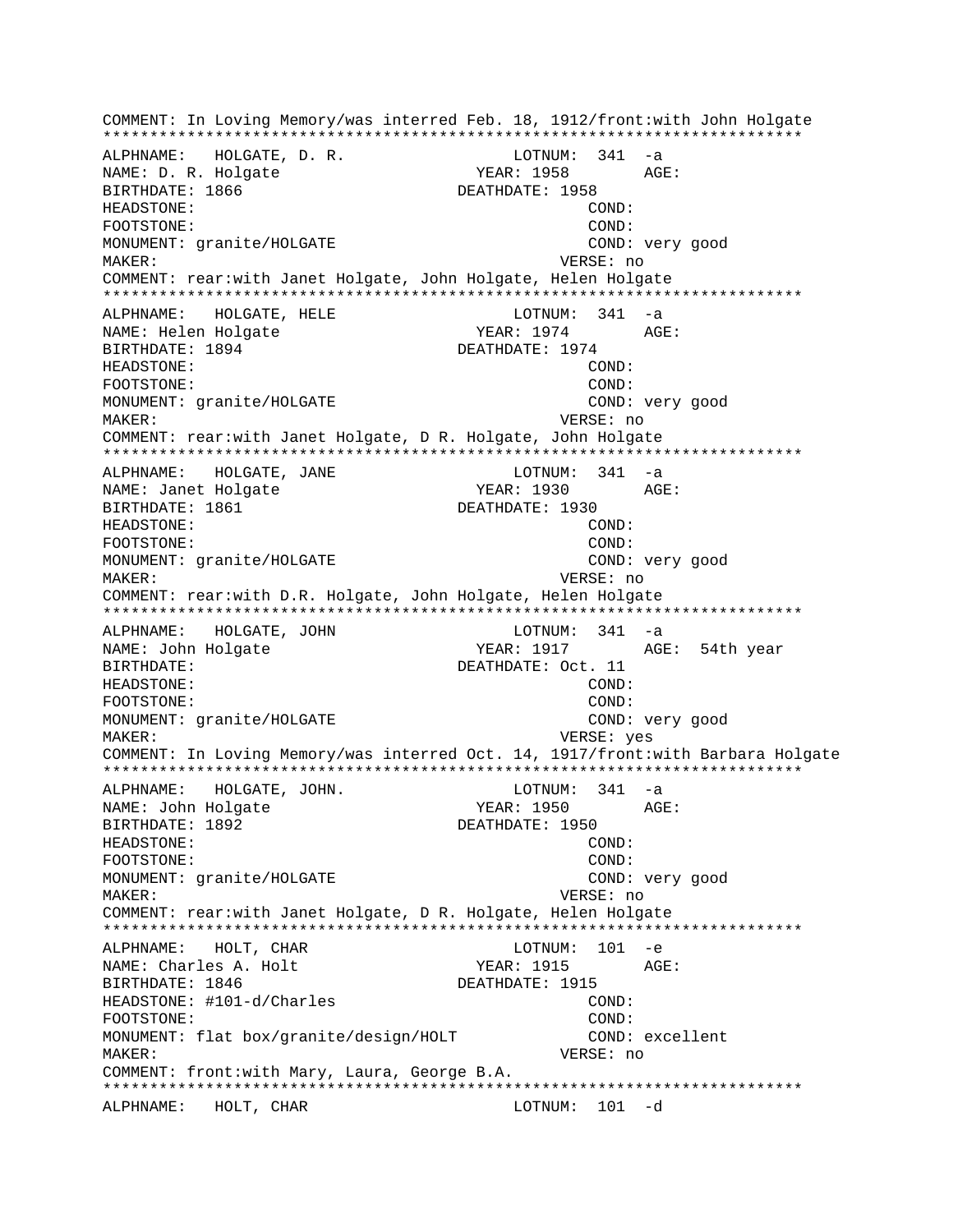```
COMMENT: In Loving Memory/was interred Feb. 18, 1912/front:with John Holgate
****************************************************************************
ALPHNAME:   HOLGATE, D. R.                  LOTNUM:  341  -a
NAME: D. R. Holgate                    YEAR: 1958       AGE:
BIRTHDATE: 1866                      DEATHDATE: 1958
HEADSTONE:                                        COND:
FOOTSTONE:                                        COND:
MONUMENT: granite/HOLGATE                         COND: very good
MAKER:                                         VERSE: no
COMMENT: rear:with Janet Holgate, John Holgate, Helen Holgate
****************************************************************************
ALPHNAME:   HOLGATE, HELE                   LOTNUM:  341  -a
NAME: Helen Holgate                    YEAR: 1974       AGE:
BIRTHDATE: 1894                      DEATHDATE: 1974
HEADSTONE:                                        COND:
FOOTSTONE:                                        COND:
MONUMENT: granite/HOLGATE                         COND: very good
MAKER:                                         VERSE: no
COMMENT: rear:with Janet Holgate, D R. Holgate, John Holgate
****************************************************************************
ALPHNAME:   HOLGATE, JANE                   LOTNUM:  341  -a
NAME: Janet Holgate                    YEAR: 1930       AGE:
BIRTHDATE: 1861                      DEATHDATE: 1930
HEADSTONE:                                        COND:
FOOTSTONE:                                        COND:
MONUMENT: granite/HOLGATE                         COND: very good
MAKER:                                         VERSE: no
COMMENT: rear:with D.R. Holgate, John Holgate, Helen Holgate
****************************************************************************
ALPHNAME:   HOLGATE, JOHN                   LOTNUM:  341  -a
NAME: John Holgate                     YEAR: 1917       AGE:  54th year
BIRTHDATE:                           DEATHDATE: Oct. 11
HEADSTONE:                                        COND:
FOOTSTONE:                                        COND:
MONUMENT: granite/HOLGATE                         COND: very good
MAKER:                                         VERSE: yes
COMMENT: In Loving Memory/was interred Oct. 14, 1917/front:with Barbara Holgate
****************************************************************************
ALPHNAME:   HOLGATE, JOHN.                  LOTNUM:  341  -a
NAME: John Holgate                     YEAR: 1950       AGE:
BIRTHDATE: 1892                      DEATHDATE: 1950
HEADSTONE:                                        COND:
FOOTSTONE:                                        COND:
MONUMENT: granite/HOLGATE                         COND: very good
MAKER:                                         VERSE: no
COMMENT: rear:with Janet Holgate, D R. Holgate, Helen Holgate
****************************************************************************
ALPHNAME:   HOLT, CHAR                      LOTNUM:  101  -e
NAME: Charles A. Holt                  YEAR: 1915       AGE:
BIRTHDATE: 1846                      DEATHDATE: 1915
HEADSTONE: #101-d/Charles                         COND:
FOOTSTONE:                                        COND:
MONUMENT: flat box/granite/design/HOLT            COND: excellent
MAKER:                                         VERSE: no
COMMENT: front:with Mary, Laura, George B.A.
****************************************************************************
ALPHNAME:   HOLT, CHAR                      LOTNUM:  101  -d
```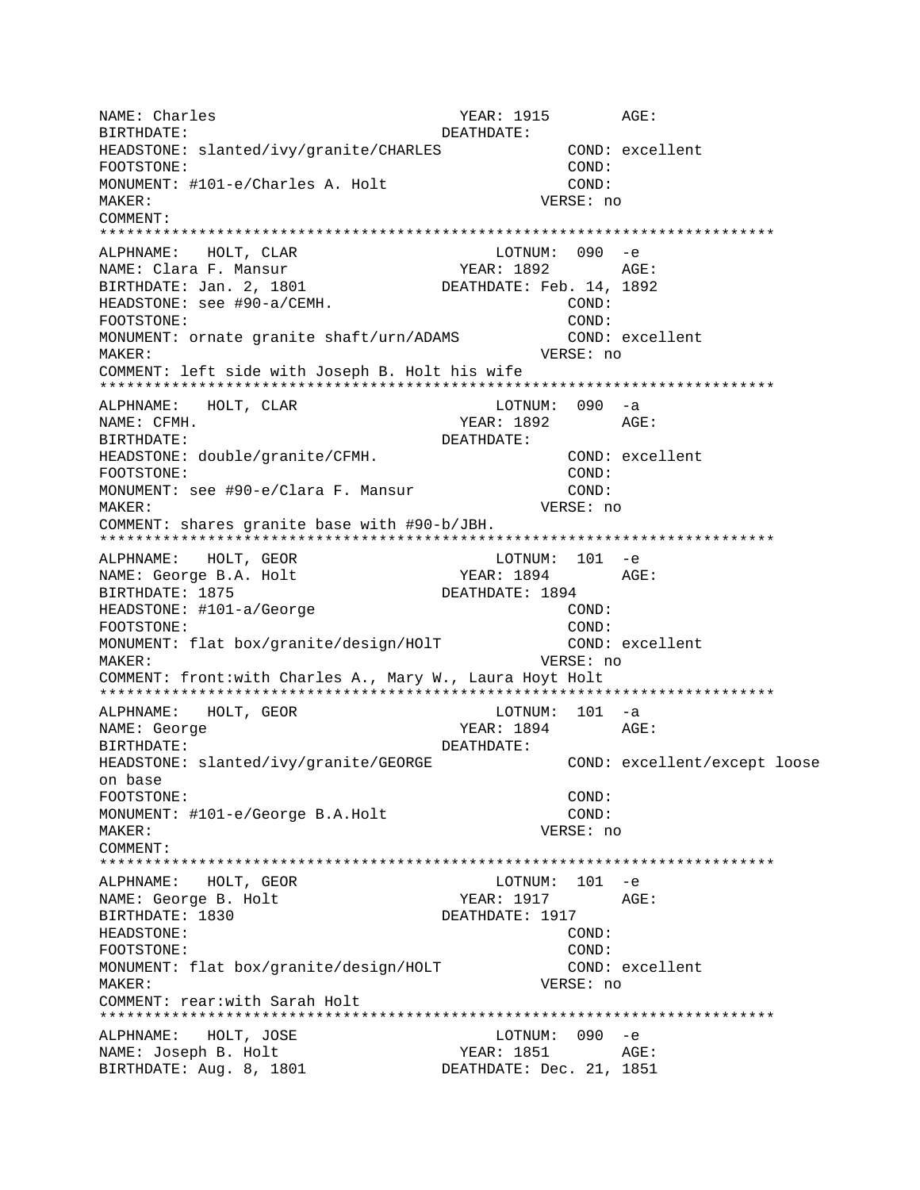```
NAME: Charles                        YEAR: 1915        AGE:
BIRTHDATE:                         DEATHDATE:
HEADSTONE: slanted/ivy/granite/CHARLES            COND: excellent
FOOTSTONE:                                        COND:
MONUMENT: #101-e/Charles A. Holt                  COND:
MAKER:                                          VERSE: no
COMMENT:
****************************************************************************
ALPHNAME:   HOLT, CLAR                     LOTNUM:  090  -e
NAME: Clara F. Mansur                YEAR: 1892        AGE:
BIRTHDATE: Jan. 2, 1801            DEATHDATE: Feb. 14, 1892
HEADSTONE: see #90-a/CEMH.                        COND:
FOOTSTONE:                                        COND:
MONUMENT: ornate granite shaft/urn/ADAMS          COND: excellent
MAKER:                                          VERSE: no
COMMENT: left side with Joseph B. Holt his wife
****************************************************************************
ALPHNAME:   HOLT, CLAR                     LOTNUM:  090  -a
NAME: CFMH.                          YEAR: 1892        AGE:
BIRTHDATE:                         DEATHDATE:
HEADSTONE: double/granite/CFMH.                   COND: excellent
FOOTSTONE:                                        COND:
MONUMENT: see #90-e/Clara F. Mansur               COND:
MAKER:                                          VERSE: no
COMMENT: shares granite base with #90-b/JBH.
****************************************************************************
ALPHNAME:   HOLT, GEOR                     LOTNUM:  101  -e
NAME: George B.A. Holt               YEAR: 1894        AGE:
BIRTHDATE: 1875                    DEATHDATE: 1894
HEADSTONE: #101-a/George                          COND:
FOOTSTONE:                                        COND:
MONUMENT: flat box/granite/design/HOlT            COND: excellent
MAKER:                                          VERSE: no
COMMENT: front:with Charles A., Mary W., Laura Hoyt Holt
****************************************************************************
ALPHNAME:   HOLT, GEOR                     LOTNUM:  101  -a
NAME: George                         YEAR: 1894        AGE:
BIRTHDATE:                         DEATHDATE:
HEADSTONE: slanted/ivy/granite/GEORGE             COND: excellent/except loose
on base
FOOTSTONE:                                        COND:
MONUMENT: #101-e/George B.A.Holt                  COND:
MAKER:                                          VERSE: no
COMMENT:
****************************************************************************
ALPHNAME:   HOLT, GEOR                     LOTNUM:  101  -e
NAME: George B. Holt                 YEAR: 1917        AGE:
BIRTHDATE: 1830                    DEATHDATE: 1917
HEADSTONE:                                        COND:
FOOTSTONE:                                        COND:
MONUMENT: flat box/granite/design/HOLT            COND: excellent
MAKER:                                          VERSE: no
COMMENT: rear:with Sarah Holt
****************************************************************************
ALPHNAME:   HOLT, JOSE                     LOTNUM:  090  -e
NAME: Joseph B. Holt                 YEAR: 1851        AGE:
BIRTHDATE: Aug. 8, 1801            DEATHDATE: Dec. 21, 1851
```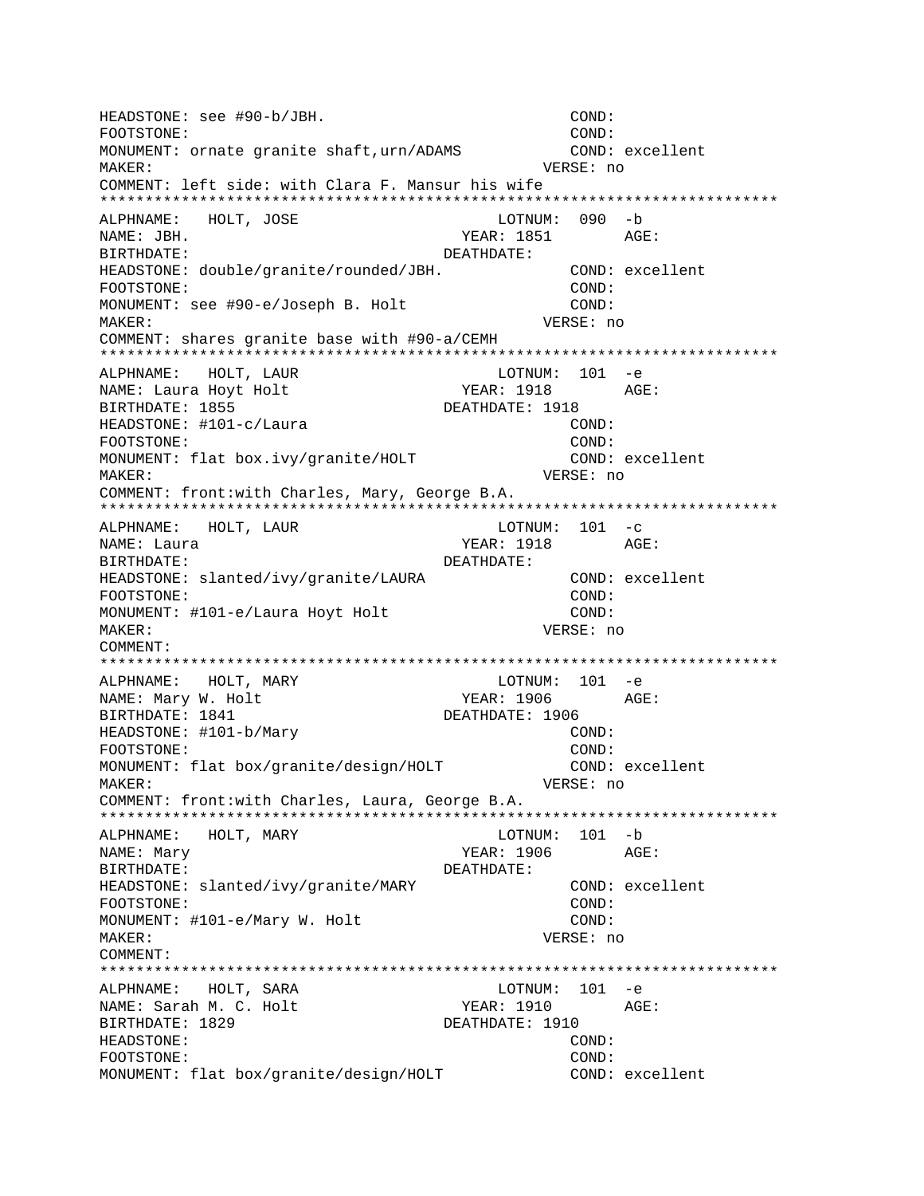HEADSTONE: see #90-b/JBH.                                    COND:
FOOTSTONE:                                                   COND:
MONUMENT: ornate granite shaft,urn/ADAMS                     COND: excellent
MAKER:                                                       VERSE: no
COMMENT: left side: with Clara F. Mansur his wife
**************************************************************************
ALPHNAME: HOLT, JOSE                            LOTNUM: 090 -b
NAME: JBH.                                      YEAR: 1851       AGE:
BIRTHDATE:                                      DEATHDATE:
HEADSTONE: double/granite/rounded/JBH.                       COND: excellent
FOOTSTONE:                                                   COND:
MONUMENT: see #90-e/Joseph B. Holt                           COND:
MAKER:                                                       VERSE: no
COMMENT: shares granite base with #90-a/CEMH
**************************************************************************
ALPHNAME: HOLT, LAUR                            LOTNUM: 101 -e
NAME: Laura Hoyt Holt                           YEAR: 1918       AGE:
BIRTHDATE: 1855                                 DEATHDATE: 1918
HEADSTONE: #101-c/Laura                                      COND:
FOOTSTONE:                                                   COND:
MONUMENT: flat box.ivy/granite/HOLT                          COND: excellent
MAKER:                                                       VERSE: no
COMMENT: front:with Charles, Mary, George B.A.
**************************************************************************
ALPHNAME: HOLT, LAUR                            LOTNUM: 101 -c
NAME: Laura                                     YEAR: 1918       AGE:
BIRTHDATE:                                      DEATHDATE:
HEADSTONE: slanted/ivy/granite/LAURA                         COND: excellent
FOOTSTONE:                                                   COND:
MONUMENT: #101-e/Laura Hoyt Holt                             COND:
MAKER:                                                       VERSE: no
COMMENT:
**************************************************************************
ALPHNAME: HOLT, MARY                            LOTNUM: 101 -e
NAME: Mary W. Holt                              YEAR: 1906       AGE:
BIRTHDATE: 1841                                 DEATHDATE: 1906
HEADSTONE: #101-b/Mary                                       COND:
FOOTSTONE:                                                   COND:
MONUMENT: flat box/granite/design/HOLT                       COND: excellent
MAKER:                                                       VERSE: no
COMMENT: front:with Charles, Laura, George B.A.
**************************************************************************
ALPHNAME: HOLT, MARY                            LOTNUM: 101 -b
NAME: Mary                                      YEAR: 1906       AGE:
BIRTHDATE:                                      DEATHDATE:
HEADSTONE: slanted/ivy/granite/MARY                          COND: excellent
FOOTSTONE:                                                   COND:
MONUMENT: #101-e/Mary W. Holt                                COND:
MAKER:                                                       VERSE: no
COMMENT:
**************************************************************************
ALPHNAME: HOLT, SARA                            LOTNUM: 101 -e
NAME: Sarah M. C. Holt                          YEAR: 1910       AGE:
BIRTHDATE: 1829                                 DEATHDATE: 1910
HEADSTONE:                                                   COND:
FOOTSTONE:                                                   COND:
MONUMENT: flat box/granite/design/HOLT                       COND: excellent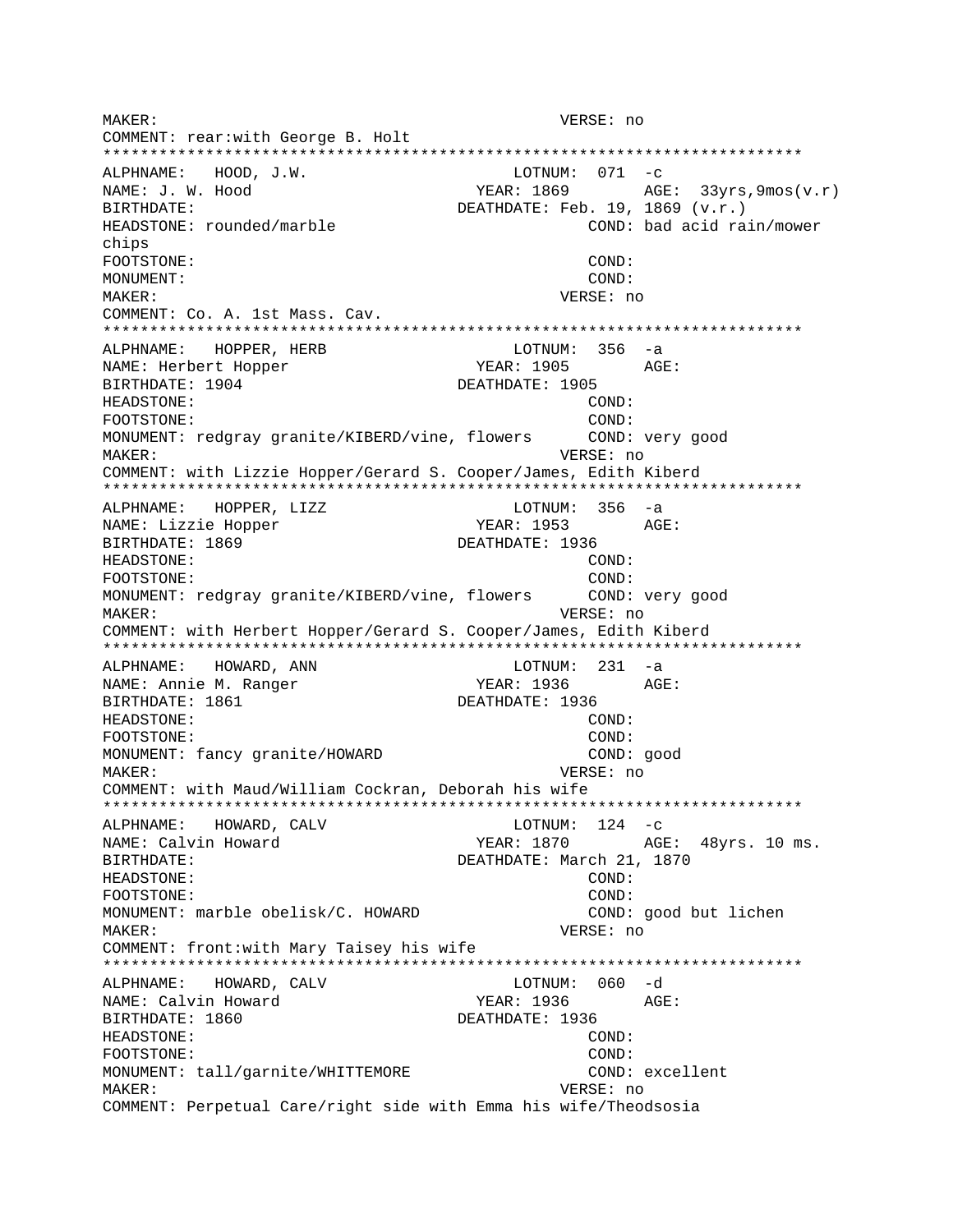```
MAKER:                                          VERSE: no
COMMENT: rear:with George B. Holt
*************************************************************************
ALPHNAME:   HOOD, J.W.                     LOTNUM:  071  -c
NAME: J. W. Hood                          YEAR: 1869       AGE:  33yrs,9mos(v.r)
BIRTHDATE:                               DEATHDATE: Feb. 19, 1869 (v.r.)
HEADSTONE: rounded/marble                           COND: bad acid rain/mower
chips
FOOTSTONE:                                          COND:
MONUMENT:                                           COND:
MAKER:                                          VERSE: no
COMMENT: Co. A. 1st Mass. Cav.
*************************************************************************
ALPHNAME:   HOPPER, HERB                   LOTNUM:  356  -a
NAME: Herbert Hopper                      YEAR: 1905       AGE:
BIRTHDATE: 1904                          DEATHDATE: 1905
HEADSTONE:                                          COND:
FOOTSTONE:                                          COND:
MONUMENT: redgray granite/KIBERD/vine, flowers      COND: very good
MAKER:                                          VERSE: no
COMMENT: with Lizzie Hopper/Gerard S. Cooper/James, Edith Kiberd
*************************************************************************
ALPHNAME:   HOPPER, LIZZ                   LOTNUM:  356  -a
NAME: Lizzie Hopper                       YEAR: 1953       AGE:
BIRTHDATE: 1869                          DEATHDATE: 1936
HEADSTONE:                                          COND:
FOOTSTONE:                                          COND:
MONUMENT: redgray granite/KIBERD/vine, flowers      COND: very good
MAKER:                                          VERSE: no
COMMENT: with Herbert Hopper/Gerard S. Cooper/James, Edith Kiberd
*************************************************************************
ALPHNAME:   HOWARD, ANN                    LOTNUM:  231  -a
NAME: Annie M. Ranger                     YEAR: 1936       AGE:
BIRTHDATE: 1861                          DEATHDATE: 1936
HEADSTONE:                                          COND:
FOOTSTONE:                                          COND:
MONUMENT: fancy granite/HOWARD                      COND: good
MAKER:                                          VERSE: no
COMMENT: with Maud/William Cockran, Deborah his wife
*************************************************************************
ALPHNAME:   HOWARD, CALV                   LOTNUM:  124  -c
NAME: Calvin Howard                       YEAR: 1870       AGE:  48yrs. 10 ms.
BIRTHDATE:                               DEATHDATE: March 21, 1870
HEADSTONE:                                          COND:
FOOTSTONE:                                          COND:
MONUMENT: marble obelisk/C. HOWARD                  COND: good but lichen
MAKER:                                          VERSE: no
COMMENT: front:with Mary Taisey his wife
*************************************************************************
ALPHNAME:   HOWARD, CALV                   LOTNUM:  060  -d
NAME: Calvin Howard                       YEAR: 1936       AGE:
BIRTHDATE: 1860                          DEATHDATE: 1936
HEADSTONE:                                          COND:
FOOTSTONE:                                          COND:
MONUMENT: tall/garnite/WHITTEMORE                   COND: excellent
MAKER:                                          VERSE: no
COMMENT: Perpetual Care/right side with Emma his wife/Theodsosia
```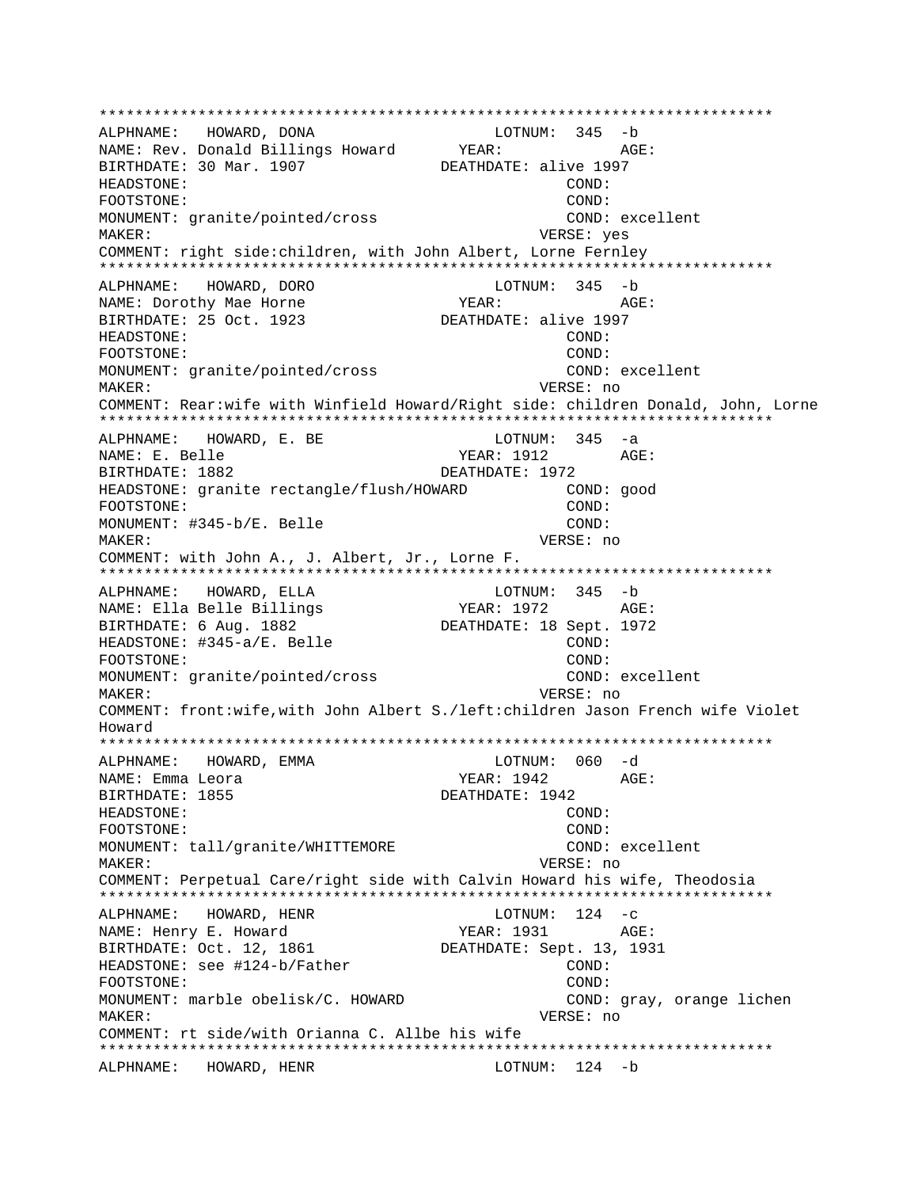```
***************************************************************************
ALPHNAME:   HOWARD, DONA                     LOTNUM:  345  -b
NAME: Rev. Donald Billings Howard       YEAR:             AGE:
BIRTHDATE: 30 Mar. 1907              DEATHDATE: alive 1997
HEADSTONE:                                         COND:
FOOTSTONE:                                         COND:
MONUMENT: granite/pointed/cross                    COND: excellent
MAKER:                                           VERSE: yes
COMMENT: right side:children, with John Albert, Lorne Fernley
***************************************************************************
ALPHNAME:   HOWARD, DORO                     LOTNUM:  345  -b
NAME: Dorothy Mae Horne                 YEAR:             AGE:
BIRTHDATE: 25 Oct. 1923              DEATHDATE: alive 1997
HEADSTONE:                                         COND:
FOOTSTONE:                                         COND:
MONUMENT: granite/pointed/cross                    COND: excellent
MAKER:                                           VERSE: no
COMMENT: Rear:wife with Winfield Howard/Right side: children Donald, John, Lorne
***************************************************************************
ALPHNAME:   HOWARD, E. BE                    LOTNUM:  345  -a
NAME: E. Belle                          YEAR: 1912        AGE:
BIRTHDATE: 1882                      DEATHDATE: 1972
HEADSTONE: granite rectangle/flush/HOWARD          COND: good
FOOTSTONE:                                         COND:
MONUMENT: #345-b/E. Belle                          COND:
MAKER:                                           VERSE: no
COMMENT: with John A., J. Albert, Jr., Lorne F.
***************************************************************************
ALPHNAME:   HOWARD, ELLA                     LOTNUM:  345  -b
NAME: Ella Belle Billings               YEAR: 1972        AGE:
BIRTHDATE: 6 Aug. 1882               DEATHDATE: 18 Sept. 1972
HEADSTONE: #345-a/E. Belle                         COND:
FOOTSTONE:                                         COND:
MONUMENT: granite/pointed/cross                    COND: excellent
MAKER:                                           VERSE: no
COMMENT: front:wife,with John Albert S./left:children Jason French wife Violet
Howard
***************************************************************************
ALPHNAME:   HOWARD, EMMA                     LOTNUM:  060  -d
NAME: Emma Leora                        YEAR: 1942        AGE:
BIRTHDATE: 1855                      DEATHDATE: 1942
HEADSTONE:                                         COND:
FOOTSTONE:                                         COND:
MONUMENT: tall/granite/WHITTEMORE                  COND: excellent
MAKER:                                           VERSE: no
COMMENT: Perpetual Care/right side with Calvin Howard his wife, Theodosia
***************************************************************************
ALPHNAME:   HOWARD, HENR                     LOTNUM:  124  -c
NAME: Henry E. Howard                   YEAR: 1931        AGE:
BIRTHDATE: Oct. 12, 1861             DEATHDATE: Sept. 13, 1931
HEADSTONE: see #124-b/Father                       COND:
FOOTSTONE:                                         COND:
MONUMENT: marble obelisk/C. HOWARD                 COND: gray, orange lichen
MAKER:                                           VERSE: no
COMMENT: rt side/with Orianna C. Allbe his wife
***************************************************************************
ALPHNAME:   HOWARD, HENR                     LOTNUM:  124  -b
```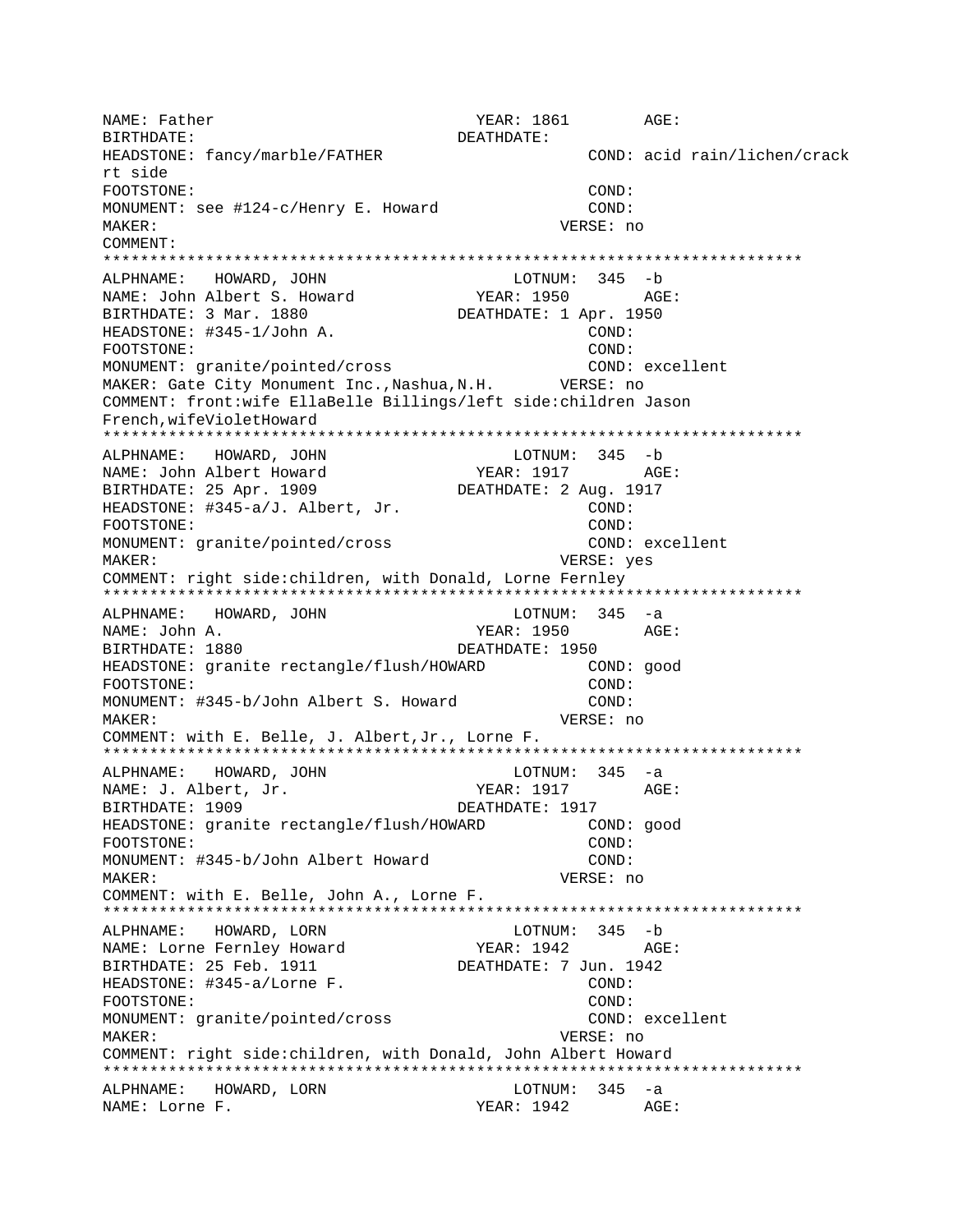```
NAME: Father                          YEAR: 1861        AGE:
BIRTHDATE:                          DEATHDATE:
HEADSTONE: fancy/marble/FATHER                    COND: acid rain/lichen/crack
rt side
FOOTSTONE:                                        COND:
MONUMENT: see #124-c/Henry E. Howard              COND:
MAKER:                                          VERSE: no
COMMENT:
*************************************************************************
ALPHNAME:   HOWARD, JOHN                      LOTNUM:  345  -b
NAME: John Albert S. Howard           YEAR: 1950        AGE:
BIRTHDATE: 3 Mar. 1880              DEATHDATE: 1 Apr. 1950
HEADSTONE: #345-1/John A.                         COND:
FOOTSTONE:                                        COND:
MONUMENT: granite/pointed/cross                   COND: excellent
MAKER: Gate City Monument Inc.,Nashua,N.H.      VERSE: no
COMMENT: front:wife EllaBelle Billings/left side:children Jason
French,wifeVioletHoward
*************************************************************************
ALPHNAME:   HOWARD, JOHN                      LOTNUM:  345  -b
NAME: John Albert Howard              YEAR: 1917        AGE:
BIRTHDATE: 25 Apr. 1909             DEATHDATE: 2 Aug. 1917
HEADSTONE: #345-a/J. Albert, Jr.                  COND:
FOOTSTONE:                                        COND:
MONUMENT: granite/pointed/cross                   COND: excellent
MAKER:                                          VERSE: yes
COMMENT: right side:children, with Donald, Lorne Fernley
*************************************************************************
ALPHNAME:   HOWARD, JOHN                      LOTNUM:  345  -a
NAME: John A.                         YEAR: 1950        AGE:
BIRTHDATE: 1880                     DEATHDATE: 1950
HEADSTONE: granite rectangle/flush/HOWARD         COND: good
FOOTSTONE:                                        COND:
MONUMENT: #345-b/John Albert S. Howard            COND:
MAKER:                                          VERSE: no
COMMENT: with E. Belle, J. Albert,Jr., Lorne F.
*************************************************************************
ALPHNAME:   HOWARD, JOHN                      LOTNUM:  345  -a
NAME: J. Albert, Jr.                  YEAR: 1917        AGE:
BIRTHDATE: 1909                     DEATHDATE: 1917
HEADSTONE: granite rectangle/flush/HOWARD         COND: good
FOOTSTONE:                                        COND:
MONUMENT: #345-b/John Albert Howard               COND:
MAKER:                                          VERSE: no
COMMENT: with E. Belle, John A., Lorne F.
*************************************************************************
ALPHNAME:   HOWARD, LORN                      LOTNUM:  345  -b
NAME: Lorne Fernley Howard            YEAR: 1942        AGE:
BIRTHDATE: 25 Feb. 1911             DEATHDATE: 7 Jun. 1942
HEADSTONE: #345-a/Lorne F.                        COND:
FOOTSTONE:                                        COND:
MONUMENT: granite/pointed/cross                   COND: excellent
MAKER:                                          VERSE: no
COMMENT: right side:children, with Donald, John Albert Howard
*************************************************************************
ALPHNAME:   HOWARD, LORN                      LOTNUM:  345  -a
NAME: Lorne F.                        YEAR: 1942        AGE:
```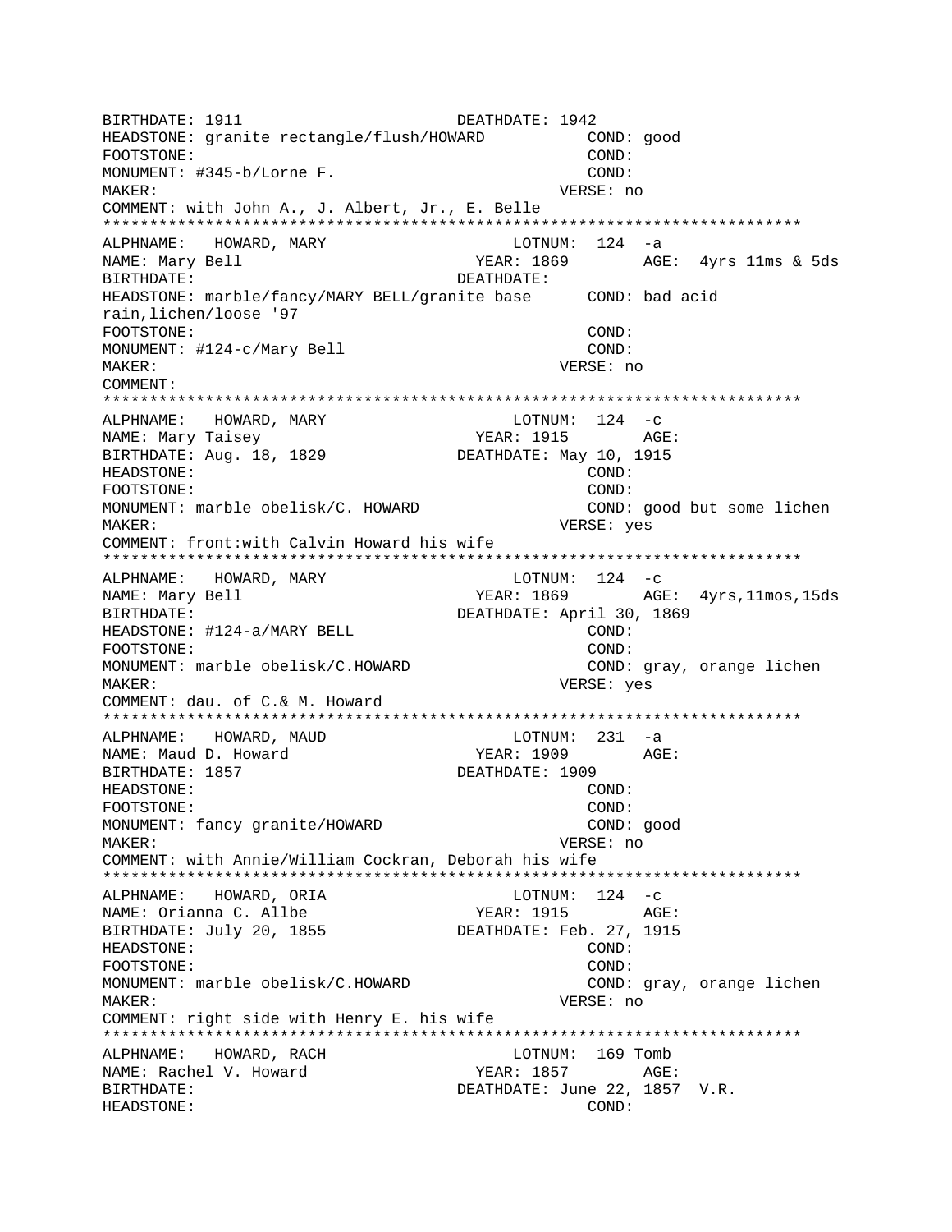```
BIRTHDATE: 1911                        DEATHDATE: 1942
HEADSTONE: granite rectangle/flush/HOWARD          COND: good
FOOTSTONE:                                         COND:
MONUMENT: #345-b/Lorne F.                          COND:
MAKER:                                           VERSE: no
COMMENT: with John A., J. Albert, Jr., E. Belle
**************************************************************************
ALPHNAME:   HOWARD, MARY                     LOTNUM:  124  -a
NAME: Mary Bell                         YEAR: 1869        AGE:  4yrs 11ms & 5ds
BIRTHDATE:                             DEATHDATE:
HEADSTONE: marble/fancy/MARY BELL/granite base      COND: bad acid
rain,lichen/loose '97
FOOTSTONE:                                         COND:
MONUMENT: #124-c/Mary Bell                         COND:
MAKER:                                           VERSE: no
COMMENT:
**************************************************************************
ALPHNAME:   HOWARD, MARY                     LOTNUM:  124  -c
NAME: Mary Taisey                       YEAR: 1915        AGE:
BIRTHDATE: Aug. 18, 1829               DEATHDATE: May 10, 1915
HEADSTONE:                                         COND:
FOOTSTONE:                                         COND:
MONUMENT: marble obelisk/C. HOWARD                 COND: good but some lichen
MAKER:                                           VERSE: yes
COMMENT: front:with Calvin Howard his wife
**************************************************************************
ALPHNAME:   HOWARD, MARY                     LOTNUM:  124  -c
NAME: Mary Bell                         YEAR: 1869        AGE:  4yrs,11mos,15ds
BIRTHDATE:                             DEATHDATE: April 30, 1869
HEADSTONE: #124-a/MARY BELL                        COND:
FOOTSTONE:                                         COND:
MONUMENT: marble obelisk/C.HOWARD                  COND: gray, orange lichen
MAKER:                                           VERSE: yes
COMMENT: dau. of C.& M. Howard
**************************************************************************
ALPHNAME:   HOWARD, MAUD                     LOTNUM:  231  -a
NAME: Maud D. Howard                    YEAR: 1909        AGE:
BIRTHDATE: 1857                        DEATHDATE: 1909
HEADSTONE:                                         COND:
FOOTSTONE:                                         COND:
MONUMENT: fancy granite/HOWARD                     COND: good
MAKER:                                           VERSE: no
COMMENT: with Annie/William Cockran, Deborah his wife
**************************************************************************
ALPHNAME:   HOWARD, ORIA                     LOTNUM:  124  -c
NAME: Orianna C. Allbe                  YEAR: 1915        AGE:
BIRTHDATE: July 20, 1855               DEATHDATE: Feb. 27, 1915
HEADSTONE:                                         COND:
FOOTSTONE:                                         COND:
MONUMENT: marble obelisk/C.HOWARD                  COND: gray, orange lichen
MAKER:                                           VERSE: no
COMMENT: right side with Henry E. his wife
**************************************************************************
ALPHNAME:   HOWARD, RACH                     LOTNUM:  169 Tomb
NAME: Rachel V. Howard                  YEAR: 1857        AGE:
BIRTHDATE:                             DEATHDATE: June 22, 1857  V.R.
HEADSTONE:                                         COND:
```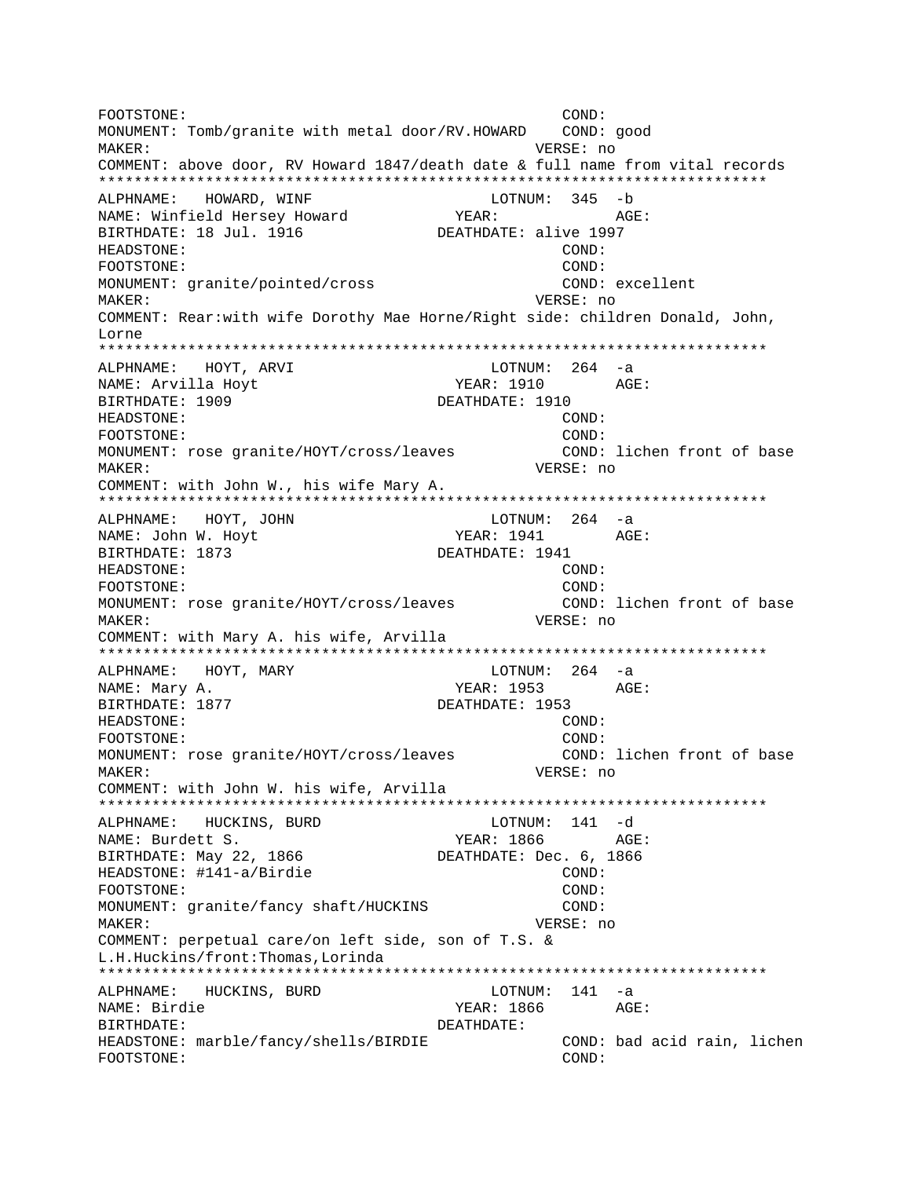```
FOOTSTONE:                                          COND:
MONUMENT: Tomb/granite with metal door/RV.HOWARD    COND: good
MAKER:                                          VERSE: no
COMMENT: above door, RV Howard 1847/death date & full name from vital records
***************************************************************************
ALPHNAME:   HOWARD, WINF                      LOTNUM:  345  -b
NAME: Winfield Hersey Howard           YEAR:              AGE:
BIRTHDATE: 18 Jul. 1916              DEATHDATE: alive 1997
HEADSTONE:                                          COND:
FOOTSTONE:                                          COND:
MONUMENT: granite/pointed/cross                     COND: excellent
MAKER:                                          VERSE: no
COMMENT: Rear:with wife Dorothy Mae Horne/Right side: children Donald, John,
Lorne
***************************************************************************
ALPHNAME:   HOYT, ARVI                        LOTNUM:  264  -a
NAME: Arvilla Hoyt                     YEAR: 1910         AGE:
BIRTHDATE: 1909                      DEATHDATE: 1910
HEADSTONE:                                          COND:
FOOTSTONE:                                          COND:
MONUMENT: rose granite/HOYT/cross/leaves            COND: lichen front of base
MAKER:                                          VERSE: no
COMMENT: with John W., his wife Mary A.
***************************************************************************
ALPHNAME:   HOYT, JOHN                        LOTNUM:  264  -a
NAME: John W. Hoyt                     YEAR: 1941         AGE:
BIRTHDATE: 1873                      DEATHDATE: 1941
HEADSTONE:                                          COND:
FOOTSTONE:                                          COND:
MONUMENT: rose granite/HOYT/cross/leaves            COND: lichen front of base
MAKER:                                          VERSE: no
COMMENT: with Mary A. his wife, Arvilla
***************************************************************************
ALPHNAME:   HOYT, MARY                        LOTNUM:  264  -a
NAME: Mary A.                          YEAR: 1953         AGE:
BIRTHDATE: 1877                      DEATHDATE: 1953
HEADSTONE:                                          COND:
FOOTSTONE:                                          COND:
MONUMENT: rose granite/HOYT/cross/leaves            COND: lichen front of base
MAKER:                                          VERSE: no
COMMENT: with John W. his wife, Arvilla
***************************************************************************
ALPHNAME:   HUCKINS, BURD                     LOTNUM:  141  -d
NAME: Burdett S.                       YEAR: 1866         AGE:
BIRTHDATE: May 22, 1866              DEATHDATE: Dec. 6, 1866
HEADSTONE: #141-a/Birdie                            COND:
FOOTSTONE:                                          COND:
MONUMENT: granite/fancy shaft/HUCKINS               COND:
MAKER:                                          VERSE: no
COMMENT: perpetual care/on left side, son of T.S. &
L.H.Huckins/front:Thomas,Lorinda
***************************************************************************
ALPHNAME:   HUCKINS, BURD                     LOTNUM:  141  -a
NAME: Birdie                           YEAR: 1866         AGE:
BIRTHDATE:                           DEATHDATE:
HEADSTONE: marble/fancy/shells/BIRDIE               COND: bad acid rain, lichen
FOOTSTONE:                                          COND:
```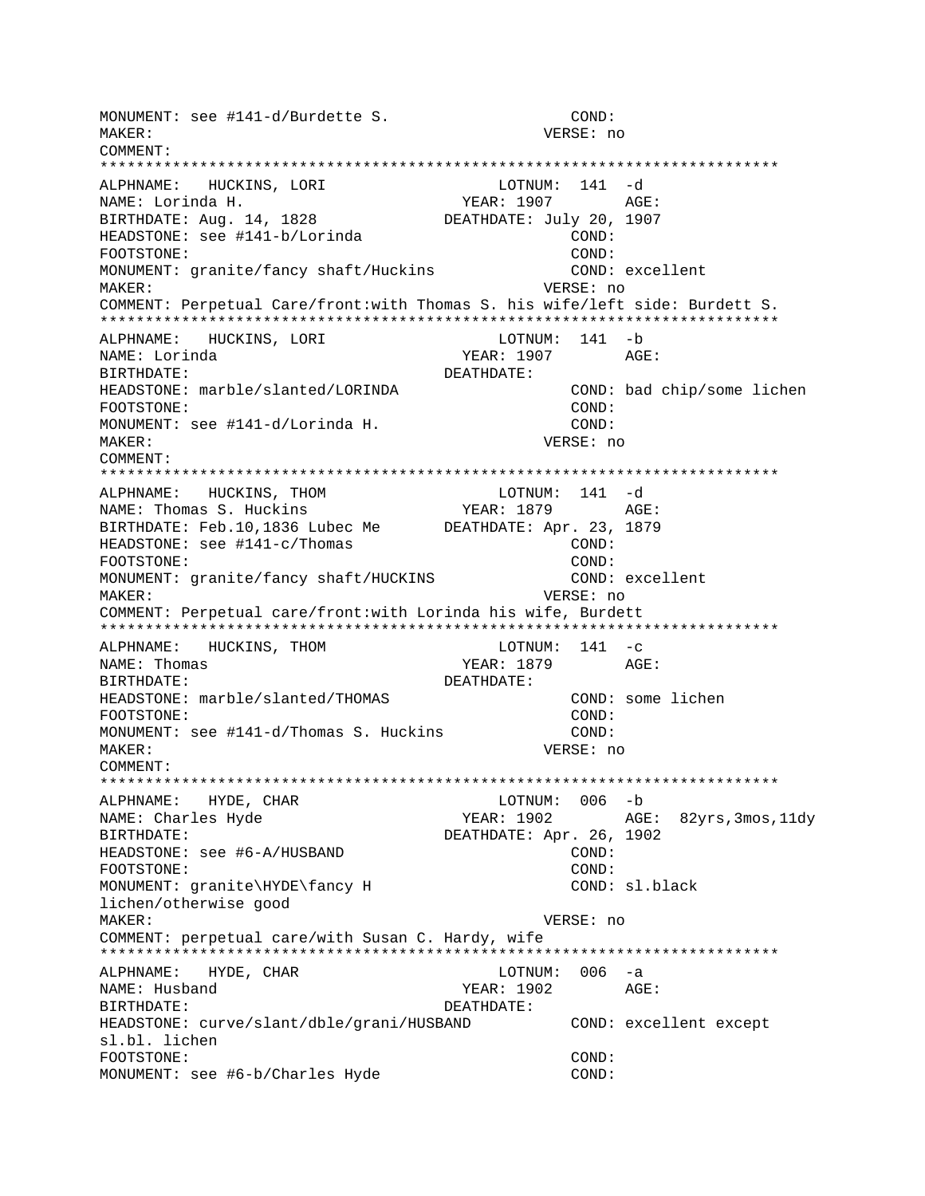```
MONUMENT: see #141-d/Burdette S.                   COND:
MAKER:                                            VERSE: no
COMMENT:
***************************************************************************
ALPHNAME:   HUCKINS, LORI                      LOTNUM:  141  -d
NAME: Lorinda H.                             YEAR: 1907        AGE:
BIRTHDATE: Aug. 14, 1828                DEATHDATE: July 20, 1907
HEADSTONE: see #141-b/Lorinda                        COND:
FOOTSTONE:                                           COND:
MONUMENT: granite/fancy shaft/Huckins               COND: excellent
MAKER:                                            VERSE: no
COMMENT: Perpetual Care/front:with Thomas S. his wife/left side: Burdett S.
***************************************************************************
ALPHNAME:   HUCKINS, LORI                      LOTNUM:  141  -b
NAME: Lorinda                                YEAR: 1907        AGE:
BIRTHDATE:                              DEATHDATE:
HEADSTONE: marble/slanted/LORINDA                   COND: bad chip/some lichen
FOOTSTONE:                                           COND:
MONUMENT: see #141-d/Lorinda H.                      COND:
MAKER:                                            VERSE: no
COMMENT:
***************************************************************************
ALPHNAME:   HUCKINS, THOM                      LOTNUM:  141  -d
NAME: Thomas S. Huckins                      YEAR: 1879        AGE:
BIRTHDATE: Feb.10,1836 Lubec Me         DEATHDATE: Apr. 23, 1879
HEADSTONE: see #141-c/Thomas                         COND:
FOOTSTONE:                                           COND:
MONUMENT: granite/fancy shaft/HUCKINS               COND: excellent
MAKER:                                            VERSE: no
COMMENT: Perpetual care/front:with Lorinda his wife, Burdett
***************************************************************************
ALPHNAME:   HUCKINS, THOM                      LOTNUM:  141  -c
NAME: Thomas                                 YEAR: 1879        AGE:
BIRTHDATE:                              DEATHDATE:
HEADSTONE: marble/slanted/THOMAS                    COND: some lichen
FOOTSTONE:                                           COND:
MONUMENT: see #141-d/Thomas S. Huckins               COND:
MAKER:                                            VERSE: no
COMMENT:
***************************************************************************
ALPHNAME:   HYDE, CHAR                         LOTNUM:  006  -b
NAME: Charles Hyde                           YEAR: 1902        AGE:  82yrs,3mos,11dy
BIRTHDATE:                              DEATHDATE: Apr. 26, 1902
HEADSTONE: see #6-A/HUSBAND                          COND:
FOOTSTONE:                                           COND:
MONUMENT: granite\HYDE\fancy H                       COND: sl.black
lichen/otherwise good
MAKER:                                            VERSE: no
COMMENT: perpetual care/with Susan C. Hardy, wife
***************************************************************************
ALPHNAME:   HYDE, CHAR                         LOTNUM:  006  -a
NAME: Husband                                YEAR: 1902        AGE:
BIRTHDATE:                              DEATHDATE:
HEADSTONE: curve/slant/dble/grani/HUSBAND           COND: excellent except
sl.bl. lichen
FOOTSTONE:                                           COND:
MONUMENT: see #6-b/Charles Hyde                      COND:
```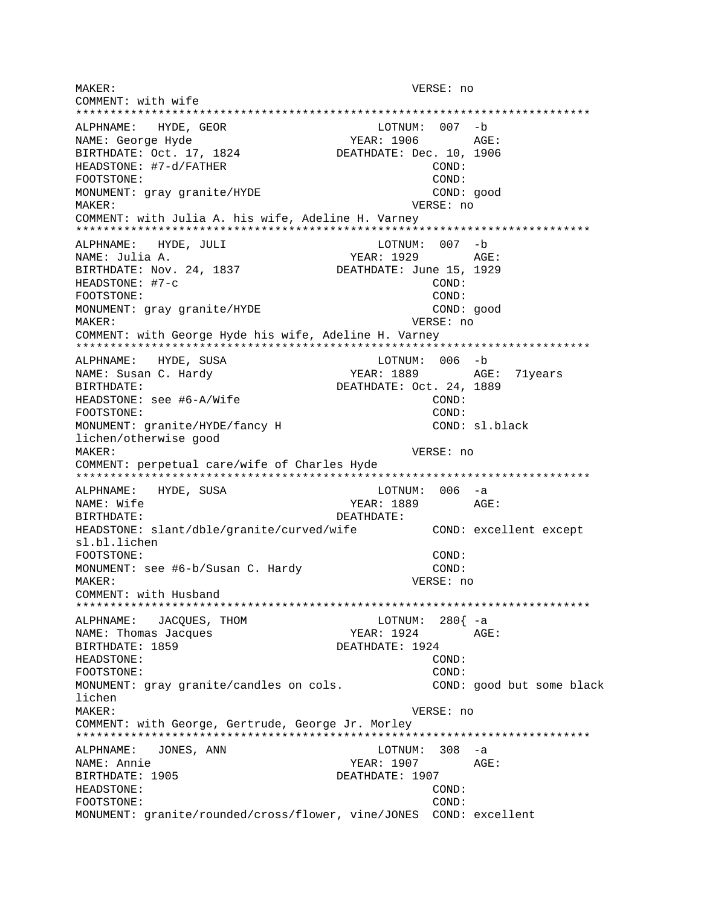MAKER: VERSE: no
COMMENT: with wife
***************************************************************************
ALPHNAME: HYDE, GEOR LOTNUM: 007 -b
NAME: George Hyde YEAR: 1906 AGE:
BIRTHDATE: Oct. 17, 1824 DEATHDATE: Dec. 10, 1906
HEADSTONE: #7-d/FATHER COND:
FOOTSTONE: COND:
MONUMENT: gray granite/HYDE COND: good
MAKER: VERSE: no
COMMENT: with Julia A. his wife, Adeline H. Varney
***************************************************************************
ALPHNAME: HYDE, JULI LOTNUM: 007 -b
NAME: Julia A. YEAR: 1929 AGE:
BIRTHDATE: Nov. 24, 1837 DEATHDATE: June 15, 1929
HEADSTONE: #7-c COND:
FOOTSTONE: COND:
MONUMENT: gray granite/HYDE COND: good
MAKER: VERSE: no
COMMENT: with George Hyde his wife, Adeline H. Varney
***************************************************************************
ALPHNAME: HYDE, SUSA LOTNUM: 006 -b
NAME: Susan C. Hardy YEAR: 1889 AGE: 71years
BIRTHDATE: DEATHDATE: Oct. 24, 1889
HEADSTONE: see #6-A/Wife COND:
FOOTSTONE: COND:
MONUMENT: granite/HYDE/fancy H COND: sl.black lichen/otherwise good
MAKER: VERSE: no
COMMENT: perpetual care/wife of Charles Hyde
***************************************************************************
ALPHNAME: HYDE, SUSA LOTNUM: 006 -a
NAME: Wife YEAR: 1889 AGE:
BIRTHDATE: DEATHDATE:
HEADSTONE: slant/dble/granite/curved/wife COND: excellent except sl.bl.lichen
FOOTSTONE: COND:
MONUMENT: see #6-b/Susan C. Hardy COND:
MAKER: VERSE: no
COMMENT: with Husband
***************************************************************************
ALPHNAME: JACQUES, THOM LOTNUM: 280{ -a
NAME: Thomas Jacques YEAR: 1924 AGE:
BIRTHDATE: 1859 DEATHDATE: 1924
HEADSTONE: COND:
FOOTSTONE: COND:
MONUMENT: gray granite/candles on cols. COND: good but some black lichen
MAKER: VERSE: no
COMMENT: with George, Gertrude, George Jr. Morley
***************************************************************************
ALPHNAME: JONES, ANN LOTNUM: 308 -a
NAME: Annie YEAR: 1907 AGE:
BIRTHDATE: 1905 DEATHDATE: 1907
HEADSTONE: COND:
FOOTSTONE: COND:
MONUMENT: granite/rounded/cross/flower, vine/JONES COND: excellent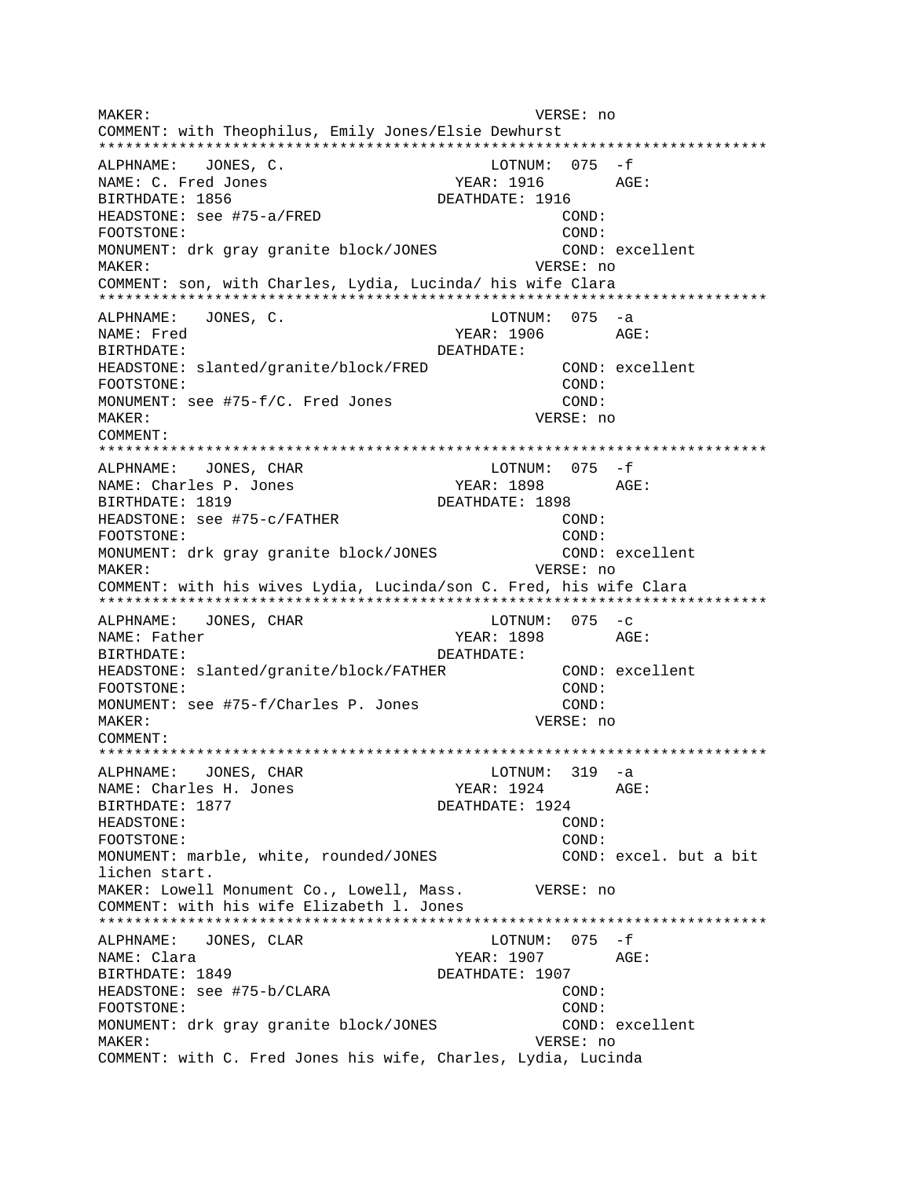MAKER: VERSE: no
COMMENT: with Theophilus, Emily Jones/Elsie Dewhurst
***************************************************************************
ALPHNAME: JONES, C. LOTNUM: 075 -f
NAME: C. Fred Jones YEAR: 1916 AGE:
BIRTHDATE: 1856 DEATHDATE: 1916
HEADSTONE: see #75-a/FRED COND:
FOOTSTONE: COND:
MONUMENT: drk gray granite block/JONES COND: excellent
MAKER: VERSE: no
COMMENT: son, with Charles, Lydia, Lucinda/ his wife Clara
***************************************************************************
ALPHNAME: JONES, C. LOTNUM: 075 -a
NAME: Fred YEAR: 1906 AGE:
BIRTHDATE: DEATHDATE:
HEADSTONE: slanted/granite/block/FRED COND: excellent
FOOTSTONE: COND:
MONUMENT: see #75-f/C. Fred Jones COND:
MAKER: VERSE: no
COMMENT:
***************************************************************************
ALPHNAME: JONES, CHAR LOTNUM: 075 -f
NAME: Charles P. Jones YEAR: 1898 AGE:
BIRTHDATE: 1819 DEATHDATE: 1898
HEADSTONE: see #75-c/FATHER COND:
FOOTSTONE: COND:
MONUMENT: drk gray granite block/JONES COND: excellent
MAKER: VERSE: no
COMMENT: with his wives Lydia, Lucinda/son C. Fred, his wife Clara
***************************************************************************
ALPHNAME: JONES, CHAR LOTNUM: 075 -c
NAME: Father YEAR: 1898 AGE:
BIRTHDATE: DEATHDATE:
HEADSTONE: slanted/granite/block/FATHER COND: excellent
FOOTSTONE: COND:
MONUMENT: see #75-f/Charles P. Jones COND:
MAKER: VERSE: no
COMMENT:
***************************************************************************
ALPHNAME: JONES, CHAR LOTNUM: 319 -a
NAME: Charles H. Jones YEAR: 1924 AGE:
BIRTHDATE: 1877 DEATHDATE: 1924
HEADSTONE: COND:
FOOTSTONE: COND:
MONUMENT: marble, white, rounded/JONES COND: excel. but a bit lichen start.
MAKER: Lowell Monument Co., Lowell, Mass. VERSE: no
COMMENT: with his wife Elizabeth l. Jones
***************************************************************************
ALPHNAME: JONES, CLAR LOTNUM: 075 -f
NAME: Clara YEAR: 1907 AGE:
BIRTHDATE: 1849 DEATHDATE: 1907
HEADSTONE: see #75-b/CLARA COND:
FOOTSTONE: COND:
MONUMENT: drk gray granite block/JONES COND: excellent
MAKER: VERSE: no
COMMENT: with C. Fred Jones his wife, Charles, Lydia, Lucinda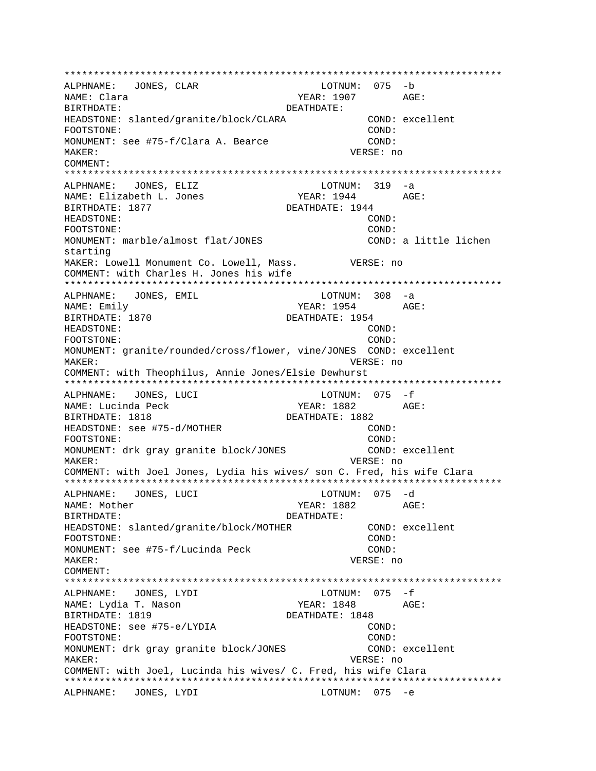```
***************************************************************************
ALPHNAME:   JONES, CLAR                    LOTNUM:  075  -b
NAME: Clara                            YEAR: 1907        AGE:
BIRTHDATE:                          DEATHDATE:
HEADSTONE: slanted/granite/block/CLARA             COND: excellent
FOOTSTONE:                                         COND:
MONUMENT: see #75-f/Clara A. Bearce                COND:
MAKER:                                           VERSE: no
COMMENT:
***************************************************************************
ALPHNAME:   JONES, ELIZ                    LOTNUM:  319  -a
NAME: Elizabeth L. Jones               YEAR: 1944        AGE:
BIRTHDATE: 1877                     DEATHDATE: 1944
HEADSTONE:                                         COND:
FOOTSTONE:                                         COND:
MONUMENT: marble/almost flat/JONES                 COND: a little lichen
starting
MAKER: Lowell Monument Co. Lowell, Mass.         VERSE: no
COMMENT: with Charles H. Jones his wife
***************************************************************************
ALPHNAME:   JONES, EMIL                    LOTNUM:  308  -a
NAME: Emily                            YEAR: 1954        AGE:
BIRTHDATE: 1870                     DEATHDATE: 1954
HEADSTONE:                                         COND:
FOOTSTONE:                                         COND:
MONUMENT: granite/rounded/cross/flower, vine/JONES  COND: excellent
MAKER:                                           VERSE: no
COMMENT: with Theophilus, Annie Jones/Elsie Dewhurst
***************************************************************************
ALPHNAME:   JONES, LUCI                    LOTNUM:  075  -f
NAME: Lucinda Peck                     YEAR: 1882        AGE:
BIRTHDATE: 1818                     DEATHDATE: 1882
HEADSTONE: see #75-d/MOTHER                        COND:
FOOTSTONE:                                         COND:
MONUMENT: drk gray granite block/JONES             COND: excellent
MAKER:                                           VERSE: no
COMMENT: with Joel Jones, Lydia his wives/ son C. Fred, his wife Clara
***************************************************************************
ALPHNAME:   JONES, LUCI                    LOTNUM:  075  -d
NAME: Mother                           YEAR: 1882        AGE:
BIRTHDATE:                          DEATHDATE:
HEADSTONE: slanted/granite/block/MOTHER            COND: excellent
FOOTSTONE:                                         COND:
MONUMENT: see #75-f/Lucinda Peck                   COND:
MAKER:                                           VERSE: no
COMMENT:
***************************************************************************
ALPHNAME:   JONES, LYDI                    LOTNUM:  075  -f
NAME: Lydia T. Nason                   YEAR: 1848        AGE:
BIRTHDATE: 1819                     DEATHDATE: 1848
HEADSTONE: see #75-e/LYDIA                         COND:
FOOTSTONE:                                         COND:
MONUMENT: drk gray granite block/JONES             COND: excellent
MAKER:                                           VERSE: no
COMMENT: with Joel, Lucinda his wives/ C. Fred, his wife Clara
***************************************************************************
ALPHNAME:   JONES, LYDI                    LOTNUM:  075  -e
```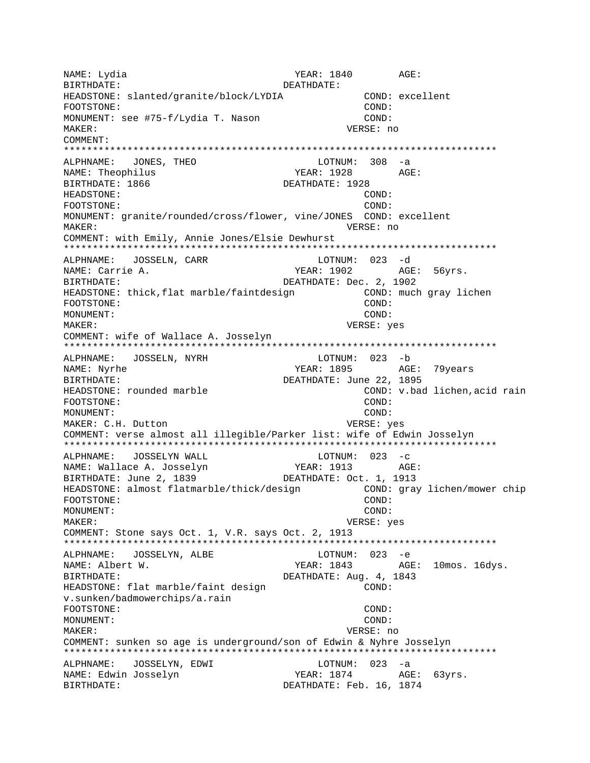```
NAME: Lydia                          YEAR: 1840        AGE:
BIRTHDATE:                         DEATHDATE:
HEADSTONE: slanted/granite/block/LYDIA            COND: excellent
FOOTSTONE:                                         COND:
MONUMENT: see #75-f/Lydia T. Nason                 COND:
MAKER:                                           VERSE: no
COMMENT:
***************************************************************************
ALPHNAME:   JONES, THEO                      LOTNUM:  308  -a
NAME: Theophilus                          YEAR: 1928        AGE:
BIRTHDATE: 1866                        DEATHDATE: 1928
HEADSTONE:                                         COND:
FOOTSTONE:                                         COND:
MONUMENT: granite/rounded/cross/flower, vine/JONES  COND: excellent
MAKER:                                           VERSE: no
COMMENT: with Emily, Annie Jones/Elsie Dewhurst
***************************************************************************
ALPHNAME:   JOSSELN, CARR                    LOTNUM:  023  -d
NAME: Carrie A.                          YEAR: 1902        AGE:  56yrs.
BIRTHDATE:                         DEATHDATE: Dec. 2, 1902
HEADSTONE: thick,flat marble/faintdesign           COND: much gray lichen
FOOTSTONE:                                         COND:
MONUMENT:                                          COND:
MAKER:                                           VERSE: yes
COMMENT: wife of Wallace A. Josselyn
***************************************************************************
ALPHNAME:   JOSSELN, NYRH                    LOTNUM:  023  -b
NAME: Nyrhe                              YEAR: 1895        AGE:  79years
BIRTHDATE:                         DEATHDATE: June 22, 1895
HEADSTONE: rounded marble                          COND: v.bad lichen,acid rain
FOOTSTONE:                                         COND:
MONUMENT:                                          COND:
MAKER: C.H. Dutton                               VERSE: yes
COMMENT: verse almost all illegible/Parker list: wife of Edwin Josselyn
***************************************************************************
ALPHNAME:   JOSSELYN WALL                    LOTNUM:  023  -c
NAME: Wallace A. Josselyn                YEAR: 1913        AGE:
BIRTHDATE: June 2, 1839            DEATHDATE: Oct. 1, 1913
HEADSTONE: almost flatmarble/thick/design          COND: gray lichen/mower chip
FOOTSTONE:                                         COND:
MONUMENT:                                          COND:
MAKER:                                           VERSE: yes
COMMENT: Stone says Oct. 1, V.R. says Oct. 2, 1913
***************************************************************************
ALPHNAME:   JOSSELYN, ALBE                   LOTNUM:  023  -e
NAME: Albert W.                          YEAR: 1843        AGE:  10mos. 16dys.
BIRTHDATE:                         DEATHDATE: Aug. 4, 1843
HEADSTONE: flat marble/faint design                COND:
v.sunken/badmowerchips/a.rain
FOOTSTONE:                                         COND:
MONUMENT:                                          COND:
MAKER:                                           VERSE: no
COMMENT: sunken so age is underground/son of Edwin & Nyhre Josselyn
***************************************************************************
ALPHNAME:   JOSSELYN, EDWI                   LOTNUM:  023  -a
NAME: Edwin Josselyn                     YEAR: 1874        AGE:  63yrs.
BIRTHDATE:                         DEATHDATE: Feb. 16, 1874
```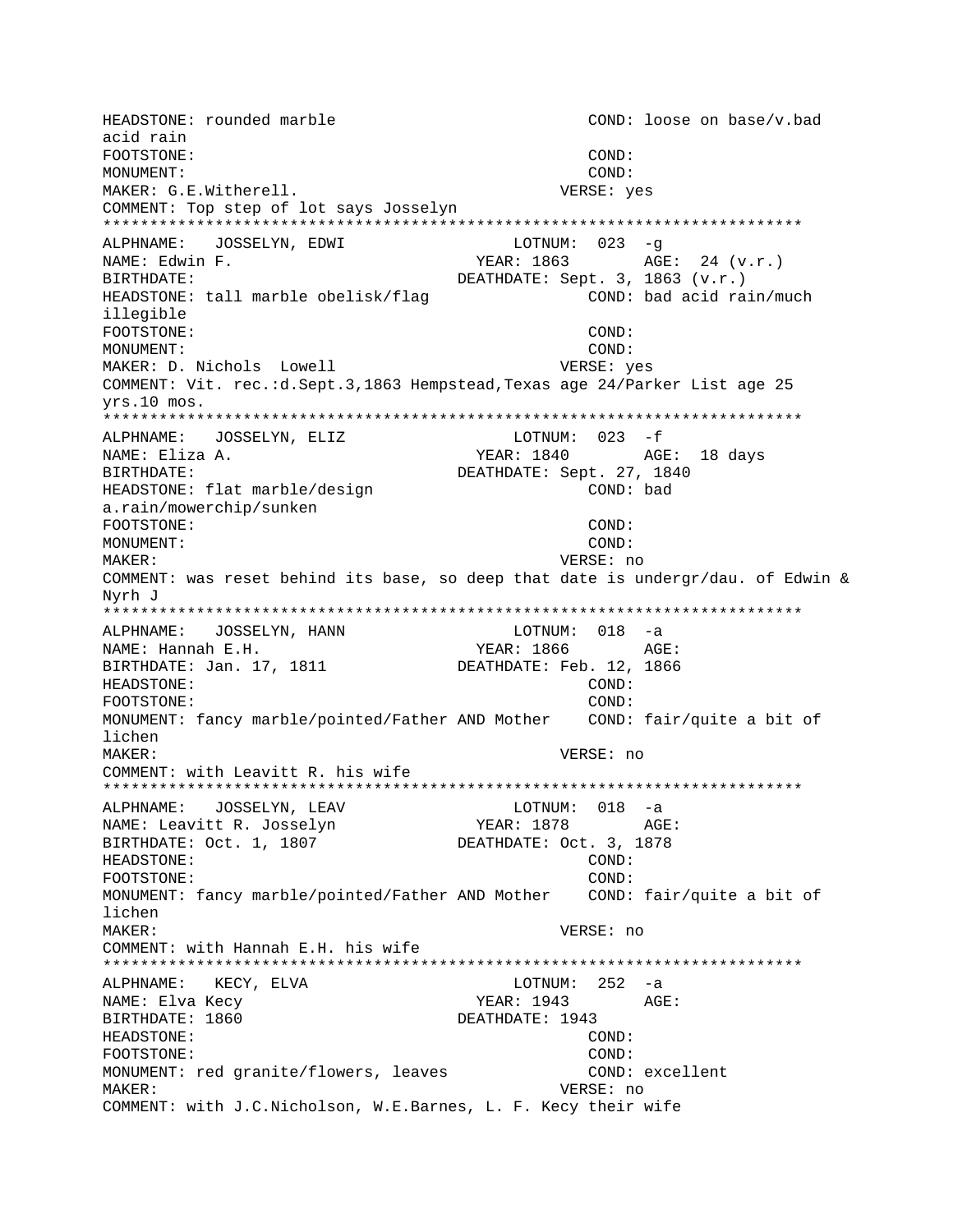```
HEADSTONE: rounded marble                           COND: loose on base/v.bad
acid rain
FOOTSTONE:                                          COND:
MONUMENT:                                           COND:
MAKER: G.E.Witherell.                               VERSE: yes
COMMENT: Top step of lot says Josselyn
***************************************************************************
ALPHNAME:   JOSSELYN, EDWI                 LOTNUM:  023  -g
NAME: Edwin F.                             YEAR: 1863       AGE:  24 (v.r.)
BIRTHDATE:                                 DEATHDATE: Sept. 3, 1863 (v.r.)
HEADSTONE: tall marble obelisk/flag                 COND: bad acid rain/much
illegible
FOOTSTONE:                                          COND:
MONUMENT:                                           COND:
MAKER: D. Nichols  Lowell                           VERSE: yes
COMMENT: Vit. rec.:d.Sept.3,1863 Hempstead,Texas age 24/Parker List age 25
yrs.10 mos.
***************************************************************************
ALPHNAME:   JOSSELYN, ELIZ                 LOTNUM:  023  -f
NAME: Eliza A.                             YEAR: 1840       AGE:  18 days
BIRTHDATE:                                 DEATHDATE: Sept. 27, 1840
HEADSTONE: flat marble/design                       COND: bad
a.rain/mowerchip/sunken
FOOTSTONE:                                          COND:
MONUMENT:                                           COND:
MAKER:                                              VERSE: no
COMMENT: was reset behind its base, so deep that date is undergr/dau. of Edwin &
Nyrh J
***************************************************************************
ALPHNAME:   JOSSELYN, HANN                 LOTNUM:  018  -a
NAME: Hannah E.H.                          YEAR: 1866       AGE:
BIRTHDATE: Jan. 17, 1811                   DEATHDATE: Feb. 12, 1866
HEADSTONE:                                          COND:
FOOTSTONE:                                          COND:
MONUMENT: fancy marble/pointed/Father AND Mother    COND: fair/quite a bit of
lichen
MAKER:                                              VERSE: no
COMMENT: with Leavitt R. his wife
***************************************************************************
ALPHNAME:   JOSSELYN, LEAV                 LOTNUM:  018  -a
NAME: Leavitt R. Josselyn                  YEAR: 1878       AGE:
BIRTHDATE: Oct. 1, 1807                    DEATHDATE: Oct. 3, 1878
HEADSTONE:                                          COND:
FOOTSTONE:                                          COND:
MONUMENT: fancy marble/pointed/Father AND Mother    COND: fair/quite a bit of
lichen
MAKER:                                              VERSE: no
COMMENT: with Hannah E.H. his wife
***************************************************************************
ALPHNAME:   KECY, ELVA                     LOTNUM:  252  -a
NAME: Elva Kecy                            YEAR: 1943       AGE:
BIRTHDATE: 1860                            DEATHDATE: 1943
HEADSTONE:                                          COND:
FOOTSTONE:                                          COND:
MONUMENT: red granite/flowers, leaves               COND: excellent
MAKER:                                              VERSE: no
COMMENT: with J.C.Nicholson, W.E.Barnes, L. F. Kecy their wife
```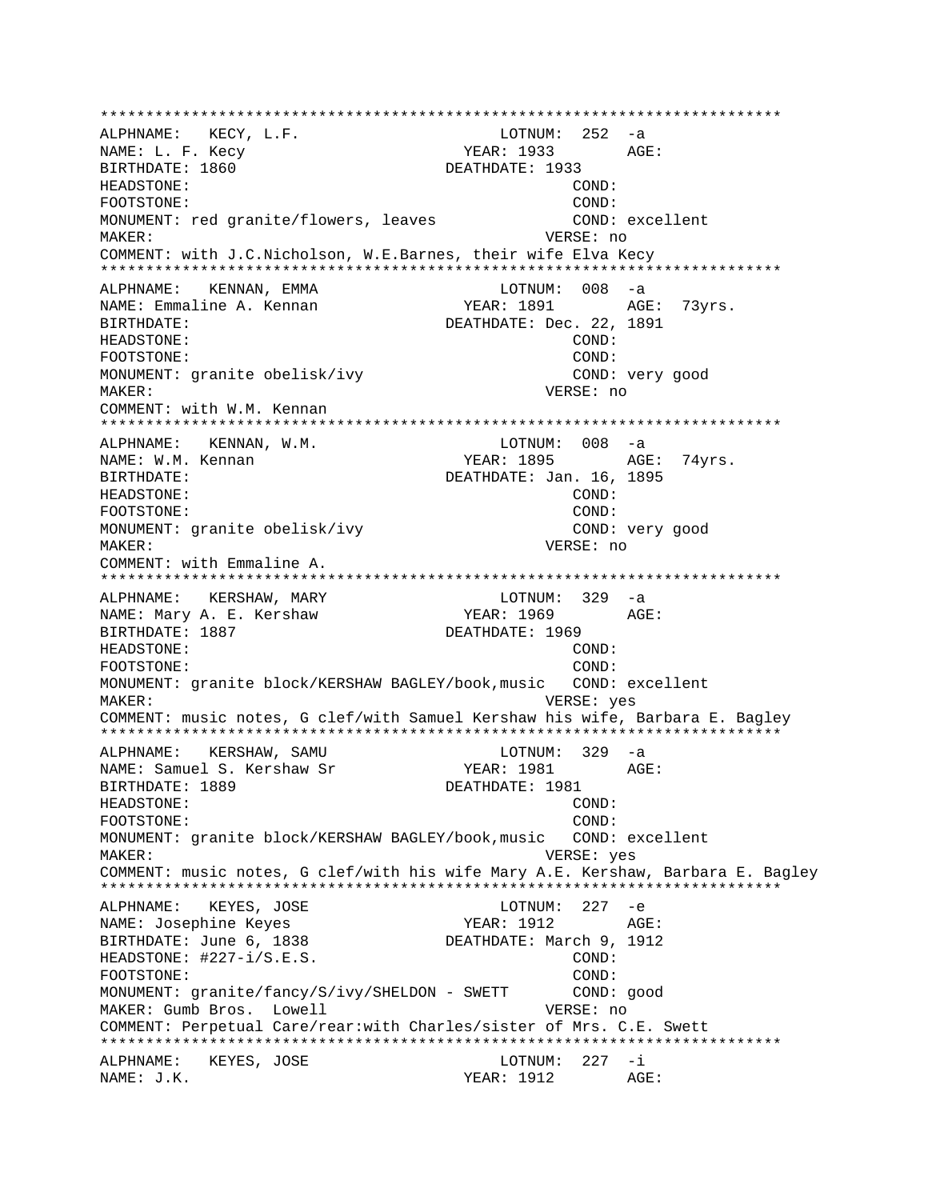```
****************************************************************************
ALPHNAME:   KECY, L.F.                          LOTNUM:  252  -a
NAME: L. F. Kecy                           YEAR: 1933        AGE:
BIRTHDATE: 1860                          DEATHDATE: 1933
HEADSTONE:                                              COND:
FOOTSTONE:                                              COND:
MONUMENT: red granite/flowers, leaves                   COND: excellent
MAKER:                                              VERSE: no
COMMENT: with J.C.Nicholson, W.E.Barnes, their wife Elva Kecy
****************************************************************************
ALPHNAME:   KENNAN, EMMA                        LOTNUM:  008  -a
NAME: Emmaline A. Kennan                   YEAR: 1891        AGE:  73yrs.
BIRTHDATE:                               DEATHDATE: Dec. 22, 1891
HEADSTONE:                                              COND:
FOOTSTONE:                                              COND:
MONUMENT: granite obelisk/ivy                           COND: very good
MAKER:                                              VERSE: no
COMMENT: with W.M. Kennan
****************************************************************************
ALPHNAME:   KENNAN, W.M.                        LOTNUM:  008  -a
NAME: W.M. Kennan                          YEAR: 1895        AGE:  74yrs.
BIRTHDATE:                               DEATHDATE: Jan. 16, 1895
HEADSTONE:                                              COND:
FOOTSTONE:                                              COND:
MONUMENT: granite obelisk/ivy                           COND: very good
MAKER:                                              VERSE: no
COMMENT: with Emmaline A.
****************************************************************************
ALPHNAME:   KERSHAW, MARY                       LOTNUM:  329  -a
NAME: Mary A. E. Kershaw                   YEAR: 1969        AGE:
BIRTHDATE: 1887                          DEATHDATE: 1969
HEADSTONE:                                              COND:
FOOTSTONE:                                              COND:
MONUMENT: granite block/KERSHAW BAGLEY/book,music   COND: excellent
MAKER:                                              VERSE: yes
COMMENT: music notes, G clef/with Samuel Kershaw his wife, Barbara E. Bagley
****************************************************************************
ALPHNAME:   KERSHAW, SAMU                       LOTNUM:  329  -a
NAME: Samuel S. Kershaw Sr                 YEAR: 1981        AGE:
BIRTHDATE: 1889                          DEATHDATE: 1981
HEADSTONE:                                              COND:
FOOTSTONE:                                              COND:
MONUMENT: granite block/KERSHAW BAGLEY/book,music   COND: excellent
MAKER:                                              VERSE: yes
COMMENT: music notes, G clef/with his wife Mary A.E. Kershaw, Barbara E. Bagley
****************************************************************************
ALPHNAME:   KEYES, JOSE                         LOTNUM:  227  -e
NAME: Josephine Keyes                      YEAR: 1912        AGE:
BIRTHDATE: June 6, 1838                  DEATHDATE: March 9, 1912
HEADSTONE: #227-i/S.E.S.                                COND:
FOOTSTONE:                                              COND:
MONUMENT: granite/fancy/S/ivy/SHELDON - SWETT       COND: good
MAKER: Gumb Bros.  Lowell                           VERSE: no
COMMENT: Perpetual Care/rear:with Charles/sister of Mrs. C.E. Swett
****************************************************************************
ALPHNAME:   KEYES, JOSE                         LOTNUM:  227  -i
NAME: J.K.                                 YEAR: 1912        AGE:
```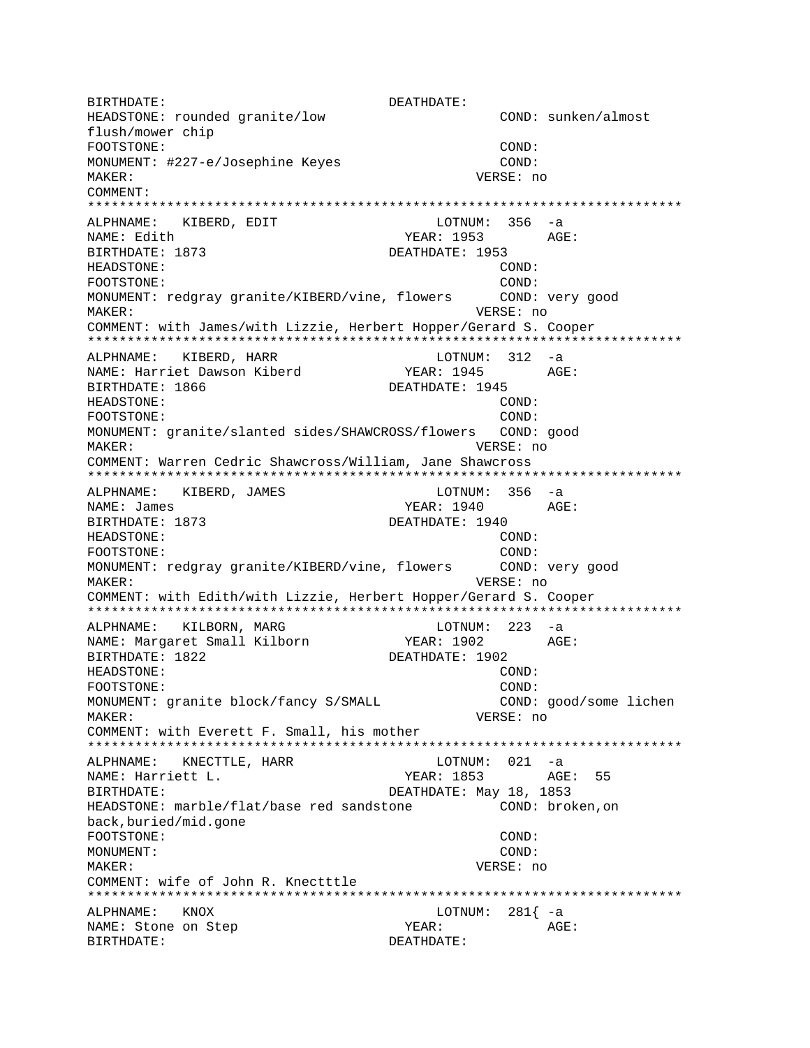```
BIRTHDATE:                              DEATHDATE:
HEADSTONE: rounded granite/low                   COND: sunken/almost
flush/mower chip
FOOTSTONE:                                       COND:
MONUMENT: #227-e/Josephine Keyes                 COND:
MAKER:                                          VERSE: no
COMMENT:
*************************************************************************
ALPHNAME:   KIBERD, EDIT                      LOTNUM:  356  -a
NAME: Edith                                YEAR: 1953        AGE:
BIRTHDATE: 1873                         DEATHDATE: 1953
HEADSTONE:                                       COND:
FOOTSTONE:                                       COND:
MONUMENT: redgray granite/KIBERD/vine, flowers      COND: very good
MAKER:                                          VERSE: no
COMMENT: with James/with Lizzie, Herbert Hopper/Gerard S. Cooper
*************************************************************************
ALPHNAME:   KIBERD, HARR                      LOTNUM:  312  -a
NAME: Harriet Dawson Kiberd                YEAR: 1945        AGE:
BIRTHDATE: 1866                         DEATHDATE: 1945
HEADSTONE:                                       COND:
FOOTSTONE:                                       COND:
MONUMENT: granite/slanted sides/SHAWCROSS/flowers   COND: good
MAKER:                                          VERSE: no
COMMENT: Warren Cedric Shawcross/William, Jane Shawcross
*************************************************************************
ALPHNAME:   KIBERD, JAMES                     LOTNUM:  356  -a
NAME: James                                YEAR: 1940        AGE:
BIRTHDATE: 1873                         DEATHDATE: 1940
HEADSTONE:                                       COND:
FOOTSTONE:                                       COND:
MONUMENT: redgray granite/KIBERD/vine, flowers      COND: very good
MAKER:                                          VERSE: no
COMMENT: with Edith/with Lizzie, Herbert Hopper/Gerard S. Cooper
*************************************************************************
ALPHNAME:   KILBORN, MARG                     LOTNUM:  223  -a
NAME: Margaret Small Kilborn               YEAR: 1902        AGE:
BIRTHDATE: 1822                         DEATHDATE: 1902
HEADSTONE:                                       COND:
FOOTSTONE:                                       COND:
MONUMENT: granite block/fancy S/SMALL            COND: good/some lichen
MAKER:                                          VERSE: no
COMMENT: with Everett F. Small, his mother
*************************************************************************
ALPHNAME:   KNECTTLE, HARR                    LOTNUM:  021  -a
NAME: Harriett L.                          YEAR: 1853        AGE:  55
BIRTHDATE:                              DEATHDATE: May 18, 1853
HEADSTONE: marble/flat/base red sandstone         COND: broken,on
back,buried/mid.gone
FOOTSTONE:                                       COND:
MONUMENT:                                        COND:
MAKER:                                          VERSE: no
COMMENT: wife of John R. Knectttle
*************************************************************************
ALPHNAME:   KNOX                              LOTNUM:  281{ -a
NAME: Stone on Step                        YEAR:             AGE:
BIRTHDATE:                              DEATHDATE:
```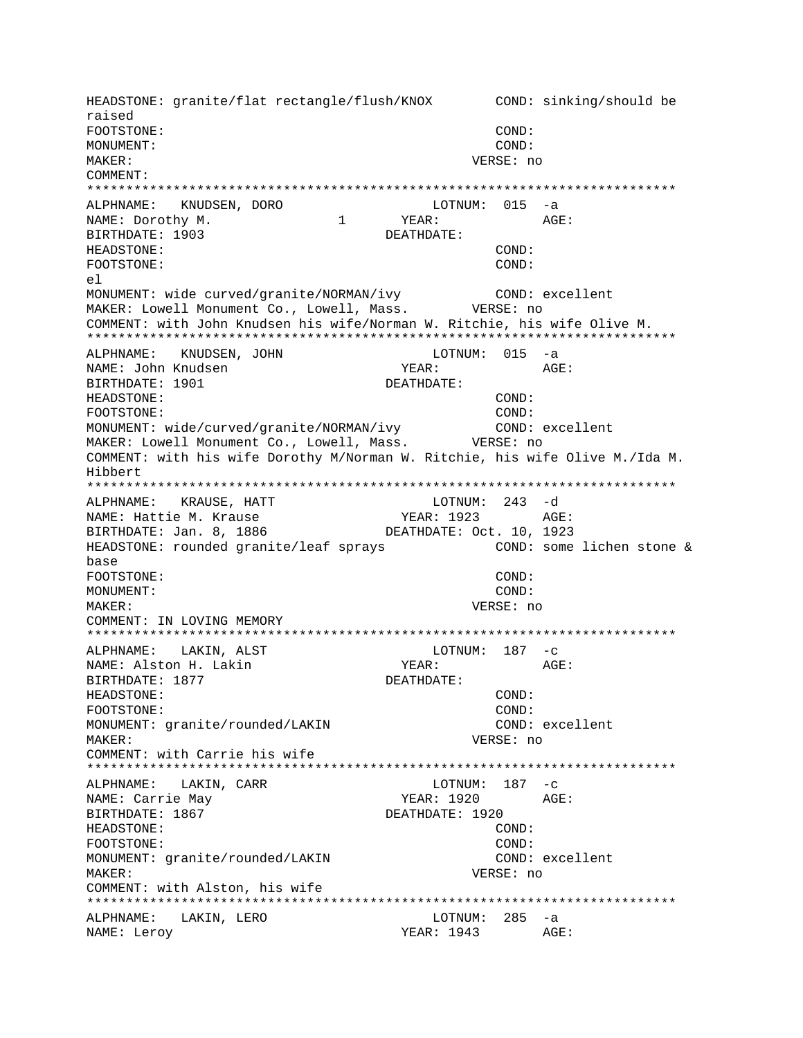```
HEADSTONE: granite/flat rectangle/flush/KNOX       COND: sinking/should be
raised
FOOTSTONE:                                         COND:
MONUMENT:                                          COND:
MAKER:                                           VERSE: no
COMMENT:
***************************************************************************
ALPHNAME:   KNUDSEN, DORO                   LOTNUM:  015  -a
NAME: Dorothy M.                1        YEAR:              AGE:
BIRTHDATE: 1903                         DEATHDATE:
HEADSTONE:                                         COND:
FOOTSTONE:                                         COND:
el
MONUMENT: wide curved/granite/NORMAN/ivy           COND: excellent
MAKER: Lowell Monument Co., Lowell, Mass.        VERSE: no
COMMENT: with John Knudsen his wife/Norman W. Ritchie, his wife Olive M.
***************************************************************************
ALPHNAME:   KNUDSEN, JOHN                   LOTNUM:  015  -a
NAME: John Knudsen                        YEAR:              AGE:
BIRTHDATE: 1901                         DEATHDATE:
HEADSTONE:                                         COND:
FOOTSTONE:                                         COND:
MONUMENT: wide/curved/granite/NORMAN/ivy           COND: excellent
MAKER: Lowell Monument Co., Lowell, Mass.        VERSE: no
COMMENT: with his wife Dorothy M/Norman W. Ritchie, his wife Olive M./Ida M.
Hibbert
***************************************************************************
ALPHNAME:   KRAUSE, HATT                    LOTNUM:  243  -d
NAME: Hattie M. Krause                    YEAR: 1923        AGE:
BIRTHDATE: Jan. 8, 1886                 DEATHDATE: Oct. 10, 1923
HEADSTONE: rounded granite/leaf sprays             COND: some lichen stone &
base
FOOTSTONE:                                         COND:
MONUMENT:                                          COND:
MAKER:                                           VERSE: no
COMMENT: IN LOVING MEMORY
***************************************************************************
ALPHNAME:   LAKIN, ALST                     LOTNUM:  187  -c
NAME: Alston H. Lakin                     YEAR:              AGE:
BIRTHDATE: 1877                         DEATHDATE:
HEADSTONE:                                         COND:
FOOTSTONE:                                         COND:
MONUMENT: granite/rounded/LAKIN                    COND: excellent
MAKER:                                           VERSE: no
COMMENT: with Carrie his wife
***************************************************************************
ALPHNAME:   LAKIN, CARR                     LOTNUM:  187  -c
NAME: Carrie May                          YEAR: 1920        AGE:
BIRTHDATE: 1867                         DEATHDATE: 1920
HEADSTONE:                                         COND:
FOOTSTONE:                                         COND:
MONUMENT: granite/rounded/LAKIN                    COND: excellent
MAKER:                                           VERSE: no
COMMENT: with Alston, his wife
***************************************************************************
ALPHNAME:   LAKIN, LERO                     LOTNUM:  285  -a
NAME: Leroy                               YEAR: 1943        AGE:
```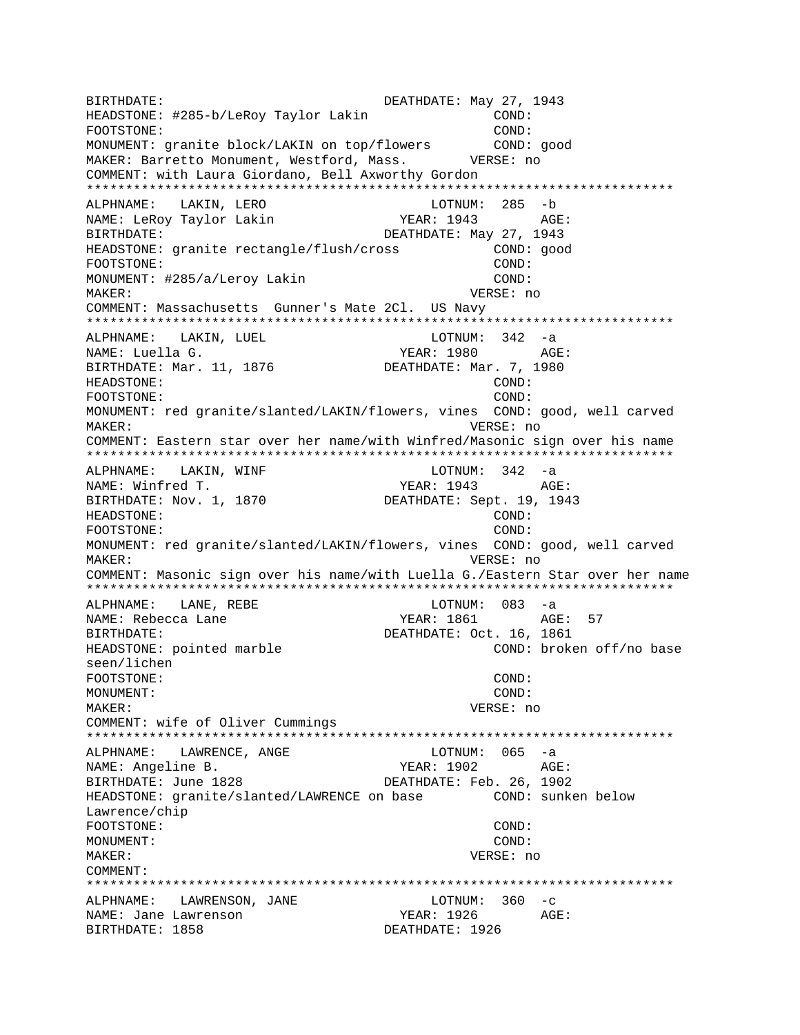```
BIRTHDATE:                              DEATHDATE: May 27, 1943
HEADSTONE: #285-b/LeRoy Taylor Lakin                COND:
FOOTSTONE:                                          COND:
MONUMENT: granite block/LAKIN on top/flowers        COND: good
MAKER: Barretto Monument, Westford, Mass.        VERSE: no
COMMENT: with Laura Giordano, Bell Axworthy Gordon
***************************************************************************
ALPHNAME:   LAKIN, LERO                        LOTNUM:  285  -b
NAME: LeRoy Taylor Lakin                     YEAR: 1943        AGE:
BIRTHDATE:                              DEATHDATE: May 27, 1943
HEADSTONE: granite rectangle/flush/cross            COND: good
FOOTSTONE:                                          COND:
MONUMENT: #285/a/Leroy Lakin                        COND:
MAKER:                                           VERSE: no
COMMENT: Massachusetts  Gunner's Mate 2Cl.  US Navy
***************************************************************************
ALPHNAME:   LAKIN, LUEL                        LOTNUM:  342  -a
NAME: Luella G.                              YEAR: 1980        AGE:
BIRTHDATE: Mar. 11, 1876                DEATHDATE: Mar. 7, 1980
HEADSTONE:                                          COND:
FOOTSTONE:                                          COND:
MONUMENT: red granite/slanted/LAKIN/flowers, vines  COND: good, well carved
MAKER:                                           VERSE: no
COMMENT: Eastern star over her name/with Winfred/Masonic sign over his name
***************************************************************************
ALPHNAME:   LAKIN, WINF                        LOTNUM:  342  -a
NAME: Winfred T.                             YEAR: 1943        AGE:
BIRTHDATE: Nov. 1, 1870                 DEATHDATE: Sept. 19, 1943
HEADSTONE:                                          COND:
FOOTSTONE:                                          COND:
MONUMENT: red granite/slanted/LAKIN/flowers, vines  COND: good, well carved
MAKER:                                           VERSE: no
COMMENT: Masonic sign over his name/with Luella G./Eastern Star over her name
***************************************************************************
ALPHNAME:   LANE, REBE                         LOTNUM:  083  -a
NAME: Rebecca Lane                           YEAR: 1861        AGE:  57
BIRTHDATE:                              DEATHDATE: Oct. 16, 1861
HEADSTONE: pointed marble                           COND: broken off/no base
seen/lichen
FOOTSTONE:                                          COND:
MONUMENT:                                           COND:
MAKER:                                           VERSE: no
COMMENT: wife of Oliver Cummings
***************************************************************************
ALPHNAME:   LAWRENCE, ANGE                     LOTNUM:  065  -a
NAME: Angeline B.                            YEAR: 1902        AGE:
BIRTHDATE: June 1828                    DEATHDATE: Feb. 26, 1902
HEADSTONE: granite/slanted/LAWRENCE on base         COND: sunken below
Lawrence/chip
FOOTSTONE:                                          COND:
MONUMENT:                                           COND:
MAKER:                                           VERSE: no
COMMENT:
***************************************************************************
ALPHNAME:   LAWRENSON, JANE                    LOTNUM:  360  -c
NAME: Jane Lawrenson                         YEAR: 1926        AGE:
BIRTHDATE: 1858                         DEATHDATE: 1926
```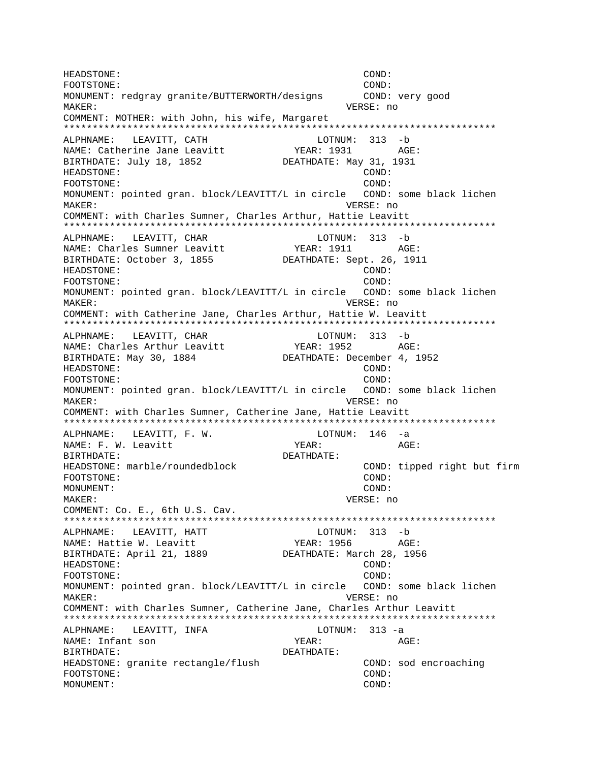```
HEADSTONE:                                          COND:
FOOTSTONE:                                          COND:
MONUMENT: redgray granite/BUTTERWORTH/designs       COND: very good
MAKER:                                          VERSE: no
COMMENT: MOTHER: with John, his wife, Margaret
*************************************************************************
ALPHNAME:   LEAVITT, CATH                   LOTNUM:  313  -b
NAME: Catherine Jane Leavitt            YEAR: 1931        AGE:
BIRTHDATE: July 18, 1852             DEATHDATE: May 31, 1931
HEADSTONE:                                          COND:
FOOTSTONE:                                          COND:
MONUMENT: pointed gran. block/LEAVITT/L in circle   COND: some black lichen
MAKER:                                          VERSE: no
COMMENT: with Charles Sumner, Charles Arthur, Hattie Leavitt
*************************************************************************
ALPHNAME:   LEAVITT, CHAR                   LOTNUM:  313  -b
NAME: Charles Sumner Leavitt            YEAR: 1911        AGE:
BIRTHDATE: October 3, 1855           DEATHDATE: Sept. 26, 1911
HEADSTONE:                                          COND:
FOOTSTONE:                                          COND:
MONUMENT: pointed gran. block/LEAVITT/L in circle   COND: some black lichen
MAKER:                                          VERSE: no
COMMENT: with Catherine Jane, Charles Arthur, Hattie W. Leavitt
*************************************************************************
ALPHNAME:   LEAVITT, CHAR                   LOTNUM:  313  -b
NAME: Charles Arthur Leavitt            YEAR: 1952        AGE:
BIRTHDATE: May 30, 1884              DEATHDATE: December 4, 1952
HEADSTONE:                                          COND:
FOOTSTONE:                                          COND:
MONUMENT: pointed gran. block/LEAVITT/L in circle   COND: some black lichen
MAKER:                                          VERSE: no
COMMENT: with Charles Sumner, Catherine Jane, Hattie Leavitt
*************************************************************************
ALPHNAME:   LEAVITT, F. W.                  LOTNUM:  146  -a
NAME: F. W. Leavitt                     YEAR:             AGE:
BIRTHDATE:                           DEATHDATE:
HEADSTONE: marble/roundedblock                      COND: tipped right but firm
FOOTSTONE:                                          COND:
MONUMENT:                                           COND:
MAKER:                                          VERSE: no
COMMENT: Co. E., 6th U.S. Cav.
*************************************************************************
ALPHNAME:   LEAVITT, HATT                   LOTNUM:  313  -b
NAME: Hattie W. Leavitt                 YEAR: 1956        AGE:
BIRTHDATE: April 21, 1889            DEATHDATE: March 28, 1956
HEADSTONE:                                          COND:
FOOTSTONE:                                          COND:
MONUMENT: pointed gran. block/LEAVITT/L in circle   COND: some black lichen
MAKER:                                          VERSE: no
COMMENT: with Charles Sumner, Catherine Jane, Charles Arthur Leavitt
*************************************************************************
ALPHNAME:   LEAVITT, INFA                   LOTNUM:  313 -a
NAME: Infant son                        YEAR:             AGE:
BIRTHDATE:                           DEATHDATE:
HEADSTONE: granite rectangle/flush                  COND: sod encroaching
FOOTSTONE:                                          COND:
MONUMENT:                                           COND:
```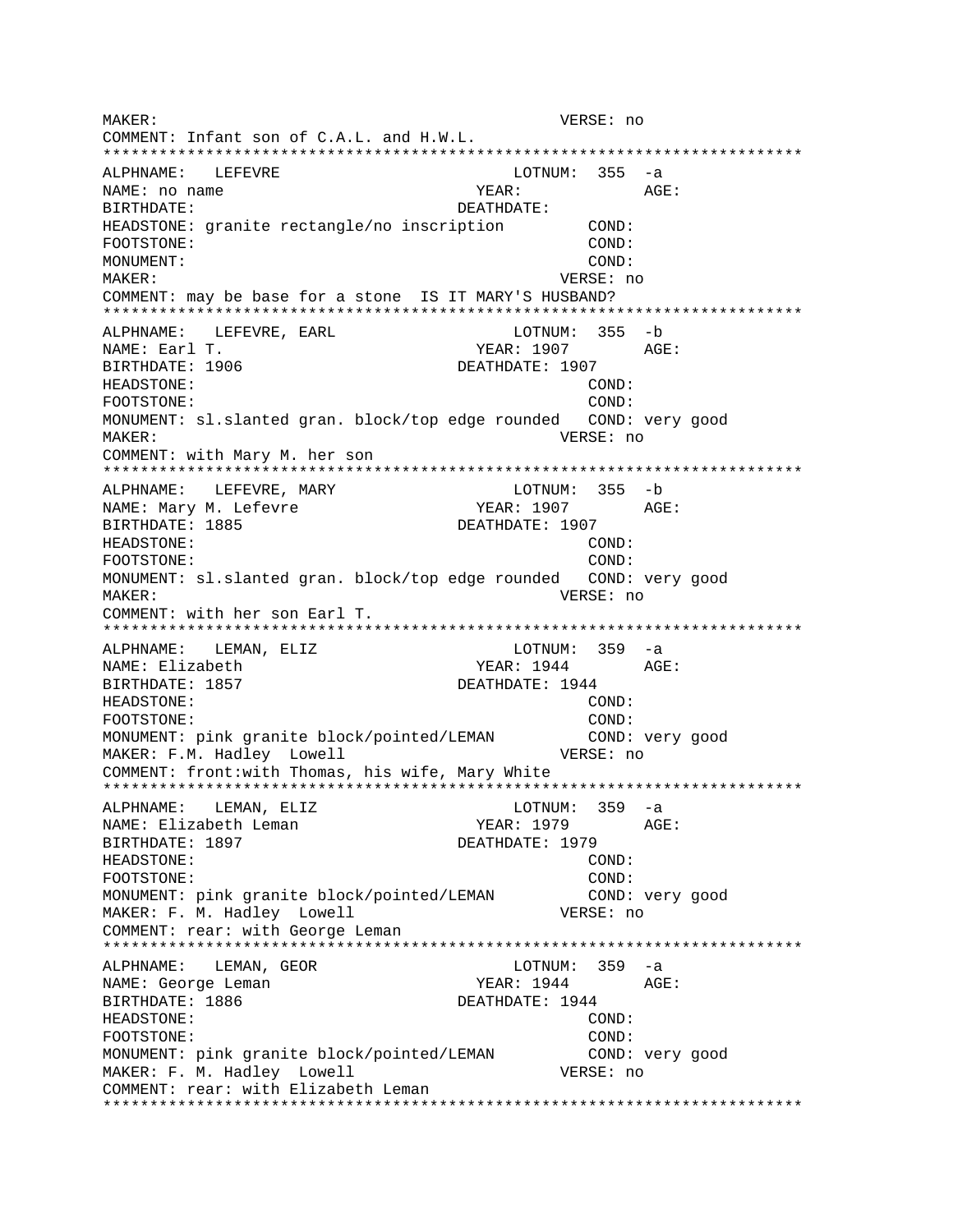```
MAKER:                                          VERSE: no
COMMENT: Infant son of C.A.L. and H.W.L.
*************************************************************************
ALPHNAME:   LEFEVRE                        LOTNUM:  355  -a
NAME: no name                            YEAR:            AGE:
BIRTHDATE:                            DEATHDATE:
HEADSTONE: granite rectangle/no inscription         COND:
FOOTSTONE:                                          COND:
MONUMENT:                                           COND:
MAKER:                                          VERSE: no
COMMENT: may be base for a stone  IS IT MARY'S HUSBAND?
*************************************************************************
ALPHNAME:   LEFEVRE, EARL                  LOTNUM:  355  -b
NAME: Earl T.                            YEAR: 1907       AGE:
BIRTHDATE: 1906                       DEATHDATE: 1907
HEADSTONE:                                          COND:
FOOTSTONE:                                          COND:
MONUMENT: sl.slanted gran. block/top edge rounded   COND: very good
MAKER:                                          VERSE: no
COMMENT: with Mary M. her son
*************************************************************************
ALPHNAME:   LEFEVRE, MARY                  LOTNUM:  355  -b
NAME: Mary M. Lefevre                    YEAR: 1907       AGE:
BIRTHDATE: 1885                       DEATHDATE: 1907
HEADSTONE:                                          COND:
FOOTSTONE:                                          COND:
MONUMENT: sl.slanted gran. block/top edge rounded   COND: very good
MAKER:                                          VERSE: no
COMMENT: with her son Earl T.
*************************************************************************
ALPHNAME:   LEMAN, ELIZ                    LOTNUM:  359  -a
NAME: Elizabeth                          YEAR: 1944       AGE:
BIRTHDATE: 1857                       DEATHDATE: 1944
HEADSTONE:                                          COND:
FOOTSTONE:                                          COND:
MONUMENT: pink granite block/pointed/LEMAN          COND: very good
MAKER: F.M. Hadley  Lowell                      VERSE: no
COMMENT: front:with Thomas, his wife, Mary White
*************************************************************************
ALPHNAME:   LEMAN, ELIZ                    LOTNUM:  359  -a
NAME: Elizabeth Leman                    YEAR: 1979       AGE:
BIRTHDATE: 1897                       DEATHDATE: 1979
HEADSTONE:                                          COND:
FOOTSTONE:                                          COND:
MONUMENT: pink granite block/pointed/LEMAN          COND: very good
MAKER: F. M. Hadley  Lowell                     VERSE: no
COMMENT: rear: with George Leman
*************************************************************************
ALPHNAME:   LEMAN, GEOR                    LOTNUM:  359  -a
NAME: George Leman                       YEAR: 1944       AGE:
BIRTHDATE: 1886                       DEATHDATE: 1944
HEADSTONE:                                          COND:
FOOTSTONE:                                          COND:
MONUMENT: pink granite block/pointed/LEMAN          COND: very good
MAKER: F. M. Hadley  Lowell                     VERSE: no
COMMENT: rear: with Elizabeth Leman
*************************************************************************
```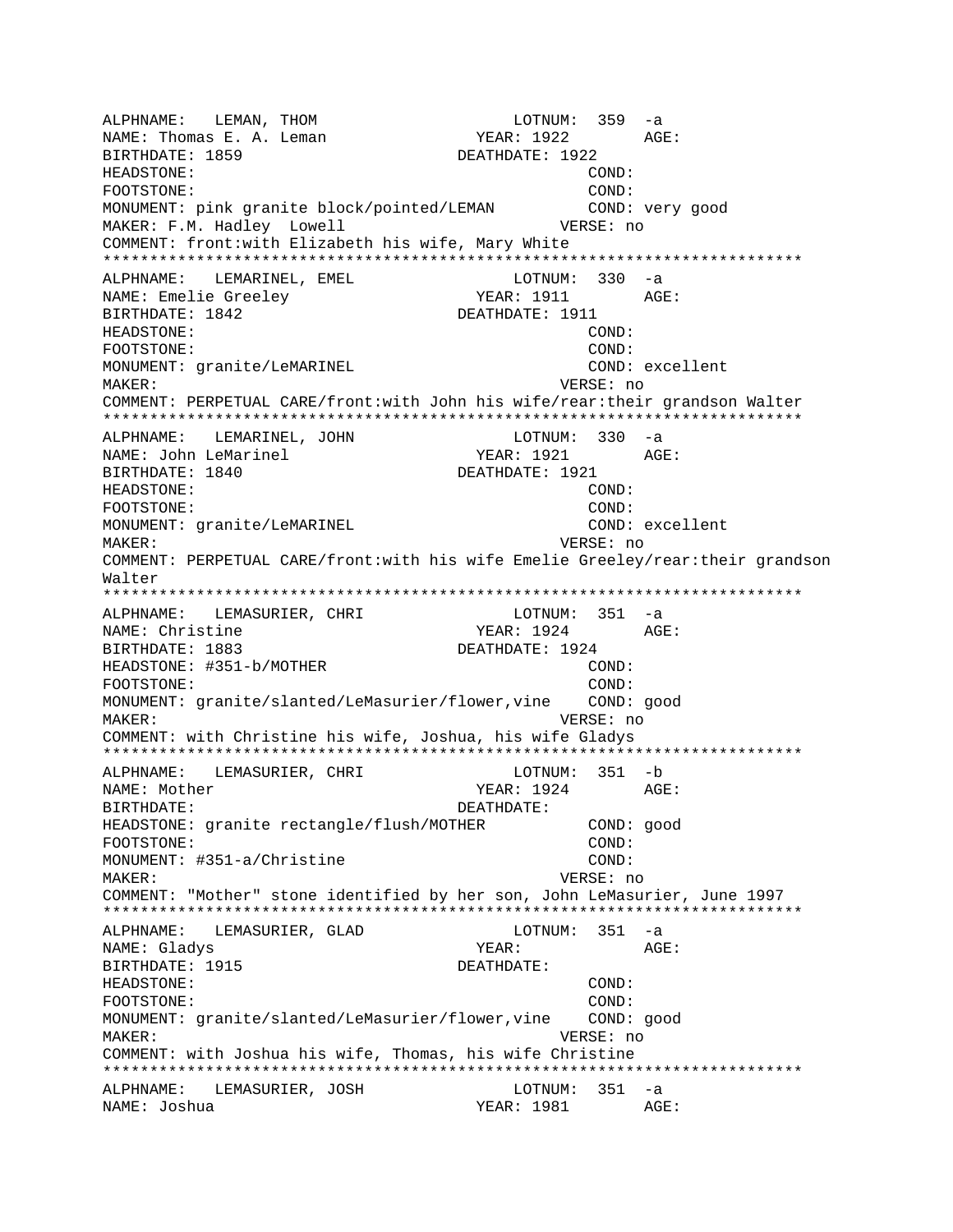```
ALPHNAME:   LEMAN, THOM                     LOTNUM:  359  -a
NAME: Thomas E. A. Leman              YEAR: 1922        AGE:
BIRTHDATE: 1859                     DEATHDATE: 1922
HEADSTONE:                                        COND:
FOOTSTONE:                                        COND:
MONUMENT: pink granite block/pointed/LEMAN        COND: very good
MAKER: F.M. Hadley  Lowell                      VERSE: no
COMMENT: front:with Elizabeth his wife, Mary White
**************************************************************************
ALPHNAME:   LEMARINEL, EMEL                 LOTNUM:  330  -a
NAME: Emelie Greeley                  YEAR: 1911        AGE:
BIRTHDATE: 1842                     DEATHDATE: 1911
HEADSTONE:                                        COND:
FOOTSTONE:                                        COND:
MONUMENT: granite/LeMARINEL                       COND: excellent
MAKER:                                          VERSE: no
COMMENT: PERPETUAL CARE/front:with John his wife/rear:their grandson Walter
**************************************************************************
ALPHNAME:   LEMARINEL, JOHN                 LOTNUM:  330  -a
NAME: John LeMarinel                  YEAR: 1921        AGE:
BIRTHDATE: 1840                     DEATHDATE: 1921
HEADSTONE:                                        COND:
FOOTSTONE:                                        COND:
MONUMENT: granite/LeMARINEL                       COND: excellent
MAKER:                                          VERSE: no
COMMENT: PERPETUAL CARE/front:with his wife Emelie Greeley/rear:their grandson
Walter
**************************************************************************
ALPHNAME:   LEMASURIER, CHRI                LOTNUM:  351  -a
NAME: Christine                       YEAR: 1924        AGE:
BIRTHDATE: 1883                     DEATHDATE: 1924
HEADSTONE: #351-b/MOTHER                          COND:
FOOTSTONE:                                        COND:
MONUMENT: granite/slanted/LeMasurier/flower,vine    COND: good
MAKER:                                          VERSE: no
COMMENT: with Christine his wife, Joshua, his wife Gladys
**************************************************************************
ALPHNAME:   LEMASURIER, CHRI                LOTNUM:  351  -b
NAME: Mother                          YEAR: 1924        AGE:
BIRTHDATE:                          DEATHDATE:
HEADSTONE: granite rectangle/flush/MOTHER         COND: good
FOOTSTONE:                                        COND:
MONUMENT: #351-a/Christine                        COND:
MAKER:                                          VERSE: no
COMMENT: "Mother" stone identified by her son, John LeMasurier, June 1997
**************************************************************************
ALPHNAME:   LEMASURIER, GLAD                LOTNUM:  351  -a
NAME: Gladys                          YEAR:             AGE:
BIRTHDATE: 1915                     DEATHDATE:
HEADSTONE:                                        COND:
FOOTSTONE:                                        COND:
MONUMENT: granite/slanted/LeMasurier/flower,vine    COND: good
MAKER:                                          VERSE: no
COMMENT: with Joshua his wife, Thomas, his wife Christine
**************************************************************************
ALPHNAME:   LEMASURIER, JOSH                LOTNUM:  351  -a
NAME: Joshua                          YEAR: 1981        AGE:
```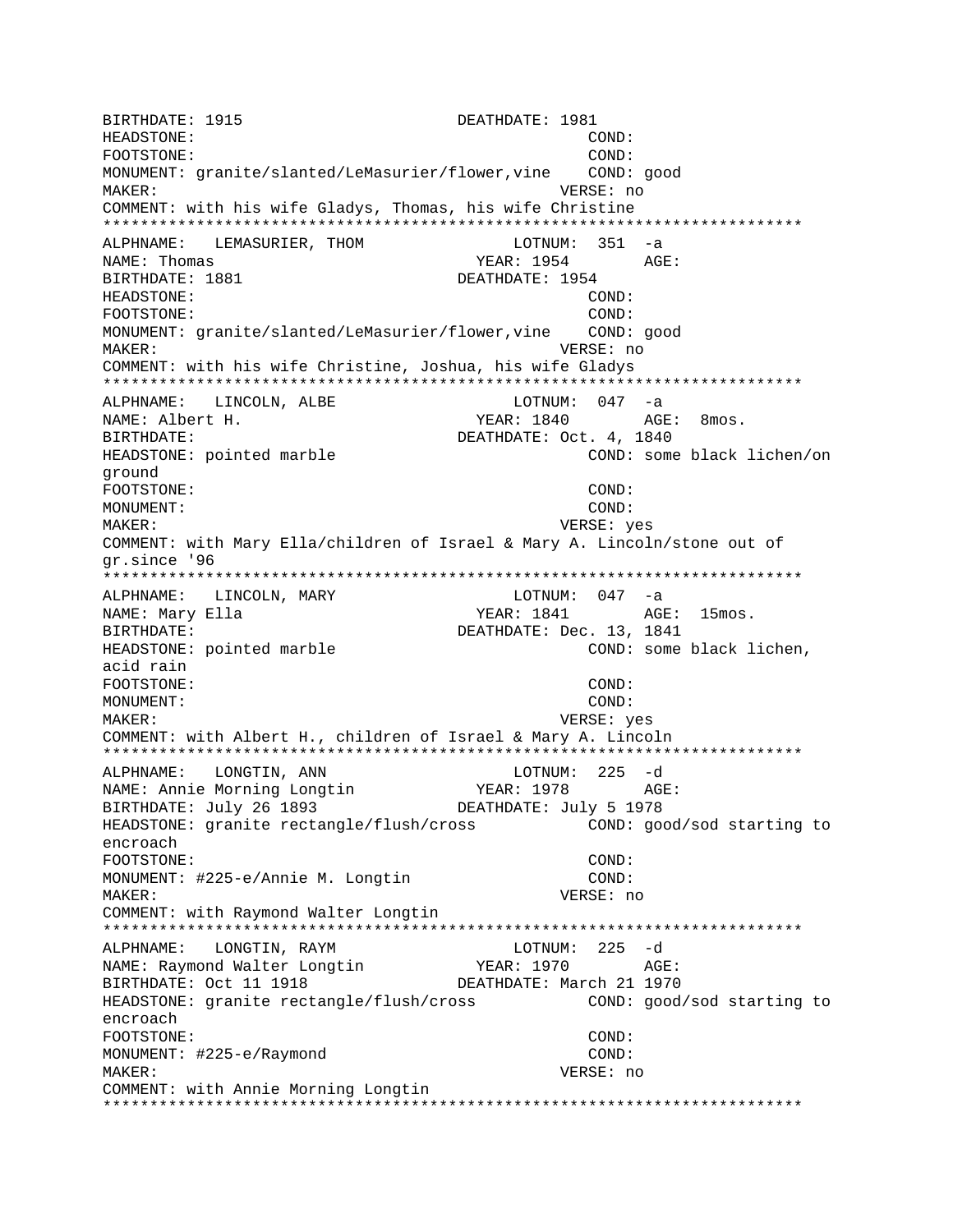BIRTHDATE: 1915 DEATHDATE: 1981
HEADSTONE: COND:
FOOTSTONE: COND:
MONUMENT: granite/slanted/LeMasurier/flower,vine COND: good
MAKER: VERSE: no
COMMENT: with his wife Gladys, Thomas, his wife Christine
****************************************************************************
ALPHNAME: LEMASURIER, THOM LOTNUM: 351 -a
NAME: Thomas YEAR: 1954 AGE:
BIRTHDATE: 1881 DEATHDATE: 1954
HEADSTONE: COND:
FOOTSTONE: COND:
MONUMENT: granite/slanted/LeMasurier/flower,vine COND: good
MAKER: VERSE: no
COMMENT: with his wife Christine, Joshua, his wife Gladys
****************************************************************************
ALPHNAME: LINCOLN, ALBE LOTNUM: 047 -a
NAME: Albert H. YEAR: 1840 AGE: 8mos.
BIRTHDATE: DEATHDATE: Oct. 4, 1840
HEADSTONE: pointed marble COND: some black lichen/on ground
FOOTSTONE: COND:
MONUMENT: COND:
MAKER: VERSE: yes
COMMENT: with Mary Ella/children of Israel & Mary A. Lincoln/stone out of gr.since '96
****************************************************************************
ALPHNAME: LINCOLN, MARY LOTNUM: 047 -a
NAME: Mary Ella YEAR: 1841 AGE: 15mos.
BIRTHDATE: DEATHDATE: Dec. 13, 1841
HEADSTONE: pointed marble COND: some black lichen, acid rain
FOOTSTONE: COND:
MONUMENT: COND:
MAKER: VERSE: yes
COMMENT: with Albert H., children of Israel & Mary A. Lincoln
****************************************************************************
ALPHNAME: LONGTIN, ANN LOTNUM: 225 -d
NAME: Annie Morning Longtin YEAR: 1978 AGE:
BIRTHDATE: July 26 1893 DEATHDATE: July 5 1978
HEADSTONE: granite rectangle/flush/cross COND: good/sod starting to encroach
FOOTSTONE: COND:
MONUMENT: #225-e/Annie M. Longtin COND:
MAKER: VERSE: no
COMMENT: with Raymond Walter Longtin
****************************************************************************
ALPHNAME: LONGTIN, RAYM LOTNUM: 225 -d
NAME: Raymond Walter Longtin YEAR: 1970 AGE:
BIRTHDATE: Oct 11 1918 DEATHDATE: March 21 1970
HEADSTONE: granite rectangle/flush/cross COND: good/sod starting to encroach
FOOTSTONE: COND:
MONUMENT: #225-e/Raymond COND:
MAKER: VERSE: no
COMMENT: with Annie Morning Longtin
****************************************************************************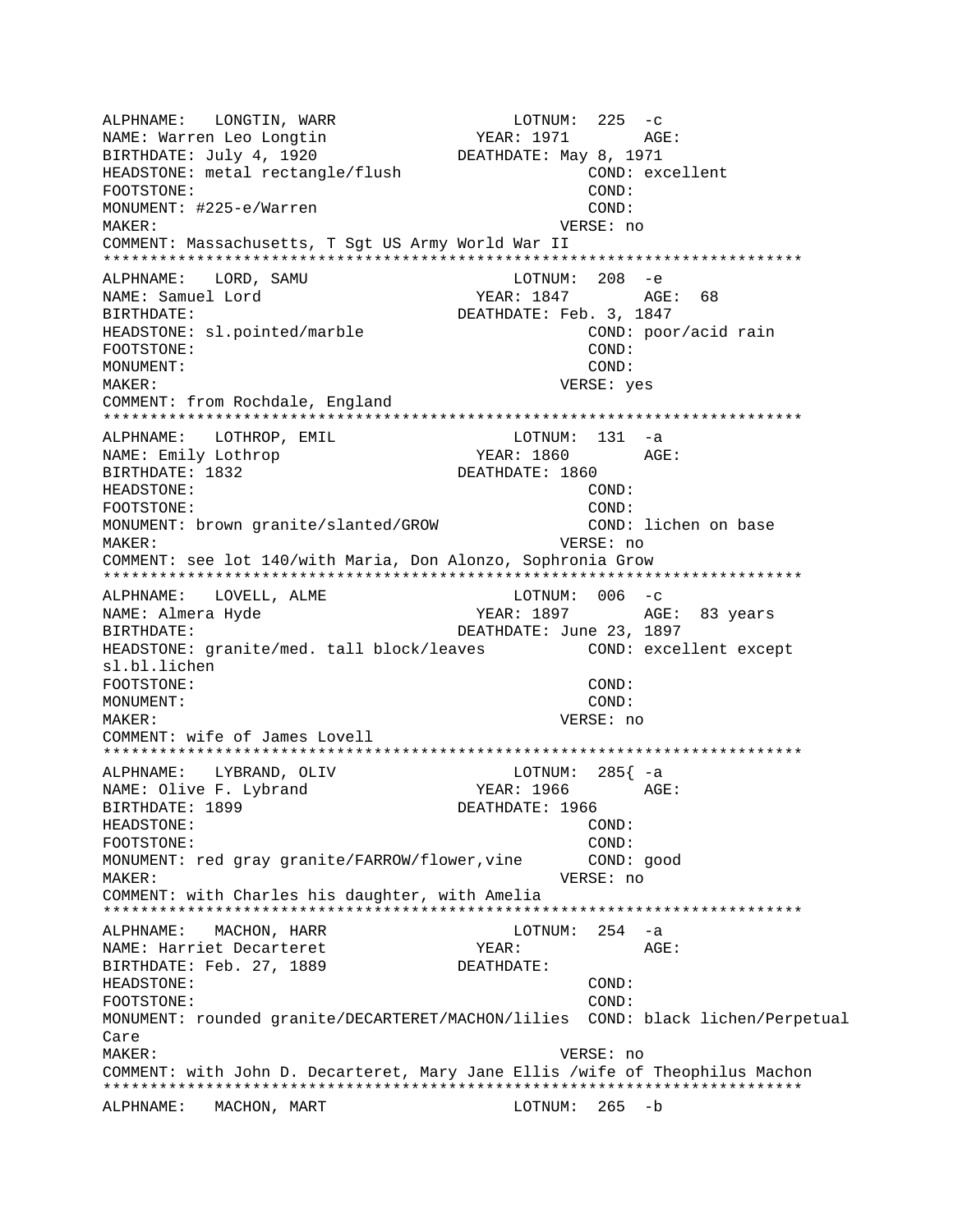```
ALPHNAME:   LONGTIN, WARR                   LOTNUM:  225  -c
NAME: Warren Leo Longtin               YEAR: 1971        AGE:
BIRTHDATE: July 4, 1920              DEATHDATE: May 8, 1971
HEADSTONE: metal rectangle/flush                     COND: excellent
FOOTSTONE:                                           COND:
MONUMENT: #225-e/Warren                              COND:
MAKER:                                             VERSE: no
COMMENT: Massachusetts, T Sgt US Army World War II
*************************************************************************
ALPHNAME:   LORD, SAMU                      LOTNUM:  208  -e
NAME: Samuel Lord                      YEAR: 1847        AGE:  68
BIRTHDATE:                           DEATHDATE: Feb. 3, 1847
HEADSTONE: sl.pointed/marble                         COND: poor/acid rain
FOOTSTONE:                                           COND:
MONUMENT:                                            COND:
MAKER:                                             VERSE: yes
COMMENT: from Rochdale, England
*************************************************************************
ALPHNAME:   LOTHROP, EMIL                   LOTNUM:  131  -a
NAME: Emily Lothrop                    YEAR: 1860        AGE:
BIRTHDATE: 1832                      DEATHDATE: 1860
HEADSTONE:                                           COND:
FOOTSTONE:                                           COND:
MONUMENT: brown granite/slanted/GROW                 COND: lichen on base
MAKER:                                             VERSE: no
COMMENT: see lot 140/with Maria, Don Alonzo, Sophronia Grow
*************************************************************************
ALPHNAME:   LOVELL, ALME                    LOTNUM:  006  -c
NAME: Almera Hyde                      YEAR: 1897        AGE:  83 years
BIRTHDATE:                           DEATHDATE: June 23, 1897
HEADSTONE: granite/med. tall block/leaves          COND: excellent except
sl.bl.lichen
FOOTSTONE:                                           COND:
MONUMENT:                                            COND:
MAKER:                                             VERSE: no
COMMENT: wife of James Lovell
*************************************************************************
ALPHNAME:   LYBRAND, OLIV                   LOTNUM:  285{ -a
NAME: Olive F. Lybrand                 YEAR: 1966        AGE:
BIRTHDATE: 1899                      DEATHDATE: 1966
HEADSTONE:                                           COND:
FOOTSTONE:                                           COND:
MONUMENT: red gray granite/FARROW/flower,vine        COND: good
MAKER:                                             VERSE: no
COMMENT: with Charles his daughter, with Amelia
*************************************************************************
ALPHNAME:   MACHON, HARR                    LOTNUM:  254  -a
NAME: Harriet Decarteret               YEAR:             AGE:
BIRTHDATE: Feb. 27, 1889             DEATHDATE:
HEADSTONE:                                           COND:
FOOTSTONE:                                           COND:
MONUMENT: rounded granite/DECARTERET/MACHON/lilies  COND: black lichen/Perpetual
Care
MAKER:                                             VERSE: no
COMMENT: with John D. Decarteret, Mary Jane Ellis /wife of Theophilus Machon
*************************************************************************
ALPHNAME:   MACHON, MART                    LOTNUM:  265  -b
```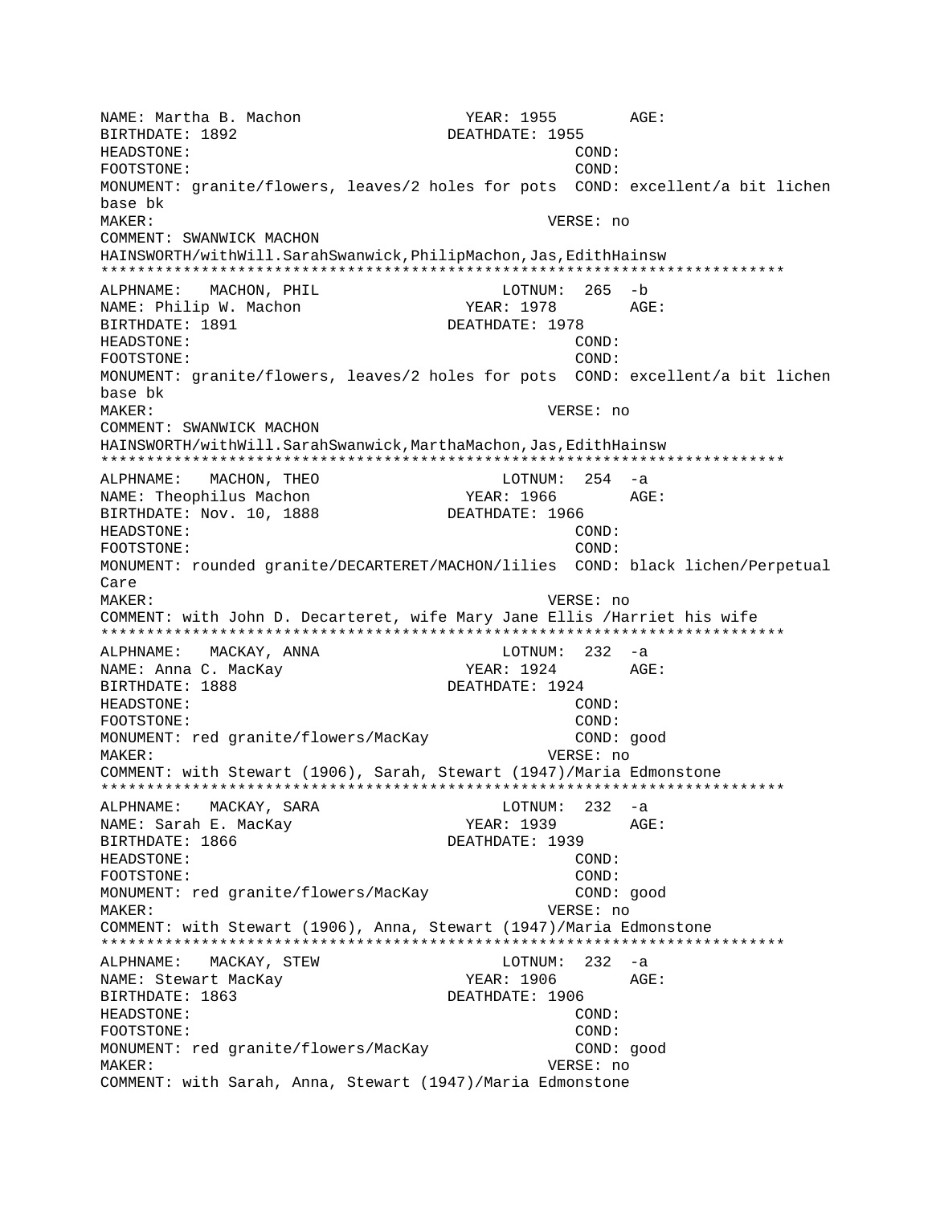NAME: Martha B. Machon YEAR: 1955 AGE:
BIRTHDATE: 1892 DEATHDATE: 1955
HEADSTONE: COND:
FOOTSTONE: COND:
MONUMENT: granite/flowers, leaves/2 holes for pots COND: excellent/a bit lichen base bk
MAKER: VERSE: no
COMMENT: SWANWICK MACHON HAINSWORTH/withWill.SarahSwanwick,PhilipMachon,Jas,EdithHainsw

*************************************************************************

ALPHNAME: MACHON, PHIL LOTNUM: 265 -b
NAME: Philip W. Machon YEAR: 1978 AGE:
BIRTHDATE: 1891 DEATHDATE: 1978
HEADSTONE: COND:
FOOTSTONE: COND:
MONUMENT: granite/flowers, leaves/2 holes for pots COND: excellent/a bit lichen base bk
MAKER: VERSE: no
COMMENT: SWANWICK MACHON HAINSWORTH/withWill.SarahSwanwick,MarthaMachon,Jas,EdithHainsw

*************************************************************************

ALPHNAME: MACHON, THEO LOTNUM: 254 -a
NAME: Theophilus Machon YEAR: 1966 AGE:
BIRTHDATE: Nov. 10, 1888 DEATHDATE: 1966
HEADSTONE: COND:
FOOTSTONE: COND:
MONUMENT: rounded granite/DECARTERET/MACHON/lilies COND: black lichen/Perpetual Care
MAKER: VERSE: no
COMMENT: with John D. Decarteret, wife Mary Jane Ellis /Harriet his wife

*************************************************************************

ALPHNAME: MACKAY, ANNA LOTNUM: 232 -a
NAME: Anna C. MacKay YEAR: 1924 AGE:
BIRTHDATE: 1888 DEATHDATE: 1924
HEADSTONE: COND:
FOOTSTONE: COND:
MONUMENT: red granite/flowers/MacKay COND: good
MAKER: VERSE: no
COMMENT: with Stewart (1906), Sarah, Stewart (1947)/Maria Edmonstone

*************************************************************************

ALPHNAME: MACKAY, SARA LOTNUM: 232 -a
NAME: Sarah E. MacKay YEAR: 1939 AGE:
BIRTHDATE: 1866 DEATHDATE: 1939
HEADSTONE: COND:
FOOTSTONE: COND:
MONUMENT: red granite/flowers/MacKay COND: good
MAKER: VERSE: no
COMMENT: with Stewart (1906), Anna, Stewart (1947)/Maria Edmonstone

*************************************************************************

ALPHNAME: MACKAY, STEW LOTNUM: 232 -a
NAME: Stewart MacKay YEAR: 1906 AGE:
BIRTHDATE: 1863 DEATHDATE: 1906
HEADSTONE: COND:
FOOTSTONE: COND:
MONUMENT: red granite/flowers/MacKay COND: good
MAKER: VERSE: no
COMMENT: with Sarah, Anna, Stewart (1947)/Maria Edmonstone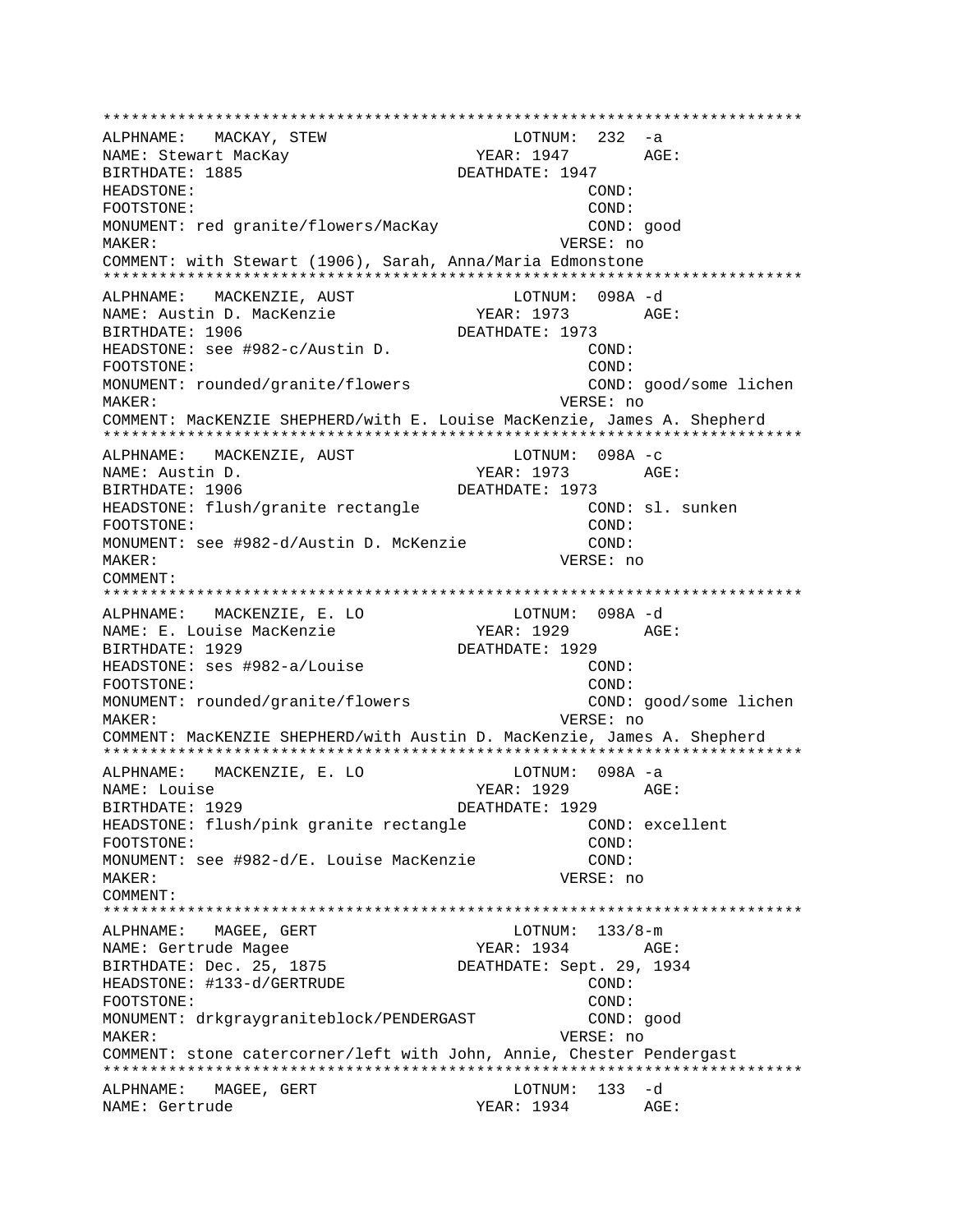```
*************************************************************************
ALPHNAME:   MACKAY, STEW                    LOTNUM:  232  -a
NAME: Stewart MacKay                    YEAR: 1947        AGE:
BIRTHDATE: 1885                       DEATHDATE: 1947
HEADSTONE:                                          COND:
FOOTSTONE:                                          COND:
MONUMENT: red granite/flowers/MacKay                COND: good
MAKER:                                            VERSE: no
COMMENT: with Stewart (1906), Sarah, Anna/Maria Edmonstone
*************************************************************************
ALPHNAME:   MACKENZIE, AUST                 LOTNUM:  098A -d
NAME: Austin D. MacKenzie               YEAR: 1973        AGE:
BIRTHDATE: 1906                       DEATHDATE: 1973
HEADSTONE: see #982-c/Austin D.                     COND:
FOOTSTONE:                                          COND:
MONUMENT: rounded/granite/flowers                   COND: good/some lichen
MAKER:                                            VERSE: no
COMMENT: MacKENZIE SHEPHERD/with E. Louise MacKenzie, James A. Shepherd
*************************************************************************
ALPHNAME:   MACKENZIE, AUST                 LOTNUM:  098A -c
NAME: Austin D.                         YEAR: 1973        AGE:
BIRTHDATE: 1906                       DEATHDATE: 1973
HEADSTONE: flush/granite rectangle                  COND: sl. sunken
FOOTSTONE:                                          COND:
MONUMENT: see #982-d/Austin D. McKenzie             COND:
MAKER:                                            VERSE: no
COMMENT:
*************************************************************************
ALPHNAME:   MACKENZIE, E. LO                LOTNUM:  098A -d
NAME: E. Louise MacKenzie               YEAR: 1929        AGE:
BIRTHDATE: 1929                       DEATHDATE: 1929
HEADSTONE: ses #982-a/Louise                        COND:
FOOTSTONE:                                          COND:
MONUMENT: rounded/granite/flowers                   COND: good/some lichen
MAKER:                                            VERSE: no
COMMENT: MacKENZIE SHEPHERD/with Austin D. MacKenzie, James A. Shepherd
*************************************************************************
ALPHNAME:   MACKENZIE, E. LO                LOTNUM:  098A -a
NAME: Louise                            YEAR: 1929        AGE:
BIRTHDATE: 1929                       DEATHDATE: 1929
HEADSTONE: flush/pink granite rectangle             COND: excellent
FOOTSTONE:                                          COND:
MONUMENT: see #982-d/E. Louise MacKenzie            COND:
MAKER:                                            VERSE: no
COMMENT:
*************************************************************************
ALPHNAME:   MAGEE, GERT                     LOTNUM:  133/8-m
NAME: Gertrude Magee                    YEAR: 1934        AGE:
BIRTHDATE: Dec. 25, 1875              DEATHDATE: Sept. 29, 1934
HEADSTONE: #133-d/GERTRUDE                          COND:
FOOTSTONE:                                          COND:
MONUMENT: drkgraygraniteblock/PENDERGAST            COND: good
MAKER:                                            VERSE: no
COMMENT: stone catercorner/left with John, Annie, Chester Pendergast
*************************************************************************
ALPHNAME:   MAGEE, GERT                     LOTNUM:  133  -d
NAME: Gertrude                          YEAR: 1934        AGE:
```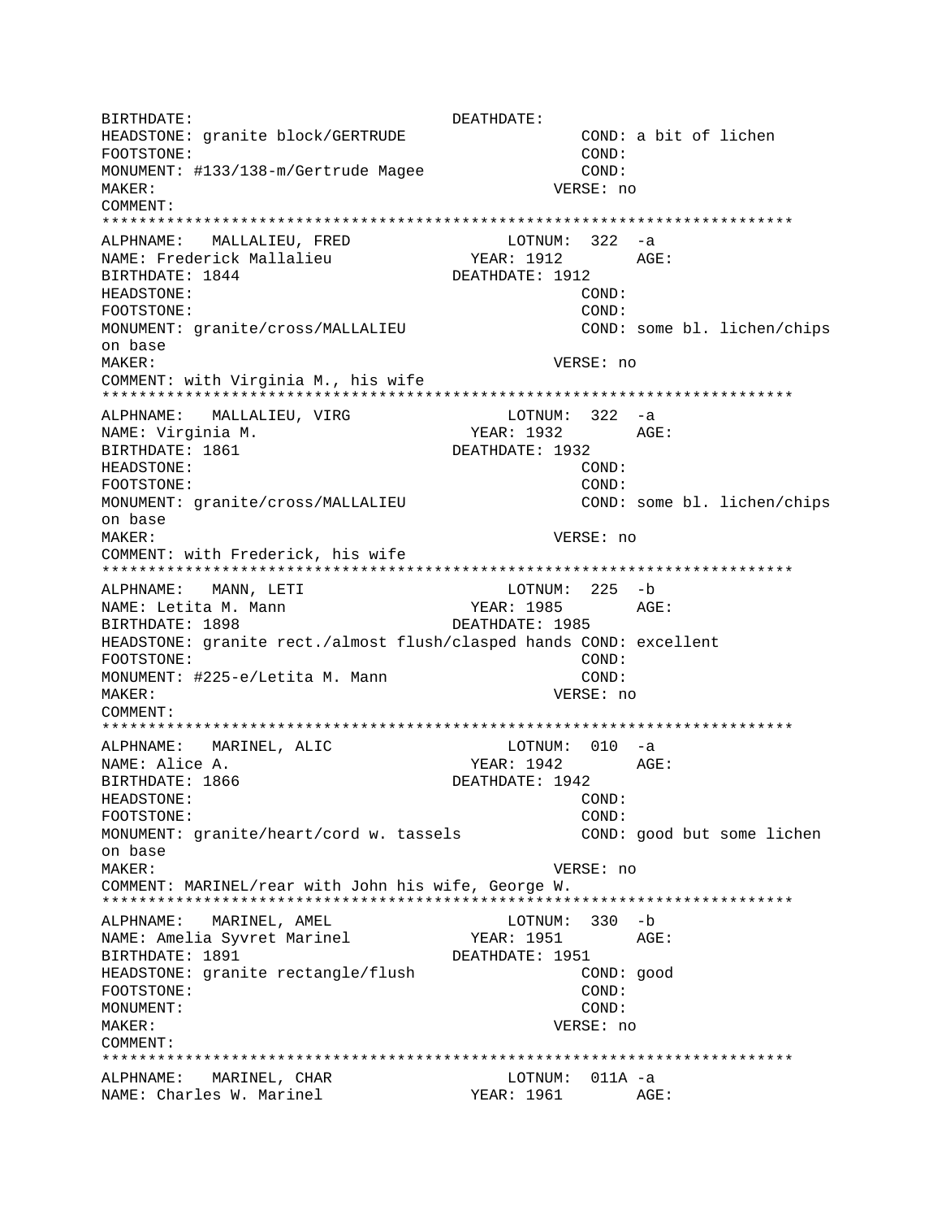BIRTHDATE: DEATHDATE:
HEADSTONE: granite block/GERTRUDE COND: a bit of lichen
FOOTSTONE: COND:
MONUMENT: #133/138-m/Gertrude Magee COND:
MAKER: VERSE: no
COMMENT:

***************************************************************************

ALPHNAME: MALLALIEU, FRED LOTNUM: 322 -a
NAME: Frederick Mallalieu YEAR: 1912 AGE:
BIRTHDATE: 1844 DEATHDATE: 1912
HEADSTONE: COND:
FOOTSTONE: COND:
MONUMENT: granite/cross/MALLALIEU COND: some bl. lichen/chips on base
MAKER: VERSE: no
COMMENT: with Virginia M., his wife

***************************************************************************

ALPHNAME: MALLALIEU, VIRG LOTNUM: 322 -a
NAME: Virginia M. YEAR: 1932 AGE:
BIRTHDATE: 1861 DEATHDATE: 1932
HEADSTONE: COND:
FOOTSTONE: COND:
MONUMENT: granite/cross/MALLALIEU COND: some bl. lichen/chips on base
MAKER: VERSE: no
COMMENT: with Frederick, his wife

***************************************************************************

ALPHNAME: MANN, LETI LOTNUM: 225 -b
NAME: Letita M. Mann YEAR: 1985 AGE:
BIRTHDATE: 1898 DEATHDATE: 1985
HEADSTONE: granite rect./almost flush/clasped hands COND: excellent
FOOTSTONE: COND:
MONUMENT: #225-e/Letita M. Mann COND:
MAKER: VERSE: no
COMMENT:

***************************************************************************

ALPHNAME: MARINEL, ALIC LOTNUM: 010 -a
NAME: Alice A. YEAR: 1942 AGE:
BIRTHDATE: 1866 DEATHDATE: 1942
HEADSTONE: COND:
FOOTSTONE: COND:
MONUMENT: granite/heart/cord w. tassels COND: good but some lichen on base
MAKER: VERSE: no
COMMENT: MARINEL/rear with John his wife, George W.

***************************************************************************

ALPHNAME: MARINEL, AMEL LOTNUM: 330 -b
NAME: Amelia Syvret Marinel YEAR: 1951 AGE:
BIRTHDATE: 1891 DEATHDATE: 1951
HEADSTONE: granite rectangle/flush COND: good
FOOTSTONE: COND:
MONUMENT: COND:
MAKER: VERSE: no
COMMENT:

***************************************************************************

ALPHNAME: MARINEL, CHAR LOTNUM: 011A -a
NAME: Charles W. Marinel YEAR: 1961 AGE: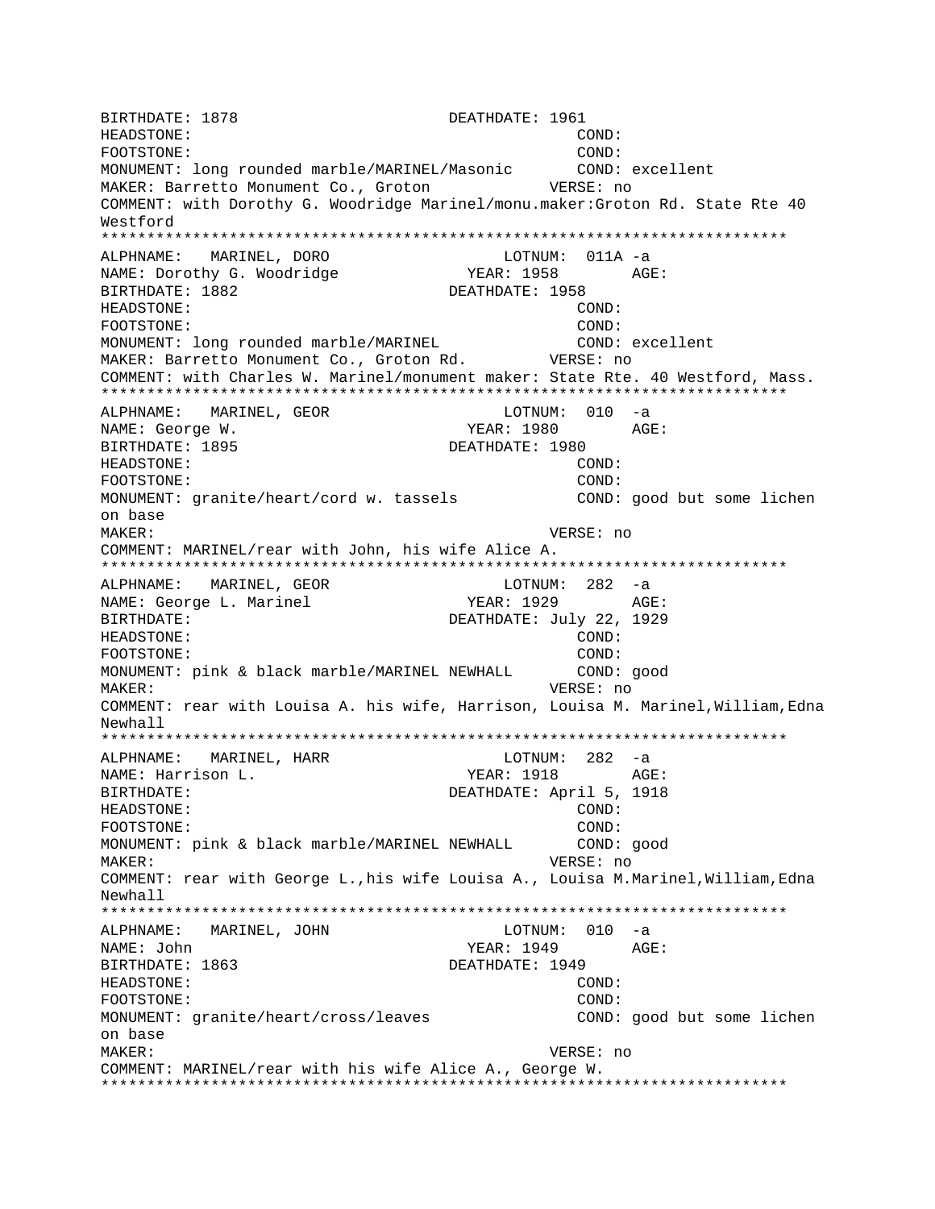```
BIRTHDATE: 1878                     DEATHDATE: 1961
HEADSTONE:                                       COND:
FOOTSTONE:                                       COND:
MONUMENT: long rounded marble/MARINEL/Masonic      COND: excellent
MAKER: Barretto Monument Co., Groton            VERSE: no
COMMENT: with Dorothy G. Woodridge Marinel/monu.maker:Groton Rd. State Rte 40
Westford
***************************************************************************
ALPHNAME:   MARINEL, DORO                    LOTNUM:  011A -a
NAME: Dorothy G. Woodridge               YEAR: 1958        AGE:
BIRTHDATE: 1882                     DEATHDATE: 1958
HEADSTONE:                                       COND:
FOOTSTONE:                                       COND:
MONUMENT: long rounded marble/MARINEL              COND: excellent
MAKER: Barretto Monument Co., Groton Rd.        VERSE: no
COMMENT: with Charles W. Marinel/monument maker: State Rte. 40 Westford, Mass.
***************************************************************************
ALPHNAME:   MARINEL, GEOR                    LOTNUM:  010  -a
NAME: George W.                          YEAR: 1980        AGE:
BIRTHDATE: 1895                     DEATHDATE: 1980
HEADSTONE:                                       COND:
FOOTSTONE:                                       COND:
MONUMENT: granite/heart/cord w. tassels            COND: good but some lichen
on base
MAKER:                                          VERSE: no
COMMENT: MARINEL/rear with John, his wife Alice A.
***************************************************************************
ALPHNAME:   MARINEL, GEOR                    LOTNUM:  282  -a
NAME: George L. Marinel                  YEAR: 1929        AGE:
BIRTHDATE:                          DEATHDATE: July 22, 1929
HEADSTONE:                                       COND:
FOOTSTONE:                                       COND:
MONUMENT: pink & black marble/MARINEL NEWHALL      COND: good
MAKER:                                          VERSE: no
COMMENT: rear with Louisa A. his wife, Harrison, Louisa M. Marinel,William,Edna
Newhall
***************************************************************************
ALPHNAME:   MARINEL, HARR                    LOTNUM:  282  -a
NAME: Harrison L.                        YEAR: 1918        AGE:
BIRTHDATE:                          DEATHDATE: April 5, 1918
HEADSTONE:                                       COND:
FOOTSTONE:                                       COND:
MONUMENT: pink & black marble/MARINEL NEWHALL      COND: good
MAKER:                                          VERSE: no
COMMENT: rear with George L.,his wife Louisa A., Louisa M.Marinel,William,Edna
Newhall
***************************************************************************
ALPHNAME:   MARINEL, JOHN                    LOTNUM:  010  -a
NAME: John                               YEAR: 1949        AGE:
BIRTHDATE: 1863                     DEATHDATE: 1949
HEADSTONE:                                       COND:
FOOTSTONE:                                       COND:
MONUMENT: granite/heart/cross/leaves               COND: good but some lichen
on base
MAKER:                                          VERSE: no
COMMENT: MARINEL/rear with his wife Alice A., George W.
***************************************************************************
```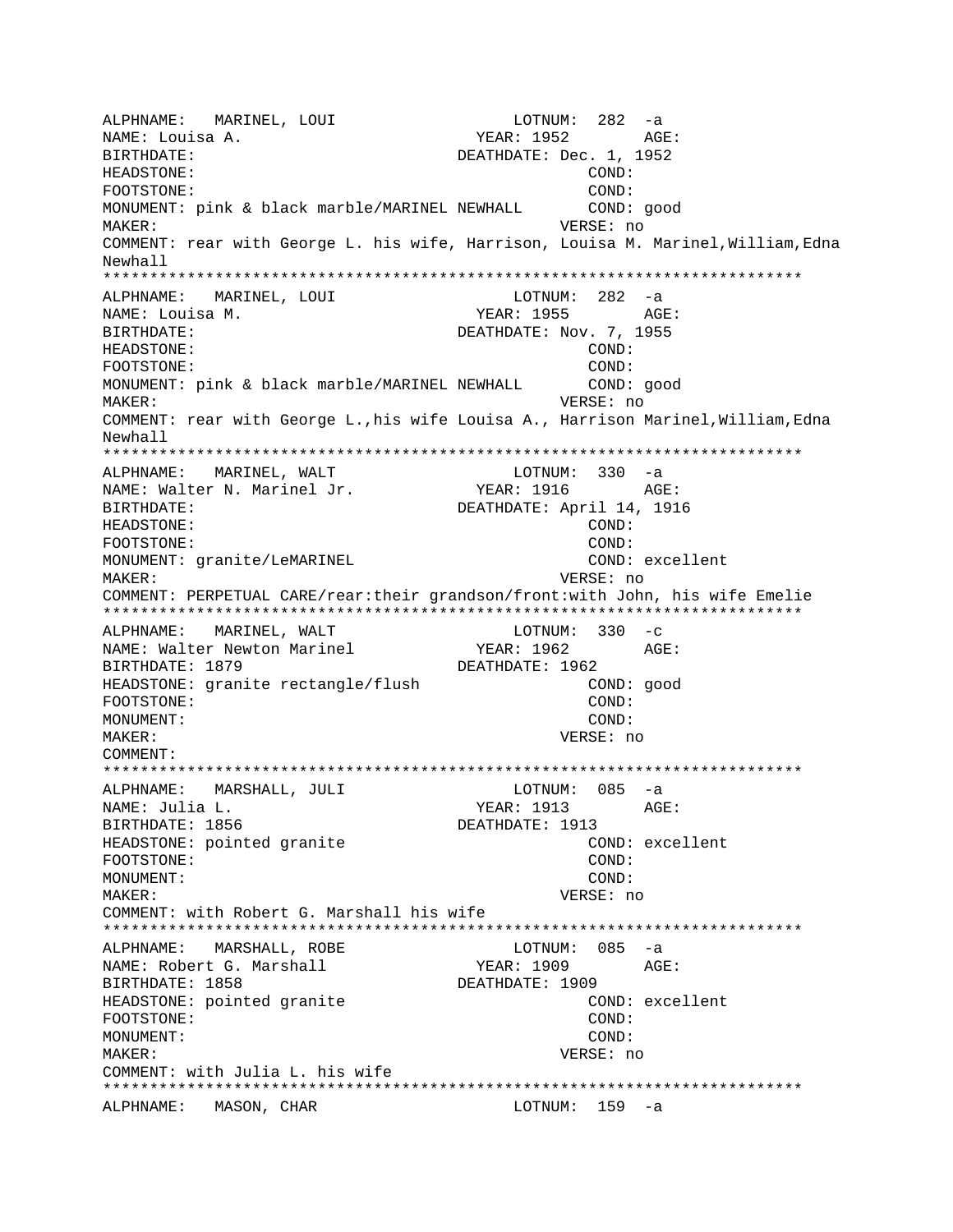```
ALPHNAME:   MARINEL, LOUI                    LOTNUM:  282  -a
NAME: Louisa A.                         YEAR: 1952        AGE:
BIRTHDATE:                           DEATHDATE: Dec. 1, 1952
HEADSTONE:                                         COND:
FOOTSTONE:                                         COND:
MONUMENT: pink & black marble/MARINEL NEWHALL      COND: good
MAKER:                                          VERSE: no
COMMENT: rear with George L. his wife, Harrison, Louisa M. Marinel,William,Edna
Newhall
*************************************************************************
ALPHNAME:   MARINEL, LOUI                    LOTNUM:  282  -a
NAME: Louisa M.                         YEAR: 1955        AGE:
BIRTHDATE:                           DEATHDATE: Nov. 7, 1955
HEADSTONE:                                         COND:
FOOTSTONE:                                         COND:
MONUMENT: pink & black marble/MARINEL NEWHALL      COND: good
MAKER:                                          VERSE: no
COMMENT: rear with George L.,his wife Louisa A., Harrison Marinel,William,Edna
Newhall
*************************************************************************
ALPHNAME:   MARINEL, WALT                    LOTNUM:  330  -a
NAME: Walter N. Marinel Jr.             YEAR: 1916        AGE:
BIRTHDATE:                           DEATHDATE: April 14, 1916
HEADSTONE:                                         COND:
FOOTSTONE:                                         COND:
MONUMENT: granite/LeMARINEL                        COND: excellent
MAKER:                                          VERSE: no
COMMENT: PERPETUAL CARE/rear:their grandson/front:with John, his wife Emelie
*************************************************************************
ALPHNAME:   MARINEL, WALT                    LOTNUM:  330  -c
NAME: Walter Newton Marinel             YEAR: 1962        AGE:
BIRTHDATE: 1879                      DEATHDATE: 1962
HEADSTONE: granite rectangle/flush                 COND: good
FOOTSTONE:                                         COND:
MONUMENT:                                          COND:
MAKER:                                          VERSE: no
COMMENT:
*************************************************************************
ALPHNAME:   MARSHALL, JULI                   LOTNUM:  085  -a
NAME: Julia L.                          YEAR: 1913        AGE:
BIRTHDATE: 1856                      DEATHDATE: 1913
HEADSTONE: pointed granite                         COND: excellent
FOOTSTONE:                                         COND:
MONUMENT:                                          COND:
MAKER:                                          VERSE: no
COMMENT: with Robert G. Marshall his wife
*************************************************************************
ALPHNAME:   MARSHALL, ROBE                   LOTNUM:  085  -a
NAME: Robert G. Marshall                YEAR: 1909        AGE:
BIRTHDATE: 1858                      DEATHDATE: 1909
HEADSTONE: pointed granite                         COND: excellent
FOOTSTONE:                                         COND:
MONUMENT:                                          COND:
MAKER:                                          VERSE: no
COMMENT: with Julia L. his wife
*************************************************************************
ALPHNAME:   MASON, CHAR                      LOTNUM:  159  -a
```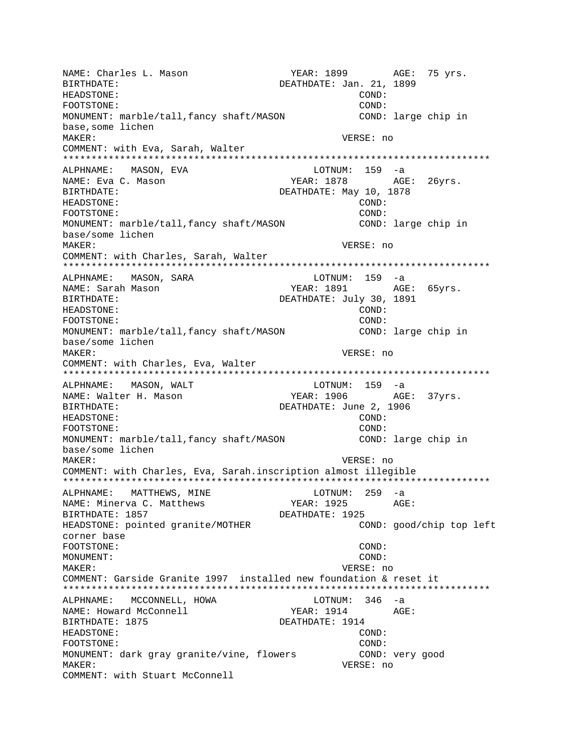NAME: Charles L. Mason YEAR: 1899 AGE: 75 yrs.
BIRTHDATE: DEATHDATE: Jan. 21, 1899
HEADSTONE: COND:
FOOTSTONE: COND:
MONUMENT: marble/tall,fancy shaft/MASON COND: large chip in base,some lichen
MAKER: VERSE: no
COMMENT: with Eva, Sarah, Walter

*************************************************************************

ALPHNAME: MASON, EVA LOTNUM: 159 -a
NAME: Eva C. Mason YEAR: 1878 AGE: 26yrs.
BIRTHDATE: DEATHDATE: May 10, 1878
HEADSTONE: COND:
FOOTSTONE: COND:
MONUMENT: marble/tall,fancy shaft/MASON COND: large chip in base/some lichen
MAKER: VERSE: no
COMMENT: with Charles, Sarah, Walter

*************************************************************************

ALPHNAME: MASON, SARA LOTNUM: 159 -a
NAME: Sarah Mason YEAR: 1891 AGE: 65yrs.
BIRTHDATE: DEATHDATE: July 30, 1891
HEADSTONE: COND:
FOOTSTONE: COND:
MONUMENT: marble/tall,fancy shaft/MASON COND: large chip in base/some lichen
MAKER: VERSE: no
COMMENT: with Charles, Eva, Walter

*************************************************************************

ALPHNAME: MASON, WALT LOTNUM: 159 -a
NAME: Walter H. Mason YEAR: 1906 AGE: 37yrs.
BIRTHDATE: DEATHDATE: June 2, 1906
HEADSTONE: COND:
FOOTSTONE: COND:
MONUMENT: marble/tall,fancy shaft/MASON COND: large chip in base/some lichen
MAKER: VERSE: no
COMMENT: with Charles, Eva, Sarah.inscription almost illegible

*************************************************************************

ALPHNAME: MATTHEWS, MINE LOTNUM: 259 -a
NAME: Minerva C. Matthews YEAR: 1925 AGE:
BIRTHDATE: 1857 DEATHDATE: 1925
HEADSTONE: pointed granite/MOTHER COND: good/chip top left corner base
FOOTSTONE: COND:
MONUMENT: COND:
MAKER: VERSE: no
COMMENT: Garside Granite 1997 installed new foundation & reset it

*************************************************************************

ALPHNAME: MCCONNELL, HOWA LOTNUM: 346 -a
NAME: Howard McConnell YEAR: 1914 AGE:
BIRTHDATE: 1875 DEATHDATE: 1914
HEADSTONE: COND:
FOOTSTONE: COND:
MONUMENT: dark gray granite/vine, flowers COND: very good
MAKER: VERSE: no
COMMENT: with Stuart McConnell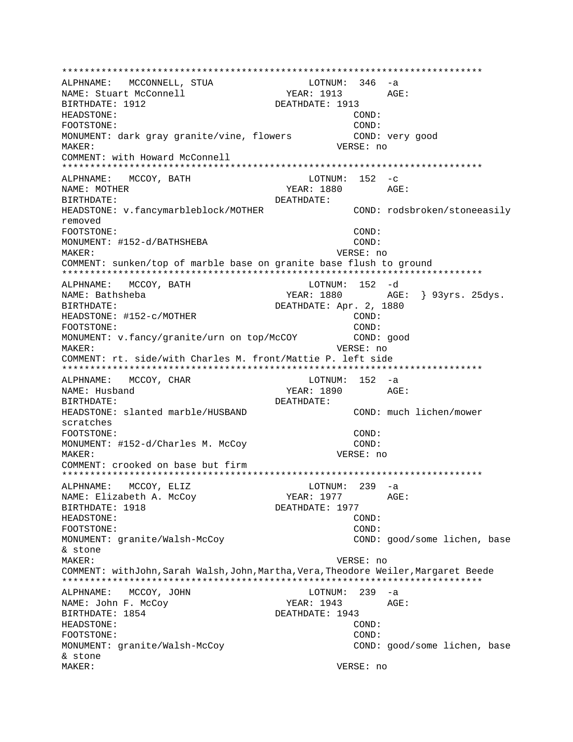```
****************************************************************************
ALPHNAME:   MCCONNELL, STUA                    LOTNUM:  346  -a
NAME: Stuart McConnell                  YEAR: 1913        AGE:
BIRTHDATE: 1912                        DEATHDATE: 1913
HEADSTONE:                                          COND:
FOOTSTONE:                                          COND:
MONUMENT: dark gray granite/vine, flowers           COND: very good
MAKER:                                            VERSE: no
COMMENT: with Howard McConnell
****************************************************************************
ALPHNAME:   MCCOY, BATH                        LOTNUM:  152  -c
NAME: MOTHER                            YEAR: 1880        AGE:
BIRTHDATE:                             DEATHDATE:
HEADSTONE: v.fancymarbleblock/MOTHER                COND: rodsbroken/stoneeasily
removed
FOOTSTONE:                                          COND:
MONUMENT: #152-d/BATHSHEBA                          COND:
MAKER:                                            VERSE: no
COMMENT: sunken/top of marble base on granite base flush to ground
****************************************************************************
ALPHNAME:   MCCOY, BATH                        LOTNUM:  152  -d
NAME: Bathsheba                         YEAR: 1880        AGE:  } 93yrs. 25dys.
BIRTHDATE:                             DEATHDATE: Apr. 2, 1880
HEADSTONE: #152-c/MOTHER                            COND:
FOOTSTONE:                                          COND:
MONUMENT: v.fancy/granite/urn on top/McCOY          COND: good
MAKER:                                            VERSE: no
COMMENT: rt. side/with Charles M. front/Mattie P. left side
****************************************************************************
ALPHNAME:   MCCOY, CHAR                        LOTNUM:  152  -a
NAME: Husband                           YEAR: 1890        AGE:
BIRTHDATE:                             DEATHDATE:
HEADSTONE: slanted marble/HUSBAND                   COND: much lichen/mower
scratches
FOOTSTONE:                                          COND:
MONUMENT: #152-d/Charles M. McCoy                   COND:
MAKER:                                            VERSE: no
COMMENT: crooked on base but firm
****************************************************************************
ALPHNAME:   MCCOY, ELIZ                        LOTNUM:  239  -a
NAME: Elizabeth A. McCoy                YEAR: 1977        AGE:
BIRTHDATE: 1918                        DEATHDATE: 1977
HEADSTONE:                                          COND:
FOOTSTONE:                                          COND:
MONUMENT: granite/Walsh-McCoy                       COND: good/some lichen, base
& stone
MAKER:                                            VERSE: no
COMMENT: withJohn,Sarah Walsh,John,Martha,Vera,Theodore Weiler,Margaret Beede
****************************************************************************
ALPHNAME:   MCCOY, JOHN                        LOTNUM:  239  -a
NAME: John F. McCoy                     YEAR: 1943        AGE:
BIRTHDATE: 1854                        DEATHDATE: 1943
HEADSTONE:                                          COND:
FOOTSTONE:                                          COND:
MONUMENT: granite/Walsh-McCoy                       COND: good/some lichen, base
& stone
MAKER:                                            VERSE: no
```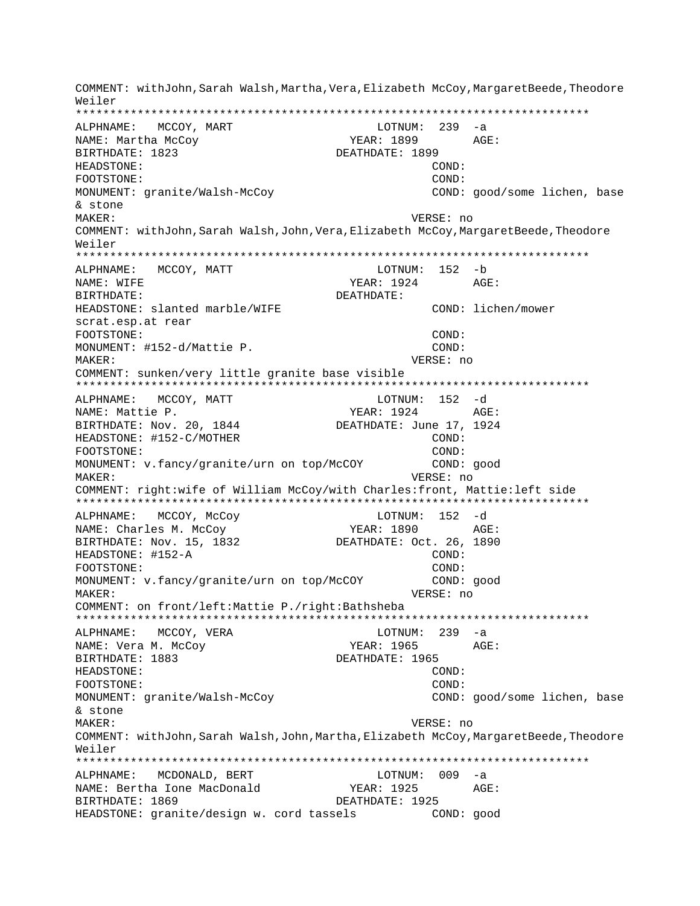COMMENT: withJohn,Sarah Walsh,Martha,Vera,Elizabeth McCoy,MargaretBeede,Theodore Weiler

```
***************************************************************************
ALPHNAME:   MCCOY, MART                    LOTNUM:  239  -a
NAME: Martha McCoy                        YEAR: 1899        AGE:
BIRTHDATE: 1823                       DEATHDATE: 1899
HEADSTONE:                                         COND:
FOOTSTONE:                                         COND:
MONUMENT: granite/Walsh-McCoy                      COND: good/some lichen, base
& stone
MAKER:                                           VERSE: no
COMMENT: withJohn,Sarah Walsh,John,Vera,Elizabeth McCoy,MargaretBeede,Theodore
Weiler
***************************************************************************
ALPHNAME:   MCCOY, MATT                    LOTNUM:  152  -b
NAME: WIFE                                YEAR: 1924        AGE:
BIRTHDATE:                            DEATHDATE:
HEADSTONE: slanted marble/WIFE                     COND: lichen/mower
scrat.esp.at rear
FOOTSTONE:                                         COND:
MONUMENT: #152-d/Mattie P.                         COND:
MAKER:                                           VERSE: no
COMMENT: sunken/very little granite base visible
***************************************************************************
ALPHNAME:   MCCOY, MATT                    LOTNUM:  152  -d
NAME: Mattie P.                           YEAR: 1924        AGE:
BIRTHDATE: Nov. 20, 1844              DEATHDATE: June 17, 1924
HEADSTONE: #152-C/MOTHER                           COND:
FOOTSTONE:                                         COND:
MONUMENT: v.fancy/granite/urn on top/McCOY         COND: good
MAKER:                                           VERSE: no
COMMENT: right:wife of William McCoy/with Charles:front, Mattie:left side
***************************************************************************
ALPHNAME:   MCCOY, McCoy                   LOTNUM:  152  -d
NAME: Charles M. McCoy                    YEAR: 1890        AGE:
BIRTHDATE: Nov. 15, 1832              DEATHDATE: Oct. 26, 1890
HEADSTONE: #152-A                                  COND:
FOOTSTONE:                                         COND:
MONUMENT: v.fancy/granite/urn on top/McCOY         COND: good
MAKER:                                           VERSE: no
COMMENT: on front/left:Mattie P./right:Bathsheba
***************************************************************************
ALPHNAME:   MCCOY, VERA                    LOTNUM:  239  -a
NAME: Vera M. McCoy                       YEAR: 1965        AGE:
BIRTHDATE: 1883                       DEATHDATE: 1965
HEADSTONE:                                         COND:
FOOTSTONE:                                         COND:
MONUMENT: granite/Walsh-McCoy                      COND: good/some lichen, base
& stone
MAKER:                                           VERSE: no
COMMENT: withJohn,Sarah Walsh,John,Martha,Elizabeth McCoy,MargaretBeede,Theodore
Weiler
***************************************************************************
ALPHNAME:   MCDONALD, BERT                 LOTNUM:  009  -a
NAME: Bertha Ione MacDonald               YEAR: 1925        AGE:
BIRTHDATE: 1869                       DEATHDATE: 1925
HEADSTONE: granite/design w. cord tassels          COND: good
```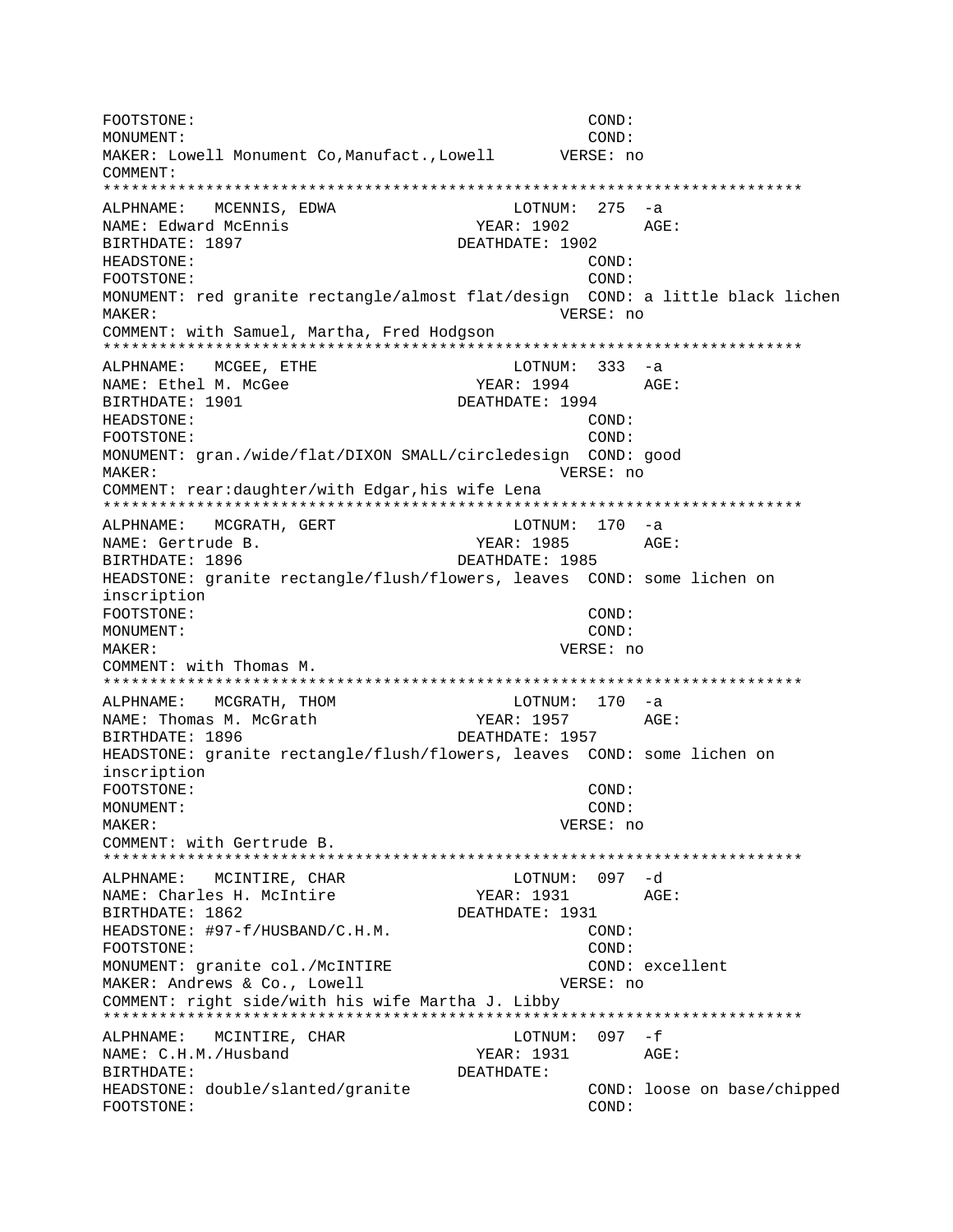```
FOOTSTONE:                                          COND:
MONUMENT:                                           COND:
MAKER: Lowell Monument Co,Manufact.,Lowell       VERSE: no
COMMENT:
***************************************************************************
ALPHNAME:   MCENNIS, EDWA                     LOTNUM:  275  -a
NAME: Edward McEnnis                       YEAR: 1902        AGE:
BIRTHDATE: 1897                         DEATHDATE: 1902
HEADSTONE:                                          COND:
FOOTSTONE:                                          COND:
MONUMENT: red granite rectangle/almost flat/design  COND: a little black lichen
MAKER:                                           VERSE: no
COMMENT: with Samuel, Martha, Fred Hodgson
***************************************************************************
ALPHNAME:   MCGEE, ETHE                       LOTNUM:  333  -a
NAME: Ethel M. McGee                       YEAR: 1994        AGE:
BIRTHDATE: 1901                         DEATHDATE: 1994
HEADSTONE:                                          COND:
FOOTSTONE:                                          COND:
MONUMENT: gran./wide/flat/DIXON SMALL/circledesign  COND: good
MAKER:                                           VERSE: no
COMMENT: rear:daughter/with Edgar,his wife Lena
***************************************************************************
ALPHNAME:   MCGRATH, GERT                     LOTNUM:  170  -a
NAME: Gertrude B.                          YEAR: 1985        AGE:
BIRTHDATE: 1896                         DEATHDATE: 1985
HEADSTONE: granite rectangle/flush/flowers, leaves  COND: some lichen on
inscription
FOOTSTONE:                                          COND:
MONUMENT:                                           COND:
MAKER:                                           VERSE: no
COMMENT: with Thomas M.
***************************************************************************
ALPHNAME:   MCGRATH, THOM                     LOTNUM:  170  -a
NAME: Thomas M. McGrath                    YEAR: 1957        AGE:
BIRTHDATE: 1896                         DEATHDATE: 1957
HEADSTONE: granite rectangle/flush/flowers, leaves  COND: some lichen on
inscription
FOOTSTONE:                                          COND:
MONUMENT:                                           COND:
MAKER:                                           VERSE: no
COMMENT: with Gertrude B.
***************************************************************************
ALPHNAME:   MCINTIRE, CHAR                    LOTNUM:  097  -d
NAME: Charles H. McIntire                  YEAR: 1931        AGE:
BIRTHDATE: 1862                         DEATHDATE: 1931
HEADSTONE: #97-f/HUSBAND/C.H.M.                     COND:
FOOTSTONE:                                          COND:
MONUMENT: granite col./McINTIRE                     COND: excellent
MAKER: Andrews & Co., Lowell                     VERSE: no
COMMENT: right side/with his wife Martha J. Libby
***************************************************************************
ALPHNAME:   MCINTIRE, CHAR                    LOTNUM:  097  -f
NAME: C.H.M./Husband                       YEAR: 1931        AGE:
BIRTHDATE:                              DEATHDATE:
HEADSTONE: double/slanted/granite                   COND: loose on base/chipped
FOOTSTONE:                                          COND:
```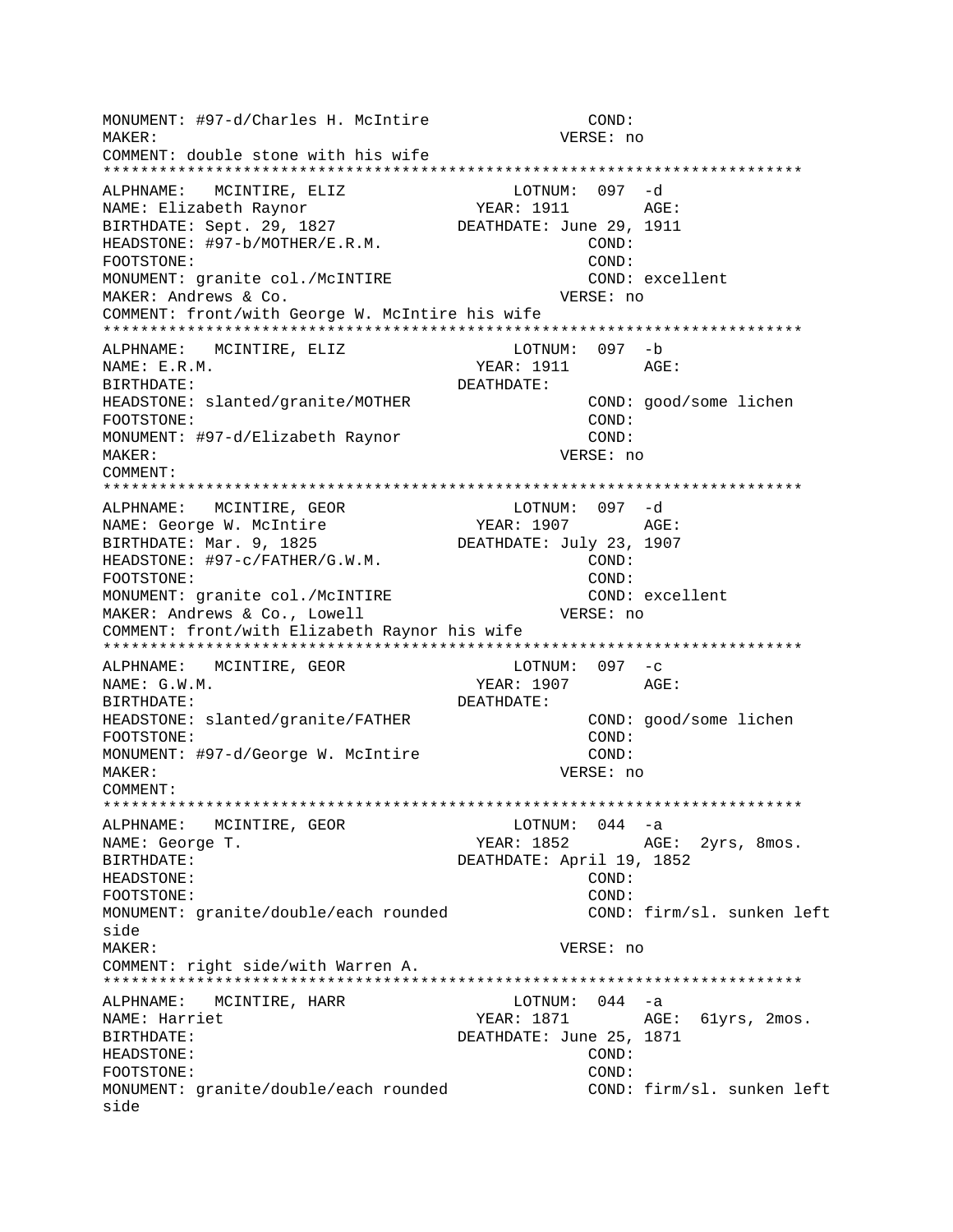MONUMENT: #97-d/Charles H. McIntire COND:
MAKER: VERSE: no
COMMENT: double stone with his wife
***************************************************************************
ALPHNAME: MCINTIRE, ELIZ LOTNUM: 097 -d
NAME: Elizabeth Raynor YEAR: 1911 AGE:
BIRTHDATE: Sept. 29, 1827 DEATHDATE: June 29, 1911
HEADSTONE: #97-b/MOTHER/E.R.M. COND:
FOOTSTONE: COND:
MONUMENT: granite col./McINTIRE COND: excellent
MAKER: Andrews & Co. VERSE: no
COMMENT: front/with George W. McIntire his wife
***************************************************************************
ALPHNAME: MCINTIRE, ELIZ LOTNUM: 097 -b
NAME: E.R.M. YEAR: 1911 AGE:
BIRTHDATE: DEATHDATE:
HEADSTONE: slanted/granite/MOTHER COND: good/some lichen
FOOTSTONE: COND:
MONUMENT: #97-d/Elizabeth Raynor COND:
MAKER: VERSE: no
COMMENT:
***************************************************************************
ALPHNAME: MCINTIRE, GEOR LOTNUM: 097 -d
NAME: George W. McIntire YEAR: 1907 AGE:
BIRTHDATE: Mar. 9, 1825 DEATHDATE: July 23, 1907
HEADSTONE: #97-c/FATHER/G.W.M. COND:
FOOTSTONE: COND:
MONUMENT: granite col./McINTIRE COND: excellent
MAKER: Andrews & Co., Lowell VERSE: no
COMMENT: front/with Elizabeth Raynor his wife
***************************************************************************
ALPHNAME: MCINTIRE, GEOR LOTNUM: 097 -c
NAME: G.W.M. YEAR: 1907 AGE:
BIRTHDATE: DEATHDATE:
HEADSTONE: slanted/granite/FATHER COND: good/some lichen
FOOTSTONE: COND:
MONUMENT: #97-d/George W. McIntire COND:
MAKER: VERSE: no
COMMENT:
***************************************************************************
ALPHNAME: MCINTIRE, GEOR LOTNUM: 044 -a
NAME: George T. YEAR: 1852 AGE: 2yrs, 8mos.
BIRTHDATE: DEATHDATE: April 19, 1852
HEADSTONE: COND:
FOOTSTONE: COND:
MONUMENT: granite/double/each rounded COND: firm/sl. sunken left side
MAKER: VERSE: no
COMMENT: right side/with Warren A.
***************************************************************************
ALPHNAME: MCINTIRE, HARR LOTNUM: 044 -a
NAME: Harriet YEAR: 1871 AGE: 61yrs, 2mos.
BIRTHDATE: DEATHDATE: June 25, 1871
HEADSTONE: COND:
FOOTSTONE: COND:
MONUMENT: granite/double/each rounded COND: firm/sl. sunken left side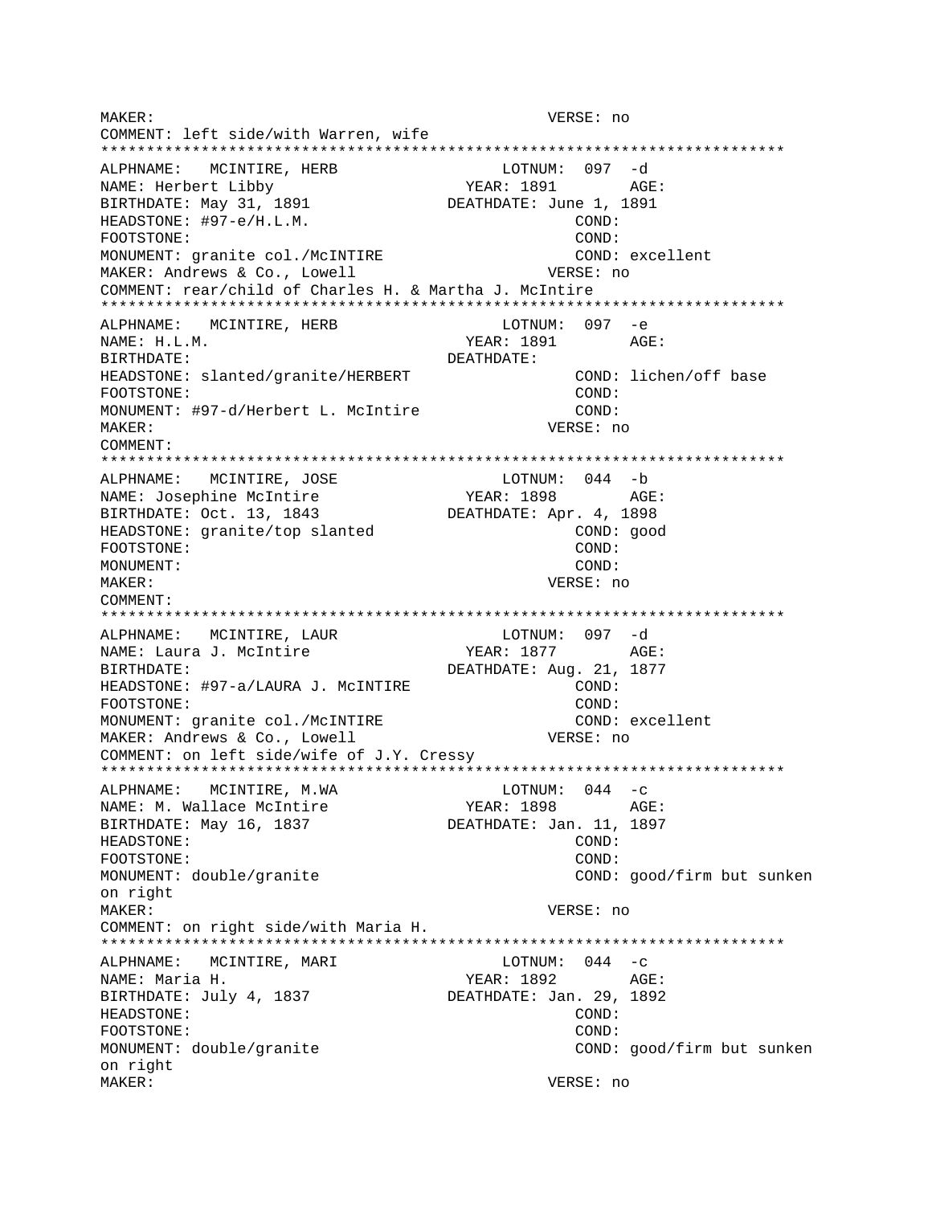```
MAKER:                                         VERSE: no
COMMENT: left side/with Warren, wife
*************************************************************************
ALPHNAME:   MCINTIRE, HERB                 LOTNUM:  097  -d
NAME: Herbert Libby                      YEAR: 1891        AGE:
BIRTHDATE: May 31, 1891               DEATHDATE: June 1, 1891
HEADSTONE: #97-e/H.L.M.                              COND:
FOOTSTONE:                                           COND:
MONUMENT: granite col./McINTIRE                      COND: excellent
MAKER: Andrews & Co., Lowell                   VERSE: no
COMMENT: rear/child of Charles H. & Martha J. McIntire
*************************************************************************
ALPHNAME:   MCINTIRE, HERB                 LOTNUM:  097  -e
NAME: H.L.M.                             YEAR: 1891        AGE:
BIRTHDATE:                            DEATHDATE:
HEADSTONE: slanted/granite/HERBERT                   COND: lichen/off base
FOOTSTONE:                                           COND:
MONUMENT: #97-d/Herbert L. McIntire                  COND:
MAKER:                                         VERSE: no
COMMENT:
*************************************************************************
ALPHNAME:   MCINTIRE, JOSE                 LOTNUM:  044  -b
NAME: Josephine McIntire                 YEAR: 1898        AGE:
BIRTHDATE: Oct. 13, 1843              DEATHDATE: Apr. 4, 1898
HEADSTONE: granite/top slanted                       COND: good
FOOTSTONE:                                           COND:
MONUMENT:                                            COND:
MAKER:                                         VERSE: no
COMMENT:
*************************************************************************
ALPHNAME:   MCINTIRE, LAUR                 LOTNUM:  097  -d
NAME: Laura J. McIntire                  YEAR: 1877        AGE:
BIRTHDATE:                            DEATHDATE: Aug. 21, 1877
HEADSTONE: #97-a/LAURA J. McINTIRE                   COND:
FOOTSTONE:                                           COND:
MONUMENT: granite col./McINTIRE                      COND: excellent
MAKER: Andrews & Co., Lowell                   VERSE: no
COMMENT: on left side/wife of J.Y. Cressy
*************************************************************************
ALPHNAME:   MCINTIRE, M.WA                 LOTNUM:  044  -c
NAME: M. Wallace McIntire                YEAR: 1898        AGE:
BIRTHDATE: May 16, 1837               DEATHDATE: Jan. 11, 1897
HEADSTONE:                                           COND:
FOOTSTONE:                                           COND:
MONUMENT: double/granite                             COND: good/firm but sunken
on right
MAKER:                                         VERSE: no
COMMENT: on right side/with Maria H.
*************************************************************************
ALPHNAME:   MCINTIRE, MARI                 LOTNUM:  044  -c
NAME: Maria H.                           YEAR: 1892        AGE:
BIRTHDATE: July 4, 1837               DEATHDATE: Jan. 29, 1892
HEADSTONE:                                           COND:
FOOTSTONE:                                           COND:
MONUMENT: double/granite                             COND: good/firm but sunken
on right
MAKER:                                         VERSE: no
```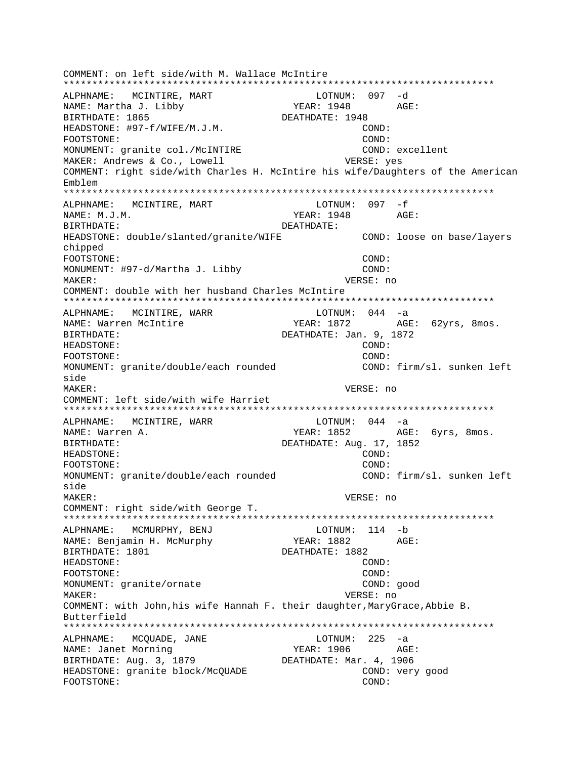```
COMMENT: on left side/with M. Wallace McIntire
**************************************************************************
ALPHNAME:   MCINTIRE, MART                  LOTNUM:  097  -d
NAME: Martha J. Libby                  YEAR: 1948        AGE:
BIRTHDATE: 1865                        DEATHDATE: 1948
HEADSTONE: #97-f/WIFE/M.J.M.                         COND:
FOOTSTONE:                                           COND:
MONUMENT: granite col./McINTIRE                      COND: excellent
MAKER: Andrews & Co., Lowell                       VERSE: yes
COMMENT: right side/with Charles H. McIntire his wife/Daughters of the American
Emblem
**************************************************************************
ALPHNAME:   MCINTIRE, MART                  LOTNUM:  097  -f
NAME: M.J.M.                           YEAR: 1948        AGE:
BIRTHDATE:                             DEATHDATE:
HEADSTONE: double/slanted/granite/WIFE               COND: loose on base/layers
chipped
FOOTSTONE:                                           COND:
MONUMENT: #97-d/Martha J. Libby                      COND:
MAKER:                                             VERSE: no
COMMENT: double with her husband Charles McIntire
**************************************************************************
ALPHNAME:   MCINTIRE, WARR                  LOTNUM:  044  -a
NAME: Warren McIntire                  YEAR: 1872        AGE:  62yrs, 8mos.
BIRTHDATE:                             DEATHDATE: Jan. 9, 1872
HEADSTONE:                                           COND:
FOOTSTONE:                                           COND:
MONUMENT: granite/double/each rounded                COND: firm/sl. sunken left
side
MAKER:                                             VERSE: no
COMMENT: left side/with wife Harriet
**************************************************************************
ALPHNAME:   MCINTIRE, WARR                  LOTNUM:  044  -a
NAME: Warren A.                        YEAR: 1852        AGE:  6yrs, 8mos.
BIRTHDATE:                             DEATHDATE: Aug. 17, 1852
HEADSTONE:                                           COND:
FOOTSTONE:                                           COND:
MONUMENT: granite/double/each rounded                COND: firm/sl. sunken left
side
MAKER:                                             VERSE: no
COMMENT: right side/with George T.
**************************************************************************
ALPHNAME:   MCMURPHY, BENJ                  LOTNUM:  114  -b
NAME: Benjamin H. McMurphy             YEAR: 1882        AGE:
BIRTHDATE: 1801                        DEATHDATE: 1882
HEADSTONE:                                           COND:
FOOTSTONE:                                           COND:
MONUMENT: granite/ornate                             COND: good
MAKER:                                             VERSE: no
COMMENT: with John,his wife Hannah F. their daughter,MaryGrace,Abbie B.
Butterfield
**************************************************************************
ALPHNAME:   MCQUADE, JANE                   LOTNUM:  225  -a
NAME: Janet Morning                    YEAR: 1906        AGE:
BIRTHDATE: Aug. 3, 1879                DEATHDATE: Mar. 4, 1906
HEADSTONE: granite block/McQUADE                     COND: very good
FOOTSTONE:                                           COND:
```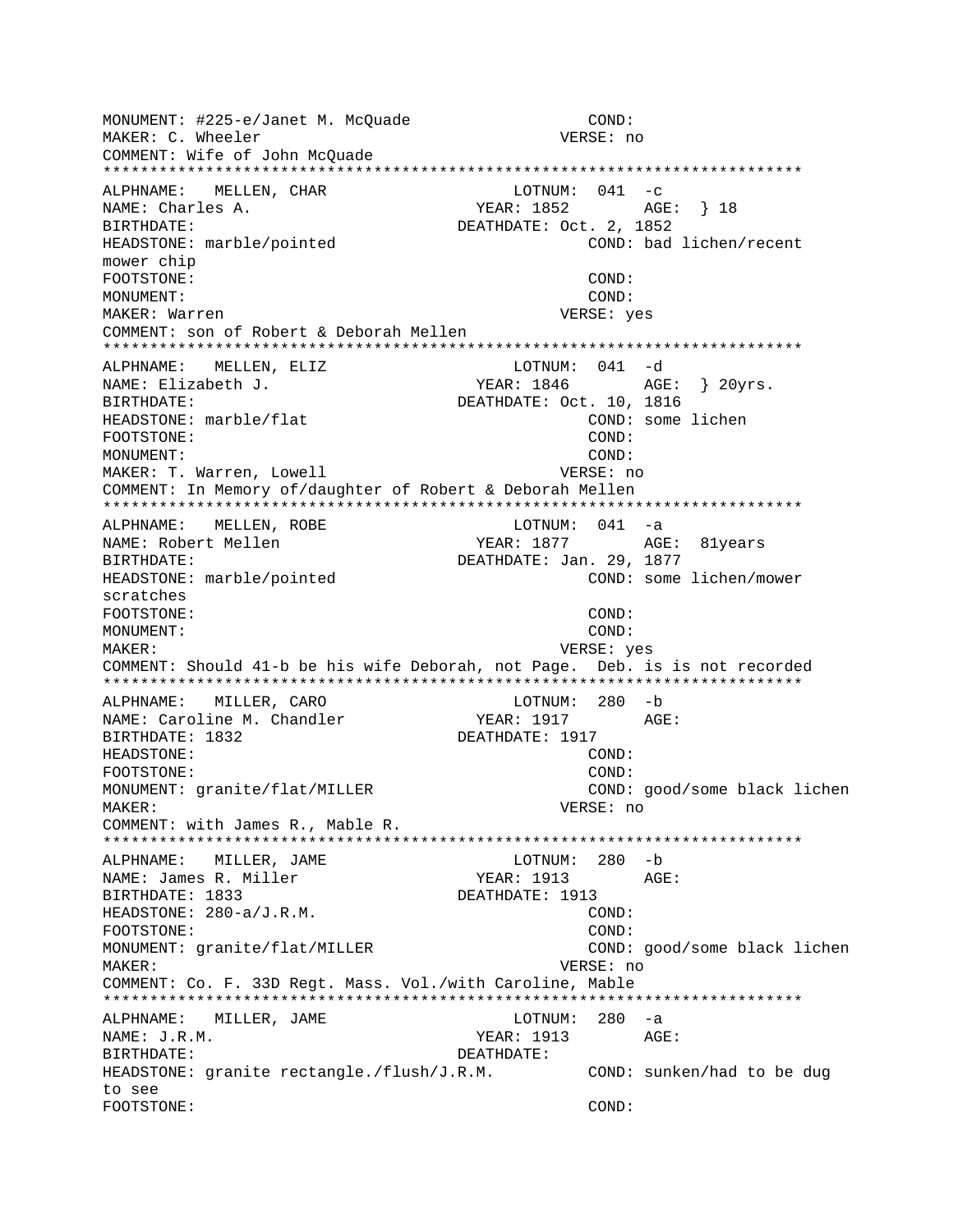```
MONUMENT: #225-e/Janet M. McQuade                COND:
MAKER: C. Wheeler                                VERSE: no
COMMENT: Wife of John McQuade
***************************************************************************
ALPHNAME:   MELLEN, CHAR                    LOTNUM:  041  -c
NAME: Charles A.                          YEAR: 1852        AGE:  } 18
BIRTHDATE:                               DEATHDATE: Oct. 2, 1852
HEADSTONE: marble/pointed                           COND: bad lichen/recent
mower chip
FOOTSTONE:                                          COND:
MONUMENT:                                           COND:
MAKER: Warren                                    VERSE: yes
COMMENT: son of Robert & Deborah Mellen
***************************************************************************
ALPHNAME:   MELLEN, ELIZ                    LOTNUM:  041  -d
NAME: Elizabeth J.                        YEAR: 1846        AGE:  } 20yrs.
BIRTHDATE:                               DEATHDATE: Oct. 10, 1816
HEADSTONE: marble/flat                              COND: some lichen
FOOTSTONE:                                          COND:
MONUMENT:                                           COND:
MAKER: T. Warren, Lowell                         VERSE: no
COMMENT: In Memory of/daughter of Robert & Deborah Mellen
***************************************************************************
ALPHNAME:   MELLEN, ROBE                    LOTNUM:  041  -a
NAME: Robert Mellen                       YEAR: 1877        AGE:  81years
BIRTHDATE:                               DEATHDATE: Jan. 29, 1877
HEADSTONE: marble/pointed                           COND: some lichen/mower
scratches
FOOTSTONE:                                          COND:
MONUMENT:                                           COND:
MAKER:                                           VERSE: yes
COMMENT: Should 41-b be his wife Deborah, not Page.  Deb. is is not recorded
***************************************************************************
ALPHNAME:   MILLER, CARO                    LOTNUM:  280  -b
NAME: Caroline M. Chandler                YEAR: 1917        AGE:
BIRTHDATE: 1832                          DEATHDATE: 1917
HEADSTONE:                                          COND:
FOOTSTONE:                                          COND:
MONUMENT: granite/flat/MILLER                       COND: good/some black lichen
MAKER:                                           VERSE: no
COMMENT: with James R., Mable R.
***************************************************************************
ALPHNAME:   MILLER, JAME                    LOTNUM:  280  -b
NAME: James R. Miller                     YEAR: 1913        AGE:
BIRTHDATE: 1833                          DEATHDATE: 1913
HEADSTONE: 280-a/J.R.M.                             COND:
FOOTSTONE:                                          COND:
MONUMENT: granite/flat/MILLER                       COND: good/some black lichen
MAKER:                                           VERSE: no
COMMENT: Co. F. 33D Regt. Mass. Vol./with Caroline, Mable
***************************************************************************
ALPHNAME:   MILLER, JAME                    LOTNUM:  280  -a
NAME: J.R.M.                              YEAR: 1913        AGE:
BIRTHDATE:                               DEATHDATE:
HEADSTONE: granite rectangle./flush/J.R.M.          COND: sunken/had to be dug
to see
FOOTSTONE:                                          COND:
```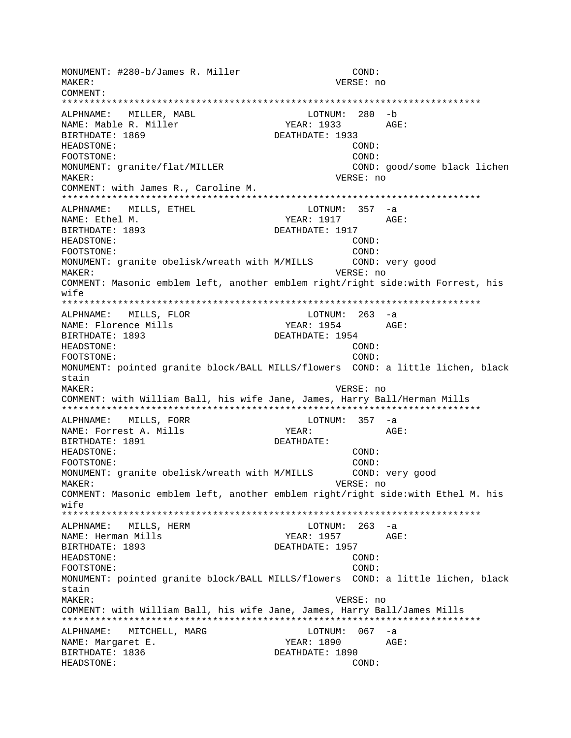```
MONUMENT: #280-b/James R. Miller                    COND:
MAKER:                                          VERSE: no
COMMENT:
**************************************************************************
ALPHNAME:   MILLER, MABL                      LOTNUM:  280  -b
NAME: Mable R. Miller                       YEAR: 1933        AGE:
BIRTHDATE: 1869                            DEATHDATE: 1933
HEADSTONE:                                          COND:
FOOTSTONE:                                          COND:
MONUMENT: granite/flat/MILLER                       COND: good/some black lichen
MAKER:                                          VERSE: no
COMMENT: with James R., Caroline M.
**************************************************************************
ALPHNAME:   MILLS, ETHEL                      LOTNUM:  357  -a
NAME: Ethel M.                              YEAR: 1917        AGE:
BIRTHDATE: 1893                            DEATHDATE: 1917
HEADSTONE:                                          COND:
FOOTSTONE:                                          COND:
MONUMENT: granite obelisk/wreath with M/MILLS       COND: very good
MAKER:                                          VERSE: no
COMMENT: Masonic emblem left, another emblem right/right side:with Forrest, his
wife
**************************************************************************
ALPHNAME:   MILLS, FLOR                       LOTNUM:  263  -a
NAME: Florence Mills                        YEAR: 1954        AGE:
BIRTHDATE: 1893                            DEATHDATE: 1954
HEADSTONE:                                          COND:
FOOTSTONE:                                          COND:
MONUMENT: pointed granite block/BALL MILLS/flowers  COND: a little lichen, black
stain
MAKER:                                          VERSE: no
COMMENT: with William Ball, his wife Jane, James, Harry Ball/Herman Mills
**************************************************************************
ALPHNAME:   MILLS, FORR                       LOTNUM:  357  -a
NAME: Forrest A. Mills                      YEAR:             AGE:
BIRTHDATE: 1891                            DEATHDATE:
HEADSTONE:                                          COND:
FOOTSTONE:                                          COND:
MONUMENT: granite obelisk/wreath with M/MILLS       COND: very good
MAKER:                                          VERSE: no
COMMENT: Masonic emblem left, another emblem right/right side:with Ethel M. his
wife
**************************************************************************
ALPHNAME:   MILLS, HERM                       LOTNUM:  263  -a
NAME: Herman Mills                          YEAR: 1957        AGE:
BIRTHDATE: 1893                            DEATHDATE: 1957
HEADSTONE:                                          COND:
FOOTSTONE:                                          COND:
MONUMENT: pointed granite block/BALL MILLS/flowers  COND: a little lichen, black
stain
MAKER:                                          VERSE: no
COMMENT: with William Ball, his wife Jane, James, Harry Ball/James Mills
**************************************************************************
ALPHNAME:   MITCHELL, MARG                    LOTNUM:  067  -a
NAME: Margaret E.                           YEAR: 1890        AGE:
BIRTHDATE: 1836                            DEATHDATE: 1890
HEADSTONE:                                          COND:
```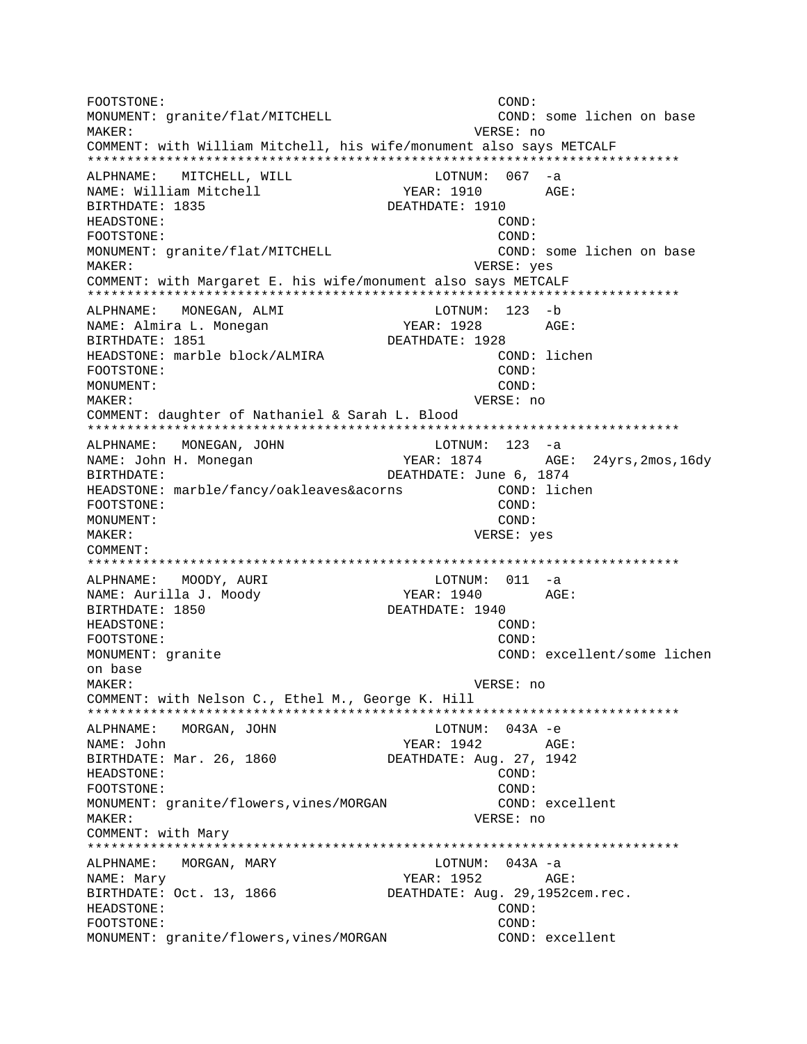```
FOOTSTONE:                                          COND:
MONUMENT: granite/flat/MITCHELL                     COND: some lichen on base
MAKER:                                              VERSE: no
COMMENT: with William Mitchell, his wife/monument also says METCALF
***************************************************************************
ALPHNAME:   MITCHELL, WILL                  LOTNUM:  067  -a
NAME: William Mitchell                 YEAR: 1910         AGE:
BIRTHDATE: 1835                        DEATHDATE: 1910
HEADSTONE:                                          COND:
FOOTSTONE:                                          COND:
MONUMENT: granite/flat/MITCHELL                     COND: some lichen on base
MAKER:                                              VERSE: yes
COMMENT: with Margaret E. his wife/monument also says METCALF
***************************************************************************
ALPHNAME:   MONEGAN, ALMI                   LOTNUM:  123  -b
NAME: Almira L. Monegan                YEAR: 1928         AGE:
BIRTHDATE: 1851                        DEATHDATE: 1928
HEADSTONE: marble block/ALMIRA                      COND: lichen
FOOTSTONE:                                          COND:
MONUMENT:                                           COND:
MAKER:                                              VERSE: no
COMMENT: daughter of Nathaniel & Sarah L. Blood
***************************************************************************
ALPHNAME:   MONEGAN, JOHN                   LOTNUM:  123  -a
NAME: John H. Monegan                  YEAR: 1874         AGE:  24yrs,2mos,16dy
BIRTHDATE:                             DEATHDATE: June 6, 1874
HEADSTONE: marble/fancy/oakleaves&acorns            COND: lichen
FOOTSTONE:                                          COND:
MONUMENT:                                           COND:
MAKER:                                              VERSE: yes
COMMENT:
***************************************************************************
ALPHNAME:   MOODY, AURI                     LOTNUM:  011  -a
NAME: Aurilla J. Moody                 YEAR: 1940         AGE:
BIRTHDATE: 1850                        DEATHDATE: 1940
HEADSTONE:                                          COND:
FOOTSTONE:                                          COND:
MONUMENT: granite                                   COND: excellent/some lichen
on base
MAKER:                                              VERSE: no
COMMENT: with Nelson C., Ethel M., George K. Hill
***************************************************************************
ALPHNAME:   MORGAN, JOHN                    LOTNUM:  043A -e
NAME: John                             YEAR: 1942         AGE:
BIRTHDATE: Mar. 26, 1860               DEATHDATE: Aug. 27, 1942
HEADSTONE:                                          COND:
FOOTSTONE:                                          COND:
MONUMENT: granite/flowers,vines/MORGAN              COND: excellent
MAKER:                                              VERSE: no
COMMENT: with Mary
***************************************************************************
ALPHNAME:   MORGAN, MARY                    LOTNUM:  043A -a
NAME: Mary                             YEAR: 1952         AGE:
BIRTHDATE: Oct. 13, 1866               DEATHDATE: Aug. 29,1952cem.rec.
HEADSTONE:                                          COND:
FOOTSTONE:                                          COND:
MONUMENT: granite/flowers,vines/MORGAN              COND: excellent
```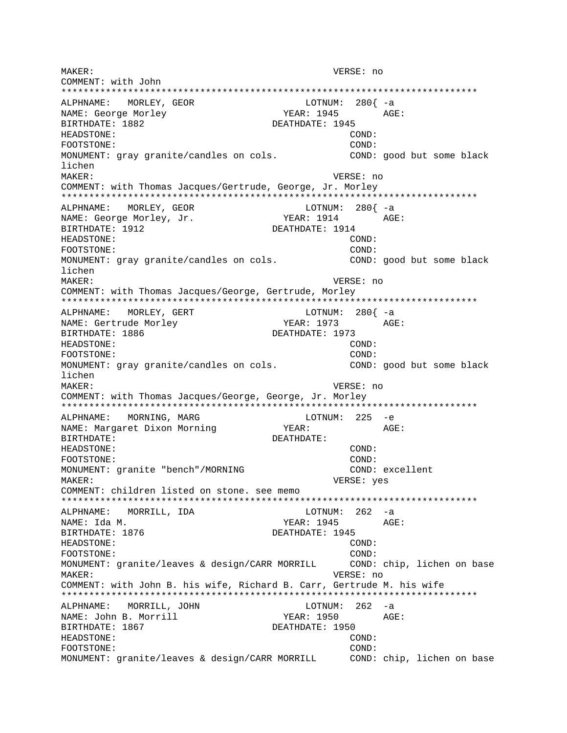```
MAKER:                                          VERSE: no
COMMENT: with John
***************************************************************************
ALPHNAME:   MORLEY, GEOR                    LOTNUM:  280{ -a
NAME: George Morley                       YEAR: 1945        AGE:
BIRTHDATE: 1882                         DEATHDATE: 1945
HEADSTONE:                                            COND:
FOOTSTONE:                                            COND:
MONUMENT: gray granite/candles on cols.           COND: good but some black
lichen
MAKER:                                          VERSE: no
COMMENT: with Thomas Jacques/Gertrude, George, Jr. Morley
***************************************************************************
ALPHNAME:   MORLEY, GEOR                    LOTNUM:  280{ -a
NAME: George Morley, Jr.                  YEAR: 1914        AGE:
BIRTHDATE: 1912                         DEATHDATE: 1914
HEADSTONE:                                            COND:
FOOTSTONE:                                            COND:
MONUMENT: gray granite/candles on cols.           COND: good but some black
lichen
MAKER:                                          VERSE: no
COMMENT: with Thomas Jacques/George, Gertrude, Morley
***************************************************************************
ALPHNAME:   MORLEY, GERT                    LOTNUM:  280{ -a
NAME: Gertrude Morley                     YEAR: 1973        AGE:
BIRTHDATE: 1886                         DEATHDATE: 1973
HEADSTONE:                                            COND:
FOOTSTONE:                                            COND:
MONUMENT: gray granite/candles on cols.           COND: good but some black
lichen
MAKER:                                          VERSE: no
COMMENT: with Thomas Jacques/George, George, Jr. Morley
***************************************************************************
ALPHNAME:   MORNING, MARG                   LOTNUM:  225  -e
NAME: Margaret Dixon Morning              YEAR:             AGE:
BIRTHDATE:                              DEATHDATE:
HEADSTONE:                                            COND:
FOOTSTONE:                                            COND:
MONUMENT: granite "bench"/MORNING                     COND: excellent
MAKER:                                          VERSE: yes
COMMENT: children listed on stone. see memo
***************************************************************************
ALPHNAME:   MORRILL, IDA                    LOTNUM:  262  -a
NAME: Ida M.                              YEAR: 1945        AGE:
BIRTHDATE: 1876                         DEATHDATE: 1945
HEADSTONE:                                            COND:
FOOTSTONE:                                            COND:
MONUMENT: granite/leaves & design/CARR MORRILL      COND: chip, lichen on base
MAKER:                                          VERSE: no
COMMENT: with John B. his wife, Richard B. Carr, Gertrude M. his wife
***************************************************************************
ALPHNAME:   MORRILL, JOHN                   LOTNUM:  262  -a
NAME: John B. Morrill                     YEAR: 1950        AGE:
BIRTHDATE: 1867                         DEATHDATE: 1950
HEADSTONE:                                            COND:
FOOTSTONE:                                            COND:
MONUMENT: granite/leaves & design/CARR MORRILL      COND: chip, lichen on base
```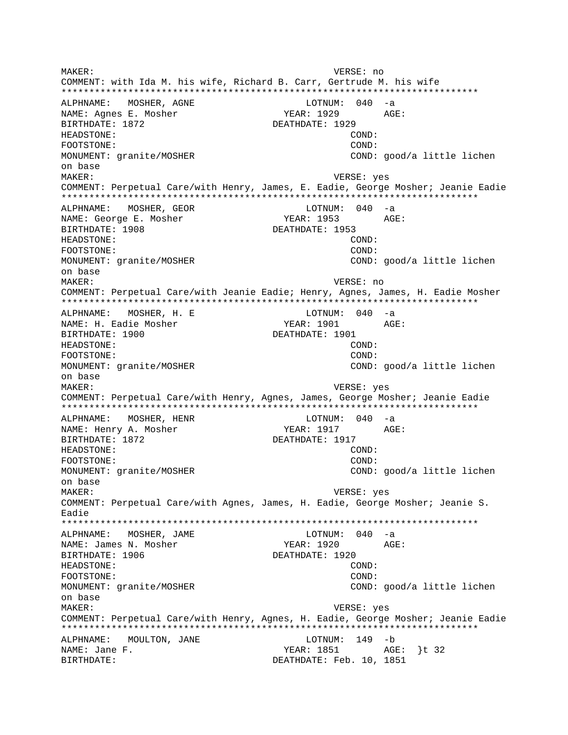MAKER: VERSE: no
COMMENT: with Ida M. his wife, Richard B. Carr, Gertrude M. his wife
***************************************************************************
ALPHNAME: MOSHER, AGNE LOTNUM: 040 -a
NAME: Agnes E. Mosher YEAR: 1929 AGE:
BIRTHDATE: 1872 DEATHDATE: 1929
HEADSTONE: COND:
FOOTSTONE: COND:
MONUMENT: granite/MOSHER COND: good/a little lichen on base
MAKER: VERSE: yes
COMMENT: Perpetual Care/with Henry, James, E. Eadie, George Mosher; Jeanie Eadie
***************************************************************************
ALPHNAME: MOSHER, GEOR LOTNUM: 040 -a
NAME: George E. Mosher YEAR: 1953 AGE:
BIRTHDATE: 1908 DEATHDATE: 1953
HEADSTONE: COND:
FOOTSTONE: COND:
MONUMENT: granite/MOSHER COND: good/a little lichen on base
MAKER: VERSE: no
COMMENT: Perpetual Care/with Jeanie Eadie; Henry, Agnes, James, H. Eadie Mosher
***************************************************************************
ALPHNAME: MOSHER, H. E LOTNUM: 040 -a
NAME: H. Eadie Mosher YEAR: 1901 AGE:
BIRTHDATE: 1900 DEATHDATE: 1901
HEADSTONE: COND:
FOOTSTONE: COND:
MONUMENT: granite/MOSHER COND: good/a little lichen on base
MAKER: VERSE: yes
COMMENT: Perpetual Care/with Henry, Agnes, James, George Mosher; Jeanie Eadie
***************************************************************************
ALPHNAME: MOSHER, HENR LOTNUM: 040 -a
NAME: Henry A. Mosher YEAR: 1917 AGE:
BIRTHDATE: 1872 DEATHDATE: 1917
HEADSTONE: COND:
FOOTSTONE: COND:
MONUMENT: granite/MOSHER COND: good/a little lichen on base
MAKER: VERSE: yes
COMMENT: Perpetual Care/with Agnes, James, H. Eadie, George Mosher; Jeanie S. Eadie
***************************************************************************
ALPHNAME: MOSHER, JAME LOTNUM: 040 -a
NAME: James N. Mosher YEAR: 1920 AGE:
BIRTHDATE: 1906 DEATHDATE: 1920
HEADSTONE: COND:
FOOTSTONE: COND:
MONUMENT: granite/MOSHER COND: good/a little lichen on base
MAKER: VERSE: yes
COMMENT: Perpetual Care/with Henry, Agnes, H. Eadie, George Mosher; Jeanie Eadie
***************************************************************************
ALPHNAME: MOULTON, JANE LOTNUM: 149 -b
NAME: Jane F. YEAR: 1851 AGE: }t 32
BIRTHDATE: DEATHDATE: Feb. 10, 1851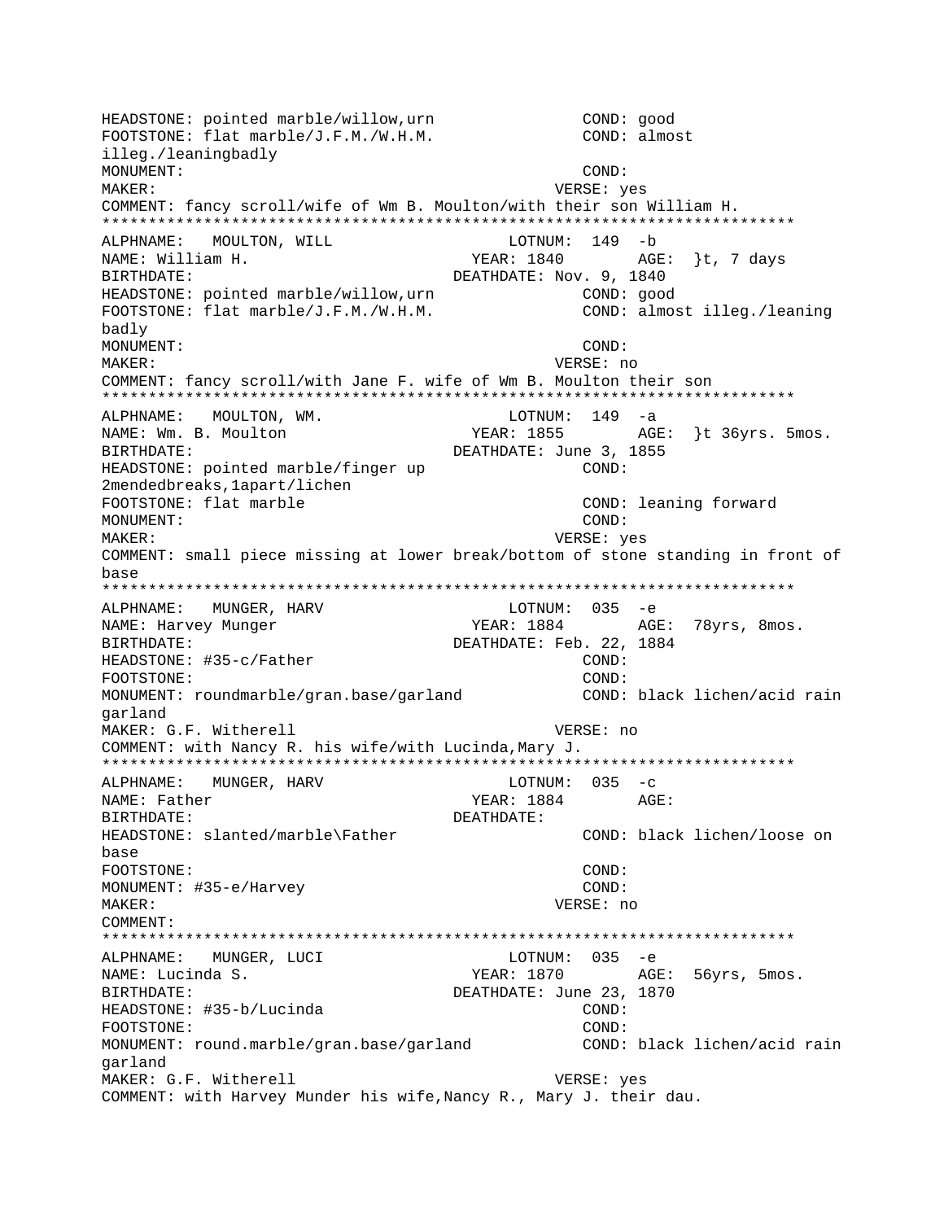HEADSTONE: pointed marble/willow,urn COND: good
FOOTSTONE: flat marble/J.F.M./W.H.M. COND: almost illeg./leaningbadly
MONUMENT: COND:
MAKER: VERSE: yes
COMMENT: fancy scroll/wife of Wm B. Moulton/with their son William H.
***************************************************************************
ALPHNAME: MOULTON, WILL LOTNUM: 149 -b
NAME: William H. YEAR: 1840 AGE: }t, 7 days
BIRTHDATE: DEATHDATE: Nov. 9, 1840
HEADSTONE: pointed marble/willow,urn COND: good
FOOTSTONE: flat marble/J.F.M./W.H.M. COND: almost illeg./leaning badly
MONUMENT: COND:
MAKER: VERSE: no
COMMENT: fancy scroll/with Jane F. wife of Wm B. Moulton their son
***************************************************************************
ALPHNAME: MOULTON, WM. LOTNUM: 149 -a
NAME: Wm. B. Moulton YEAR: 1855 AGE: }t 36yrs. 5mos.
BIRTHDATE: DEATHDATE: June 3, 1855
HEADSTONE: pointed marble/finger up COND: 2mendedbreaks,1apart/lichen
FOOTSTONE: flat marble COND: leaning forward
MONUMENT: COND:
MAKER: VERSE: yes
COMMENT: small piece missing at lower break/bottom of stone standing in front of base
***************************************************************************
ALPHNAME: MUNGER, HARV LOTNUM: 035 -e
NAME: Harvey Munger YEAR: 1884 AGE: 78yrs, 8mos.
BIRTHDATE: DEATHDATE: Feb. 22, 1884
HEADSTONE: #35-c/Father COND:
FOOTSTONE: COND:
MONUMENT: roundmarble/gran.base/garland COND: black lichen/acid rain garland
MAKER: G.F. Witherell VERSE: no
COMMENT: with Nancy R. his wife/with Lucinda,Mary J.
***************************************************************************
ALPHNAME: MUNGER, HARV LOTNUM: 035 -c
NAME: Father YEAR: 1884 AGE:
BIRTHDATE: DEATHDATE:
HEADSTONE: slanted/marble\Father COND: black lichen/loose on base
FOOTSTONE: COND:
MONUMENT: #35-e/Harvey COND:
MAKER: VERSE: no
COMMENT:
***************************************************************************
ALPHNAME: MUNGER, LUCI LOTNUM: 035 -e
NAME: Lucinda S. YEAR: 1870 AGE: 56yrs, 5mos.
BIRTHDATE: DEATHDATE: June 23, 1870
HEADSTONE: #35-b/Lucinda COND:
FOOTSTONE: COND:
MONUMENT: round.marble/gran.base/garland COND: black lichen/acid rain garland
MAKER: G.F. Witherell VERSE: yes
COMMENT: with Harvey Munder his wife,Nancy R., Mary J. their dau.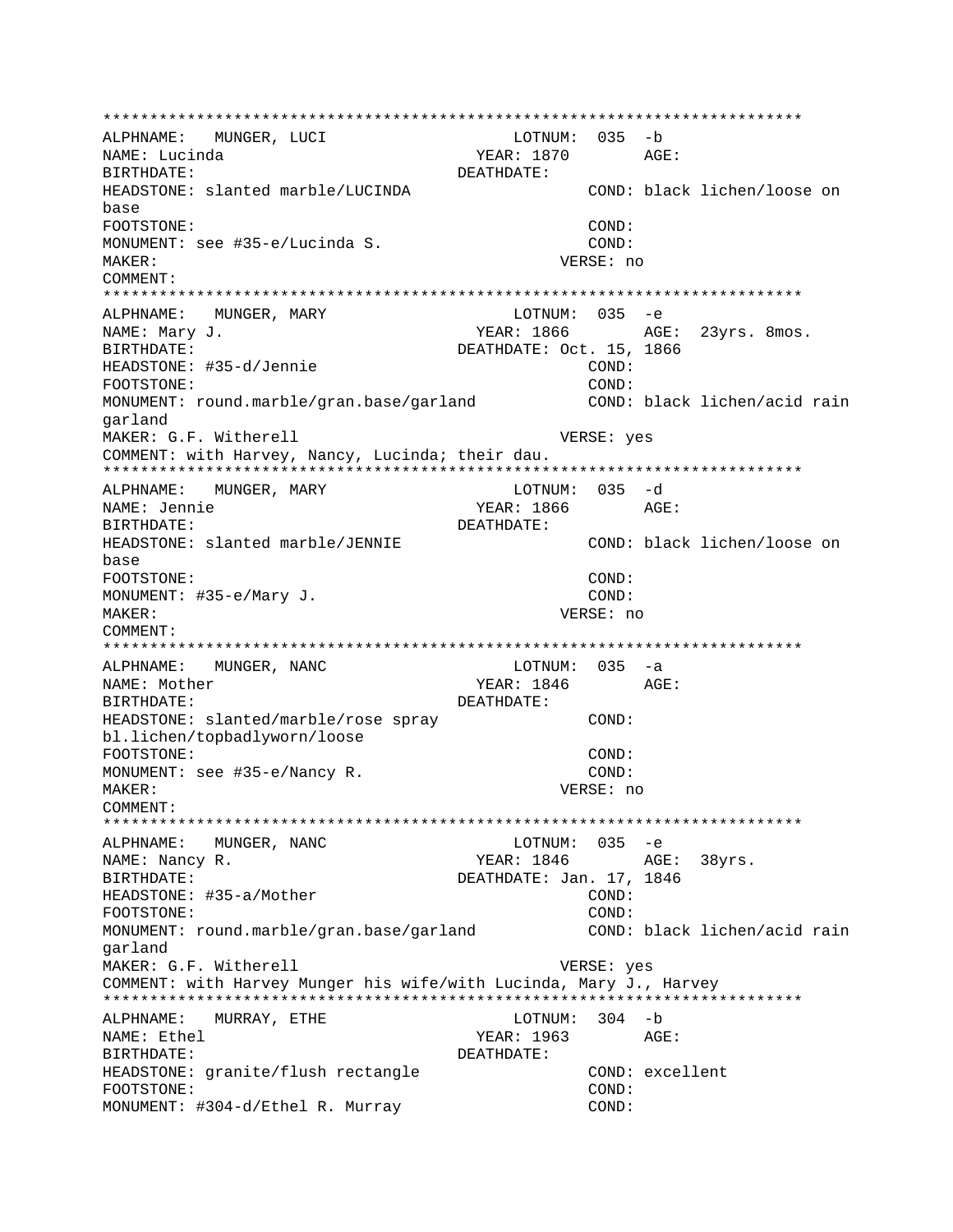```
****************************************************************************
ALPHNAME:   MUNGER, LUCI                      LOTNUM:  035  -b
NAME: Lucinda                              YEAR: 1870        AGE:
BIRTHDATE:                              DEATHDATE:
HEADSTONE: slanted marble/LUCINDA                   COND: black lichen/loose on
base
FOOTSTONE:                                          COND:
MONUMENT: see #35-e/Lucinda S.                      COND:
MAKER:                                           VERSE: no
COMMENT:
****************************************************************************
ALPHNAME:   MUNGER, MARY                      LOTNUM:  035  -e
NAME: Mary J.                              YEAR: 1866        AGE:  23yrs. 8mos.
BIRTHDATE:                              DEATHDATE: Oct. 15, 1866
HEADSTONE: #35-d/Jennie                             COND:
FOOTSTONE:                                          COND:
MONUMENT: round.marble/gran.base/garland            COND: black lichen/acid rain
garland
MAKER: G.F. Witherell                             VERSE: yes
COMMENT: with Harvey, Nancy, Lucinda; their dau.
****************************************************************************
ALPHNAME:   MUNGER, MARY                      LOTNUM:  035  -d
NAME: Jennie                               YEAR: 1866        AGE:
BIRTHDATE:                              DEATHDATE:
HEADSTONE: slanted marble/JENNIE                    COND: black lichen/loose on
base
FOOTSTONE:                                          COND:
MONUMENT: #35-e/Mary J.                             COND:
MAKER:                                           VERSE: no
COMMENT:
****************************************************************************
ALPHNAME:   MUNGER, NANC                      LOTNUM:  035  -a
NAME: Mother                               YEAR: 1846        AGE:
BIRTHDATE:                              DEATHDATE:
HEADSTONE: slanted/marble/rose spray                COND:
bl.lichen/topbadlyworn/loose
FOOTSTONE:                                          COND:
MONUMENT: see #35-e/Nancy R.                        COND:
MAKER:                                           VERSE: no
COMMENT:
****************************************************************************
ALPHNAME:   MUNGER, NANC                      LOTNUM:  035  -e
NAME: Nancy R.                             YEAR: 1846        AGE:  38yrs.
BIRTHDATE:                              DEATHDATE: Jan. 17, 1846
HEADSTONE: #35-a/Mother                             COND:
FOOTSTONE:                                          COND:
MONUMENT: round.marble/gran.base/garland            COND: black lichen/acid rain
garland
MAKER: G.F. Witherell                             VERSE: yes
COMMENT: with Harvey Munger his wife/with Lucinda, Mary J., Harvey
****************************************************************************
ALPHNAME:   MURRAY, ETHE                      LOTNUM:  304  -b
NAME: Ethel                                YEAR: 1963        AGE:
BIRTHDATE:                              DEATHDATE:
HEADSTONE: granite/flush rectangle                  COND: excellent
FOOTSTONE:                                          COND:
MONUMENT: #304-d/Ethel R. Murray                    COND:
```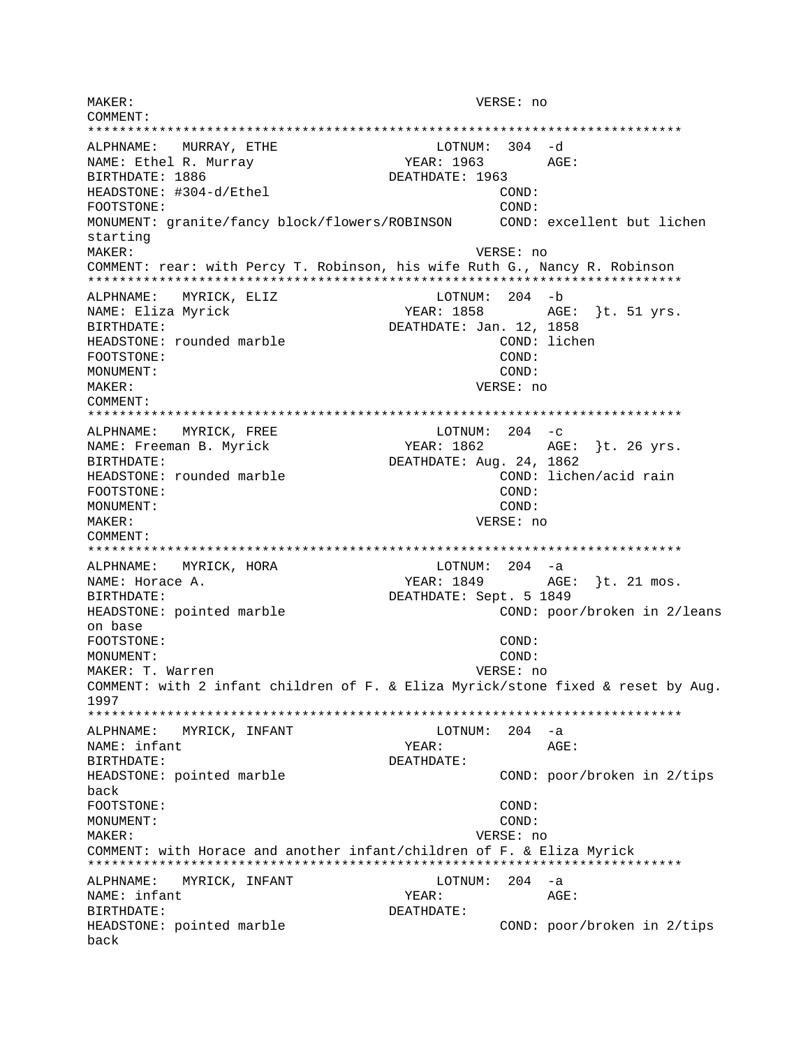```
MAKER:                                          VERSE: no
COMMENT:
***************************************************************************
ALPHNAME:   MURRAY, ETHE                    LOTNUM:  304  -d
NAME: Ethel R. Murray                      YEAR: 1963        AGE:
BIRTHDATE: 1886                            DEATHDATE: 1963
HEADSTONE: #304-d/Ethel                                COND:
FOOTSTONE:                                             COND:
MONUMENT: granite/fancy block/flowers/ROBINSON      COND: excellent but lichen
starting
MAKER:                                          VERSE: no
COMMENT: rear: with Percy T. Robinson, his wife Ruth G., Nancy R. Robinson
***************************************************************************
ALPHNAME:   MYRICK, ELIZ                    LOTNUM:  204  -b
NAME: Eliza Myrick                          YEAR: 1858        AGE:  }t. 51 yrs.
BIRTHDATE:                                 DEATHDATE: Jan. 12, 1858
HEADSTONE: rounded marble                              COND: lichen
FOOTSTONE:                                             COND:
MONUMENT:                                              COND:
MAKER:                                          VERSE: no
COMMENT:
***************************************************************************
ALPHNAME:   MYRICK, FREE                    LOTNUM:  204  -c
NAME: Freeman B. Myrick                     YEAR: 1862        AGE:  }t. 26 yrs.
BIRTHDATE:                                 DEATHDATE: Aug. 24, 1862
HEADSTONE: rounded marble                              COND: lichen/acid rain
FOOTSTONE:                                             COND:
MONUMENT:                                              COND:
MAKER:                                          VERSE: no
COMMENT:
***************************************************************************
ALPHNAME:   MYRICK, HORA                    LOTNUM:  204  -a
NAME: Horace A.                             YEAR: 1849        AGE:  }t. 21 mos.
BIRTHDATE:                                 DEATHDATE: Sept. 5 1849
HEADSTONE: pointed marble                              COND: poor/broken in 2/leans
on base
FOOTSTONE:                                             COND:
MONUMENT:                                              COND:
MAKER: T. Warren                                VERSE: no
COMMENT: with 2 infant children of F. & Eliza Myrick/stone fixed & reset by Aug.
1997
***************************************************************************
ALPHNAME:   MYRICK, INFANT                  LOTNUM:  204  -a
NAME: infant                                YEAR:             AGE:
BIRTHDATE:                                 DEATHDATE:
HEADSTONE: pointed marble                              COND: poor/broken in 2/tips
back
FOOTSTONE:                                             COND:
MONUMENT:                                              COND:
MAKER:                                          VERSE: no
COMMENT: with Horace and another infant/children of F. & Eliza Myrick
***************************************************************************
ALPHNAME:   MYRICK, INFANT                  LOTNUM:  204  -a
NAME: infant                                YEAR:             AGE:
BIRTHDATE:                                 DEATHDATE:
HEADSTONE: pointed marble                              COND: poor/broken in 2/tips
back
```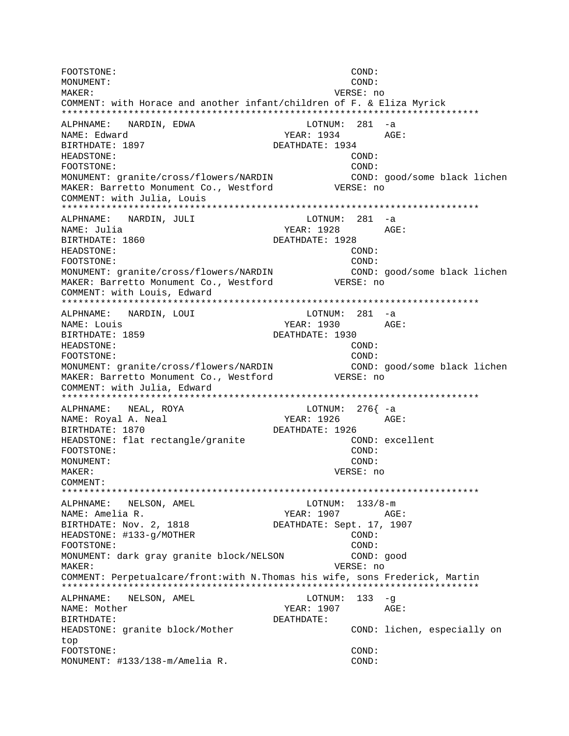```
FOOTSTONE:                                        COND:
MONUMENT:                                         COND:
MAKER:                                            VERSE: no
COMMENT: with Horace and another infant/children of F. & Eliza Myrick
*************************************************************************
ALPHNAME:   NARDIN, EDWA                      LOTNUM:  281  -a
NAME: Edward                              YEAR: 1934        AGE:
BIRTHDATE: 1897                         DEATHDATE: 1934
HEADSTONE:                                        COND:
FOOTSTONE:                                        COND:
MONUMENT: granite/cross/flowers/NARDIN            COND: good/some black lichen
MAKER: Barretto Monument Co., Westford          VERSE: no
COMMENT: with Julia, Louis
*************************************************************************
ALPHNAME:   NARDIN, JULI                      LOTNUM:  281  -a
NAME: Julia                               YEAR: 1928        AGE:
BIRTHDATE: 1860                         DEATHDATE: 1928
HEADSTONE:                                        COND:
FOOTSTONE:                                        COND:
MONUMENT: granite/cross/flowers/NARDIN            COND: good/some black lichen
MAKER: Barretto Monument Co., Westford          VERSE: no
COMMENT: with Louis, Edward
*************************************************************************
ALPHNAME:   NARDIN, LOUI                      LOTNUM:  281  -a
NAME: Louis                               YEAR: 1930        AGE:
BIRTHDATE: 1859                         DEATHDATE: 1930
HEADSTONE:                                        COND:
FOOTSTONE:                                        COND:
MONUMENT: granite/cross/flowers/NARDIN            COND: good/some black lichen
MAKER: Barretto Monument Co., Westford          VERSE: no
COMMENT: with Julia, Edward
*************************************************************************
ALPHNAME:   NEAL, ROYA                        LOTNUM:  276{ -a
NAME: Royal A. Neal                       YEAR: 1926        AGE:
BIRTHDATE: 1870                         DEATHDATE: 1926
HEADSTONE: flat rectangle/granite                 COND: excellent
FOOTSTONE:                                        COND:
MONUMENT:                                         COND:
MAKER:                                            VERSE: no
COMMENT:
*************************************************************************
ALPHNAME:   NELSON, AMEL                      LOTNUM:  133/8-m
NAME: Amelia R.                           YEAR: 1907        AGE:
BIRTHDATE: Nov. 2, 1818                 DEATHDATE: Sept. 17, 1907
HEADSTONE: #133-g/MOTHER                          COND:
FOOTSTONE:                                        COND:
MONUMENT: dark gray granite block/NELSON          COND: good
MAKER:                                            VERSE: no
COMMENT: Perpetualcare/front:with N.Thomas his wife, sons Frederick, Martin
*************************************************************************
ALPHNAME:   NELSON, AMEL                      LOTNUM:  133  -g
NAME: Mother                              YEAR: 1907        AGE:
BIRTHDATE:                              DEATHDATE:
HEADSTONE: granite block/Mother                   COND: lichen, especially on
top
FOOTSTONE:                                        COND:
MONUMENT: #133/138-m/Amelia R.                    COND:
```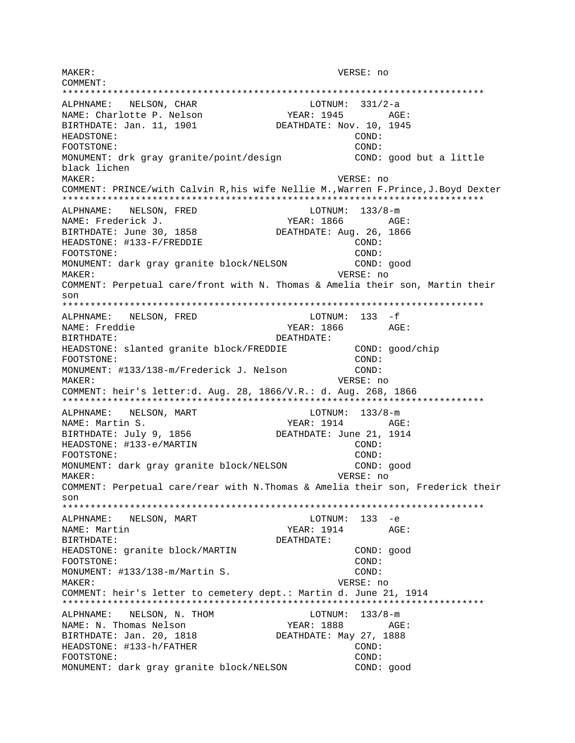MAKER: VERSE: no
COMMENT:
***************************************************************************
ALPHNAME: NELSON, CHAR LOTNUM: 331/2-a
NAME: Charlotte P. Nelson YEAR: 1945 AGE:
BIRTHDATE: Jan. 11, 1901 DEATHDATE: Nov. 10, 1945
HEADSTONE: COND:
FOOTSTONE: COND:
MONUMENT: drk gray granite/point/design COND: good but a little black lichen
MAKER: VERSE: no
COMMENT: PRINCE/with Calvin R,his wife Nellie M.,Warren F.Prince,J.Boyd Dexter
***************************************************************************
ALPHNAME: NELSON, FRED LOTNUM: 133/8-m
NAME: Frederick J. YEAR: 1866 AGE:
BIRTHDATE: June 30, 1858 DEATHDATE: Aug. 26, 1866
HEADSTONE: #133-F/FREDDIE COND:
FOOTSTONE: COND:
MONUMENT: dark gray granite block/NELSON COND: good
MAKER: VERSE: no
COMMENT: Perpetual care/front with N. Thomas & Amelia their son, Martin their son
***************************************************************************
ALPHNAME: NELSON, FRED LOTNUM: 133 -f
NAME: Freddie YEAR: 1866 AGE:
BIRTHDATE: DEATHDATE:
HEADSTONE: slanted granite block/FREDDIE COND: good/chip
FOOTSTONE: COND:
MONUMENT: #133/138-m/Frederick J. Nelson COND:
MAKER: VERSE: no
COMMENT: heir's letter:d. Aug. 28, 1866/V.R.: d. Aug. 268, 1866
***************************************************************************
ALPHNAME: NELSON, MART LOTNUM: 133/8-m
NAME: Martin S. YEAR: 1914 AGE:
BIRTHDATE: July 9, 1856 DEATHDATE: June 21, 1914
HEADSTONE: #133-e/MARTIN COND:
FOOTSTONE: COND:
MONUMENT: dark gray granite block/NELSON COND: good
MAKER: VERSE: no
COMMENT: Perpetual care/rear with N.Thomas & Amelia their son, Frederick their son
***************************************************************************
ALPHNAME: NELSON, MART LOTNUM: 133 -e
NAME: Martin YEAR: 1914 AGE:
BIRTHDATE: DEATHDATE:
HEADSTONE: granite block/MARTIN COND: good
FOOTSTONE: COND:
MONUMENT: #133/138-m/Martin S. COND:
MAKER: VERSE: no
COMMENT: heir's letter to cemetery dept.: Martin d. June 21, 1914
***************************************************************************
ALPHNAME: NELSON, N. THOM LOTNUM: 133/8-m
NAME: N. Thomas Nelson YEAR: 1888 AGE:
BIRTHDATE: Jan. 20, 1818 DEATHDATE: May 27, 1888
HEADSTONE: #133-h/FATHER COND:
FOOTSTONE: COND:
MONUMENT: dark gray granite block/NELSON COND: good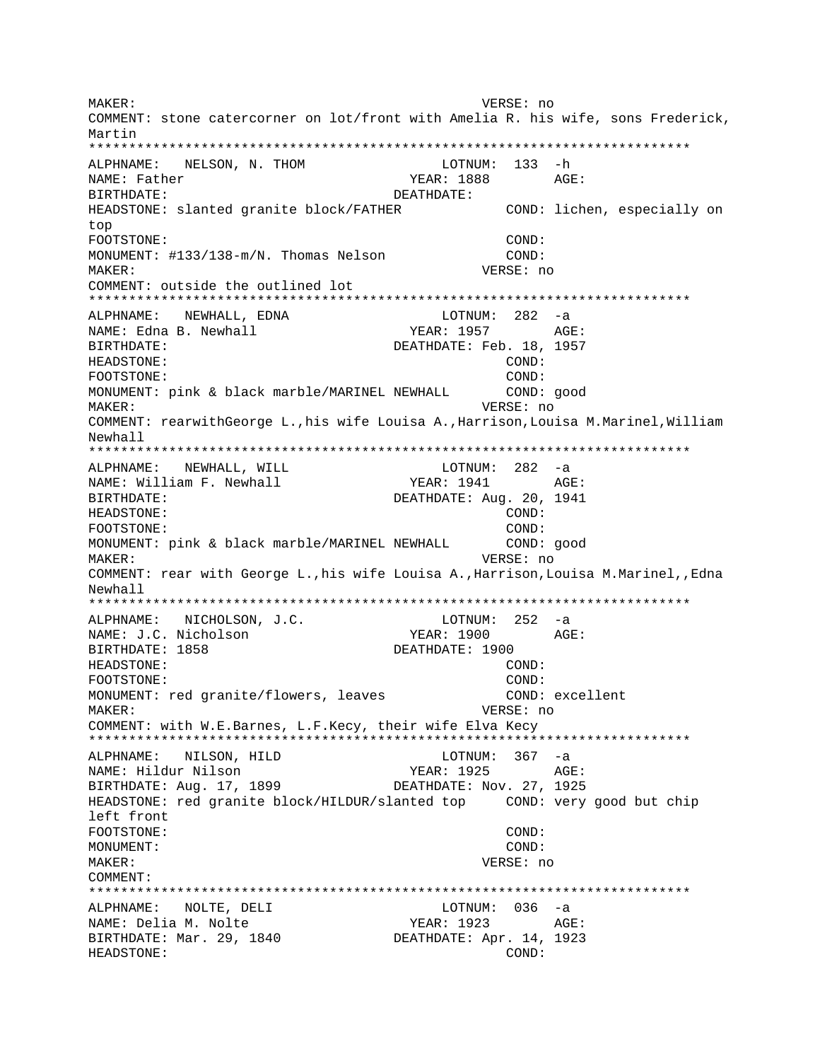```
MAKER:                                          VERSE: no
COMMENT: stone catercorner on lot/front with Amelia R. his wife, sons Frederick,
Martin
*************************************************************************
ALPHNAME:   NELSON, N. THOM               LOTNUM:  133  -h
NAME: Father                          YEAR: 1888        AGE:
BIRTHDATE:                          DEATHDATE:
HEADSTONE: slanted granite block/FATHER            COND: lichen, especially on
top
FOOTSTONE:                                      COND:
MONUMENT: #133/138-m/N. Thomas Nelson           COND:
MAKER:                                          VERSE: no
COMMENT: outside the outlined lot
*************************************************************************
ALPHNAME:   NEWHALL, EDNA                 LOTNUM:  282  -a
NAME: Edna B. Newhall                 YEAR: 1957        AGE:
BIRTHDATE:                          DEATHDATE: Feb. 18, 1957
HEADSTONE:                                      COND:
FOOTSTONE:                                      COND:
MONUMENT: pink & black marble/MARINEL NEWHALL      COND: good
MAKER:                                          VERSE: no
COMMENT: rearwithGeorge L.,his wife Louisa A.,Harrison,Louisa M.Marinel,William
Newhall
*************************************************************************
ALPHNAME:   NEWHALL, WILL                 LOTNUM:  282  -a
NAME: William F. Newhall              YEAR: 1941        AGE:
BIRTHDATE:                          DEATHDATE: Aug. 20, 1941
HEADSTONE:                                      COND:
FOOTSTONE:                                      COND:
MONUMENT: pink & black marble/MARINEL NEWHALL      COND: good
MAKER:                                          VERSE: no
COMMENT: rear with George L.,his wife Louisa A.,Harrison,Louisa M.Marinel,,Edna
Newhall
*************************************************************************
ALPHNAME:   NICHOLSON, J.C.               LOTNUM:  252  -a
NAME: J.C. Nicholson                  YEAR: 1900        AGE:
BIRTHDATE: 1858                     DEATHDATE: 1900
HEADSTONE:                                      COND:
FOOTSTONE:                                      COND:
MONUMENT: red granite/flowers, leaves           COND: excellent
MAKER:                                          VERSE: no
COMMENT: with W.E.Barnes, L.F.Kecy, their wife Elva Kecy
*************************************************************************
ALPHNAME:   NILSON, HILD                  LOTNUM:  367  -a
NAME: Hildur Nilson                   YEAR: 1925        AGE:
BIRTHDATE: Aug. 17, 1899            DEATHDATE: Nov. 27, 1925
HEADSTONE: red granite block/HILDUR/slanted top     COND: very good but chip
left front
FOOTSTONE:                                      COND:
MONUMENT:                                       COND:
MAKER:                                          VERSE: no
COMMENT:
*************************************************************************
ALPHNAME:   NOLTE, DELI                   LOTNUM:  036  -a
NAME: Delia M. Nolte                  YEAR: 1923        AGE:
BIRTHDATE: Mar. 29, 1840            DEATHDATE: Apr. 14, 1923
HEADSTONE:                                      COND:
```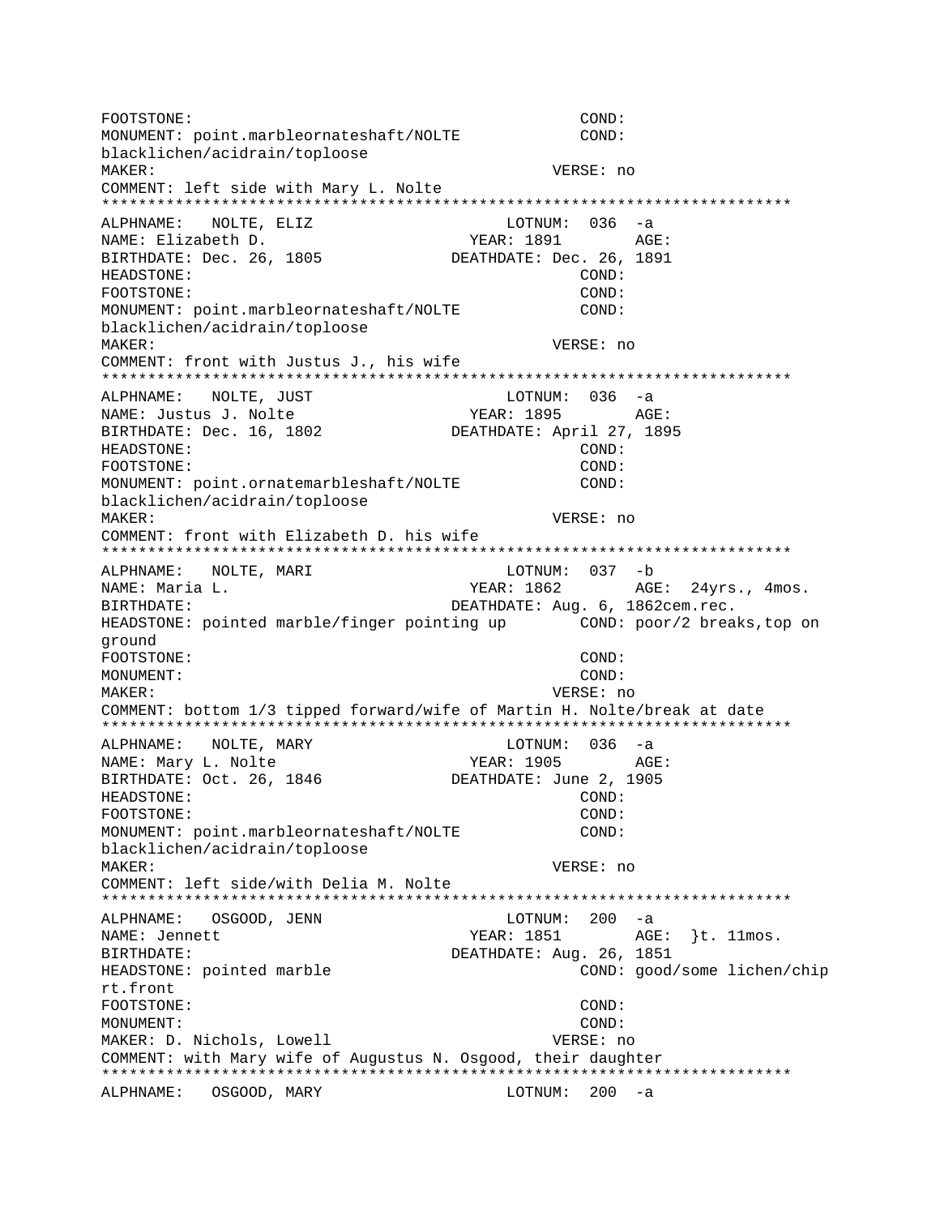```
FOOTSTONE:                                          COND:
MONUMENT: point.marbleornateshaft/NOLTE             COND:
blacklichen/acidrain/toploose
MAKER:                                              VERSE: no
COMMENT: left side with Mary L. Nolte
*************************************************************************
ALPHNAME:   NOLTE, ELIZ                       LOTNUM:  036  -a
NAME: Elizabeth D.                      YEAR: 1891        AGE:
BIRTHDATE: Dec. 26, 1805              DEATHDATE: Dec. 26, 1891
HEADSTONE:                                          COND:
FOOTSTONE:                                          COND:
MONUMENT: point.marbleornateshaft/NOLTE             COND:
blacklichen/acidrain/toploose
MAKER:                                              VERSE: no
COMMENT: front with Justus J., his wife
*************************************************************************
ALPHNAME:   NOLTE, JUST                       LOTNUM:  036  -a
NAME: Justus J. Nolte                   YEAR: 1895        AGE:
BIRTHDATE: Dec. 16, 1802              DEATHDATE: April 27, 1895
HEADSTONE:                                          COND:
FOOTSTONE:                                          COND:
MONUMENT: point.ornatemarbleshaft/NOLTE             COND:
blacklichen/acidrain/toploose
MAKER:                                              VERSE: no
COMMENT: front with Elizabeth D. his wife
*************************************************************************
ALPHNAME:   NOLTE, MARI                       LOTNUM:  037  -b
NAME: Maria L.                          YEAR: 1862        AGE:  24yrs., 4mos.
BIRTHDATE:                            DEATHDATE: Aug. 6, 1862cem.rec.
HEADSTONE: pointed marble/finger pointing up        COND: poor/2 breaks,top on
ground
FOOTSTONE:                                          COND:
MONUMENT:                                           COND:
MAKER:                                              VERSE: no
COMMENT: bottom 1/3 tipped forward/wife of Martin H. Nolte/break at date
*************************************************************************
ALPHNAME:   NOLTE, MARY                       LOTNUM:  036  -a
NAME: Mary L. Nolte                     YEAR: 1905        AGE:
BIRTHDATE: Oct. 26, 1846              DEATHDATE: June 2, 1905
HEADSTONE:                                          COND:
FOOTSTONE:                                          COND:
MONUMENT: point.marbleornateshaft/NOLTE             COND:
blacklichen/acidrain/toploose
MAKER:                                              VERSE: no
COMMENT: left side/with Delia M. Nolte
*************************************************************************
ALPHNAME:   OSGOOD, JENN                      LOTNUM:  200  -a
NAME: Jennett                           YEAR: 1851        AGE:  }t. 11mos.
BIRTHDATE:                            DEATHDATE: Aug. 26, 1851
HEADSTONE: pointed marble                           COND: good/some lichen/chip
rt.front
FOOTSTONE:                                          COND:
MONUMENT:                                           COND:
MAKER: D. Nichols, Lowell                           VERSE: no
COMMENT: with Mary wife of Augustus N. Osgood, their daughter
*************************************************************************
ALPHNAME:   OSGOOD, MARY                      LOTNUM:  200  -a
```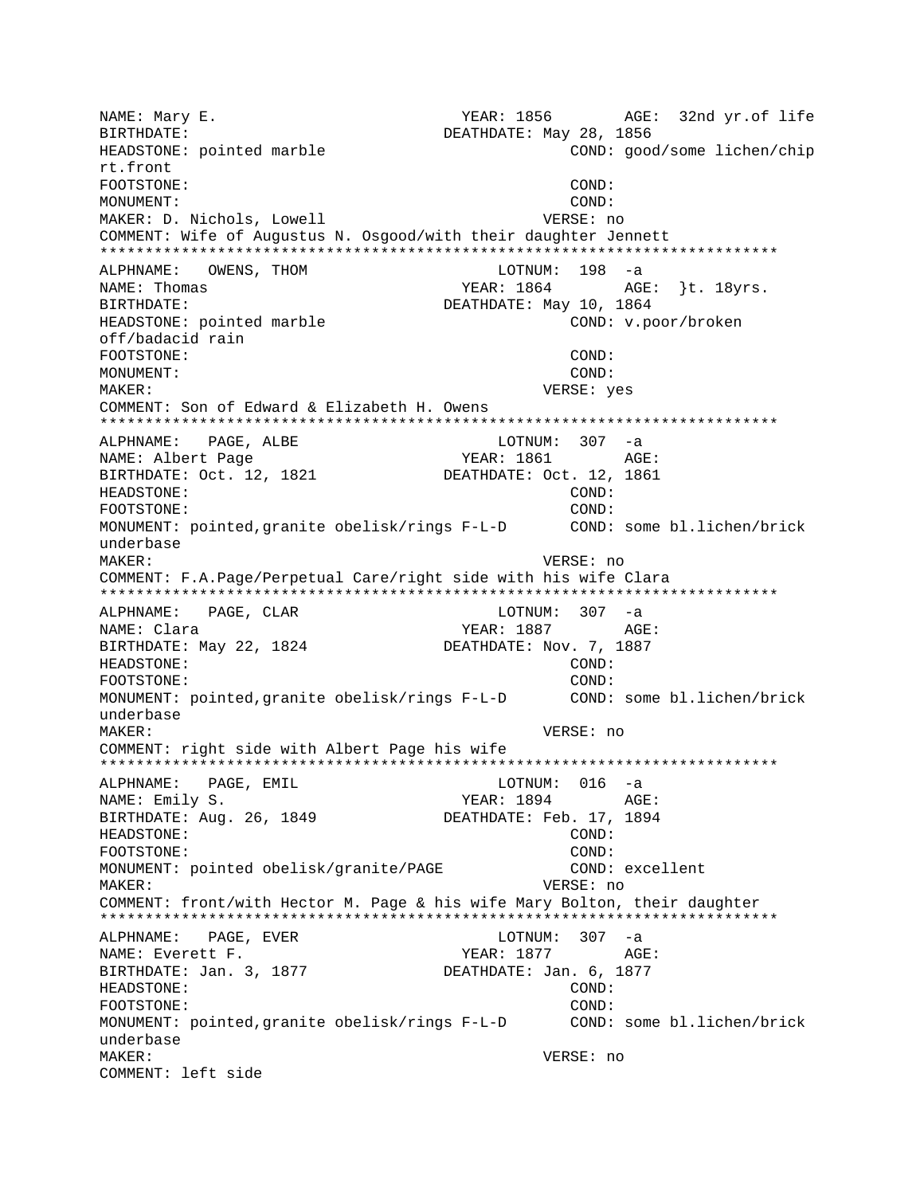```
NAME: Mary E.                          YEAR: 1856       AGE:  32nd yr.of life
BIRTHDATE:                         DEATHDATE: May 28, 1856
HEADSTONE: pointed marble                           COND: good/some lichen/chip
rt.front
FOOTSTONE:                                          COND:
MONUMENT:                                           COND:
MAKER: D. Nichols, Lowell                         VERSE: no
COMMENT: Wife of Augustus N. Osgood/with their daughter Jennett
*************************************************************************
ALPHNAME:   OWENS, THOM                      LOTNUM:  198  -a
NAME: Thomas                           YEAR: 1864       AGE:  }t. 18yrs.
BIRTHDATE:                         DEATHDATE: May 10, 1864
HEADSTONE: pointed marble                           COND: v.poor/broken
off/badacid rain
FOOTSTONE:                                          COND:
MONUMENT:                                           COND:
MAKER:                                            VERSE: yes
COMMENT: Son of Edward & Elizabeth H. Owens
*************************************************************************
ALPHNAME:   PAGE, ALBE                       LOTNUM:  307  -a
NAME: Albert Page                      YEAR: 1861       AGE:
BIRTHDATE: Oct. 12, 1821           DEATHDATE: Oct. 12, 1861
HEADSTONE:                                          COND:
FOOTSTONE:                                          COND:
MONUMENT: pointed,granite obelisk/rings F-L-D       COND: some bl.lichen/brick
underbase
MAKER:                                            VERSE: no
COMMENT: F.A.Page/Perpetual Care/right side with his wife Clara
*************************************************************************
ALPHNAME:   PAGE, CLAR                       LOTNUM:  307  -a
NAME: Clara                            YEAR: 1887       AGE:
BIRTHDATE: May 22, 1824            DEATHDATE: Nov. 7, 1887
HEADSTONE:                                          COND:
FOOTSTONE:                                          COND:
MONUMENT: pointed,granite obelisk/rings F-L-D       COND: some bl.lichen/brick
underbase
MAKER:                                            VERSE: no
COMMENT: right side with Albert Page his wife
*************************************************************************
ALPHNAME:   PAGE, EMIL                       LOTNUM:  016  -a
NAME: Emily S.                         YEAR: 1894       AGE:
BIRTHDATE: Aug. 26, 1849           DEATHDATE: Feb. 17, 1894
HEADSTONE:                                          COND:
FOOTSTONE:                                          COND:
MONUMENT: pointed obelisk/granite/PAGE              COND: excellent
MAKER:                                            VERSE: no
COMMENT: front/with Hector M. Page & his wife Mary Bolton, their daughter
*************************************************************************
ALPHNAME:   PAGE, EVER                       LOTNUM:  307  -a
NAME: Everett F.                       YEAR: 1877       AGE:
BIRTHDATE: Jan. 3, 1877            DEATHDATE: Jan. 6, 1877
HEADSTONE:                                          COND:
FOOTSTONE:                                          COND:
MONUMENT: pointed,granite obelisk/rings F-L-D       COND: some bl.lichen/brick
underbase
MAKER:                                            VERSE: no
COMMENT: left side
```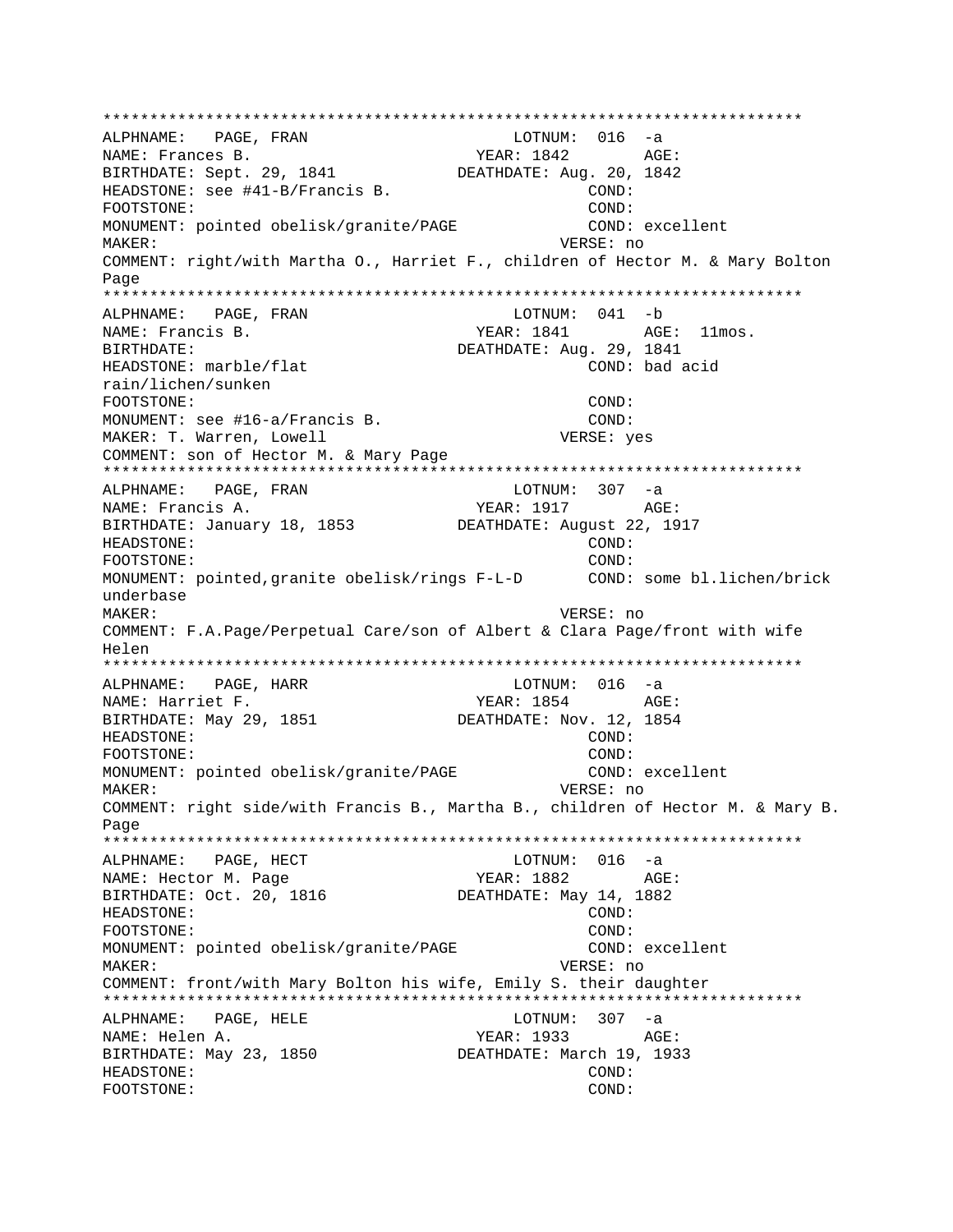```
***************************************************************************
ALPHNAME:   PAGE, FRAN                          LOTNUM:  016  -a
NAME: Frances B.                            YEAR: 1842       AGE:
BIRTHDATE: Sept. 29, 1841               DEATHDATE: Aug. 20, 1842
HEADSTONE: see #41-B/Francis B.                         COND:
FOOTSTONE:                                              COND:
MONUMENT: pointed obelisk/granite/PAGE                 COND: excellent
MAKER:                                              VERSE: no
COMMENT: right/with Martha O., Harriet F., children of Hector M. & Mary Bolton
Page
***************************************************************************
ALPHNAME:   PAGE, FRAN                          LOTNUM:  041  -b
NAME: Francis B.                            YEAR: 1841       AGE:  11mos.
BIRTHDATE:                              DEATHDATE: Aug. 29, 1841
HEADSTONE: marble/flat                                  COND: bad acid
rain/lichen/sunken
FOOTSTONE:                                              COND:
MONUMENT: see #16-a/Francis B.                          COND:
MAKER: T. Warren, Lowell                            VERSE: yes
COMMENT: son of Hector M. & Mary Page
***************************************************************************
ALPHNAME:   PAGE, FRAN                          LOTNUM:  307  -a
NAME: Francis A.                            YEAR: 1917       AGE:
BIRTHDATE: January 18, 1853             DEATHDATE: August 22, 1917
HEADSTONE:                                              COND:
FOOTSTONE:                                              COND:
MONUMENT: pointed,granite obelisk/rings F-L-D       COND: some bl.lichen/brick
underbase
MAKER:                                              VERSE: no
COMMENT: F.A.Page/Perpetual Care/son of Albert & Clara Page/front with wife
Helen
***************************************************************************
ALPHNAME:   PAGE, HARR                          LOTNUM:  016  -a
NAME: Harriet F.                            YEAR: 1854       AGE:
BIRTHDATE: May 29, 1851                 DEATHDATE: Nov. 12, 1854
HEADSTONE:                                              COND:
FOOTSTONE:                                              COND:
MONUMENT: pointed obelisk/granite/PAGE                 COND: excellent
MAKER:                                              VERSE: no
COMMENT: right side/with Francis B., Martha B., children of Hector M. & Mary B.
Page
***************************************************************************
ALPHNAME:   PAGE, HECT                          LOTNUM:  016  -a
NAME: Hector M. Page                        YEAR: 1882       AGE:
BIRTHDATE: Oct. 20, 1816                DEATHDATE: May 14, 1882
HEADSTONE:                                              COND:
FOOTSTONE:                                              COND:
MONUMENT: pointed obelisk/granite/PAGE                 COND: excellent
MAKER:                                              VERSE: no
COMMENT: front/with Mary Bolton his wife, Emily S. their daughter
***************************************************************************
ALPHNAME:   PAGE, HELE                          LOTNUM:  307  -a
NAME: Helen A.                              YEAR: 1933       AGE:
BIRTHDATE: May 23, 1850                 DEATHDATE: March 19, 1933
HEADSTONE:                                              COND:
FOOTSTONE:                                              COND:
```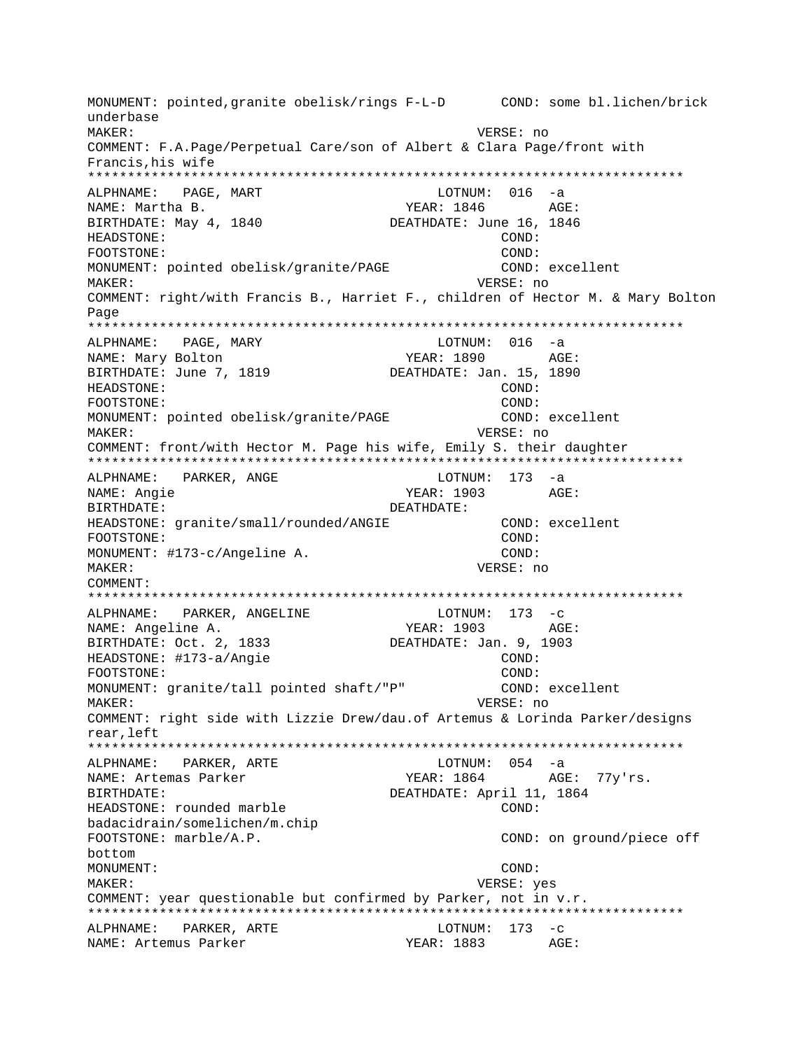MONUMENT: pointed,granite obelisk/rings F-L-D       COND: some bl.lichen/brick underbase
MAKER:                                              VERSE: no
COMMENT: F.A.Page/Perpetual Care/son of Albert & Clara Page/front with Francis,his wife
***************************************************************************
ALPHNAME:   PAGE, MART                         LOTNUM:  016  -a
NAME: Martha B.                             YEAR: 1846        AGE:
BIRTHDATE: May 4, 1840                  DEATHDATE: June 16, 1846
HEADSTONE:                                          COND:
FOOTSTONE:                                          COND:
MONUMENT: pointed obelisk/granite/PAGE              COND: excellent
MAKER:                                              VERSE: no
COMMENT: right/with Francis B., Harriet F., children of Hector M. & Mary Bolton Page
***************************************************************************
ALPHNAME:   PAGE, MARY                         LOTNUM:  016  -a
NAME: Mary Bolton                           YEAR: 1890        AGE:
BIRTHDATE: June 7, 1819                 DEATHDATE: Jan. 15, 1890
HEADSTONE:                                          COND:
FOOTSTONE:                                          COND:
MONUMENT: pointed obelisk/granite/PAGE              COND: excellent
MAKER:                                              VERSE: no
COMMENT: front/with Hector M. Page his wife, Emily S. their daughter
***************************************************************************
ALPHNAME:   PARKER, ANGE                       LOTNUM:  173  -a
NAME: Angie                                 YEAR: 1903        AGE:
BIRTHDATE:                              DEATHDATE:
HEADSTONE: granite/small/rounded/ANGIE              COND: excellent
FOOTSTONE:                                          COND:
MONUMENT: #173-c/Angeline A.                        COND:
MAKER:                                              VERSE: no
COMMENT:
***************************************************************************
ALPHNAME:   PARKER, ANGELINE                   LOTNUM:  173  -c
NAME: Angeline A.                           YEAR: 1903        AGE:
BIRTHDATE: Oct. 2, 1833                 DEATHDATE: Jan. 9, 1903
HEADSTONE: #173-a/Angie                             COND:
FOOTSTONE:                                          COND:
MONUMENT: granite/tall pointed shaft/"P"            COND: excellent
MAKER:                                              VERSE: no
COMMENT: right side with Lizzie Drew/dau.of Artemus & Lorinda Parker/designs rear,left
***************************************************************************
ALPHNAME:   PARKER, ARTE                       LOTNUM:  054  -a
NAME: Artemas Parker                        YEAR: 1864        AGE:  77y'rs.
BIRTHDATE:                              DEATHDATE: April 11, 1864
HEADSTONE: rounded marble                           COND: badacidrain/somelichen/m.chip
FOOTSTONE: marble/A.P.                              COND: on ground/piece off bottom
MONUMENT:                                           COND:
MAKER:                                              VERSE: yes
COMMENT: year questionable but confirmed by Parker, not in v.r.
***************************************************************************
ALPHNAME:   PARKER, ARTE                       LOTNUM:  173  -c
NAME: Artemus Parker                        YEAR: 1883        AGE: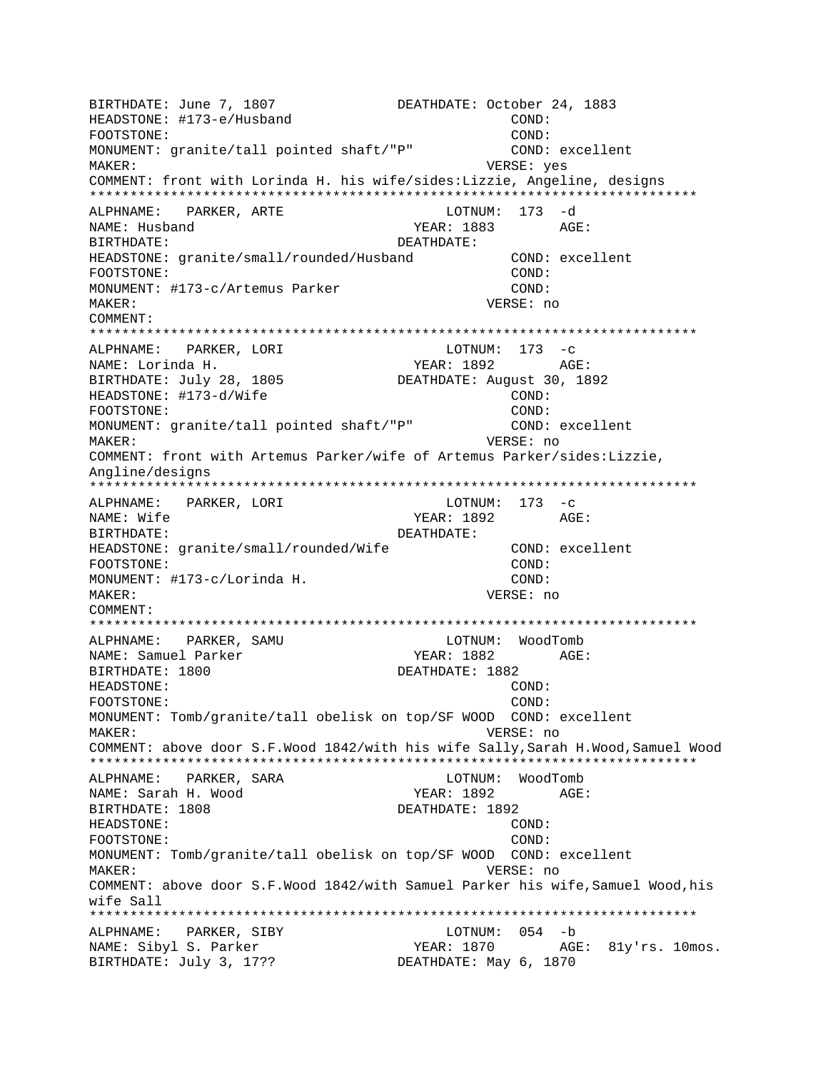```
BIRTHDATE: June 7, 1807              DEATHDATE: October 24, 1883
HEADSTONE: #173-e/Husband                          COND:
FOOTSTONE:                                         COND:
MONUMENT: granite/tall pointed shaft/"P"           COND: excellent
MAKER:                                            VERSE: yes
COMMENT: front with Lorinda H. his wife/sides:Lizzie, Angeline, designs
*************************************************************************
ALPHNAME:   PARKER, ARTE                    LOTNUM:  173  -d
NAME: Husband                              YEAR: 1883        AGE:
BIRTHDATE:                           DEATHDATE:
HEADSTONE: granite/small/rounded/Husband           COND: excellent
FOOTSTONE:                                         COND:
MONUMENT: #173-c/Artemus Parker                    COND:
MAKER:                                            VERSE: no
COMMENT:
*************************************************************************
ALPHNAME:   PARKER, LORI                    LOTNUM:  173  -c
NAME: Lorinda H.                           YEAR: 1892        AGE:
BIRTHDATE: July 28, 1805             DEATHDATE: August 30, 1892
HEADSTONE: #173-d/Wife                             COND:
FOOTSTONE:                                         COND:
MONUMENT: granite/tall pointed shaft/"P"           COND: excellent
MAKER:                                            VERSE: no
COMMENT: front with Artemus Parker/wife of Artemus Parker/sides:Lizzie,
Angline/designs
*************************************************************************
ALPHNAME:   PARKER, LORI                    LOTNUM:  173  -c
NAME: Wife                                 YEAR: 1892        AGE:
BIRTHDATE:                           DEATHDATE:
HEADSTONE: granite/small/rounded/Wife              COND: excellent
FOOTSTONE:                                         COND:
MONUMENT: #173-c/Lorinda H.                        COND:
MAKER:                                            VERSE: no
COMMENT:
*************************************************************************
ALPHNAME:   PARKER, SAMU                    LOTNUM:  WoodTomb
NAME: Samuel Parker                        YEAR: 1882        AGE:
BIRTHDATE: 1800                      DEATHDATE: 1882
HEADSTONE:                                         COND:
FOOTSTONE:                                         COND:
MONUMENT: Tomb/granite/tall obelisk on top/SF WOOD  COND: excellent
MAKER:                                            VERSE: no
COMMENT: above door S.F.Wood 1842/with his wife Sally,Sarah H.Wood,Samuel Wood
*************************************************************************
ALPHNAME:   PARKER, SARA                    LOTNUM:  WoodTomb
NAME: Sarah H. Wood                        YEAR: 1892        AGE:
BIRTHDATE: 1808                      DEATHDATE: 1892
HEADSTONE:                                         COND:
FOOTSTONE:                                         COND:
MONUMENT: Tomb/granite/tall obelisk on top/SF WOOD  COND: excellent
MAKER:                                            VERSE: no
COMMENT: above door S.F.Wood 1842/with Samuel Parker his wife,Samuel Wood,his
wife Sall
*************************************************************************
ALPHNAME:   PARKER, SIBY                    LOTNUM:  054  -b
NAME: Sibyl S. Parker                      YEAR: 1870        AGE:  81y'rs. 10mos.
BIRTHDATE: July 3, 17??              DEATHDATE: May 6, 1870
```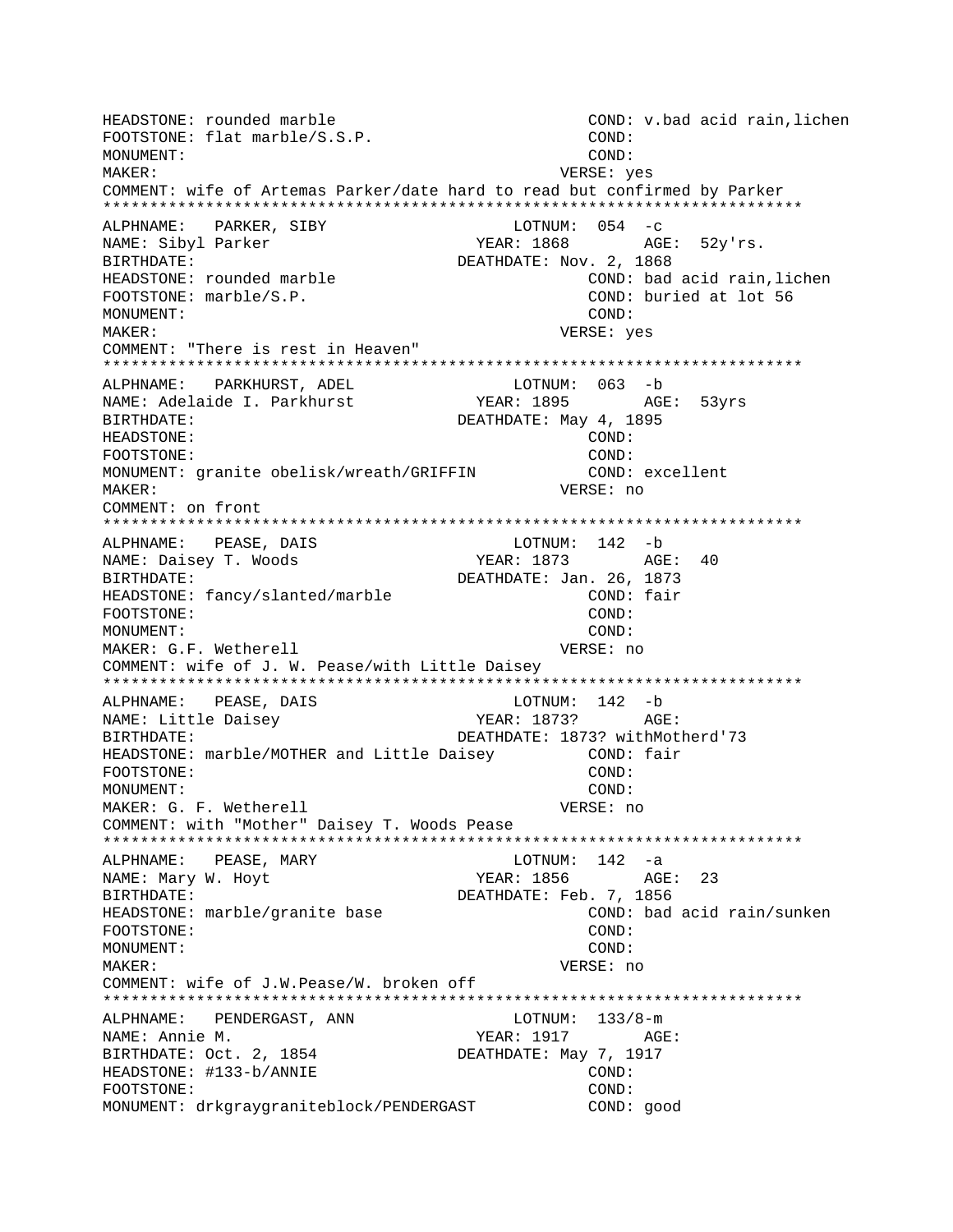```
HEADSTONE: rounded marble                          COND: v.bad acid rain,lichen
FOOTSTONE: flat marble/S.S.P.                      COND:
MONUMENT:                                          COND:
MAKER:                                             VERSE: yes
COMMENT: wife of Artemas Parker/date hard to read but confirmed by Parker
**************************************************************************
ALPHNAME:   PARKER, SIBY                      LOTNUM:  054  -c
NAME: Sibyl Parker                      YEAR: 1868        AGE:  52y'rs.
BIRTHDATE:                            DEATHDATE: Nov. 2, 1868
HEADSTONE: rounded marble                          COND: bad acid rain,lichen
FOOTSTONE: marble/S.P.                             COND: buried at lot 56
MONUMENT:                                          COND:
MAKER:                                             VERSE: yes
COMMENT: "There is rest in Heaven"
**************************************************************************
ALPHNAME:   PARKHURST, ADEL                   LOTNUM:  063  -b
NAME: Adelaide I. Parkhurst             YEAR: 1895        AGE:  53yrs
BIRTHDATE:                            DEATHDATE: May 4, 1895
HEADSTONE:                                         COND:
FOOTSTONE:                                         COND:
MONUMENT: granite obelisk/wreath/GRIFFIN           COND: excellent
MAKER:                                             VERSE: no
COMMENT: on front
**************************************************************************
ALPHNAME:   PEASE, DAIS                       LOTNUM:  142  -b
NAME: Daisey T. Woods                   YEAR: 1873        AGE:  40
BIRTHDATE:                            DEATHDATE: Jan. 26, 1873
HEADSTONE: fancy/slanted/marble                    COND: fair
FOOTSTONE:                                         COND:
MONUMENT:                                          COND:
MAKER: G.F. Wetherell                              VERSE: no
COMMENT: wife of J. W. Pease/with Little Daisey
**************************************************************************
ALPHNAME:   PEASE, DAIS                       LOTNUM:  142  -b
NAME: Little Daisey                     YEAR: 1873?       AGE:
BIRTHDATE:                            DEATHDATE: 1873? withMotherd'73
HEADSTONE: marble/MOTHER and Little Daisey         COND: fair
FOOTSTONE:                                         COND:
MONUMENT:                                          COND:
MAKER: G. F. Wetherell                             VERSE: no
COMMENT: with "Mother" Daisey T. Woods Pease
**************************************************************************
ALPHNAME:   PEASE, MARY                       LOTNUM:  142  -a
NAME: Mary W. Hoyt                      YEAR: 1856        AGE:  23
BIRTHDATE:                            DEATHDATE: Feb. 7, 1856
HEADSTONE: marble/granite base                     COND: bad acid rain/sunken
FOOTSTONE:                                         COND:
MONUMENT:                                          COND:
MAKER:                                             VERSE: no
COMMENT: wife of J.W.Pease/W. broken off
**************************************************************************
ALPHNAME:   PENDERGAST, ANN                   LOTNUM:  133/8-m
NAME: Annie M.                          YEAR: 1917        AGE:
BIRTHDATE: Oct. 2, 1854               DEATHDATE: May 7, 1917
HEADSTONE: #133-b/ANNIE                            COND:
FOOTSTONE:                                         COND:
MONUMENT: drkgraygraniteblock/PENDERGAST           COND: good
```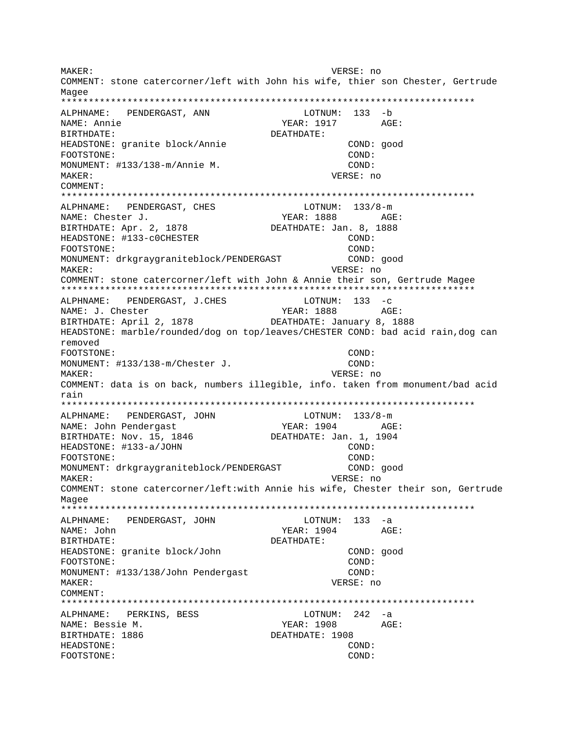MAKER: VERSE: no
COMMENT: stone catercorner/left with John his wife, thier son Chester, Gertrude Magee
***************************************************************************
ALPHNAME: PENDERGAST, ANN LOTNUM: 133 -b
NAME: Annie YEAR: 1917 AGE:
BIRTHDATE: DEATHDATE:
HEADSTONE: granite block/Annie COND: good
FOOTSTONE: COND:
MONUMENT: #133/138-m/Annie M. COND:
MAKER: VERSE: no
COMMENT:
***************************************************************************
ALPHNAME: PENDERGAST, CHES LOTNUM: 133/8-m
NAME: Chester J. YEAR: 1888 AGE:
BIRTHDATE: Apr. 2, 1878 DEATHDATE: Jan. 8, 1888
HEADSTONE: #133-c0CHESTER COND:
FOOTSTONE: COND:
MONUMENT: drkgraygraniteblock/PENDERGAST COND: good
MAKER: VERSE: no
COMMENT: stone catercorner/left with John & Annie their son, Gertrude Magee
***************************************************************************
ALPHNAME: PENDERGAST, J.CHES LOTNUM: 133 -c
NAME: J. Chester YEAR: 1888 AGE:
BIRTHDATE: April 2, 1878 DEATHDATE: January 8, 1888
HEADSTONE: marble/rounded/dog on top/leaves/CHESTER COND: bad acid rain,dog can removed
FOOTSTONE: COND:
MONUMENT: #133/138-m/Chester J. COND:
MAKER: VERSE: no
COMMENT: data is on back, numbers illegible, info. taken from monument/bad acid rain
***************************************************************************
ALPHNAME: PENDERGAST, JOHN LOTNUM: 133/8-m
NAME: John Pendergast YEAR: 1904 AGE:
BIRTHDATE: Nov. 15, 1846 DEATHDATE: Jan. 1, 1904
HEADSTONE: #133-a/JOHN COND:
FOOTSTONE: COND:
MONUMENT: drkgraygraniteblock/PENDERGAST COND: good
MAKER: VERSE: no
COMMENT: stone catercorner/left:with Annie his wife, Chester their son, Gertrude Magee
***************************************************************************
ALPHNAME: PENDERGAST, JOHN LOTNUM: 133 -a
NAME: John YEAR: 1904 AGE:
BIRTHDATE: DEATHDATE:
HEADSTONE: granite block/John COND: good
FOOTSTONE: COND:
MONUMENT: #133/138/John Pendergast COND:
MAKER: VERSE: no
COMMENT:
***************************************************************************
ALPHNAME: PERKINS, BESS LOTNUM: 242 -a
NAME: Bessie M. YEAR: 1908 AGE:
BIRTHDATE: 1886 DEATHDATE: 1908
HEADSTONE: COND:
FOOTSTONE: COND: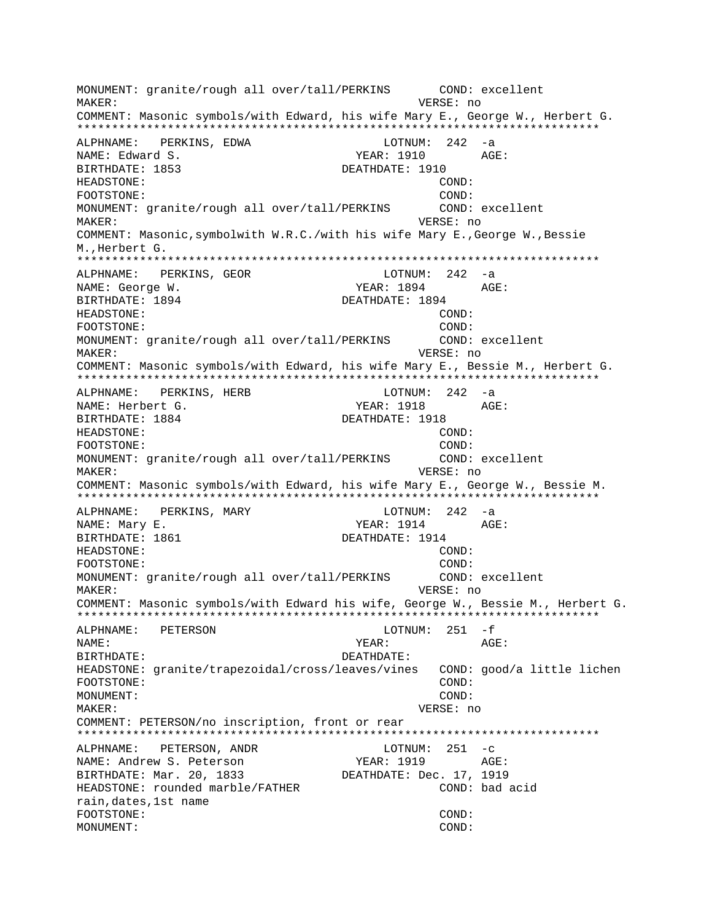```
MONUMENT: granite/rough all over/tall/PERKINS       COND: excellent
MAKER:                                           VERSE: no
COMMENT: Masonic symbols/with Edward, his wife Mary E., George W., Herbert G.
***************************************************************************
ALPHNAME:   PERKINS, EDWA                     LOTNUM:  242  -a
NAME: Edward S.                              YEAR: 1910       AGE:
BIRTHDATE: 1853                          DEATHDATE: 1910
HEADSTONE:                                          COND:
FOOTSTONE:                                          COND:
MONUMENT: granite/rough all over/tall/PERKINS       COND: excellent
MAKER:                                           VERSE: no
COMMENT: Masonic,symbolwith W.R.C./with his wife Mary E.,George W.,Bessie
M.,Herbert G.
***************************************************************************
ALPHNAME:   PERKINS, GEOR                     LOTNUM:  242  -a
NAME: George W.                              YEAR: 1894       AGE:
BIRTHDATE: 1894                          DEATHDATE: 1894
HEADSTONE:                                          COND:
FOOTSTONE:                                          COND:
MONUMENT: granite/rough all over/tall/PERKINS       COND: excellent
MAKER:                                           VERSE: no
COMMENT: Masonic symbols/with Edward, his wife Mary E., Bessie M., Herbert G.
***************************************************************************
ALPHNAME:   PERKINS, HERB                     LOTNUM:  242  -a
NAME: Herbert G.                             YEAR: 1918       AGE:
BIRTHDATE: 1884                          DEATHDATE: 1918
HEADSTONE:                                          COND:
FOOTSTONE:                                          COND:
MONUMENT: granite/rough all over/tall/PERKINS       COND: excellent
MAKER:                                           VERSE: no
COMMENT: Masonic symbols/with Edward, his wife Mary E., George W., Bessie M.
***************************************************************************
ALPHNAME:   PERKINS, MARY                     LOTNUM:  242  -a
NAME: Mary E.                                YEAR: 1914       AGE:
BIRTHDATE: 1861                          DEATHDATE: 1914
HEADSTONE:                                          COND:
FOOTSTONE:                                          COND:
MONUMENT: granite/rough all over/tall/PERKINS       COND: excellent
MAKER:                                           VERSE: no
COMMENT: Masonic symbols/with Edward his wife, George W., Bessie M., Herbert G.
***************************************************************************
ALPHNAME:   PETERSON                          LOTNUM:  251  -f
NAME:                                        YEAR:            AGE:
BIRTHDATE:                               DEATHDATE:
HEADSTONE: granite/trapezoidal/cross/leaves/vines   COND: good/a little lichen
FOOTSTONE:                                          COND:
MONUMENT:                                           COND:
MAKER:                                           VERSE: no
COMMENT: PETERSON/no inscription, front or rear
***************************************************************************
ALPHNAME:   PETERSON, ANDR                    LOTNUM:  251  -c
NAME: Andrew S. Peterson                     YEAR: 1919       AGE:
BIRTHDATE: Mar. 20, 1833                 DEATHDATE: Dec. 17, 1919
HEADSTONE: rounded marble/FATHER                    COND: bad acid
rain,dates,1st name
FOOTSTONE:                                          COND:
MONUMENT:                                           COND:
```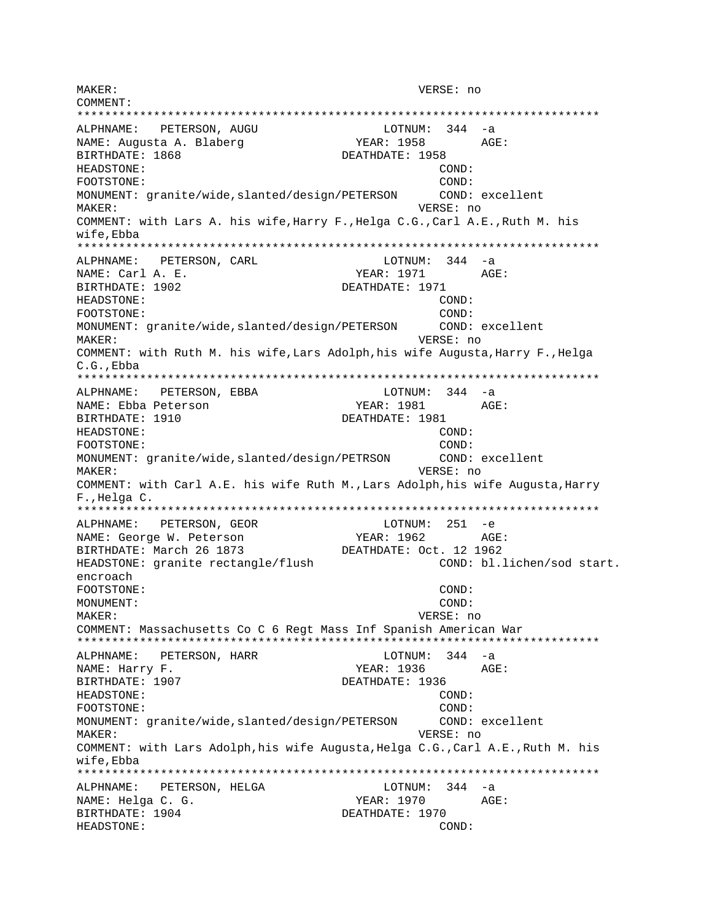```
MAKER:                                           VERSE: no
COMMENT:
***************************************************************************
ALPHNAME:   PETERSON, AUGU                   LOTNUM:  344  -a
NAME: Augusta A. Blaberg                   YEAR: 1958        AGE:
BIRTHDATE: 1868                          DEATHDATE: 1958
HEADSTONE:                                              COND:
FOOTSTONE:                                              COND:
MONUMENT: granite/wide,slanted/design/PETERSON      COND: excellent
MAKER:                                           VERSE: no
COMMENT: with Lars A. his wife,Harry F.,Helga C.G.,Carl A.E.,Ruth M. his
wife,Ebba
***************************************************************************
ALPHNAME:   PETERSON, CARL                   LOTNUM:  344  -a
NAME: Carl A. E.                           YEAR: 1971        AGE:
BIRTHDATE: 1902                          DEATHDATE: 1971
HEADSTONE:                                              COND:
FOOTSTONE:                                              COND:
MONUMENT: granite/wide,slanted/design/PETERSON      COND: excellent
MAKER:                                           VERSE: no
COMMENT: with Ruth M. his wife,Lars Adolph,his wife Augusta,Harry F.,Helga
C.G.,Ebba
***************************************************************************
ALPHNAME:   PETERSON, EBBA                   LOTNUM:  344  -a
NAME: Ebba Peterson                        YEAR: 1981        AGE:
BIRTHDATE: 1910                          DEATHDATE: 1981
HEADSTONE:                                              COND:
FOOTSTONE:                                              COND:
MONUMENT: granite/wide,slanted/design/PETRSON       COND: excellent
MAKER:                                           VERSE: no
COMMENT: with Carl A.E. his wife Ruth M.,Lars Adolph,his wife Augusta,Harry
F.,Helga C.
***************************************************************************
ALPHNAME:   PETERSON, GEOR                   LOTNUM:  251  -e
NAME: George W. Peterson                   YEAR: 1962        AGE:
BIRTHDATE: March 26 1873                 DEATHDATE: Oct. 12 1962
HEADSTONE: granite rectangle/flush                     COND: bl.lichen/sod start.
encroach
FOOTSTONE:                                              COND:
MONUMENT:                                               COND:
MAKER:                                           VERSE: no
COMMENT: Massachusetts Co C 6 Regt Mass Inf Spanish American War
***************************************************************************
ALPHNAME:   PETERSON, HARR                   LOTNUM:  344  -a
NAME: Harry F.                             YEAR: 1936        AGE:
BIRTHDATE: 1907                          DEATHDATE: 1936
HEADSTONE:                                              COND:
FOOTSTONE:                                              COND:
MONUMENT: granite/wide,slanted/design/PETERSON      COND: excellent
MAKER:                                           VERSE: no
COMMENT: with Lars Adolph,his wife Augusta,Helga C.G.,Carl A.E.,Ruth M. his
wife,Ebba
***************************************************************************
ALPHNAME:   PETERSON, HELGA                  LOTNUM:  344  -a
NAME: Helga C. G.                          YEAR: 1970        AGE:
BIRTHDATE: 1904                          DEATHDATE: 1970
HEADSTONE:                                              COND:
```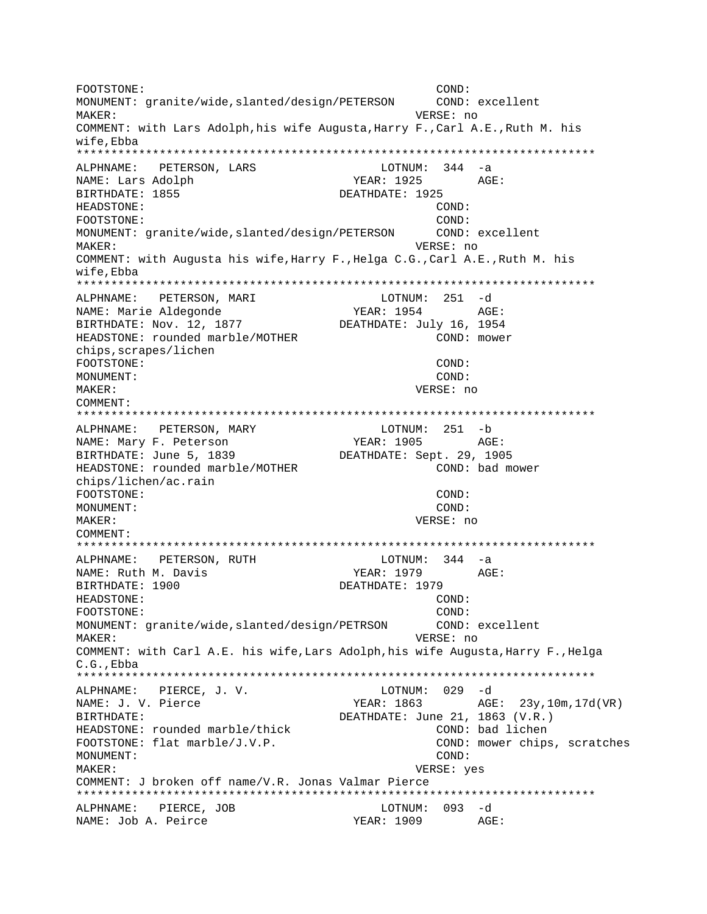```
FOOTSTONE:                                          COND:
MONUMENT: granite/wide,slanted/design/PETERSON      COND: excellent
MAKER:                                          VERSE: no
COMMENT: with Lars Adolph,his wife Augusta,Harry F.,Carl A.E.,Ruth M. his
wife,Ebba
*************************************************************************
ALPHNAME:   PETERSON, LARS                   LOTNUM:  344  -a
NAME: Lars Adolph                         YEAR: 1925        AGE:
BIRTHDATE: 1855                          DEATHDATE: 1925
HEADSTONE:                                          COND:
FOOTSTONE:                                          COND:
MONUMENT: granite/wide,slanted/design/PETERSON      COND: excellent
MAKER:                                          VERSE: no
COMMENT: with Augusta his wife,Harry F.,Helga C.G.,Carl A.E.,Ruth M. his
wife,Ebba
*************************************************************************
ALPHNAME:   PETERSON, MARI                   LOTNUM:  251  -d
NAME: Marie Aldegonde                     YEAR: 1954        AGE:
BIRTHDATE: Nov. 12, 1877                 DEATHDATE: July 16, 1954
HEADSTONE: rounded marble/MOTHER                    COND: mower
chips,scrapes/lichen
FOOTSTONE:                                          COND:
MONUMENT:                                           COND:
MAKER:                                          VERSE: no
COMMENT:
*************************************************************************
ALPHNAME:   PETERSON, MARY                   LOTNUM:  251  -b
NAME: Mary F. Peterson                    YEAR: 1905        AGE:
BIRTHDATE: June 5, 1839                  DEATHDATE: Sept. 29, 1905
HEADSTONE: rounded marble/MOTHER                    COND: bad mower
chips/lichen/ac.rain
FOOTSTONE:                                          COND:
MONUMENT:                                           COND:
MAKER:                                          VERSE: no
COMMENT:
*************************************************************************
ALPHNAME:   PETERSON, RUTH                   LOTNUM:  344  -a
NAME: Ruth M. Davis                       YEAR: 1979        AGE:
BIRTHDATE: 1900                          DEATHDATE: 1979
HEADSTONE:                                          COND:
FOOTSTONE:                                          COND:
MONUMENT: granite/wide,slanted/design/PETRSON       COND: excellent
MAKER:                                          VERSE: no
COMMENT: with Carl A.E. his wife,Lars Adolph,his wife Augusta,Harry F.,Helga
C.G.,Ebba
*************************************************************************
ALPHNAME:   PIERCE, J. V.                    LOTNUM:  029  -d
NAME: J. V. Pierce                        YEAR: 1863        AGE:  23y,10m,17d(VR)
BIRTHDATE:                               DEATHDATE: June 21, 1863 (V.R.)
HEADSTONE: rounded marble/thick                     COND: bad lichen
FOOTSTONE: flat marble/J.V.P.                       COND: mower chips, scratches
MONUMENT:                                           COND:
MAKER:                                          VERSE: yes
COMMENT: J broken off name/V.R. Jonas Valmar Pierce
*************************************************************************
ALPHNAME:   PIERCE, JOB                      LOTNUM:  093  -d
NAME: Job A. Peirce                       YEAR: 1909        AGE:
```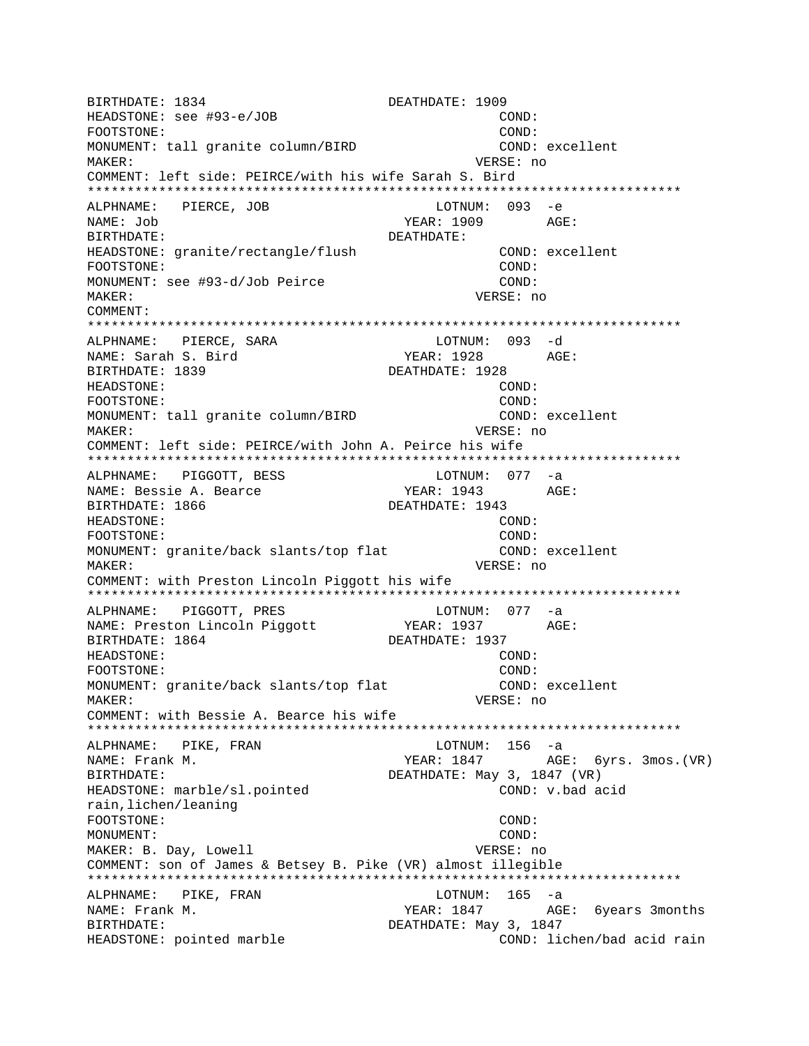```
BIRTHDATE: 1834                         DEATHDATE: 1909
HEADSTONE: see #93-e/JOB                              COND:
FOOTSTONE:                                            COND:
MONUMENT: tall granite column/BIRD                    COND: excellent
MAKER:                                              VERSE: no
COMMENT: left side: PEIRCE/with his wife Sarah S. Bird
***************************************************************************
ALPHNAME:   PIERCE, JOB                      LOTNUM:  093  -e
NAME: Job                                 YEAR: 1909        AGE:
BIRTHDATE:                              DEATHDATE:
HEADSTONE: granite/rectangle/flush                    COND: excellent
FOOTSTONE:                                            COND:
MONUMENT: see #93-d/Job Peirce                        COND:
MAKER:                                              VERSE: no
COMMENT:
***************************************************************************
ALPHNAME:   PIERCE, SARA                     LOTNUM:  093  -d
NAME: Sarah S. Bird                       YEAR: 1928        AGE:
BIRTHDATE: 1839                         DEATHDATE: 1928
HEADSTONE:                                            COND:
FOOTSTONE:                                            COND:
MONUMENT: tall granite column/BIRD                    COND: excellent
MAKER:                                              VERSE: no
COMMENT: left side: PEIRCE/with John A. Peirce his wife
***************************************************************************
ALPHNAME:   PIGGOTT, BESS                    LOTNUM:  077  -a
NAME: Bessie A. Bearce                    YEAR: 1943        AGE:
BIRTHDATE: 1866                         DEATHDATE: 1943
HEADSTONE:                                            COND:
FOOTSTONE:                                            COND:
MONUMENT: granite/back slants/top flat                COND: excellent
MAKER:                                              VERSE: no
COMMENT: with Preston Lincoln Piggott his wife
***************************************************************************
ALPHNAME:   PIGGOTT, PRES                    LOTNUM:  077  -a
NAME: Preston Lincoln Piggott             YEAR: 1937        AGE:
BIRTHDATE: 1864                         DEATHDATE: 1937
HEADSTONE:                                            COND:
FOOTSTONE:                                            COND:
MONUMENT: granite/back slants/top flat                COND: excellent
MAKER:                                              VERSE: no
COMMENT: with Bessie A. Bearce his wife
***************************************************************************
ALPHNAME:   PIKE, FRAN                       LOTNUM:  156  -a
NAME: Frank M.                            YEAR: 1847        AGE:  6yrs. 3mos.(VR)
BIRTHDATE:                              DEATHDATE: May 3, 1847 (VR)
HEADSTONE: marble/sl.pointed                          COND: v.bad acid
rain,lichen/leaning
FOOTSTONE:                                            COND:
MONUMENT:                                             COND:
MAKER: B. Day, Lowell                               VERSE: no
COMMENT: son of James & Betsey B. Pike (VR) almost illegible
***************************************************************************
ALPHNAME:   PIKE, FRAN                       LOTNUM:  165  -a
NAME: Frank M.                            YEAR: 1847        AGE:  6years 3months
BIRTHDATE:                              DEATHDATE: May 3, 1847
HEADSTONE: pointed marble                             COND: lichen/bad acid rain
```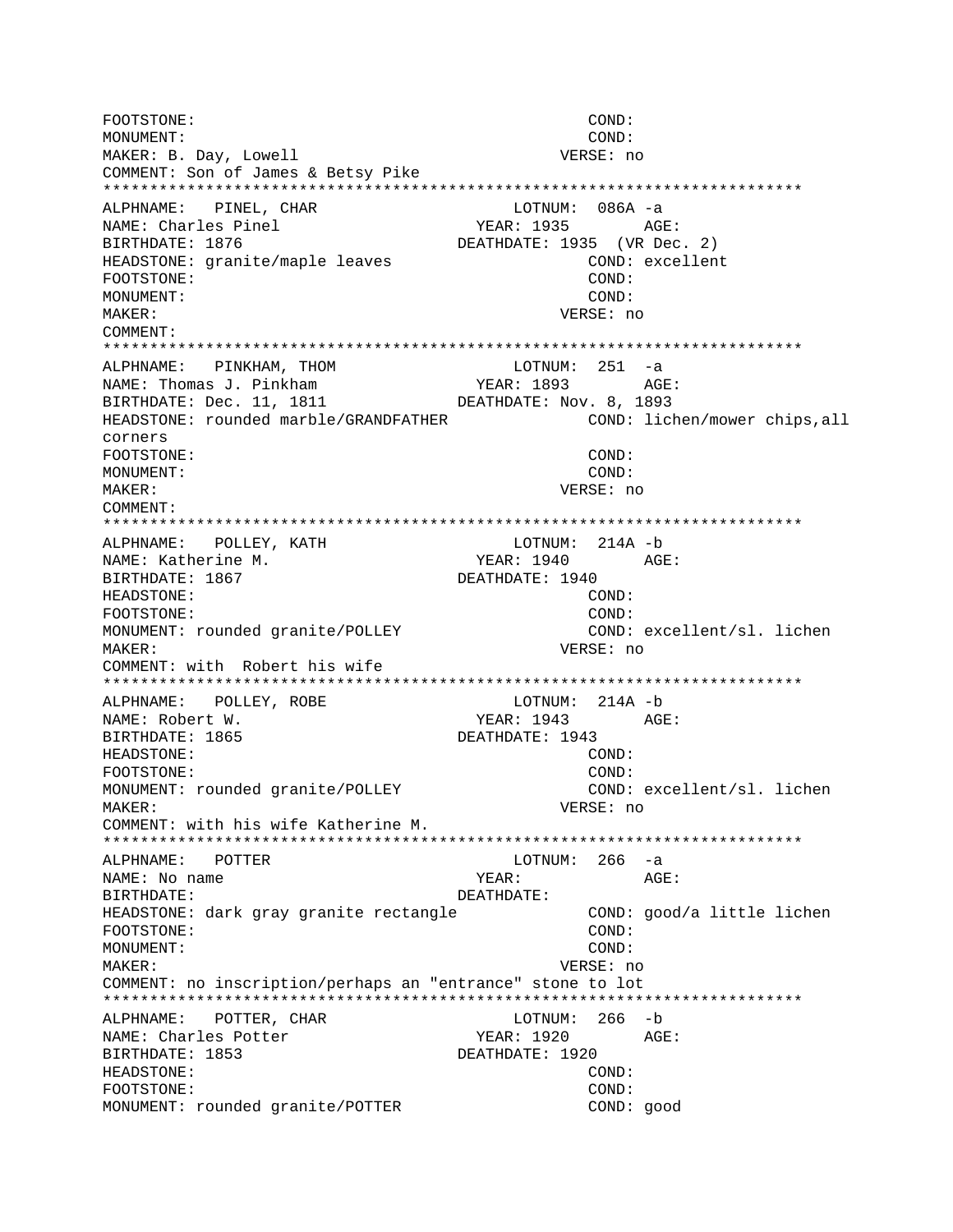```
FOOTSTONE:                                        COND:
MONUMENT:                                         COND:
MAKER: B. Day, Lowell                             VERSE: no
COMMENT: Son of James & Betsy Pike
*************************************************************************
ALPHNAME:   PINEL, CHAR                         LOTNUM:  086A -a
NAME: Charles Pinel                          YEAR: 1935        AGE:
BIRTHDATE: 1876                              DEATHDATE: 1935  (VR Dec. 2)
HEADSTONE: granite/maple leaves                   COND: excellent
FOOTSTONE:                                        COND:
MONUMENT:                                         COND:
MAKER:                                            VERSE: no
COMMENT:
*************************************************************************
ALPHNAME:   PINKHAM, THOM                       LOTNUM:  251  -a
NAME: Thomas J. Pinkham                      YEAR: 1893        AGE:
BIRTHDATE: Dec. 11, 1811                     DEATHDATE: Nov. 8, 1893
HEADSTONE: rounded marble/GRANDFATHER             COND: lichen/mower chips,all
corners
FOOTSTONE:                                        COND:
MONUMENT:                                         COND:
MAKER:                                            VERSE: no
COMMENT:
*************************************************************************
ALPHNAME:   POLLEY, KATH                        LOTNUM:  214A -b
NAME: Katherine M.                           YEAR: 1940        AGE:
BIRTHDATE: 1867                              DEATHDATE: 1940
HEADSTONE:                                        COND:
FOOTSTONE:                                        COND:
MONUMENT: rounded granite/POLLEY                  COND: excellent/sl. lichen
MAKER:                                            VERSE: no
COMMENT: with  Robert his wife
*************************************************************************
ALPHNAME:   POLLEY, ROBE                        LOTNUM:  214A -b
NAME: Robert W.                              YEAR: 1943        AGE:
BIRTHDATE: 1865                              DEATHDATE: 1943
HEADSTONE:                                        COND:
FOOTSTONE:                                        COND:
MONUMENT: rounded granite/POLLEY                  COND: excellent/sl. lichen
MAKER:                                            VERSE: no
COMMENT: with his wife Katherine M.
*************************************************************************
ALPHNAME:   POTTER                              LOTNUM:  266  -a
NAME: No name                                YEAR:             AGE:
BIRTHDATE:                                   DEATHDATE:
HEADSTONE: dark gray granite rectangle            COND: good/a little lichen
FOOTSTONE:                                        COND:
MONUMENT:                                         COND:
MAKER:                                            VERSE: no
COMMENT: no inscription/perhaps an "entrance" stone to lot
*************************************************************************
ALPHNAME:   POTTER, CHAR                        LOTNUM:  266  -b
NAME: Charles Potter                         YEAR: 1920        AGE:
BIRTHDATE: 1853                              DEATHDATE: 1920
HEADSTONE:                                        COND:
FOOTSTONE:                                        COND:
MONUMENT: rounded granite/POTTER                  COND: good
```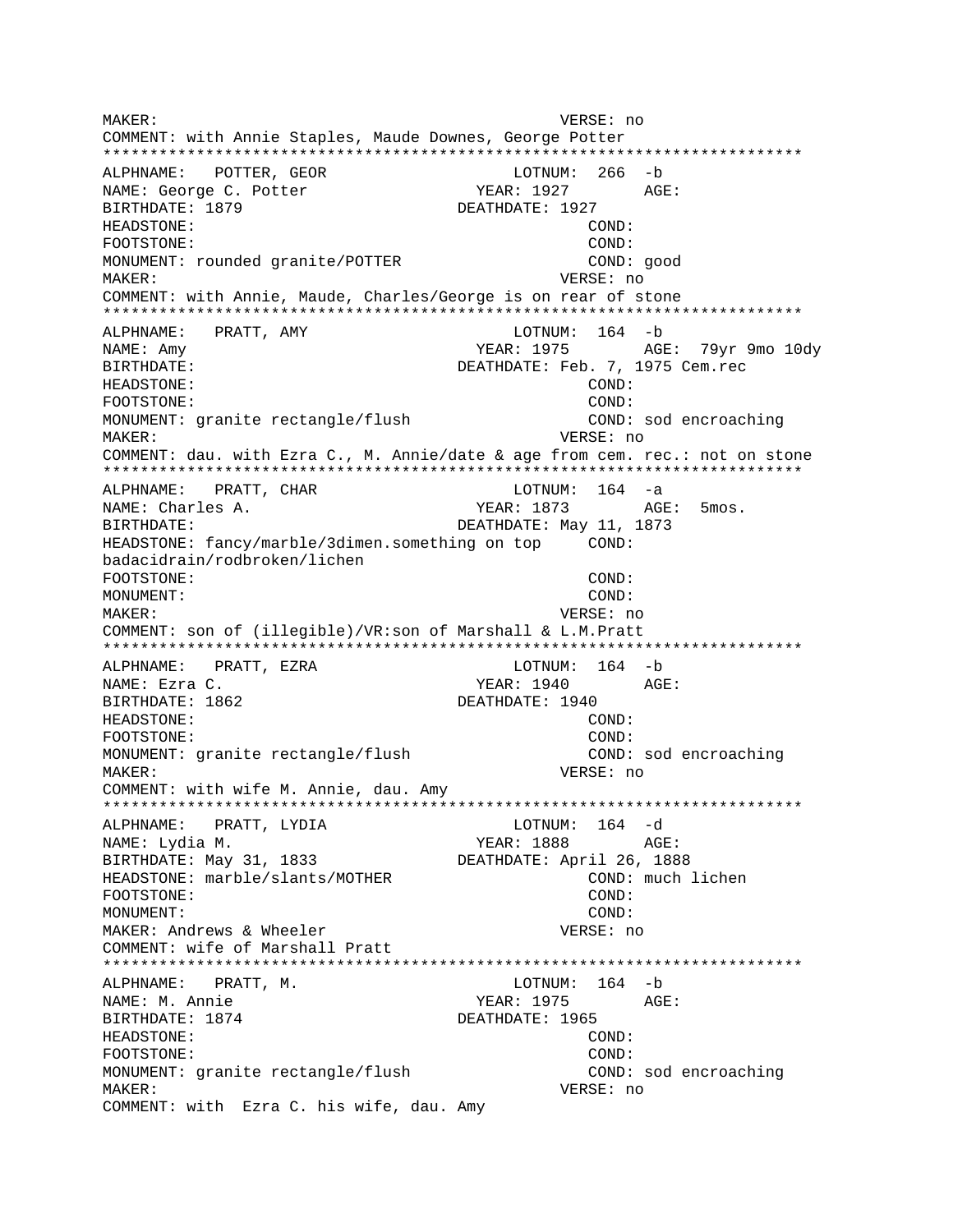```
MAKER:                                        VERSE: no
COMMENT: with Annie Staples, Maude Downes, George Potter
***************************************************************************
ALPHNAME:   POTTER, GEOR                    LOTNUM:  266  -b
NAME: George C. Potter                     YEAR: 1927        AGE:
BIRTHDATE: 1879                           DEATHDATE: 1927
HEADSTONE:                                            COND:
FOOTSTONE:                                            COND:
MONUMENT: rounded granite/POTTER                      COND: good
MAKER:                                        VERSE: no
COMMENT: with Annie, Maude, Charles/George is on rear of stone
***************************************************************************
ALPHNAME:   PRATT, AMY                      LOTNUM:  164  -b
NAME: Amy                                  YEAR: 1975        AGE:  79yr 9mo 10dy
BIRTHDATE:                                DEATHDATE: Feb. 7, 1975 Cem.rec
HEADSTONE:                                            COND:
FOOTSTONE:                                            COND:
MONUMENT: granite rectangle/flush                     COND: sod encroaching
MAKER:                                        VERSE: no
COMMENT: dau. with Ezra C., M. Annie/date & age from cem. rec.: not on stone
***************************************************************************
ALPHNAME:   PRATT, CHAR                     LOTNUM:  164  -a
NAME: Charles A.                           YEAR: 1873        AGE:  5mos.
BIRTHDATE:                                DEATHDATE: May 11, 1873
HEADSTONE: fancy/marble/3dimen.something on top     COND:
badacidrain/rodbroken/lichen
FOOTSTONE:                                            COND:
MONUMENT:                                             COND:
MAKER:                                        VERSE: no
COMMENT: son of (illegible)/VR:son of Marshall & L.M.Pratt
***************************************************************************
ALPHNAME:   PRATT, EZRA                     LOTNUM:  164  -b
NAME: Ezra C.                              YEAR: 1940        AGE:
BIRTHDATE: 1862                           DEATHDATE: 1940
HEADSTONE:                                            COND:
FOOTSTONE:                                            COND:
MONUMENT: granite rectangle/flush                     COND: sod encroaching
MAKER:                                        VERSE: no
COMMENT: with wife M. Annie, dau. Amy
***************************************************************************
ALPHNAME:   PRATT, LYDIA                    LOTNUM:  164  -d
NAME: Lydia M.                             YEAR: 1888        AGE:
BIRTHDATE: May 31, 1833                   DEATHDATE: April 26, 1888
HEADSTONE: marble/slants/MOTHER                       COND: much lichen
FOOTSTONE:                                            COND:
MONUMENT:                                             COND:
MAKER: Andrews & Wheeler                      VERSE: no
COMMENT: wife of Marshall Pratt
***************************************************************************
ALPHNAME:   PRATT, M.                       LOTNUM:  164  -b
NAME: M. Annie                             YEAR: 1975        AGE:
BIRTHDATE: 1874                           DEATHDATE: 1965
HEADSTONE:                                            COND:
FOOTSTONE:                                            COND:
MONUMENT: granite rectangle/flush                     COND: sod encroaching
MAKER:                                        VERSE: no
COMMENT: with  Ezra C. his wife, dau. Amy
```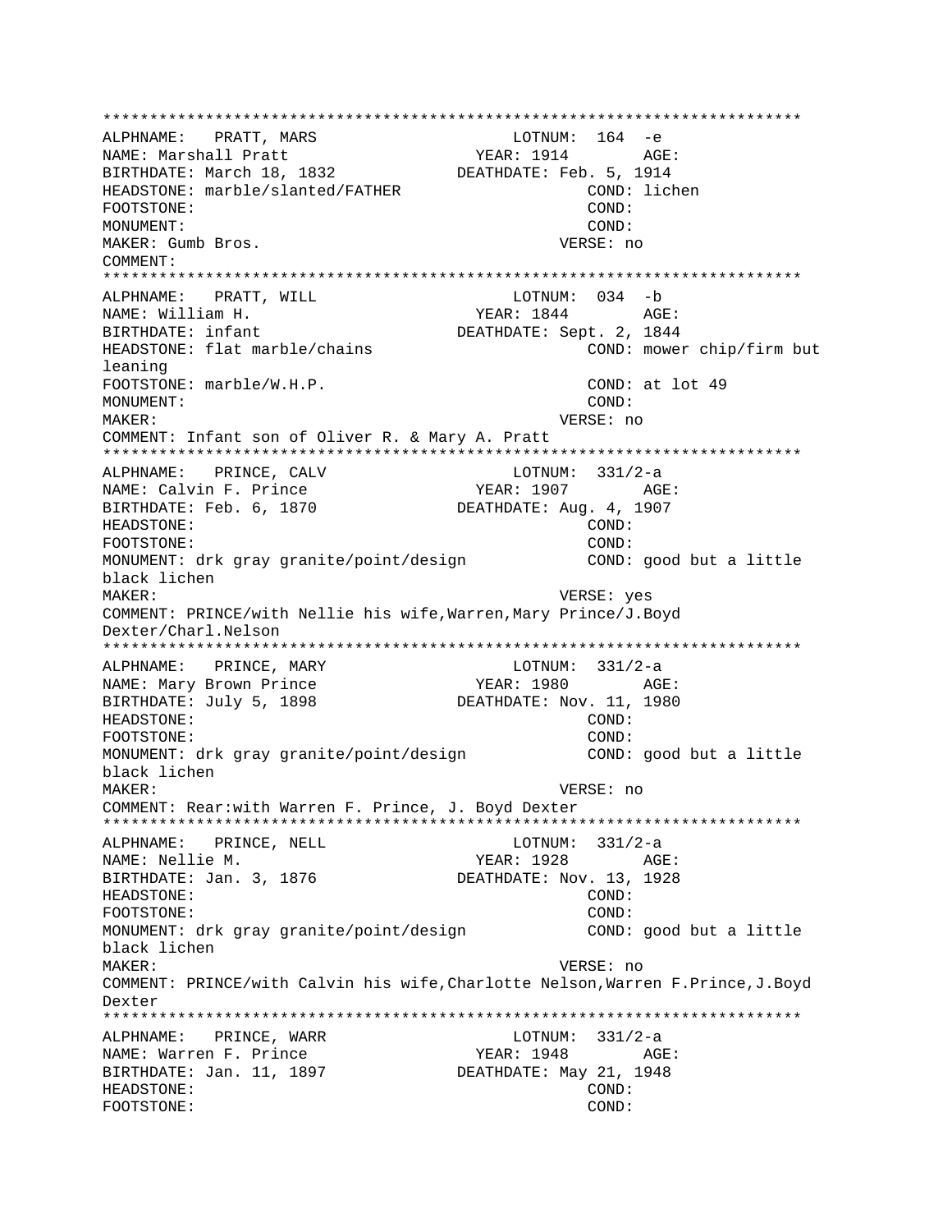```
***************************************************************************
ALPHNAME:   PRATT, MARS                         LOTNUM:  164  -e
NAME: Marshall Pratt                         YEAR: 1914        AGE:
BIRTHDATE: March 18, 1832              DEATHDATE: Feb. 5, 1914
HEADSTONE: marble/slanted/FATHER                      COND: lichen
FOOTSTONE:                                            COND:
MONUMENT:                                             COND:
MAKER: Gumb Bros.                                  VERSE: no
COMMENT:
***************************************************************************
ALPHNAME:   PRATT, WILL                         LOTNUM:  034  -b
NAME: William H.                             YEAR: 1844        AGE:
BIRTHDATE: infant                      DEATHDATE: Sept. 2, 1844
HEADSTONE: flat marble/chains                         COND: mower chip/firm but
leaning
FOOTSTONE: marble/W.H.P.                              COND: at lot 49
MONUMENT:                                             COND:
MAKER:                                             VERSE: no
COMMENT: Infant son of Oliver R. & Mary A. Pratt
***************************************************************************
ALPHNAME:   PRINCE, CALV                        LOTNUM:  331/2-a
NAME: Calvin F. Prince                       YEAR: 1907        AGE:
BIRTHDATE: Feb. 6, 1870                DEATHDATE: Aug. 4, 1907
HEADSTONE:                                            COND:
FOOTSTONE:                                            COND:
MONUMENT: drk gray granite/point/design               COND: good but a little
black lichen
MAKER:                                             VERSE: yes
COMMENT: PRINCE/with Nellie his wife,Warren,Mary Prince/J.Boyd
Dexter/Charl.Nelson
***************************************************************************
ALPHNAME:   PRINCE, MARY                        LOTNUM:  331/2-a
NAME: Mary Brown Prince                      YEAR: 1980        AGE:
BIRTHDATE: July 5, 1898                DEATHDATE: Nov. 11, 1980
HEADSTONE:                                            COND:
FOOTSTONE:                                            COND:
MONUMENT: drk gray granite/point/design               COND: good but a little
black lichen
MAKER:                                             VERSE: no
COMMENT: Rear:with Warren F. Prince, J. Boyd Dexter
***************************************************************************
ALPHNAME:   PRINCE, NELL                        LOTNUM:  331/2-a
NAME: Nellie M.                              YEAR: 1928        AGE:
BIRTHDATE: Jan. 3, 1876                DEATHDATE: Nov. 13, 1928
HEADSTONE:                                            COND:
FOOTSTONE:                                            COND:
MONUMENT: drk gray granite/point/design               COND: good but a little
black lichen
MAKER:                                             VERSE: no
COMMENT: PRINCE/with Calvin his wife,Charlotte Nelson,Warren F.Prince,J.Boyd
Dexter
***************************************************************************
ALPHNAME:   PRINCE, WARR                        LOTNUM:  331/2-a
NAME: Warren F. Prince                       YEAR: 1948        AGE:
BIRTHDATE: Jan. 11, 1897               DEATHDATE: May 21, 1948
HEADSTONE:                                            COND:
FOOTSTONE:                                            COND:
```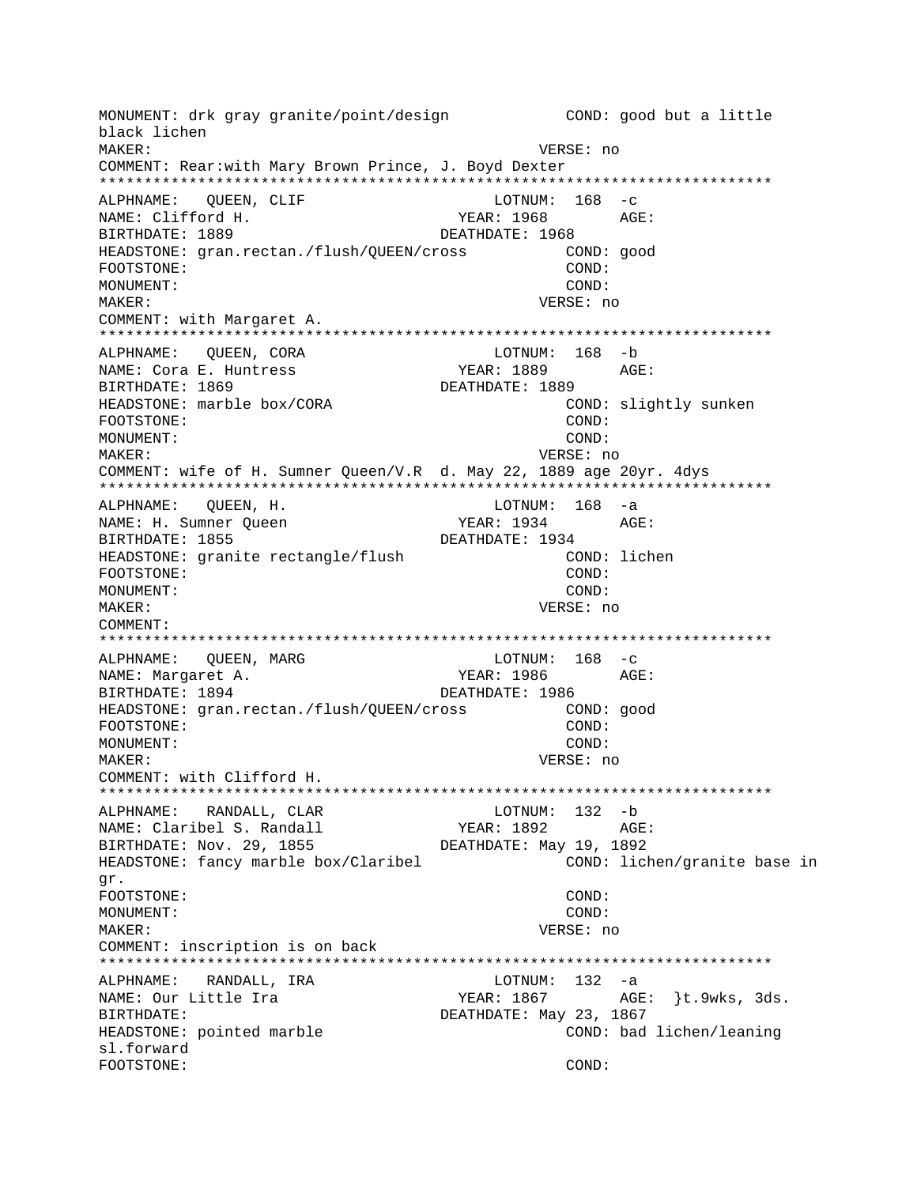```
MONUMENT: drk gray granite/point/design            COND: good but a little
black lichen
MAKER:                                           VERSE: no
COMMENT: Rear:with Mary Brown Prince, J. Boyd Dexter
*************************************************************************
ALPHNAME:   QUEEN, CLIF                     LOTNUM:  168  -c
NAME: Clifford H.                        YEAR: 1968        AGE:
BIRTHDATE: 1889                        DEATHDATE: 1968
HEADSTONE: gran.rectan./flush/QUEEN/cross          COND: good
FOOTSTONE:                                         COND:
MONUMENT:                                          COND:
MAKER:                                           VERSE: no
COMMENT: with Margaret A.
*************************************************************************
ALPHNAME:   QUEEN, CORA                     LOTNUM:  168  -b
NAME: Cora E. Huntress                   YEAR: 1889        AGE:
BIRTHDATE: 1869                        DEATHDATE: 1889
HEADSTONE: marble box/CORA                         COND: slightly sunken
FOOTSTONE:                                         COND:
MONUMENT:                                          COND:
MAKER:                                           VERSE: no
COMMENT: wife of H. Sumner Queen/V.R  d. May 22, 1889 age 20yr. 4dys
*************************************************************************
ALPHNAME:   QUEEN, H.                       LOTNUM:  168  -a
NAME: H. Sumner Queen                    YEAR: 1934        AGE:
BIRTHDATE: 1855                        DEATHDATE: 1934
HEADSTONE: granite rectangle/flush                 COND: lichen
FOOTSTONE:                                         COND:
MONUMENT:                                          COND:
MAKER:                                           VERSE: no
COMMENT:
*************************************************************************
ALPHNAME:   QUEEN, MARG                     LOTNUM:  168  -c
NAME: Margaret A.                        YEAR: 1986        AGE:
BIRTHDATE: 1894                        DEATHDATE: 1986
HEADSTONE: gran.rectan./flush/QUEEN/cross          COND: good
FOOTSTONE:                                         COND:
MONUMENT:                                          COND:
MAKER:                                           VERSE: no
COMMENT: with Clifford H.
*************************************************************************
ALPHNAME:   RANDALL, CLAR                   LOTNUM:  132  -b
NAME: Claribel S. Randall                YEAR: 1892        AGE:
BIRTHDATE: Nov. 29, 1855               DEATHDATE: May 19, 1892
HEADSTONE: fancy marble box/Claribel               COND: lichen/granite base in
gr.
FOOTSTONE:                                         COND:
MONUMENT:                                          COND:
MAKER:                                           VERSE: no
COMMENT: inscription is on back
*************************************************************************
ALPHNAME:   RANDALL, IRA                    LOTNUM:  132  -a
NAME: Our Little Ira                     YEAR: 1867        AGE:  }t.9wks, 3ds.
BIRTHDATE:                             DEATHDATE: May 23, 1867
HEADSTONE: pointed marble                          COND: bad lichen/leaning
sl.forward
FOOTSTONE:                                         COND:
```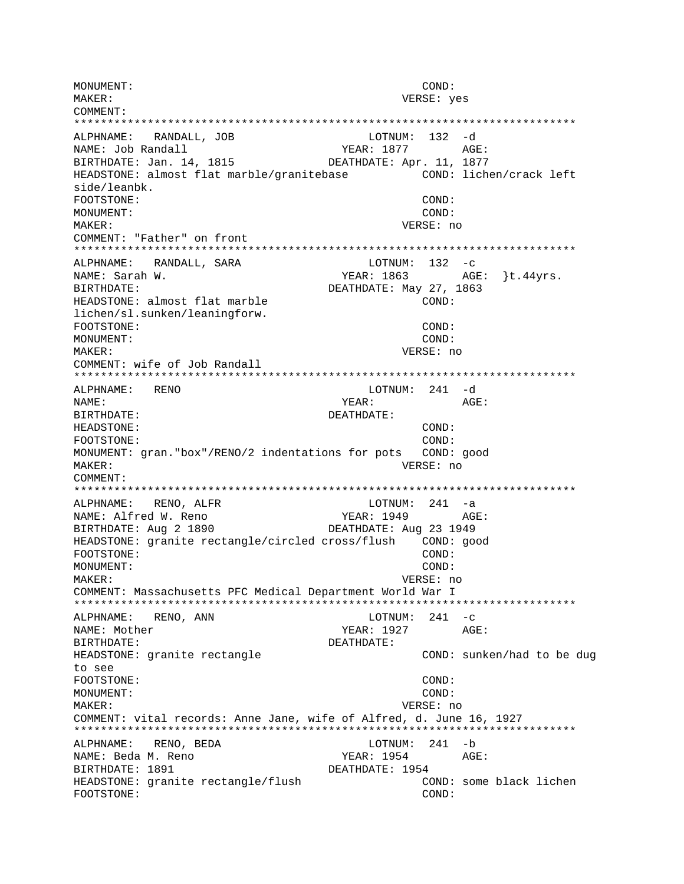```
MONUMENT:                                       COND:
MAKER:                                        VERSE: yes
COMMENT:
*************************************************************************
ALPHNAME:   RANDALL, JOB                    LOTNUM:  132  -d
NAME: Job Randall                      YEAR: 1877        AGE:
BIRTHDATE: Jan. 14, 1815             DEATHDATE: Apr. 11, 1877
HEADSTONE: almost flat marble/granitebase          COND: lichen/crack left
side/leanbk.
FOOTSTONE:                                      COND:
MONUMENT:                                       COND:
MAKER:                                        VERSE: no
COMMENT: "Father" on front
*************************************************************************
ALPHNAME:   RANDALL, SARA                   LOTNUM:  132  -c
NAME: Sarah W.                         YEAR: 1863        AGE:  }t.44yrs.
BIRTHDATE:                           DEATHDATE: May 27, 1863
HEADSTONE: almost flat marble                      COND:
lichen/sl.sunken/leaningforw.
FOOTSTONE:                                      COND:
MONUMENT:                                       COND:
MAKER:                                        VERSE: no
COMMENT: wife of Job Randall
*************************************************************************
ALPHNAME:   RENO                            LOTNUM:  241  -d
NAME:                                  YEAR:             AGE:
BIRTHDATE:                           DEATHDATE:
HEADSTONE:                                      COND:
FOOTSTONE:                                      COND:
MONUMENT: gran."box"/RENO/2 indentations for pots   COND: good
MAKER:                                        VERSE: no
COMMENT:
*************************************************************************
ALPHNAME:   RENO, ALFR                      LOTNUM:  241  -a
NAME: Alfred W. Reno                   YEAR: 1949        AGE:
BIRTHDATE: Aug 2 1890                DEATHDATE: Aug 23 1949
HEADSTONE: granite rectangle/circled cross/flush    COND: good
FOOTSTONE:                                      COND:
MONUMENT:                                       COND:
MAKER:                                        VERSE: no
COMMENT: Massachusetts PFC Medical Department World War I
*************************************************************************
ALPHNAME:   RENO, ANN                       LOTNUM:  241  -c
NAME: Mother                           YEAR: 1927        AGE:
BIRTHDATE:                           DEATHDATE:
HEADSTONE: granite rectangle                       COND: sunken/had to be dug
to see
FOOTSTONE:                                      COND:
MONUMENT:                                       COND:
MAKER:                                        VERSE: no
COMMENT: vital records: Anne Jane, wife of Alfred, d. June 16, 1927
*************************************************************************
ALPHNAME:   RENO, BEDA                      LOTNUM:  241  -b
NAME: Beda M. Reno                     YEAR: 1954        AGE:
BIRTHDATE: 1891                      DEATHDATE: 1954
HEADSTONE: granite rectangle/flush                 COND: some black lichen
FOOTSTONE:                                      COND:
```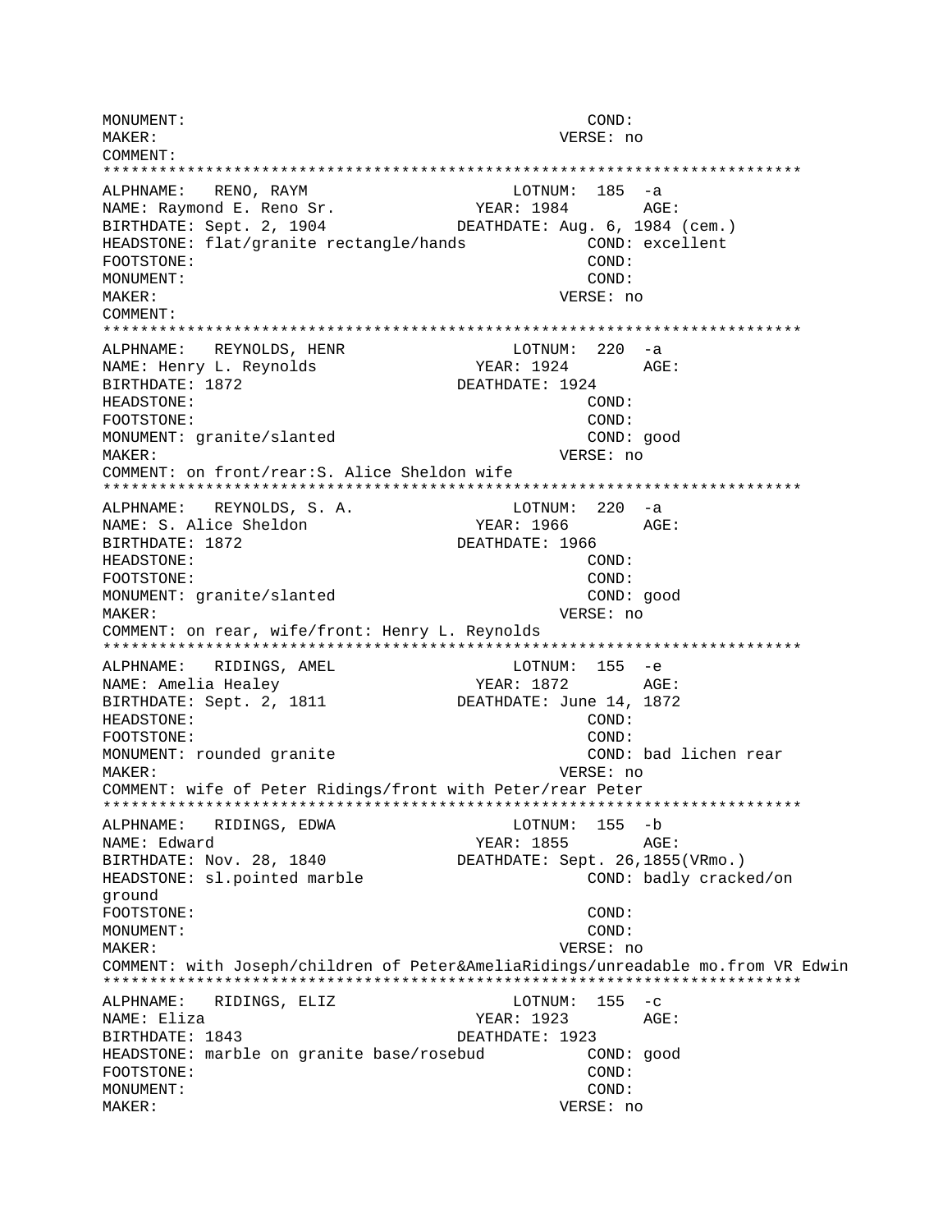```
MONUMENT:                                         COND:
MAKER:                                          VERSE: no
COMMENT:
***************************************************************************
ALPHNAME:   RENO, RAYM                      LOTNUM:  185  -a
NAME: Raymond E. Reno Sr.               YEAR: 1984        AGE:
BIRTHDATE: Sept. 2, 1904            DEATHDATE: Aug. 6, 1984 (cem.)
HEADSTONE: flat/granite rectangle/hands            COND: excellent
FOOTSTONE:                                        COND:
MONUMENT:                                         COND:
MAKER:                                          VERSE: no
COMMENT:
***************************************************************************
ALPHNAME:   REYNOLDS, HENR                  LOTNUM:  220  -a
NAME: Henry L. Reynolds                 YEAR: 1924        AGE:
BIRTHDATE: 1872                     DEATHDATE: 1924
HEADSTONE:                                        COND:
FOOTSTONE:                                        COND:
MONUMENT: granite/slanted                         COND: good
MAKER:                                          VERSE: no
COMMENT: on front/rear:S. Alice Sheldon wife
***************************************************************************
ALPHNAME:   REYNOLDS, S. A.                 LOTNUM:  220  -a
NAME: S. Alice Sheldon                  YEAR: 1966        AGE:
BIRTHDATE: 1872                     DEATHDATE: 1966
HEADSTONE:                                        COND:
FOOTSTONE:                                        COND:
MONUMENT: granite/slanted                         COND: good
MAKER:                                          VERSE: no
COMMENT: on rear, wife/front: Henry L. Reynolds
***************************************************************************
ALPHNAME:   RIDINGS, AMEL                   LOTNUM:  155  -e
NAME: Amelia Healey                     YEAR: 1872        AGE:
BIRTHDATE: Sept. 2, 1811            DEATHDATE: June 14, 1872
HEADSTONE:                                        COND:
FOOTSTONE:                                        COND:
MONUMENT: rounded granite                         COND: bad lichen rear
MAKER:                                          VERSE: no
COMMENT: wife of Peter Ridings/front with Peter/rear Peter
***************************************************************************
ALPHNAME:   RIDINGS, EDWA                   LOTNUM:  155  -b
NAME: Edward                            YEAR: 1855        AGE:
BIRTHDATE: Nov. 28, 1840            DEATHDATE: Sept. 26,1855(VRmo.)
HEADSTONE: sl.pointed marble                      COND: badly cracked/on
ground
FOOTSTONE:                                        COND:
MONUMENT:                                         COND:
MAKER:                                          VERSE: no
COMMENT: with Joseph/children of Peter&AmeliaRidings/unreadable mo.from VR Edwin
***************************************************************************
ALPHNAME:   RIDINGS, ELIZ                   LOTNUM:  155  -c
NAME: Eliza                             YEAR: 1923        AGE:
BIRTHDATE: 1843                     DEATHDATE: 1923
HEADSTONE: marble on granite base/rosebud         COND: good
FOOTSTONE:                                        COND:
MONUMENT:                                         COND:
MAKER:                                          VERSE: no
```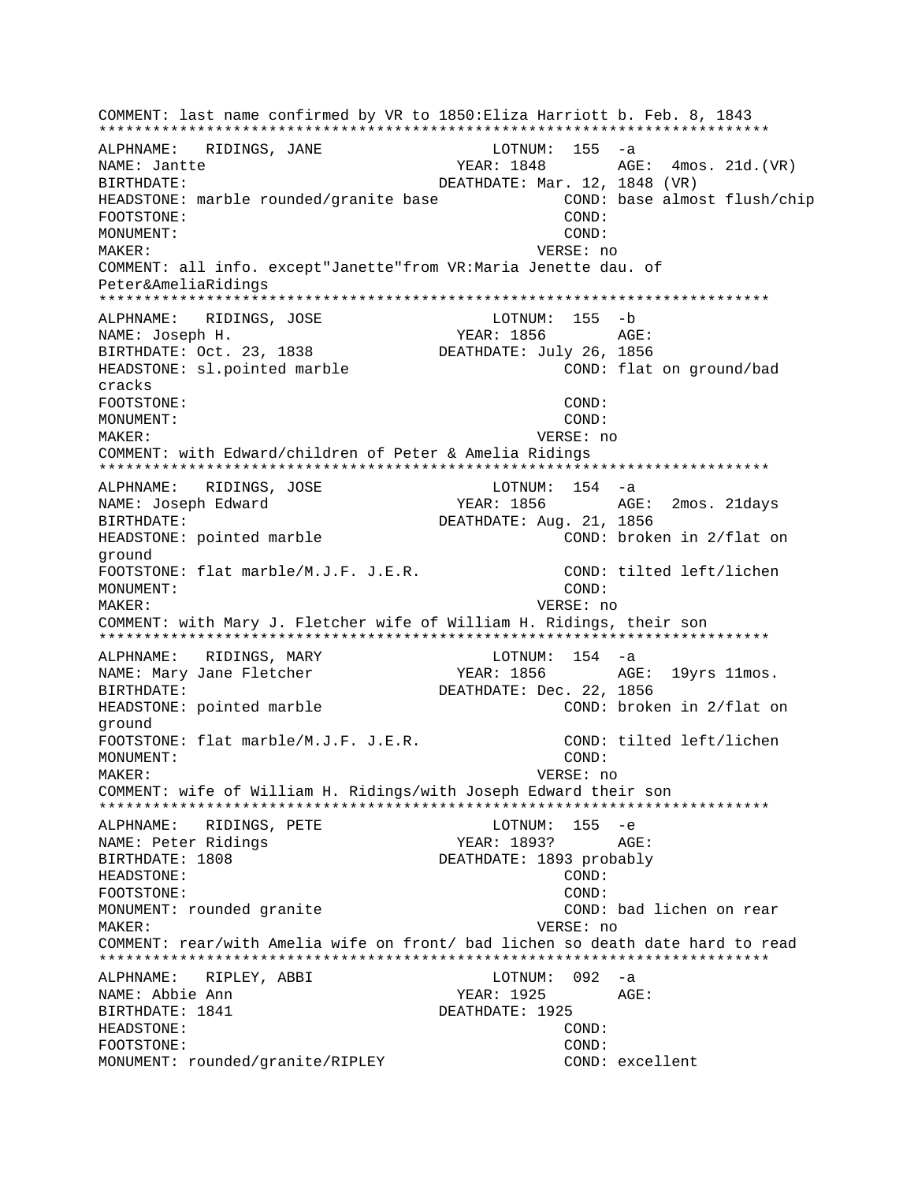COMMENT: last name confirmed by VR to 1850:Eliza Harriott b. Feb. 8, 1843
***************************************************************************
ALPHNAME: RIDINGS, JANE LOTNUM: 155 -a
NAME: Jantte YEAR: 1848 AGE: 4mos. 21d.(VR)
BIRTHDATE: DEATHDATE: Mar. 12, 1848 (VR)
HEADSTONE: marble rounded/granite base COND: base almost flush/chip
FOOTSTONE: COND:
MONUMENT: COND:
MAKER: VERSE: no
COMMENT: all info. except"Janette"from VR:Maria Jenette dau. of Peter&AmeliaRidings
***************************************************************************
ALPHNAME: RIDINGS, JOSE LOTNUM: 155 -b
NAME: Joseph H. YEAR: 1856 AGE:
BIRTHDATE: Oct. 23, 1838 DEATHDATE: July 26, 1856
HEADSTONE: sl.pointed marble COND: flat on ground/bad cracks
FOOTSTONE: COND:
MONUMENT: COND:
MAKER: VERSE: no
COMMENT: with Edward/children of Peter & Amelia Ridings
***************************************************************************
ALPHNAME: RIDINGS, JOSE LOTNUM: 154 -a
NAME: Joseph Edward YEAR: 1856 AGE: 2mos. 21days
BIRTHDATE: DEATHDATE: Aug. 21, 1856
HEADSTONE: pointed marble COND: broken in 2/flat on ground
FOOTSTONE: flat marble/M.J.F. J.E.R. COND: tilted left/lichen
MONUMENT: COND:
MAKER: VERSE: no
COMMENT: with Mary J. Fletcher wife of William H. Ridings, their son
***************************************************************************
ALPHNAME: RIDINGS, MARY LOTNUM: 154 -a
NAME: Mary Jane Fletcher YEAR: 1856 AGE: 19yrs 11mos.
BIRTHDATE: DEATHDATE: Dec. 22, 1856
HEADSTONE: pointed marble COND: broken in 2/flat on ground
FOOTSTONE: flat marble/M.J.F. J.E.R. COND: tilted left/lichen
MONUMENT: COND:
MAKER: VERSE: no
COMMENT: wife of William H. Ridings/with Joseph Edward their son
***************************************************************************
ALPHNAME: RIDINGS, PETE LOTNUM: 155 -e
NAME: Peter Ridings YEAR: 1893? AGE:
BIRTHDATE: 1808 DEATHDATE: 1893 probably
HEADSTONE: COND:
FOOTSTONE: COND:
MONUMENT: rounded granite COND: bad lichen on rear
MAKER: VERSE: no
COMMENT: rear/with Amelia wife on front/ bad lichen so death date hard to read
***************************************************************************
ALPHNAME: RIPLEY, ABBI LOTNUM: 092 -a
NAME: Abbie Ann YEAR: 1925 AGE:
BIRTHDATE: 1841 DEATHDATE: 1925
HEADSTONE: COND:
FOOTSTONE: COND:
MONUMENT: rounded/granite/RIPLEY COND: excellent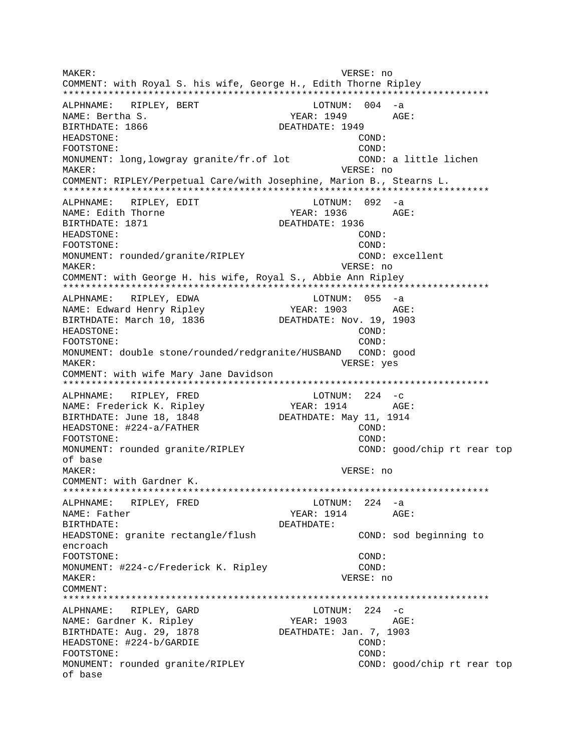```
MAKER:                                          VERSE: no
COMMENT: with Royal S. his wife, George H., Edith Thorne Ripley
*************************************************************************
ALPHNAME:   RIPLEY, BERT                    LOTNUM:  004  -a
NAME: Bertha S.                            YEAR: 1949        AGE:
BIRTHDATE: 1866                          DEATHDATE: 1949
HEADSTONE:                                           COND:
FOOTSTONE:                                           COND:
MONUMENT: long,lowgray granite/fr.of lot          COND: a little lichen
MAKER:                                          VERSE: no
COMMENT: RIPLEY/Perpetual Care/with Josephine, Marion B., Stearns L.
*************************************************************************
ALPHNAME:   RIPLEY, EDIT                    LOTNUM:  092  -a
NAME: Edith Thorne                         YEAR: 1936        AGE:
BIRTHDATE: 1871                          DEATHDATE: 1936
HEADSTONE:                                           COND:
FOOTSTONE:                                           COND:
MONUMENT: rounded/granite/RIPLEY                    COND: excellent
MAKER:                                          VERSE: no
COMMENT: with George H. his wife, Royal S., Abbie Ann Ripley
*************************************************************************
ALPHNAME:   RIPLEY, EDWA                    LOTNUM:  055  -a
NAME: Edward Henry Ripley                  YEAR: 1903        AGE:
BIRTHDATE: March 10, 1836                DEATHDATE: Nov. 19, 1903
HEADSTONE:                                           COND:
FOOTSTONE:                                           COND:
MONUMENT: double stone/rounded/redgranite/HUSBAND   COND: good
MAKER:                                          VERSE: yes
COMMENT: with wife Mary Jane Davidson
*************************************************************************
ALPHNAME:   RIPLEY, FRED                    LOTNUM:  224  -c
NAME: Frederick K. Ripley                  YEAR: 1914        AGE:
BIRTHDATE: June 18, 1848                 DEATHDATE: May 11, 1914
HEADSTONE: #224-a/FATHER                             COND:
FOOTSTONE:                                           COND:
MONUMENT: rounded granite/RIPLEY                    COND: good/chip rt rear top
of base
MAKER:                                          VERSE: no
COMMENT: with Gardner K.
*************************************************************************
ALPHNAME:   RIPLEY, FRED                    LOTNUM:  224  -a
NAME: Father                               YEAR: 1914        AGE:
BIRTHDATE:                               DEATHDATE:
HEADSTONE: granite rectangle/flush                  COND: sod beginning to
encroach
FOOTSTONE:                                           COND:
MONUMENT: #224-c/Frederick K. Ripley                COND:
MAKER:                                          VERSE: no
COMMENT:
*************************************************************************
ALPHNAME:   RIPLEY, GARD                    LOTNUM:  224  -c
NAME: Gardner K. Ripley                    YEAR: 1903        AGE:
BIRTHDATE: Aug. 29, 1878                 DEATHDATE: Jan. 7, 1903
HEADSTONE: #224-b/GARDIE                             COND:
FOOTSTONE:                                           COND:
MONUMENT: rounded granite/RIPLEY                    COND: good/chip rt rear top
of base
```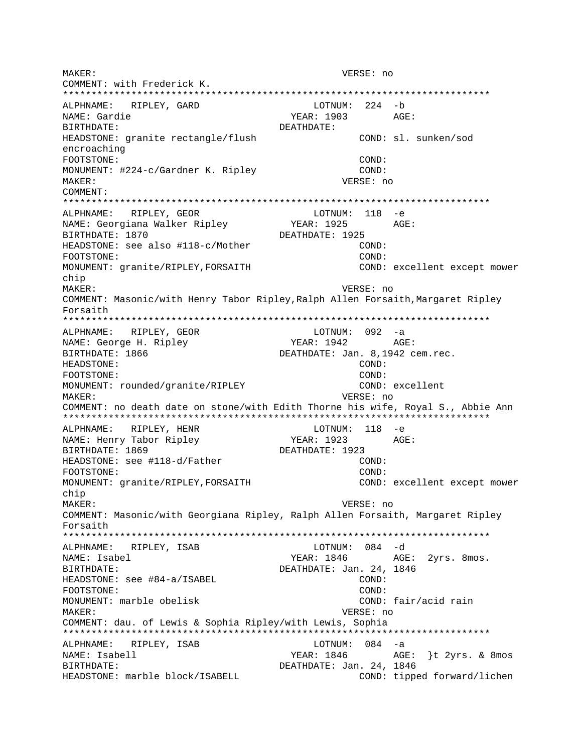MAKER: VERSE: no
COMMENT: with Frederick K.
***************************************************************************
ALPHNAME: RIPLEY, GARD LOTNUM: 224 -b
NAME: Gardie YEAR: 1903 AGE:
BIRTHDATE: DEATHDATE:
HEADSTONE: granite rectangle/flush COND: sl. sunken/sod encroaching
FOOTSTONE: COND:
MONUMENT: #224-c/Gardner K. Ripley COND:
MAKER: VERSE: no
COMMENT:
***************************************************************************
ALPHNAME: RIPLEY, GEOR LOTNUM: 118 -e
NAME: Georgiana Walker Ripley YEAR: 1925 AGE:
BIRTHDATE: 1870 DEATHDATE: 1925
HEADSTONE: see also #118-c/Mother COND:
FOOTSTONE: COND:
MONUMENT: granite/RIPLEY,FORSAITH COND: excellent except mower chip
MAKER: VERSE: no
COMMENT: Masonic/with Henry Tabor Ripley,Ralph Allen Forsaith,Margaret Ripley Forsaith
***************************************************************************
ALPHNAME: RIPLEY, GEOR LOTNUM: 092 -a
NAME: George H. Ripley YEAR: 1942 AGE:
BIRTHDATE: 1866 DEATHDATE: Jan. 8,1942 cem.rec.
HEADSTONE: COND:
FOOTSTONE: COND:
MONUMENT: rounded/granite/RIPLEY COND: excellent
MAKER: VERSE: no
COMMENT: no death date on stone/with Edith Thorne his wife, Royal S., Abbie Ann
***************************************************************************
ALPHNAME: RIPLEY, HENR LOTNUM: 118 -e
NAME: Henry Tabor Ripley YEAR: 1923 AGE:
BIRTHDATE: 1869 DEATHDATE: 1923
HEADSTONE: see #118-d/Father COND:
FOOTSTONE: COND:
MONUMENT: granite/RIPLEY,FORSAITH COND: excellent except mower chip
MAKER: VERSE: no
COMMENT: Masonic/with Georgiana Ripley, Ralph Allen Forsaith, Margaret Ripley Forsaith
***************************************************************************
ALPHNAME: RIPLEY, ISAB LOTNUM: 084 -d
NAME: Isabel YEAR: 1846 AGE: 2yrs. 8mos.
BIRTHDATE: DEATHDATE: Jan. 24, 1846
HEADSTONE: see #84-a/ISABEL COND:
FOOTSTONE: COND:
MONUMENT: marble obelisk COND: fair/acid rain
MAKER: VERSE: no
COMMENT: dau. of Lewis & Sophia Ripley/with Lewis, Sophia
***************************************************************************
ALPHNAME: RIPLEY, ISAB LOTNUM: 084 -a
NAME: Isabell YEAR: 1846 AGE: }t 2yrs. & 8mos
BIRTHDATE: DEATHDATE: Jan. 24, 1846
HEADSTONE: marble block/ISABELL COND: tipped forward/lichen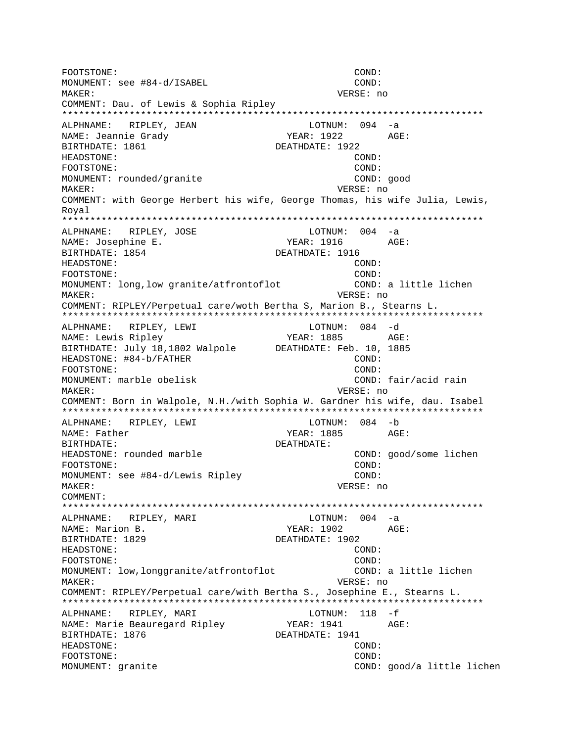```
FOOTSTONE:                                          COND:
MONUMENT: see #84-d/ISABEL                          COND:
MAKER:                                          VERSE: no
COMMENT: Dau. of Lewis & Sophia Ripley
*************************************************************************
ALPHNAME:   RIPLEY, JEAN                      LOTNUM:  094  -a
NAME: Jeannie Grady                         YEAR: 1922        AGE:
BIRTHDATE: 1861                           DEATHDATE: 1922
HEADSTONE:                                          COND:
FOOTSTONE:                                          COND:
MONUMENT: rounded/granite                           COND: good
MAKER:                                          VERSE: no
COMMENT: with George Herbert his wife, George Thomas, his wife Julia, Lewis,
Royal
*************************************************************************
ALPHNAME:   RIPLEY, JOSE                      LOTNUM:  004  -a
NAME: Josephine E.                          YEAR: 1916        AGE:
BIRTHDATE: 1854                           DEATHDATE: 1916
HEADSTONE:                                          COND:
FOOTSTONE:                                          COND:
MONUMENT: long,low granite/atfrontoflot             COND: a little lichen
MAKER:                                          VERSE: no
COMMENT: RIPLEY/Perpetual care/woth Bertha S, Marion B., Stearns L.
*************************************************************************
ALPHNAME:   RIPLEY, LEWI                      LOTNUM:  084  -d
NAME: Lewis Ripley                          YEAR: 1885        AGE:
BIRTHDATE: July 18,1802 Walpole       DEATHDATE: Feb. 10, 1885
HEADSTONE: #84-b/FATHER                             COND:
FOOTSTONE:                                          COND:
MONUMENT: marble obelisk                            COND: fair/acid rain
MAKER:                                          VERSE: no
COMMENT: Born in Walpole, N.H./with Sophia W. Gardner his wife, dau. Isabel
*************************************************************************
ALPHNAME:   RIPLEY, LEWI                      LOTNUM:  084  -b
NAME: Father                                YEAR: 1885        AGE:
BIRTHDATE:                                DEATHDATE:
HEADSTONE: rounded marble                           COND: good/some lichen
FOOTSTONE:                                          COND:
MONUMENT: see #84-d/Lewis Ripley                    COND:
MAKER:                                          VERSE: no
COMMENT:
*************************************************************************
ALPHNAME:   RIPLEY, MARI                      LOTNUM:  004  -a
NAME: Marion B.                             YEAR: 1902        AGE:
BIRTHDATE: 1829                           DEATHDATE: 1902
HEADSTONE:                                          COND:
FOOTSTONE:                                          COND:
MONUMENT: low,longgranite/atfrontoflot              COND: a little lichen
MAKER:                                          VERSE: no
COMMENT: RIPLEY/Perpetual care/with Bertha S., Josephine E., Stearns L.
*************************************************************************
ALPHNAME:   RIPLEY, MARI                      LOTNUM:  118  -f
NAME: Marie Beauregard Ripley               YEAR: 1941        AGE:
BIRTHDATE: 1876                           DEATHDATE: 1941
HEADSTONE:                                          COND:
FOOTSTONE:                                          COND:
MONUMENT: granite                                   COND: good/a little lichen
```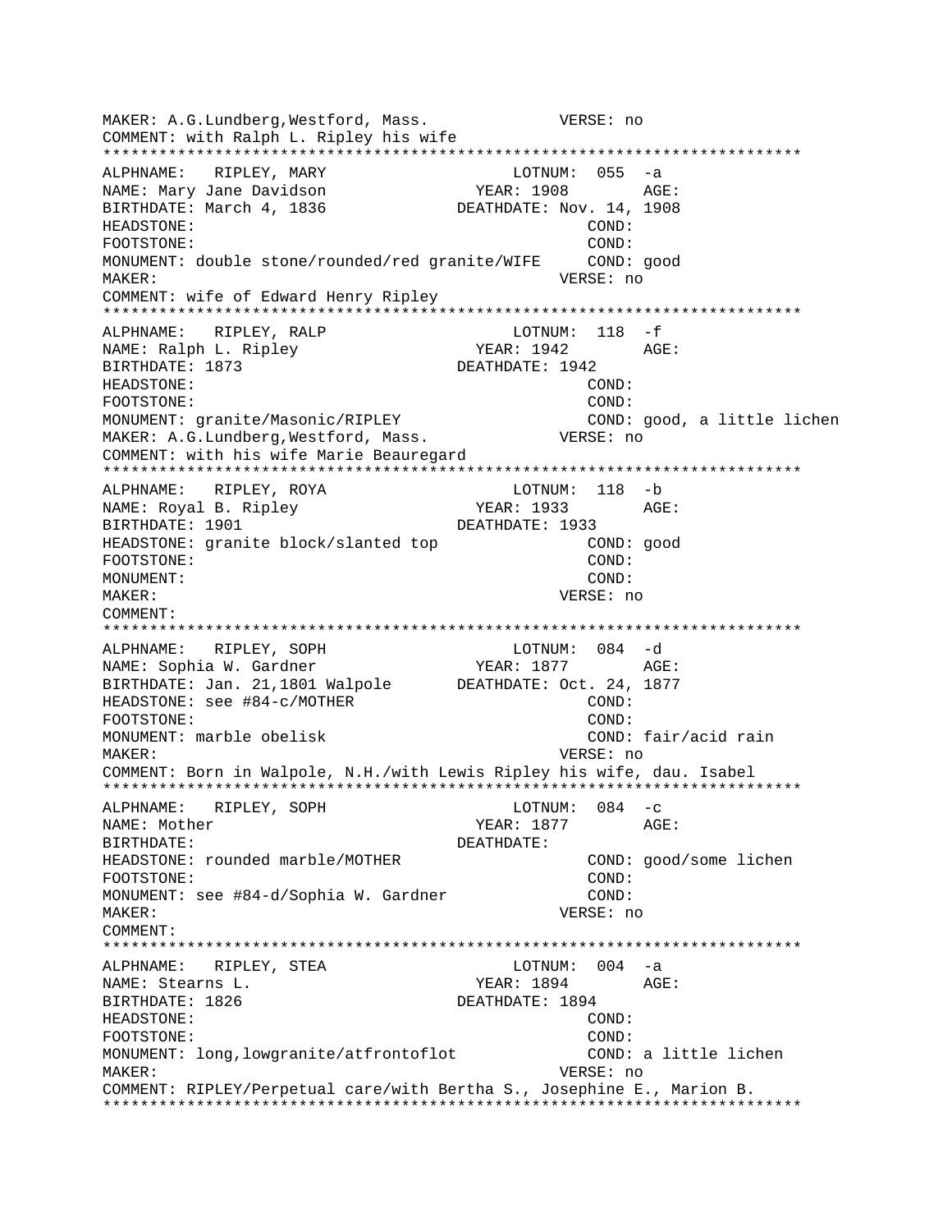```
MAKER: A.G.Lundberg,Westford, Mass.            VERSE: no
COMMENT: with Ralph L. Ripley his wife
**************************************************************************
ALPHNAME:   RIPLEY, MARY                    LOTNUM:  055  -a
NAME: Mary Jane Davidson                  YEAR: 1908        AGE:
BIRTHDATE: March 4, 1836              DEATHDATE: Nov. 14, 1908
HEADSTONE:                                          COND:
FOOTSTONE:                                          COND:
MONUMENT: double stone/rounded/red granite/WIFE     COND: good
MAKER:                                            VERSE: no
COMMENT: wife of Edward Henry Ripley
**************************************************************************
ALPHNAME:   RIPLEY, RALP                    LOTNUM:  118  -f
NAME: Ralph L. Ripley                     YEAR: 1942        AGE:
BIRTHDATE: 1873                       DEATHDATE: 1942
HEADSTONE:                                          COND:
FOOTSTONE:                                          COND:
MONUMENT: granite/Masonic/RIPLEY                    COND: good, a little lichen
MAKER: A.G.Lundberg,Westford, Mass.            VERSE: no
COMMENT: with his wife Marie Beauregard
**************************************************************************
ALPHNAME:   RIPLEY, ROYA                    LOTNUM:  118  -b
NAME: Royal B. Ripley                     YEAR: 1933        AGE:
BIRTHDATE: 1901                       DEATHDATE: 1933
HEADSTONE: granite block/slanted top                COND: good
FOOTSTONE:                                          COND:
MONUMENT:                                           COND:
MAKER:                                            VERSE: no
COMMENT:
**************************************************************************
ALPHNAME:   RIPLEY, SOPH                    LOTNUM:  084  -d
NAME: Sophia W. Gardner                   YEAR: 1877        AGE:
BIRTHDATE: Jan. 21,1801 Walpole       DEATHDATE: Oct. 24, 1877
HEADSTONE: see #84-c/MOTHER                         COND:
FOOTSTONE:                                          COND:
MONUMENT: marble obelisk                            COND: fair/acid rain
MAKER:                                            VERSE: no
COMMENT: Born in Walpole, N.H./with Lewis Ripley his wife, dau. Isabel
**************************************************************************
ALPHNAME:   RIPLEY, SOPH                    LOTNUM:  084  -c
NAME: Mother                              YEAR: 1877        AGE:
BIRTHDATE:                            DEATHDATE:
HEADSTONE: rounded marble/MOTHER                    COND: good/some lichen
FOOTSTONE:                                          COND:
MONUMENT: see #84-d/Sophia W. Gardner               COND:
MAKER:                                            VERSE: no
COMMENT:
**************************************************************************
ALPHNAME:   RIPLEY, STEA                    LOTNUM:  004  -a
NAME: Stearns L.                          YEAR: 1894        AGE:
BIRTHDATE: 1826                       DEATHDATE: 1894
HEADSTONE:                                          COND:
FOOTSTONE:                                          COND:
MONUMENT: long,lowgranite/atfrontoflot              COND: a little lichen
MAKER:                                            VERSE: no
COMMENT: RIPLEY/Perpetual care/with Bertha S., Josephine E., Marion B.
**************************************************************************
```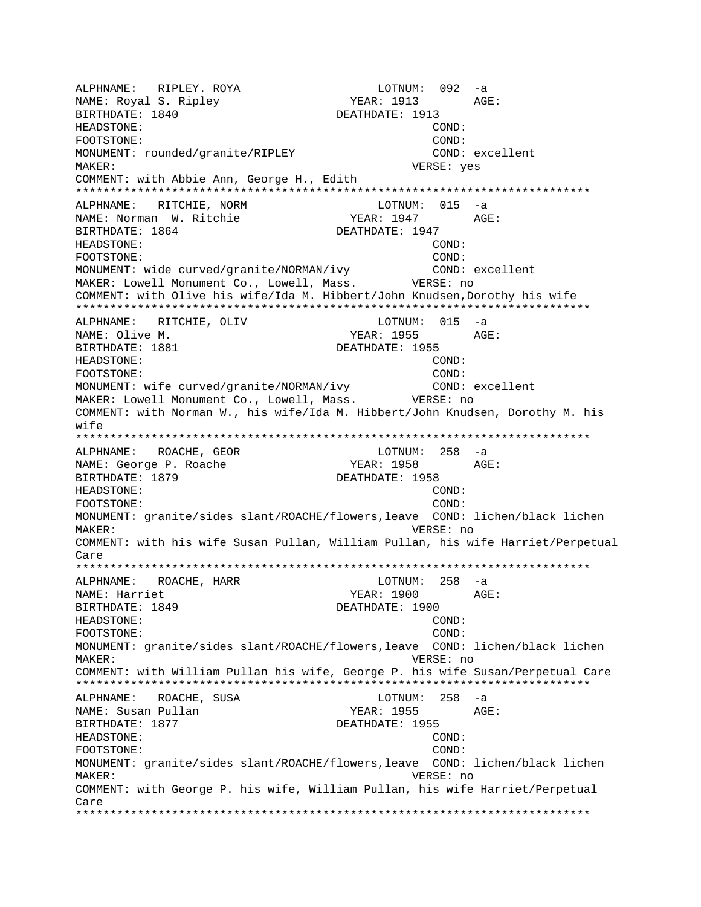```
ALPHNAME:   RIPLEY. ROYA                    LOTNUM:  092  -a
NAME: Royal S. Ripley                  YEAR: 1913        AGE:
BIRTHDATE: 1840                    DEATHDATE: 1913
HEADSTONE:                                         COND:
FOOTSTONE:                                         COND:
MONUMENT: rounded/granite/RIPLEY                   COND: excellent
MAKER:                                             VERSE: yes
COMMENT: with Abbie Ann, George H., Edith
*************************************************************************
ALPHNAME:   RITCHIE, NORM                   LOTNUM:  015  -a
NAME: Norman  W. Ritchie               YEAR: 1947        AGE:
BIRTHDATE: 1864                    DEATHDATE: 1947
HEADSTONE:                                         COND:
FOOTSTONE:                                         COND:
MONUMENT: wide curved/granite/NORMAN/ivy           COND: excellent
MAKER: Lowell Monument Co., Lowell, Mass.        VERSE: no
COMMENT: with Olive his wife/Ida M. Hibbert/John Knudsen,Dorothy his wife
*************************************************************************
ALPHNAME:   RITCHIE, OLIV                   LOTNUM:  015  -a
NAME: Olive M.                         YEAR: 1955        AGE:
BIRTHDATE: 1881                    DEATHDATE: 1955
HEADSTONE:                                         COND:
FOOTSTONE:                                         COND:
MONUMENT: wife curved/granite/NORMAN/ivy           COND: excellent
MAKER: Lowell Monument Co., Lowell, Mass.        VERSE: no
COMMENT: with Norman W., his wife/Ida M. Hibbert/John Knudsen, Dorothy M. his
wife
*************************************************************************
ALPHNAME:   ROACHE, GEOR                    LOTNUM:  258  -a
NAME: George P. Roache                 YEAR: 1958        AGE:
BIRTHDATE: 1879                    DEATHDATE: 1958
HEADSTONE:                                         COND:
FOOTSTONE:                                         COND:
MONUMENT: granite/sides slant/ROACHE/flowers,leave  COND: lichen/black lichen
MAKER:                                             VERSE: no
COMMENT: with his wife Susan Pullan, William Pullan, his wife Harriet/Perpetual
Care
*************************************************************************
ALPHNAME:   ROACHE, HARR                    LOTNUM:  258  -a
NAME: Harriet                          YEAR: 1900        AGE:
BIRTHDATE: 1849                    DEATHDATE: 1900
HEADSTONE:                                         COND:
FOOTSTONE:                                         COND:
MONUMENT: granite/sides slant/ROACHE/flowers,leave  COND: lichen/black lichen
MAKER:                                             VERSE: no
COMMENT: with William Pullan his wife, George P. his wife Susan/Perpetual Care
*************************************************************************
ALPHNAME:   ROACHE, SUSA                    LOTNUM:  258  -a
NAME: Susan Pullan                     YEAR: 1955        AGE:
BIRTHDATE: 1877                    DEATHDATE: 1955
HEADSTONE:                                         COND:
FOOTSTONE:                                         COND:
MONUMENT: granite/sides slant/ROACHE/flowers,leave  COND: lichen/black lichen
MAKER:                                             VERSE: no
COMMENT: with George P. his wife, William Pullan, his wife Harriet/Perpetual
Care
*************************************************************************
```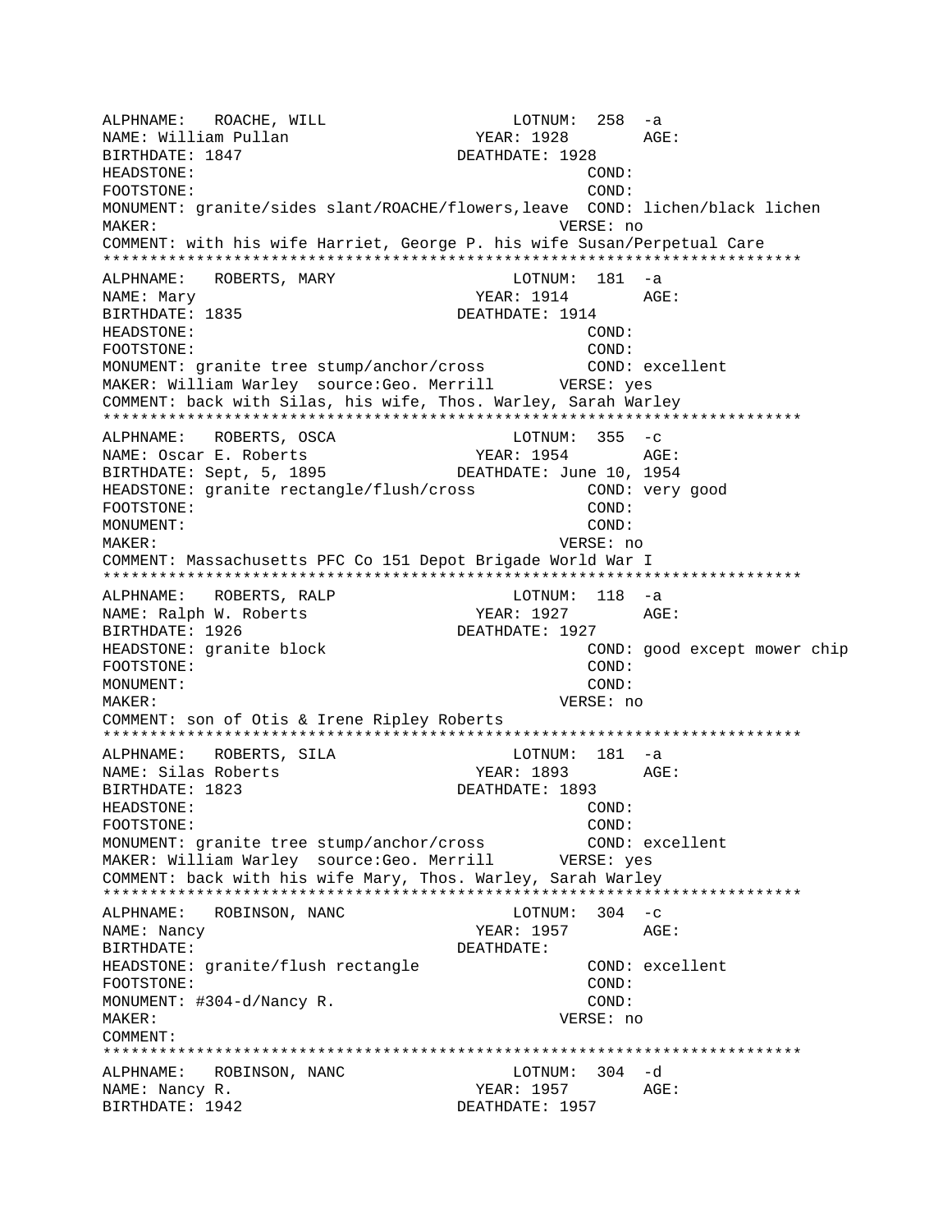```
ALPHNAME:   ROACHE, WILL                     LOTNUM:  258  -a
NAME: William Pullan                   YEAR: 1928        AGE:
BIRTHDATE: 1847                      DEATHDATE: 1928
HEADSTONE:                                          COND:
FOOTSTONE:                                          COND:
MONUMENT: granite/sides slant/ROACHE/flowers,leave  COND: lichen/black lichen
MAKER:                                            VERSE: no
COMMENT: with his wife Harriet, George P. his wife Susan/Perpetual Care
*************************************************************************
ALPHNAME:   ROBERTS, MARY                    LOTNUM:  181  -a
NAME: Mary                             YEAR: 1914        AGE:
BIRTHDATE: 1835                      DEATHDATE: 1914
HEADSTONE:                                          COND:
FOOTSTONE:                                          COND:
MONUMENT: granite tree stump/anchor/cross           COND: excellent
MAKER: William Warley  source:Geo. Merrill       VERSE: yes
COMMENT: back with Silas, his wife, Thos. Warley, Sarah Warley
*************************************************************************
ALPHNAME:   ROBERTS, OSCA                    LOTNUM:  355  -c
NAME: Oscar E. Roberts                 YEAR: 1954        AGE:
BIRTHDATE: Sept, 5, 1895             DEATHDATE: June 10, 1954
HEADSTONE: granite rectangle/flush/cross            COND: very good
FOOTSTONE:                                          COND:
MONUMENT:                                           COND:
MAKER:                                            VERSE: no
COMMENT: Massachusetts PFC Co 151 Depot Brigade World War I
*************************************************************************
ALPHNAME:   ROBERTS, RALP                    LOTNUM:  118  -a
NAME: Ralph W. Roberts                 YEAR: 1927        AGE:
BIRTHDATE: 1926                      DEATHDATE: 1927
HEADSTONE: granite block                            COND: good except mower chip
FOOTSTONE:                                          COND:
MONUMENT:                                           COND:
MAKER:                                            VERSE: no
COMMENT: son of Otis & Irene Ripley Roberts
*************************************************************************
ALPHNAME:   ROBERTS, SILA                    LOTNUM:  181  -a
NAME: Silas Roberts                    YEAR: 1893        AGE:
BIRTHDATE: 1823                      DEATHDATE: 1893
HEADSTONE:                                          COND:
FOOTSTONE:                                          COND:
MONUMENT: granite tree stump/anchor/cross           COND: excellent
MAKER: William Warley  source:Geo. Merrill       VERSE: yes
COMMENT: back with his wife Mary, Thos. Warley, Sarah Warley
*************************************************************************
ALPHNAME:   ROBINSON, NANC                   LOTNUM:  304  -c
NAME: Nancy                            YEAR: 1957        AGE:
BIRTHDATE:                           DEATHDATE:
HEADSTONE: granite/flush rectangle                  COND: excellent
FOOTSTONE:                                          COND:
MONUMENT: #304-d/Nancy R.                           COND:
MAKER:                                            VERSE: no
COMMENT:
*************************************************************************
ALPHNAME:   ROBINSON, NANC                   LOTNUM:  304  -d
NAME: Nancy R.                         YEAR: 1957        AGE:
BIRTHDATE: 1942                      DEATHDATE: 1957
```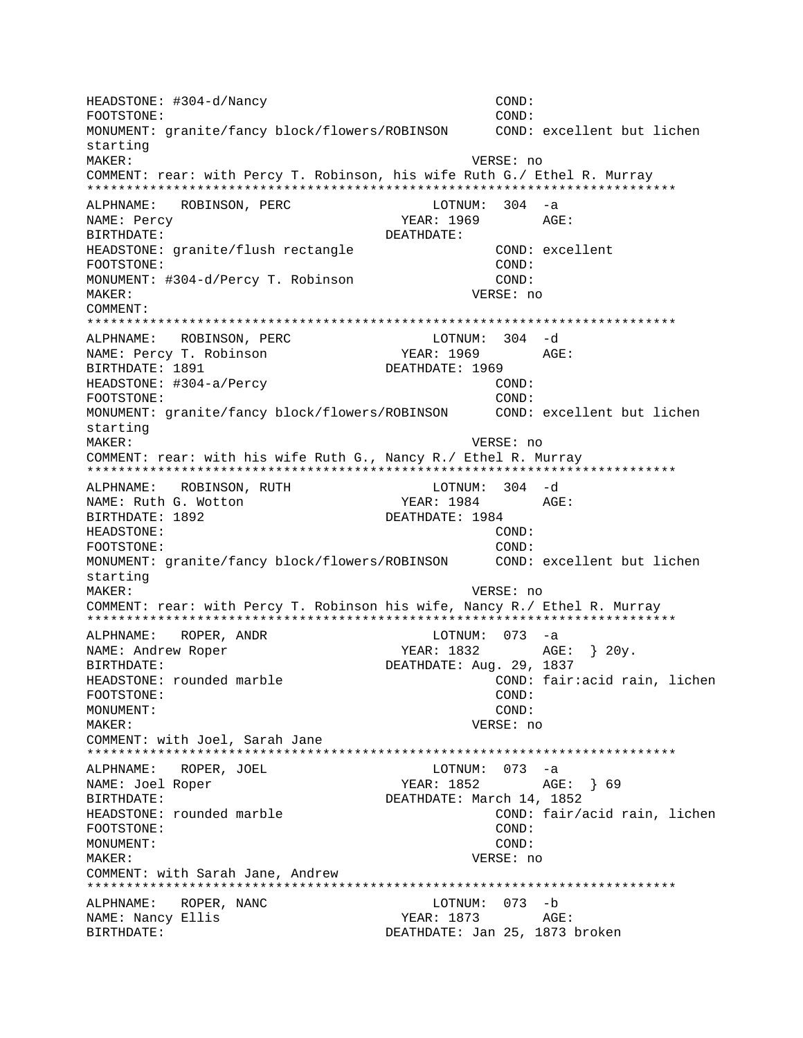```
HEADSTONE: #304-d/Nancy                            COND:
FOOTSTONE:                                         COND:
MONUMENT: granite/fancy block/flowers/ROBINSON     COND: excellent but lichen
starting
MAKER:                                         VERSE: no
COMMENT: rear: with Percy T. Robinson, his wife Ruth G./ Ethel R. Murray
***************************************************************************
ALPHNAME:   ROBINSON, PERC                  LOTNUM:  304  -a
NAME: Percy                              YEAR: 1969        AGE:
BIRTHDATE:                               DEATHDATE:
HEADSTONE: granite/flush rectangle                 COND: excellent
FOOTSTONE:                                         COND:
MONUMENT: #304-d/Percy T. Robinson                 COND:
MAKER:                                         VERSE: no
COMMENT:
***************************************************************************
ALPHNAME:   ROBINSON, PERC                  LOTNUM:  304  -d
NAME: Percy T. Robinson                  YEAR: 1969        AGE:
BIRTHDATE: 1891                          DEATHDATE: 1969
HEADSTONE: #304-a/Percy                            COND:
FOOTSTONE:                                         COND:
MONUMENT: granite/fancy block/flowers/ROBINSON     COND: excellent but lichen
starting
MAKER:                                         VERSE: no
COMMENT: rear: with his wife Ruth G., Nancy R./ Ethel R. Murray
***************************************************************************
ALPHNAME:   ROBINSON, RUTH                  LOTNUM:  304  -d
NAME: Ruth G. Wotton                     YEAR: 1984        AGE:
BIRTHDATE: 1892                          DEATHDATE: 1984
HEADSTONE:                                         COND:
FOOTSTONE:                                         COND:
MONUMENT: granite/fancy block/flowers/ROBINSON     COND: excellent but lichen
starting
MAKER:                                         VERSE: no
COMMENT: rear: with Percy T. Robinson his wife, Nancy R./ Ethel R. Murray
***************************************************************************
ALPHNAME:   ROPER, ANDR                     LOTNUM:  073  -a
NAME: Andrew Roper                       YEAR: 1832        AGE:  } 20y.
BIRTHDATE:                               DEATHDATE: Aug. 29, 1837
HEADSTONE: rounded marble                          COND: fair:acid rain, lichen
FOOTSTONE:                                         COND:
MONUMENT:                                          COND:
MAKER:                                         VERSE: no
COMMENT: with Joel, Sarah Jane
***************************************************************************
ALPHNAME:   ROPER, JOEL                     LOTNUM:  073  -a
NAME: Joel Roper                         YEAR: 1852        AGE:  } 69
BIRTHDATE:                               DEATHDATE: March 14, 1852
HEADSTONE: rounded marble                          COND: fair/acid rain, lichen
FOOTSTONE:                                         COND:
MONUMENT:                                          COND:
MAKER:                                         VERSE: no
COMMENT: with Sarah Jane, Andrew
***************************************************************************
ALPHNAME:   ROPER, NANC                     LOTNUM:  073  -b
NAME: Nancy Ellis                        YEAR: 1873        AGE:
BIRTHDATE:                               DEATHDATE: Jan 25, 1873 broken
```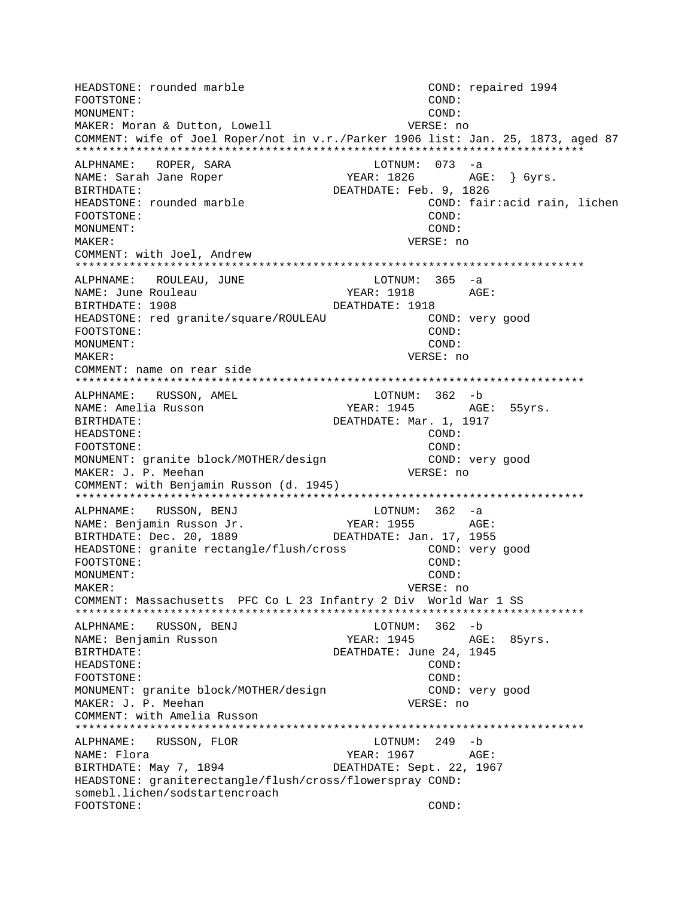```
HEADSTONE: rounded marble                          COND: repaired 1994
FOOTSTONE:                                         COND:
MONUMENT:                                          COND:
MAKER: Moran & Dutton, Lowell                     VERSE: no
COMMENT: wife of Joel Roper/not in v.r./Parker 1906 list: Jan. 25, 1873, aged 87
***************************************************************************
ALPHNAME:   ROPER, SARA                      LOTNUM:  073  -a
NAME: Sarah Jane Roper                     YEAR: 1826       AGE:  } 6yrs.
BIRTHDATE:                                DEATHDATE: Feb. 9, 1826
HEADSTONE: rounded marble                          COND: fair:acid rain, lichen
FOOTSTONE:                                         COND:
MONUMENT:                                          COND:
MAKER:                                            VERSE: no
COMMENT: with Joel, Andrew
***************************************************************************
ALPHNAME:   ROULEAU, JUNE                    LOTNUM:  365  -a
NAME: June Rouleau                         YEAR: 1918       AGE:
BIRTHDATE: 1908                           DEATHDATE: 1918
HEADSTONE: red granite/square/ROULEAU              COND: very good
FOOTSTONE:                                         COND:
MONUMENT:                                          COND:
MAKER:                                            VERSE: no
COMMENT: name on rear side
***************************************************************************
ALPHNAME:   RUSSON, AMEL                     LOTNUM:  362  -b
NAME: Amelia Russon                        YEAR: 1945       AGE:  55yrs.
BIRTHDATE:                                DEATHDATE: Mar. 1, 1917
HEADSTONE:                                         COND:
FOOTSTONE:                                         COND:
MONUMENT: granite block/MOTHER/design              COND: very good
MAKER: J. P. Meehan                               VERSE: no
COMMENT: with Benjamin Russon (d. 1945)
***************************************************************************
ALPHNAME:   RUSSON, BENJ                     LOTNUM:  362  -a
NAME: Benjamin Russon Jr.                  YEAR: 1955       AGE:
BIRTHDATE: Dec. 20, 1889                  DEATHDATE: Jan. 17, 1955
HEADSTONE: granite rectangle/flush/cross           COND: very good
FOOTSTONE:                                         COND:
MONUMENT:                                          COND:
MAKER:                                            VERSE: no
COMMENT: Massachusetts  PFC Co L 23 Infantry 2 Div  World War 1 SS
***************************************************************************
ALPHNAME:   RUSSON, BENJ                     LOTNUM:  362  -b
NAME: Benjamin Russon                      YEAR: 1945       AGE:  85yrs.
BIRTHDATE:                                DEATHDATE: June 24, 1945
HEADSTONE:                                         COND:
FOOTSTONE:                                         COND:
MONUMENT: granite block/MOTHER/design              COND: very good
MAKER: J. P. Meehan                               VERSE: no
COMMENT: with Amelia Russon
***************************************************************************
ALPHNAME:   RUSSON, FLOR                     LOTNUM:  249  -b
NAME: Flora                                YEAR: 1967       AGE:
BIRTHDATE: May 7, 1894                    DEATHDATE: Sept. 22, 1967
HEADSTONE: graniterectangle/flush/cross/flowerspray COND:
somebl.lichen/sodstartencroach
FOOTSTONE:                                         COND:
```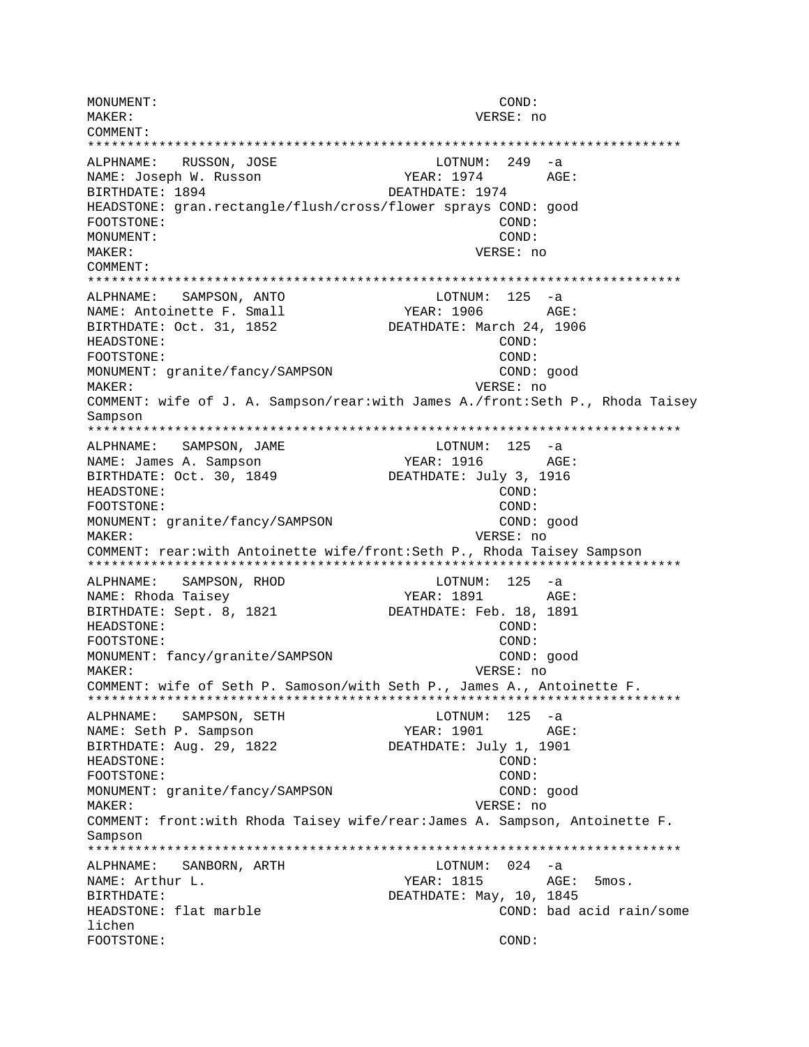```
MONUMENT:                                         COND:
MAKER:                                          VERSE: no
COMMENT:
***************************************************************************
ALPHNAME:   RUSSON, JOSE                       LOTNUM:  249  -a
NAME: Joseph W. Russon                   YEAR: 1974        AGE:
BIRTHDATE: 1894                          DEATHDATE: 1974
HEADSTONE: gran.rectangle/flush/cross/flower sprays COND: good
FOOTSTONE:                                        COND:
MONUMENT:                                         COND:
MAKER:                                          VERSE: no
COMMENT:
***************************************************************************
ALPHNAME:   SAMPSON, ANTO                      LOTNUM:  125  -a
NAME: Antoinette F. Small                YEAR: 1906        AGE:
BIRTHDATE: Oct. 31, 1852                 DEATHDATE: March 24, 1906
HEADSTONE:                                        COND:
FOOTSTONE:                                        COND:
MONUMENT: granite/fancy/SAMPSON                   COND: good
MAKER:                                          VERSE: no
COMMENT: wife of J. A. Sampson/rear:with James A./front:Seth P., Rhoda Taisey
Sampson
***************************************************************************
ALPHNAME:   SAMPSON, JAME                      LOTNUM:  125  -a
NAME: James A. Sampson                   YEAR: 1916        AGE:
BIRTHDATE: Oct. 30, 1849                 DEATHDATE: July 3, 1916
HEADSTONE:                                        COND:
FOOTSTONE:                                        COND:
MONUMENT: granite/fancy/SAMPSON                   COND: good
MAKER:                                          VERSE: no
COMMENT: rear:with Antoinette wife/front:Seth P., Rhoda Taisey Sampson
***************************************************************************
ALPHNAME:   SAMPSON, RHOD                      LOTNUM:  125  -a
NAME: Rhoda Taisey                       YEAR: 1891        AGE:
BIRTHDATE: Sept. 8, 1821                 DEATHDATE: Feb. 18, 1891
HEADSTONE:                                        COND:
FOOTSTONE:                                        COND:
MONUMENT: fancy/granite/SAMPSON                   COND: good
MAKER:                                          VERSE: no
COMMENT: wife of Seth P. Samoson/with Seth P., James A., Antoinette F.
***************************************************************************
ALPHNAME:   SAMPSON, SETH                      LOTNUM:  125  -a
NAME: Seth P. Sampson                    YEAR: 1901        AGE:
BIRTHDATE: Aug. 29, 1822                 DEATHDATE: July 1, 1901
HEADSTONE:                                        COND:
FOOTSTONE:                                        COND:
MONUMENT: granite/fancy/SAMPSON                   COND: good
MAKER:                                          VERSE: no
COMMENT: front:with Rhoda Taisey wife/rear:James A. Sampson, Antoinette F.
Sampson
***************************************************************************
ALPHNAME:   SANBORN, ARTH                      LOTNUM:  024  -a
NAME: Arthur L.                          YEAR: 1815        AGE:  5mos.
BIRTHDATE:                               DEATHDATE: May, 10, 1845
HEADSTONE: flat marble                            COND: bad acid rain/some
lichen
FOOTSTONE:                                        COND:
```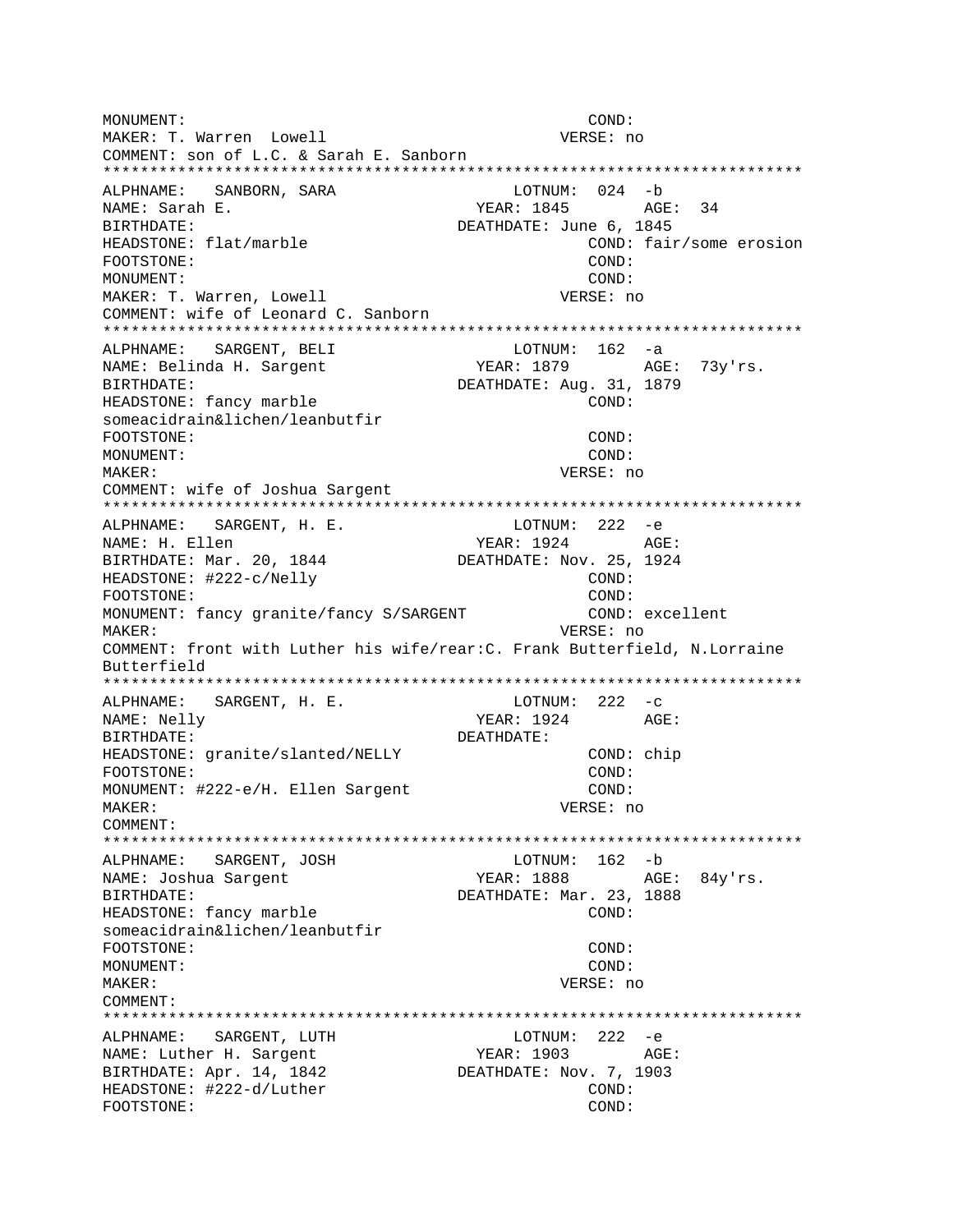MONUMENT: COND:
MAKER: T. Warren Lowell VERSE: no
COMMENT: son of L.C. & Sarah E. Sanborn

***************************************************************************

ALPHNAME: SANBORN, SARA LOTNUM: 024 -b
NAME: Sarah E. YEAR: 1845 AGE: 34
BIRTHDATE: DEATHDATE: June 6, 1845
HEADSTONE: flat/marble COND: fair/some erosion
FOOTSTONE: COND:
MONUMENT: COND:
MAKER: T. Warren, Lowell VERSE: no
COMMENT: wife of Leonard C. Sanborn

***************************************************************************

ALPHNAME: SARGENT, BELI LOTNUM: 162 -a
NAME: Belinda H. Sargent YEAR: 1879 AGE: 73y'rs.
BIRTHDATE: DEATHDATE: Aug. 31, 1879
HEADSTONE: fancy marble COND:
someacidrain&lichen/leanbutfir
FOOTSTONE: COND:
MONUMENT: COND:
MAKER: VERSE: no
COMMENT: wife of Joshua Sargent

***************************************************************************

ALPHNAME: SARGENT, H. E. LOTNUM: 222 -e
NAME: H. Ellen YEAR: 1924 AGE:
BIRTHDATE: Mar. 20, 1844 DEATHDATE: Nov. 25, 1924
HEADSTONE: #222-c/Nelly COND:
FOOTSTONE: COND:
MONUMENT: fancy granite/fancy S/SARGENT COND: excellent
MAKER: VERSE: no
COMMENT: front with Luther his wife/rear:C. Frank Butterfield, N.Lorraine Butterfield

***************************************************************************

ALPHNAME: SARGENT, H. E. LOTNUM: 222 -c
NAME: Nelly YEAR: 1924 AGE:
BIRTHDATE: DEATHDATE:
HEADSTONE: granite/slanted/NELLY COND: chip
FOOTSTONE: COND:
MONUMENT: #222-e/H. Ellen Sargent COND:
MAKER: VERSE: no
COMMENT:

***************************************************************************

ALPHNAME: SARGENT, JOSH LOTNUM: 162 -b
NAME: Joshua Sargent YEAR: 1888 AGE: 84y'rs.
BIRTHDATE: DEATHDATE: Mar. 23, 1888
HEADSTONE: fancy marble COND:
someacidrain&lichen/leanbutfir
FOOTSTONE: COND:
MONUMENT: COND:
MAKER: VERSE: no
COMMENT:

***************************************************************************

ALPHNAME: SARGENT, LUTH LOTNUM: 222 -e
NAME: Luther H. Sargent YEAR: 1903 AGE:
BIRTHDATE: Apr. 14, 1842 DEATHDATE: Nov. 7, 1903
HEADSTONE: #222-d/Luther COND:
FOOTSTONE: COND: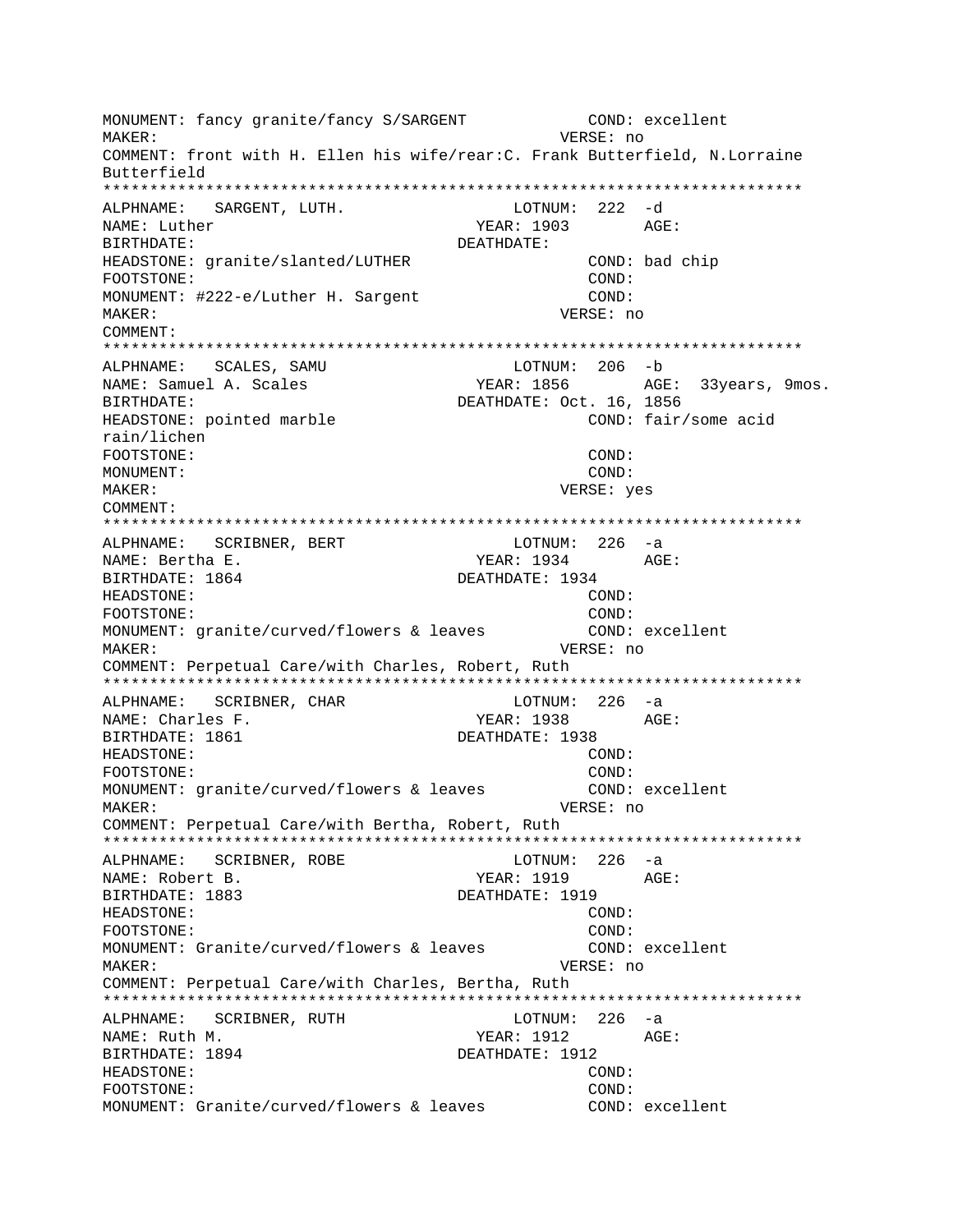MONUMENT: fancy granite/fancy S/SARGENT COND: excellent
MAKER: VERSE: no
COMMENT: front with H. Ellen his wife/rear:C. Frank Butterfield, N.Lorraine Butterfield

***************************************************************************

ALPHNAME: SARGENT, LUTH. LOTNUM: 222 -d
NAME: Luther YEAR: 1903 AGE:
BIRTHDATE: DEATHDATE:
HEADSTONE: granite/slanted/LUTHER COND: bad chip
FOOTSTONE: COND:
MONUMENT: #222-e/Luther H. Sargent COND:
MAKER: VERSE: no
COMMENT:

***************************************************************************

ALPHNAME: SCALES, SAMU LOTNUM: 206 -b
NAME: Samuel A. Scales YEAR: 1856 AGE: 33years, 9mos.
BIRTHDATE: DEATHDATE: Oct. 16, 1856
HEADSTONE: pointed marble COND: fair/some acid rain/lichen
FOOTSTONE: COND:
MONUMENT: COND:
MAKER: VERSE: yes
COMMENT:

***************************************************************************

ALPHNAME: SCRIBNER, BERT LOTNUM: 226 -a
NAME: Bertha E. YEAR: 1934 AGE:
BIRTHDATE: 1864 DEATHDATE: 1934
HEADSTONE: COND:
FOOTSTONE: COND:
MONUMENT: granite/curved/flowers & leaves COND: excellent
MAKER: VERSE: no
COMMENT: Perpetual Care/with Charles, Robert, Ruth

***************************************************************************

ALPHNAME: SCRIBNER, CHAR LOTNUM: 226 -a
NAME: Charles F. YEAR: 1938 AGE:
BIRTHDATE: 1861 DEATHDATE: 1938
HEADSTONE: COND:
FOOTSTONE: COND:
MONUMENT: granite/curved/flowers & leaves COND: excellent
MAKER: VERSE: no
COMMENT: Perpetual Care/with Bertha, Robert, Ruth

***************************************************************************

ALPHNAME: SCRIBNER, ROBE LOTNUM: 226 -a
NAME: Robert B. YEAR: 1919 AGE:
BIRTHDATE: 1883 DEATHDATE: 1919
HEADSTONE: COND:
FOOTSTONE: COND:
MONUMENT: Granite/curved/flowers & leaves COND: excellent
MAKER: VERSE: no
COMMENT: Perpetual Care/with Charles, Bertha, Ruth

***************************************************************************

ALPHNAME: SCRIBNER, RUTH LOTNUM: 226 -a
NAME: Ruth M. YEAR: 1912 AGE:
BIRTHDATE: 1894 DEATHDATE: 1912
HEADSTONE: COND:
FOOTSTONE: COND:
MONUMENT: Granite/curved/flowers & leaves COND: excellent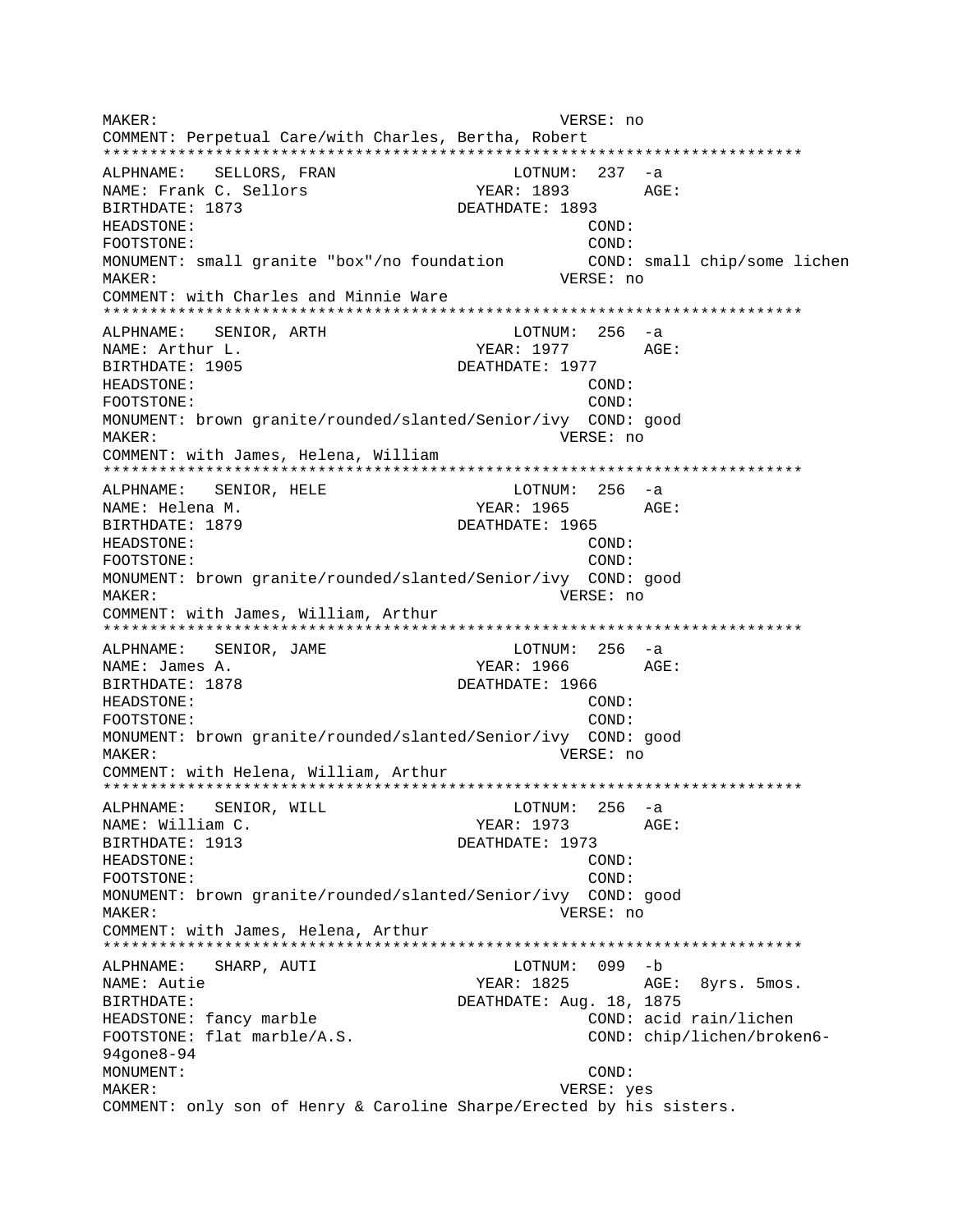```
MAKER:                                          VERSE: no
COMMENT: Perpetual Care/with Charles, Bertha, Robert
*************************************************************************
ALPHNAME:   SELLORS, FRAN                  LOTNUM:  237  -a
NAME: Frank C. Sellors                    YEAR: 1893        AGE:
BIRTHDATE: 1873                          DEATHDATE: 1893
HEADSTONE:                                        COND:
FOOTSTONE:                                        COND:
MONUMENT: small granite "box"/no foundation       COND: small chip/some lichen
MAKER:                                          VERSE: no
COMMENT: with Charles and Minnie Ware
*************************************************************************
ALPHNAME:   SENIOR, ARTH                   LOTNUM:  256  -a
NAME: Arthur L.                           YEAR: 1977        AGE:
BIRTHDATE: 1905                          DEATHDATE: 1977
HEADSTONE:                                        COND:
FOOTSTONE:                                        COND:
MONUMENT: brown granite/rounded/slanted/Senior/ivy  COND: good
MAKER:                                          VERSE: no
COMMENT: with James, Helena, William
*************************************************************************
ALPHNAME:   SENIOR, HELE                   LOTNUM:  256  -a
NAME: Helena M.                           YEAR: 1965        AGE:
BIRTHDATE: 1879                          DEATHDATE: 1965
HEADSTONE:                                        COND:
FOOTSTONE:                                        COND:
MONUMENT: brown granite/rounded/slanted/Senior/ivy  COND: good
MAKER:                                          VERSE: no
COMMENT: with James, William, Arthur
*************************************************************************
ALPHNAME:   SENIOR, JAME                   LOTNUM:  256  -a
NAME: James A.                            YEAR: 1966        AGE:
BIRTHDATE: 1878                          DEATHDATE: 1966
HEADSTONE:                                        COND:
FOOTSTONE:                                        COND:
MONUMENT: brown granite/rounded/slanted/Senior/ivy  COND: good
MAKER:                                          VERSE: no
COMMENT: with Helena, William, Arthur
*************************************************************************
ALPHNAME:   SENIOR, WILL                   LOTNUM:  256  -a
NAME: William C.                          YEAR: 1973        AGE:
BIRTHDATE: 1913                          DEATHDATE: 1973
HEADSTONE:                                        COND:
FOOTSTONE:                                        COND:
MONUMENT: brown granite/rounded/slanted/Senior/ivy  COND: good
MAKER:                                          VERSE: no
COMMENT: with James, Helena, Arthur
*************************************************************************
ALPHNAME:   SHARP, AUTI                    LOTNUM:  099  -b
NAME: Autie                               YEAR: 1825        AGE:  8yrs. 5mos.
BIRTHDATE:                               DEATHDATE: Aug. 18, 1875
HEADSTONE: fancy marble                           COND: acid rain/lichen
FOOTSTONE: flat marble/A.S.                       COND: chip/lichen/broken6-
94gone8-94
MONUMENT:                                         COND:
MAKER:                                          VERSE: yes
COMMENT: only son of Henry & Caroline Sharpe/Erected by his sisters.
```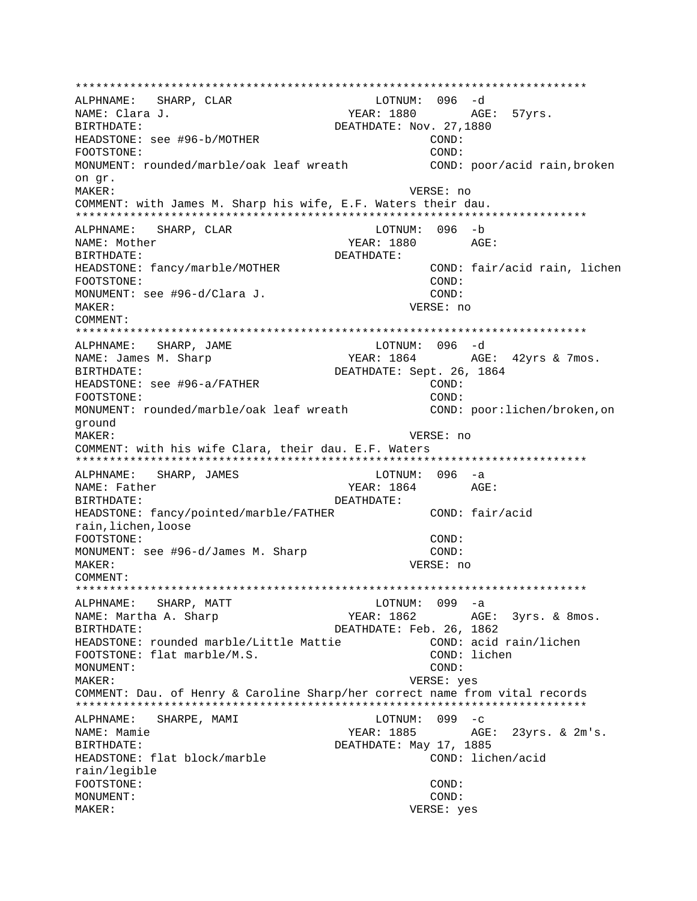```
***************************************************************************
ALPHNAME:   SHARP, CLAR                     LOTNUM:  096  -d
NAME: Clara J.                          YEAR: 1880        AGE:  57yrs.
BIRTHDATE:                            DEATHDATE: Nov. 27,1880
HEADSTONE: see #96-b/MOTHER                           COND:
FOOTSTONE:                                            COND:
MONUMENT: rounded/marble/oak leaf wreath           COND: poor/acid rain,broken
on gr.
MAKER:                                          VERSE: no
COMMENT: with James M. Sharp his wife, E.F. Waters their dau.
***************************************************************************
ALPHNAME:   SHARP, CLAR                     LOTNUM:  096  -b
NAME: Mother                            YEAR: 1880        AGE:
BIRTHDATE:                            DEATHDATE:
HEADSTONE: fancy/marble/MOTHER                     COND: fair/acid rain, lichen
FOOTSTONE:                                            COND:
MONUMENT: see #96-d/Clara J.                          COND:
MAKER:                                          VERSE: no
COMMENT:
***************************************************************************
ALPHNAME:   SHARP, JAME                     LOTNUM:  096  -d
NAME: James M. Sharp                    YEAR: 1864        AGE:  42yrs & 7mos.
BIRTHDATE:                            DEATHDATE: Sept. 26, 1864
HEADSTONE: see #96-a/FATHER                          COND:
FOOTSTONE:                                            COND:
MONUMENT: rounded/marble/oak leaf wreath           COND: poor:lichen/broken,on
ground
MAKER:                                          VERSE: no
COMMENT: with his wife Clara, their dau. E.F. Waters
***************************************************************************
ALPHNAME:   SHARP, JAMES                    LOTNUM:  096  -a
NAME: Father                            YEAR: 1864        AGE:
BIRTHDATE:                            DEATHDATE:
HEADSTONE: fancy/pointed/marble/FATHER             COND: fair/acid
rain,lichen,loose
FOOTSTONE:                                            COND:
MONUMENT: see #96-d/James M. Sharp                    COND:
MAKER:                                          VERSE: no
COMMENT:
***************************************************************************
ALPHNAME:   SHARP, MATT                     LOTNUM:  099  -a
NAME: Martha A. Sharp                   YEAR: 1862        AGE:  3yrs. & 8mos.
BIRTHDATE:                            DEATHDATE: Feb. 26, 1862
HEADSTONE: rounded marble/Little Mattie            COND: acid rain/lichen
FOOTSTONE: flat marble/M.S.                           COND: lichen
MONUMENT:                                             COND:
MAKER:                                          VERSE: yes
COMMENT: Dau. of Henry & Caroline Sharp/her correct name from vital records
***************************************************************************
ALPHNAME:   SHARPE, MAMI                    LOTNUM:  099  -c
NAME: Mamie                             YEAR: 1885        AGE:  23yrs. & 2m's.
BIRTHDATE:                            DEATHDATE: May 17, 1885
HEADSTONE: flat block/marble                        COND: lichen/acid
rain/legible
FOOTSTONE:                                            COND:
MONUMENT:                                             COND:
MAKER:                                          VERSE: yes
```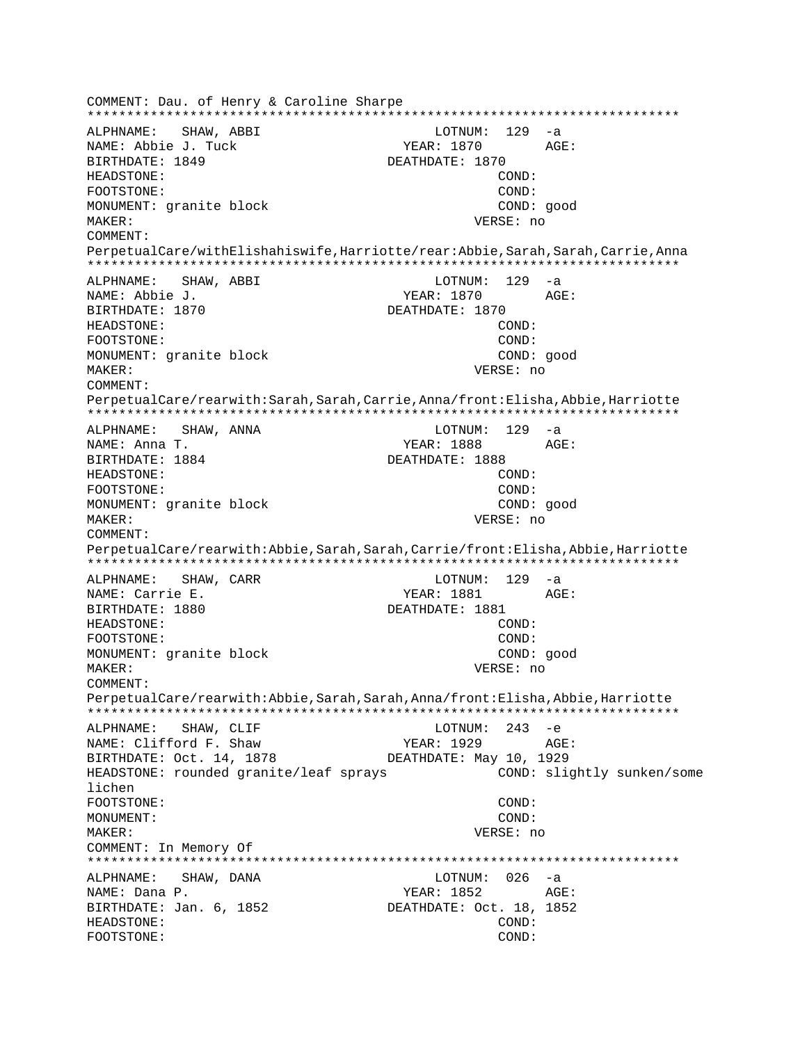COMMENT: Dau. of Henry & Caroline Sharpe
****************************************************************************
ALPHNAME: SHAW, ABBI LOTNUM: 129 -a
NAME: Abbie J. Tuck YEAR: 1870 AGE:
BIRTHDATE: 1849 DEATHDATE: 1870
HEADSTONE: COND:
FOOTSTONE: COND:
MONUMENT: granite block COND: good
MAKER: VERSE: no
COMMENT:
PerpetualCare/withElishahiswife,Harriotte/rear:Abbie,Sarah,Sarah,Carrie,Anna
****************************************************************************
ALPHNAME: SHAW, ABBI LOTNUM: 129 -a
NAME: Abbie J. YEAR: 1870 AGE:
BIRTHDATE: 1870 DEATHDATE: 1870
HEADSTONE: COND:
FOOTSTONE: COND:
MONUMENT: granite block COND: good
MAKER: VERSE: no
COMMENT:
PerpetualCare/rearwith:Sarah,Sarah,Carrie,Anna/front:Elisha,Abbie,Harriotte
****************************************************************************
ALPHNAME: SHAW, ANNA LOTNUM: 129 -a
NAME: Anna T. YEAR: 1888 AGE:
BIRTHDATE: 1884 DEATHDATE: 1888
HEADSTONE: COND:
FOOTSTONE: COND:
MONUMENT: granite block COND: good
MAKER: VERSE: no
COMMENT:
PerpetualCare/rearwith:Abbie,Sarah,Sarah,Carrie/front:Elisha,Abbie,Harriotte
****************************************************************************
ALPHNAME: SHAW, CARR LOTNUM: 129 -a
NAME: Carrie E. YEAR: 1881 AGE:
BIRTHDATE: 1880 DEATHDATE: 1881
HEADSTONE: COND:
FOOTSTONE: COND:
MONUMENT: granite block COND: good
MAKER: VERSE: no
COMMENT:
PerpetualCare/rearwith:Abbie,Sarah,Sarah,Anna/front:Elisha,Abbie,Harriotte
****************************************************************************
ALPHNAME: SHAW, CLIF LOTNUM: 243 -e
NAME: Clifford F. Shaw YEAR: 1929 AGE:
BIRTHDATE: Oct. 14, 1878 DEATHDATE: May 10, 1929
HEADSTONE: rounded granite/leaf sprays COND: slightly sunken/some lichen
FOOTSTONE: COND:
MONUMENT: COND:
MAKER: VERSE: no
COMMENT: In Memory Of
****************************************************************************
ALPHNAME: SHAW, DANA LOTNUM: 026 -a
NAME: Dana P. YEAR: 1852 AGE:
BIRTHDATE: Jan. 6, 1852 DEATHDATE: Oct. 18, 1852
HEADSTONE: COND:
FOOTSTONE: COND: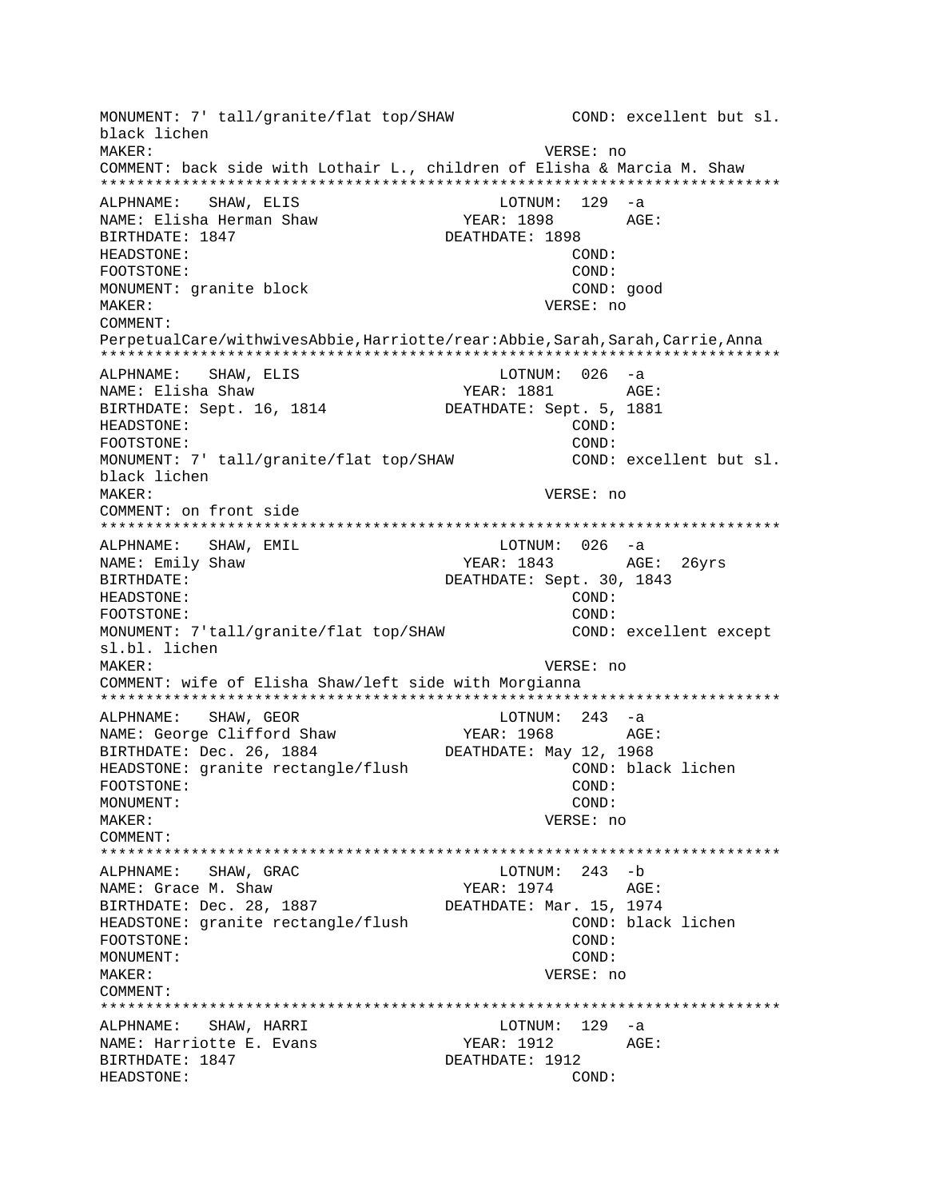```
MONUMENT: 7' tall/granite/flat top/SHAW            COND: excellent but sl.
black lichen
MAKER:                                             VERSE: no
COMMENT: back side with Lothair L., children of Elisha & Marcia M. Shaw
***************************************************************************
ALPHNAME:   SHAW, ELIS                         LOTNUM:  129  -a
NAME: Elisha Herman Shaw               YEAR: 1898        AGE:
BIRTHDATE: 1847                        DEATHDATE: 1898
HEADSTONE:                                         COND:
FOOTSTONE:                                         COND:
MONUMENT: granite block                            COND: good
MAKER:                                             VERSE: no
COMMENT:
PerpetualCare/withwivesAbbie,Harriotte/rear:Abbie,Sarah,Sarah,Carrie,Anna
***************************************************************************
ALPHNAME:   SHAW, ELIS                         LOTNUM:  026  -a
NAME: Elisha Shaw                      YEAR: 1881        AGE:
BIRTHDATE: Sept. 16, 1814              DEATHDATE: Sept. 5, 1881
HEADSTONE:                                         COND:
FOOTSTONE:                                         COND:
MONUMENT: 7' tall/granite/flat top/SHAW            COND: excellent but sl.
black lichen
MAKER:                                             VERSE: no
COMMENT: on front side
***************************************************************************
ALPHNAME:   SHAW, EMIL                         LOTNUM:  026  -a
NAME: Emily Shaw                       YEAR: 1843        AGE:  26yrs
BIRTHDATE:                             DEATHDATE: Sept. 30, 1843
HEADSTONE:                                         COND:
FOOTSTONE:                                         COND:
MONUMENT: 7'tall/granite/flat top/SHAW             COND: excellent except
sl.bl. lichen
MAKER:                                             VERSE: no
COMMENT: wife of Elisha Shaw/left side with Morgianna
***************************************************************************
ALPHNAME:   SHAW, GEOR                         LOTNUM:  243  -a
NAME: George Clifford Shaw             YEAR: 1968        AGE:
BIRTHDATE: Dec. 26, 1884               DEATHDATE: May 12, 1968
HEADSTONE: granite rectangle/flush                 COND: black lichen
FOOTSTONE:                                         COND:
MONUMENT:                                          COND:
MAKER:                                             VERSE: no
COMMENT:
***************************************************************************
ALPHNAME:   SHAW, GRAC                         LOTNUM:  243  -b
NAME: Grace M. Shaw                    YEAR: 1974        AGE:
BIRTHDATE: Dec. 28, 1887               DEATHDATE: Mar. 15, 1974
HEADSTONE: granite rectangle/flush                 COND: black lichen
FOOTSTONE:                                         COND:
MONUMENT:                                          COND:
MAKER:                                             VERSE: no
COMMENT:
***************************************************************************
ALPHNAME:   SHAW, HARRI                        LOTNUM:  129  -a
NAME: Harriotte E. Evans               YEAR: 1912        AGE:
BIRTHDATE: 1847                        DEATHDATE: 1912
HEADSTONE:                                         COND:
```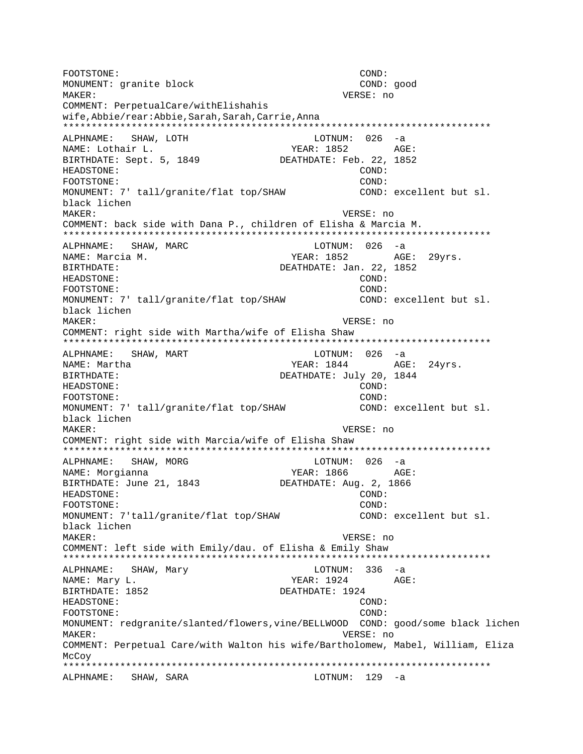FOOTSTONE: COND:
MONUMENT: granite block COND: good
MAKER: VERSE: no
COMMENT: PerpetualCare/withElishahis wife,Abbie/rear:Abbie,Sarah,Sarah,Carrie,Anna

***************************************************************************

ALPHNAME: SHAW, LOTH LOTNUM: 026 -a
NAME: Lothair L. YEAR: 1852 AGE:
BIRTHDATE: Sept. 5, 1849 DEATHDATE: Feb. 22, 1852
HEADSTONE: COND:
FOOTSTONE: COND:
MONUMENT: 7' tall/granite/flat top/SHAW COND: excellent but sl. black lichen
MAKER: VERSE: no
COMMENT: back side with Dana P., children of Elisha & Marcia M.

***************************************************************************

ALPHNAME: SHAW, MARC LOTNUM: 026 -a
NAME: Marcia M. YEAR: 1852 AGE: 29yrs.
BIRTHDATE: DEATHDATE: Jan. 22, 1852
HEADSTONE: COND:
FOOTSTONE: COND:
MONUMENT: 7' tall/granite/flat top/SHAW COND: excellent but sl. black lichen
MAKER: VERSE: no
COMMENT: right side with Martha/wife of Elisha Shaw

***************************************************************************

ALPHNAME: SHAW, MART LOTNUM: 026 -a
NAME: Martha YEAR: 1844 AGE: 24yrs.
BIRTHDATE: DEATHDATE: July 20, 1844
HEADSTONE: COND:
FOOTSTONE: COND:
MONUMENT: 7' tall/granite/flat top/SHAW COND: excellent but sl. black lichen
MAKER: VERSE: no
COMMENT: right side with Marcia/wife of Elisha Shaw

***************************************************************************

ALPHNAME: SHAW, MORG LOTNUM: 026 -a
NAME: Morgianna YEAR: 1866 AGE:
BIRTHDATE: June 21, 1843 DEATHDATE: Aug. 2, 1866
HEADSTONE: COND:
FOOTSTONE: COND:
MONUMENT: 7'tall/granite/flat top/SHAW COND: excellent but sl. black lichen
MAKER: VERSE: no
COMMENT: left side with Emily/dau. of Elisha & Emily Shaw

***************************************************************************

ALPHNAME: SHAW, Mary LOTNUM: 336 -a
NAME: Mary L. YEAR: 1924 AGE:
BIRTHDATE: 1852 DEATHDATE: 1924
HEADSTONE: COND:
FOOTSTONE: COND:
MONUMENT: redgranite/slanted/flowers,vine/BELLWOOD COND: good/some black lichen
MAKER: VERSE: no
COMMENT: Perpetual Care/with Walton his wife/Bartholomew, Mabel, William, Eliza McCoy

***************************************************************************

ALPHNAME: SHAW, SARA LOTNUM: 129 -a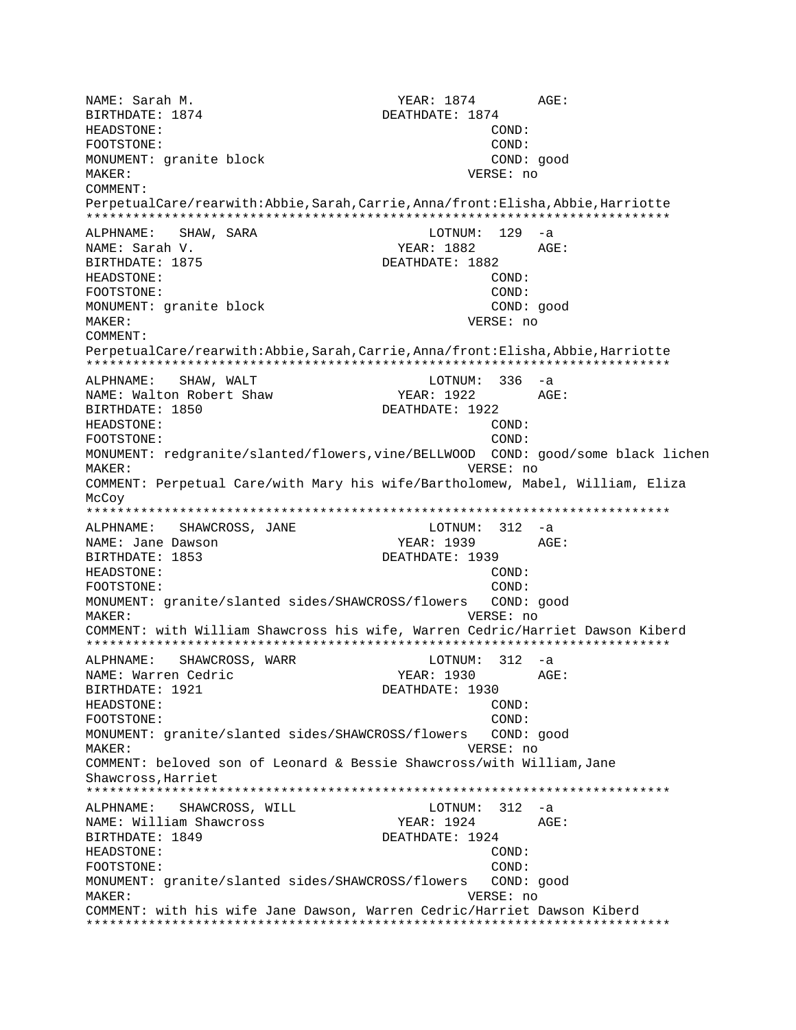```
NAME: Sarah M.                          YEAR: 1874        AGE:
BIRTHDATE: 1874                     DEATHDATE: 1874
HEADSTONE:                                          COND:
FOOTSTONE:                                          COND:
MONUMENT: granite block                             COND: good
MAKER:                                          VERSE: no
COMMENT:
PerpetualCare/rearwith:Abbie,Sarah,Carrie,Anna/front:Elisha,Abbie,Harriotte
***************************************************************************
ALPHNAME:   SHAW, SARA                      LOTNUM:  129  -a
NAME: Sarah V.                          YEAR: 1882        AGE:
BIRTHDATE: 1875                     DEATHDATE: 1882
HEADSTONE:                                          COND:
FOOTSTONE:                                          COND:
MONUMENT: granite block                             COND: good
MAKER:                                          VERSE: no
COMMENT:
PerpetualCare/rearwith:Abbie,Sarah,Carrie,Anna/front:Elisha,Abbie,Harriotte
***************************************************************************
ALPHNAME:   SHAW, WALT                      LOTNUM:  336  -a
NAME: Walton Robert Shaw                YEAR: 1922        AGE:
BIRTHDATE: 1850                     DEATHDATE: 1922
HEADSTONE:                                          COND:
FOOTSTONE:                                          COND:
MONUMENT: redgranite/slanted/flowers,vine/BELLWOOD  COND: good/some black lichen
MAKER:                                          VERSE: no
COMMENT: Perpetual Care/with Mary his wife/Bartholomew, Mabel, William, Eliza
McCoy
***************************************************************************
ALPHNAME:   SHAWCROSS, JANE                 LOTNUM:  312  -a
NAME: Jane Dawson                       YEAR: 1939        AGE:
BIRTHDATE: 1853                     DEATHDATE: 1939
HEADSTONE:                                          COND:
FOOTSTONE:                                          COND:
MONUMENT: granite/slanted sides/SHAWCROSS/flowers   COND: good
MAKER:                                          VERSE: no
COMMENT: with William Shawcross his wife, Warren Cedric/Harriet Dawson Kiberd
***************************************************************************
ALPHNAME:   SHAWCROSS, WARR                 LOTNUM:  312  -a
NAME: Warren Cedric                     YEAR: 1930        AGE:
BIRTHDATE: 1921                     DEATHDATE: 1930
HEADSTONE:                                          COND:
FOOTSTONE:                                          COND:
MONUMENT: granite/slanted sides/SHAWCROSS/flowers   COND: good
MAKER:                                          VERSE: no
COMMENT: beloved son of Leonard & Bessie Shawcross/with William,Jane
Shawcross,Harriet
***************************************************************************
ALPHNAME:   SHAWCROSS, WILL                 LOTNUM:  312  -a
NAME: William Shawcross                 YEAR: 1924        AGE:
BIRTHDATE: 1849                     DEATHDATE: 1924
HEADSTONE:                                          COND:
FOOTSTONE:                                          COND:
MONUMENT: granite/slanted sides/SHAWCROSS/flowers   COND: good
MAKER:                                          VERSE: no
COMMENT: with his wife Jane Dawson, Warren Cedric/Harriet Dawson Kiberd
***************************************************************************
```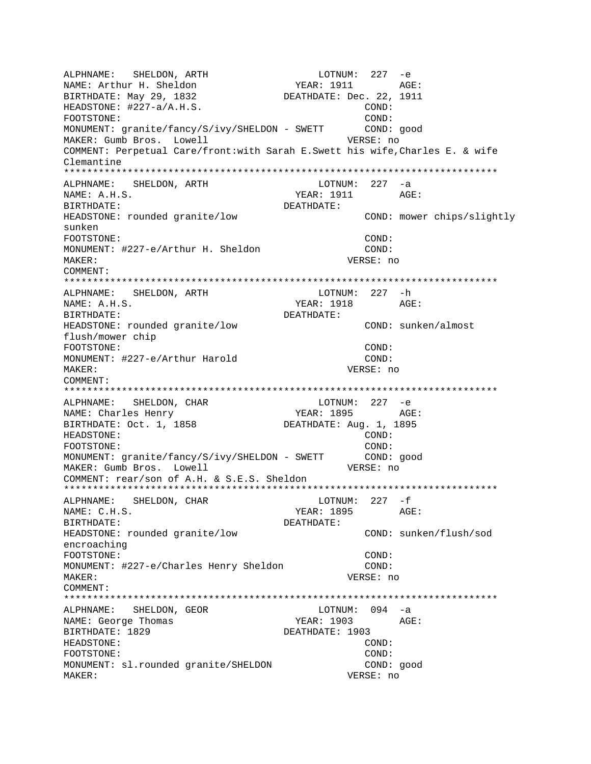```
ALPHNAME:   SHELDON, ARTH                   LOTNUM:  227  -e
NAME: Arthur H. Sheldon               YEAR: 1911        AGE:
BIRTHDATE: May 29, 1832             DEATHDATE: Dec. 22, 1911
HEADSTONE: #227-a/A.H.S.                            COND:
FOOTSTONE:                                          COND:
MONUMENT: granite/fancy/S/ivy/SHELDON - SWETT       COND: good
MAKER: Gumb Bros.  Lowell                         VERSE: no
COMMENT: Perpetual Care/front:with Sarah E.Swett his wife,Charles E. & wife
Clemantine
*************************************************************************
ALPHNAME:   SHELDON, ARTH                   LOTNUM:  227  -a
NAME: A.H.S.                          YEAR: 1911        AGE:
BIRTHDATE:                          DEATHDATE:
HEADSTONE: rounded granite/low                      COND: mower chips/slightly
sunken
FOOTSTONE:                                          COND:
MONUMENT: #227-e/Arthur H. Sheldon                  COND:
MAKER:                                            VERSE: no
COMMENT:
*************************************************************************
ALPHNAME:   SHELDON, ARTH                   LOTNUM:  227  -h
NAME: A.H.S.                          YEAR: 1918        AGE:
BIRTHDATE:                          DEATHDATE:
HEADSTONE: rounded granite/low                      COND: sunken/almost
flush/mower chip
FOOTSTONE:                                          COND:
MONUMENT: #227-e/Arthur Harold                      COND:
MAKER:                                            VERSE: no
COMMENT:
*************************************************************************
ALPHNAME:   SHELDON, CHAR                   LOTNUM:  227  -e
NAME: Charles Henry                   YEAR: 1895        AGE:
BIRTHDATE: Oct. 1, 1858             DEATHDATE: Aug. 1, 1895
HEADSTONE:                                          COND:
FOOTSTONE:                                          COND:
MONUMENT: granite/fancy/S/ivy/SHELDON - SWETT       COND: good
MAKER: Gumb Bros.  Lowell                         VERSE: no
COMMENT: rear/son of A.H. & S.E.S. Sheldon
*************************************************************************
ALPHNAME:   SHELDON, CHAR                   LOTNUM:  227  -f
NAME: C.H.S.                          YEAR: 1895        AGE:
BIRTHDATE:                          DEATHDATE:
HEADSTONE: rounded granite/low                      COND: sunken/flush/sod
encroaching
FOOTSTONE:                                          COND:
MONUMENT: #227-e/Charles Henry Sheldon              COND:
MAKER:                                            VERSE: no
COMMENT:
*************************************************************************
ALPHNAME:   SHELDON, GEOR                   LOTNUM:  094  -a
NAME: George Thomas                   YEAR: 1903        AGE:
BIRTHDATE: 1829                     DEATHDATE: 1903
HEADSTONE:                                          COND:
FOOTSTONE:                                          COND:
MONUMENT: sl.rounded granite/SHELDON                COND: good
MAKER:                                            VERSE: no
```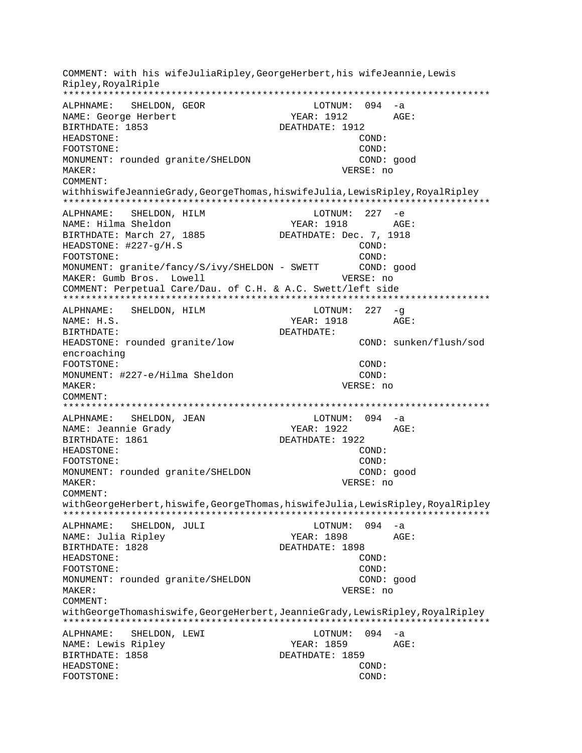```
COMMENT: with his wifeJuliaRipley,GeorgeHerbert,his wifeJeannie,Lewis
Ripley,RoyalRiple
*************************************************************************
ALPHNAME:   SHELDON, GEOR                  LOTNUM:  094  -a
NAME: George Herbert                      YEAR: 1912        AGE:
BIRTHDATE: 1853                          DEATHDATE: 1912
HEADSTONE:                                             COND:
FOOTSTONE:                                             COND:
MONUMENT: rounded granite/SHELDON                      COND: good
MAKER:                                               VERSE: no
COMMENT:
withhiswifeJeannieGrady,GeorgeThomas,hiswifeJulia,LewisRipley,RoyalRipley
*************************************************************************
ALPHNAME:   SHELDON, HILM                  LOTNUM:  227  -e
NAME: Hilma Sheldon                       YEAR: 1918        AGE:
BIRTHDATE: March 27, 1885                DEATHDATE: Dec. 7, 1918
HEADSTONE: #227-g/H.S                                  COND:
FOOTSTONE:                                             COND:
MONUMENT: granite/fancy/S/ivy/SHELDON - SWETT          COND: good
MAKER: Gumb Bros.  Lowell                            VERSE: no
COMMENT: Perpetual Care/Dau. of C.H. & A.C. Swett/left side
*************************************************************************
ALPHNAME:   SHELDON, HILM                  LOTNUM:  227  -g
NAME: H.S.                                YEAR: 1918        AGE:
BIRTHDATE:                               DEATHDATE:
HEADSTONE: rounded granite/low                         COND: sunken/flush/sod
encroaching
FOOTSTONE:                                             COND:
MONUMENT: #227-e/Hilma Sheldon                         COND:
MAKER:                                               VERSE: no
COMMENT:
*************************************************************************
ALPHNAME:   SHELDON, JEAN                  LOTNUM:  094  -a
NAME: Jeannie Grady                       YEAR: 1922        AGE:
BIRTHDATE: 1861                          DEATHDATE: 1922
HEADSTONE:                                             COND:
FOOTSTONE:                                             COND:
MONUMENT: rounded granite/SHELDON                      COND: good
MAKER:                                               VERSE: no
COMMENT:
withGeorgeHerbert,hiswife,GeorgeThomas,hiswifeJulia,LewisRipley,RoyalRipley
*************************************************************************
ALPHNAME:   SHELDON, JULI                  LOTNUM:  094  -a
NAME: Julia Ripley                        YEAR: 1898        AGE:
BIRTHDATE: 1828                          DEATHDATE: 1898
HEADSTONE:                                             COND:
FOOTSTONE:                                             COND:
MONUMENT: rounded granite/SHELDON                      COND: good
MAKER:                                               VERSE: no
COMMENT:
withGeorgeThomashiswife,GeorgeHerbert,JeannieGrady,LewisRipley,RoyalRipley
*************************************************************************
ALPHNAME:   SHELDON, LEWI                  LOTNUM:  094  -a
NAME: Lewis Ripley                        YEAR: 1859        AGE:
BIRTHDATE: 1858                          DEATHDATE: 1859
HEADSTONE:                                             COND:
FOOTSTONE:                                             COND:
```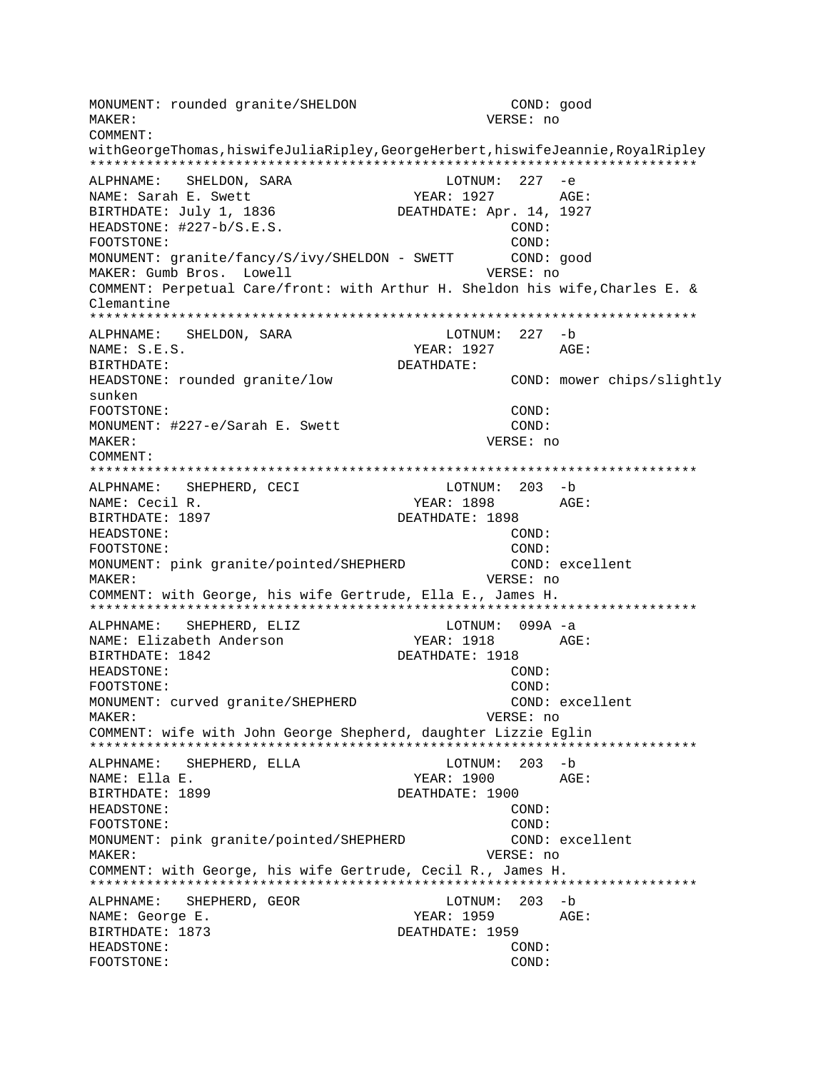```
MONUMENT: rounded granite/SHELDON                   COND: good
MAKER:                                             VERSE: no
COMMENT:
withGeorgeThomas,hiswifeJuliaRipley,GeorgeHerbert,hiswifeJeannie,RoyalRipley
***************************************************************************
ALPHNAME:   SHELDON, SARA                     LOTNUM:  227  -e
NAME: Sarah E. Swett                       YEAR: 1927        AGE:
BIRTHDATE: July 1, 1836                DEATHDATE: Apr. 14, 1927
HEADSTONE: #227-b/S.E.S.                            COND:
FOOTSTONE:                                          COND:
MONUMENT: granite/fancy/S/ivy/SHELDON - SWETT       COND: good
MAKER: Gumb Bros.  Lowell                          VERSE: no
COMMENT: Perpetual Care/front: with Arthur H. Sheldon his wife,Charles E. &
Clementine
***************************************************************************
ALPHNAME:   SHELDON, SARA                     LOTNUM:  227  -b
NAME: S.E.S.                               YEAR: 1927        AGE:
BIRTHDATE:                             DEATHDATE:
HEADSTONE: rounded granite/low                      COND: mower chips/slightly
sunken
FOOTSTONE:                                          COND:
MONUMENT: #227-e/Sarah E. Swett                     COND:
MAKER:                                             VERSE: no
COMMENT:
***************************************************************************
ALPHNAME:   SHEPHERD, CECI                    LOTNUM:  203  -b
NAME: Cecil R.                             YEAR: 1898        AGE:
BIRTHDATE: 1897                        DEATHDATE: 1898
HEADSTONE:                                          COND:
FOOTSTONE:                                          COND:
MONUMENT: pink granite/pointed/SHEPHERD             COND: excellent
MAKER:                                             VERSE: no
COMMENT: with George, his wife Gertrude, Ella E., James H.
***************************************************************************
ALPHNAME:   SHEPHERD, ELIZ                    LOTNUM:  099A -a
NAME: Elizabeth Anderson                   YEAR: 1918        AGE:
BIRTHDATE: 1842                        DEATHDATE: 1918
HEADSTONE:                                          COND:
FOOTSTONE:                                          COND:
MONUMENT: curved granite/SHEPHERD                   COND: excellent
MAKER:                                             VERSE: no
COMMENT: wife with John George Shepherd, daughter Lizzie Eglin
***************************************************************************
ALPHNAME:   SHEPHERD, ELLA                    LOTNUM:  203  -b
NAME: Ella E.                              YEAR: 1900        AGE:
BIRTHDATE: 1899                        DEATHDATE: 1900
HEADSTONE:                                          COND:
FOOTSTONE:                                          COND:
MONUMENT: pink granite/pointed/SHEPHERD             COND: excellent
MAKER:                                             VERSE: no
COMMENT: with George, his wife Gertrude, Cecil R., James H.
***************************************************************************
ALPHNAME:   SHEPHERD, GEOR                    LOTNUM:  203  -b
NAME: George E.                            YEAR: 1959        AGE:
BIRTHDATE: 1873                        DEATHDATE: 1959
HEADSTONE:                                          COND:
FOOTSTONE:                                          COND:
```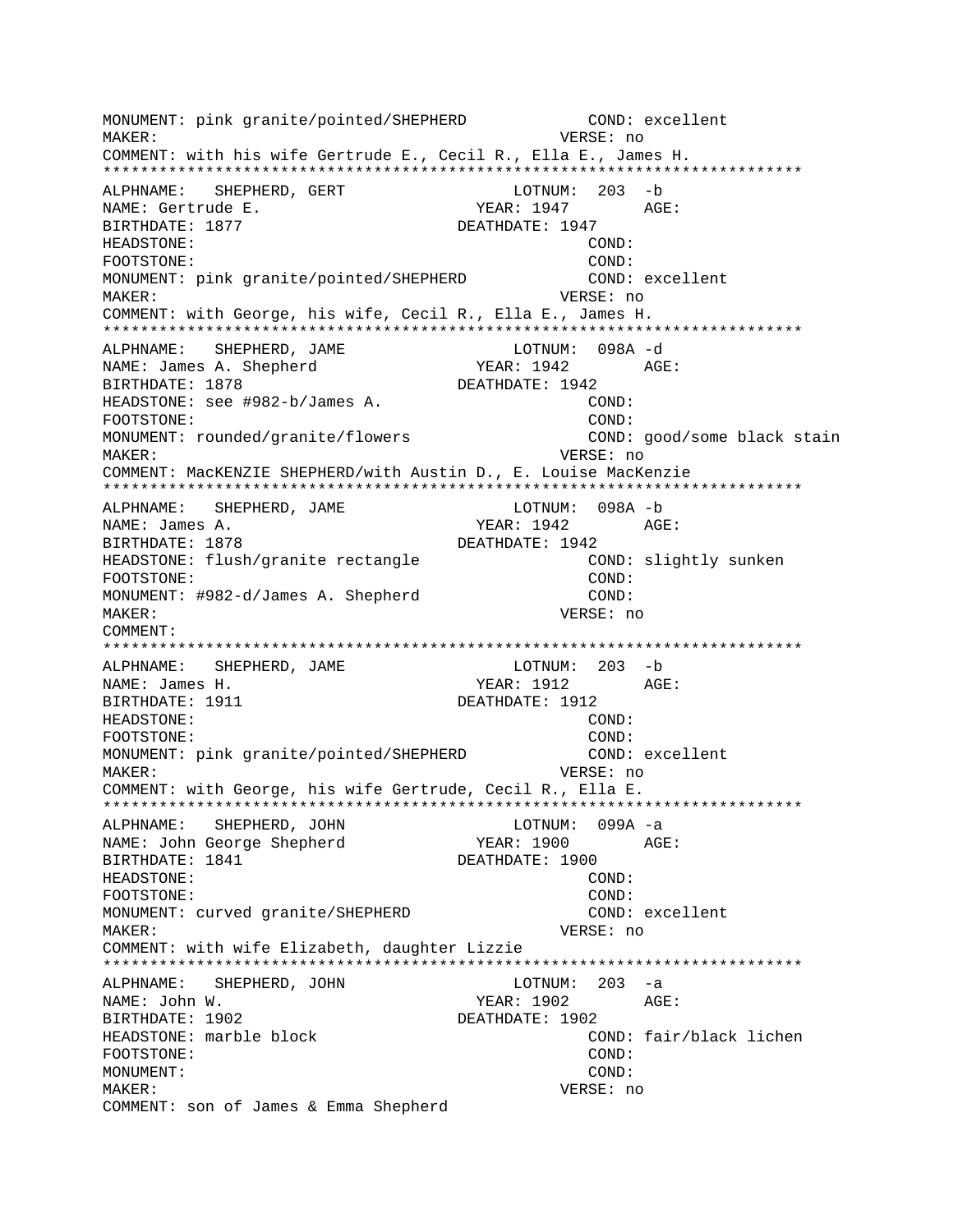```
MONUMENT: pink granite/pointed/SHEPHERD           COND: excellent
MAKER:                                            VERSE: no
COMMENT: with his wife Gertrude E., Cecil R., Ella E., James H.
***************************************************************************
ALPHNAME:   SHEPHERD, GERT                  LOTNUM:  203  -b
NAME: Gertrude E.                         YEAR: 1947        AGE:
BIRTHDATE: 1877                          DEATHDATE: 1947
HEADSTONE:                                        COND:
FOOTSTONE:                                        COND:
MONUMENT: pink granite/pointed/SHEPHERD           COND: excellent
MAKER:                                            VERSE: no
COMMENT: with George, his wife, Cecil R., Ella E., James H.
***************************************************************************
ALPHNAME:   SHEPHERD, JAME                  LOTNUM:  098A -d
NAME: James A. Shepherd                   YEAR: 1942        AGE:
BIRTHDATE: 1878                          DEATHDATE: 1942
HEADSTONE: see #982-b/James A.                    COND:
FOOTSTONE:                                        COND:
MONUMENT: rounded/granite/flowers                 COND: good/some black stain
MAKER:                                            VERSE: no
COMMENT: MacKENZIE SHEPHERD/with Austin D., E. Louise MacKenzie
***************************************************************************
ALPHNAME:   SHEPHERD, JAME                  LOTNUM:  098A -b
NAME: James A.                            YEAR: 1942        AGE:
BIRTHDATE: 1878                          DEATHDATE: 1942
HEADSTONE: flush/granite rectangle                COND: slightly sunken
FOOTSTONE:                                        COND:
MONUMENT: #982-d/James A. Shepherd                COND:
MAKER:                                            VERSE: no
COMMENT:
***************************************************************************
ALPHNAME:   SHEPHERD, JAME                  LOTNUM:  203  -b
NAME: James H.                            YEAR: 1912        AGE:
BIRTHDATE: 1911                          DEATHDATE: 1912
HEADSTONE:                                        COND:
FOOTSTONE:                                        COND:
MONUMENT: pink granite/pointed/SHEPHERD           COND: excellent
MAKER:                                            VERSE: no
COMMENT: with George, his wife Gertrude, Cecil R., Ella E.
***************************************************************************
ALPHNAME:   SHEPHERD, JOHN                  LOTNUM:  099A -a
NAME: John George Shepherd                YEAR: 1900        AGE:
BIRTHDATE: 1841                          DEATHDATE: 1900
HEADSTONE:                                        COND:
FOOTSTONE:                                        COND:
MONUMENT: curved granite/SHEPHERD                 COND: excellent
MAKER:                                            VERSE: no
COMMENT: with wife Elizabeth, daughter Lizzie
***************************************************************************
ALPHNAME:   SHEPHERD, JOHN                  LOTNUM:  203  -a
NAME: John W.                             YEAR: 1902        AGE:
BIRTHDATE: 1902                          DEATHDATE: 1902
HEADSTONE: marble block                           COND: fair/black lichen
FOOTSTONE:                                        COND:
MONUMENT:                                         COND:
MAKER:                                            VERSE: no
COMMENT: son of James & Emma Shepherd
```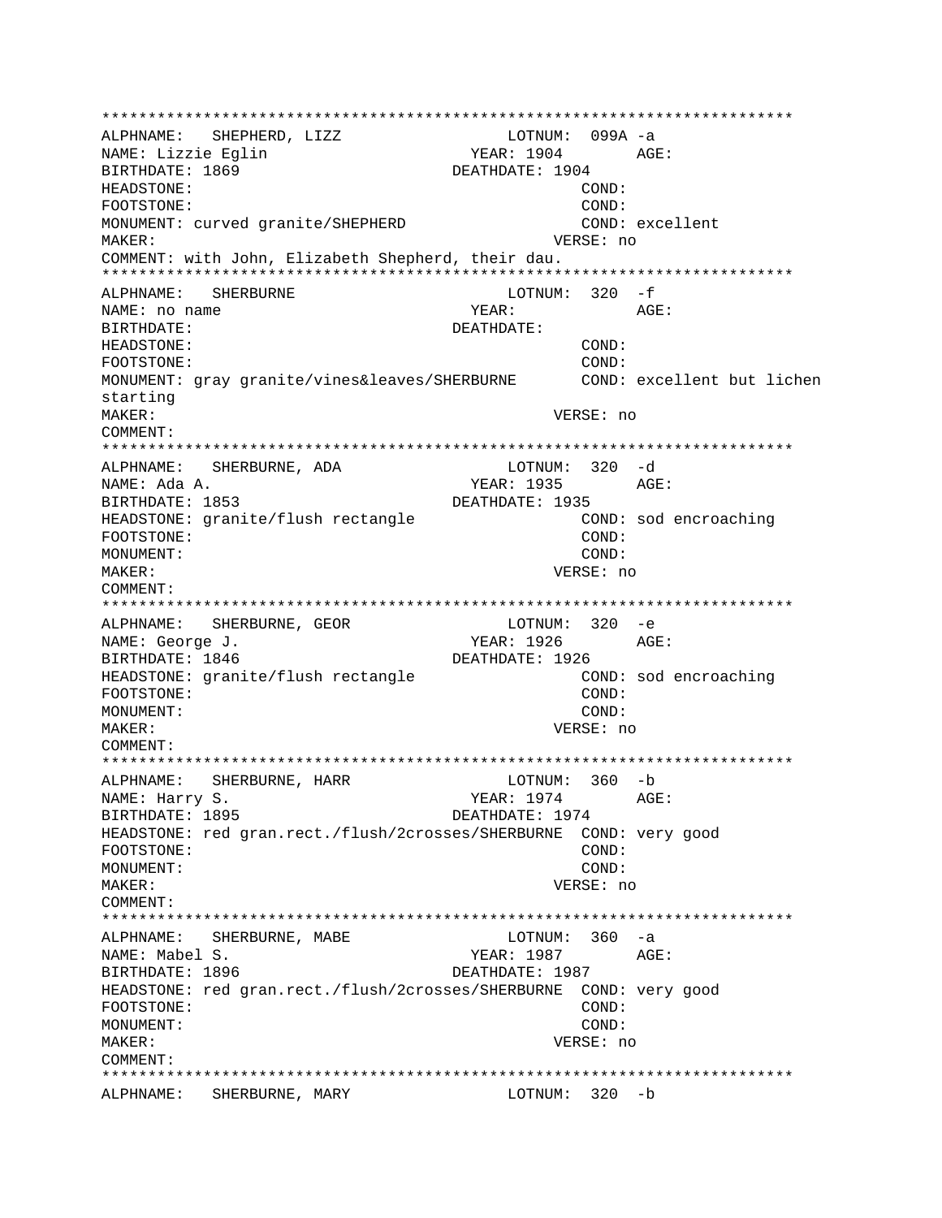```
***************************************************************************
ALPHNAME:   SHEPHERD, LIZZ                  LOTNUM:  099A -a
NAME: Lizzie Eglin                         YEAR: 1904        AGE:
BIRTHDATE: 1869                          DEATHDATE: 1904
HEADSTONE:                                               COND:
FOOTSTONE:                                               COND:
MONUMENT: curved granite/SHEPHERD                        COND: excellent
MAKER:                                               VERSE: no
COMMENT: with John, Elizabeth Shepherd, their dau.
***************************************************************************
ALPHNAME:   SHERBURNE                       LOTNUM:  320  -f
NAME: no name                              YEAR:             AGE:
BIRTHDATE:                               DEATHDATE:
HEADSTONE:                                               COND:
FOOTSTONE:                                               COND:
MONUMENT: gray granite/vines&leaves/SHERBURNE       COND: excellent but lichen
starting
MAKER:                                               VERSE: no
COMMENT:
***************************************************************************
ALPHNAME:   SHERBURNE, ADA                  LOTNUM:  320  -d
NAME: Ada A.                               YEAR: 1935        AGE:
BIRTHDATE: 1853                          DEATHDATE: 1935
HEADSTONE: granite/flush rectangle                       COND: sod encroaching
FOOTSTONE:                                               COND:
MONUMENT:                                                COND:
MAKER:                                               VERSE: no
COMMENT:
***************************************************************************
ALPHNAME:   SHERBURNE, GEOR                 LOTNUM:  320  -e
NAME: George J.                            YEAR: 1926        AGE:
BIRTHDATE: 1846                          DEATHDATE: 1926
HEADSTONE: granite/flush rectangle                       COND: sod encroaching
FOOTSTONE:                                               COND:
MONUMENT:                                                COND:
MAKER:                                               VERSE: no
COMMENT:
***************************************************************************
ALPHNAME:   SHERBURNE, HARR                 LOTNUM:  360  -b
NAME: Harry S.                             YEAR: 1974        AGE:
BIRTHDATE: 1895                          DEATHDATE: 1974
HEADSTONE: red gran.rect./flush/2crosses/SHERBURNE  COND: very good
FOOTSTONE:                                               COND:
MONUMENT:                                                COND:
MAKER:                                               VERSE: no
COMMENT:
***************************************************************************
ALPHNAME:   SHERBURNE, MABE                 LOTNUM:  360  -a
NAME: Mabel S.                             YEAR: 1987        AGE:
BIRTHDATE: 1896                          DEATHDATE: 1987
HEADSTONE: red gran.rect./flush/2crosses/SHERBURNE  COND: very good
FOOTSTONE:                                               COND:
MONUMENT:                                                COND:
MAKER:                                               VERSE: no
COMMENT:
***************************************************************************
ALPHNAME:   SHERBURNE, MARY                 LOTNUM:  320  -b
```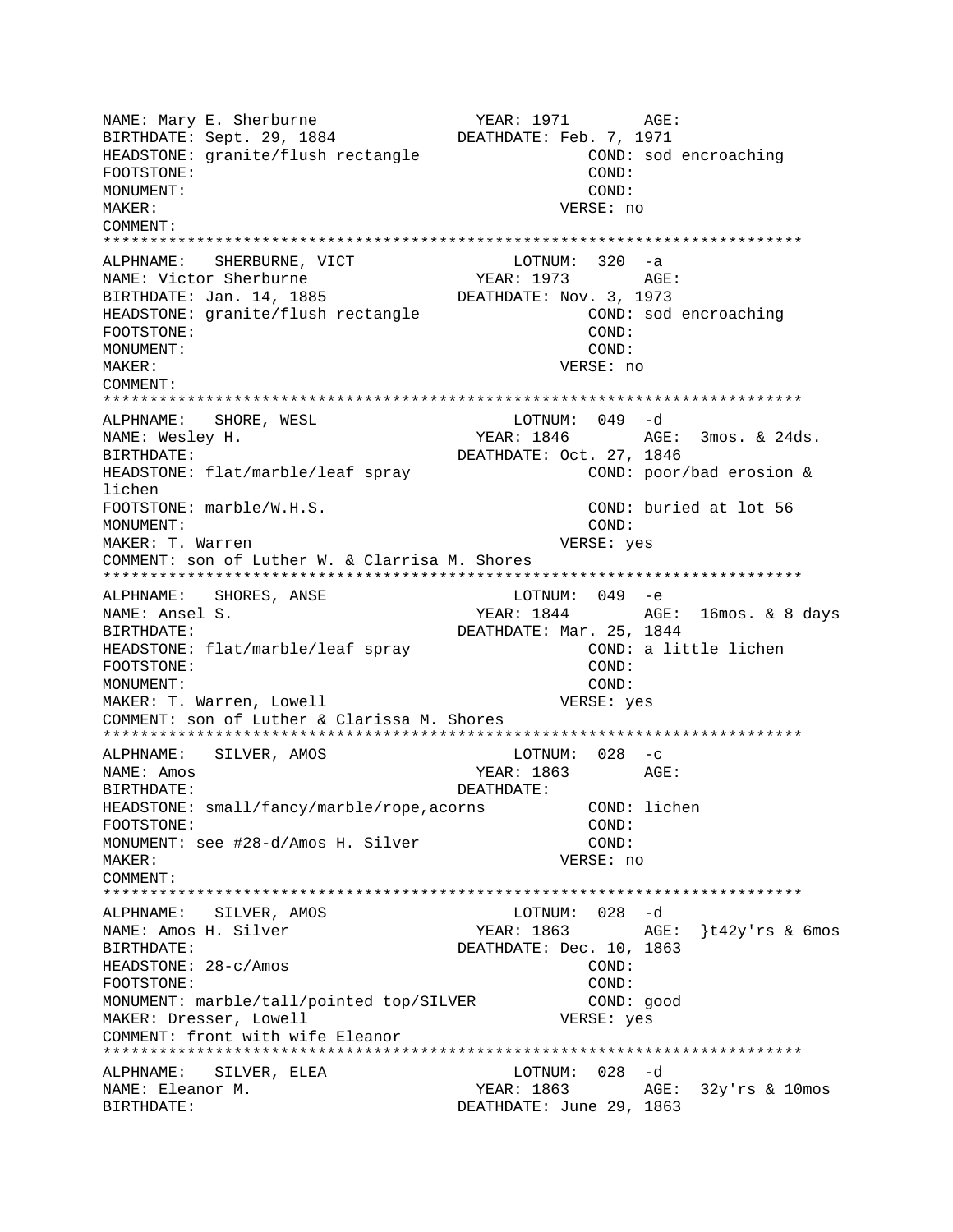```
NAME: Mary E. Sherburne                YEAR: 1971        AGE:
BIRTHDATE: Sept. 29, 1884            DEATHDATE: Feb. 7, 1971
HEADSTONE: granite/flush rectangle                COND: sod encroaching
FOOTSTONE:                                        COND:
MONUMENT:                                         COND:
MAKER:                                          VERSE: no
COMMENT:
*************************************************************************
ALPHNAME:   SHERBURNE, VICT                   LOTNUM:  320  -a
NAME: Victor Sherburne                 YEAR: 1973        AGE:
BIRTHDATE: Jan. 14, 1885             DEATHDATE: Nov. 3, 1973
HEADSTONE: granite/flush rectangle                COND: sod encroaching
FOOTSTONE:                                        COND:
MONUMENT:                                         COND:
MAKER:                                          VERSE: no
COMMENT:
*************************************************************************
ALPHNAME:   SHORE, WESL                       LOTNUM:  049  -d
NAME: Wesley H.                         YEAR: 1846        AGE:  3mos. & 24ds.
BIRTHDATE:                           DEATHDATE: Oct. 27, 1846
HEADSTONE: flat/marble/leaf spray                 COND: poor/bad erosion &
lichen
FOOTSTONE: marble/W.H.S.                          COND: buried at lot 56
MONUMENT:                                         COND:
MAKER: T. Warren                               VERSE: yes
COMMENT: son of Luther W. & Clarrisa M. Shores
*************************************************************************
ALPHNAME:   SHORES, ANSE                      LOTNUM:  049  -e
NAME: Ansel S.                          YEAR: 1844        AGE:  16mos. & 8 days
BIRTHDATE:                           DEATHDATE: Mar. 25, 1844
HEADSTONE: flat/marble/leaf spray                 COND: a little lichen
FOOTSTONE:                                        COND:
MONUMENT:                                         COND:
MAKER: T. Warren, Lowell                       VERSE: yes
COMMENT: son of Luther & Clarissa M. Shores
*************************************************************************
ALPHNAME:   SILVER, AMOS                      LOTNUM:  028  -c
NAME: Amos                              YEAR: 1863        AGE:
BIRTHDATE:                           DEATHDATE:
HEADSTONE: small/fancy/marble/rope,acorns         COND: lichen
FOOTSTONE:                                        COND:
MONUMENT: see #28-d/Amos H. Silver                COND:
MAKER:                                          VERSE: no
COMMENT:
*************************************************************************
ALPHNAME:   SILVER, AMOS                      LOTNUM:  028  -d
NAME: Amos H. Silver                    YEAR: 1863        AGE:  }t42y'rs & 6mos
BIRTHDATE:                           DEATHDATE: Dec. 10, 1863
HEADSTONE: 28-c/Amos                              COND:
FOOTSTONE:                                        COND:
MONUMENT: marble/tall/pointed top/SILVER          COND: good
MAKER: Dresser, Lowell                         VERSE: yes
COMMENT: front with wife Eleanor
*************************************************************************
ALPHNAME:   SILVER, ELEA                      LOTNUM:  028  -d
NAME: Eleanor M.                        YEAR: 1863        AGE:  32y'rs & 10mos
BIRTHDATE:                           DEATHDATE: June 29, 1863
```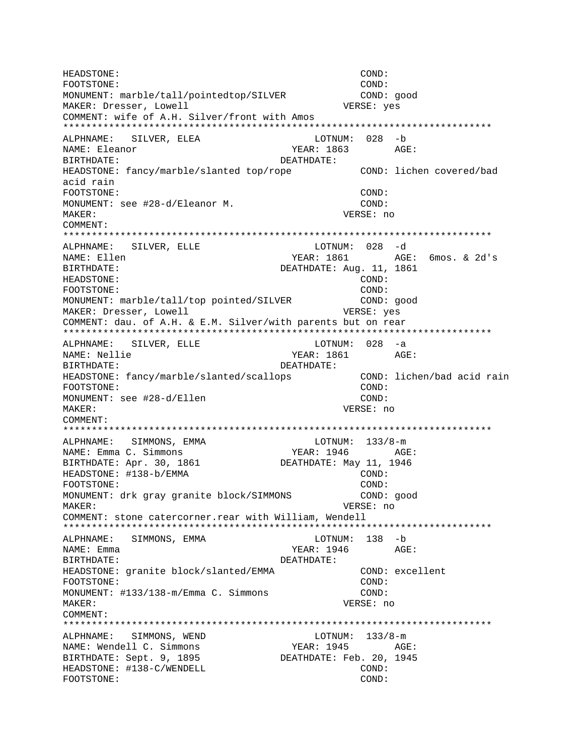```
HEADSTONE:                                          COND:
FOOTSTONE:                                          COND:
MONUMENT: marble/tall/pointedtop/SILVER             COND: good
MAKER: Dresser, Lowell                            VERSE: yes
COMMENT: wife of A.H. Silver/front with Amos
***************************************************************************
ALPHNAME:   SILVER, ELEA                      LOTNUM:  028  -b
NAME: Eleanor                             YEAR: 1863        AGE:
BIRTHDATE:                              DEATHDATE:
HEADSTONE: fancy/marble/slanted top/rope            COND: lichen covered/bad
acid rain
FOOTSTONE:                                          COND:
MONUMENT: see #28-d/Eleanor M.                      COND:
MAKER:                                            VERSE: no
COMMENT:
***************************************************************************
ALPHNAME:   SILVER, ELLE                      LOTNUM:  028  -d
NAME: Ellen                               YEAR: 1861        AGE:  6mos. & 2d's
BIRTHDATE:                              DEATHDATE: Aug. 11, 1861
HEADSTONE:                                          COND:
FOOTSTONE:                                          COND:
MONUMENT: marble/tall/top pointed/SILVER            COND: good
MAKER: Dresser, Lowell                            VERSE: yes
COMMENT: dau. of A.H. & E.M. Silver/with parents but on rear
***************************************************************************
ALPHNAME:   SILVER, ELLE                      LOTNUM:  028  -a
NAME: Nellie                              YEAR: 1861        AGE:
BIRTHDATE:                              DEATHDATE:
HEADSTONE: fancy/marble/slanted/scallops            COND: lichen/bad acid rain
FOOTSTONE:                                          COND:
MONUMENT: see #28-d/Ellen                           COND:
MAKER:                                            VERSE: no
COMMENT:
***************************************************************************
ALPHNAME:   SIMMONS, EMMA                     LOTNUM:  133/8-m
NAME: Emma C. Simmons                     YEAR: 1946        AGE:
BIRTHDATE: Apr. 30, 1861                DEATHDATE: May 11, 1946
HEADSTONE: #138-b/EMMA                              COND:
FOOTSTONE:                                          COND:
MONUMENT: drk gray granite block/SIMMONS            COND: good
MAKER:                                            VERSE: no
COMMENT: stone catercorner.rear with William, Wendell
***************************************************************************
ALPHNAME:   SIMMONS, EMMA                     LOTNUM:  138  -b
NAME: Emma                                YEAR: 1946        AGE:
BIRTHDATE:                              DEATHDATE:
HEADSTONE: granite block/slanted/EMMA               COND: excellent
FOOTSTONE:                                          COND:
MONUMENT: #133/138-m/Emma C. Simmons                COND:
MAKER:                                            VERSE: no
COMMENT:
***************************************************************************
ALPHNAME:   SIMMONS, WEND                     LOTNUM:  133/8-m
NAME: Wendell C. Simmons                  YEAR: 1945        AGE:
BIRTHDATE: Sept. 9, 1895                DEATHDATE: Feb. 20, 1945
HEADSTONE: #138-C/WENDELL                           COND:
FOOTSTONE:                                          COND:
```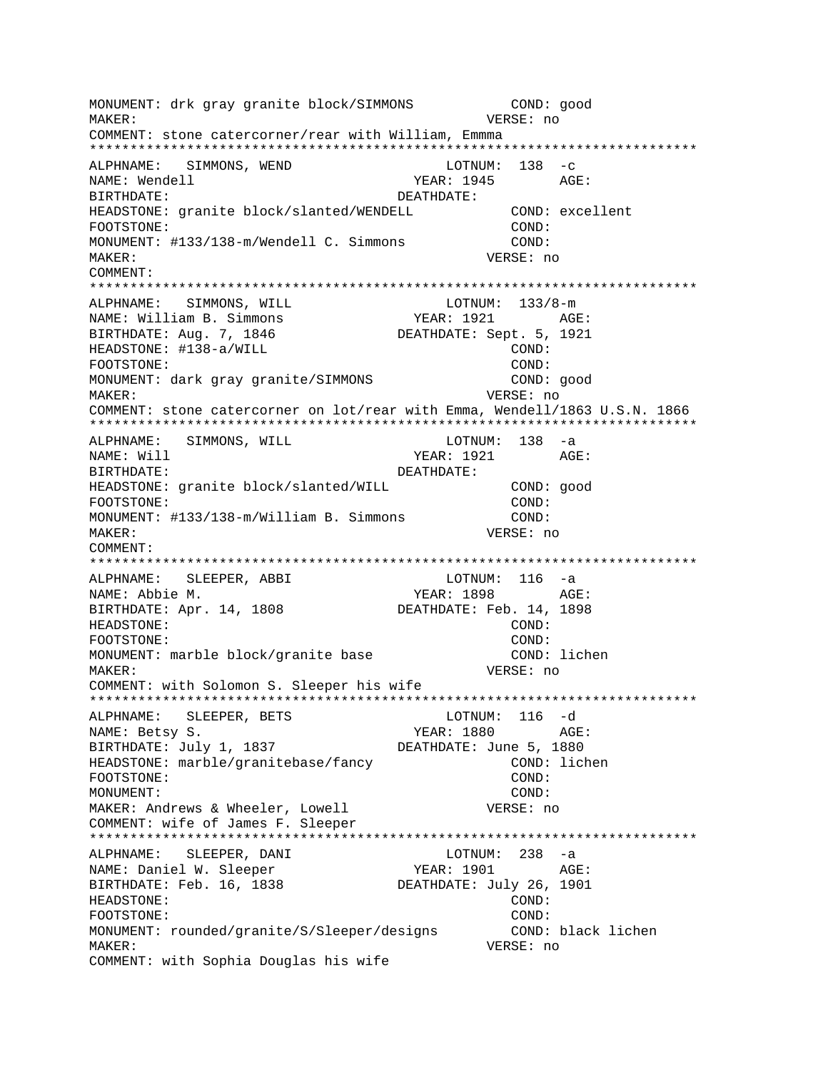```
MONUMENT: drk gray granite block/SIMMONS           COND: good
MAKER:                                         VERSE: no
COMMENT: stone catercorner/rear with William, Emmma
***************************************************************************
ALPHNAME:   SIMMONS, WEND                    LOTNUM:  138  -c
NAME: Wendell                             YEAR: 1945       AGE:
BIRTHDATE:                               DEATHDATE:
HEADSTONE: granite block/slanted/WENDELL           COND: excellent
FOOTSTONE:                                         COND:
MONUMENT: #133/138-m/Wendell C. Simmons            COND:
MAKER:                                         VERSE: no
COMMENT:
***************************************************************************
ALPHNAME:   SIMMONS, WILL                    LOTNUM:  133/8-m
NAME: William B. Simmons                  YEAR: 1921       AGE:
BIRTHDATE: Aug. 7, 1846                  DEATHDATE: Sept. 5, 1921
HEADSTONE: #138-a/WILL                             COND:
FOOTSTONE:                                         COND:
MONUMENT: dark gray granite/SIMMONS                COND: good
MAKER:                                         VERSE: no
COMMENT: stone catercorner on lot/rear with Emma, Wendell/1863 U.S.N. 1866
***************************************************************************
ALPHNAME:   SIMMONS, WILL                    LOTNUM:  138  -a
NAME: Will                                YEAR: 1921       AGE:
BIRTHDATE:                               DEATHDATE:
HEADSTONE: granite block/slanted/WILL              COND: good
FOOTSTONE:                                         COND:
MONUMENT: #133/138-m/William B. Simmons            COND:
MAKER:                                         VERSE: no
COMMENT:
***************************************************************************
ALPHNAME:   SLEEPER, ABBI                    LOTNUM:  116  -a
NAME: Abbie M.                            YEAR: 1898       AGE:
BIRTHDATE: Apr. 14, 1808                 DEATHDATE: Feb. 14, 1898
HEADSTONE:                                         COND:
FOOTSTONE:                                         COND:
MONUMENT: marble block/granite base                COND: lichen
MAKER:                                         VERSE: no
COMMENT: with Solomon S. Sleeper his wife
***************************************************************************
ALPHNAME:   SLEEPER, BETS                    LOTNUM:  116  -d
NAME: Betsy S.                            YEAR: 1880       AGE:
BIRTHDATE: July 1, 1837                  DEATHDATE: June 5, 1880
HEADSTONE: marble/granitebase/fancy                COND: lichen
FOOTSTONE:                                         COND:
MONUMENT:                                          COND:
MAKER: Andrews & Wheeler, Lowell               VERSE: no
COMMENT: wife of James F. Sleeper
***************************************************************************
ALPHNAME:   SLEEPER, DANI                    LOTNUM:  238  -a
NAME: Daniel W. Sleeper                   YEAR: 1901       AGE:
BIRTHDATE: Feb. 16, 1838                 DEATHDATE: July 26, 1901
HEADSTONE:                                         COND:
FOOTSTONE:                                         COND:
MONUMENT: rounded/granite/S/Sleeper/designs        COND: black lichen
MAKER:                                         VERSE: no
COMMENT: with Sophia Douglas his wife
```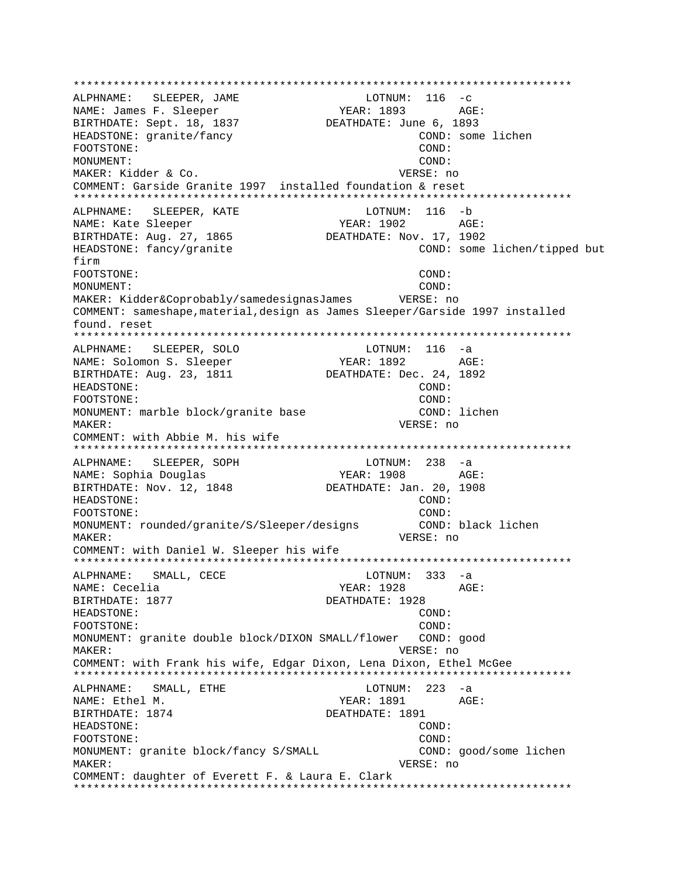```
****************************************************************************
ALPHNAME:   SLEEPER, JAME                    LOTNUM:  116  -c
NAME: James F. Sleeper                  YEAR: 1893        AGE:
BIRTHDATE: Sept. 18, 1837            DEATHDATE: June 6, 1893
HEADSTONE: granite/fancy                               COND: some lichen
FOOTSTONE:                                             COND:
MONUMENT:                                              COND:
MAKER: Kidder & Co.                                 VERSE: no
COMMENT: Garside Granite 1997  installed foundation & reset
****************************************************************************
ALPHNAME:   SLEEPER, KATE                    LOTNUM:  116  -b
NAME: Kate Sleeper                      YEAR: 1902        AGE:
BIRTHDATE: Aug. 27, 1865             DEATHDATE: Nov. 17, 1902
HEADSTONE: fancy/granite                               COND: some lichen/tipped but
firm
FOOTSTONE:                                             COND:
MONUMENT:                                              COND:
MAKER: Kidder&Coprobably/samedesignasJames       VERSE: no
COMMENT: sameshape,material,design as James Sleeper/Garside 1997 installed
found. reset
****************************************************************************
ALPHNAME:   SLEEPER, SOLO                    LOTNUM:  116  -a
NAME: Solomon S. Sleeper                YEAR: 1892        AGE:
BIRTHDATE: Aug. 23, 1811             DEATHDATE: Dec. 24, 1892
HEADSTONE:                                             COND:
FOOTSTONE:                                             COND:
MONUMENT: marble block/granite base                    COND: lichen
MAKER:                                              VERSE: no
COMMENT: with Abbie M. his wife
****************************************************************************
ALPHNAME:   SLEEPER, SOPH                    LOTNUM:  238  -a
NAME: Sophia Douglas                    YEAR: 1908        AGE:
BIRTHDATE: Nov. 12, 1848             DEATHDATE: Jan. 20, 1908
HEADSTONE:                                             COND:
FOOTSTONE:                                             COND:
MONUMENT: rounded/granite/S/Sleeper/designs            COND: black lichen
MAKER:                                              VERSE: no
COMMENT: with Daniel W. Sleeper his wife
****************************************************************************
ALPHNAME:   SMALL, CECE                      LOTNUM:  333  -a
NAME: Cecelia                           YEAR: 1928        AGE:
BIRTHDATE: 1877                      DEATHDATE: 1928
HEADSTONE:                                             COND:
FOOTSTONE:                                             COND:
MONUMENT: granite double block/DIXON SMALL/flower   COND: good
MAKER:                                              VERSE: no
COMMENT: with Frank his wife, Edgar Dixon, Lena Dixon, Ethel McGee
****************************************************************************
ALPHNAME:   SMALL, ETHE                      LOTNUM:  223  -a
NAME: Ethel M.                          YEAR: 1891        AGE:
BIRTHDATE: 1874                      DEATHDATE: 1891
HEADSTONE:                                             COND:
FOOTSTONE:                                             COND:
MONUMENT: granite block/fancy S/SMALL                  COND: good/some lichen
MAKER:                                              VERSE: no
COMMENT: daughter of Everett F. & Laura E. Clark
****************************************************************************
```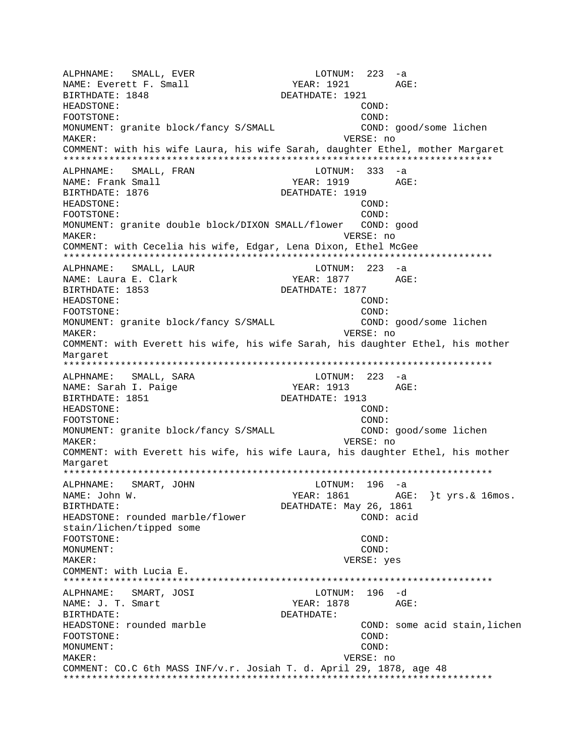ALPHNAME: SMALL, EVER LOTNUM: 223 -a
NAME: Everett F. Small YEAR: 1921 AGE:
BIRTHDATE: 1848 DEATHDATE: 1921
HEADSTONE: COND:
FOOTSTONE: COND:
MONUMENT: granite block/fancy S/SMALL COND: good/some lichen
MAKER: VERSE: no
COMMENT: with his wife Laura, his wife Sarah, daughter Ethel, mother Margaret
***************************************************************************
ALPHNAME: SMALL, FRAN LOTNUM: 333 -a
NAME: Frank Small YEAR: 1919 AGE:
BIRTHDATE: 1876 DEATHDATE: 1919
HEADSTONE: COND:
FOOTSTONE: COND:
MONUMENT: granite double block/DIXON SMALL/flower COND: good
MAKER: VERSE: no
COMMENT: with Cecelia his wife, Edgar, Lena Dixon, Ethel McGee
***************************************************************************
ALPHNAME: SMALL, LAUR LOTNUM: 223 -a
NAME: Laura E. Clark YEAR: 1877 AGE:
BIRTHDATE: 1853 DEATHDATE: 1877
HEADSTONE: COND:
FOOTSTONE: COND:
MONUMENT: granite block/fancy S/SMALL COND: good/some lichen
MAKER: VERSE: no
COMMENT: with Everett his wife, his wife Sarah, his daughter Ethel, his mother Margaret
***************************************************************************
ALPHNAME: SMALL, SARA LOTNUM: 223 -a
NAME: Sarah I. Paige YEAR: 1913 AGE:
BIRTHDATE: 1851 DEATHDATE: 1913
HEADSTONE: COND:
FOOTSTONE: COND:
MONUMENT: granite block/fancy S/SMALL COND: good/some lichen
MAKER: VERSE: no
COMMENT: with Everett his wife, his wife Laura, his daughter Ethel, his mother Margaret
***************************************************************************
ALPHNAME: SMART, JOHN LOTNUM: 196 -a
NAME: John W. YEAR: 1861 AGE: }t yrs.& 16mos.
BIRTHDATE: DEATHDATE: May 26, 1861
HEADSTONE: rounded marble/flower COND: acid stain/lichen/tipped some
FOOTSTONE: COND:
MONUMENT: COND:
MAKER: VERSE: yes
COMMENT: with Lucia E.
***************************************************************************
ALPHNAME: SMART, JOSI LOTNUM: 196 -d
NAME: J. T. Smart YEAR: 1878 AGE:
BIRTHDATE: DEATHDATE:
HEADSTONE: rounded marble COND: some acid stain,lichen
FOOTSTONE: COND:
MONUMENT: COND:
MAKER: VERSE: no
COMMENT: CO.C 6th MASS INF/v.r. Josiah T. d. April 29, 1878, age 48
***************************************************************************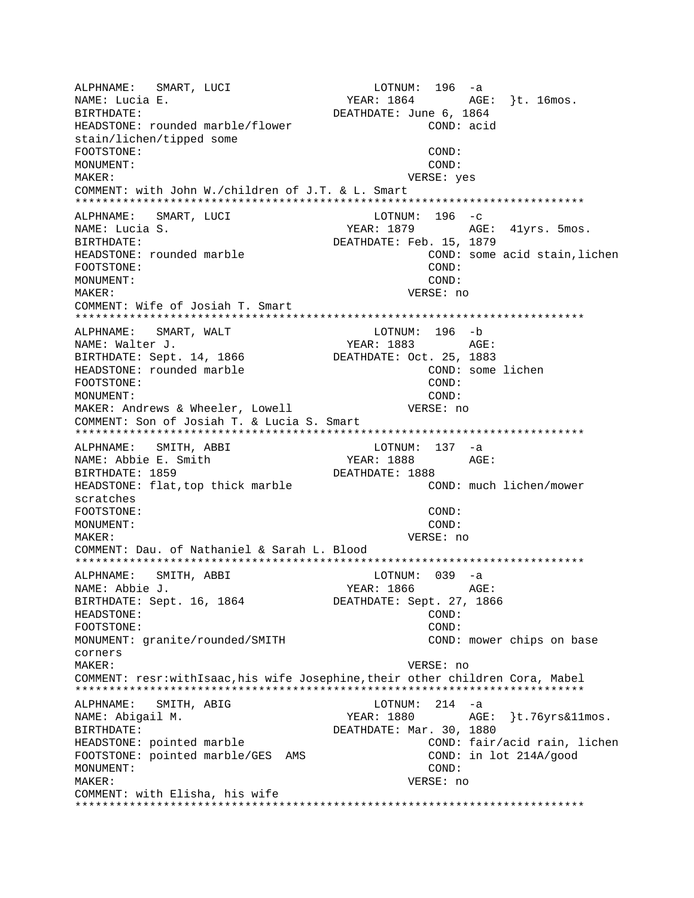```
ALPHNAME:   SMART, LUCI                   LOTNUM:  196  -a
NAME: Lucia E.                         YEAR: 1864       AGE:  }t. 16mos.
BIRTHDATE:                          DEATHDATE: June 6, 1864
HEADSTONE: rounded marble/flower                    COND: acid
stain/lichen/tipped some
FOOTSTONE:                                          COND:
MONUMENT:                                           COND:
MAKER:                                          VERSE: yes
COMMENT: with John W./children of J.T. & L. Smart
****************************************************************************
ALPHNAME:   SMART, LUCI                   LOTNUM:  196  -c
NAME: Lucia S.                         YEAR: 1879       AGE:  41yrs. 5mos.
BIRTHDATE:                          DEATHDATE: Feb. 15, 1879
HEADSTONE: rounded marble                           COND: some acid stain,lichen
FOOTSTONE:                                          COND:
MONUMENT:                                           COND:
MAKER:                                          VERSE: no
COMMENT: Wife of Josiah T. Smart
****************************************************************************
ALPHNAME:   SMART, WALT                   LOTNUM:  196  -b
NAME: Walter J.                        YEAR: 1883       AGE:
BIRTHDATE: Sept. 14, 1866           DEATHDATE: Oct. 25, 1883
HEADSTONE: rounded marble                           COND: some lichen
FOOTSTONE:                                          COND:
MONUMENT:                                           COND:
MAKER: Andrews & Wheeler, Lowell                VERSE: no
COMMENT: Son of Josiah T. & Lucia S. Smart
****************************************************************************
ALPHNAME:   SMITH, ABBI                   LOTNUM:  137  -a
NAME: Abbie E. Smith                   YEAR: 1888       AGE:
BIRTHDATE: 1859                     DEATHDATE: 1888
HEADSTONE: flat,top thick marble                    COND: much lichen/mower
scratches
FOOTSTONE:                                          COND:
MONUMENT:                                           COND:
MAKER:                                          VERSE: no
COMMENT: Dau. of Nathaniel & Sarah L. Blood
****************************************************************************
ALPHNAME:   SMITH, ABBI                   LOTNUM:  039  -a
NAME: Abbie J.                         YEAR: 1866       AGE:
BIRTHDATE: Sept. 16, 1864           DEATHDATE: Sept. 27, 1866
HEADSTONE:                                          COND:
FOOTSTONE:                                          COND:
MONUMENT: granite/rounded/SMITH                     COND: mower chips on base
corners
MAKER:                                          VERSE: no
COMMENT: resr:withIsaac,his wife Josephine,their other children Cora, Mabel
****************************************************************************
ALPHNAME:   SMITH, ABIG                   LOTNUM:  214  -a
NAME: Abigail M.                       YEAR: 1880       AGE:  }t.76yrs&11mos.
BIRTHDATE:                          DEATHDATE: Mar. 30, 1880
HEADSTONE: pointed marble                           COND: fair/acid rain, lichen
FOOTSTONE: pointed marble/GES  AMS                  COND: in lot 214A/good
MONUMENT:                                           COND:
MAKER:                                          VERSE: no
COMMENT: with Elisha, his wife
****************************************************************************
```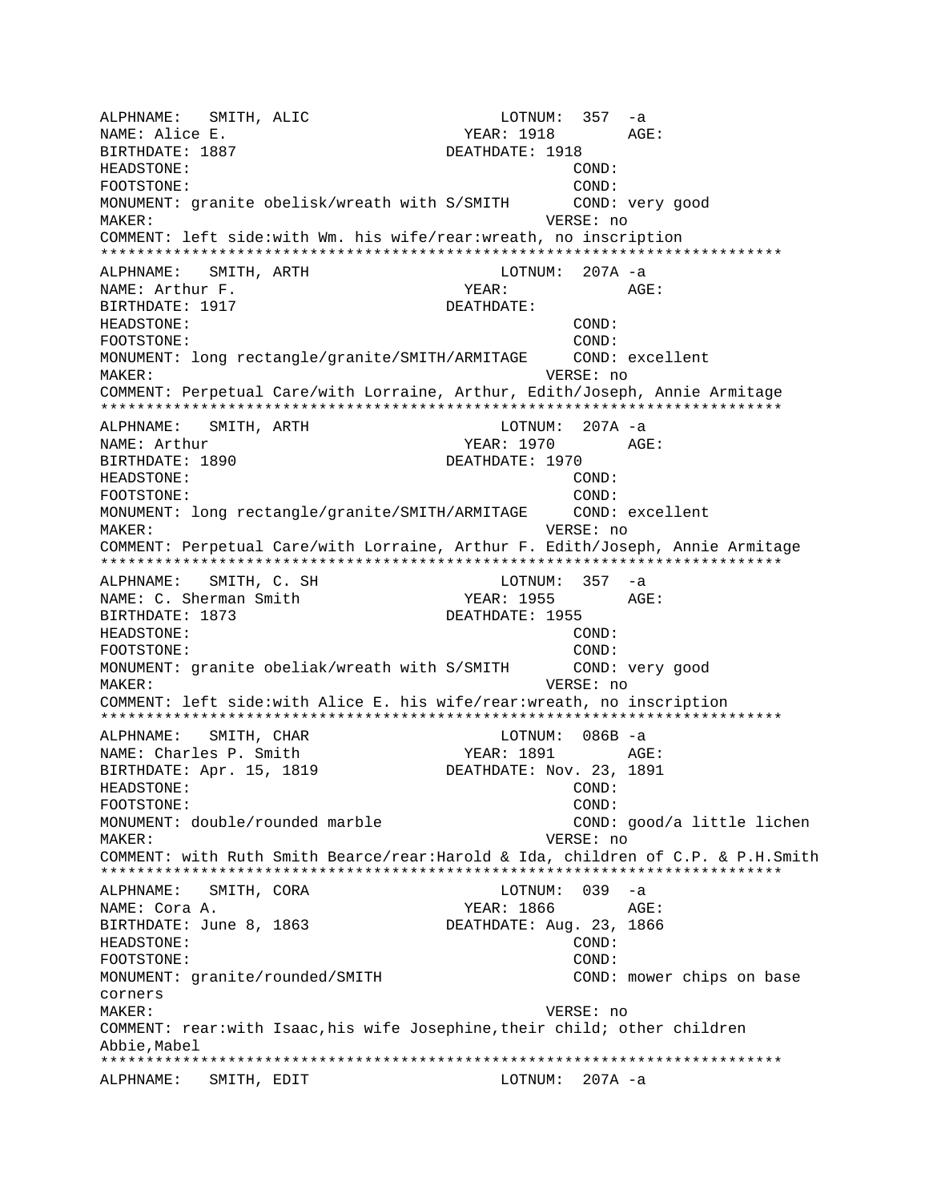```
ALPHNAME:   SMITH, ALIC                    LOTNUM:  357  -a
NAME: Alice E.                         YEAR: 1918        AGE:
BIRTHDATE: 1887                        DEATHDATE: 1918
HEADSTONE:                                        COND:
FOOTSTONE:                                        COND:
MONUMENT: granite obelisk/wreath with S/SMITH       COND: very good
MAKER:                                            VERSE: no
COMMENT: left side:with Wm. his wife/rear:wreath, no inscription
*************************************************************************
ALPHNAME:   SMITH, ARTH                    LOTNUM:  207A -a
NAME: Arthur F.                        YEAR:             AGE:
BIRTHDATE: 1917                        DEATHDATE:
HEADSTONE:                                        COND:
FOOTSTONE:                                        COND:
MONUMENT: long rectangle/granite/SMITH/ARMITAGE     COND: excellent
MAKER:                                            VERSE: no
COMMENT: Perpetual Care/with Lorraine, Arthur, Edith/Joseph, Annie Armitage
*************************************************************************
ALPHNAME:   SMITH, ARTH                    LOTNUM:  207A -a
NAME: Arthur                           YEAR: 1970        AGE:
BIRTHDATE: 1890                        DEATHDATE: 1970
HEADSTONE:                                        COND:
FOOTSTONE:                                        COND:
MONUMENT: long rectangle/granite/SMITH/ARMITAGE     COND: excellent
MAKER:                                            VERSE: no
COMMENT: Perpetual Care/with Lorraine, Arthur F. Edith/Joseph, Annie Armitage
*************************************************************************
ALPHNAME:   SMITH, C. SH                   LOTNUM:  357  -a
NAME: C. Sherman Smith                 YEAR: 1955        AGE:
BIRTHDATE: 1873                        DEATHDATE: 1955
HEADSTONE:                                        COND:
FOOTSTONE:                                        COND:
MONUMENT: granite obeliak/wreath with S/SMITH       COND: very good
MAKER:                                            VERSE: no
COMMENT: left side:with Alice E. his wife/rear:wreath, no inscription
*************************************************************************
ALPHNAME:   SMITH, CHAR                    LOTNUM:  086B -a
NAME: Charles P. Smith                 YEAR: 1891        AGE:
BIRTHDATE: Apr. 15, 1819               DEATHDATE: Nov. 23, 1891
HEADSTONE:                                        COND:
FOOTSTONE:                                        COND:
MONUMENT: double/rounded marble                   COND: good/a little lichen
MAKER:                                            VERSE: no
COMMENT: with Ruth Smith Bearce/rear:Harold & Ida, children of C.P. & P.H.Smith
*************************************************************************
ALPHNAME:   SMITH, CORA                    LOTNUM:  039  -a
NAME: Cora A.                          YEAR: 1866        AGE:
BIRTHDATE: June 8, 1863                DEATHDATE: Aug. 23, 1866
HEADSTONE:                                        COND:
FOOTSTONE:                                        COND:
MONUMENT: granite/rounded/SMITH                   COND: mower chips on base
corners
MAKER:                                            VERSE: no
COMMENT: rear:with Isaac,his wife Josephine,their child; other children
Abbie,Mabel
*************************************************************************
ALPHNAME:   SMITH, EDIT                    LOTNUM:  207A -a
```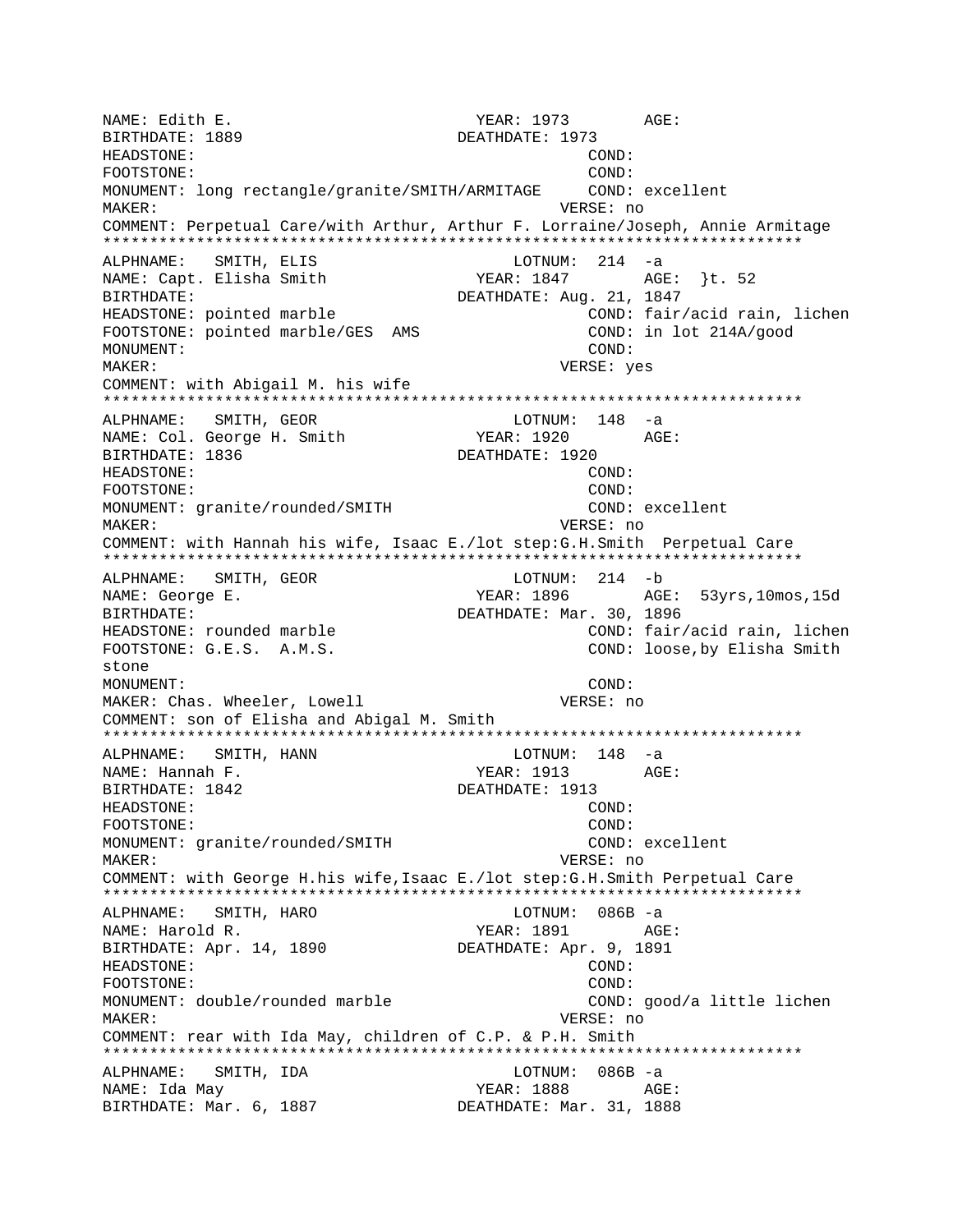```
NAME: Edith E.                          YEAR: 1973        AGE:
BIRTHDATE: 1889                         DEATHDATE: 1973
HEADSTONE:                                                COND:
FOOTSTONE:                                                COND:
MONUMENT: long rectangle/granite/SMITH/ARMITAGE     COND: excellent
MAKER:                                            VERSE: no
COMMENT: Perpetual Care/with Arthur, Arthur F. Lorraine/Joseph, Annie Armitage
*************************************************************************
ALPHNAME:   SMITH, ELIS                       LOTNUM:  214  -a
NAME: Capt. Elisha Smith               YEAR: 1847        AGE:  }t. 52
BIRTHDATE:                              DEATHDATE: Aug. 21, 1847
HEADSTONE: pointed marble                         COND: fair/acid rain, lichen
FOOTSTONE: pointed marble/GES  AMS                COND: in lot 214A/good
MONUMENT:                                         COND:
MAKER:                                            VERSE: yes
COMMENT: with Abigail M. his wife
*************************************************************************
ALPHNAME:   SMITH, GEOR                       LOTNUM:  148  -a
NAME: Col. George H. Smith             YEAR: 1920        AGE:
BIRTHDATE: 1836                         DEATHDATE: 1920
HEADSTONE:                                                COND:
FOOTSTONE:                                                COND:
MONUMENT: granite/rounded/SMITH                   COND: excellent
MAKER:                                            VERSE: no
COMMENT: with Hannah his wife, Isaac E./lot step:G.H.Smith  Perpetual Care
*************************************************************************
ALPHNAME:   SMITH, GEOR                       LOTNUM:  214  -b
NAME: George E.                         YEAR: 1896        AGE:  53yrs,10mos,15d
BIRTHDATE:                              DEATHDATE: Mar. 30, 1896
HEADSTONE: rounded marble                         COND: fair/acid rain, lichen
FOOTSTONE: G.E.S.  A.M.S.                         COND: loose,by Elisha Smith
stone
MONUMENT:                                         COND:
MAKER: Chas. Wheeler, Lowell                      VERSE: no
COMMENT: son of Elisha and Abigal M. Smith
*************************************************************************
ALPHNAME:   SMITH, HANN                       LOTNUM:  148  -a
NAME: Hannah F.                         YEAR: 1913        AGE:
BIRTHDATE: 1842                         DEATHDATE: 1913
HEADSTONE:                                                COND:
FOOTSTONE:                                                COND:
MONUMENT: granite/rounded/SMITH                   COND: excellent
MAKER:                                            VERSE: no
COMMENT: with George H.his wife,Isaac E./lot step:G.H.Smith Perpetual Care
*************************************************************************
ALPHNAME:   SMITH, HARO                       LOTNUM:  086B -a
NAME: Harold R.                         YEAR: 1891        AGE:
BIRTHDATE: Apr. 14, 1890                DEATHDATE: Apr. 9, 1891
HEADSTONE:                                                COND:
FOOTSTONE:                                                COND:
MONUMENT: double/rounded marble                   COND: good/a little lichen
MAKER:                                            VERSE: no
COMMENT: rear with Ida May, children of C.P. & P.H. Smith
*************************************************************************
ALPHNAME:   SMITH, IDA                        LOTNUM:  086B -a
NAME: Ida May                           YEAR: 1888        AGE:
BIRTHDATE: Mar. 6, 1887                 DEATHDATE: Mar. 31, 1888
```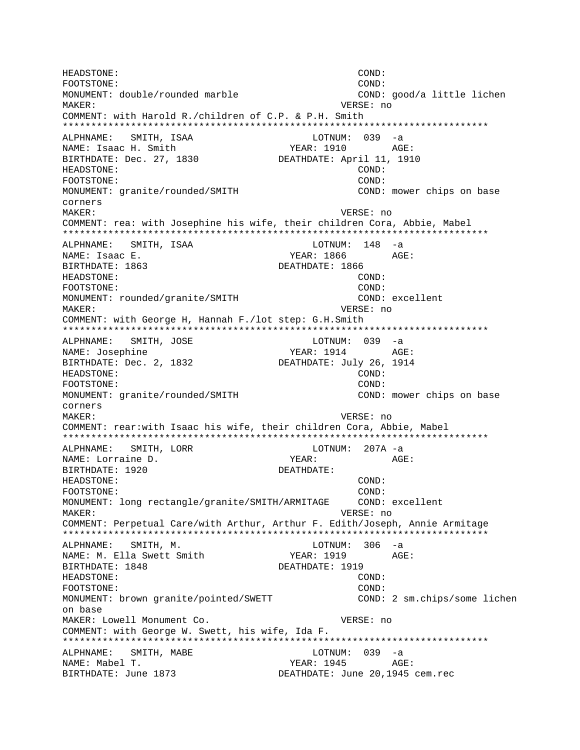```
HEADSTONE:                                          COND:
FOOTSTONE:                                          COND:
MONUMENT: double/rounded marble                     COND: good/a little lichen
MAKER:                                              VERSE: no
COMMENT: with Harold R./children of C.P. & P.H. Smith
***************************************************************************
ALPHNAME:   SMITH, ISAA                     LOTNUM:  039  -a
NAME: Isaac H. Smith                    YEAR: 1910        AGE:
BIRTHDATE: Dec. 27, 1830              DEATHDATE: April 11, 1910
HEADSTONE:                                          COND:
FOOTSTONE:                                          COND:
MONUMENT: granite/rounded/SMITH                     COND: mower chips on base
corners
MAKER:                                              VERSE: no
COMMENT: rea: with Josephine his wife, their children Cora, Abbie, Mabel
***************************************************************************
ALPHNAME:   SMITH, ISAA                     LOTNUM:  148  -a
NAME: Isaac E.                          YEAR: 1866        AGE:
BIRTHDATE: 1863                       DEATHDATE: 1866
HEADSTONE:                                          COND:
FOOTSTONE:                                          COND:
MONUMENT: rounded/granite/SMITH                     COND: excellent
MAKER:                                              VERSE: no
COMMENT: with George H, Hannah F./lot step: G.H.Smith
***************************************************************************
ALPHNAME:   SMITH, JOSE                     LOTNUM:  039  -a
NAME: Josephine                         YEAR: 1914        AGE:
BIRTHDATE: Dec. 2, 1832               DEATHDATE: July 26, 1914
HEADSTONE:                                          COND:
FOOTSTONE:                                          COND:
MONUMENT: granite/rounded/SMITH                     COND: mower chips on base
corners
MAKER:                                              VERSE: no
COMMENT: rear:with Isaac his wife, their children Cora, Abbie, Mabel
***************************************************************************
ALPHNAME:   SMITH, LORR                     LOTNUM:  207A -a
NAME: Lorraine D.                       YEAR:             AGE:
BIRTHDATE: 1920                       DEATHDATE:
HEADSTONE:                                          COND:
FOOTSTONE:                                          COND:
MONUMENT: long rectangle/granite/SMITH/ARMITAGE     COND: excellent
MAKER:                                              VERSE: no
COMMENT: Perpetual Care/with Arthur, Arthur F. Edith/Joseph, Annie Armitage
***************************************************************************
ALPHNAME:   SMITH, M.                       LOTNUM:  306  -a
NAME: M. Ella Swett Smith               YEAR: 1919        AGE:
BIRTHDATE: 1848                       DEATHDATE: 1919
HEADSTONE:                                          COND:
FOOTSTONE:                                          COND:
MONUMENT: brown granite/pointed/SWETT               COND: 2 sm.chips/some lichen
on base
MAKER: Lowell Monument Co.                          VERSE: no
COMMENT: with George W. Swett, his wife, Ida F.
***************************************************************************
ALPHNAME:   SMITH, MABE                     LOTNUM:  039  -a
NAME: Mabel T.                          YEAR: 1945        AGE:
BIRTHDATE: June 1873                  DEATHDATE: June 20,1945 cem.rec
```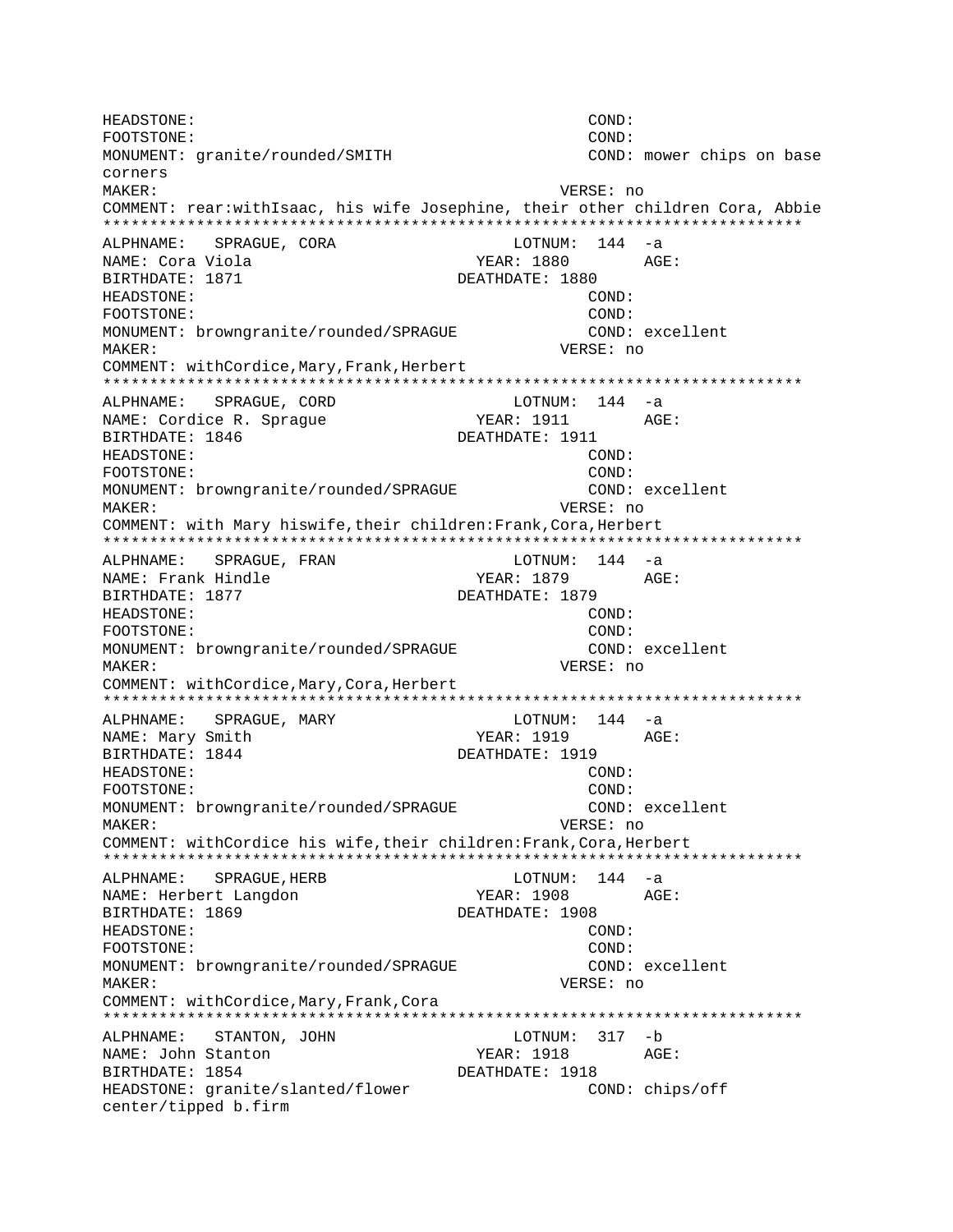```
HEADSTONE:                                          COND:
FOOTSTONE:                                          COND:
MONUMENT: granite/rounded/SMITH                     COND: mower chips on base
corners
MAKER:                                          VERSE: no
COMMENT: rear:withIsaac, his wife Josephine, their other children Cora, Abbie
*************************************************************************
ALPHNAME:   SPRAGUE, CORA                   LOTNUM:  144  -a
NAME: Cora Viola                          YEAR: 1880        AGE:
BIRTHDATE: 1871                         DEATHDATE: 1880
HEADSTONE:                                          COND:
FOOTSTONE:                                          COND:
MONUMENT: browngranite/rounded/SPRAGUE              COND: excellent
MAKER:                                          VERSE: no
COMMENT: withCordice,Mary,Frank,Herbert
*************************************************************************
ALPHNAME:   SPRAGUE, CORD                   LOTNUM:  144  -a
NAME: Cordice R. Sprague                  YEAR: 1911        AGE:
BIRTHDATE: 1846                         DEATHDATE: 1911
HEADSTONE:                                          COND:
FOOTSTONE:                                          COND:
MONUMENT: browngranite/rounded/SPRAGUE              COND: excellent
MAKER:                                          VERSE: no
COMMENT: with Mary hiswife,their children:Frank,Cora,Herbert
*************************************************************************
ALPHNAME:   SPRAGUE, FRAN                   LOTNUM:  144  -a
NAME: Frank Hindle                        YEAR: 1879        AGE:
BIRTHDATE: 1877                         DEATHDATE: 1879
HEADSTONE:                                          COND:
FOOTSTONE:                                          COND:
MONUMENT: browngranite/rounded/SPRAGUE              COND: excellent
MAKER:                                          VERSE: no
COMMENT: withCordice,Mary,Cora,Herbert
*************************************************************************
ALPHNAME:   SPRAGUE, MARY                   LOTNUM:  144  -a
NAME: Mary Smith                          YEAR: 1919        AGE:
BIRTHDATE: 1844                         DEATHDATE: 1919
HEADSTONE:                                          COND:
FOOTSTONE:                                          COND:
MONUMENT: browngranite/rounded/SPRAGUE              COND: excellent
MAKER:                                          VERSE: no
COMMENT: withCordice his wife,their children:Frank,Cora,Herbert
*************************************************************************
ALPHNAME:   SPRAGUE,HERB                    LOTNUM:  144  -a
NAME: Herbert Langdon                     YEAR: 1908        AGE:
BIRTHDATE: 1869                         DEATHDATE: 1908
HEADSTONE:                                          COND:
FOOTSTONE:                                          COND:
MONUMENT: browngranite/rounded/SPRAGUE              COND: excellent
MAKER:                                          VERSE: no
COMMENT: withCordice,Mary,Frank,Cora
*************************************************************************
ALPHNAME:   STANTON, JOHN                   LOTNUM:  317  -b
NAME: John Stanton                        YEAR: 1918        AGE:
BIRTHDATE: 1854                         DEATHDATE: 1918
HEADSTONE: granite/slanted/flower                   COND: chips/off
center/tipped b.firm
```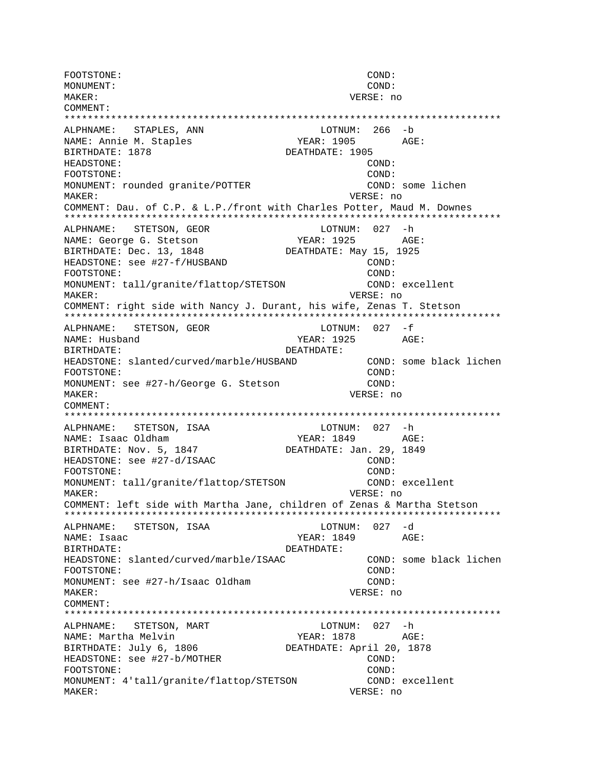```
FOOTSTONE:                                        COND:
MONUMENT:                                         COND:
MAKER:                                        VERSE: no
COMMENT:
*************************************************************************
ALPHNAME:   STAPLES, ANN                    LOTNUM:  266  -b
NAME: Annie M. Staples                  YEAR: 1905        AGE:
BIRTHDATE: 1878                       DEATHDATE: 1905
HEADSTONE:                                        COND:
FOOTSTONE:                                        COND:
MONUMENT: rounded granite/POTTER                  COND: some lichen
MAKER:                                        VERSE: no
COMMENT: Dau. of C.P. & L.P./front with Charles Potter, Maud M. Downes
*************************************************************************
ALPHNAME:   STETSON, GEOR                   LOTNUM:  027  -h
NAME: George G. Stetson                 YEAR: 1925        AGE:
BIRTHDATE: Dec. 13, 1848              DEATHDATE: May 15, 1925
HEADSTONE: see #27-f/HUSBAND                      COND:
FOOTSTONE:                                        COND:
MONUMENT: tall/granite/flattop/STETSON            COND: excellent
MAKER:                                        VERSE: no
COMMENT: right side with Nancy J. Durant, his wife, Zenas T. Stetson
*************************************************************************
ALPHNAME:   STETSON, GEOR                   LOTNUM:  027  -f
NAME: Husband                           YEAR: 1925        AGE:
BIRTHDATE:                            DEATHDATE:
HEADSTONE: slanted/curved/marble/HUSBAND          COND: some black lichen
FOOTSTONE:                                        COND:
MONUMENT: see #27-h/George G. Stetson             COND:
MAKER:                                        VERSE: no
COMMENT:
*************************************************************************
ALPHNAME:   STETSON, ISAA                   LOTNUM:  027  -h
NAME: Isaac Oldham                      YEAR: 1849        AGE:
BIRTHDATE: Nov. 5, 1847               DEATHDATE: Jan. 29, 1849
HEADSTONE: see #27-d/ISAAC                        COND:
FOOTSTONE:                                        COND:
MONUMENT: tall/granite/flattop/STETSON            COND: excellent
MAKER:                                        VERSE: no
COMMENT: left side with Martha Jane, children of Zenas & Martha Stetson
*************************************************************************
ALPHNAME:   STETSON, ISAA                   LOTNUM:  027  -d
NAME: Isaac                             YEAR: 1849        AGE:
BIRTHDATE:                            DEATHDATE:
HEADSTONE: slanted/curved/marble/ISAAC            COND: some black lichen
FOOTSTONE:                                        COND:
MONUMENT: see #27-h/Isaac Oldham                  COND:
MAKER:                                        VERSE: no
COMMENT:
*************************************************************************
ALPHNAME:   STETSON, MART                   LOTNUM:  027  -h
NAME: Martha Melvin                     YEAR: 1878        AGE:
BIRTHDATE: July 6, 1806               DEATHDATE: April 20, 1878
HEADSTONE: see #27-b/MOTHER                       COND:
FOOTSTONE:                                        COND:
MONUMENT: 4'tall/granite/flattop/STETSON          COND: excellent
MAKER:                                        VERSE: no
```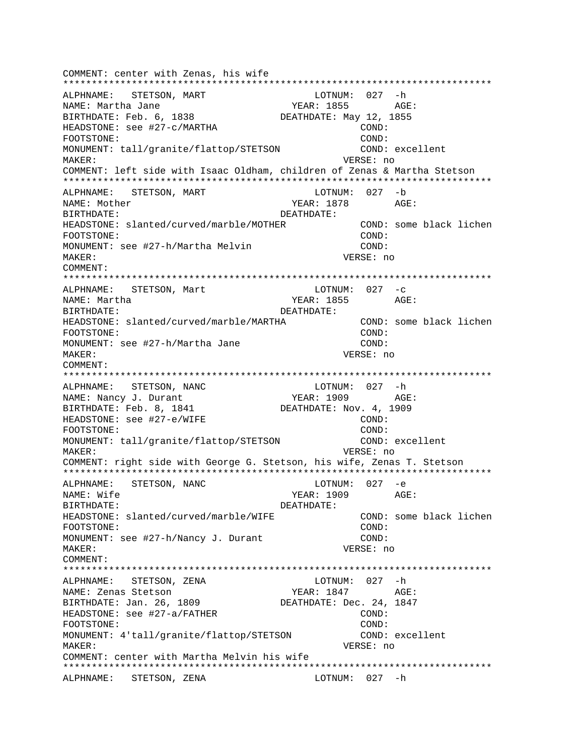```
COMMENT: center with Zenas, his wife
*************************************************************************
ALPHNAME:   STETSON, MART                   LOTNUM:  027  -h
NAME: Martha Jane                          YEAR: 1855        AGE:
BIRTHDATE: Feb. 6, 1838                DEATHDATE: May 12, 1855
HEADSTONE: see #27-c/MARTHA                             COND:
FOOTSTONE:                                              COND:
MONUMENT: tall/granite/flattop/STETSON                  COND: excellent
MAKER:                                               VERSE: no
COMMENT: left side with Isaac Oldham, children of Zenas & Martha Stetson
*************************************************************************
ALPHNAME:   STETSON, MART                   LOTNUM:  027  -b
NAME: Mother                               YEAR: 1878        AGE:
BIRTHDATE:                             DEATHDATE:
HEADSTONE: slanted/curved/marble/MOTHER                 COND: some black lichen
FOOTSTONE:                                              COND:
MONUMENT: see #27-h/Martha Melvin                       COND:
MAKER:                                               VERSE: no
COMMENT:
*************************************************************************
ALPHNAME:   STETSON, Mart                   LOTNUM:  027  -c
NAME: Martha                               YEAR: 1855        AGE:
BIRTHDATE:                             DEATHDATE:
HEADSTONE: slanted/curved/marble/MARTHA                 COND: some black lichen
FOOTSTONE:                                              COND:
MONUMENT: see #27-h/Martha Jane                         COND:
MAKER:                                               VERSE: no
COMMENT:
*************************************************************************
ALPHNAME:   STETSON, NANC                   LOTNUM:  027  -h
NAME: Nancy J. Durant                      YEAR: 1909        AGE:
BIRTHDATE: Feb. 8, 1841                DEATHDATE: Nov. 4, 1909
HEADSTONE: see #27-e/WIFE                               COND:
FOOTSTONE:                                              COND:
MONUMENT: tall/granite/flattop/STETSON                  COND: excellent
MAKER:                                               VERSE: no
COMMENT: right side with George G. Stetson, his wife, Zenas T. Stetson
*************************************************************************
ALPHNAME:   STETSON, NANC                   LOTNUM:  027  -e
NAME: Wife                                 YEAR: 1909        AGE:
BIRTHDATE:                             DEATHDATE:
HEADSTONE: slanted/curved/marble/WIFE                   COND: some black lichen
FOOTSTONE:                                              COND:
MONUMENT: see #27-h/Nancy J. Durant                     COND:
MAKER:                                               VERSE: no
COMMENT:
*************************************************************************
ALPHNAME:   STETSON, ZENA                   LOTNUM:  027  -h
NAME: Zenas Stetson                        YEAR: 1847        AGE:
BIRTHDATE: Jan. 26, 1809               DEATHDATE: Dec. 24, 1847
HEADSTONE: see #27-a/FATHER                             COND:
FOOTSTONE:                                              COND:
MONUMENT: 4'tall/granite/flattop/STETSON                COND: excellent
MAKER:                                               VERSE: no
COMMENT: center with Martha Melvin his wife
*************************************************************************
ALPHNAME:   STETSON, ZENA                   LOTNUM:  027  -h
```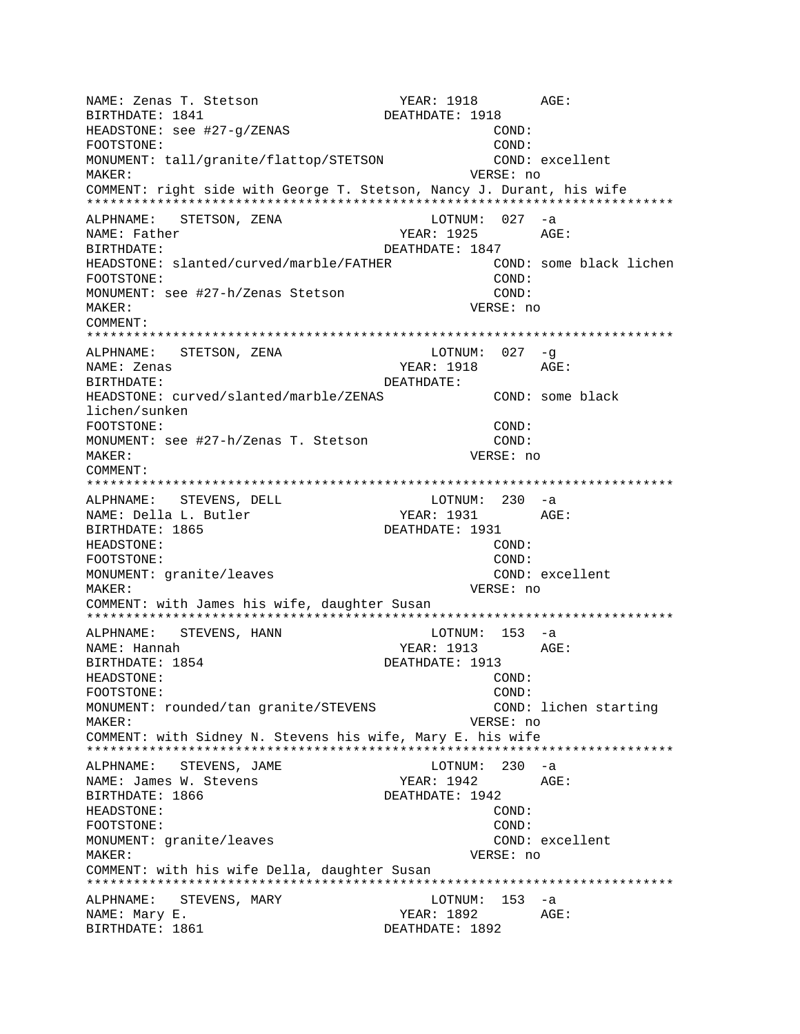```
NAME: Zenas T. Stetson                    YEAR: 1918        AGE:
BIRTHDATE: 1841                      DEATHDATE: 1918
HEADSTONE: see #27-g/ZENAS                         COND:
FOOTSTONE:                                         COND:
MONUMENT: tall/granite/flattop/STETSON             COND: excellent
MAKER:                                        VERSE: no
COMMENT: right side with George T. Stetson, Nancy J. Durant, his wife
**************************************************************************
ALPHNAME:   STETSON, ZENA                       LOTNUM:  027  -a
NAME: Father                             YEAR: 1925        AGE:
BIRTHDATE:                           DEATHDATE: 1847
HEADSTONE: slanted/curved/marble/FATHER            COND: some black lichen
FOOTSTONE:                                         COND:
MONUMENT: see #27-h/Zenas Stetson                  COND:
MAKER:                                        VERSE: no
COMMENT:
**************************************************************************
ALPHNAME:   STETSON, ZENA                       LOTNUM:  027  -g
NAME: Zenas                              YEAR: 1918        AGE:
BIRTHDATE:                           DEATHDATE:
HEADSTONE: curved/slanted/marble/ZENAS             COND: some black
lichen/sunken
FOOTSTONE:                                         COND:
MONUMENT: see #27-h/Zenas T. Stetson               COND:
MAKER:                                        VERSE: no
COMMENT:
**************************************************************************
ALPHNAME:   STEVENS, DELL                       LOTNUM:  230  -a
NAME: Della L. Butler                    YEAR: 1931        AGE:
BIRTHDATE: 1865                      DEATHDATE: 1931
HEADSTONE:                                         COND:
FOOTSTONE:                                         COND:
MONUMENT: granite/leaves                           COND: excellent
MAKER:                                        VERSE: no
COMMENT: with James his wife, daughter Susan
**************************************************************************
ALPHNAME:   STEVENS, HANN                       LOTNUM:  153  -a
NAME: Hannah                             YEAR: 1913        AGE:
BIRTHDATE: 1854                      DEATHDATE: 1913
HEADSTONE:                                         COND:
FOOTSTONE:                                         COND:
MONUMENT: rounded/tan granite/STEVENS              COND: lichen starting
MAKER:                                        VERSE: no
COMMENT: with Sidney N. Stevens his wife, Mary E. his wife
**************************************************************************
ALPHNAME:   STEVENS, JAME                       LOTNUM:  230  -a
NAME: James W. Stevens                   YEAR: 1942        AGE:
BIRTHDATE: 1866                      DEATHDATE: 1942
HEADSTONE:                                         COND:
FOOTSTONE:                                         COND:
MONUMENT: granite/leaves                           COND: excellent
MAKER:                                        VERSE: no
COMMENT: with his wife Della, daughter Susan
**************************************************************************
ALPHNAME:   STEVENS, MARY                       LOTNUM:  153  -a
NAME: Mary E.                            YEAR: 1892        AGE:
BIRTHDATE: 1861                      DEATHDATE: 1892
```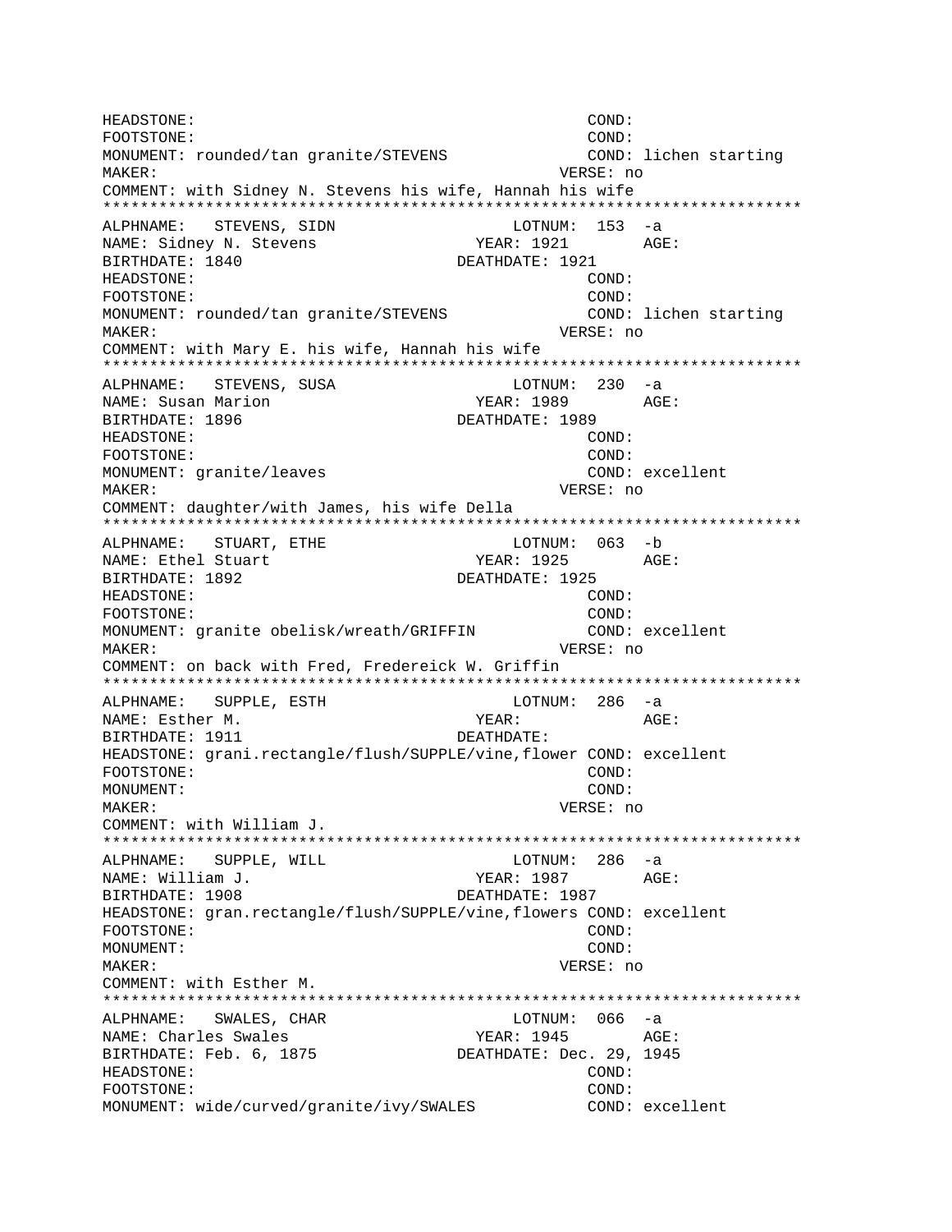```
HEADSTONE:                                          COND:
FOOTSTONE:                                          COND:
MONUMENT: rounded/tan granite/STEVENS               COND: lichen starting
MAKER:                                            VERSE: no
COMMENT: with Sidney N. Stevens his wife, Hannah his wife
*************************************************************************
ALPHNAME:   STEVENS, SIDN                     LOTNUM:  153  -a
NAME: Sidney N. Stevens                  YEAR: 1921        AGE:
BIRTHDATE: 1840                        DEATHDATE: 1921
HEADSTONE:                                          COND:
FOOTSTONE:                                          COND:
MONUMENT: rounded/tan granite/STEVENS               COND: lichen starting
MAKER:                                            VERSE: no
COMMENT: with Mary E. his wife, Hannah his wife
*************************************************************************
ALPHNAME:   STEVENS, SUSA                     LOTNUM:  230  -a
NAME: Susan Marion                       YEAR: 1989        AGE:
BIRTHDATE: 1896                        DEATHDATE: 1989
HEADSTONE:                                          COND:
FOOTSTONE:                                          COND:
MONUMENT: granite/leaves                            COND: excellent
MAKER:                                            VERSE: no
COMMENT: daughter/with James, his wife Della
*************************************************************************
ALPHNAME:   STUART, ETHE                      LOTNUM:  063  -b
NAME: Ethel Stuart                       YEAR: 1925        AGE:
BIRTHDATE: 1892                        DEATHDATE: 1925
HEADSTONE:                                          COND:
FOOTSTONE:                                          COND:
MONUMENT: granite obelisk/wreath/GRIFFIN            COND: excellent
MAKER:                                            VERSE: no
COMMENT: on back with Fred, Fredereick W. Griffin
*************************************************************************
ALPHNAME:   SUPPLE, ESTH                      LOTNUM:  286  -a
NAME: Esther M.                          YEAR:             AGE:
BIRTHDATE: 1911                        DEATHDATE:
HEADSTONE: grani.rectangle/flush/SUPPLE/vine,flower COND: excellent
FOOTSTONE:                                          COND:
MONUMENT:                                           COND:
MAKER:                                            VERSE: no
COMMENT: with William J.
*************************************************************************
ALPHNAME:   SUPPLE, WILL                      LOTNUM:  286  -a
NAME: William J.                         YEAR: 1987        AGE:
BIRTHDATE: 1908                        DEATHDATE: 1987
HEADSTONE: gran.rectangle/flush/SUPPLE/vine,flowers COND: excellent
FOOTSTONE:                                          COND:
MONUMENT:                                           COND:
MAKER:                                            VERSE: no
COMMENT: with Esther M.
*************************************************************************
ALPHNAME:   SWALES, CHAR                      LOTNUM:  066  -a
NAME: Charles Swales                     YEAR: 1945        AGE:
BIRTHDATE: Feb. 6, 1875                DEATHDATE: Dec. 29, 1945
HEADSTONE:                                          COND:
FOOTSTONE:                                          COND:
MONUMENT: wide/curved/granite/ivy/SWALES            COND: excellent
```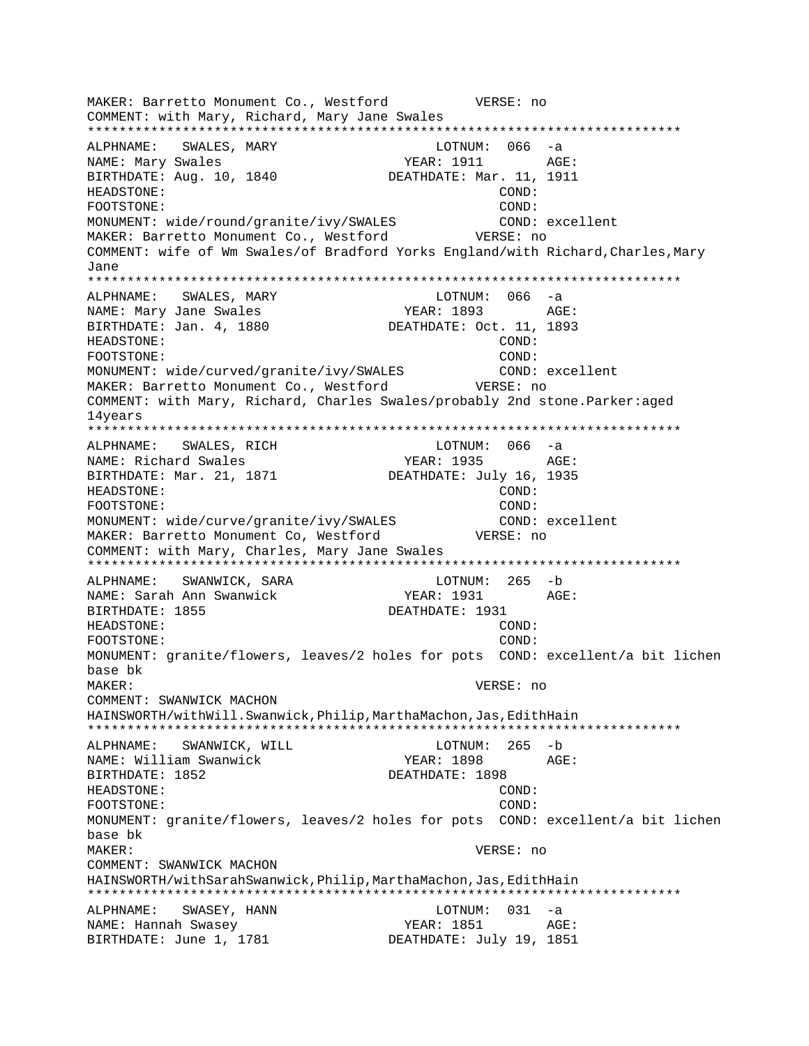```
MAKER: Barretto Monument Co., Westford          VERSE: no
COMMENT: with Mary, Richard, Mary Jane Swales
***************************************************************************
ALPHNAME:   SWALES, MARY                      LOTNUM:  066  -a
NAME: Mary Swales                           YEAR: 1911        AGE:
BIRTHDATE: Aug. 10, 1840              DEATHDATE: Mar. 11, 1911
HEADSTONE:                                             COND:
FOOTSTONE:                                             COND:
MONUMENT: wide/round/granite/ivy/SWALES           COND: excellent
MAKER: Barretto Monument Co., Westford          VERSE: no
COMMENT: wife of Wm Swales/of Bradford Yorks England/with Richard,Charles,Mary
Jane
***************************************************************************
ALPHNAME:   SWALES, MARY                      LOTNUM:  066  -a
NAME: Mary Jane Swales                      YEAR: 1893        AGE:
BIRTHDATE: Jan. 4, 1880               DEATHDATE: Oct. 11, 1893
HEADSTONE:                                             COND:
FOOTSTONE:                                             COND:
MONUMENT: wide/curved/granite/ivy/SWALES          COND: excellent
MAKER: Barretto Monument Co., Westford          VERSE: no
COMMENT: with Mary, Richard, Charles Swales/probably 2nd stone.Parker:aged
14years
***************************************************************************
ALPHNAME:   SWALES, RICH                      LOTNUM:  066  -a
NAME: Richard Swales                        YEAR: 1935        AGE:
BIRTHDATE: Mar. 21, 1871              DEATHDATE: July 16, 1935
HEADSTONE:                                             COND:
FOOTSTONE:                                             COND:
MONUMENT: wide/curve/granite/ivy/SWALES           COND: excellent
MAKER: Barretto Monument Co, Westford           VERSE: no
COMMENT: with Mary, Charles, Mary Jane Swales
***************************************************************************
ALPHNAME:   SWANWICK, SARA                    LOTNUM:  265  -b
NAME: Sarah Ann Swanwick                    YEAR: 1931        AGE:
BIRTHDATE: 1855                       DEATHDATE: 1931
HEADSTONE:                                             COND:
FOOTSTONE:                                             COND:
MONUMENT: granite/flowers, leaves/2 holes for pots  COND: excellent/a bit lichen
base bk
MAKER:                                          VERSE: no
COMMENT: SWANWICK MACHON
HAINSWORTH/withWill.Swanwick,Philip,MarthaMachon,Jas,EdithHain
***************************************************************************
ALPHNAME:   SWANWICK, WILL                    LOTNUM:  265  -b
NAME: William Swanwick                      YEAR: 1898        AGE:
BIRTHDATE: 1852                       DEATHDATE: 1898
HEADSTONE:                                             COND:
FOOTSTONE:                                             COND:
MONUMENT: granite/flowers, leaves/2 holes for pots  COND: excellent/a bit lichen
base bk
MAKER:                                          VERSE: no
COMMENT: SWANWICK MACHON
HAINSWORTH/withSarahSwanwick,Philip,MarthaMachon,Jas,EdithHain
***************************************************************************
ALPHNAME:   SWASEY, HANN                      LOTNUM:  031  -a
NAME: Hannah Swasey                         YEAR: 1851        AGE:
BIRTHDATE: June 1, 1781               DEATHDATE: July 19, 1851
```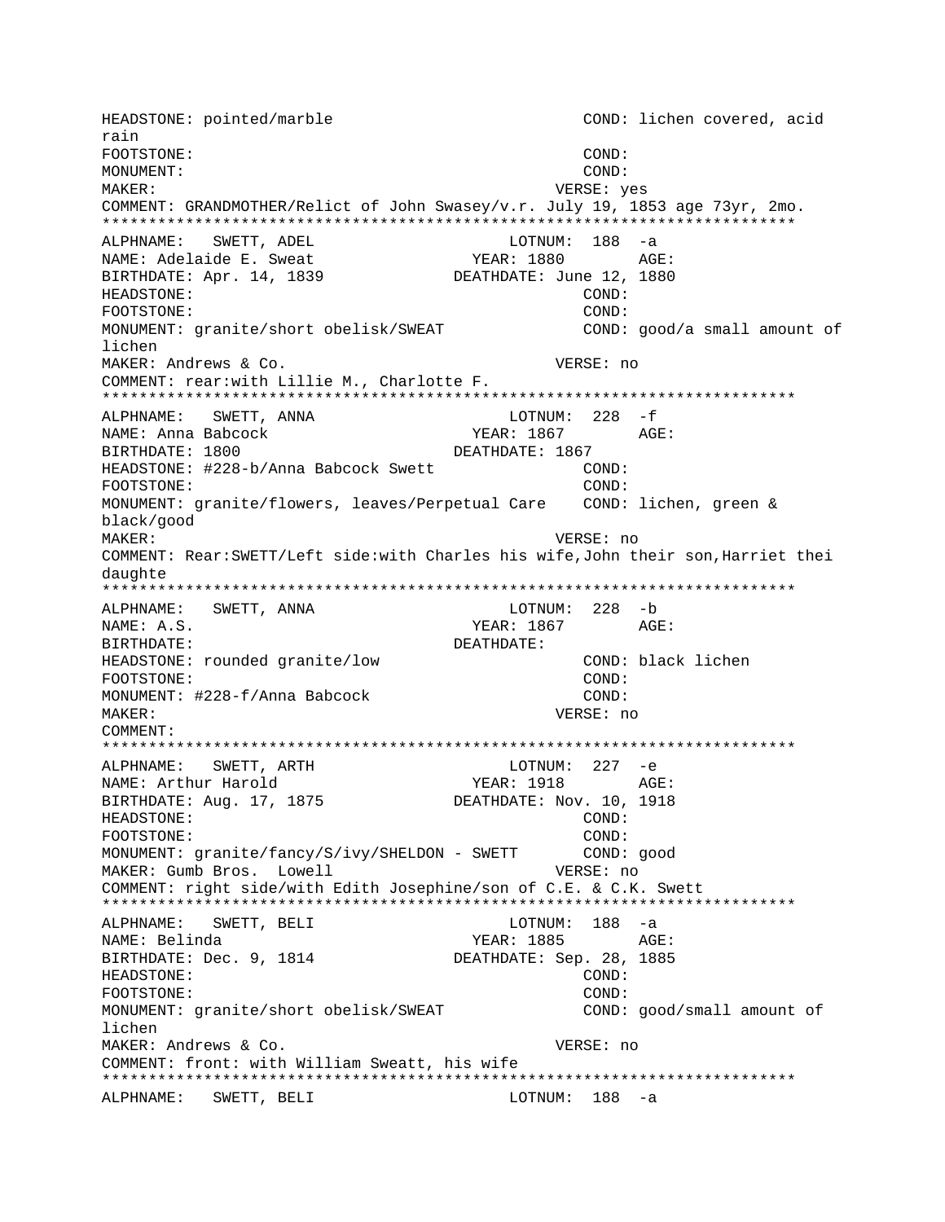```
HEADSTONE: pointed/marble                          COND: lichen covered, acid
rain
FOOTSTONE:                                         COND:
MONUMENT:                                          COND:
MAKER:                                             VERSE: yes
COMMENT: GRANDMOTHER/Relict of John Swasey/v.r. July 19, 1853 age 73yr, 2mo.
***************************************************************************
ALPHNAME:   SWETT, ADEL                    LOTNUM:  188  -a
NAME: Adelaide E. Sweat                   YEAR: 1880       AGE:
BIRTHDATE: Apr. 14, 1839               DEATHDATE: June 12, 1880
HEADSTONE:                                         COND:
FOOTSTONE:                                         COND:
MONUMENT: granite/short obelisk/SWEAT              COND: good/a small amount of
lichen
MAKER: Andrews & Co.                               VERSE: no
COMMENT: rear:with Lillie M., Charlotte F.
***************************************************************************
ALPHNAME:   SWETT, ANNA                    LOTNUM:  228  -f
NAME: Anna Babcock                        YEAR: 1867       AGE:
BIRTHDATE: 1800                        DEATHDATE: 1867
HEADSTONE: #228-b/Anna Babcock Swett               COND:
FOOTSTONE:                                         COND:
MONUMENT: granite/flowers, leaves/Perpetual Care    COND: lichen, green &
black/good
MAKER:                                             VERSE: no
COMMENT: Rear:SWETT/Left side:with Charles his wife,John their son,Harriet thei
daughte
***************************************************************************
ALPHNAME:   SWETT, ANNA                    LOTNUM:  228  -b
NAME: A.S.                                YEAR: 1867       AGE:
BIRTHDATE:                             DEATHDATE:
HEADSTONE: rounded granite/low                     COND: black lichen
FOOTSTONE:                                         COND:
MONUMENT: #228-f/Anna Babcock                      COND:
MAKER:                                             VERSE: no
COMMENT:
***************************************************************************
ALPHNAME:   SWETT, ARTH                    LOTNUM:  227  -e
NAME: Arthur Harold                       YEAR: 1918       AGE:
BIRTHDATE: Aug. 17, 1875               DEATHDATE: Nov. 10, 1918
HEADSTONE:                                         COND:
FOOTSTONE:                                         COND:
MONUMENT: granite/fancy/S/ivy/SHELDON - SWETT      COND: good
MAKER: Gumb Bros.  Lowell                          VERSE: no
COMMENT: right side/with Edith Josephine/son of C.E. & C.K. Swett
***************************************************************************
ALPHNAME:   SWETT, BELI                    LOTNUM:  188  -a
NAME: Belinda                             YEAR: 1885       AGE:
BIRTHDATE: Dec. 9, 1814                DEATHDATE: Sep. 28, 1885
HEADSTONE:                                         COND:
FOOTSTONE:                                         COND:
MONUMENT: granite/short obelisk/SWEAT              COND: good/small amount of
lichen
MAKER: Andrews & Co.                               VERSE: no
COMMENT: front: with William Sweatt, his wife
***************************************************************************
ALPHNAME:   SWETT, BELI                    LOTNUM:  188  -a
```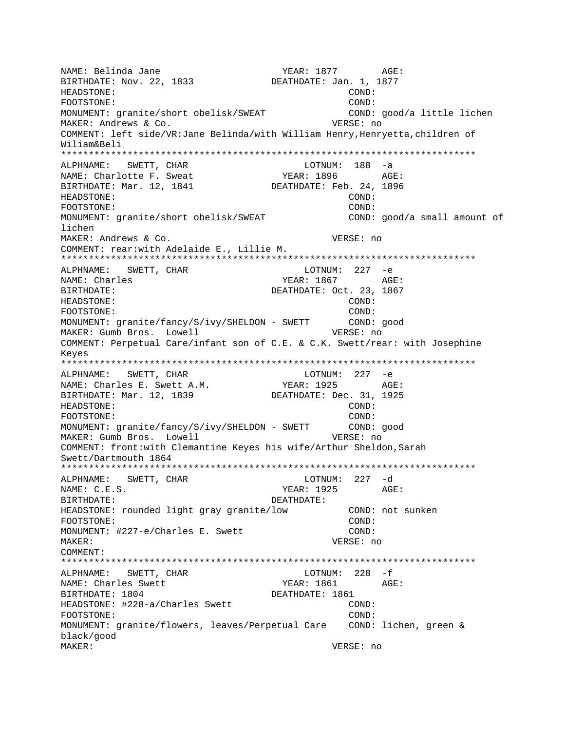NAME: Belinda Jane YEAR: 1877 AGE:
BIRTHDATE: Nov. 22, 1833 DEATHDATE: Jan. 1, 1877
HEADSTONE: COND:
FOOTSTONE: COND:
MONUMENT: granite/short obelisk/SWEAT COND: good/a little lichen
MAKER: Andrews & Co. VERSE: no
COMMENT: left side/VR:Jane Belinda/with William Henry,Henryetta,children of Wiliam&Beli

*************************************************************************

ALPHNAME: SWETT, CHAR LOTNUM: 188 -a
NAME: Charlotte F. Sweat YEAR: 1896 AGE:
BIRTHDATE: Mar. 12, 1841 DEATHDATE: Feb. 24, 1896
HEADSTONE: COND:
FOOTSTONE: COND:
MONUMENT: granite/short obelisk/SWEAT COND: good/a small amount of lichen
MAKER: Andrews & Co. VERSE: no
COMMENT: rear:with Adelaide E., Lillie M.

*************************************************************************

ALPHNAME: SWETT, CHAR LOTNUM: 227 -e
NAME: Charles YEAR: 1867 AGE:
BIRTHDATE: DEATHDATE: Oct. 23, 1867
HEADSTONE: COND:
FOOTSTONE: COND:
MONUMENT: granite/fancy/S/ivy/SHELDON - SWETT COND: good
MAKER: Gumb Bros. Lowell VERSE: no
COMMENT: Perpetual Care/infant son of C.E. & C.K. Swett/rear: with Josephine Keyes

*************************************************************************

ALPHNAME: SWETT, CHAR LOTNUM: 227 -e
NAME: Charles E. Swett A.M. YEAR: 1925 AGE:
BIRTHDATE: Mar. 12, 1839 DEATHDATE: Dec. 31, 1925
HEADSTONE: COND:
FOOTSTONE: COND:
MONUMENT: granite/fancy/S/ivy/SHELDON - SWETT COND: good
MAKER: Gumb Bros. Lowell VERSE: no
COMMENT: front:with Clementine Keyes his wife/Arthur Sheldon,Sarah Swett/Dartmouth 1864

*************************************************************************

ALPHNAME: SWETT, CHAR LOTNUM: 227 -d
NAME: C.E.S. YEAR: 1925 AGE:
BIRTHDATE: DEATHDATE:
HEADSTONE: rounded light gray granite/low COND: not sunken
FOOTSTONE: COND:
MONUMENT: #227-e/Charles E. Swett COND:
MAKER: VERSE: no
COMMENT:

*************************************************************************

ALPHNAME: SWETT, CHAR LOTNUM: 228 -f
NAME: Charles Swett YEAR: 1861 AGE:
BIRTHDATE: 1804 DEATHDATE: 1861
HEADSTONE: #228-a/Charles Swett COND:
FOOTSTONE: COND:
MONUMENT: granite/flowers, leaves/Perpetual Care COND: lichen, green & black/good
MAKER: VERSE: no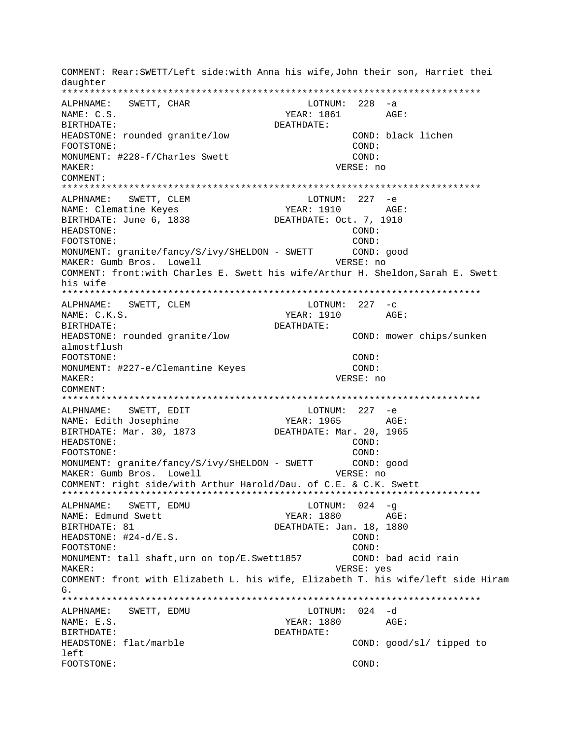```
COMMENT: Rear:SWETT/Left side:with Anna his wife,John their son, Harriet thei
daughter
***************************************************************************
ALPHNAME:   SWETT, CHAR                    LOTNUM:  228  -a
NAME: C.S.                               YEAR: 1861        AGE:
BIRTHDATE:                             DEATHDATE:
HEADSTONE: rounded granite/low                      COND: black lichen
FOOTSTONE:                                          COND:
MONUMENT: #228-f/Charles Swett                      COND:
MAKER:                                           VERSE: no
COMMENT:
***************************************************************************
ALPHNAME:   SWETT, CLEM                    LOTNUM:  227  -e
NAME: Clematine Keyes                    YEAR: 1910        AGE:
BIRTHDATE: June 6, 1838                DEATHDATE: Oct. 7, 1910
HEADSTONE:                                          COND:
FOOTSTONE:                                          COND:
MONUMENT: granite/fancy/S/ivy/SHELDON - SWETT       COND: good
MAKER: Gumb Bros.  Lowell                        VERSE: no
COMMENT: front:with Charles E. Swett his wife/Arthur H. Sheldon,Sarah E. Swett
his wife
***************************************************************************
ALPHNAME:   SWETT, CLEM                    LOTNUM:  227  -c
NAME: C.K.S.                             YEAR: 1910        AGE:
BIRTHDATE:                             DEATHDATE:
HEADSTONE: rounded granite/low                      COND: mower chips/sunken
almostflush
FOOTSTONE:                                          COND:
MONUMENT: #227-e/Clemantine Keyes                   COND:
MAKER:                                           VERSE: no
COMMENT:
***************************************************************************
ALPHNAME:   SWETT, EDIT                    LOTNUM:  227  -e
NAME: Edith Josephine                    YEAR: 1965        AGE:
BIRTHDATE: Mar. 30, 1873               DEATHDATE: Mar. 20, 1965
HEADSTONE:                                          COND:
FOOTSTONE:                                          COND:
MONUMENT: granite/fancy/S/ivy/SHELDON - SWETT       COND: good
MAKER: Gumb Bros.  Lowell                        VERSE: no
COMMENT: right side/with Arthur Harold/Dau. of C.E. & C.K. Swett
***************************************************************************
ALPHNAME:   SWETT, EDMU                    LOTNUM:  024  -g
NAME: Edmund Swett                       YEAR: 1880        AGE:
BIRTHDATE: 81                          DEATHDATE: Jan. 18, 1880
HEADSTONE: #24-d/E.S.                               COND:
FOOTSTONE:                                          COND:
MONUMENT: tall shaft,urn on top/E.Swett1857         COND: bad acid rain
MAKER:                                           VERSE: yes
COMMENT: front with Elizabeth L. his wife, Elizabeth T. his wife/left side Hiram
G.
***************************************************************************
ALPHNAME:   SWETT, EDMU                    LOTNUM:  024  -d
NAME: E.S.                               YEAR: 1880        AGE:
BIRTHDATE:                             DEATHDATE:
HEADSTONE: flat/marble                              COND: good/sl/ tipped to
left
FOOTSTONE:                                          COND:
```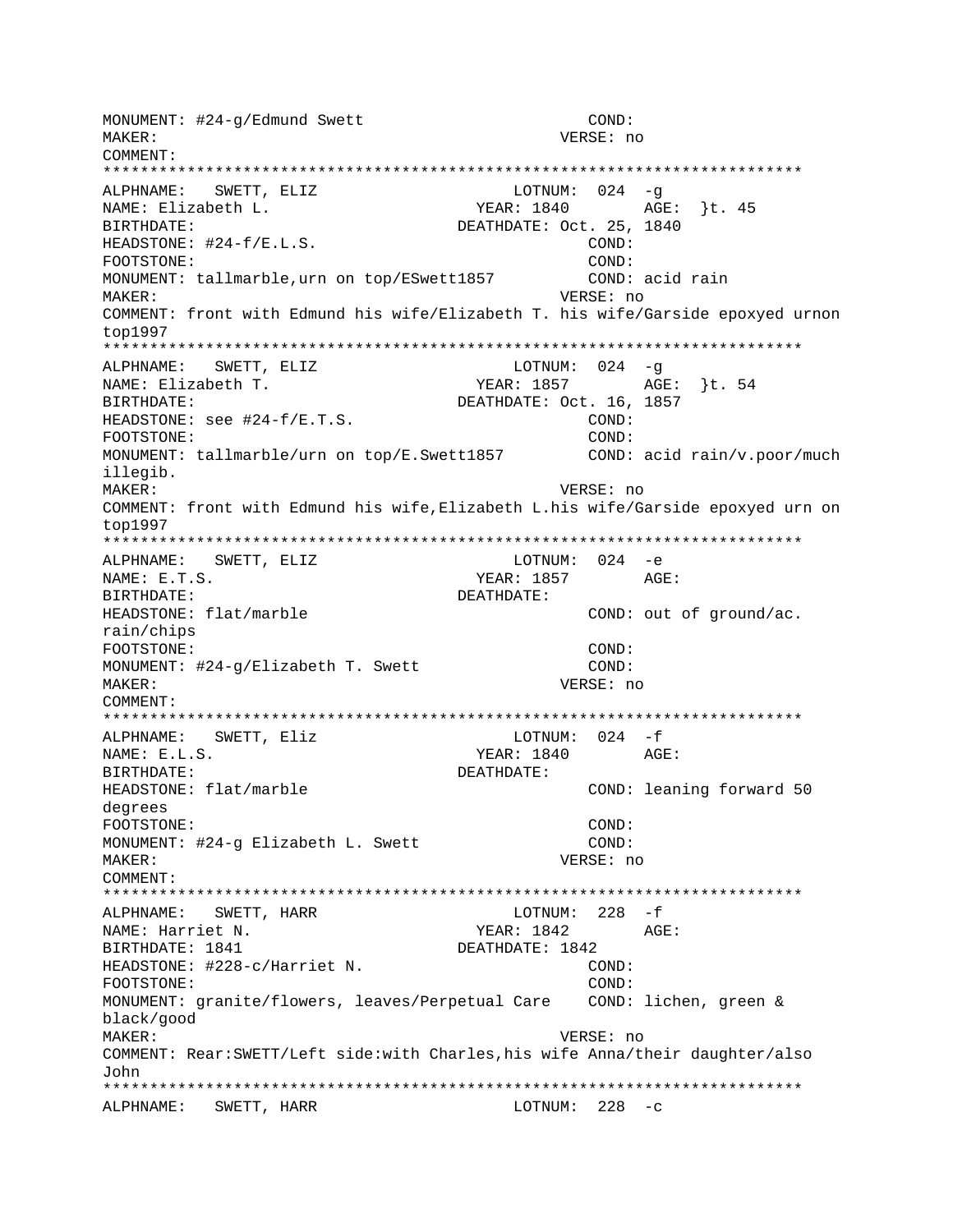MONUMENT: #24-g/Edmund Swett COND:
MAKER: VERSE: no
COMMENT:
***************************************************************************
ALPHNAME: SWETT, ELIZ LOTNUM: 024 -g
NAME: Elizabeth L. YEAR: 1840 AGE: }t. 45
BIRTHDATE: DEATHDATE: Oct. 25, 1840
HEADSTONE: #24-f/E.L.S. COND:
FOOTSTONE: COND:
MONUMENT: tallmarble,urn on top/ESwett1857 COND: acid rain
MAKER: VERSE: no
COMMENT: front with Edmund his wife/Elizabeth T. his wife/Garside epoxyed urnon top1997
***************************************************************************
ALPHNAME: SWETT, ELIZ LOTNUM: 024 -g
NAME: Elizabeth T. YEAR: 1857 AGE: }t. 54
BIRTHDATE: DEATHDATE: Oct. 16, 1857
HEADSTONE: see #24-f/E.T.S. COND:
FOOTSTONE: COND:
MONUMENT: tallmarble/urn on top/E.Swett1857 COND: acid rain/v.poor/much illegib.
MAKER: VERSE: no
COMMENT: front with Edmund his wife,Elizabeth L.his wife/Garside epoxyed urn on top1997
***************************************************************************
ALPHNAME: SWETT, ELIZ LOTNUM: 024 -e
NAME: E.T.S. YEAR: 1857 AGE:
BIRTHDATE: DEATHDATE:
HEADSTONE: flat/marble COND: out of ground/ac. rain/chips
FOOTSTONE: COND:
MONUMENT: #24-g/Elizabeth T. Swett COND:
MAKER: VERSE: no
COMMENT:
***************************************************************************
ALPHNAME: SWETT, Eliz LOTNUM: 024 -f
NAME: E.L.S. YEAR: 1840 AGE:
BIRTHDATE: DEATHDATE:
HEADSTONE: flat/marble COND: leaning forward 50 degrees
FOOTSTONE: COND:
MONUMENT: #24-g Elizabeth L. Swett COND:
MAKER: VERSE: no
COMMENT:
***************************************************************************
ALPHNAME: SWETT, HARR LOTNUM: 228 -f
NAME: Harriet N. YEAR: 1842 AGE:
BIRTHDATE: 1841 DEATHDATE: 1842
HEADSTONE: #228-c/Harriet N. COND:
FOOTSTONE: COND:
MONUMENT: granite/flowers, leaves/Perpetual Care COND: lichen, green & black/good
MAKER: VERSE: no
COMMENT: Rear:SWETT/Left side:with Charles,his wife Anna/their daughter/also John
***************************************************************************
ALPHNAME: SWETT, HARR LOTNUM: 228 -c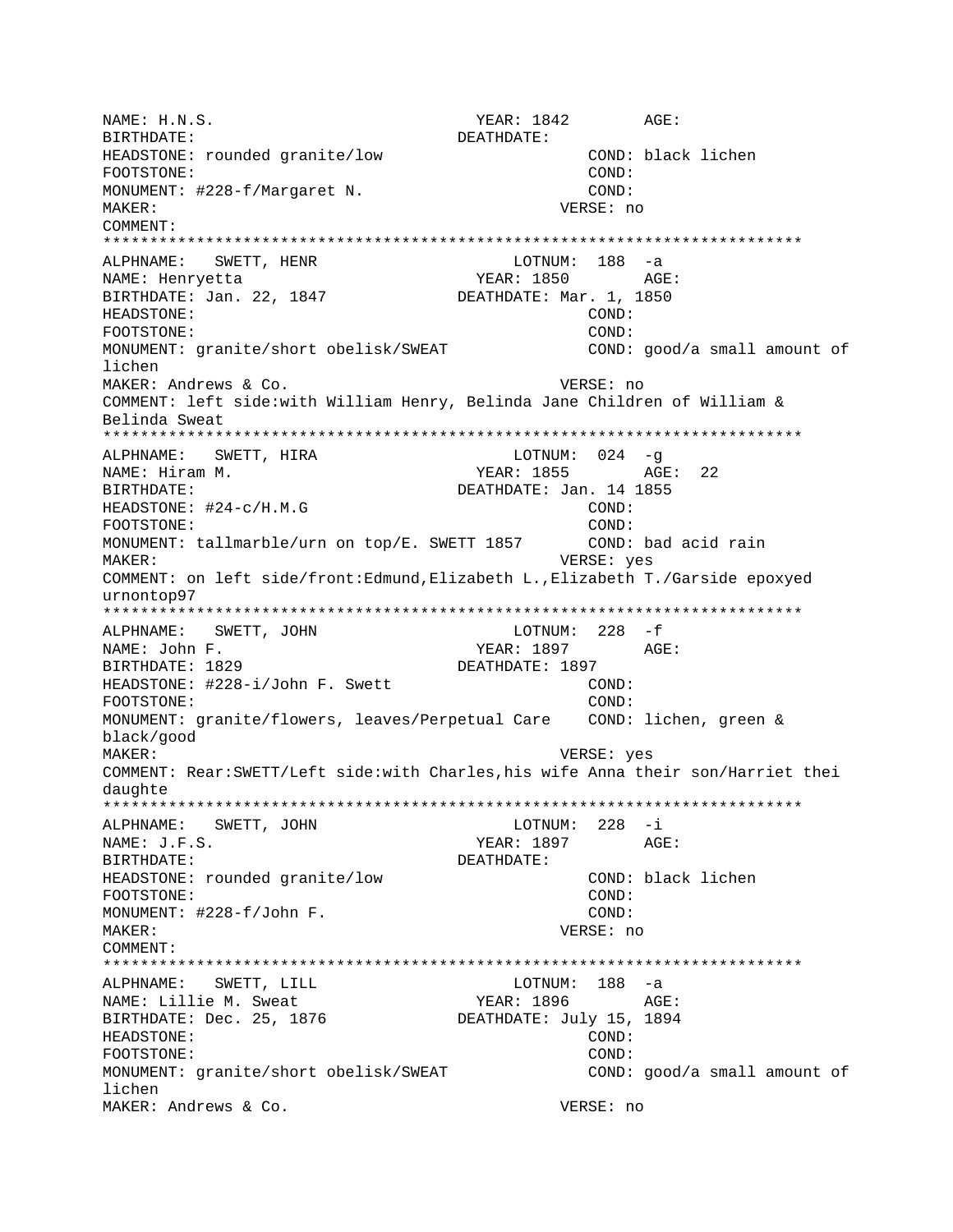NAME: H.N.S. YEAR: 1842 AGE:
BIRTHDATE: DEATHDATE:
HEADSTONE: rounded granite/low COND: black lichen
FOOTSTONE: COND:
MONUMENT: #228-f/Margaret N. COND:
MAKER: VERSE: no
COMMENT:

***************************************************************************

ALPHNAME: SWETT, HENR LOTNUM: 188 -a
NAME: Henryetta YEAR: 1850 AGE:
BIRTHDATE: Jan. 22, 1847 DEATHDATE: Mar. 1, 1850
HEADSTONE: COND:
FOOTSTONE: COND:
MONUMENT: granite/short obelisk/SWEAT COND: good/a small amount of lichen
MAKER: Andrews & Co. VERSE: no
COMMENT: left side:with William Henry, Belinda Jane Children of William & Belinda Sweat

***************************************************************************

ALPHNAME: SWETT, HIRA LOTNUM: 024 -g
NAME: Hiram M. YEAR: 1855 AGE: 22
BIRTHDATE: DEATHDATE: Jan. 14 1855
HEADSTONE: #24-c/H.M.G COND:
FOOTSTONE: COND:
MONUMENT: tallmarble/urn on top/E. SWETT 1857 COND: bad acid rain
MAKER: VERSE: yes
COMMENT: on left side/front:Edmund,Elizabeth L.,Elizabeth T./Garside epoxyed urnontop97

***************************************************************************

ALPHNAME: SWETT, JOHN LOTNUM: 228 -f
NAME: John F. YEAR: 1897 AGE:
BIRTHDATE: 1829 DEATHDATE: 1897
HEADSTONE: #228-i/John F. Swett COND:
FOOTSTONE: COND:
MONUMENT: granite/flowers, leaves/Perpetual Care COND: lichen, green & black/good
MAKER: VERSE: yes
COMMENT: Rear:SWETT/Left side:with Charles,his wife Anna their son/Harriet thei daughte

***************************************************************************

ALPHNAME: SWETT, JOHN LOTNUM: 228 -i
NAME: J.F.S. YEAR: 1897 AGE:
BIRTHDATE: DEATHDATE:
HEADSTONE: rounded granite/low COND: black lichen
FOOTSTONE: COND:
MONUMENT: #228-f/John F. COND:
MAKER: VERSE: no
COMMENT:

***************************************************************************

ALPHNAME: SWETT, LILL LOTNUM: 188 -a
NAME: Lillie M. Sweat YEAR: 1896 AGE:
BIRTHDATE: Dec. 25, 1876 DEATHDATE: July 15, 1894
HEADSTONE: COND:
FOOTSTONE: COND:
MONUMENT: granite/short obelisk/SWEAT COND: good/a small amount of lichen
MAKER: Andrews & Co. VERSE: no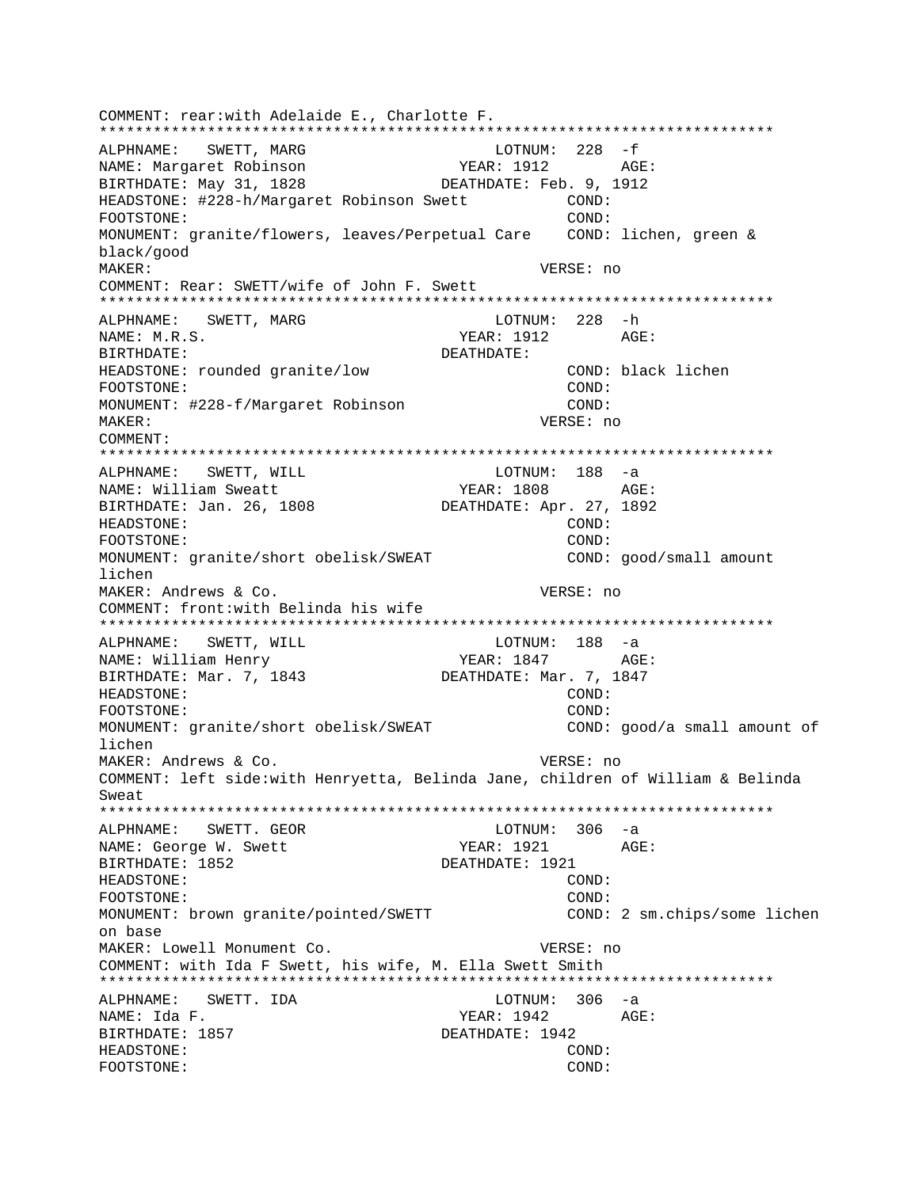COMMENT: rear:with Adelaide E., Charlotte F.
\*\*\*\*\*\*\*\*\*\*\*\*\*\*\*\*\*\*\*\*\*\*\*\*\*\*\*\*\*\*\*\*\*\*\*\*\*\*\*\*\*\*\*\*\*\*\*\*\*\*\*\*\*\*\*\*\*\*\*\*\*\*\*\*\*\*\*\*\*\*\*\*\*\*\*\*

```
ALPHNAME:   SWETT, MARG                      LOTNUM:  228  -f
NAME: Margaret Robinson                 YEAR: 1912        AGE:
BIRTHDATE: May 31, 1828              DEATHDATE: Feb. 9, 1912
HEADSTONE: #228-h/Margaret Robinson Swett          COND:
FOOTSTONE:                                         COND:
MONUMENT: granite/flowers, leaves/Perpetual Care    COND: lichen, green & 
black/good
MAKER:                                        VERSE: no
COMMENT: Rear: SWETT/wife of John F. Swett
***************************************************************************
ALPHNAME:   SWETT, MARG                      LOTNUM:  228  -h
NAME: M.R.S.                            YEAR: 1912        AGE:
BIRTHDATE:                           DEATHDATE:
HEADSTONE: rounded granite/low                     COND: black lichen
FOOTSTONE:                                         COND:
MONUMENT: #228-f/Margaret Robinson                 COND:
MAKER:                                        VERSE: no
COMMENT:
***************************************************************************
ALPHNAME:   SWETT, WILL                      LOTNUM:  188  -a
NAME: William Sweatt                    YEAR: 1808        AGE:
BIRTHDATE: Jan. 26, 1808             DEATHDATE: Apr. 27, 1892
HEADSTONE:                                         COND:
FOOTSTONE:                                         COND:
MONUMENT: granite/short obelisk/SWEAT              COND: good/small amount 
lichen
MAKER: Andrews & Co.                          VERSE: no
COMMENT: front:with Belinda his wife
***************************************************************************
ALPHNAME:   SWETT, WILL                      LOTNUM:  188  -a
NAME: William Henry                     YEAR: 1847        AGE:
BIRTHDATE: Mar. 7, 1843              DEATHDATE: Mar. 7, 1847
HEADSTONE:                                         COND:
FOOTSTONE:                                         COND:
MONUMENT: granite/short obelisk/SWEAT              COND: good/a small amount of 
lichen
MAKER: Andrews & Co.                          VERSE: no
COMMENT: left side:with Henryetta, Belinda Jane, children of William & Belinda 
Sweat
***************************************************************************
ALPHNAME:   SWETT. GEOR                      LOTNUM:  306  -a
NAME: George W. Swett                   YEAR: 1921        AGE:
BIRTHDATE: 1852                      DEATHDATE: 1921
HEADSTONE:                                         COND:
FOOTSTONE:                                         COND:
MONUMENT: brown granite/pointed/SWETT              COND: 2 sm.chips/some lichen 
on base
MAKER: Lowell Monument Co.                    VERSE: no
COMMENT: with Ida F Swett, his wife, M. Ella Swett Smith
***************************************************************************
ALPHNAME:   SWETT. IDA                       LOTNUM:  306  -a
NAME: Ida F.                            YEAR: 1942        AGE:
BIRTHDATE: 1857                      DEATHDATE: 1942
HEADSTONE:                                         COND:
FOOTSTONE:                                         COND:
```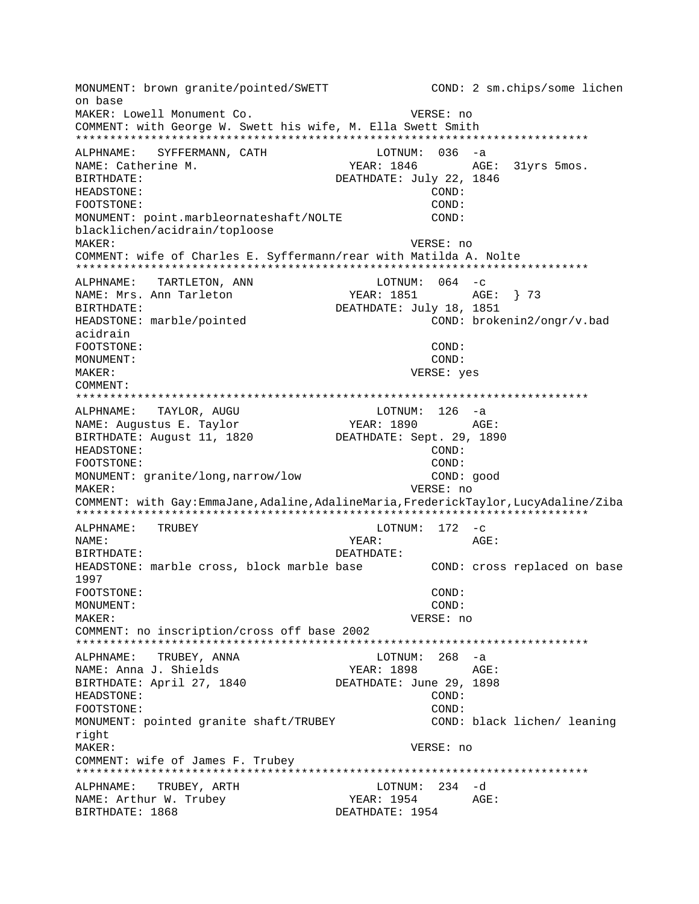```
MONUMENT: brown granite/pointed/SWETT              COND: 2 sm.chips/some lichen
on base
MAKER: Lowell Monument Co.                         VERSE: no
COMMENT: with George W. Swett his wife, M. Ella Swett Smith
***************************************************************************
ALPHNAME:   SYFFERMANN, CATH                   LOTNUM:  036  -a
NAME: Catherine M.                         YEAR: 1846        AGE:  31yrs 5mos.
BIRTHDATE:                             DEATHDATE: July 22, 1846
HEADSTONE:                                         COND:
FOOTSTONE:                                         COND:
MONUMENT: point.marbleornateshaft/NOLTE            COND:
blacklichen/acidrain/toploose
MAKER:                                         VERSE: no
COMMENT: wife of Charles E. Syffermann/rear with Matilda A. Nolte
***************************************************************************
ALPHNAME:   TARTLETON, ANN                     LOTNUM:  064  -c
NAME: Mrs. Ann Tarleton                    YEAR: 1851        AGE:  } 73
BIRTHDATE:                             DEATHDATE: July 18, 1851
HEADSTONE: marble/pointed                          COND: brokenin2/ongr/v.bad
acidrain
FOOTSTONE:                                         COND:
MONUMENT:                                          COND:
MAKER:                                         VERSE: yes
COMMENT:
***************************************************************************
ALPHNAME:   TAYLOR, AUGU                       LOTNUM:  126  -a
NAME: Augustus E. Taylor                   YEAR: 1890        AGE:
BIRTHDATE: August 11, 1820             DEATHDATE: Sept. 29, 1890
HEADSTONE:                                         COND:
FOOTSTONE:                                         COND:
MONUMENT: granite/long,narrow/low                  COND: good
MAKER:                                         VERSE: no
COMMENT: with Gay:EmmaJane,Adaline,AdalineMaria,FrederickTaylor,LucyAdaline/Ziba
***************************************************************************
ALPHNAME:   TRUBEY                             LOTNUM:  172  -c
NAME:                                      YEAR:             AGE:
BIRTHDATE:                             DEATHDATE:
HEADSTONE: marble cross, block marble base         COND: cross replaced on base
1997
FOOTSTONE:                                         COND:
MONUMENT:                                          COND:
MAKER:                                         VERSE: no
COMMENT: no inscription/cross off base 2002
***************************************************************************
ALPHNAME:   TRUBEY, ANNA                       LOTNUM:  268  -a
NAME: Anna J. Shields                      YEAR: 1898        AGE:
BIRTHDATE: April 27, 1840              DEATHDATE: June 29, 1898
HEADSTONE:                                         COND:
FOOTSTONE:                                         COND:
MONUMENT: pointed granite shaft/TRUBEY             COND: black lichen/ leaning
right
MAKER:                                         VERSE: no
COMMENT: wife of James F. Trubey
***************************************************************************
ALPHNAME:   TRUBEY, ARTH                       LOTNUM:  234  -d
NAME: Arthur W. Trubey                     YEAR: 1954        AGE:
BIRTHDATE: 1868                        DEATHDATE: 1954
```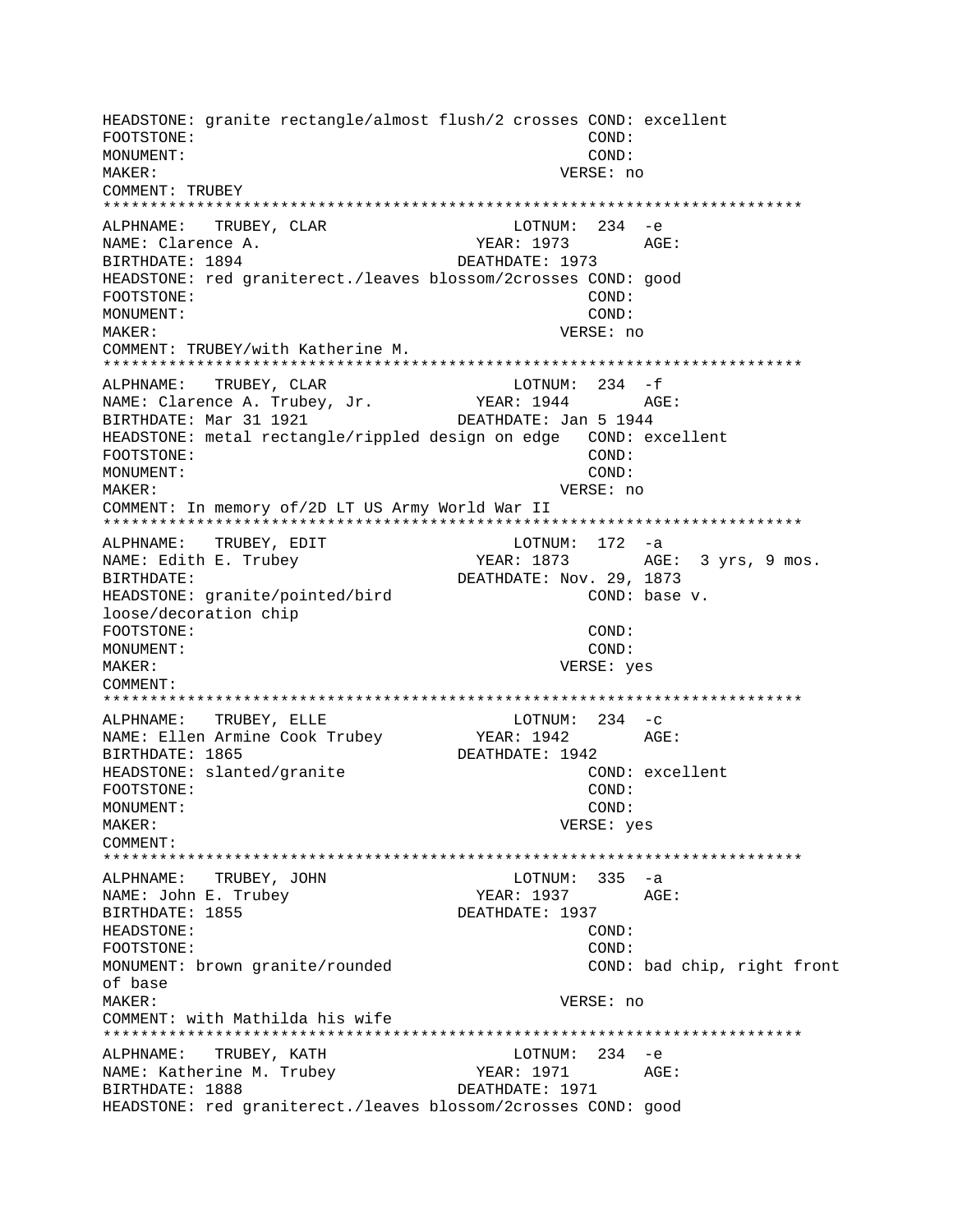HEADSTONE: granite rectangle/almost flush/2 crosses COND: excellent
FOOTSTONE: COND:
MONUMENT: COND:
MAKER: VERSE: no
COMMENT: TRUBEY

***************************************************************************

ALPHNAME: TRUBEY, CLAR LOTNUM: 234 -e
NAME: Clarence A. YEAR: 1973 AGE:
BIRTHDATE: 1894 DEATHDATE: 1973
HEADSTONE: red graniterect./leaves blossom/2crosses COND: good
FOOTSTONE: COND:
MONUMENT: COND:
MAKER: VERSE: no
COMMENT: TRUBEY/with Katherine M.

***************************************************************************

ALPHNAME: TRUBEY, CLAR LOTNUM: 234 -f
NAME: Clarence A. Trubey, Jr. YEAR: 1944 AGE:
BIRTHDATE: Mar 31 1921 DEATHDATE: Jan 5 1944
HEADSTONE: metal rectangle/rippled design on edge COND: excellent
FOOTSTONE: COND:
MONUMENT: COND:
MAKER: VERSE: no
COMMENT: In memory of/2D LT US Army World War II

***************************************************************************

ALPHNAME: TRUBEY, EDIT LOTNUM: 172 -a
NAME: Edith E. Trubey YEAR: 1873 AGE: 3 yrs, 9 mos.
BIRTHDATE: DEATHDATE: Nov. 29, 1873
HEADSTONE: granite/pointed/bird COND: base v. loose/decoration chip
FOOTSTONE: COND:
MONUMENT: COND:
MAKER: VERSE: yes
COMMENT:

***************************************************************************

ALPHNAME: TRUBEY, ELLE LOTNUM: 234 -c
NAME: Ellen Armine Cook Trubey YEAR: 1942 AGE:
BIRTHDATE: 1865 DEATHDATE: 1942
HEADSTONE: slanted/granite COND: excellent
FOOTSTONE: COND:
MONUMENT: COND:
MAKER: VERSE: yes
COMMENT:

***************************************************************************

ALPHNAME: TRUBEY, JOHN LOTNUM: 335 -a
NAME: John E. Trubey YEAR: 1937 AGE:
BIRTHDATE: 1855 DEATHDATE: 1937
HEADSTONE: COND:
FOOTSTONE: COND:
MONUMENT: brown granite/rounded COND: bad chip, right front of base
MAKER: VERSE: no
COMMENT: with Mathilda his wife

***************************************************************************

ALPHNAME: TRUBEY, KATH LOTNUM: 234 -e
NAME: Katherine M. Trubey YEAR: 1971 AGE:
BIRTHDATE: 1888 DEATHDATE: 1971
HEADSTONE: red graniterect./leaves blossom/2crosses COND: good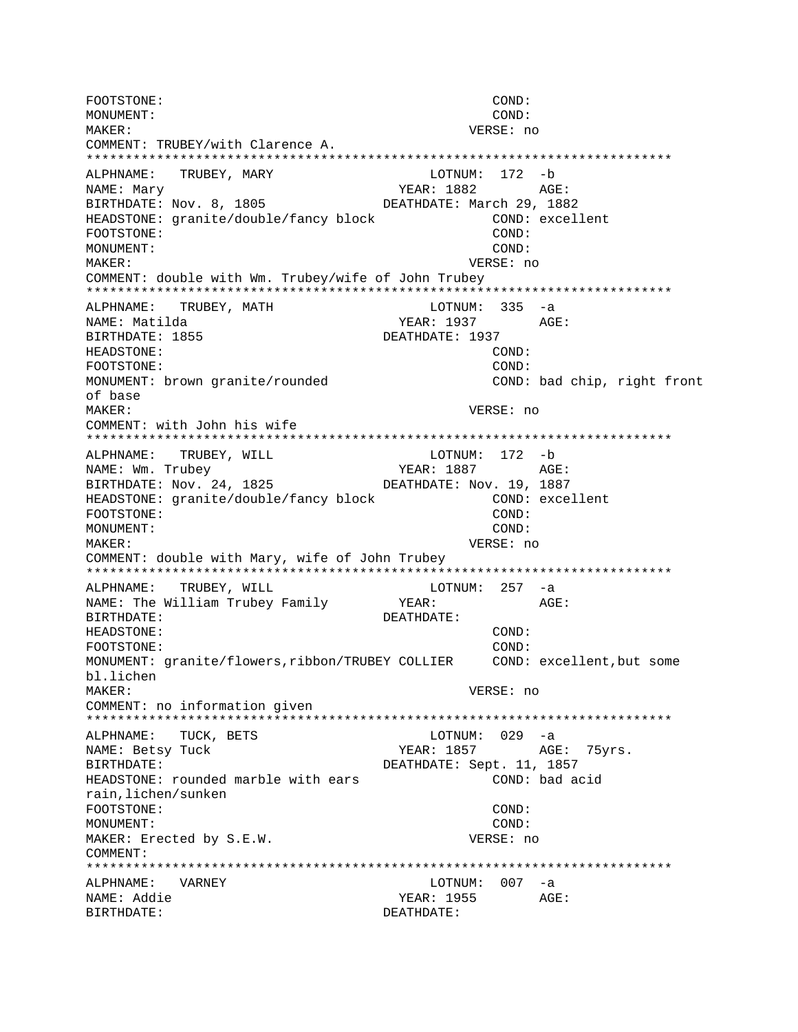```
FOOTSTONE:                                          COND:
MONUMENT:                                           COND:
MAKER:                                              VERSE: no
COMMENT: TRUBEY/with Clarence A.
***************************************************************************
ALPHNAME:   TRUBEY, MARY                      LOTNUM:  172  -b
NAME: Mary                                YEAR: 1882        AGE:
BIRTHDATE: Nov. 8, 1805              DEATHDATE: March 29, 1882
HEADSTONE: granite/double/fancy block               COND: excellent
FOOTSTONE:                                          COND:
MONUMENT:                                           COND:
MAKER:                                              VERSE: no
COMMENT: double with Wm. Trubey/wife of John Trubey
***************************************************************************
ALPHNAME:   TRUBEY, MATH                      LOTNUM:  335  -a
NAME: Matilda                             YEAR: 1937        AGE:
BIRTHDATE: 1855                      DEATHDATE: 1937
HEADSTONE:                                          COND:
FOOTSTONE:                                          COND:
MONUMENT: brown granite/rounded                     COND: bad chip, right front
of base
MAKER:                                              VERSE: no
COMMENT: with John his wife
***************************************************************************
ALPHNAME:   TRUBEY, WILL                      LOTNUM:  172  -b
NAME: Wm. Trubey                          YEAR: 1887        AGE:
BIRTHDATE: Nov. 24, 1825             DEATHDATE: Nov. 19, 1887
HEADSTONE: granite/double/fancy block               COND: excellent
FOOTSTONE:                                          COND:
MONUMENT:                                           COND:
MAKER:                                              VERSE: no
COMMENT: double with Mary, wife of John Trubey
***************************************************************************
ALPHNAME:   TRUBEY, WILL                      LOTNUM:  257  -a
NAME: The William Trubey Family          YEAR:              AGE:
BIRTHDATE:                           DEATHDATE:
HEADSTONE:                                          COND:
FOOTSTONE:                                          COND:
MONUMENT: granite/flowers,ribbon/TRUBEY COLLIER     COND: excellent,but some
bl.lichen
MAKER:                                              VERSE: no
COMMENT: no information given
***************************************************************************
ALPHNAME:   TUCK, BETS                        LOTNUM:  029  -a
NAME: Betsy Tuck                          YEAR: 1857        AGE:  75yrs.
BIRTHDATE:                           DEATHDATE: Sept. 11, 1857
HEADSTONE: rounded marble with ears                 COND: bad acid
rain,lichen/sunken
FOOTSTONE:                                          COND:
MONUMENT:                                           COND:
MAKER: Erected by S.E.W.                            VERSE: no
COMMENT:
***************************************************************************
ALPHNAME:   VARNEY                            LOTNUM:  007  -a
NAME: Addie                               YEAR: 1955        AGE:
BIRTHDATE:                           DEATHDATE:
```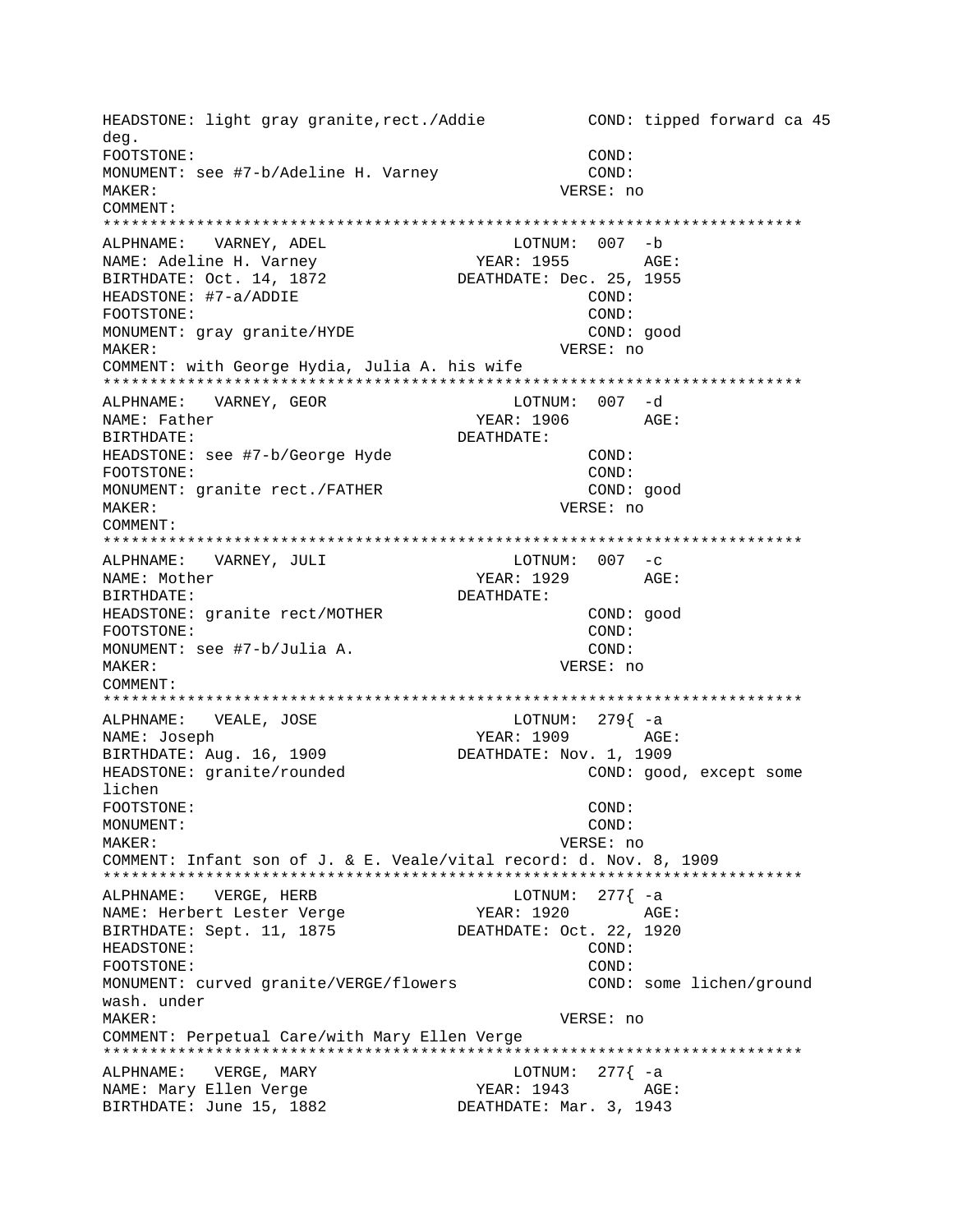HEADSTONE: light gray granite,rect./Addie          COND: tipped forward ca 45 deg.
FOOTSTONE:                                          COND:
MONUMENT: see #7-b/Adeline H. Varney                COND:
MAKER:                                              VERSE: no
COMMENT:

***************************************************************************

ALPHNAME:   VARNEY, ADEL                     LOTNUM:  007  -b
NAME: Adeline H. Varney                      YEAR: 1955        AGE:
BIRTHDATE: Oct. 14, 1872                 DEATHDATE: Dec. 25, 1955
HEADSTONE: #7-a/ADDIE                               COND:
FOOTSTONE:                                          COND:
MONUMENT: gray granite/HYDE                         COND: good
MAKER:                                              VERSE: no
COMMENT: with George Hydia, Julia A. his wife

***************************************************************************

ALPHNAME:   VARNEY, GEOR                     LOTNUM:  007  -d
NAME: Father                                 YEAR: 1906        AGE:
BIRTHDATE:                               DEATHDATE:
HEADSTONE: see #7-b/George Hyde                     COND:
FOOTSTONE:                                          COND:
MONUMENT: granite rect./FATHER                      COND: good
MAKER:                                              VERSE: no
COMMENT:

***************************************************************************

ALPHNAME:   VARNEY, JULI                     LOTNUM:  007  -c
NAME: Mother                                 YEAR: 1929        AGE:
BIRTHDATE:                               DEATHDATE:
HEADSTONE: granite rect/MOTHER                      COND: good
FOOTSTONE:                                          COND:
MONUMENT: see #7-b/Julia A.                         COND:
MAKER:                                              VERSE: no
COMMENT:

***************************************************************************

ALPHNAME:   VEALE, JOSE                      LOTNUM:  279{ -a
NAME: Joseph                                 YEAR: 1909        AGE:
BIRTHDATE: Aug. 16, 1909                 DEATHDATE: Nov. 1, 1909
HEADSTONE: granite/rounded                          COND: good, except some lichen
FOOTSTONE:                                          COND:
MONUMENT:                                           COND:
MAKER:                                              VERSE: no
COMMENT: Infant son of J. & E. Veale/vital record: d. Nov. 8, 1909

***************************************************************************

ALPHNAME:   VERGE, HERB                      LOTNUM:  277{ -a
NAME: Herbert Lester Verge                   YEAR: 1920        AGE:
BIRTHDATE: Sept. 11, 1875                DEATHDATE: Oct. 22, 1920
HEADSTONE:                                          COND:
FOOTSTONE:                                          COND:
MONUMENT: curved granite/VERGE/flowers              COND: some lichen/ground wash. under
MAKER:                                              VERSE: no
COMMENT: Perpetual Care/with Mary Ellen Verge

***************************************************************************

ALPHNAME:   VERGE, MARY                      LOTNUM:  277{ -a
NAME: Mary Ellen Verge                       YEAR: 1943        AGE:
BIRTHDATE: June 15, 1882                 DEATHDATE: Mar. 3, 1943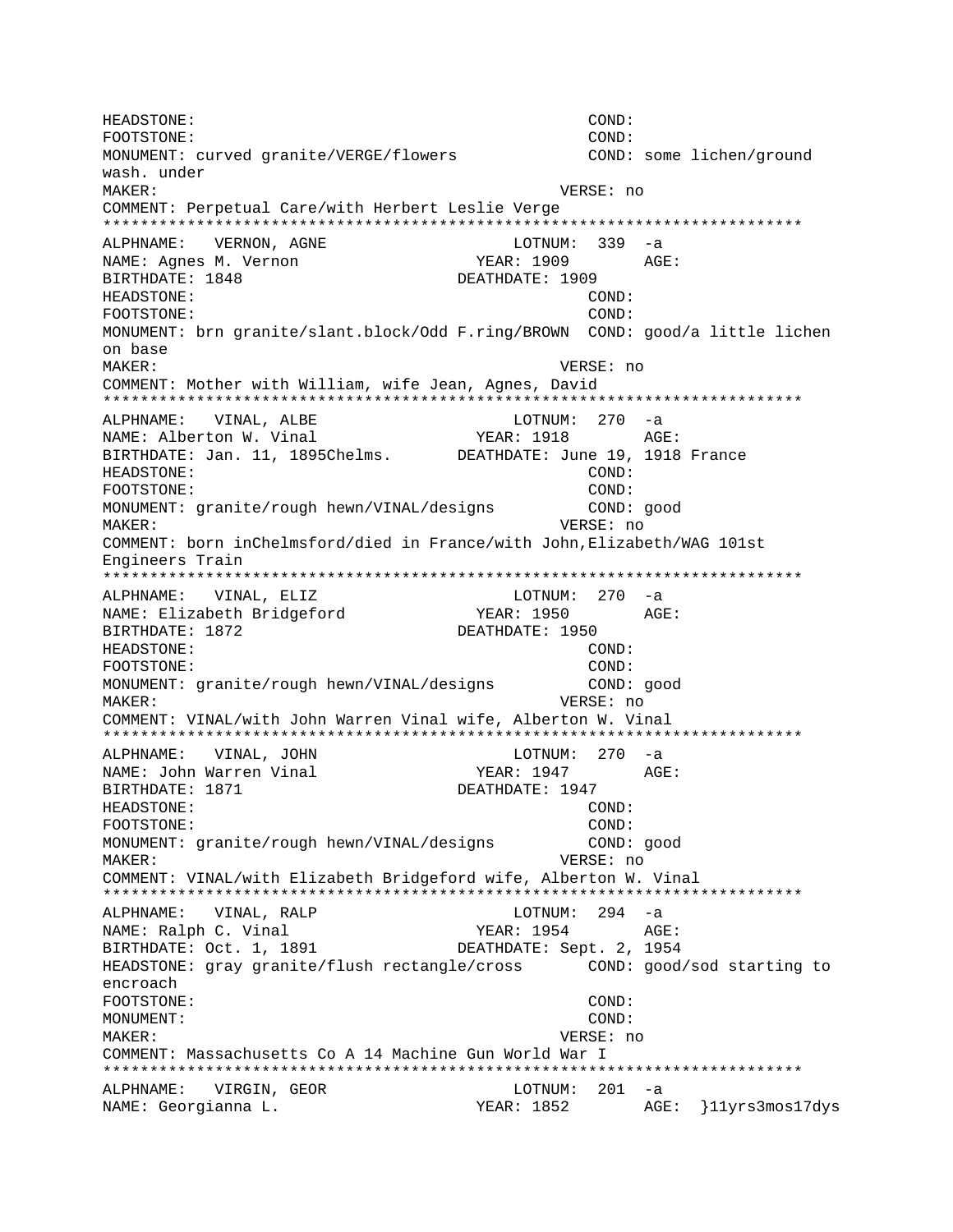```
HEADSTONE:                                              COND:
FOOTSTONE:                                              COND:
MONUMENT: curved granite/VERGE/flowers                  COND: some lichen/ground
wash. under
MAKER:                                                  VERSE: no
COMMENT: Perpetual Care/with Herbert Leslie Verge
***************************************************************************
ALPHNAME:   VERNON, AGNE                        LOTNUM:  339  -a
NAME: Agnes M. Vernon                         YEAR: 1909        AGE:
BIRTHDATE: 1848                               DEATHDATE: 1909
HEADSTONE:                                              COND:
FOOTSTONE:                                              COND:
MONUMENT: brn granite/slant.block/Odd F.ring/BROWN  COND: good/a little lichen
on base
MAKER:                                                  VERSE: no
COMMENT: Mother with William, wife Jean, Agnes, David
***************************************************************************
ALPHNAME:   VINAL, ALBE                         LOTNUM:  270  -a
NAME: Alberton W. Vinal                       YEAR: 1918        AGE:
BIRTHDATE: Jan. 11, 1895Chelms.       DEATHDATE: June 19, 1918 France
HEADSTONE:                                              COND:
FOOTSTONE:                                              COND:
MONUMENT: granite/rough hewn/VINAL/designs              COND: good
MAKER:                                                  VERSE: no
COMMENT: born inChelmsford/died in France/with John,Elizabeth/WAG 101st
Engineers Train
***************************************************************************
ALPHNAME:   VINAL, ELIZ                         LOTNUM:  270  -a
NAME: Elizabeth Bridgeford                    YEAR: 1950        AGE:
BIRTHDATE: 1872                               DEATHDATE: 1950
HEADSTONE:                                              COND:
FOOTSTONE:                                              COND:
MONUMENT: granite/rough hewn/VINAL/designs              COND: good
MAKER:                                                  VERSE: no
COMMENT: VINAL/with John Warren Vinal wife, Alberton W. Vinal
***************************************************************************
ALPHNAME:   VINAL, JOHN                         LOTNUM:  270  -a
NAME: John Warren Vinal                       YEAR: 1947        AGE:
BIRTHDATE: 1871                               DEATHDATE: 1947
HEADSTONE:                                              COND:
FOOTSTONE:                                              COND:
MONUMENT: granite/rough hewn/VINAL/designs              COND: good
MAKER:                                                  VERSE: no
COMMENT: VINAL/with Elizabeth Bridgeford wife, Alberton W. Vinal
***************************************************************************
ALPHNAME:   VINAL, RALP                         LOTNUM:  294  -a
NAME: Ralph C. Vinal                          YEAR: 1954        AGE:
BIRTHDATE: Oct. 1, 1891               DEATHDATE: Sept. 2, 1954
HEADSTONE: gray granite/flush rectangle/cross       COND: good/sod starting to
encroach
FOOTSTONE:                                              COND:
MONUMENT:                                               COND:
MAKER:                                                  VERSE: no
COMMENT: Massachusetts Co A 14 Machine Gun World War I
***************************************************************************
ALPHNAME:   VIRGIN, GEOR                        LOTNUM:  201  -a
NAME: Georgianna L.                           YEAR: 1852        AGE:  }11yrs3mos17dys
```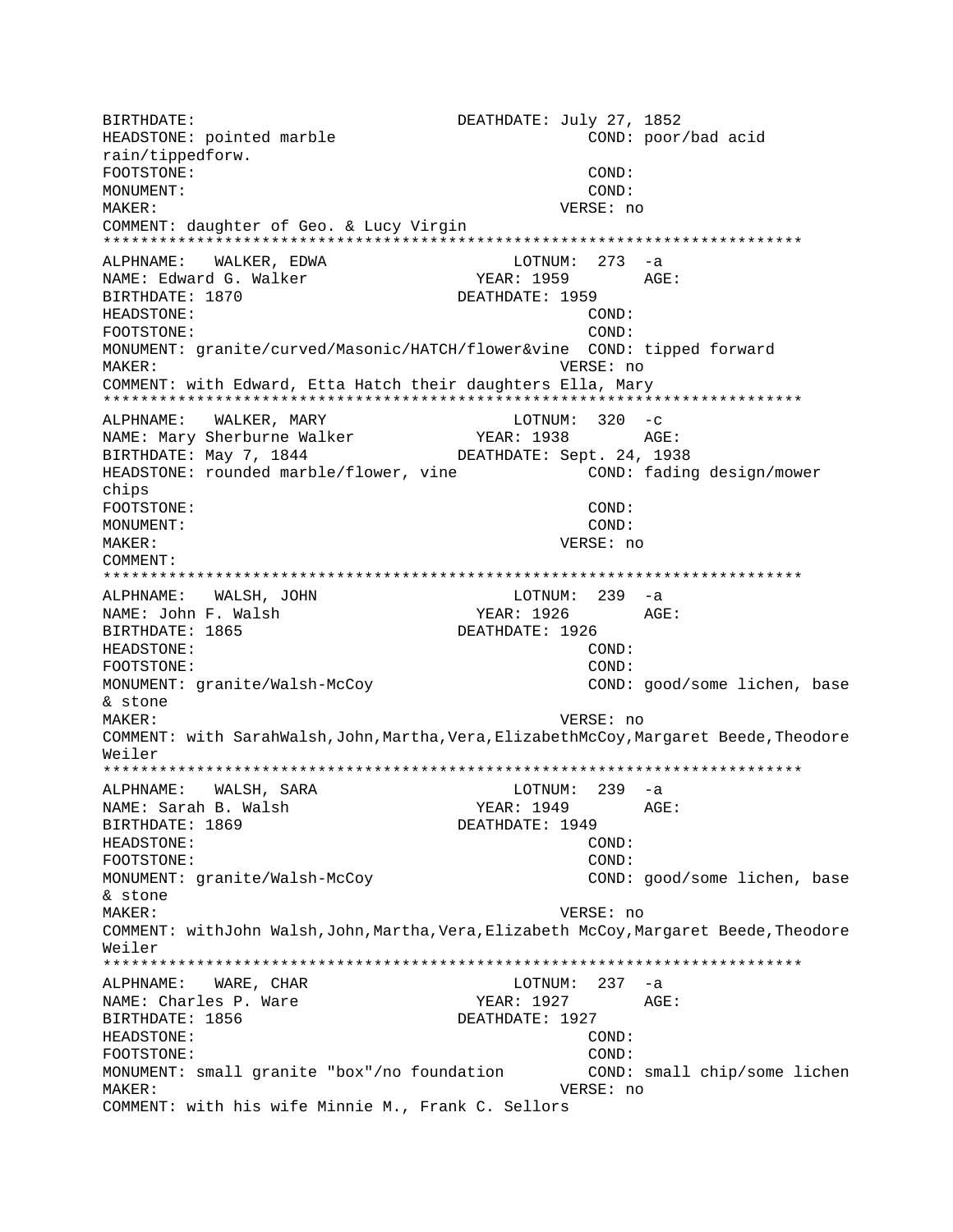BIRTHDATE: DEATHDATE: July 27, 1852
HEADSTONE: pointed marble COND: poor/bad acid rain/tippedforw.
FOOTSTONE: COND:
MONUMENT: COND:
MAKER: VERSE: no
COMMENT: daughter of Geo. & Lucy Virgin
***************************************************************************
ALPHNAME: WALKER, EDWA LOTNUM: 273 -a
NAME: Edward G. Walker YEAR: 1959 AGE:
BIRTHDATE: 1870 DEATHDATE: 1959
HEADSTONE: COND:
FOOTSTONE: COND:
MONUMENT: granite/curved/Masonic/HATCH/flower&vine COND: tipped forward
MAKER: VERSE: no
COMMENT: with Edward, Etta Hatch their daughters Ella, Mary
***************************************************************************
ALPHNAME: WALKER, MARY LOTNUM: 320 -c
NAME: Mary Sherburne Walker YEAR: 1938 AGE:
BIRTHDATE: May 7, 1844 DEATHDATE: Sept. 24, 1938
HEADSTONE: rounded marble/flower, vine COND: fading design/mower chips
FOOTSTONE: COND:
MONUMENT: COND:
MAKER: VERSE: no
COMMENT:
***************************************************************************
ALPHNAME: WALSH, JOHN LOTNUM: 239 -a
NAME: John F. Walsh YEAR: 1926 AGE:
BIRTHDATE: 1865 DEATHDATE: 1926
HEADSTONE: COND:
FOOTSTONE: COND:
MONUMENT: granite/Walsh-McCoy COND: good/some lichen, base & stone
MAKER: VERSE: no
COMMENT: with SarahWalsh,John,Martha,Vera,ElizabethMcCoy,Margaret Beede,Theodore Weiler
***************************************************************************
ALPHNAME: WALSH, SARA LOTNUM: 239 -a
NAME: Sarah B. Walsh YEAR: 1949 AGE:
BIRTHDATE: 1869 DEATHDATE: 1949
HEADSTONE: COND:
FOOTSTONE: COND:
MONUMENT: granite/Walsh-McCoy COND: good/some lichen, base & stone
MAKER: VERSE: no
COMMENT: withJohn Walsh,John,Martha,Vera,Elizabeth McCoy,Margaret Beede,Theodore Weiler
***************************************************************************
ALPHNAME: WARE, CHAR LOTNUM: 237 -a
NAME: Charles P. Ware YEAR: 1927 AGE:
BIRTHDATE: 1856 DEATHDATE: 1927
HEADSTONE: COND:
FOOTSTONE: COND:
MONUMENT: small granite "box"/no foundation COND: small chip/some lichen
MAKER: VERSE: no
COMMENT: with his wife Minnie M., Frank C. Sellors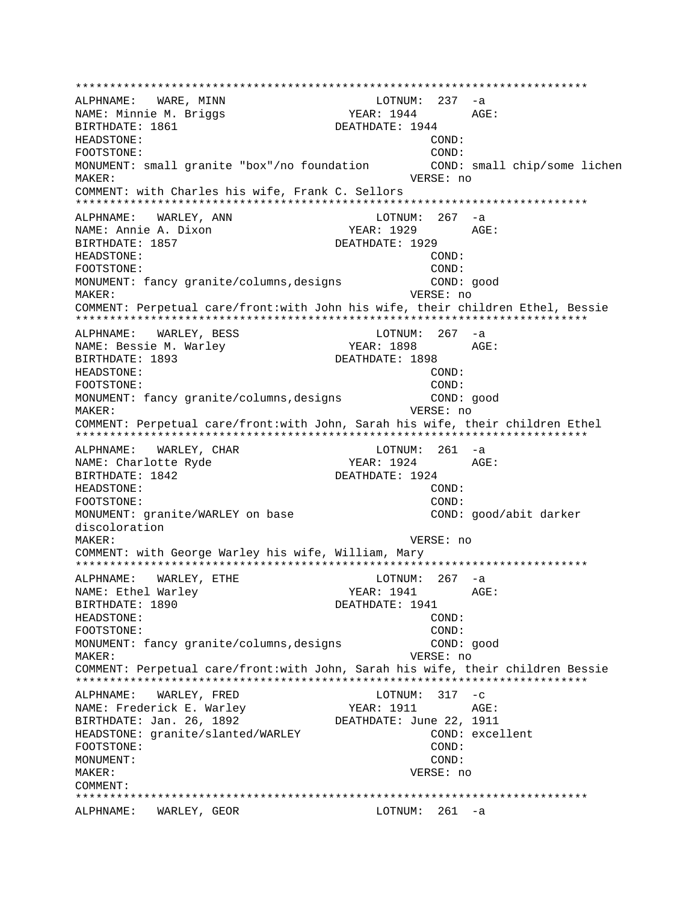```
*************************************************************************
ALPHNAME:   WARE, MINN                      LOTNUM:  237  -a
NAME: Minnie M. Briggs                  YEAR: 1944        AGE:
BIRTHDATE: 1861                       DEATHDATE: 1944
HEADSTONE:                                          COND:
FOOTSTONE:                                          COND:
MONUMENT: small granite "box"/no foundation         COND: small chip/some lichen
MAKER:                                            VERSE: no
COMMENT: with Charles his wife, Frank C. Sellors
*************************************************************************
ALPHNAME:   WARLEY, ANN                     LOTNUM:  267  -a
NAME: Annie A. Dixon                    YEAR: 1929        AGE:
BIRTHDATE: 1857                       DEATHDATE: 1929
HEADSTONE:                                          COND:
FOOTSTONE:                                          COND:
MONUMENT: fancy granite/columns,designs             COND: good
MAKER:                                            VERSE: no
COMMENT: Perpetual care/front:with John his wife, their children Ethel, Bessie
*************************************************************************
ALPHNAME:   WARLEY, BESS                    LOTNUM:  267  -a
NAME: Bessie M. Warley                  YEAR: 1898        AGE:
BIRTHDATE: 1893                       DEATHDATE: 1898
HEADSTONE:                                          COND:
FOOTSTONE:                                          COND:
MONUMENT: fancy granite/columns,designs             COND: good
MAKER:                                            VERSE: no
COMMENT: Perpetual care/front:with John, Sarah his wife, their children Ethel
*************************************************************************
ALPHNAME:   WARLEY, CHAR                    LOTNUM:  261  -a
NAME: Charlotte Ryde                    YEAR: 1924        AGE:
BIRTHDATE: 1842                       DEATHDATE: 1924
HEADSTONE:                                          COND:
FOOTSTONE:                                          COND:
MONUMENT: granite/WARLEY on base                    COND: good/abit darker
discoloration
MAKER:                                            VERSE: no
COMMENT: with George Warley his wife, William, Mary
*************************************************************************
ALPHNAME:   WARLEY, ETHE                    LOTNUM:  267  -a
NAME: Ethel Warley                      YEAR: 1941        AGE:
BIRTHDATE: 1890                       DEATHDATE: 1941
HEADSTONE:                                          COND:
FOOTSTONE:                                          COND:
MONUMENT: fancy granite/columns,designs             COND: good
MAKER:                                            VERSE: no
COMMENT: Perpetual care/front:with John, Sarah his wife, their children Bessie
*************************************************************************
ALPHNAME:   WARLEY, FRED                    LOTNUM:  317  -c
NAME: Frederick E. Warley               YEAR: 1911        AGE:
BIRTHDATE: Jan. 26, 1892              DEATHDATE: June 22, 1911
HEADSTONE: granite/slanted/WARLEY                   COND: excellent
FOOTSTONE:                                          COND:
MONUMENT:                                           COND:
MAKER:                                            VERSE: no
COMMENT:
*************************************************************************
ALPHNAME:   WARLEY, GEOR                    LOTNUM:  261  -a
```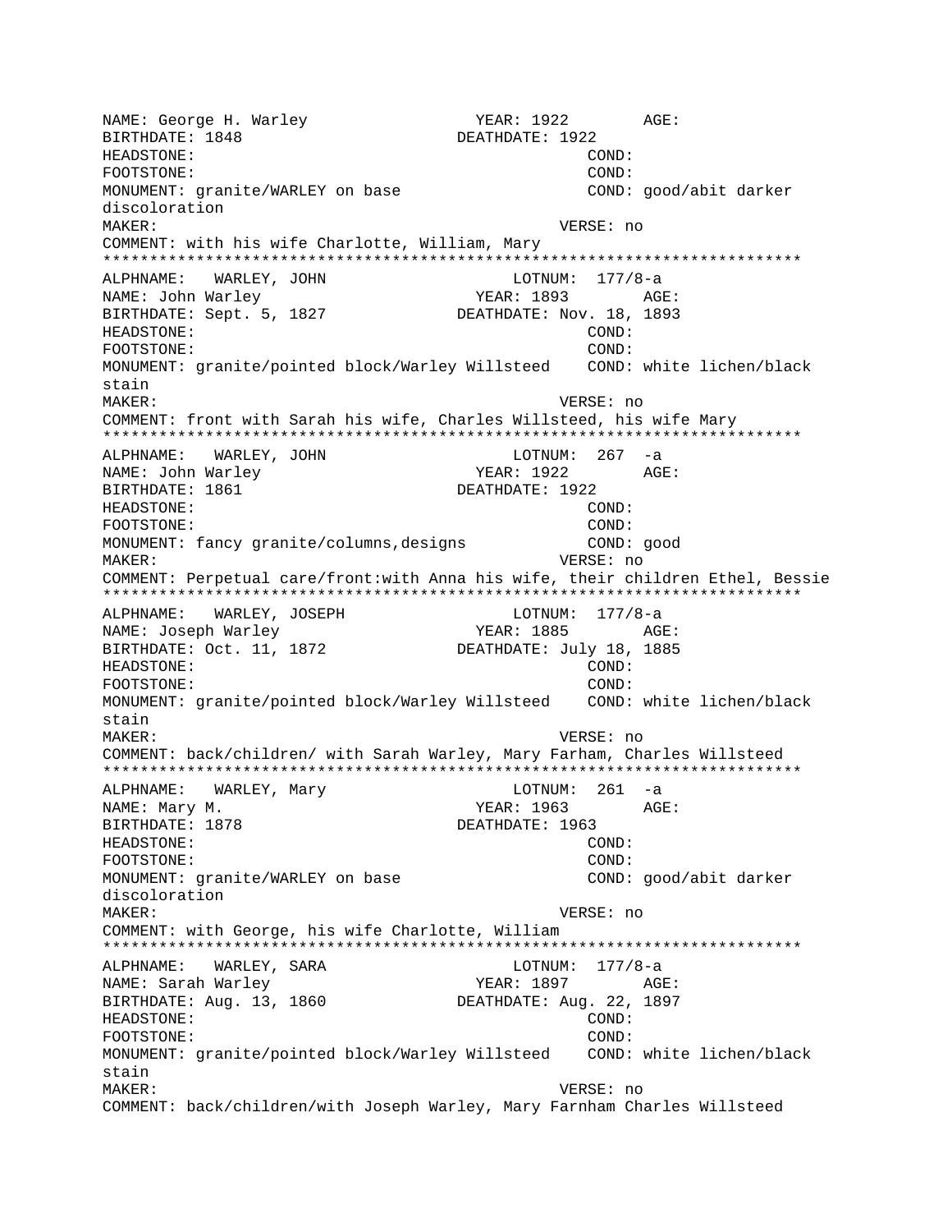NAME: George H. Warley YEAR: 1922 AGE:
BIRTHDATE: 1848 DEATHDATE: 1922
HEADSTONE: COND:
FOOTSTONE: COND:
MONUMENT: granite/WARLEY on base COND: good/abit darker discoloration
MAKER: VERSE: no
COMMENT: with his wife Charlotte, William, Mary

***************************************************************************

ALPHNAME: WARLEY, JOHN LOTNUM: 177/8-a
NAME: John Warley YEAR: 1893 AGE:
BIRTHDATE: Sept. 5, 1827 DEATHDATE: Nov. 18, 1893
HEADSTONE: COND:
FOOTSTONE: COND:
MONUMENT: granite/pointed block/Warley Willsteed COND: white lichen/black stain
MAKER: VERSE: no
COMMENT: front with Sarah his wife, Charles Willsteed, his wife Mary

***************************************************************************

ALPHNAME: WARLEY, JOHN LOTNUM: 267 -a
NAME: John Warley YEAR: 1922 AGE:
BIRTHDATE: 1861 DEATHDATE: 1922
HEADSTONE: COND:
FOOTSTONE: COND:
MONUMENT: fancy granite/columns,designs COND: good
MAKER: VERSE: no
COMMENT: Perpetual care/front:with Anna his wife, their children Ethel, Bessie

***************************************************************************

ALPHNAME: WARLEY, JOSEPH LOTNUM: 177/8-a
NAME: Joseph Warley YEAR: 1885 AGE:
BIRTHDATE: Oct. 11, 1872 DEATHDATE: July 18, 1885
HEADSTONE: COND:
FOOTSTONE: COND:
MONUMENT: granite/pointed block/Warley Willsteed COND: white lichen/black stain
MAKER: VERSE: no
COMMENT: back/children/ with Sarah Warley, Mary Farham, Charles Willsteed

***************************************************************************

ALPHNAME: WARLEY, Mary LOTNUM: 261 -a
NAME: Mary M. YEAR: 1963 AGE:
BIRTHDATE: 1878 DEATHDATE: 1963
HEADSTONE: COND:
FOOTSTONE: COND:
MONUMENT: granite/WARLEY on base COND: good/abit darker discoloration
MAKER: VERSE: no
COMMENT: with George, his wife Charlotte, William

***************************************************************************

ALPHNAME: WARLEY, SARA LOTNUM: 177/8-a
NAME: Sarah Warley YEAR: 1897 AGE:
BIRTHDATE: Aug. 13, 1860 DEATHDATE: Aug. 22, 1897
HEADSTONE: COND:
FOOTSTONE: COND:
MONUMENT: granite/pointed block/Warley Willsteed COND: white lichen/black stain
MAKER: VERSE: no
COMMENT: back/children/with Joseph Warley, Mary Farnham Charles Willsteed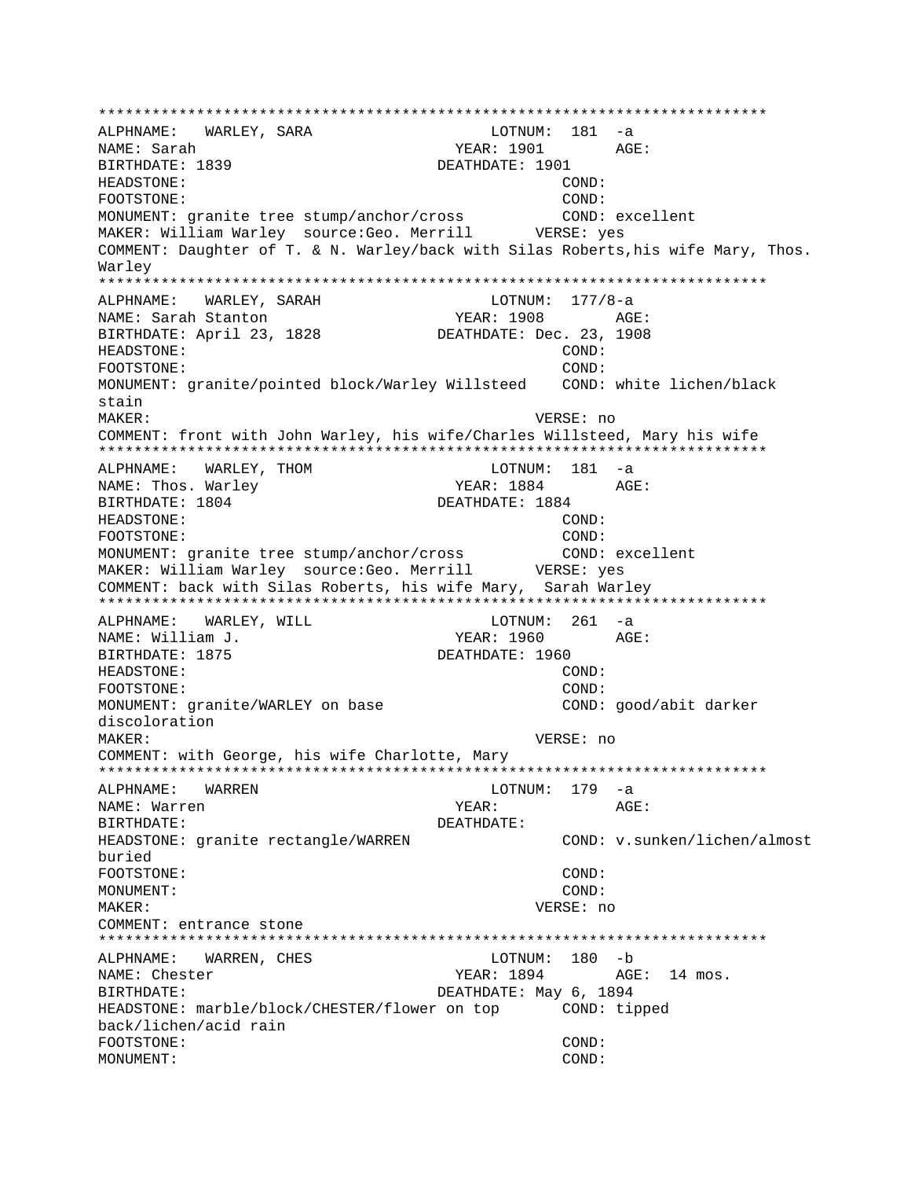```
****************************************************************************
ALPHNAME:   WARLEY, SARA                      LOTNUM:  181  -a
NAME: Sarah                              YEAR: 1901        AGE:
BIRTHDATE: 1839                        DEATHDATE: 1901
HEADSTONE:                                          COND:
FOOTSTONE:                                          COND:
MONUMENT: granite tree stump/anchor/cross           COND: excellent
MAKER: William Warley  source:Geo. Merrill       VERSE: yes
COMMENT: Daughter of T. & N. Warley/back with Silas Roberts,his wife Mary, Thos.
Warley
****************************************************************************
ALPHNAME:   WARLEY, SARAH                     LOTNUM:  177/8-a
NAME: Sarah Stanton                      YEAR: 1908        AGE:
BIRTHDATE: April 23, 1828              DEATHDATE: Dec. 23, 1908
HEADSTONE:                                          COND:
FOOTSTONE:                                          COND:
MONUMENT: granite/pointed block/Warley Willsteed    COND: white lichen/black
stain
MAKER:                                           VERSE: no
COMMENT: front with John Warley, his wife/Charles Willsteed, Mary his wife
****************************************************************************
ALPHNAME:   WARLEY, THOM                      LOTNUM:  181  -a
NAME: Thos. Warley                       YEAR: 1884        AGE:
BIRTHDATE: 1804                        DEATHDATE: 1884
HEADSTONE:                                          COND:
FOOTSTONE:                                          COND:
MONUMENT: granite tree stump/anchor/cross           COND: excellent
MAKER: William Warley  source:Geo. Merrill       VERSE: yes
COMMENT: back with Silas Roberts, his wife Mary,  Sarah Warley
****************************************************************************
ALPHNAME:   WARLEY, WILL                      LOTNUM:  261  -a
NAME: William J.                         YEAR: 1960        AGE:
BIRTHDATE: 1875                        DEATHDATE: 1960
HEADSTONE:                                          COND:
FOOTSTONE:                                          COND:
MONUMENT: granite/WARLEY on base                    COND: good/abit darker
discoloration
MAKER:                                           VERSE: no
COMMENT: with George, his wife Charlotte, Mary
****************************************************************************
ALPHNAME:   WARREN                            LOTNUM:  179  -a
NAME: Warren                             YEAR:             AGE:
BIRTHDATE:                             DEATHDATE:
HEADSTONE: granite rectangle/WARREN                 COND: v.sunken/lichen/almost
buried
FOOTSTONE:                                          COND:
MONUMENT:                                           COND:
MAKER:                                           VERSE: no
COMMENT: entrance stone
****************************************************************************
ALPHNAME:   WARREN, CHES                      LOTNUM:  180  -b
NAME: Chester                            YEAR: 1894        AGE:  14 mos.
BIRTHDATE:                             DEATHDATE: May 6, 1894
HEADSTONE: marble/block/CHESTER/flower on top       COND: tipped
back/lichen/acid rain
FOOTSTONE:                                          COND:
MONUMENT:                                           COND:
```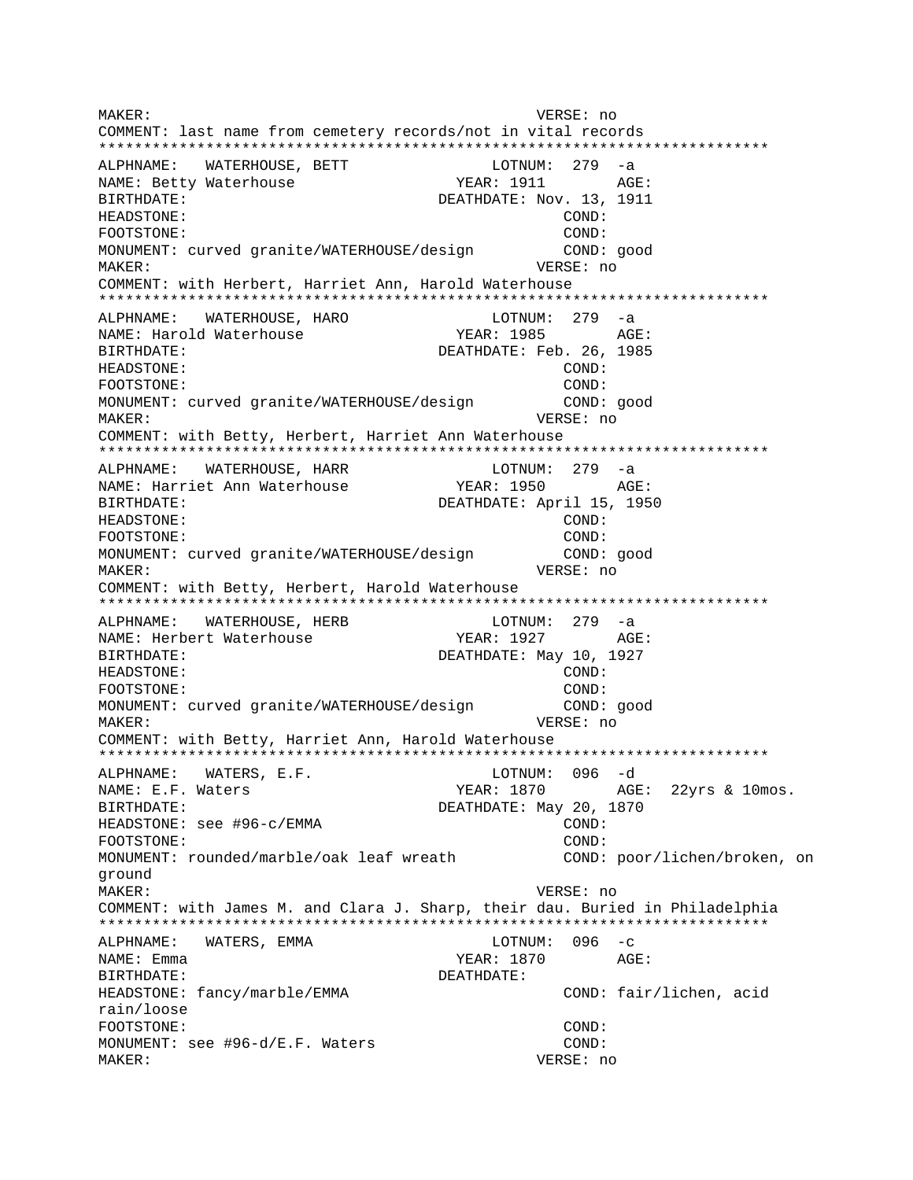```
MAKER:                                          VERSE: no
COMMENT: last name from cemetery records/not in vital records
***************************************************************************
ALPHNAME:   WATERHOUSE, BETT               LOTNUM:  279  -a
NAME: Betty Waterhouse                  YEAR: 1911        AGE:
BIRTHDATE:                          DEATHDATE: Nov. 13, 1911
HEADSTONE:                                            COND:
FOOTSTONE:                                            COND:
MONUMENT: curved granite/WATERHOUSE/design          COND: good
MAKER:                                          VERSE: no
COMMENT: with Herbert, Harriet Ann, Harold Waterhouse
***************************************************************************
ALPHNAME:   WATERHOUSE, HARO               LOTNUM:  279  -a
NAME: Harold Waterhouse                 YEAR: 1985        AGE:
BIRTHDATE:                          DEATHDATE: Feb. 26, 1985
HEADSTONE:                                            COND:
FOOTSTONE:                                            COND:
MONUMENT: curved granite/WATERHOUSE/design          COND: good
MAKER:                                          VERSE: no
COMMENT: with Betty, Herbert, Harriet Ann Waterhouse
***************************************************************************
ALPHNAME:   WATERHOUSE, HARR               LOTNUM:  279  -a
NAME: Harriet Ann Waterhouse            YEAR: 1950        AGE:
BIRTHDATE:                          DEATHDATE: April 15, 1950
HEADSTONE:                                            COND:
FOOTSTONE:                                            COND:
MONUMENT: curved granite/WATERHOUSE/design          COND: good
MAKER:                                          VERSE: no
COMMENT: with Betty, Herbert, Harold Waterhouse
***************************************************************************
ALPHNAME:   WATERHOUSE, HERB               LOTNUM:  279  -a
NAME: Herbert Waterhouse                YEAR: 1927        AGE:
BIRTHDATE:                          DEATHDATE: May 10, 1927
HEADSTONE:                                            COND:
FOOTSTONE:                                            COND:
MONUMENT: curved granite/WATERHOUSE/design          COND: good
MAKER:                                          VERSE: no
COMMENT: with Betty, Harriet Ann, Harold Waterhouse
***************************************************************************
ALPHNAME:   WATERS, E.F.                   LOTNUM:  096  -d
NAME: E.F. Waters                       YEAR: 1870        AGE:  22yrs & 10mos.
BIRTHDATE:                          DEATHDATE: May 20, 1870
HEADSTONE: see #96-c/EMMA                             COND:
FOOTSTONE:                                            COND:
MONUMENT: rounded/marble/oak leaf wreath            COND: poor/lichen/broken, on
ground
MAKER:                                          VERSE: no
COMMENT: with James M. and Clara J. Sharp, their dau. Buried in Philadelphia
***************************************************************************
ALPHNAME:   WATERS, EMMA                   LOTNUM:  096  -c
NAME: Emma                              YEAR: 1870        AGE:
BIRTHDATE:                          DEATHDATE:
HEADSTONE: fancy/marble/EMMA                          COND: fair/lichen, acid
rain/loose
FOOTSTONE:                                            COND:
MONUMENT: see #96-d/E.F. Waters                       COND:
MAKER:                                          VERSE: no
```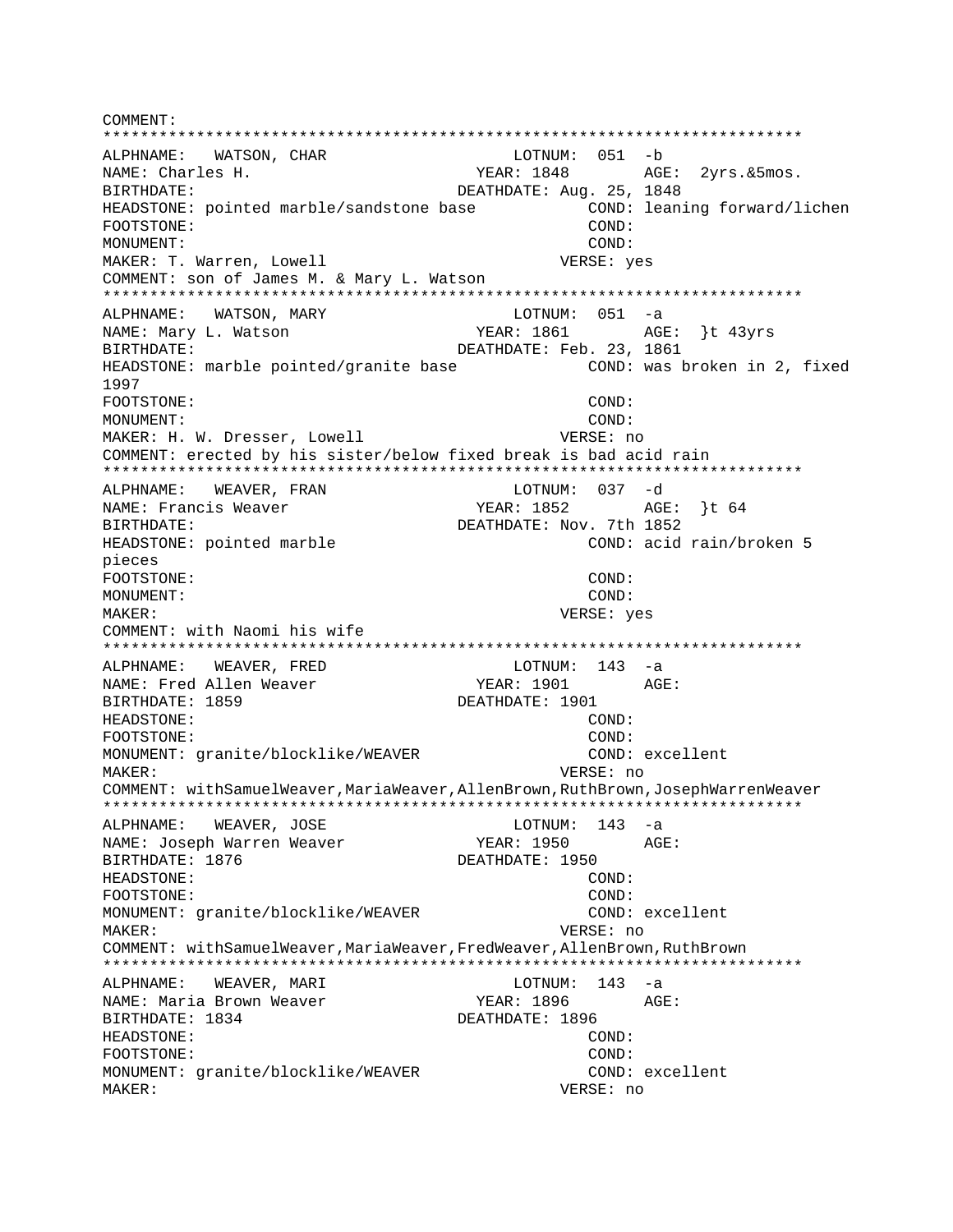```
COMMENT:
***************************************************************************
ALPHNAME:   WATSON, CHAR                    LOTNUM:  051  -b
NAME: Charles H.                        YEAR: 1848        AGE:  2yrs.&5mos.
BIRTHDATE:                             DEATHDATE: Aug. 25, 1848
HEADSTONE: pointed marble/sandstone base           COND: leaning forward/lichen
FOOTSTONE:                                         COND:
MONUMENT:                                          COND:
MAKER: T. Warren, Lowell                          VERSE: yes
COMMENT: son of James M. & Mary L. Watson
***************************************************************************
ALPHNAME:   WATSON, MARY                    LOTNUM:  051  -a
NAME: Mary L. Watson                    YEAR: 1861        AGE:  }t 43yrs
BIRTHDATE:                             DEATHDATE: Feb. 23, 1861
HEADSTONE: marble pointed/granite base             COND: was broken in 2, fixed
1997
FOOTSTONE:                                         COND:
MONUMENT:                                          COND:
MAKER: H. W. Dresser, Lowell                      VERSE: no
COMMENT: erected by his sister/below fixed break is bad acid rain
***************************************************************************
ALPHNAME:   WEAVER, FRAN                    LOTNUM:  037  -d
NAME: Francis Weaver                    YEAR: 1852        AGE:  }t 64
BIRTHDATE:                             DEATHDATE: Nov. 7th 1852
HEADSTONE: pointed marble                          COND: acid rain/broken 5
pieces
FOOTSTONE:                                         COND:
MONUMENT:                                          COND:
MAKER:                                            VERSE: yes
COMMENT: with Naomi his wife
***************************************************************************
ALPHNAME:   WEAVER, FRED                    LOTNUM:  143  -a
NAME: Fred Allen Weaver                 YEAR: 1901        AGE:
BIRTHDATE: 1859                        DEATHDATE: 1901
HEADSTONE:                                         COND:
FOOTSTONE:                                         COND:
MONUMENT: granite/blocklike/WEAVER                 COND: excellent
MAKER:                                            VERSE: no
COMMENT: withSamuelWeaver,MariaWeaver,AllenBrown,RuthBrown,JosephWarrenWeaver
***************************************************************************
ALPHNAME:   WEAVER, JOSE                    LOTNUM:  143  -a
NAME: Joseph Warren Weaver              YEAR: 1950        AGE:
BIRTHDATE: 1876                        DEATHDATE: 1950
HEADSTONE:                                         COND:
FOOTSTONE:                                         COND:
MONUMENT: granite/blocklike/WEAVER                 COND: excellent
MAKER:                                            VERSE: no
COMMENT: withSamuelWeaver,MariaWeaver,FredWeaver,AllenBrown,RuthBrown
***************************************************************************
ALPHNAME:   WEAVER, MARI                    LOTNUM:  143  -a
NAME: Maria Brown Weaver                YEAR: 1896        AGE:
BIRTHDATE: 1834                        DEATHDATE: 1896
HEADSTONE:                                         COND:
FOOTSTONE:                                         COND:
MONUMENT: granite/blocklike/WEAVER                 COND: excellent
MAKER:                                            VERSE: no
```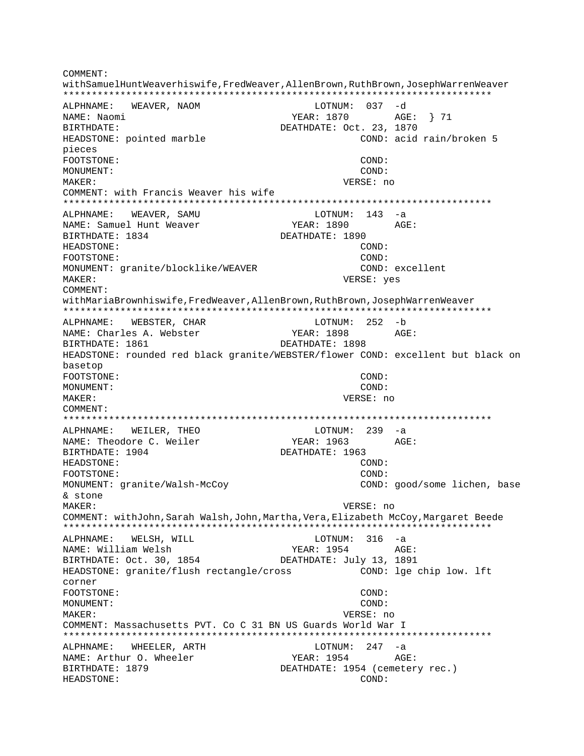COMMENT:
withSamuelHuntWeaverhiswife,FredWeaver,AllenBrown,RuthBrown,JosephWarrenWeaver
***************************************************************************
ALPHNAME: WEAVER, NAOM LOTNUM: 037 -d
NAME: Naomi YEAR: 1870 AGE: } 71
BIRTHDATE: DEATHDATE: Oct. 23, 1870
HEADSTONE: pointed marble COND: acid rain/broken 5 pieces
FOOTSTONE: COND:
MONUMENT: COND:
MAKER: VERSE: no
COMMENT: with Francis Weaver his wife
***************************************************************************
ALPHNAME: WEAVER, SAMU LOTNUM: 143 -a
NAME: Samuel Hunt Weaver YEAR: 1890 AGE:
BIRTHDATE: 1834 DEATHDATE: 1890
HEADSTONE: COND:
FOOTSTONE: COND:
MONUMENT: granite/blocklike/WEAVER COND: excellent
MAKER: VERSE: yes
COMMENT:
withMariaBrownhiswife,FredWeaver,AllenBrown,RuthBrown,JosephWarrenWeaver
***************************************************************************
ALPHNAME: WEBSTER, CHAR LOTNUM: 252 -b
NAME: Charles A. Webster YEAR: 1898 AGE:
BIRTHDATE: 1861 DEATHDATE: 1898
HEADSTONE: rounded red black granite/WEBSTER/flower COND: excellent but black on basetop
FOOTSTONE: COND:
MONUMENT: COND:
MAKER: VERSE: no
COMMENT:
***************************************************************************
ALPHNAME: WEILER, THEO LOTNUM: 239 -a
NAME: Theodore C. Weiler YEAR: 1963 AGE:
BIRTHDATE: 1904 DEATHDATE: 1963
HEADSTONE: COND:
FOOTSTONE: COND:
MONUMENT: granite/Walsh-McCoy COND: good/some lichen, base & stone
MAKER: VERSE: no
COMMENT: withJohn,Sarah Walsh,John,Martha,Vera,Elizabeth McCoy,Margaret Beede
***************************************************************************
ALPHNAME: WELSH, WILL LOTNUM: 316 -a
NAME: William Welsh YEAR: 1954 AGE:
BIRTHDATE: Oct. 30, 1854 DEATHDATE: July 13, 1891
HEADSTONE: granite/flush rectangle/cross COND: lge chip low. lft corner
FOOTSTONE: COND:
MONUMENT: COND:
MAKER: VERSE: no
COMMENT: Massachusetts PVT. Co C 31 BN US Guards World War I
***************************************************************************
ALPHNAME: WHEELER, ARTH LOTNUM: 247 -a
NAME: Arthur O. Wheeler YEAR: 1954 AGE:
BIRTHDATE: 1879 DEATHDATE: 1954 (cemetery rec.)
HEADSTONE: COND: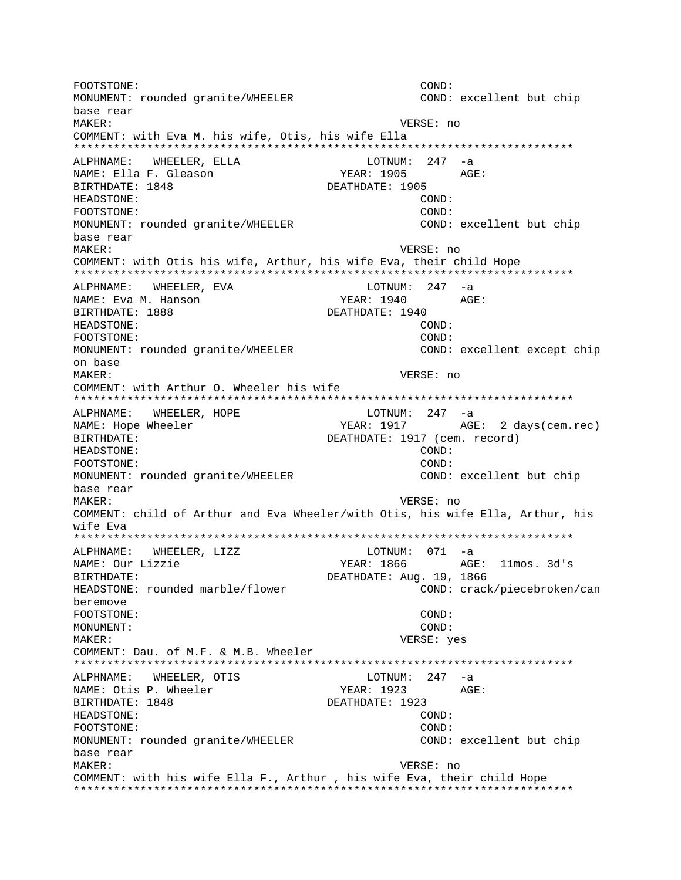FOOTSTONE: COND:
MONUMENT: rounded granite/WHEELER COND: excellent but chip base rear
MAKER: VERSE: no
COMMENT: with Eva M. his wife, Otis, his wife Ella
***************************************************************************
ALPHNAME: WHEELER, ELLA LOTNUM: 247 -a
NAME: Ella F. Gleason YEAR: 1905 AGE:
BIRTHDATE: 1848 DEATHDATE: 1905
HEADSTONE: COND:
FOOTSTONE: COND:
MONUMENT: rounded granite/WHEELER COND: excellent but chip base rear
MAKER: VERSE: no
COMMENT: with Otis his wife, Arthur, his wife Eva, their child Hope
***************************************************************************
ALPHNAME: WHEELER, EVA LOTNUM: 247 -a
NAME: Eva M. Hanson YEAR: 1940 AGE:
BIRTHDATE: 1888 DEATHDATE: 1940
HEADSTONE: COND:
FOOTSTONE: COND:
MONUMENT: rounded granite/WHEELER COND: excellent except chip on base
MAKER: VERSE: no
COMMENT: with Arthur O. Wheeler his wife
***************************************************************************
ALPHNAME: WHEELER, HOPE LOTNUM: 247 -a
NAME: Hope Wheeler YEAR: 1917 AGE: 2 days(cem.rec)
BIRTHDATE: DEATHDATE: 1917 (cem. record)
HEADSTONE: COND:
FOOTSTONE: COND:
MONUMENT: rounded granite/WHEELER COND: excellent but chip base rear
MAKER: VERSE: no
COMMENT: child of Arthur and Eva Wheeler/with Otis, his wife Ella, Arthur, his wife Eva
***************************************************************************
ALPHNAME: WHEELER, LIZZ LOTNUM: 071 -a
NAME: Our Lizzie YEAR: 1866 AGE: 11mos. 3d's
BIRTHDATE: DEATHDATE: Aug. 19, 1866
HEADSTONE: rounded marble/flower COND: crack/piecebroken/can beremove
FOOTSTONE: COND:
MONUMENT: COND:
MAKER: VERSE: yes
COMMENT: Dau. of M.F. & M.B. Wheeler
***************************************************************************
ALPHNAME: WHEELER, OTIS LOTNUM: 247 -a
NAME: Otis P. Wheeler YEAR: 1923 AGE:
BIRTHDATE: 1848 DEATHDATE: 1923
HEADSTONE: COND:
FOOTSTONE: COND:
MONUMENT: rounded granite/WHEELER COND: excellent but chip base rear
MAKER: VERSE: no
COMMENT: with his wife Ella F., Arthur , his wife Eva, their child Hope
***************************************************************************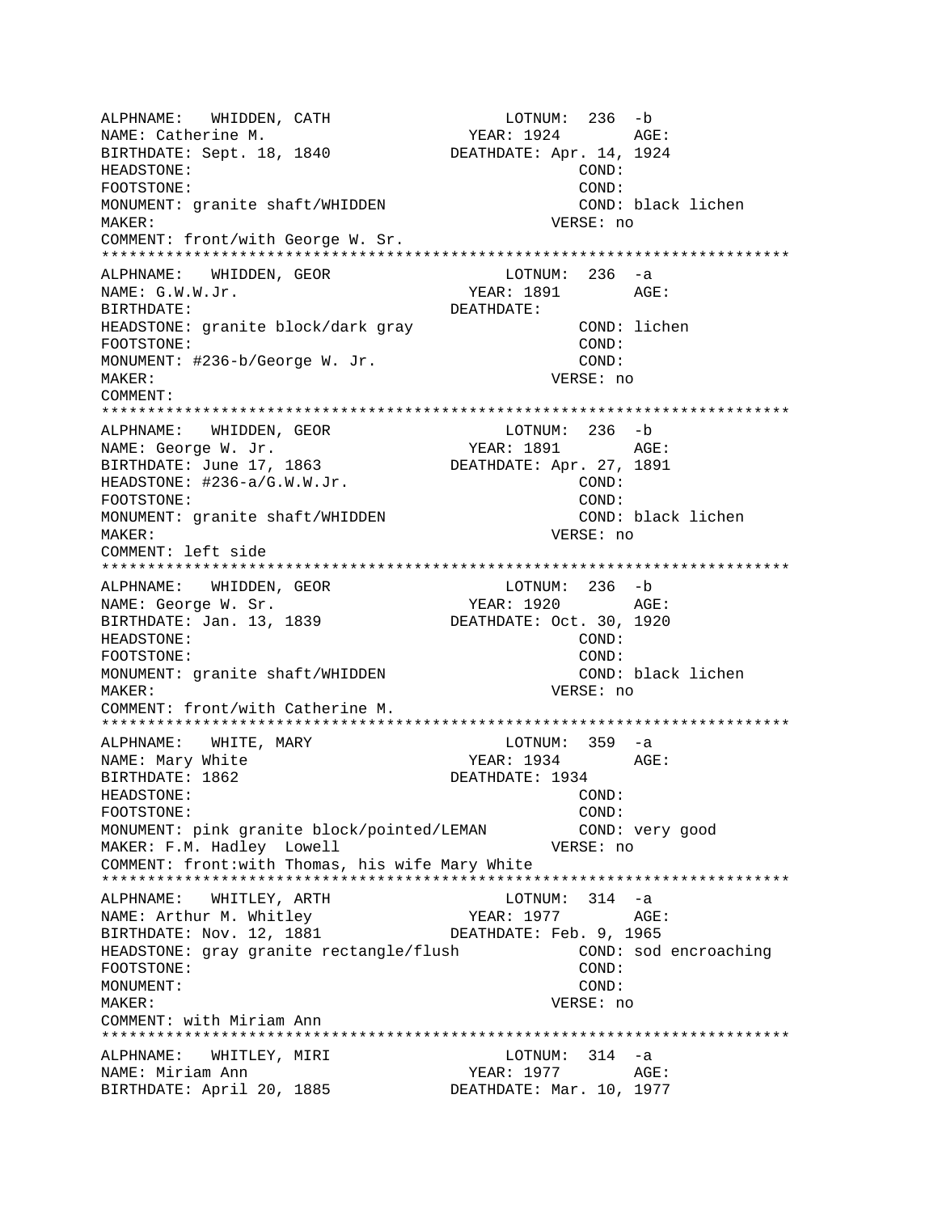```
ALPHNAME:   WHIDDEN, CATH                   LOTNUM:  236  -b
NAME: Catherine M.                        YEAR: 1924        AGE:
BIRTHDATE: Sept. 18, 1840              DEATHDATE: Apr. 14, 1924
HEADSTONE:                                          COND:
FOOTSTONE:                                          COND:
MONUMENT: granite shaft/WHIDDEN                     COND: black lichen
MAKER:                                          VERSE: no
COMMENT: front/with George W. Sr.
*************************************************************************
ALPHNAME:   WHIDDEN, GEOR                   LOTNUM:  236  -a
NAME: G.W.W.Jr.                           YEAR: 1891        AGE:
BIRTHDATE:                             DEATHDATE:
HEADSTONE: granite block/dark gray                  COND: lichen
FOOTSTONE:                                          COND:
MONUMENT: #236-b/George W. Jr.                      COND:
MAKER:                                          VERSE: no
COMMENT:
*************************************************************************
ALPHNAME:   WHIDDEN, GEOR                   LOTNUM:  236  -b
NAME: George W. Jr.                       YEAR: 1891        AGE:
BIRTHDATE: June 17, 1863               DEATHDATE: Apr. 27, 1891
HEADSTONE: #236-a/G.W.W.Jr.                         COND:
FOOTSTONE:                                          COND:
MONUMENT: granite shaft/WHIDDEN                     COND: black lichen
MAKER:                                          VERSE: no
COMMENT: left side
*************************************************************************
ALPHNAME:   WHIDDEN, GEOR                   LOTNUM:  236  -b
NAME: George W. Sr.                       YEAR: 1920        AGE:
BIRTHDATE: Jan. 13, 1839               DEATHDATE: Oct. 30, 1920
HEADSTONE:                                          COND:
FOOTSTONE:                                          COND:
MONUMENT: granite shaft/WHIDDEN                     COND: black lichen
MAKER:                                          VERSE: no
COMMENT: front/with Catherine M.
*************************************************************************
ALPHNAME:   WHITE, MARY                     LOTNUM:  359  -a
NAME: Mary White                          YEAR: 1934        AGE:
BIRTHDATE: 1862                        DEATHDATE: 1934
HEADSTONE:                                          COND:
FOOTSTONE:                                          COND:
MONUMENT: pink granite block/pointed/LEMAN          COND: very good
MAKER: F.M. Hadley  Lowell                      VERSE: no
COMMENT: front:with Thomas, his wife Mary White
*************************************************************************
ALPHNAME:   WHITLEY, ARTH                   LOTNUM:  314  -a
NAME: Arthur M. Whitley                   YEAR: 1977        AGE:
BIRTHDATE: Nov. 12, 1881               DEATHDATE: Feb. 9, 1965
HEADSTONE: gray granite rectangle/flush             COND: sod encroaching
FOOTSTONE:                                          COND:
MONUMENT:                                           COND:
MAKER:                                          VERSE: no
COMMENT: with Miriam Ann
*************************************************************************
ALPHNAME:   WHITLEY, MIRI                   LOTNUM:  314  -a
NAME: Miriam Ann                          YEAR: 1977        AGE:
BIRTHDATE: April 20, 1885              DEATHDATE: Mar. 10, 1977
```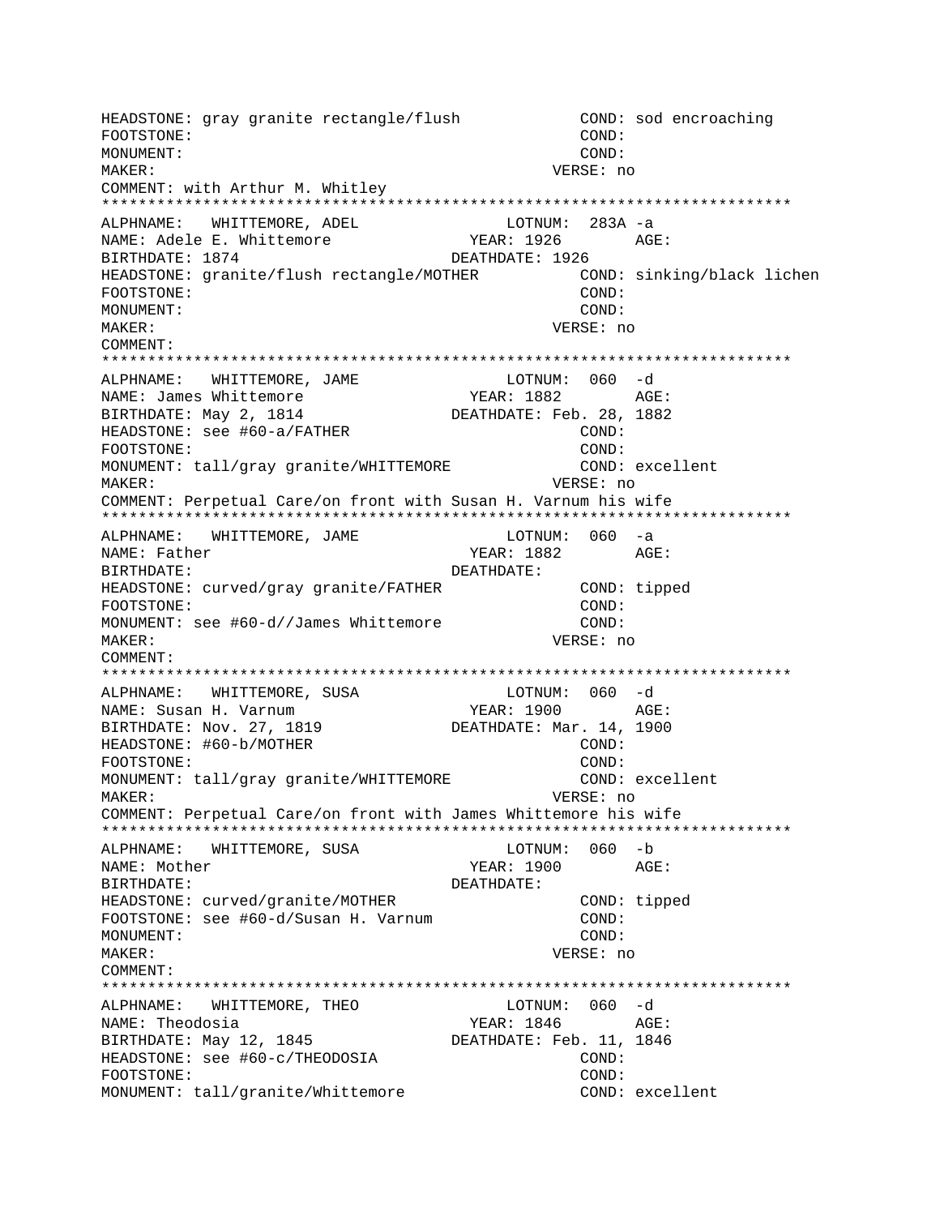```
HEADSTONE: gray granite rectangle/flush            COND: sod encroaching
FOOTSTONE:                                         COND:
MONUMENT:                                          COND:
MAKER:                                             VERSE: no
COMMENT: with Arthur M. Whitley
************************************************************************
ALPHNAME:   WHITTEMORE, ADEL                LOTNUM:  283A -a
NAME: Adele E. Whittemore              YEAR: 1926        AGE:
BIRTHDATE: 1874                        DEATHDATE: 1926
HEADSTONE: granite/flush rectangle/MOTHER          COND: sinking/black lichen
FOOTSTONE:                                         COND:
MONUMENT:                                          COND:
MAKER:                                             VERSE: no
COMMENT:
************************************************************************
ALPHNAME:   WHITTEMORE, JAME                LOTNUM:  060  -d
NAME: James Whittemore                 YEAR: 1882        AGE:
BIRTHDATE: May 2, 1814                 DEATHDATE: Feb. 28, 1882
HEADSTONE: see #60-a/FATHER                        COND:
FOOTSTONE:                                         COND:
MONUMENT: tall/gray granite/WHITTEMORE             COND: excellent
MAKER:                                             VERSE: no
COMMENT: Perpetual Care/on front with Susan H. Varnum his wife
************************************************************************
ALPHNAME:   WHITTEMORE, JAME                LOTNUM:  060  -a
NAME: Father                           YEAR: 1882        AGE:
BIRTHDATE:                             DEATHDATE:
HEADSTONE: curved/gray granite/FATHER              COND: tipped
FOOTSTONE:                                         COND:
MONUMENT: see #60-d//James Whittemore              COND:
MAKER:                                             VERSE: no
COMMENT:
************************************************************************
ALPHNAME:   WHITTEMORE, SUSA                LOTNUM:  060  -d
NAME: Susan H. Varnum                  YEAR: 1900        AGE:
BIRTHDATE: Nov. 27, 1819               DEATHDATE: Mar. 14, 1900
HEADSTONE: #60-b/MOTHER                            COND:
FOOTSTONE:                                         COND:
MONUMENT: tall/gray granite/WHITTEMORE             COND: excellent
MAKER:                                             VERSE: no
COMMENT: Perpetual Care/on front with James Whittemore his wife
************************************************************************
ALPHNAME:   WHITTEMORE, SUSA                LOTNUM:  060  -b
NAME: Mother                           YEAR: 1900        AGE:
BIRTHDATE:                             DEATHDATE:
HEADSTONE: curved/granite/MOTHER                   COND: tipped
FOOTSTONE: see #60-d/Susan H. Varnum               COND:
MONUMENT:                                          COND:
MAKER:                                             VERSE: no
COMMENT:
************************************************************************
ALPHNAME:   WHITTEMORE, THEO                LOTNUM:  060  -d
NAME: Theodosia                        YEAR: 1846        AGE:
BIRTHDATE: May 12, 1845                DEATHDATE: Feb. 11, 1846
HEADSTONE: see #60-c/THEODOSIA                     COND:
FOOTSTONE:                                         COND:
MONUMENT: tall/granite/Whittemore                  COND: excellent
```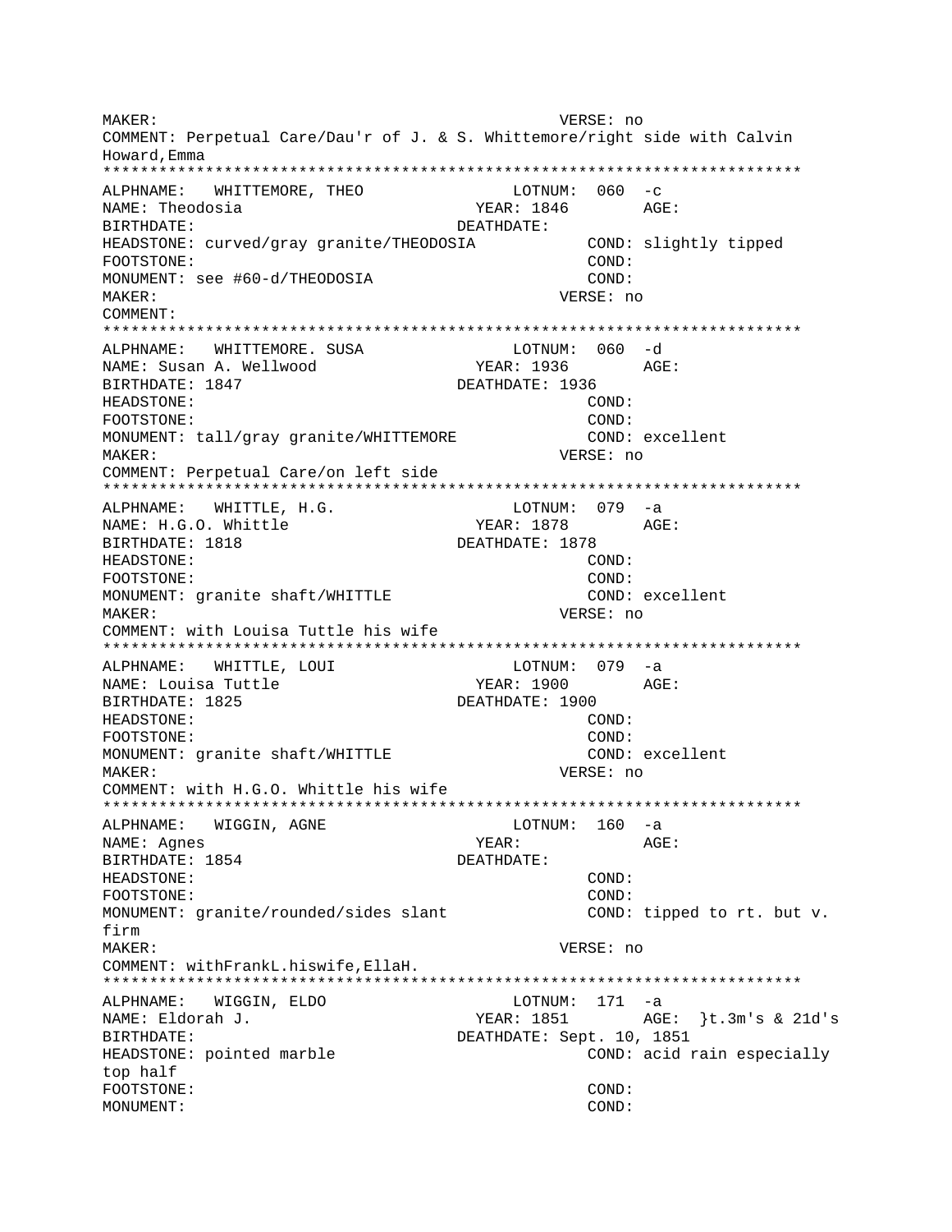MAKER: VERSE: no
COMMENT: Perpetual Care/Dau'r of J. & S. Whittemore/right side with Calvin Howard,Emma
***************************************************************************
ALPHNAME: WHITTEMORE, THEO LOTNUM: 060 -c
NAME: Theodosia YEAR: 1846 AGE:
BIRTHDATE: DEATHDATE:
HEADSTONE: curved/gray granite/THEODOSIA COND: slightly tipped
FOOTSTONE: COND:
MONUMENT: see #60-d/THEODOSIA COND:
MAKER: VERSE: no
COMMENT:
***************************************************************************
ALPHNAME: WHITTEMORE. SUSA LOTNUM: 060 -d
NAME: Susan A. Wellwood YEAR: 1936 AGE:
BIRTHDATE: 1847 DEATHDATE: 1936
HEADSTONE: COND:
FOOTSTONE: COND:
MONUMENT: tall/gray granite/WHITTEMORE COND: excellent
MAKER: VERSE: no
COMMENT: Perpetual Care/on left side
***************************************************************************
ALPHNAME: WHITTLE, H.G. LOTNUM: 079 -a
NAME: H.G.O. Whittle YEAR: 1878 AGE:
BIRTHDATE: 1818 DEATHDATE: 1878
HEADSTONE: COND:
FOOTSTONE: COND:
MONUMENT: granite shaft/WHITTLE COND: excellent
MAKER: VERSE: no
COMMENT: with Louisa Tuttle his wife
***************************************************************************
ALPHNAME: WHITTLE, LOUI LOTNUM: 079 -a
NAME: Louisa Tuttle YEAR: 1900 AGE:
BIRTHDATE: 1825 DEATHDATE: 1900
HEADSTONE: COND:
FOOTSTONE: COND:
MONUMENT: granite shaft/WHITTLE COND: excellent
MAKER: VERSE: no
COMMENT: with H.G.O. Whittle his wife
***************************************************************************
ALPHNAME: WIGGIN, AGNE LOTNUM: 160 -a
NAME: Agnes YEAR: AGE:
BIRTHDATE: 1854 DEATHDATE:
HEADSTONE: COND:
FOOTSTONE: COND:
MONUMENT: granite/rounded/sides slant COND: tipped to rt. but v. firm
MAKER: VERSE: no
COMMENT: withFrankL.hiswife,EllaH.
***************************************************************************
ALPHNAME: WIGGIN, ELDO LOTNUM: 171 -a
NAME: Eldorah J. YEAR: 1851 AGE: }t.3m's & 21d's
BIRTHDATE: DEATHDATE: Sept. 10, 1851
HEADSTONE: pointed marble COND: acid rain especially top half
FOOTSTONE: COND:
MONUMENT: COND: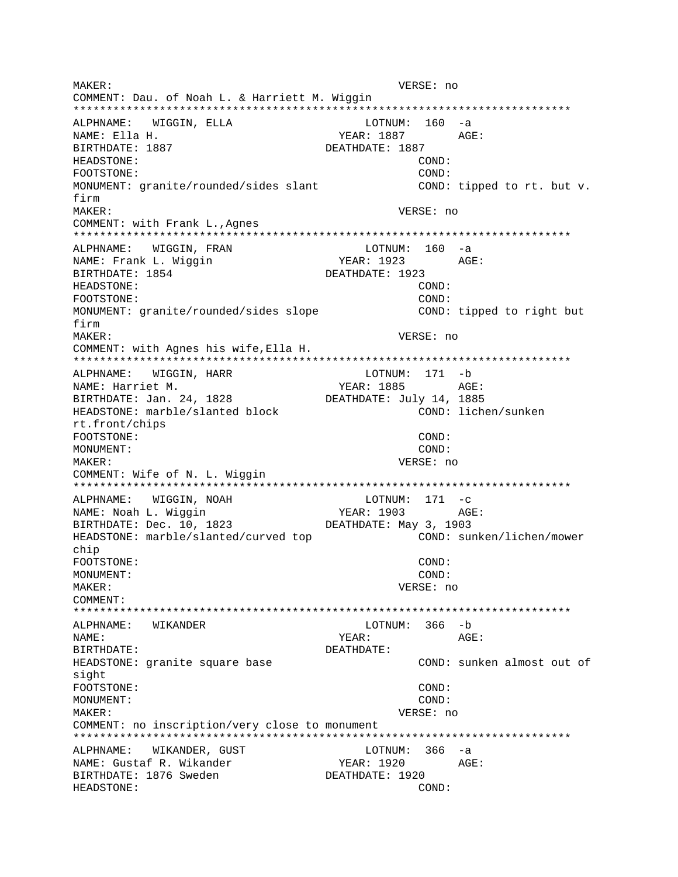MAKER: VERSE: no
COMMENT: Dau. of Noah L. & Harriett M. Wiggin
************************************************************************

ALPHNAME: WIGGIN, ELLA LOTNUM: 160 -a
NAME: Ella H. YEAR: 1887 AGE:
BIRTHDATE: 1887 DEATHDATE: 1887
HEADSTONE: COND:
FOOTSTONE: COND:
MONUMENT: granite/rounded/sides slant COND: tipped to rt. but v. firm
MAKER: VERSE: no
COMMENT: with Frank L.,Agnes
************************************************************************

ALPHNAME: WIGGIN, FRAN LOTNUM: 160 -a
NAME: Frank L. Wiggin YEAR: 1923 AGE:
BIRTHDATE: 1854 DEATHDATE: 1923
HEADSTONE: COND:
FOOTSTONE: COND:
MONUMENT: granite/rounded/sides slope COND: tipped to right but firm
MAKER: VERSE: no
COMMENT: with Agnes his wife,Ella H.
************************************************************************

ALPHNAME: WIGGIN, HARR LOTNUM: 171 -b
NAME: Harriet M. YEAR: 1885 AGE:
BIRTHDATE: Jan. 24, 1828 DEATHDATE: July 14, 1885
HEADSTONE: marble/slanted block COND: lichen/sunken rt.front/chips
FOOTSTONE: COND:
MONUMENT: COND:
MAKER: VERSE: no
COMMENT: Wife of N. L. Wiggin
************************************************************************

ALPHNAME: WIGGIN, NOAH LOTNUM: 171 -c
NAME: Noah L. Wiggin YEAR: 1903 AGE:
BIRTHDATE: Dec. 10, 1823 DEATHDATE: May 3, 1903
HEADSTONE: marble/slanted/curved top COND: sunken/lichen/mower chip
FOOTSTONE: COND:
MONUMENT: COND:
MAKER: VERSE: no
COMMENT:
************************************************************************

ALPHNAME: WIKANDER LOTNUM: 366 -b
NAME: YEAR: AGE:
BIRTHDATE: DEATHDATE:
HEADSTONE: granite square base COND: sunken almost out of sight
FOOTSTONE: COND:
MONUMENT: COND:
MAKER: VERSE: no
COMMENT: no inscription/very close to monument
************************************************************************

ALPHNAME: WIKANDER, GUST LOTNUM: 366 -a
NAME: Gustaf R. Wikander YEAR: 1920 AGE:
BIRTHDATE: 1876 Sweden DEATHDATE: 1920
HEADSTONE: COND: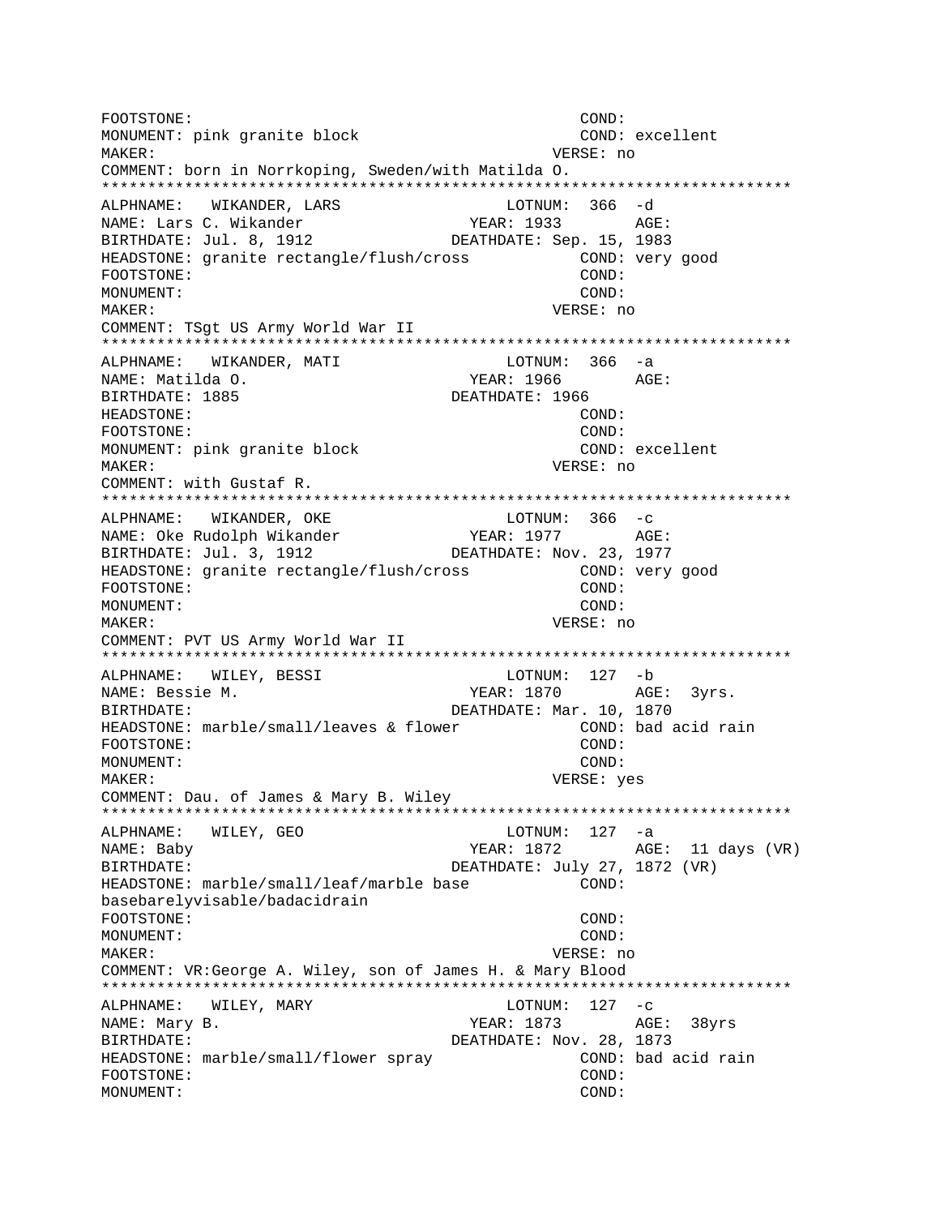FOOTSTONE: COND:
MONUMENT: pink granite block COND: excellent
MAKER: VERSE: no
COMMENT: born in Norrkoping, Sweden/with Matilda O.

*************************************************************************

ALPHNAME: WIKANDER, LARS LOTNUM: 366 -d
NAME: Lars C. Wikander YEAR: 1933 AGE:
BIRTHDATE: Jul. 8, 1912 DEATHDATE: Sep. 15, 1983
HEADSTONE: granite rectangle/flush/cross COND: very good
FOOTSTONE: COND:
MONUMENT: COND:
MAKER: VERSE: no
COMMENT: TSgt US Army World War II

*************************************************************************

ALPHNAME: WIKANDER, MATI LOTNUM: 366 -a
NAME: Matilda O. YEAR: 1966 AGE:
BIRTHDATE: 1885 DEATHDATE: 1966
HEADSTONE: COND:
FOOTSTONE: COND:
MONUMENT: pink granite block COND: excellent
MAKER: VERSE: no
COMMENT: with Gustaf R.

*************************************************************************

ALPHNAME: WIKANDER, OKE LOTNUM: 366 -c
NAME: Oke Rudolph Wikander YEAR: 1977 AGE:
BIRTHDATE: Jul. 3, 1912 DEATHDATE: Nov. 23, 1977
HEADSTONE: granite rectangle/flush/cross COND: very good
FOOTSTONE: COND:
MONUMENT: COND:
MAKER: VERSE: no
COMMENT: PVT US Army World War II

*************************************************************************

ALPHNAME: WILEY, BESSI LOTNUM: 127 -b
NAME: Bessie M. YEAR: 1870 AGE: 3yrs.
BIRTHDATE: DEATHDATE: Mar. 10, 1870
HEADSTONE: marble/small/leaves & flower COND: bad acid rain
FOOTSTONE: COND:
MONUMENT: COND:
MAKER: VERSE: yes
COMMENT: Dau. of James & Mary B. Wiley

*************************************************************************

ALPHNAME: WILEY, GEO LOTNUM: 127 -a
NAME: Baby YEAR: 1872 AGE: 11 days (VR)
BIRTHDATE: DEATHDATE: July 27, 1872 (VR)
HEADSTONE: marble/small/leaf/marble base COND:
basebarelyvisable/badacidrain
FOOTSTONE: COND:
MONUMENT: COND:
MAKER: VERSE: no
COMMENT: VR:George A. Wiley, son of James H. & Mary Blood

*************************************************************************

ALPHNAME: WILEY, MARY LOTNUM: 127 -c
NAME: Mary B. YEAR: 1873 AGE: 38yrs
BIRTHDATE: DEATHDATE: Nov. 28, 1873
HEADSTONE: marble/small/flower spray COND: bad acid rain
FOOTSTONE: COND:
MONUMENT: COND: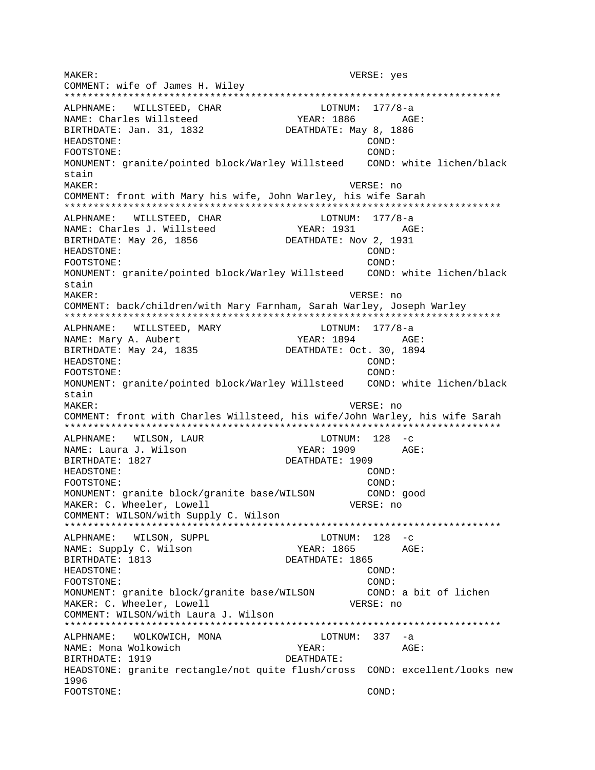MAKER: VERSE: yes
COMMENT: wife of James H. Wiley
***************************************************************************
ALPHNAME: WILLSTEED, CHAR LOTNUM: 177/8-a
NAME: Charles Willsteed YEAR: 1886 AGE:
BIRTHDATE: Jan. 31, 1832 DEATHDATE: May 8, 1886
HEADSTONE: COND:
FOOTSTONE: COND:
MONUMENT: granite/pointed block/Warley Willsteed COND: white lichen/black stain
MAKER: VERSE: no
COMMENT: front with Mary his wife, John Warley, his wife Sarah
***************************************************************************
ALPHNAME: WILLSTEED, CHAR LOTNUM: 177/8-a
NAME: Charles J. Willsteed YEAR: 1931 AGE:
BIRTHDATE: May 26, 1856 DEATHDATE: Nov 2, 1931
HEADSTONE: COND:
FOOTSTONE: COND:
MONUMENT: granite/pointed block/Warley Willsteed COND: white lichen/black stain
MAKER: VERSE: no
COMMENT: back/children/with Mary Farnham, Sarah Warley, Joseph Warley
***************************************************************************
ALPHNAME: WILLSTEED, MARY LOTNUM: 177/8-a
NAME: Mary A. Aubert YEAR: 1894 AGE:
BIRTHDATE: May 24, 1835 DEATHDATE: Oct. 30, 1894
HEADSTONE: COND:
FOOTSTONE: COND:
MONUMENT: granite/pointed block/Warley Willsteed COND: white lichen/black stain
MAKER: VERSE: no
COMMENT: front with Charles Willsteed, his wife/John Warley, his wife Sarah
***************************************************************************
ALPHNAME: WILSON, LAUR LOTNUM: 128 -c
NAME: Laura J. Wilson YEAR: 1909 AGE:
BIRTHDATE: 1827 DEATHDATE: 1909
HEADSTONE: COND:
FOOTSTONE: COND:
MONUMENT: granite block/granite base/WILSON COND: good
MAKER: C. Wheeler, Lowell VERSE: no
COMMENT: WILSON/with Supply C. Wilson
***************************************************************************
ALPHNAME: WILSON, SUPPL LOTNUM: 128 -c
NAME: Supply C. Wilson YEAR: 1865 AGE:
BIRTHDATE: 1813 DEATHDATE: 1865
HEADSTONE: COND:
FOOTSTONE: COND:
MONUMENT: granite block/granite base/WILSON COND: a bit of lichen
MAKER: C. Wheeler, Lowell VERSE: no
COMMENT: WILSON/with Laura J. Wilson
***************************************************************************
ALPHNAME: WOLKOWICH, MONA LOTNUM: 337 -a
NAME: Mona Wolkowich YEAR: AGE:
BIRTHDATE: 1919 DEATHDATE:
HEADSTONE: granite rectangle/not quite flush/cross COND: excellent/looks new 1996
FOOTSTONE: COND: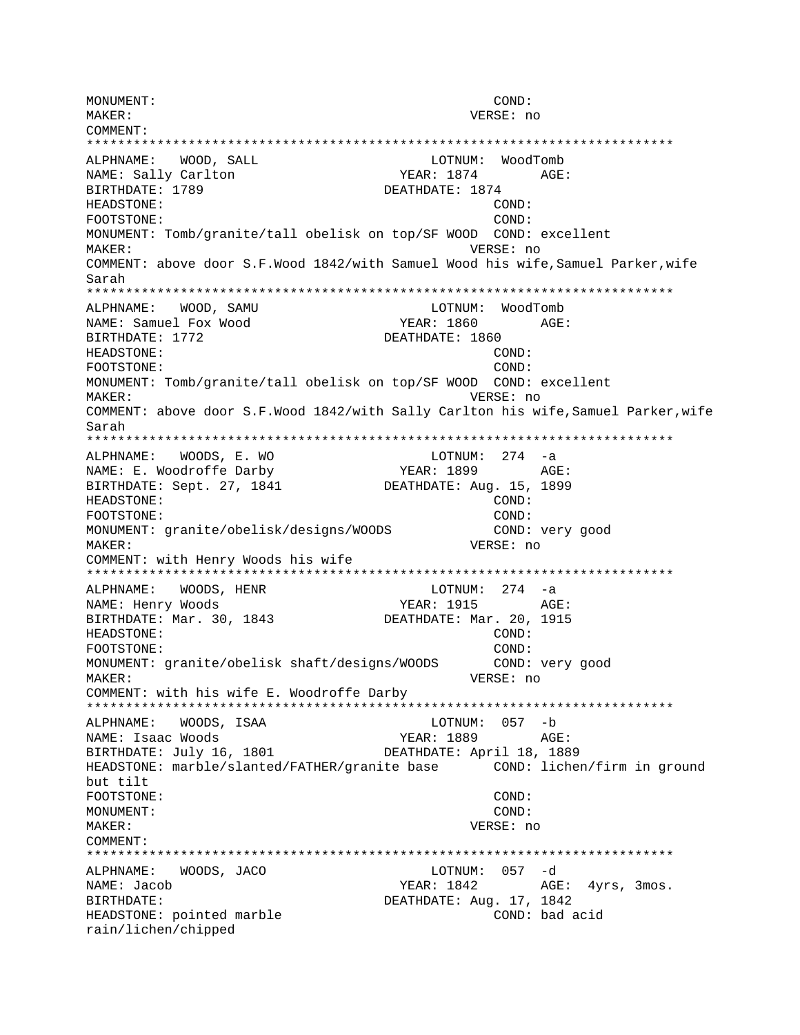MONUMENT: COND:
MAKER: VERSE: no
COMMENT:

***************************************************************************

ALPHNAME: WOOD, SALL LOTNUM: WoodTomb
NAME: Sally Carlton YEAR: 1874 AGE:
BIRTHDATE: 1789 DEATHDATE: 1874
HEADSTONE: COND:
FOOTSTONE: COND:
MONUMENT: Tomb/granite/tall obelisk on top/SF WOOD COND: excellent
MAKER: VERSE: no
COMMENT: above door S.F.Wood 1842/with Samuel Wood his wife,Samuel Parker,wife Sarah

***************************************************************************

ALPHNAME: WOOD, SAMU LOTNUM: WoodTomb
NAME: Samuel Fox Wood YEAR: 1860 AGE:
BIRTHDATE: 1772 DEATHDATE: 1860
HEADSTONE: COND:
FOOTSTONE: COND:
MONUMENT: Tomb/granite/tall obelisk on top/SF WOOD COND: excellent
MAKER: VERSE: no
COMMENT: above door S.F.Wood 1842/with Sally Carlton his wife,Samuel Parker,wife Sarah

***************************************************************************

ALPHNAME: WOODS, E. WO LOTNUM: 274 -a
NAME: E. Woodroffe Darby YEAR: 1899 AGE:
BIRTHDATE: Sept. 27, 1841 DEATHDATE: Aug. 15, 1899
HEADSTONE: COND:
FOOTSTONE: COND:
MONUMENT: granite/obelisk/designs/WOODS COND: very good
MAKER: VERSE: no
COMMENT: with Henry Woods his wife

***************************************************************************

ALPHNAME: WOODS, HENR LOTNUM: 274 -a
NAME: Henry Woods YEAR: 1915 AGE:
BIRTHDATE: Mar. 30, 1843 DEATHDATE: Mar. 20, 1915
HEADSTONE: COND:
FOOTSTONE: COND:
MONUMENT: granite/obelisk shaft/designs/WOODS COND: very good
MAKER: VERSE: no
COMMENT: with his wife E. Woodroffe Darby

***************************************************************************

ALPHNAME: WOODS, ISAA LOTNUM: 057 -b
NAME: Isaac Woods YEAR: 1889 AGE:
BIRTHDATE: July 16, 1801 DEATHDATE: April 18, 1889
HEADSTONE: marble/slanted/FATHER/granite base COND: lichen/firm in ground but tilt
FOOTSTONE: COND:
MONUMENT: COND:
MAKER: VERSE: no
COMMENT:

***************************************************************************

ALPHNAME: WOODS, JACO LOTNUM: 057 -d
NAME: Jacob YEAR: 1842 AGE: 4yrs, 3mos.
BIRTHDATE: DEATHDATE: Aug. 17, 1842
HEADSTONE: pointed marble COND: bad acid rain/lichen/chipped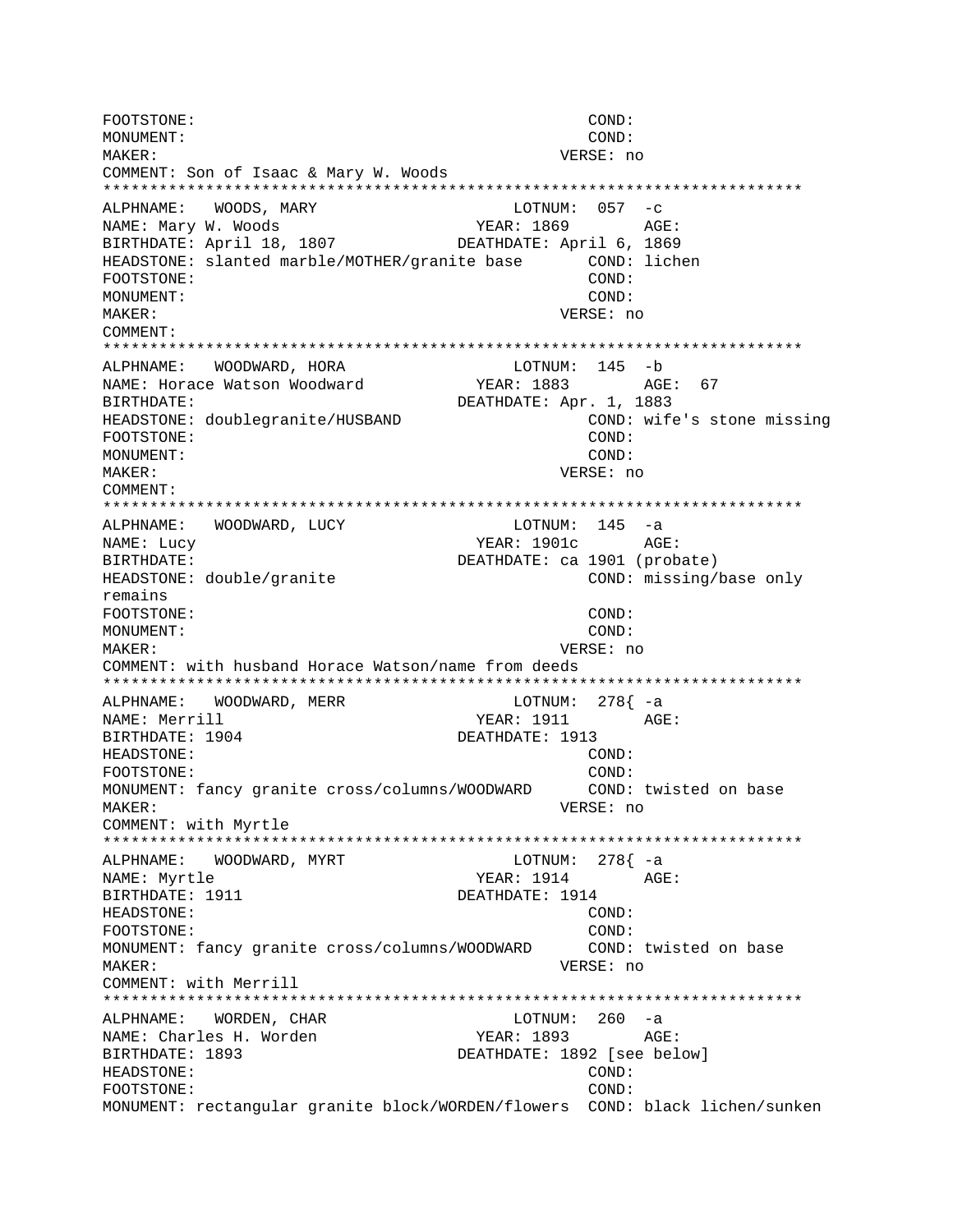```
FOOTSTONE:                                          COND:
MONUMENT:                                           COND:
MAKER:                                            VERSE: no
COMMENT: Son of Isaac & Mary W. Woods
*************************************************************************
ALPHNAME:   WOODS, MARY                        LOTNUM:  057  -c
NAME: Mary W. Woods                        YEAR: 1869        AGE:
BIRTHDATE: April 18, 1807              DEATHDATE: April 6, 1869
HEADSTONE: slanted marble/MOTHER/granite base       COND: lichen
FOOTSTONE:                                          COND:
MONUMENT:                                           COND:
MAKER:                                            VERSE: no
COMMENT:
*************************************************************************
ALPHNAME:   WOODWARD, HORA                     LOTNUM:  145  -b
NAME: Horace Watson Woodward              YEAR: 1883        AGE:  67
BIRTHDATE:                             DEATHDATE: Apr. 1, 1883
HEADSTONE: doublegranite/HUSBAND                    COND: wife's stone missing
FOOTSTONE:                                          COND:
MONUMENT:                                           COND:
MAKER:                                            VERSE: no
COMMENT:
*************************************************************************
ALPHNAME:   WOODWARD, LUCY                     LOTNUM:  145  -a
NAME: Lucy                                 YEAR: 1901c       AGE:
BIRTHDATE:                             DEATHDATE: ca 1901 (probate)
HEADSTONE: double/granite                           COND: missing/base only
remains
FOOTSTONE:                                          COND:
MONUMENT:                                           COND:
MAKER:                                            VERSE: no
COMMENT: with husband Horace Watson/name from deeds
*************************************************************************
ALPHNAME:   WOODWARD, MERR                     LOTNUM:  278{ -a
NAME: Merrill                              YEAR: 1911        AGE:
BIRTHDATE: 1904                        DEATHDATE: 1913
HEADSTONE:                                          COND:
FOOTSTONE:                                          COND:
MONUMENT: fancy granite cross/columns/WOODWARD      COND: twisted on base
MAKER:                                            VERSE: no
COMMENT: with Myrtle
*************************************************************************
ALPHNAME:   WOODWARD, MYRT                     LOTNUM:  278{ -a
NAME: Myrtle                               YEAR: 1914        AGE:
BIRTHDATE: 1911                        DEATHDATE: 1914
HEADSTONE:                                          COND:
FOOTSTONE:                                          COND:
MONUMENT: fancy granite cross/columns/WOODWARD      COND: twisted on base
MAKER:                                            VERSE: no
COMMENT: with Merrill
*************************************************************************
ALPHNAME:   WORDEN, CHAR                       LOTNUM:  260  -a
NAME: Charles H. Worden                    YEAR: 1893        AGE:
BIRTHDATE: 1893                        DEATHDATE: 1892 [see below]
HEADSTONE:                                          COND:
FOOTSTONE:                                          COND:
MONUMENT: rectangular granite block/WORDEN/flowers  COND: black lichen/sunken
```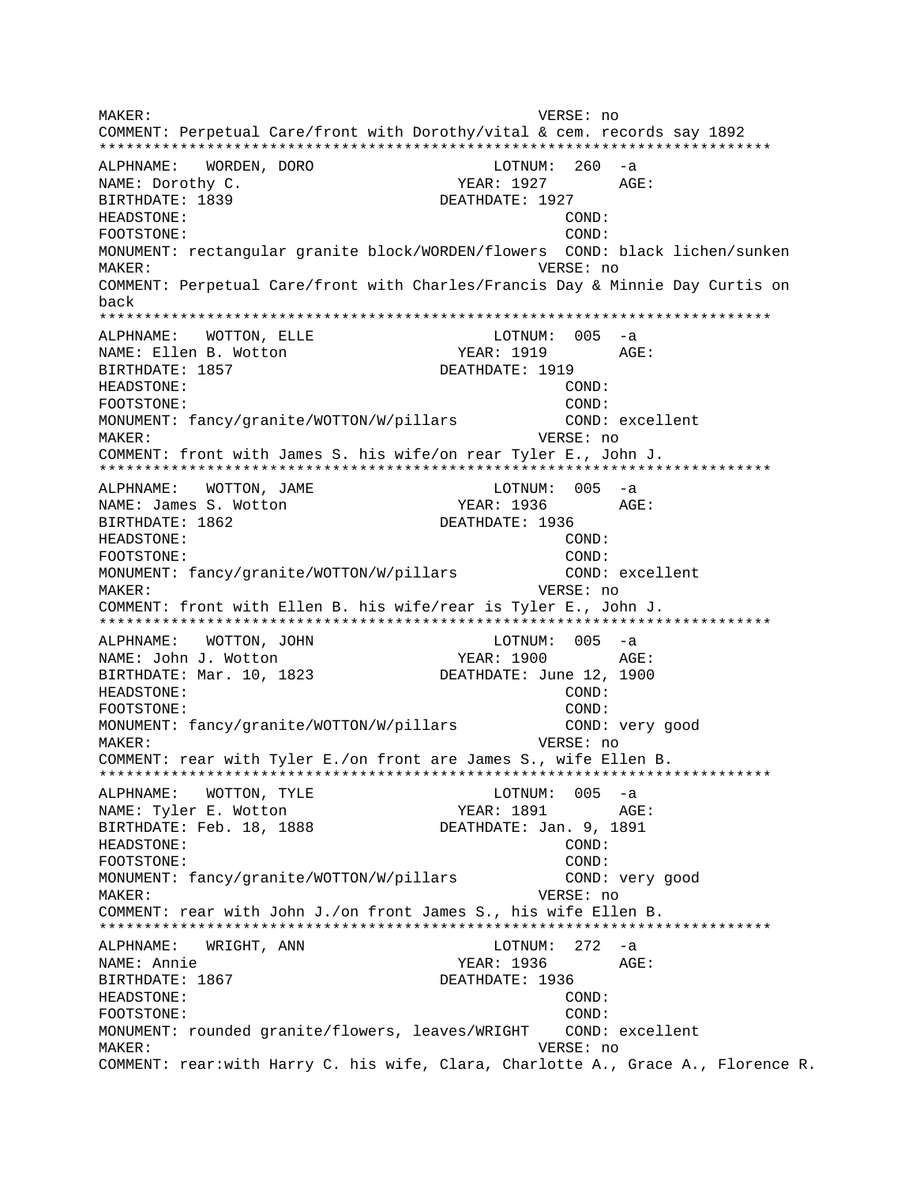```
MAKER:                                          VERSE: no
COMMENT: Perpetual Care/front with Dorothy/vital & cem. records say 1892
*************************************************************************
ALPHNAME:   WORDEN, DORO                    LOTNUM:  260  -a
NAME: Dorothy C.                           YEAR: 1927        AGE:
BIRTHDATE: 1839                         DEATHDATE: 1927
HEADSTONE:                                          COND:
FOOTSTONE:                                          COND:
MONUMENT: rectangular granite block/WORDEN/flowers  COND: black lichen/sunken
MAKER:                                          VERSE: no
COMMENT: Perpetual Care/front with Charles/Francis Day & Minnie Day Curtis on
back
*************************************************************************
ALPHNAME:   WOTTON, ELLE                    LOTNUM:  005  -a
NAME: Ellen B. Wotton                      YEAR: 1919        AGE:
BIRTHDATE: 1857                         DEATHDATE: 1919
HEADSTONE:                                          COND:
FOOTSTONE:                                          COND:
MONUMENT: fancy/granite/WOTTON/W/pillars           COND: excellent
MAKER:                                          VERSE: no
COMMENT: front with James S. his wife/on rear Tyler E., John J.
*************************************************************************
ALPHNAME:   WOTTON, JAME                    LOTNUM:  005  -a
NAME: James S. Wotton                      YEAR: 1936        AGE:
BIRTHDATE: 1862                         DEATHDATE: 1936
HEADSTONE:                                          COND:
FOOTSTONE:                                          COND:
MONUMENT: fancy/granite/WOTTON/W/pillars           COND: excellent
MAKER:                                          VERSE: no
COMMENT: front with Ellen B. his wife/rear is Tyler E., John J.
*************************************************************************
ALPHNAME:   WOTTON, JOHN                    LOTNUM:  005  -a
NAME: John J. Wotton                       YEAR: 1900        AGE:
BIRTHDATE: Mar. 10, 1823               DEATHDATE: June 12, 1900
HEADSTONE:                                          COND:
FOOTSTONE:                                          COND:
MONUMENT: fancy/granite/WOTTON/W/pillars           COND: very good
MAKER:                                          VERSE: no
COMMENT: rear with Tyler E./on front are James S., wife Ellen B.
*************************************************************************
ALPHNAME:   WOTTON, TYLE                    LOTNUM:  005  -a
NAME: Tyler E. Wotton                      YEAR: 1891        AGE:
BIRTHDATE: Feb. 18, 1888               DEATHDATE: Jan. 9, 1891
HEADSTONE:                                          COND:
FOOTSTONE:                                          COND:
MONUMENT: fancy/granite/WOTTON/W/pillars           COND: very good
MAKER:                                          VERSE: no
COMMENT: rear with John J./on front James S., his wife Ellen B.
*************************************************************************
ALPHNAME:   WRIGHT, ANN                     LOTNUM:  272  -a
NAME: Annie                                YEAR: 1936        AGE:
BIRTHDATE: 1867                         DEATHDATE: 1936
HEADSTONE:                                          COND:
FOOTSTONE:                                          COND:
MONUMENT: rounded granite/flowers, leaves/WRIGHT    COND: excellent
MAKER:                                          VERSE: no
COMMENT: rear:with Harry C. his wife, Clara, Charlotte A., Grace A., Florence R.
```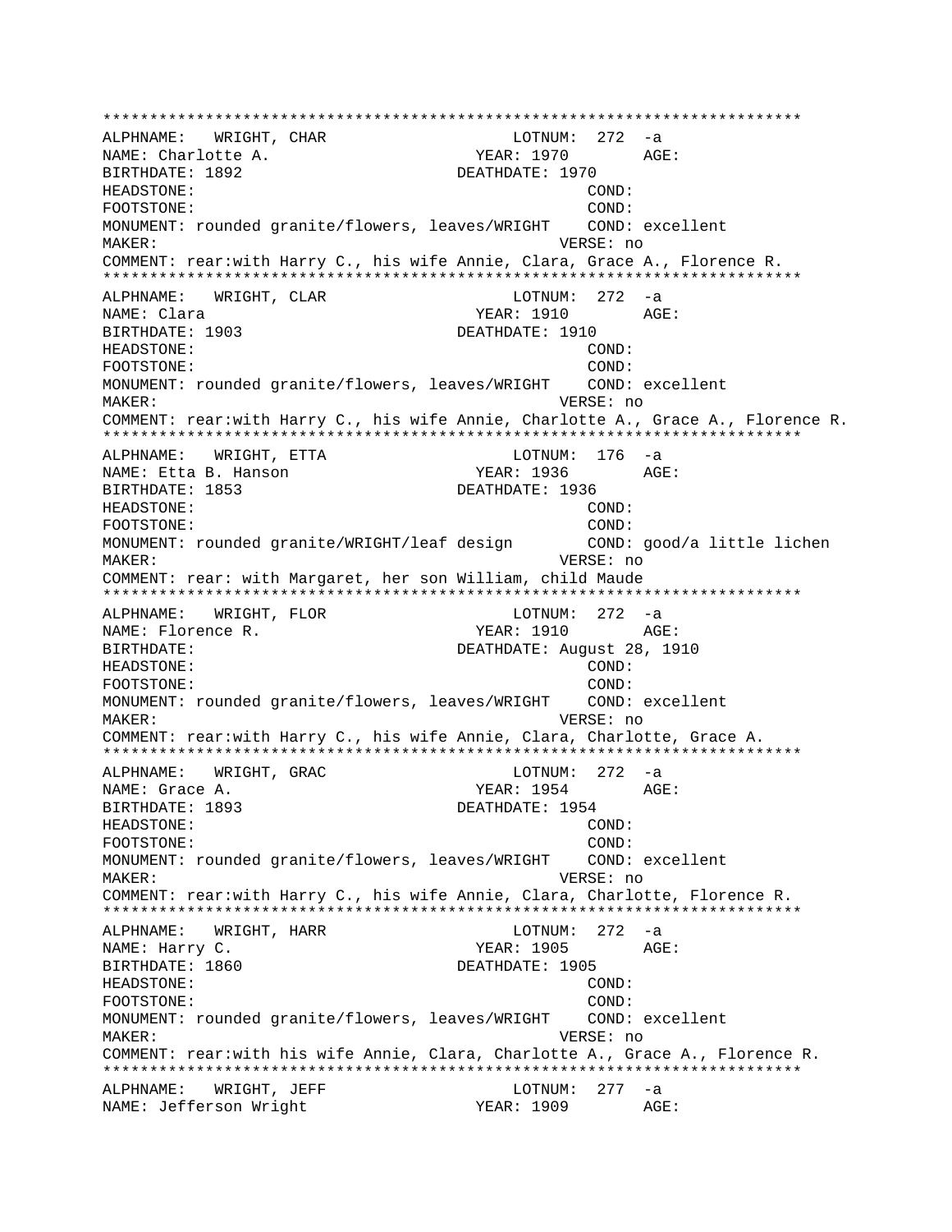```
***************************************************************************
ALPHNAME:   WRIGHT, CHAR                    LOTNUM:  272  -a
NAME: Charlotte A.                        YEAR: 1970        AGE:
BIRTHDATE: 1892                         DEATHDATE: 1970
HEADSTONE:                                          COND:
FOOTSTONE:                                          COND:
MONUMENT: rounded granite/flowers, leaves/WRIGHT    COND: excellent
MAKER:                                            VERSE: no
COMMENT: rear:with Harry C., his wife Annie, Clara, Grace A., Florence R.
***************************************************************************
ALPHNAME:   WRIGHT, CLAR                    LOTNUM:  272  -a
NAME: Clara                               YEAR: 1910        AGE:
BIRTHDATE: 1903                         DEATHDATE: 1910
HEADSTONE:                                          COND:
FOOTSTONE:                                          COND:
MONUMENT: rounded granite/flowers, leaves/WRIGHT    COND: excellent
MAKER:                                            VERSE: no
COMMENT: rear:with Harry C., his wife Annie, Charlotte A., Grace A., Florence R.
***************************************************************************
ALPHNAME:   WRIGHT, ETTA                    LOTNUM:  176  -a
NAME: Etta B. Hanson                      YEAR: 1936        AGE:
BIRTHDATE: 1853                         DEATHDATE: 1936
HEADSTONE:                                          COND:
FOOTSTONE:                                          COND:
MONUMENT: rounded granite/WRIGHT/leaf design        COND: good/a little lichen
MAKER:                                            VERSE: no
COMMENT: rear: with Margaret, her son William, child Maude
***************************************************************************
ALPHNAME:   WRIGHT, FLOR                    LOTNUM:  272  -a
NAME: Florence R.                         YEAR: 1910        AGE:
BIRTHDATE:                              DEATHDATE: August 28, 1910
HEADSTONE:                                          COND:
FOOTSTONE:                                          COND:
MONUMENT: rounded granite/flowers, leaves/WRIGHT    COND: excellent
MAKER:                                            VERSE: no
COMMENT: rear:with Harry C., his wife Annie, Clara, Charlotte, Grace A.
***************************************************************************
ALPHNAME:   WRIGHT, GRAC                    LOTNUM:  272  -a
NAME: Grace A.                            YEAR: 1954        AGE:
BIRTHDATE: 1893                         DEATHDATE: 1954
HEADSTONE:                                          COND:
FOOTSTONE:                                          COND:
MONUMENT: rounded granite/flowers, leaves/WRIGHT    COND: excellent
MAKER:                                            VERSE: no
COMMENT: rear:with Harry C., his wife Annie, Clara, Charlotte, Florence R.
***************************************************************************
ALPHNAME:   WRIGHT, HARR                    LOTNUM:  272  -a
NAME: Harry C.                            YEAR: 1905        AGE:
BIRTHDATE: 1860                         DEATHDATE: 1905
HEADSTONE:                                          COND:
FOOTSTONE:                                          COND:
MONUMENT: rounded granite/flowers, leaves/WRIGHT    COND: excellent
MAKER:                                            VERSE: no
COMMENT: rear:with his wife Annie, Clara, Charlotte A., Grace A., Florence R.
***************************************************************************
ALPHNAME:   WRIGHT, JEFF                    LOTNUM:  277  -a
NAME: Jefferson Wright                    YEAR: 1909        AGE:
```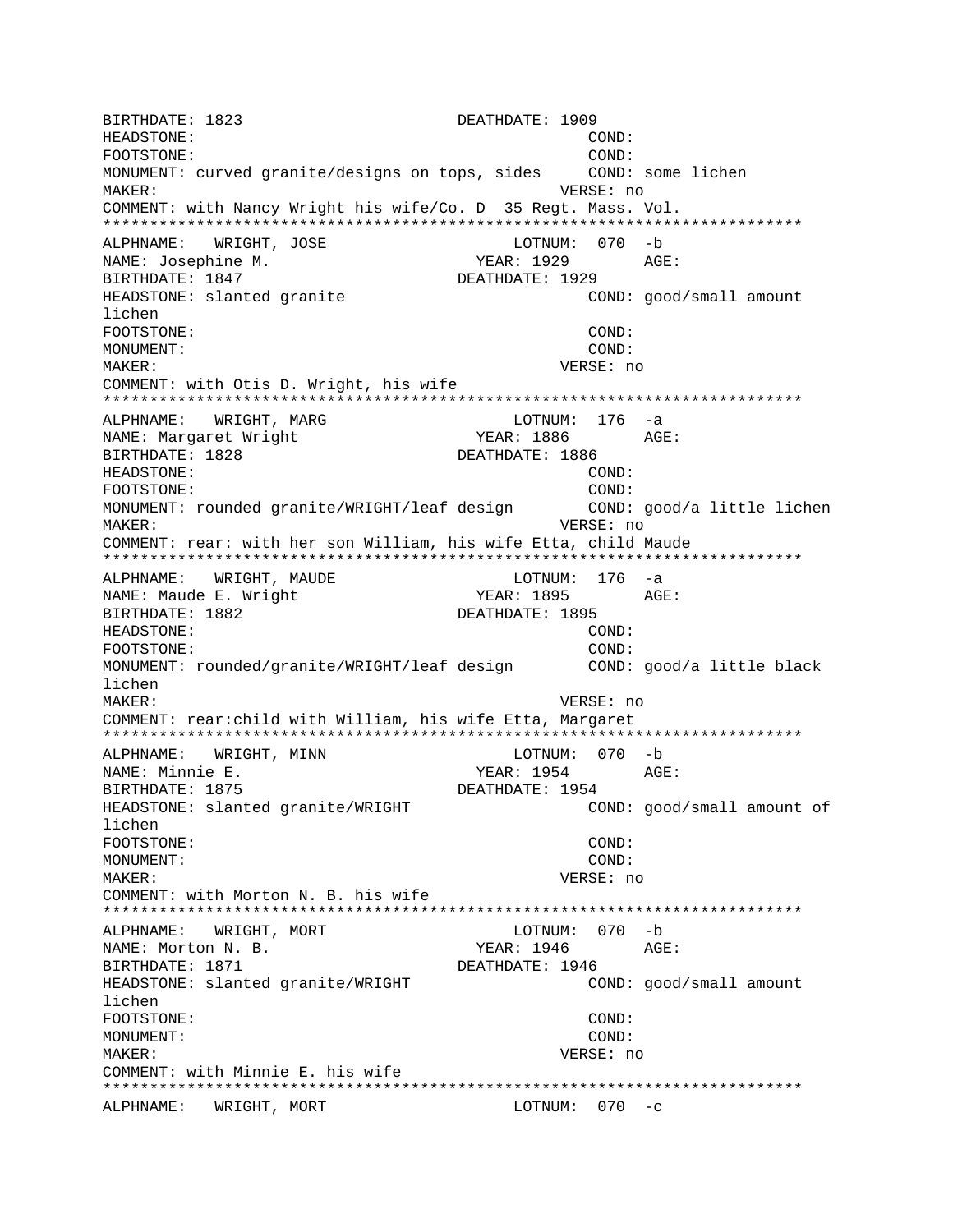```
BIRTHDATE: 1823                    DEATHDATE: 1909
HEADSTONE:                                      COND:
FOOTSTONE:                                      COND:
MONUMENT: curved granite/designs on tops, sides     COND: some lichen
MAKER:                                       VERSE: no
COMMENT: with Nancy Wright his wife/Co. D  35 Regt. Mass. Vol.
***************************************************************************
ALPHNAME:   WRIGHT, JOSE                   LOTNUM:  070  -b
NAME: Josephine M.                        YEAR: 1929        AGE:
BIRTHDATE: 1847                    DEATHDATE: 1929
HEADSTONE: slanted granite                      COND: good/small amount
lichen
FOOTSTONE:                                      COND:
MONUMENT:                                       COND:
MAKER:                                       VERSE: no
COMMENT: with Otis D. Wright, his wife
***************************************************************************
ALPHNAME:   WRIGHT, MARG                   LOTNUM:  176  -a
NAME: Margaret Wright                     YEAR: 1886        AGE:
BIRTHDATE: 1828                    DEATHDATE: 1886
HEADSTONE:                                      COND:
FOOTSTONE:                                      COND:
MONUMENT: rounded granite/WRIGHT/leaf design       COND: good/a little lichen
MAKER:                                       VERSE: no
COMMENT: rear: with her son William, his wife Etta, child Maude
***************************************************************************
ALPHNAME:   WRIGHT, MAUDE                  LOTNUM:  176  -a
NAME: Maude E. Wright                     YEAR: 1895        AGE:
BIRTHDATE: 1882                    DEATHDATE: 1895
HEADSTONE:                                      COND:
FOOTSTONE:                                      COND:
MONUMENT: rounded/granite/WRIGHT/leaf design       COND: good/a little black
lichen
MAKER:                                       VERSE: no
COMMENT: rear:child with William, his wife Etta, Margaret
***************************************************************************
ALPHNAME:   WRIGHT, MINN                   LOTNUM:  070  -b
NAME: Minnie E.                           YEAR: 1954        AGE:
BIRTHDATE: 1875                    DEATHDATE: 1954
HEADSTONE: slanted granite/WRIGHT               COND: good/small amount of
lichen
FOOTSTONE:                                      COND:
MONUMENT:                                       COND:
MAKER:                                       VERSE: no
COMMENT: with Morton N. B. his wife
***************************************************************************
ALPHNAME:   WRIGHT, MORT                   LOTNUM:  070  -b
NAME: Morton N. B.                        YEAR: 1946        AGE:
BIRTHDATE: 1871                    DEATHDATE: 1946
HEADSTONE: slanted granite/WRIGHT               COND: good/small amount
lichen
FOOTSTONE:                                      COND:
MONUMENT:                                       COND:
MAKER:                                       VERSE: no
COMMENT: with Minnie E. his wife
***************************************************************************
ALPHNAME:   WRIGHT, MORT                   LOTNUM:  070  -c
```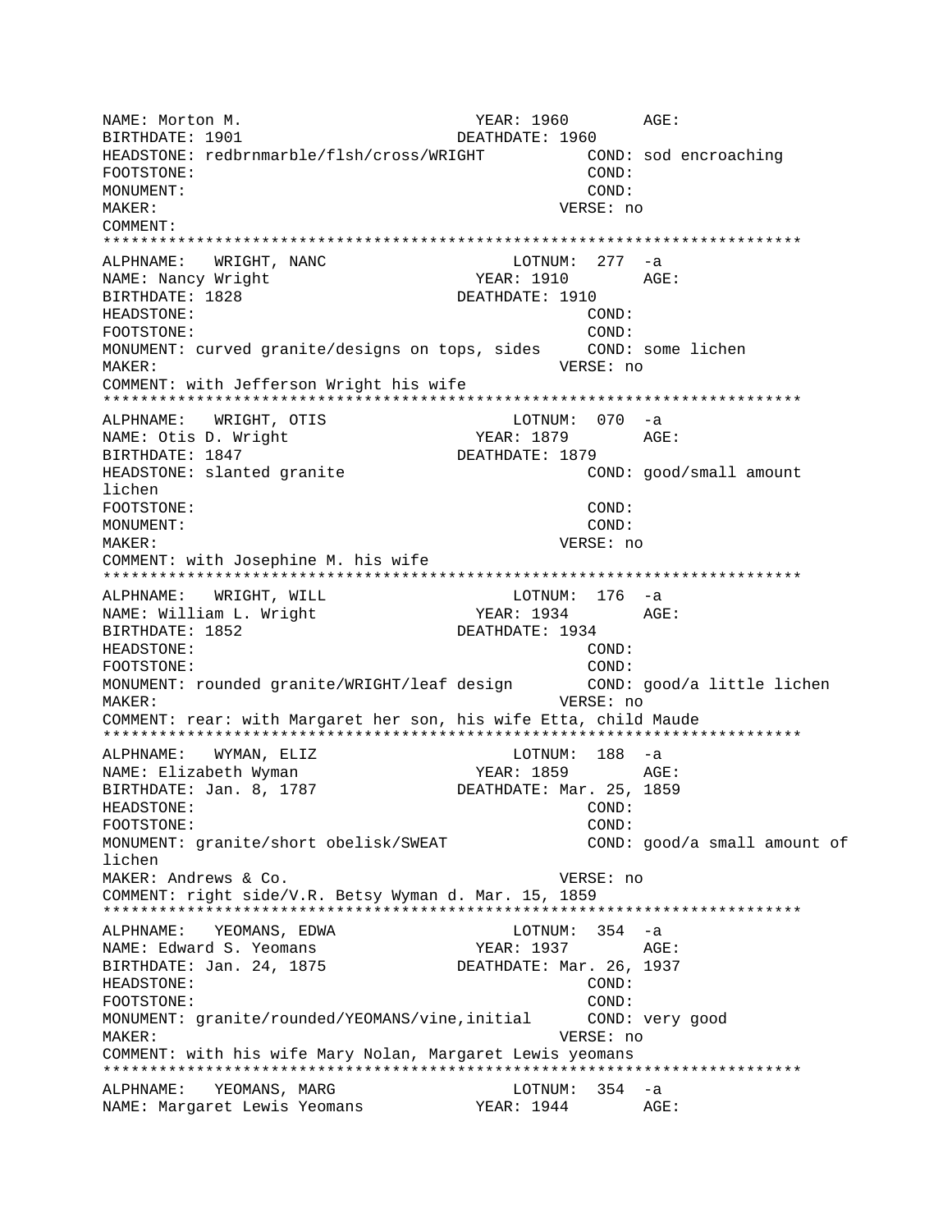```
NAME: Morton M.                         YEAR: 1960        AGE:
BIRTHDATE: 1901                       DEATHDATE: 1960
HEADSTONE: redbrnmarble/flsh/cross/WRIGHT          COND: sod encroaching
FOOTSTONE:                                         COND:
MONUMENT:                                          COND:
MAKER:                                           VERSE: no
COMMENT:
***************************************************************************
ALPHNAME:   WRIGHT, NANC                      LOTNUM:  277  -a
NAME: Nancy Wright                         YEAR: 1910        AGE:
BIRTHDATE: 1828                       DEATHDATE: 1910
HEADSTONE:                                         COND:
FOOTSTONE:                                         COND:
MONUMENT: curved granite/designs on tops, sides     COND: some lichen
MAKER:                                           VERSE: no
COMMENT: with Jefferson Wright his wife
***************************************************************************
ALPHNAME:   WRIGHT, OTIS                      LOTNUM:  070  -a
NAME: Otis D. Wright                       YEAR: 1879        AGE:
BIRTHDATE: 1847                       DEATHDATE: 1879
HEADSTONE: slanted granite                         COND: good/small amount
lichen
FOOTSTONE:                                         COND:
MONUMENT:                                          COND:
MAKER:                                           VERSE: no
COMMENT: with Josephine M. his wife
***************************************************************************
ALPHNAME:   WRIGHT, WILL                      LOTNUM:  176  -a
NAME: William L. Wright                    YEAR: 1934        AGE:
BIRTHDATE: 1852                       DEATHDATE: 1934
HEADSTONE:                                         COND:
FOOTSTONE:                                         COND:
MONUMENT: rounded granite/WRIGHT/leaf design       COND: good/a little lichen
MAKER:                                           VERSE: no
COMMENT: rear: with Margaret her son, his wife Etta, child Maude
***************************************************************************
ALPHNAME:   WYMAN, ELIZ                       LOTNUM:  188  -a
NAME: Elizabeth Wyman                      YEAR: 1859        AGE:
BIRTHDATE: Jan. 8, 1787               DEATHDATE: Mar. 25, 1859
HEADSTONE:                                         COND:
FOOTSTONE:                                         COND:
MONUMENT: granite/short obelisk/SWEAT              COND: good/a small amount of
lichen
MAKER: Andrews & Co.                             VERSE: no
COMMENT: right side/V.R. Betsy Wyman d. Mar. 15, 1859
***************************************************************************
ALPHNAME:   YEOMANS, EDWA                     LOTNUM:  354  -a
NAME: Edward S. Yeomans                    YEAR: 1937        AGE:
BIRTHDATE: Jan. 24, 1875              DEATHDATE: Mar. 26, 1937
HEADSTONE:                                         COND:
FOOTSTONE:                                         COND:
MONUMENT: granite/rounded/YEOMANS/vine,initial     COND: very good
MAKER:                                           VERSE: no
COMMENT: with his wife Mary Nolan, Margaret Lewis yeomans
***************************************************************************
ALPHNAME:   YEOMANS, MARG                     LOTNUM:  354  -a
NAME: Margaret Lewis Yeomans               YEAR: 1944        AGE:
```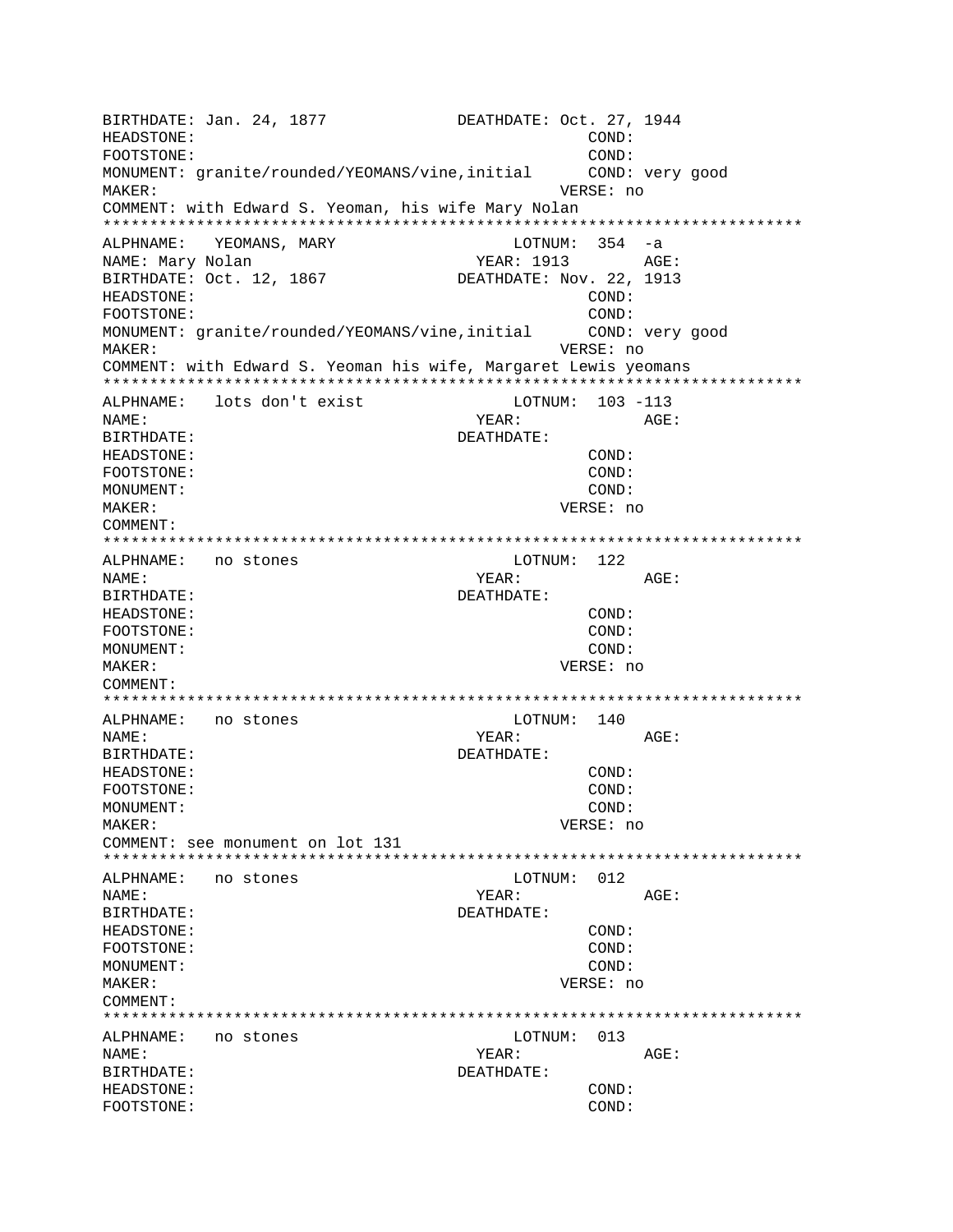```
BIRTHDATE: Jan. 24, 1877             DEATHDATE: Oct. 27, 1944
HEADSTONE:                                     COND:
FOOTSTONE:                                     COND:
MONUMENT: granite/rounded/YEOMANS/vine,initial      COND: very good
MAKER:                                     VERSE: no
COMMENT: with Edward S. Yeoman, his wife Mary Nolan
*************************************************************************
ALPHNAME:   YEOMANS, MARY                  LOTNUM:  354  -a
NAME: Mary Nolan                         YEAR: 1913        AGE:
BIRTHDATE: Oct. 12, 1867             DEATHDATE: Nov. 22, 1913
HEADSTONE:                                     COND:
FOOTSTONE:                                     COND:
MONUMENT: granite/rounded/YEOMANS/vine,initial      COND: very good
MAKER:                                     VERSE: no
COMMENT: with Edward S. Yeoman his wife, Margaret Lewis yeomans
*************************************************************************
ALPHNAME:   lots don't exist               LOTNUM:  103 -113
NAME:                                    YEAR:             AGE:
BIRTHDATE:                           DEATHDATE:
HEADSTONE:                                     COND:
FOOTSTONE:                                     COND:
MONUMENT:                                      COND:
MAKER:                                     VERSE: no
COMMENT:
*************************************************************************
ALPHNAME:   no stones                      LOTNUM:  122
NAME:                                    YEAR:             AGE:
BIRTHDATE:                           DEATHDATE:
HEADSTONE:                                     COND:
FOOTSTONE:                                     COND:
MONUMENT:                                      COND:
MAKER:                                     VERSE: no
COMMENT:
*************************************************************************
ALPHNAME:   no stones                      LOTNUM:  140
NAME:                                    YEAR:             AGE:
BIRTHDATE:                           DEATHDATE:
HEADSTONE:                                     COND:
FOOTSTONE:                                     COND:
MONUMENT:                                      COND:
MAKER:                                     VERSE: no
COMMENT: see monument on lot 131
*************************************************************************
ALPHNAME:   no stones                      LOTNUM:  012
NAME:                                    YEAR:             AGE:
BIRTHDATE:                           DEATHDATE:
HEADSTONE:                                     COND:
FOOTSTONE:                                     COND:
MONUMENT:                                      COND:
MAKER:                                     VERSE: no
COMMENT:
*************************************************************************
ALPHNAME:   no stones                      LOTNUM:  013
NAME:                                    YEAR:             AGE:
BIRTHDATE:                           DEATHDATE:
HEADSTONE:                                     COND:
FOOTSTONE:                                     COND:
```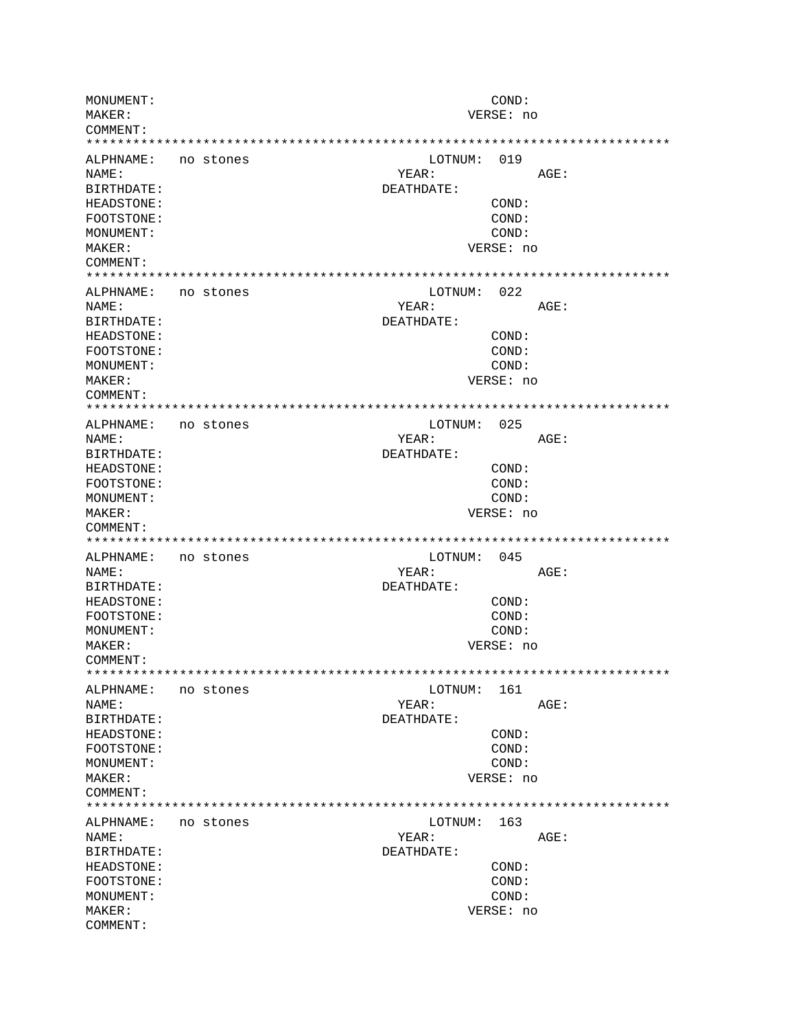```
MONUMENT:                                            COND:
MAKER:                                            VERSE: no
COMMENT:
***************************************************************************
ALPHNAME:   no stones                         LOTNUM:  019
NAME:                                      YEAR:             AGE:
BIRTHDATE:                               DEATHDATE:
HEADSTONE:                                           COND:
FOOTSTONE:                                           COND:
MONUMENT:                                            COND:
MAKER:                                            VERSE: no
COMMENT:
***************************************************************************
ALPHNAME:   no stones                         LOTNUM:  022
NAME:                                      YEAR:             AGE:
BIRTHDATE:                               DEATHDATE:
HEADSTONE:                                           COND:
FOOTSTONE:                                           COND:
MONUMENT:                                            COND:
MAKER:                                            VERSE: no
COMMENT:
***************************************************************************
ALPHNAME:   no stones                         LOTNUM:  025
NAME:                                      YEAR:             AGE:
BIRTHDATE:                               DEATHDATE:
HEADSTONE:                                           COND:
FOOTSTONE:                                           COND:
MONUMENT:                                            COND:
MAKER:                                            VERSE: no
COMMENT:
***************************************************************************
ALPHNAME:   no stones                         LOTNUM:  045
NAME:                                      YEAR:             AGE:
BIRTHDATE:                               DEATHDATE:
HEADSTONE:                                           COND:
FOOTSTONE:                                           COND:
MONUMENT:                                            COND:
MAKER:                                            VERSE: no
COMMENT:
***************************************************************************
ALPHNAME:   no stones                         LOTNUM:  161
NAME:                                      YEAR:             AGE:
BIRTHDATE:                               DEATHDATE:
HEADSTONE:                                           COND:
FOOTSTONE:                                           COND:
MONUMENT:                                            COND:
MAKER:                                            VERSE: no
COMMENT:
***************************************************************************
ALPHNAME:   no stones                         LOTNUM:  163
NAME:                                      YEAR:             AGE:
BIRTHDATE:                               DEATHDATE:
HEADSTONE:                                           COND:
FOOTSTONE:                                           COND:
MONUMENT:                                            COND:
MAKER:                                            VERSE: no
COMMENT:
```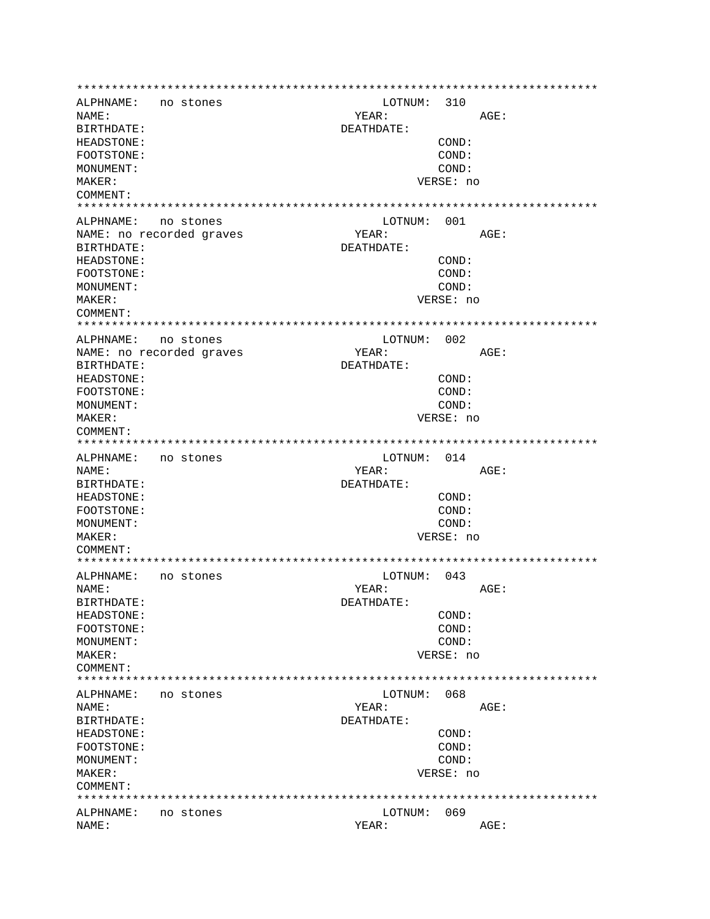```
***************************************************************************
ALPHNAME:   no stones                           LOTNUM:  310
NAME:                                          YEAR:            AGE:
BIRTHDATE:                                   DEATHDATE:
HEADSTONE:                                              COND:
FOOTSTONE:                                              COND:
MONUMENT:                                               COND:
MAKER:                                               VERSE: no
COMMENT:
***************************************************************************
ALPHNAME:   no stones                           LOTNUM:  001
NAME: no recorded graves                       YEAR:            AGE:
BIRTHDATE:                                   DEATHDATE:
HEADSTONE:                                              COND:
FOOTSTONE:                                              COND:
MONUMENT:                                               COND:
MAKER:                                               VERSE: no
COMMENT:
***************************************************************************
ALPHNAME:   no stones                           LOTNUM:  002
NAME: no recorded graves                       YEAR:            AGE:
BIRTHDATE:                                   DEATHDATE:
HEADSTONE:                                              COND:
FOOTSTONE:                                              COND:
MONUMENT:                                               COND:
MAKER:                                               VERSE: no
COMMENT:
***************************************************************************
ALPHNAME:   no stones                           LOTNUM:  014
NAME:                                          YEAR:            AGE:
BIRTHDATE:                                   DEATHDATE:
HEADSTONE:                                              COND:
FOOTSTONE:                                              COND:
MONUMENT:                                               COND:
MAKER:                                               VERSE: no
COMMENT:
***************************************************************************
ALPHNAME:   no stones                           LOTNUM:  043
NAME:                                          YEAR:            AGE:
BIRTHDATE:                                   DEATHDATE:
HEADSTONE:                                              COND:
FOOTSTONE:                                              COND:
MONUMENT:                                               COND:
MAKER:                                               VERSE: no
COMMENT:
***************************************************************************
ALPHNAME:   no stones                           LOTNUM:  068
NAME:                                          YEAR:            AGE:
BIRTHDATE:                                   DEATHDATE:
HEADSTONE:                                              COND:
FOOTSTONE:                                              COND:
MONUMENT:                                               COND:
MAKER:                                               VERSE: no
COMMENT:
***************************************************************************
ALPHNAME:   no stones                           LOTNUM:  069
NAME:                                          YEAR:            AGE:
```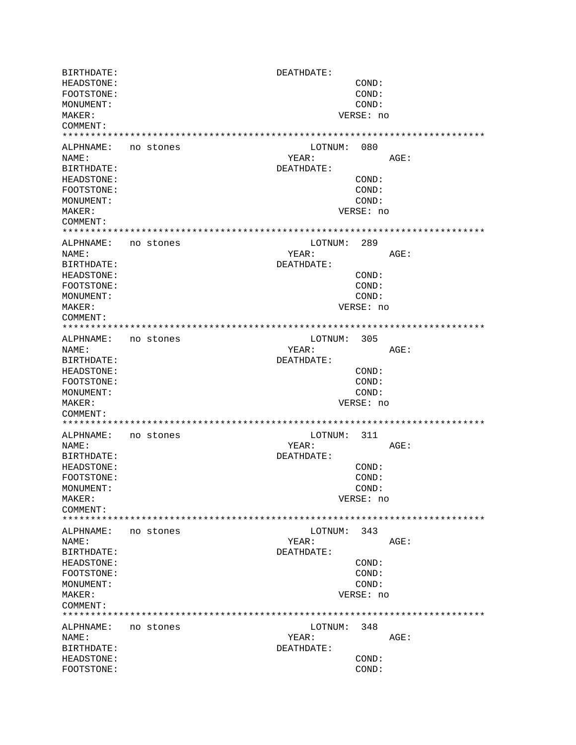```
BIRTHDATE:                              DEATHDATE:
HEADSTONE:                                            COND:
FOOTSTONE:                                            COND:
MONUMENT:                                             COND:
MAKER:                                             VERSE: no
COMMENT:
******************************************************************************
ALPHNAME:   no stones                         LOTNUM:  080
NAME:                                     YEAR:              AGE:
BIRTHDATE:                              DEATHDATE:
HEADSTONE:                                            COND:
FOOTSTONE:                                            COND:
MONUMENT:                                             COND:
MAKER:                                             VERSE: no
COMMENT:
******************************************************************************
ALPHNAME:   no stones                         LOTNUM:  289
NAME:                                     YEAR:              AGE:
BIRTHDATE:                              DEATHDATE:
HEADSTONE:                                            COND:
FOOTSTONE:                                            COND:
MONUMENT:                                             COND:
MAKER:                                             VERSE: no
COMMENT:
******************************************************************************
ALPHNAME:   no stones                         LOTNUM:  305
NAME:                                     YEAR:              AGE:
BIRTHDATE:                              DEATHDATE:
HEADSTONE:                                            COND:
FOOTSTONE:                                            COND:
MONUMENT:                                             COND:
MAKER:                                             VERSE: no
COMMENT:
******************************************************************************
ALPHNAME:   no stones                         LOTNUM:  311
NAME:                                     YEAR:              AGE:
BIRTHDATE:                              DEATHDATE:
HEADSTONE:                                            COND:
FOOTSTONE:                                            COND:
MONUMENT:                                             COND:
MAKER:                                             VERSE: no
COMMENT:
******************************************************************************
ALPHNAME:   no stones                         LOTNUM:  343
NAME:                                     YEAR:              AGE:
BIRTHDATE:                              DEATHDATE:
HEADSTONE:                                            COND:
FOOTSTONE:                                            COND:
MONUMENT:                                             COND:
MAKER:                                             VERSE: no
COMMENT:
******************************************************************************
ALPHNAME:   no stones                         LOTNUM:  348
NAME:                                     YEAR:              AGE:
BIRTHDATE:                              DEATHDATE:
HEADSTONE:                                            COND:
FOOTSTONE:                                            COND:
```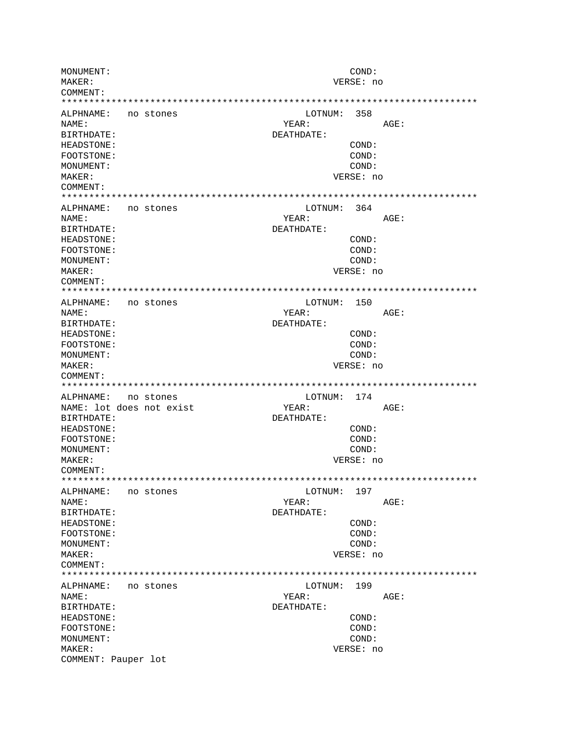```
MONUMENT:                                        COND:
MAKER:                                         VERSE: no
COMMENT:
***************************************************************************
ALPHNAME:   no stones                        LOTNUM:  358
NAME:                                      YEAR:           AGE:
BIRTHDATE:                               DEATHDATE:
HEADSTONE:                                       COND:
FOOTSTONE:                                       COND:
MONUMENT:                                        COND:
MAKER:                                         VERSE: no
COMMENT:
***************************************************************************
ALPHNAME:   no stones                        LOTNUM:  364
NAME:                                      YEAR:           AGE:
BIRTHDATE:                               DEATHDATE:
HEADSTONE:                                       COND:
FOOTSTONE:                                       COND:
MONUMENT:                                        COND:
MAKER:                                         VERSE: no
COMMENT:
***************************************************************************
ALPHNAME:   no stones                        LOTNUM:  150
NAME:                                      YEAR:           AGE:
BIRTHDATE:                               DEATHDATE:
HEADSTONE:                                       COND:
FOOTSTONE:                                       COND:
MONUMENT:                                        COND:
MAKER:                                         VERSE: no
COMMENT:
***************************************************************************
ALPHNAME:   no stones                        LOTNUM:  174
NAME: lot does not exist                   YEAR:           AGE:
BIRTHDATE:                               DEATHDATE:
HEADSTONE:                                       COND:
FOOTSTONE:                                       COND:
MONUMENT:                                        COND:
MAKER:                                         VERSE: no
COMMENT:
***************************************************************************
ALPHNAME:   no stones                        LOTNUM:  197
NAME:                                      YEAR:           AGE:
BIRTHDATE:                               DEATHDATE:
HEADSTONE:                                       COND:
FOOTSTONE:                                       COND:
MONUMENT:                                        COND:
MAKER:                                         VERSE: no
COMMENT:
***************************************************************************
ALPHNAME:   no stones                        LOTNUM:  199
NAME:                                      YEAR:           AGE:
BIRTHDATE:                               DEATHDATE:
HEADSTONE:                                       COND:
FOOTSTONE:                                       COND:
MONUMENT:                                        COND:
MAKER:                                         VERSE: no
COMMENT: Pauper lot
```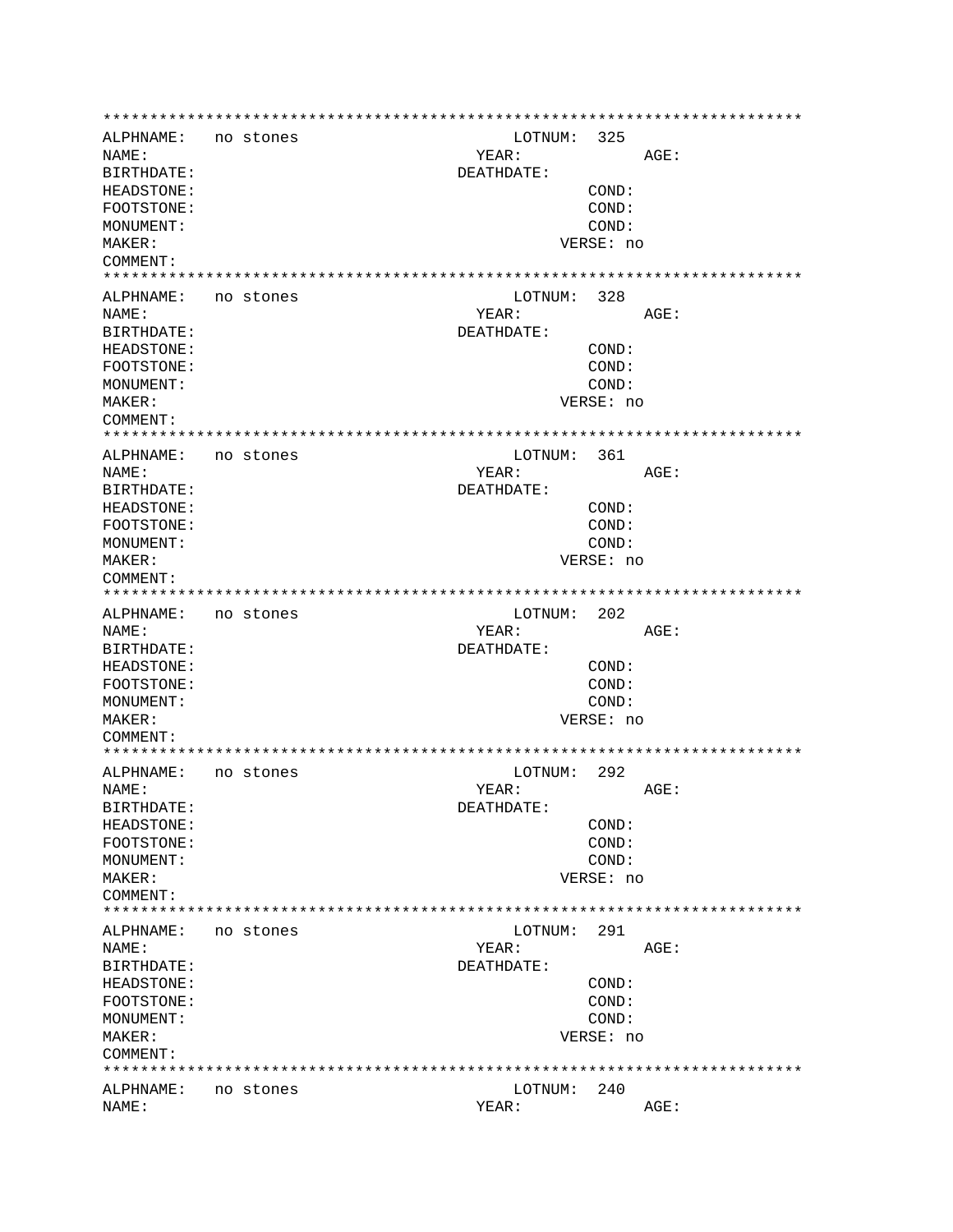```
***************************************************************************
ALPHNAME:   no stones                         LOTNUM:  325
NAME:                                       YEAR:           AGE:
BIRTHDATE:                                DEATHDATE:
HEADSTONE:                                              COND:
FOOTSTONE:                                              COND:
MONUMENT:                                               COND:
MAKER:                                               VERSE: no
COMMENT:
***************************************************************************
ALPHNAME:   no stones                         LOTNUM:  328
NAME:                                       YEAR:           AGE:
BIRTHDATE:                                DEATHDATE:
HEADSTONE:                                              COND:
FOOTSTONE:                                              COND:
MONUMENT:                                               COND:
MAKER:                                               VERSE: no
COMMENT:
***************************************************************************
ALPHNAME:   no stones                         LOTNUM:  361
NAME:                                       YEAR:           AGE:
BIRTHDATE:                                DEATHDATE:
HEADSTONE:                                              COND:
FOOTSTONE:                                              COND:
MONUMENT:                                               COND:
MAKER:                                               VERSE: no
COMMENT:
***************************************************************************
ALPHNAME:   no stones                         LOTNUM:  202
NAME:                                       YEAR:           AGE:
BIRTHDATE:                                DEATHDATE:
HEADSTONE:                                              COND:
FOOTSTONE:                                              COND:
MONUMENT:                                               COND:
MAKER:                                               VERSE: no
COMMENT:
***************************************************************************
ALPHNAME:   no stones                         LOTNUM:  292
NAME:                                       YEAR:           AGE:
BIRTHDATE:                                DEATHDATE:
HEADSTONE:                                              COND:
FOOTSTONE:                                              COND:
MONUMENT:                                               COND:
MAKER:                                               VERSE: no
COMMENT:
***************************************************************************
ALPHNAME:   no stones                         LOTNUM:  291
NAME:                                       YEAR:           AGE:
BIRTHDATE:                                DEATHDATE:
HEADSTONE:                                              COND:
FOOTSTONE:                                              COND:
MONUMENT:                                               COND:
MAKER:                                               VERSE: no
COMMENT:
***************************************************************************
ALPHNAME:   no stones                         LOTNUM:  240
NAME:                                       YEAR:           AGE:
```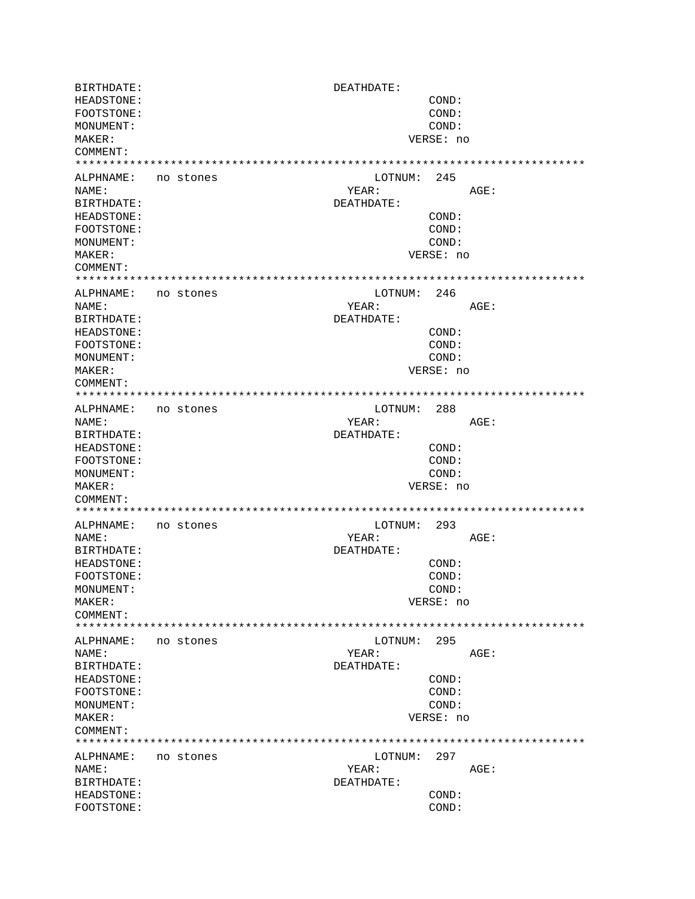```
BIRTHDATE:                              DEATHDATE:
HEADSTONE:                                           COND:
FOOTSTONE:                                           COND:
MONUMENT:                                            COND:
MAKER:                                            VERSE: no
COMMENT:
***************************************************************************
ALPHNAME:   no stones                         LOTNUM:  245
NAME:                                     YEAR:            AGE:
BIRTHDATE:                              DEATHDATE:
HEADSTONE:                                           COND:
FOOTSTONE:                                           COND:
MONUMENT:                                            COND:
MAKER:                                            VERSE: no
COMMENT:
***************************************************************************
ALPHNAME:   no stones                         LOTNUM:  246
NAME:                                     YEAR:            AGE:
BIRTHDATE:                              DEATHDATE:
HEADSTONE:                                           COND:
FOOTSTONE:                                           COND:
MONUMENT:                                            COND:
MAKER:                                            VERSE: no
COMMENT:
***************************************************************************
ALPHNAME:   no stones                         LOTNUM:  288
NAME:                                     YEAR:            AGE:
BIRTHDATE:                              DEATHDATE:
HEADSTONE:                                           COND:
FOOTSTONE:                                           COND:
MONUMENT:                                            COND:
MAKER:                                            VERSE: no
COMMENT:
***************************************************************************
ALPHNAME:   no stones                         LOTNUM:  293
NAME:                                     YEAR:            AGE:
BIRTHDATE:                              DEATHDATE:
HEADSTONE:                                           COND:
FOOTSTONE:                                           COND:
MONUMENT:                                            COND:
MAKER:                                            VERSE: no
COMMENT:
***************************************************************************
ALPHNAME:   no stones                         LOTNUM:  295
NAME:                                     YEAR:            AGE:
BIRTHDATE:                              DEATHDATE:
HEADSTONE:                                           COND:
FOOTSTONE:                                           COND:
MONUMENT:                                            COND:
MAKER:                                            VERSE: no
COMMENT:
***************************************************************************
ALPHNAME:   no stones                         LOTNUM:  297
NAME:                                     YEAR:            AGE:
BIRTHDATE:                              DEATHDATE:
HEADSTONE:                                           COND:
FOOTSTONE:                                           COND:
```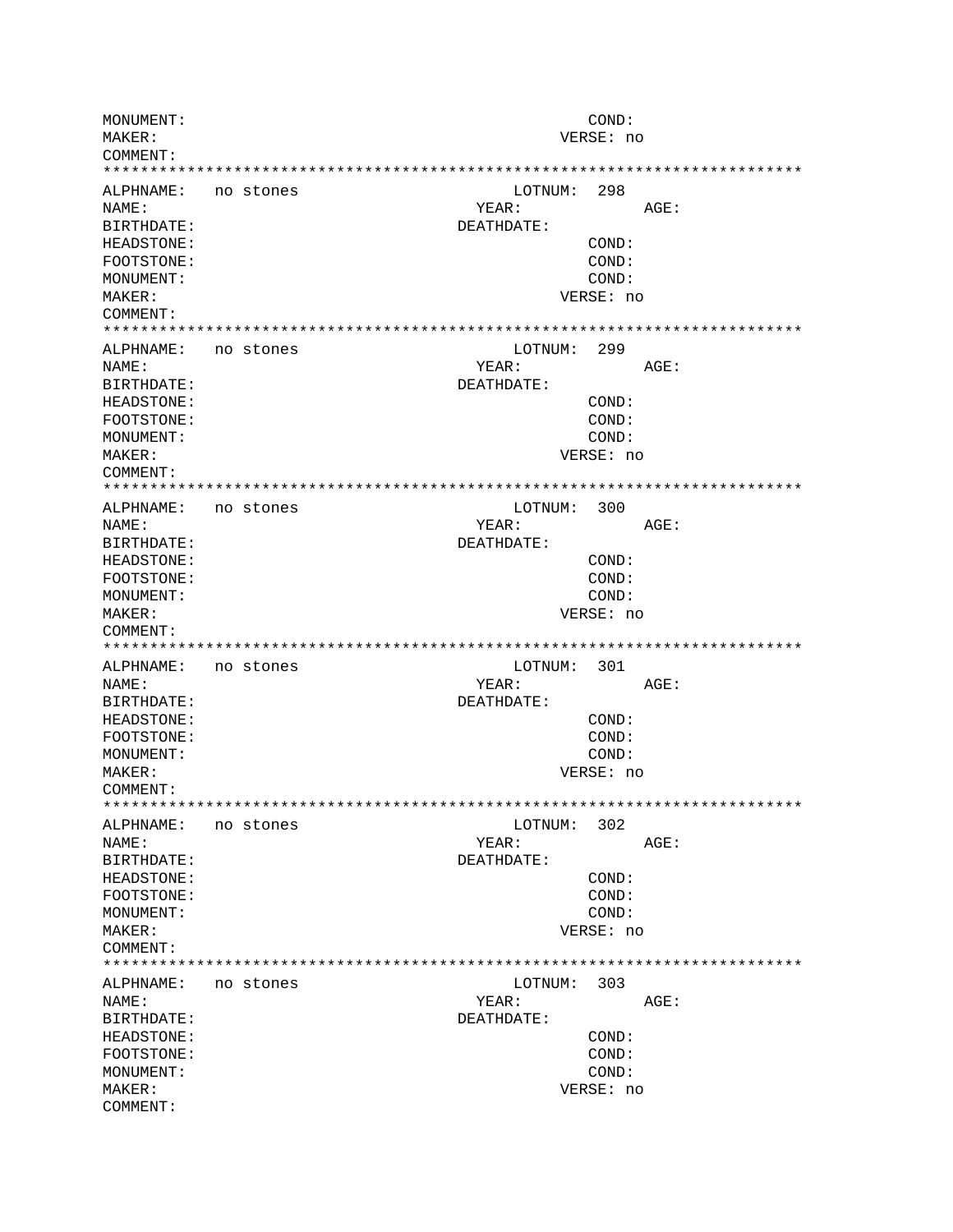```
MONUMENT:                                        COND:
MAKER:                                         VERSE: no
COMMENT:
**************************************************************************
ALPHNAME:   no stones                      LOTNUM:  298
NAME:                                    YEAR:            AGE:
BIRTHDATE:                             DEATHDATE:
HEADSTONE:                                       COND:
FOOTSTONE:                                       COND:
MONUMENT:                                        COND:
MAKER:                                         VERSE: no
COMMENT:
**************************************************************************
ALPHNAME:   no stones                      LOTNUM:  299
NAME:                                    YEAR:            AGE:
BIRTHDATE:                             DEATHDATE:
HEADSTONE:                                       COND:
FOOTSTONE:                                       COND:
MONUMENT:                                        COND:
MAKER:                                         VERSE: no
COMMENT:
**************************************************************************
ALPHNAME:   no stones                      LOTNUM:  300
NAME:                                    YEAR:            AGE:
BIRTHDATE:                             DEATHDATE:
HEADSTONE:                                       COND:
FOOTSTONE:                                       COND:
MONUMENT:                                        COND:
MAKER:                                         VERSE: no
COMMENT:
**************************************************************************
ALPHNAME:   no stones                      LOTNUM:  301
NAME:                                    YEAR:            AGE:
BIRTHDATE:                             DEATHDATE:
HEADSTONE:                                       COND:
FOOTSTONE:                                       COND:
MONUMENT:                                        COND:
MAKER:                                         VERSE: no
COMMENT:
**************************************************************************
ALPHNAME:   no stones                      LOTNUM:  302
NAME:                                    YEAR:            AGE:
BIRTHDATE:                             DEATHDATE:
HEADSTONE:                                       COND:
FOOTSTONE:                                       COND:
MONUMENT:                                        COND:
MAKER:                                         VERSE: no
COMMENT:
**************************************************************************
ALPHNAME:   no stones                      LOTNUM:  303
NAME:                                    YEAR:            AGE:
BIRTHDATE:                             DEATHDATE:
HEADSTONE:                                       COND:
FOOTSTONE:                                       COND:
MONUMENT:                                        COND:
MAKER:                                         VERSE: no
COMMENT:
```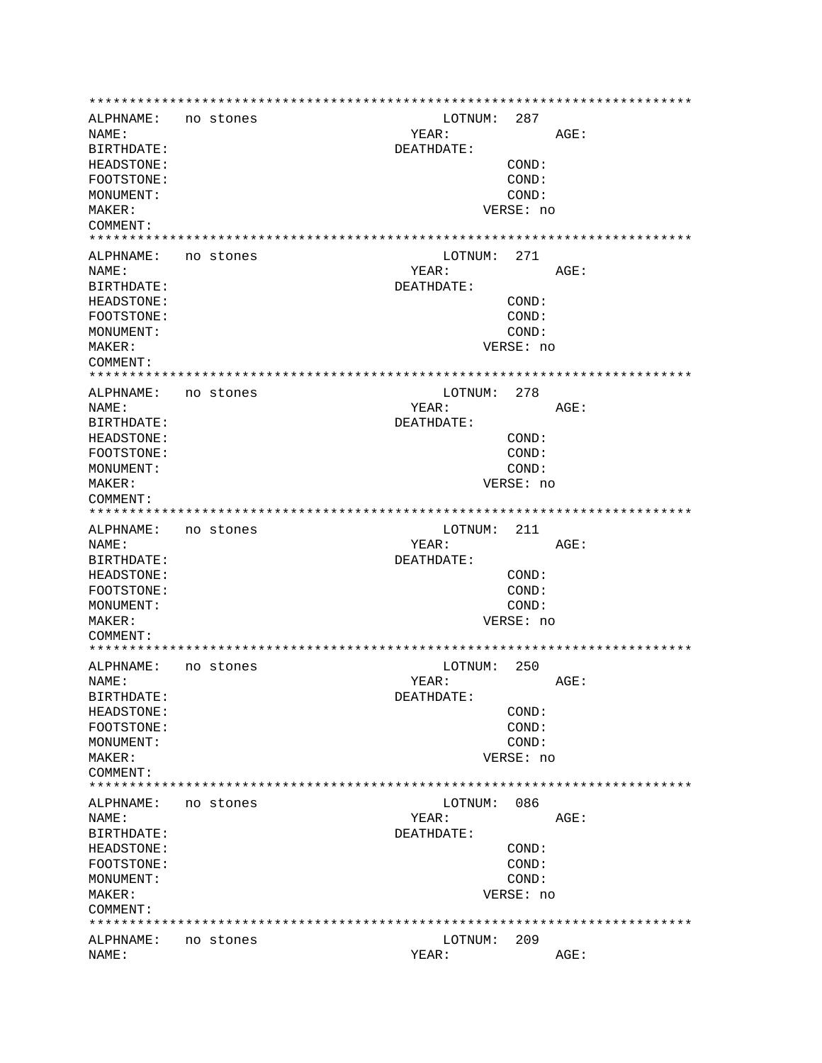```
****************************************************************************
ALPHNAME:   no stones                           LOTNUM:  287
NAME:                                       YEAR:            AGE:
BIRTHDATE:                                DEATHDATE:
HEADSTONE:                                            COND:
FOOTSTONE:                                            COND:
MONUMENT:                                             COND:
MAKER:                                              VERSE: no
COMMENT:
****************************************************************************
ALPHNAME:   no stones                           LOTNUM:  271
NAME:                                       YEAR:            AGE:
BIRTHDATE:                                DEATHDATE:
HEADSTONE:                                            COND:
FOOTSTONE:                                            COND:
MONUMENT:                                             COND:
MAKER:                                              VERSE: no
COMMENT:
****************************************************************************
ALPHNAME:   no stones                           LOTNUM:  278
NAME:                                       YEAR:            AGE:
BIRTHDATE:                                DEATHDATE:
HEADSTONE:                                            COND:
FOOTSTONE:                                            COND:
MONUMENT:                                             COND:
MAKER:                                              VERSE: no
COMMENT:
****************************************************************************
ALPHNAME:   no stones                           LOTNUM:  211
NAME:                                       YEAR:            AGE:
BIRTHDATE:                                DEATHDATE:
HEADSTONE:                                            COND:
FOOTSTONE:                                            COND:
MONUMENT:                                             COND:
MAKER:                                              VERSE: no
COMMENT:
****************************************************************************
ALPHNAME:   no stones                           LOTNUM:  250
NAME:                                       YEAR:            AGE:
BIRTHDATE:                                DEATHDATE:
HEADSTONE:                                            COND:
FOOTSTONE:                                            COND:
MONUMENT:                                             COND:
MAKER:                                              VERSE: no
COMMENT:
****************************************************************************
ALPHNAME:   no stones                           LOTNUM:  086
NAME:                                       YEAR:            AGE:
BIRTHDATE:                                DEATHDATE:
HEADSTONE:                                            COND:
FOOTSTONE:                                            COND:
MONUMENT:                                             COND:
MAKER:                                              VERSE: no
COMMENT:
****************************************************************************
ALPHNAME:   no stones                           LOTNUM:  209
NAME:                                       YEAR:            AGE:
```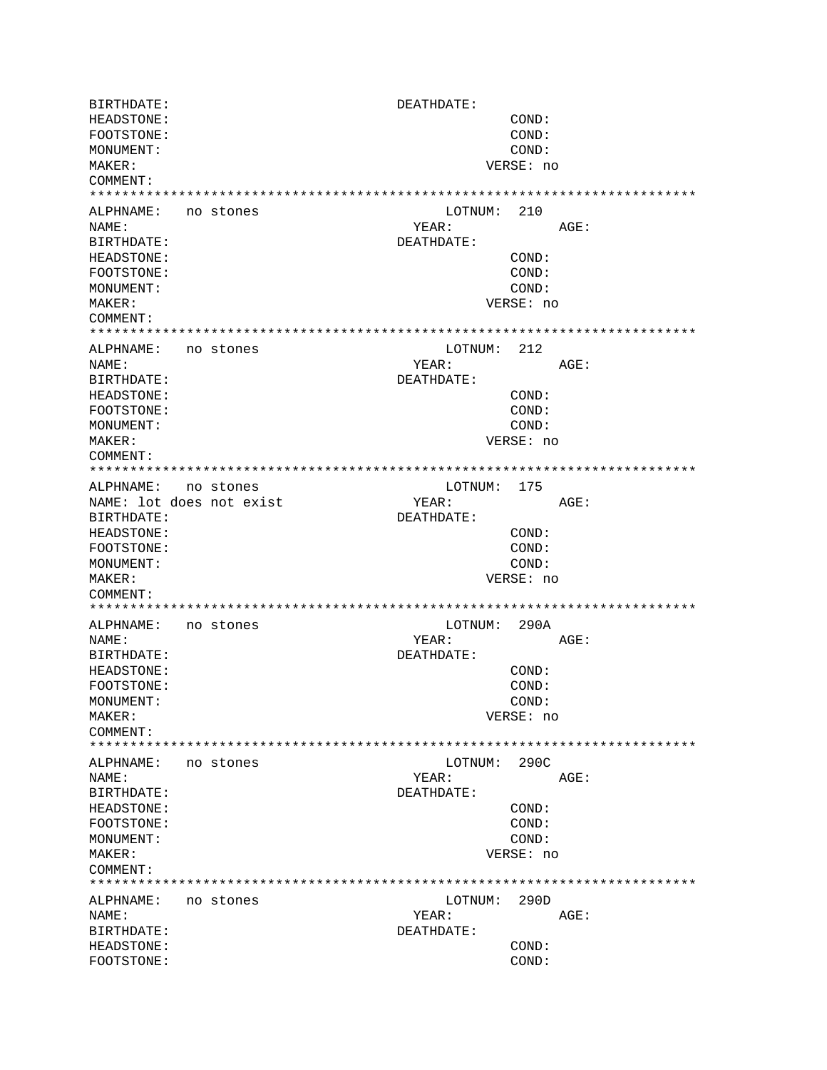```
BIRTHDATE:                              DEATHDATE:
HEADSTONE:                                          COND:
FOOTSTONE:                                          COND:
MONUMENT:                                           COND:
MAKER:                                           VERSE: no
COMMENT:
*****************************************************************************
ALPHNAME:   no stones                        LOTNUM:  210
NAME:                                     YEAR:           AGE:
BIRTHDATE:                              DEATHDATE:
HEADSTONE:                                          COND:
FOOTSTONE:                                          COND:
MONUMENT:                                           COND:
MAKER:                                           VERSE: no
COMMENT:
*****************************************************************************
ALPHNAME:   no stones                        LOTNUM:  212
NAME:                                     YEAR:           AGE:
BIRTHDATE:                              DEATHDATE:
HEADSTONE:                                          COND:
FOOTSTONE:                                          COND:
MONUMENT:                                           COND:
MAKER:                                           VERSE: no
COMMENT:
*****************************************************************************
ALPHNAME:   no stones                        LOTNUM:  175
NAME: lot does not exist                  YEAR:           AGE:
BIRTHDATE:                              DEATHDATE:
HEADSTONE:                                          COND:
FOOTSTONE:                                          COND:
MONUMENT:                                           COND:
MAKER:                                           VERSE: no
COMMENT:
*****************************************************************************
ALPHNAME:   no stones                        LOTNUM:  290A
NAME:                                     YEAR:           AGE:
BIRTHDATE:                              DEATHDATE:
HEADSTONE:                                          COND:
FOOTSTONE:                                          COND:
MONUMENT:                                           COND:
MAKER:                                           VERSE: no
COMMENT:
*****************************************************************************
ALPHNAME:   no stones                        LOTNUM:  290C
NAME:                                     YEAR:           AGE:
BIRTHDATE:                              DEATHDATE:
HEADSTONE:                                          COND:
FOOTSTONE:                                          COND:
MONUMENT:                                           COND:
MAKER:                                           VERSE: no
COMMENT:
*****************************************************************************
ALPHNAME:   no stones                        LOTNUM:  290D
NAME:                                     YEAR:           AGE:
BIRTHDATE:                              DEATHDATE:
HEADSTONE:                                          COND:
FOOTSTONE:                                          COND:
```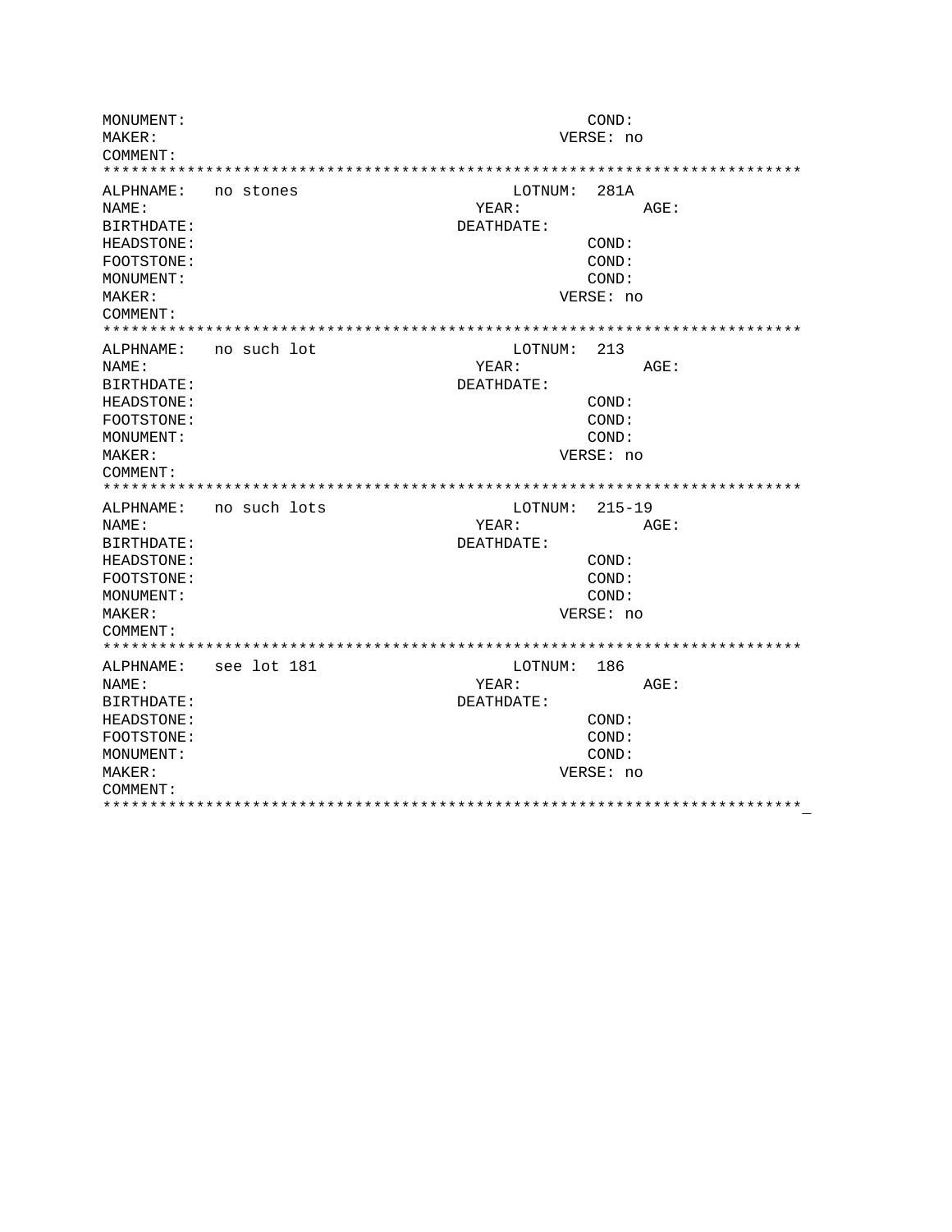```
MONUMENT:                                        COND:
MAKER:                                       VERSE: no
COMMENT:
****************************************************************************
ALPHNAME:   no stones                      LOTNUM:  281A
NAME:                                    YEAR:           AGE:
BIRTHDATE:                             DEATHDATE:
HEADSTONE:                                       COND:
FOOTSTONE:                                       COND:
MONUMENT:                                        COND:
MAKER:                                       VERSE: no
COMMENT:
****************************************************************************
ALPHNAME:   no such lot                    LOTNUM:  213
NAME:                                    YEAR:           AGE:
BIRTHDATE:                             DEATHDATE:
HEADSTONE:                                       COND:
FOOTSTONE:                                       COND:
MONUMENT:                                        COND:
MAKER:                                       VERSE: no
COMMENT:
****************************************************************************
ALPHNAME:   no such lots                   LOTNUM:  215-19
NAME:                                    YEAR:           AGE:
BIRTHDATE:                             DEATHDATE:
HEADSTONE:                                       COND:
FOOTSTONE:                                       COND:
MONUMENT:                                        COND:
MAKER:                                       VERSE: no
COMMENT:
****************************************************************************
ALPHNAME:   see lot 181                    LOTNUM:  186
NAME:                                    YEAR:           AGE:
BIRTHDATE:                             DEATHDATE:
HEADSTONE:                                       COND:
FOOTSTONE:                                       COND:
MONUMENT:                                        COND:
MAKER:                                       VERSE: no
COMMENT:
****************************************************************************_
```